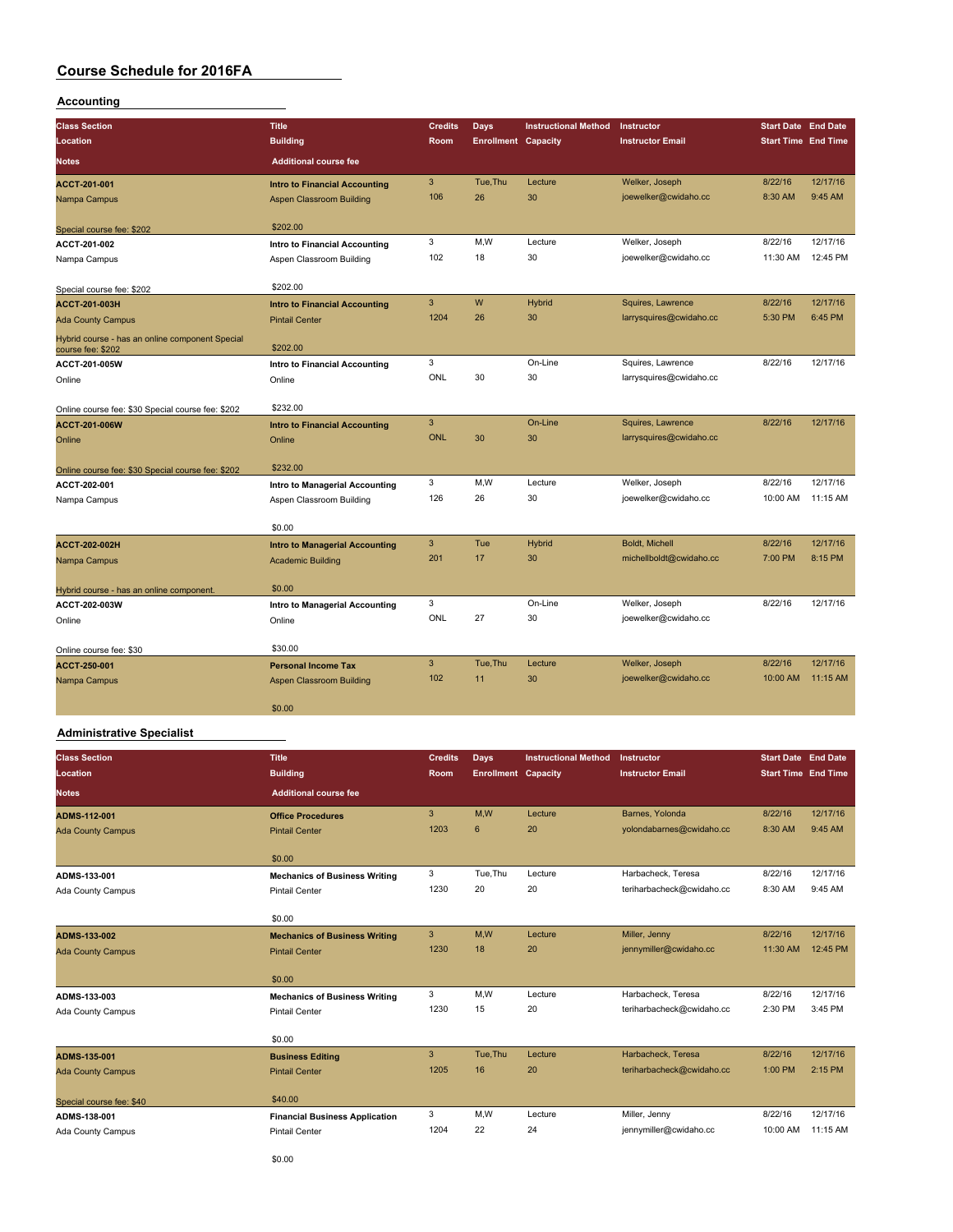# Course Schedule for 2016FA

## Accounting

| Class Section / Location / Notes | Title / Building / Additional course fee | Credits / Room | Days / Enrollment | Instructional Method / Capacity | Instructor / Instructor Email | Start Date / Start Time | End Date / End Time |
|---|---|---|---|---|---|---|---|
| ACCT-201-001 | Intro to Financial Accounting | 3 | Tue,Thu | Lecture | Welker, Joseph | 8/22/16 | 12/17/16 |
| Nampa Campus | Aspen Classroom Building | 106 | 26 | 30 | joewelker@cwidaho.cc | 8:30 AM | 9:45 AM |
| Special course fee: $202 | $202.00 | | | | | | |
| ACCT-201-002 | Intro to Financial Accounting | 3 | M,W | Lecture | Welker, Joseph | 8/22/16 | 12/17/16 |
| Nampa Campus | Aspen Classroom Building | 102 | 18 | 30 | joewelker@cwidaho.cc | 11:30 AM | 12:45 PM |
| Special course fee: $202 | $202.00 | | | | | | |
| ACCT-201-003H | Intro to Financial Accounting | 3 | W | Hybrid | Squires, Lawrence | 8/22/16 | 12/17/16 |
| Ada County Campus | Pintail Center | 1204 | 26 | 30 | larrysquires@cwidaho.cc | 5:30 PM | 6:45 PM |
| Hybrid course - has an online component Special course fee: $202 | $202.00 | | | | | | |
| ACCT-201-005W | Intro to Financial Accounting | 3 | | On-Line | Squires, Lawrence | 8/22/16 | 12/17/16 |
| Online | Online | ONL | 30 | 30 | larrysquires@cwidaho.cc | | |
| Online course fee: $30 Special course fee: $202 | $232.00 | | | | | | |
| ACCT-201-006W | Intro to Financial Accounting | 3 | | On-Line | Squires, Lawrence | 8/22/16 | 12/17/16 |
| Online | Online | ONL | 30 | 30 | larrysquires@cwidaho.cc | | |
| Online course fee: $30 Special course fee: $202 | $232.00 | | | | | | |
| ACCT-202-001 | Intro to Managerial Accounting | 3 | M,W | Lecture | Welker, Joseph | 8/22/16 | 12/17/16 |
| Nampa Campus | Aspen Classroom Building | 126 | 26 | 30 | joewelker@cwidaho.cc | 10:00 AM | 11:15 AM |
| | $0.00 | | | | | | |
| ACCT-202-002H | Intro to Managerial Accounting | 3 | Tue | Hybrid | Boldt, Michell | 8/22/16 | 12/17/16 |
| Nampa Campus | Academic Building | 201 | 17 | 30 | michellboldt@cwidaho.cc | 7:00 PM | 8:15 PM |
| Hybrid course - has an online component. | $0.00 | | | | | | |
| ACCT-202-003W | Intro to Managerial Accounting | 3 | | On-Line | Welker, Joseph | 8/22/16 | 12/17/16 |
| Online | Online | ONL | 27 | 30 | joewelker@cwidaho.cc | | |
| Online course fee: $30 | $30.00 | | | | | | |
| ACCT-250-001 | Personal Income Tax | 3 | Tue,Thu | Lecture | Welker, Joseph | 8/22/16 | 12/17/16 |
| Nampa Campus | Aspen Classroom Building | 102 | 11 | 30 | joewelker@cwidaho.cc | 10:00 AM | 11:15 AM |
| | $0.00 | | | | | | |

## Administrative Specialist

| Class Section / Location / Notes | Title / Building / Additional course fee | Credits / Room | Days / Enrollment | Instructional Method / Capacity | Instructor / Instructor Email | Start Date / Start Time | End Date / End Time |
|---|---|---|---|---|---|---|---|
| ADMS-112-001 | Office Procedures | 3 | M,W | Lecture | Barnes, Yolonda | 8/22/16 | 12/17/16 |
| Ada County Campus | Pintail Center | 1203 | 6 | 20 | yolondabarnes@cwidaho.cc | 8:30 AM | 9:45 AM |
| | $0.00 | | | | | | |
| ADMS-133-001 | Mechanics of Business Writing | 3 | Tue,Thu | Lecture | Harbacheck, Teresa | 8/22/16 | 12/17/16 |
| Ada County Campus | Pintail Center | 1230 | 20 | 20 | teriharbacheck@cwidaho.cc | 8:30 AM | 9:45 AM |
| | $0.00 | | | | | | |
| ADMS-133-002 | Mechanics of Business Writing | 3 | M,W | Lecture | Miller, Jenny | 8/22/16 | 12/17/16 |
| Ada County Campus | Pintail Center | 1230 | 18 | 20 | jennymiller@cwidaho.cc | 11:30 AM | 12:45 PM |
| | $0.00 | | | | | | |
| ADMS-133-003 | Mechanics of Business Writing | 3 | M,W | Lecture | Harbacheck, Teresa | 8/22/16 | 12/17/16 |
| Ada County Campus | Pintail Center | 1230 | 15 | 20 | teriharbacheck@cwidaho.cc | 2:30 PM | 3:45 PM |
| | $0.00 | | | | | | |
| ADMS-135-001 | Business Editing | 3 | Tue,Thu | Lecture | Harbacheck, Teresa | 8/22/16 | 12/17/16 |
| Ada County Campus | Pintail Center | 1205 | 16 | 20 | teriharbacheck@cwidaho.cc | 1:00 PM | 2:15 PM |
| Special course fee: $40 | $40.00 | | | | | | |
| ADMS-138-001 | Financial Business Application | 3 | M,W | Lecture | Miller, Jenny | 8/22/16 | 12/17/16 |
| Ada County Campus | Pintail Center | 1204 | 22 | 24 | jennymiller@cwidaho.cc | 10:00 AM | 11:15 AM |
| | $0.00 | | | | | | |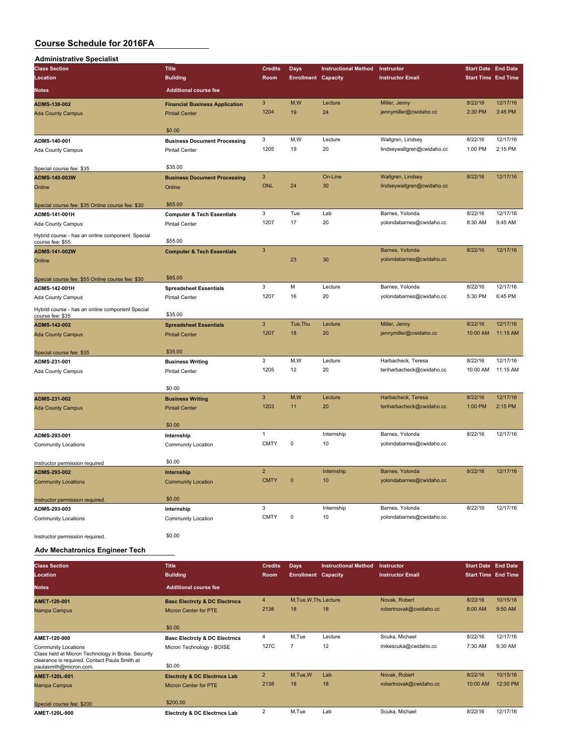# Course Schedule for 2016FA

## Administrative Specialist

| Class Section / Location / Notes | Title / Building / Additional course fee | Credits / Room | Days / Enrollment | Instructional Method / Capacity | Instructor / Instructor Email | Start Date / Start Time | End Date / End Time |
|---|---|---|---|---|---|---|---|
| **ADMS-138-002**<br>Ada County Campus | **Financial Business Application**<br>Pintail Center<br>$0.00 | 3<br>1204 | M,W<br>19 | Lecture<br>24 | Miller, Jenny<br>jennymiller@cwidaho.cc | 8/22/16<br>2:30 PM | 12/17/16<br>3:45 PM |
| **ADMS-140-001**<br>Ada County Campus<br>Special course fee: $35 | **Business Document Processing**<br>Pintail Center<br>$35.00 | 3<br>1205 | M,W<br>19 | Lecture<br>20 | Wallgren, Lindsey<br>lindseywallgren@cwidaho.cc | 8/22/16<br>1:00 PM | 12/17/16<br>2:15 PM |
| **ADMS-140-003W**<br>Online<br>Special course fee: $35 Online course fee: $30 | **Business Document Processing**<br>Online<br>$65.00 | 3<br>ONL | <br>24 | On-Line<br>30 | Wallgren, Lindsey<br>lindseywallgren@cwidaho.cc | 8/22/16 | 12/17/16 |
| **ADMS-141-001H**<br>Ada County Campus<br>Hybrid course - has an online component. Special course fee: $55 | **Computer & Tech Essentials**<br>Pintail Center<br>$55.00 | 3<br>1207 | Tue<br>17 | Lab<br>20 | Barnes, Yolonda<br>yolondabarnes@cwidaho.cc | 8/22/16<br>8:30 AM | 12/17/16<br>9:45 AM |
| **ADMS-141-002W**<br>Online<br>Special course fee: $55 Online course fee: $30 | **Computer & Tech Essentials**<br><br>$85.00 | 3 | <br>23 | <br>30 | Barnes, Yolonda<br>yolondabarnes@cwidaho.cc | 8/22/16 | 12/17/16 |
| **ADMS-142-001H**<br>Ada County Campus<br>Hybrid course - has an online component Special course fee: $35 | **Spreadsheet Essentials**<br>Pintail Center<br>$35.00 | 3<br>1207 | M<br>16 | Lecture<br>20 | Barnes, Yolonda<br>yolondabarnes@cwidaho.cc | 8/22/16<br>5:30 PM | 12/17/16<br>6:45 PM |
| **ADMS-142-002**<br>Ada County Campus<br>Special course fee: $35 | **Spreadsheet Essentials**<br>Pintail Center<br>$35.00 | 3<br>1207 | Tue,Thu<br>18 | Lecture<br>20 | Miller, Jenny<br>jennymiller@cwidaho.cc | 8/22/16<br>10:00 AM | 12/17/16<br>11:15 AM |
| **ADMS-231-001**<br>Ada County Campus | **Business Writing**<br>Pintail Center<br>$0.00 | 3<br>1205 | M,W<br>12 | Lecture<br>20 | Harbacheck, Teresa<br>teriharbacheck@cwidaho.cc | 8/22/16<br>10:00 AM | 12/17/16<br>11:15 AM |
| **ADMS-231-002**<br>Ada County Campus | **Business Writing**<br>Pintail Center<br>$0.00 | 3<br>1203 | M,W<br>11 | Lecture<br>20 | Harbacheck, Teresa<br>teriharbacheck@cwidaho.cc | 8/22/16<br>1:00 PM | 12/17/16<br>2:15 PM |
| **ADMS-293-001**<br>Community Locations<br>Instructor permission required | **Internship**<br>Community Location<br>$0.00 | 1<br>CMTY | <br>0 | Internship<br>10 | Barnes, Yolonda<br>yolondabarnes@cwidaho.cc | 8/22/16 | 12/17/16 |
| **ADMS-293-002**<br>Community Locations<br>Instructor permission required. | **Internship**<br>Community Location<br>$0.00 | 2<br>CMTY | <br>0 | Internship<br>10 | Barnes, Yolonda<br>yolondabarnes@cwidaho.cc | 8/22/16 | 12/17/16 |
| **ADMS-293-003**<br>Community Locations<br>Instructor permission required. | **Internship**<br>Community Location<br>$0.00 | 3<br>CMTY | <br>0 | Internship<br>10 | Barnes, Yolonda<br>yolondabarnes@cwidaho.cc | 8/22/16 | 12/17/16 |

## Adv Mechatronics Engineer Tech

| Class Section / Location / Notes | Title / Building / Additional course fee | Credits / Room | Days / Enrollment | Instructional Method / Capacity | Instructor / Instructor Email | Start Date / Start Time | End Date / End Time |
|---|---|---|---|---|---|---|---|
| **AMET-120-001**<br>Nampa Campus | **Basc Electrcty & DC Electrncs**<br>Micron Center for PTE<br>$0.00 | 4<br>2138 | M,Tue,W,Thu<br>18 | Lecture<br>18 | Novak, Robert<br>robertnovak@cwidaho.cc | 8/22/16<br>8:00 AM | 10/15/16<br>9:50 AM |
| **AMET-120-900**<br>Community Locations<br>Class held at Micron Technology in Boise. Security clearance is required. Contact Paula Smith at paulasmith@micron.com. | **Basc Electrcty & DC Electrncs**<br>Micron Technology - BOISE<br>$0.00 | 4<br>127C | M,Tue<br>7 | Lecture<br>12 | Scuka, Michael<br>mikescuka@cwidaho.cc | 8/22/16<br>7:30 AM | 12/17/16<br>9:30 AM |
| **AMET-120L-001**<br>Nampa Campus<br>Special course fee: $200 | **Electrcty & DC Electrncs Lab**<br>Micron Center for PTE<br>$200.00 | 2<br>2138 | M,Tue,W<br>18 | Lab<br>18 | Novak, Robert<br>robertnovak@cwidaho.cc | 8/22/16<br>10:00 AM | 10/15/16<br>12:30 PM |
| **AMET-120L-900** | **Electrcty & DC Electrncs Lab** | 2 | M,Tue | Lab | Scuka, Michael | 8/22/16 | 12/17/16 |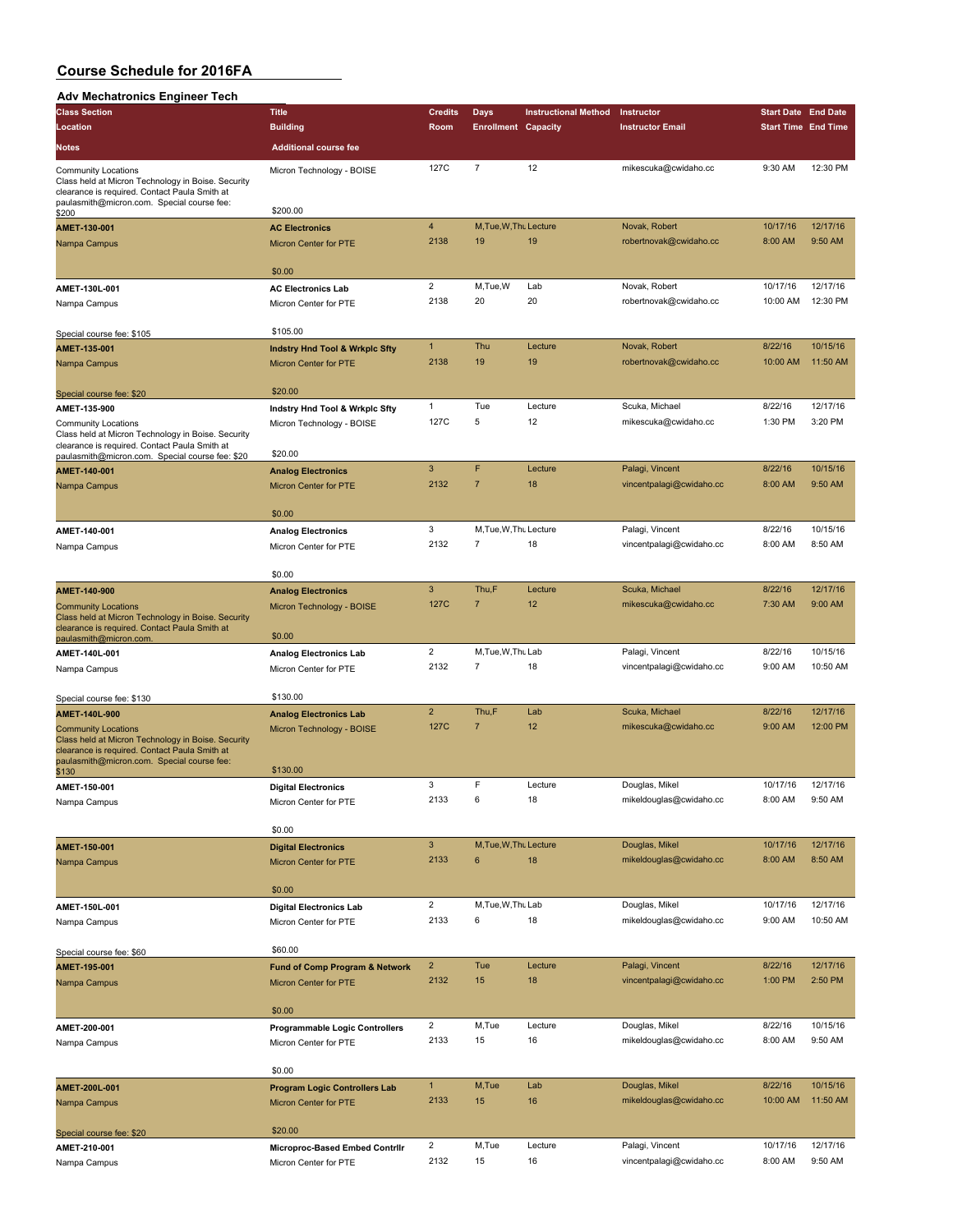# Course Schedule for 2016FA

## Adv Mechatronics Engineer Tech

| Class Section / Location / Notes | Title / Building / Additional course fee | Credits / Room | Days / Enrollment | Instructional Method / Capacity | Instructor / Instructor Email | Start Date / Start Time | End Date / End Time |
|---|---|---|---|---|---|---|---|
| Community Locations<br>Class held at Micron Technology in Boise. Security clearance is required. Contact Paula Smith at paulasmith@micron.com. Special course fee: $200 | Micron Technology - BOISE<br>$200.00 | 127C | 7 | 12 | mikescuka@cwidaho.cc | 9:30 AM | 12:30 PM |
| **AMET-130-001**<br>Nampa Campus | **AC Electronics**<br>Micron Center for PTE<br>$0.00 | 4<br>2138 | M,Tue,W,Thu<br>19 | Lecture<br>19 | Novak, Robert<br>robertnovak@cwidaho.cc | 10/17/16<br>8:00 AM | 12/17/16<br>9:50 AM |
| **AMET-130L-001**<br>Nampa Campus<br>Special course fee: $105 | **AC Electronics Lab**<br>Micron Center for PTE<br>$105.00 | 2<br>2138 | M,Tue,W<br>20 | Lab<br>20 | Novak, Robert<br>robertnovak@cwidaho.cc | 10/17/16<br>10:00 AM | 12/17/16<br>12:30 PM |
| **AMET-135-001**<br>Nampa Campus<br>Special course fee: $20 | **Indstry Hnd Tool & Wrkplc Sfty**<br>Micron Center for PTE<br>$20.00 | 1<br>2138 | Thu<br>19 | Lecture<br>19 | Novak, Robert<br>robertnovak@cwidaho.cc | 8/22/16<br>10:00 AM | 10/15/16<br>11:50 AM |
| **AMET-135-900**<br>Community Locations<br>Class held at Micron Technology in Boise. Security clearance is required. Contact Paula Smith at paulasmith@micron.com. Special course fee: $20 | **Indstry Hnd Tool & Wrkplc Sfty**<br>Micron Technology - BOISE<br>$20.00 | 1<br>127C | Tue<br>5 | Lecture<br>12 | Scuka, Michael<br>mikescuka@cwidaho.cc | 8/22/16<br>1:30 PM | 12/17/16<br>3:20 PM |
| **AMET-140-001**<br>Nampa Campus | **Analog Electronics**<br>Micron Center for PTE<br>$0.00 | 3<br>2132 | F<br>7 | Lecture<br>18 | Palagi, Vincent<br>vincentpalagi@cwidaho.cc | 8/22/16<br>8:00 AM | 10/15/16<br>9:50 AM |
| **AMET-140-001**<br>Nampa Campus | **Analog Electronics**<br>Micron Center for PTE<br>$0.00 | 3<br>2132 | M,Tue,W,Thu<br>7 | Lecture<br>18 | Palagi, Vincent<br>vincentpalagi@cwidaho.cc | 8/22/16<br>8:00 AM | 10/15/16<br>8:50 AM |
| **AMET-140-900**<br>Community Locations<br>Class held at Micron Technology in Boise. Security clearance is required. Contact Paula Smith at paulasmith@micron.com. | **Analog Electronics**<br>Micron Technology - BOISE<br>$0.00 | 3<br>127C | Thu,F<br>7 | Lecture<br>12 | Scuka, Michael<br>mikescuka@cwidaho.cc | 8/22/16<br>7:30 AM | 12/17/16<br>9:00 AM |
| **AMET-140L-001**<br>Nampa Campus<br>Special course fee: $130 | **Analog Electronics Lab**<br>Micron Center for PTE<br>$130.00 | 2<br>2132 | M,Tue,W,Thu<br>7 | Lab<br>18 | Palagi, Vincent<br>vincentpalagi@cwidaho.cc | 8/22/16<br>9:00 AM | 10/15/16<br>10:50 AM |
| **AMET-140L-900**<br>Community Locations<br>Class held at Micron Technology in Boise. Security clearance is required. Contact Paula Smith at paulasmith@micron.com. Special course fee: $130 | **Analog Electronics Lab**<br>Micron Technology - BOISE<br>$130.00 | 2<br>127C | Thu,F<br>7 | Lab<br>12 | Scuka, Michael<br>mikescuka@cwidaho.cc | 8/22/16<br>9:00 AM | 12/17/16<br>12:00 PM |
| **AMET-150-001**<br>Nampa Campus | **Digital Electronics**<br>Micron Center for PTE<br>$0.00 | 3<br>2133 | F<br>6 | Lecture<br>18 | Douglas, Mikel<br>mikeldouglas@cwidaho.cc | 10/17/16<br>8:00 AM | 12/17/16<br>9:50 AM |
| **AMET-150-001**<br>Nampa Campus | **Digital Electronics**<br>Micron Center for PTE<br>$0.00 | 3<br>2133 | M,Tue,W,Thu<br>6 | Lecture<br>18 | Douglas, Mikel<br>mikeldouglas@cwidaho.cc | 10/17/16<br>8:00 AM | 12/17/16<br>8:50 AM |
| **AMET-150L-001**<br>Nampa Campus<br>Special course fee: $60 | **Digital Electronics Lab**<br>Micron Center for PTE<br>$60.00 | 2<br>2133 | M,Tue,W,Thu<br>6 | Lab<br>18 | Douglas, Mikel<br>mikeldouglas@cwidaho.cc | 10/17/16<br>9:00 AM | 12/17/16<br>10:50 AM |
| **AMET-195-001**<br>Nampa Campus | **Fund of Comp Program & Network**<br>Micron Center for PTE<br>$0.00 | 2<br>2132 | Tue<br>15 | Lecture<br>18 | Palagi, Vincent<br>vincentpalagi@cwidaho.cc | 8/22/16<br>1:00 PM | 12/17/16<br>2:50 PM |
| **AMET-200-001**<br>Nampa Campus | **Programmable Logic Controllers**<br>Micron Center for PTE<br>$0.00 | 2<br>2133 | M,Tue<br>15 | Lecture<br>16 | Douglas, Mikel<br>mikeldouglas@cwidaho.cc | 8/22/16<br>8:00 AM | 10/15/16<br>9:50 AM |
| **AMET-200L-001**<br>Nampa Campus<br>Special course fee: $20 | **Program Logic Controllers Lab**<br>Micron Center for PTE<br>$20.00 | 1<br>2133 | M,Tue<br>15 | Lab<br>16 | Douglas, Mikel<br>mikeldouglas@cwidaho.cc | 8/22/16<br>10:00 AM | 10/15/16<br>11:50 AM |
| **AMET-210-001**<br>Nampa Campus | **Microproc-Based Embed Contrllr**<br>Micron Center for PTE | 2<br>2132 | M,Tue<br>15 | Lecture<br>16 | Palagi, Vincent<br>vincentpalagi@cwidaho.cc | 10/17/16<br>8:00 AM | 12/17/16<br>9:50 AM |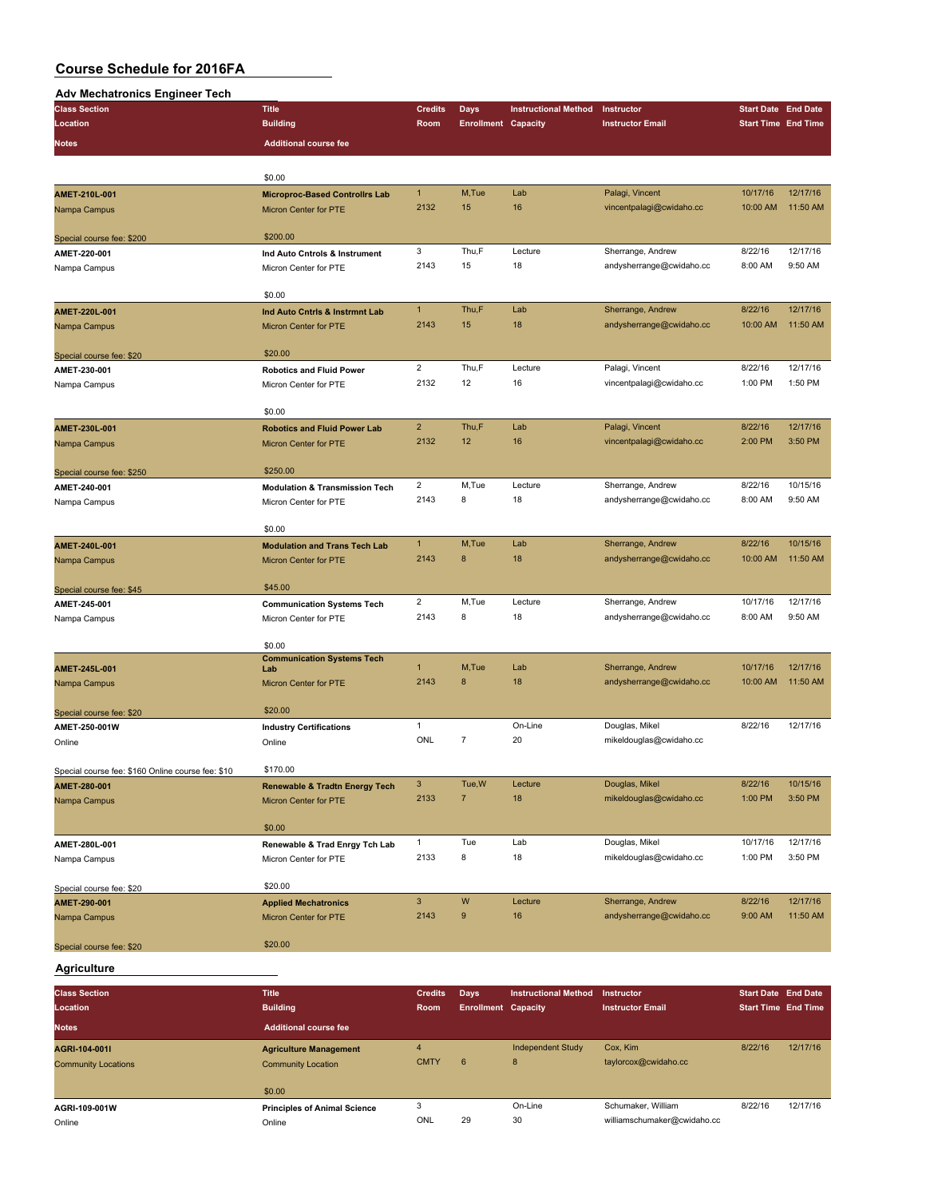# Course Schedule for 2016FA

## Adv Mechatronics Engineer Tech

| Class Section / Location / Notes | Title / Building / Additional course fee | Credits / Room | Days / Enrollment | Instructional Method / Capacity | Instructor / Instructor Email | Start Date / Start Time | End Date / End Time |
|---|---|---|---|---|---|---|---|
| | $0.00 | | | | | | |
| **AMET-210L-001** | **Microproc-Based Controllrs Lab** | 1 | M,Tue | Lab | Palagi, Vincent | 10/17/16 | 12/17/16 |
| Nampa Campus | Micron Center for PTE | 2132 | 15 | 16 | vincentpalagi@cwidaho.cc | 10:00 AM | 11:50 AM |
| Special course fee: $200 | $200.00 | | | | | | |
| **AMET-220-001** | **Ind Auto Cntrols & Instrument** | 3 | Thu,F | Lecture | Sherrange, Andrew | 8/22/16 | 12/17/16 |
| Nampa Campus | Micron Center for PTE | 2143 | 15 | 18 | andysherrange@cwidaho.cc | 8:00 AM | 9:50 AM |
| | $0.00 | | | | | | |
| **AMET-220L-001** | **Ind Auto Cntrls & Instrmnt Lab** | 1 | Thu,F | Lab | Sherrange, Andrew | 8/22/16 | 12/17/16 |
| Nampa Campus | Micron Center for PTE | 2143 | 15 | 18 | andysherrange@cwidaho.cc | 10:00 AM | 11:50 AM |
| Special course fee: $20 | $20.00 | | | | | | |
| **AMET-230-001** | **Robotics and Fluid Power** | 2 | Thu,F | Lecture | Palagi, Vincent | 8/22/16 | 12/17/16 |
| Nampa Campus | Micron Center for PTE | 2132 | 12 | 16 | vincentpalagi@cwidaho.cc | 1:00 PM | 1:50 PM |
| | $0.00 | | | | | | |
| **AMET-230L-001** | **Robotics and Fluid Power Lab** | 2 | Thu,F | Lab | Palagi, Vincent | 8/22/16 | 12/17/16 |
| Nampa Campus | Micron Center for PTE | 2132 | 12 | 16 | vincentpalagi@cwidaho.cc | 2:00 PM | 3:50 PM |
| Special course fee: $250 | $250.00 | | | | | | |
| **AMET-240-001** | **Modulation & Transmission Tech** | 2 | M,Tue | Lecture | Sherrange, Andrew | 8/22/16 | 10/15/16 |
| Nampa Campus | Micron Center for PTE | 2143 | 8 | 18 | andysherrange@cwidaho.cc | 8:00 AM | 9:50 AM |
| | $0.00 | | | | | | |
| **AMET-240L-001** | **Modulation and Trans Tech Lab** | 1 | M,Tue | Lab | Sherrange, Andrew | 8/22/16 | 10/15/16 |
| Nampa Campus | Micron Center for PTE | 2143 | 8 | 18 | andysherrange@cwidaho.cc | 10:00 AM | 11:50 AM |
| Special course fee: $45 | $45.00 | | | | | | |
| **AMET-245-001** | **Communication Systems Tech** | 2 | M,Tue | Lecture | Sherrange, Andrew | 10/17/16 | 12/17/16 |
| Nampa Campus | Micron Center for PTE | 2143 | 8 | 18 | andysherrange@cwidaho.cc | 8:00 AM | 9:50 AM |
| | $0.00 | | | | | | |
| **AMET-245L-001** | **Communication Systems Tech Lab** | 1 | M,Tue | Lab | Sherrange, Andrew | 10/17/16 | 12/17/16 |
| Nampa Campus | Micron Center for PTE | 2143 | 8 | 18 | andysherrange@cwidaho.cc | 10:00 AM | 11:50 AM |
| Special course fee: $20 | $20.00 | | | | | | |
| **AMET-250-001W** | **Industry Certifications** | 1 | | On-Line | Douglas, Mikel | 8/22/16 | 12/17/16 |
| Online | Online | ONL | 7 | 20 | mikeldouglas@cwidaho.cc | | |
| Special course fee: $160 Online course fee: $10 | $170.00 | | | | | | |
| **AMET-280-001** | **Renewable & Tradtn Energy Tech** | 3 | Tue,W | Lecture | Douglas, Mikel | 8/22/16 | 10/15/16 |
| Nampa Campus | Micron Center for PTE | 2133 | 7 | 18 | mikeldouglas@cwidaho.cc | 1:00 PM | 3:50 PM |
| | $0.00 | | | | | | |
| **AMET-280L-001** | **Renewable & Trad Enrgy Tch Lab** | 1 | Tue | Lab | Douglas, Mikel | 10/17/16 | 12/17/16 |
| Nampa Campus | Micron Center for PTE | 2133 | 8 | 18 | mikeldouglas@cwidaho.cc | 1:00 PM | 3:50 PM |
| Special course fee: $20 | $20.00 | | | | | | |
| **AMET-290-001** | **Applied Mechatronics** | 3 | W | Lecture | Sherrange, Andrew | 8/22/16 | 12/17/16 |
| Nampa Campus | Micron Center for PTE | 2143 | 9 | 16 | andysherrange@cwidaho.cc | 9:00 AM | 11:50 AM |
| Special course fee: $20 | $20.00 | | | | | | |

## Agriculture

| Class Section / Location / Notes | Title / Building / Additional course fee | Credits / Room | Days / Enrollment | Instructional Method / Capacity | Instructor / Instructor Email | Start Date / Start Time | End Date / End Time |
|---|---|---|---|---|---|---|---|
| **AGRI-104-001I** | **Agriculture Management** | 4 | | Independent Study | Cox, Kim | 8/22/16 | 12/17/16 |
| Community Locations | Community Location | CMTY | 6 | 8 | taylorcox@cwidaho.cc | | |
| | $0.00 | | | | | | |
| **AGRI-109-001W** | **Principles of Animal Science** | 3 | | On-Line | Schumaker, William | 8/22/16 | 12/17/16 |
| Online | Online | ONL | 29 | 30 | williamschumaker@cwidaho.cc | | |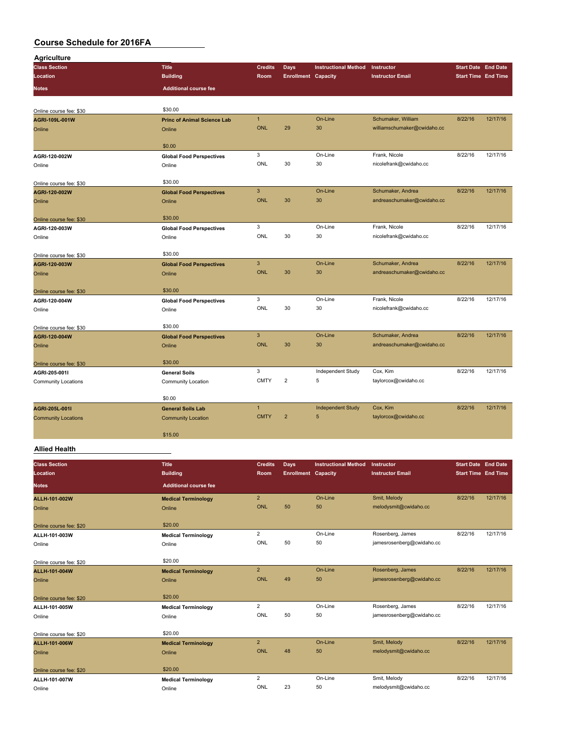# Course Schedule for 2016FA

## Agriculture

| Class Section / Location / Notes | Title / Building / Additional course fee | Credits / Room | Days / Enrollment | Instructional Method / Capacity | Instructor / Instructor Email | Start Date / Start Time | End Date / End Time |
|---|---|---|---|---|---|---|---|
| Online course fee: $30 | $30.00 | | | | | | |
| AGRI-109L-001W | Princ of Animal Science Lab | 1 | | On-Line | Schumaker, William | 8/22/16 | 12/17/16 |
| Online | Online | ONL | 29 | 30 | williamschumaker@cwidaho.cc | | |
| | $0.00 | | | | | | |
| AGRI-120-002W | Global Food Perspectives | 3 | | On-Line | Frank, Nicole | 8/22/16 | 12/17/16 |
| Online | Online | ONL | 30 | 30 | nicolefrank@cwidaho.cc | | |
| Online course fee: $30 | $30.00 | | | | | | |
| AGRI-120-002W | Global Food Perspectives | 3 | | On-Line | Schumaker, Andrea | 8/22/16 | 12/17/16 |
| Online | Online | ONL | 30 | 30 | andreaschumaker@cwidaho.cc | | |
| Online course fee: $30 | $30.00 | | | | | | |
| AGRI-120-003W | Global Food Perspectives | 3 | | On-Line | Frank, Nicole | 8/22/16 | 12/17/16 |
| Online | Online | ONL | 30 | 30 | nicolefrank@cwidaho.cc | | |
| Online course fee: $30 | $30.00 | | | | | | |
| AGRI-120-003W | Global Food Perspectives | 3 | | On-Line | Schumaker, Andrea | 8/22/16 | 12/17/16 |
| Online | Online | ONL | 30 | 30 | andreaschumaker@cwidaho.cc | | |
| Online course fee: $30 | $30.00 | | | | | | |
| AGRI-120-004W | Global Food Perspectives | 3 | | On-Line | Frank, Nicole | 8/22/16 | 12/17/16 |
| Online | Online | ONL | 30 | 30 | nicolefrank@cwidaho.cc | | |
| Online course fee: $30 | $30.00 | | | | | | |
| AGRI-120-004W | Global Food Perspectives | 3 | | On-Line | Schumaker, Andrea | 8/22/16 | 12/17/16 |
| Online | Online | ONL | 30 | 30 | andreaschumaker@cwidaho.cc | | |
| Online course fee: $30 | $30.00 | | | | | | |
| AGRI-205-001I | General Soils | 3 | | Independent Study | Cox, Kim | 8/22/16 | 12/17/16 |
| Community Locations | Community Location | CMTY | 2 | 5 | taylorcox@cwidaho.cc | | |
| | $0.00 | | | | | | |
| AGRI-205L-001I | General Soils Lab | 1 | | Independent Study | Cox, Kim | 8/22/16 | 12/17/16 |
| Community Locations | Community Location | CMTY | 2 | 5 | taylorcox@cwidaho.cc | | |
| | $15.00 | | | | | | |

## Allied Health

| Class Section / Location / Notes | Title / Building / Additional course fee | Credits / Room | Days / Enrollment | Instructional Method / Capacity | Instructor / Instructor Email | Start Date / Start Time | End Date / End Time |
|---|---|---|---|---|---|---|---|
| ALLH-101-002W | Medical Terminology | 2 | | On-Line | Smit, Melody | 8/22/16 | 12/17/16 |
| Online | Online | ONL | 50 | 50 | melodysmit@cwidaho.cc | | |
| Online course fee: $20 | $20.00 | | | | | | |
| ALLH-101-003W | Medical Terminology | 2 | | On-Line | Rosenberg, James | 8/22/16 | 12/17/16 |
| Online | Online | ONL | 50 | 50 | jamesrosenberg@cwidaho.cc | | |
| Online course fee: $20 | $20.00 | | | | | | |
| ALLH-101-004W | Medical Terminology | 2 | | On-Line | Rosenberg, James | 8/22/16 | 12/17/16 |
| Online | Online | ONL | 49 | 50 | jamesrosenberg@cwidaho.cc | | |
| Online course fee: $20 | $20.00 | | | | | | |
| ALLH-101-005W | Medical Terminology | 2 | | On-Line | Rosenberg, James | 8/22/16 | 12/17/16 |
| Online | Online | ONL | 50 | 50 | jamesrosenberg@cwidaho.cc | | |
| Online course fee: $20 | $20.00 | | | | | | |
| ALLH-101-006W | Medical Terminology | 2 | | On-Line | Smit, Melody | 8/22/16 | 12/17/16 |
| Online | Online | ONL | 48 | 50 | melodysmit@cwidaho.cc | | |
| Online course fee: $20 | $20.00 | | | | | | |
| ALLH-101-007W | Medical Terminology | 2 | | On-Line | Smit, Melody | 8/22/16 | 12/17/16 |
| Online | Online | ONL | 23 | 50 | melodysmit@cwidaho.cc | | |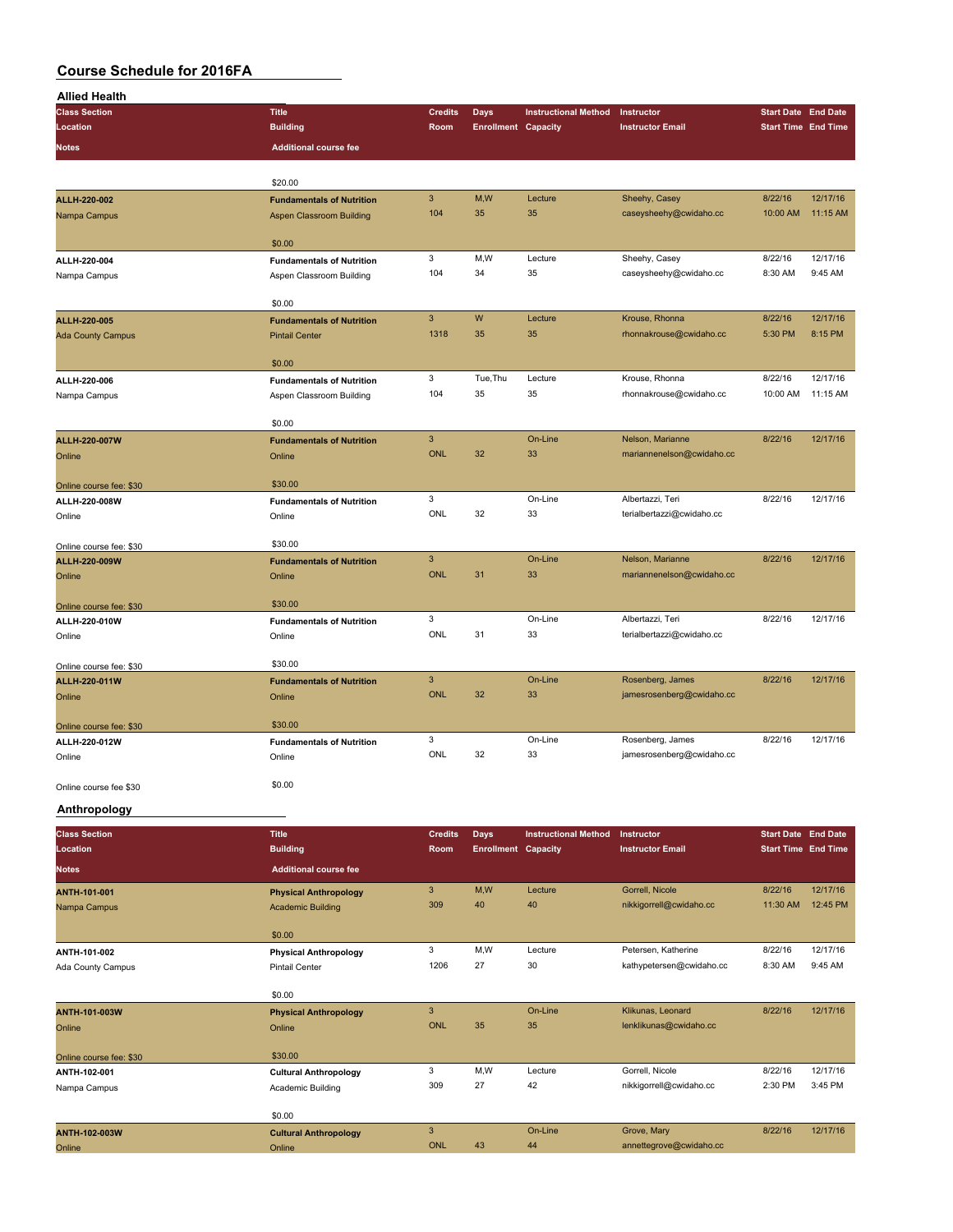# Course Schedule for 2016FA

## Allied Health

| Class Section / Location / Notes | Title / Building / Additional course fee | Credits / Room | Days / Enrollment | Instructional Method / Capacity | Instructor / Instructor Email | Start Date / Start Time | End Date / End Time |
|---|---|---|---|---|---|---|---|
| | $20.00 | | | | | | |
| ALLH-220-002 | Fundamentals of Nutrition | 3 | M,W | Lecture | Sheehy, Casey | 8/22/16 | 12/17/16 |
| Nampa Campus | Aspen Classroom Building | 104 | 35 | 35 | caseysheehy@cwidaho.cc | 10:00 AM | 11:15 AM |
| | $0.00 | | | | | | |
| ALLH-220-004 | Fundamentals of Nutrition | 3 | M,W | Lecture | Sheehy, Casey | 8/22/16 | 12/17/16 |
| Nampa Campus | Aspen Classroom Building | 104 | 34 | 35 | caseysheehy@cwidaho.cc | 8:30 AM | 9:45 AM |
| | $0.00 | | | | | | |
| ALLH-220-005 | Fundamentals of Nutrition | 3 | W | Lecture | Krouse, Rhonna | 8/22/16 | 12/17/16 |
| Ada County Campus | Pintail Center | 1318 | 35 | 35 | rhonnakrouse@cwidaho.cc | 5:30 PM | 8:15 PM |
| | $0.00 | | | | | | |
| ALLH-220-006 | Fundamentals of Nutrition | 3 | Tue,Thu | Lecture | Krouse, Rhonna | 8/22/16 | 12/17/16 |
| Nampa Campus | Aspen Classroom Building | 104 | 35 | 35 | rhonnakrouse@cwidaho.cc | 10:00 AM | 11:15 AM |
| | $0.00 | | | | | | |
| ALLH-220-007W | Fundamentals of Nutrition | 3 | | On-Line | Nelson, Marianne | 8/22/16 | 12/17/16 |
| Online | Online | ONL | 32 | 33 | mariannenelson@cwidaho.cc | | |
| Online course fee: $30 | $30.00 | | | | | | |
| ALLH-220-008W | Fundamentals of Nutrition | 3 | | On-Line | Albertazzi, Teri | 8/22/16 | 12/17/16 |
| Online | Online | ONL | 32 | 33 | terialbertazzi@cwidaho.cc | | |
| Online course fee: $30 | $30.00 | | | | | | |
| ALLH-220-009W | Fundamentals of Nutrition | 3 | | On-Line | Nelson, Marianne | 8/22/16 | 12/17/16 |
| Online | Online | ONL | 31 | 33 | mariannenelson@cwidaho.cc | | |
| Online course fee: $30 | $30.00 | | | | | | |
| ALLH-220-010W | Fundamentals of Nutrition | 3 | | On-Line | Albertazzi, Teri | 8/22/16 | 12/17/16 |
| Online | Online | ONL | 31 | 33 | terialbertazzi@cwidaho.cc | | |
| Online course fee: $30 | $30.00 | | | | | | |
| ALLH-220-011W | Fundamentals of Nutrition | 3 | | On-Line | Rosenberg, James | 8/22/16 | 12/17/16 |
| Online | Online | ONL | 32 | 33 | jamesrosenberg@cwidaho.cc | | |
| Online course fee: $30 | $30.00 | | | | | | |
| ALLH-220-012W | Fundamentals of Nutrition | 3 | | On-Line | Rosenberg, James | 8/22/16 | 12/17/16 |
| Online | Online | ONL | 32 | 33 | jamesrosenberg@cwidaho.cc | | |
| Online course fee $30 | $0.00 | | | | | | |

## Anthropology

| Class Section / Location / Notes | Title / Building / Additional course fee | Credits / Room | Days / Enrollment | Instructional Method / Capacity | Instructor / Instructor Email | Start Date / Start Time | End Date / End Time |
|---|---|---|---|---|---|---|---|
| ANTH-101-001 | Physical Anthropology | 3 | M,W | Lecture | Gorrell, Nicole | 8/22/16 | 12/17/16 |
| Nampa Campus | Academic Building | 309 | 40 | 40 | nikkigorrell@cwidaho.cc | 11:30 AM | 12:45 PM |
| | $0.00 | | | | | | |
| ANTH-101-002 | Physical Anthropology | 3 | M,W | Lecture | Petersen, Katherine | 8/22/16 | 12/17/16 |
| Ada County Campus | Pintail Center | 1206 | 27 | 30 | kathypetersen@cwidaho.cc | 8:30 AM | 9:45 AM |
| | $0.00 | | | | | | |
| ANTH-101-003W | Physical Anthropology | 3 | | On-Line | Klikunas, Leonard | 8/22/16 | 12/17/16 |
| Online | Online | ONL | 35 | 35 | lenklikunas@cwidaho.cc | | |
| Online course fee: $30 | $30.00 | | | | | | |
| ANTH-102-001 | Cultural Anthropology | 3 | M,W | Lecture | Gorrell, Nicole | 8/22/16 | 12/17/16 |
| Nampa Campus | Academic Building | 309 | 27 | 42 | nikkigorrell@cwidaho.cc | 2:30 PM | 3:45 PM |
| | $0.00 | | | | | | |
| ANTH-102-003W | Cultural Anthropology | 3 | | On-Line | Grove, Mary | 8/22/16 | 12/17/16 |
| Online | Online | ONL | 43 | 44 | annettegrove@cwidaho.cc | | |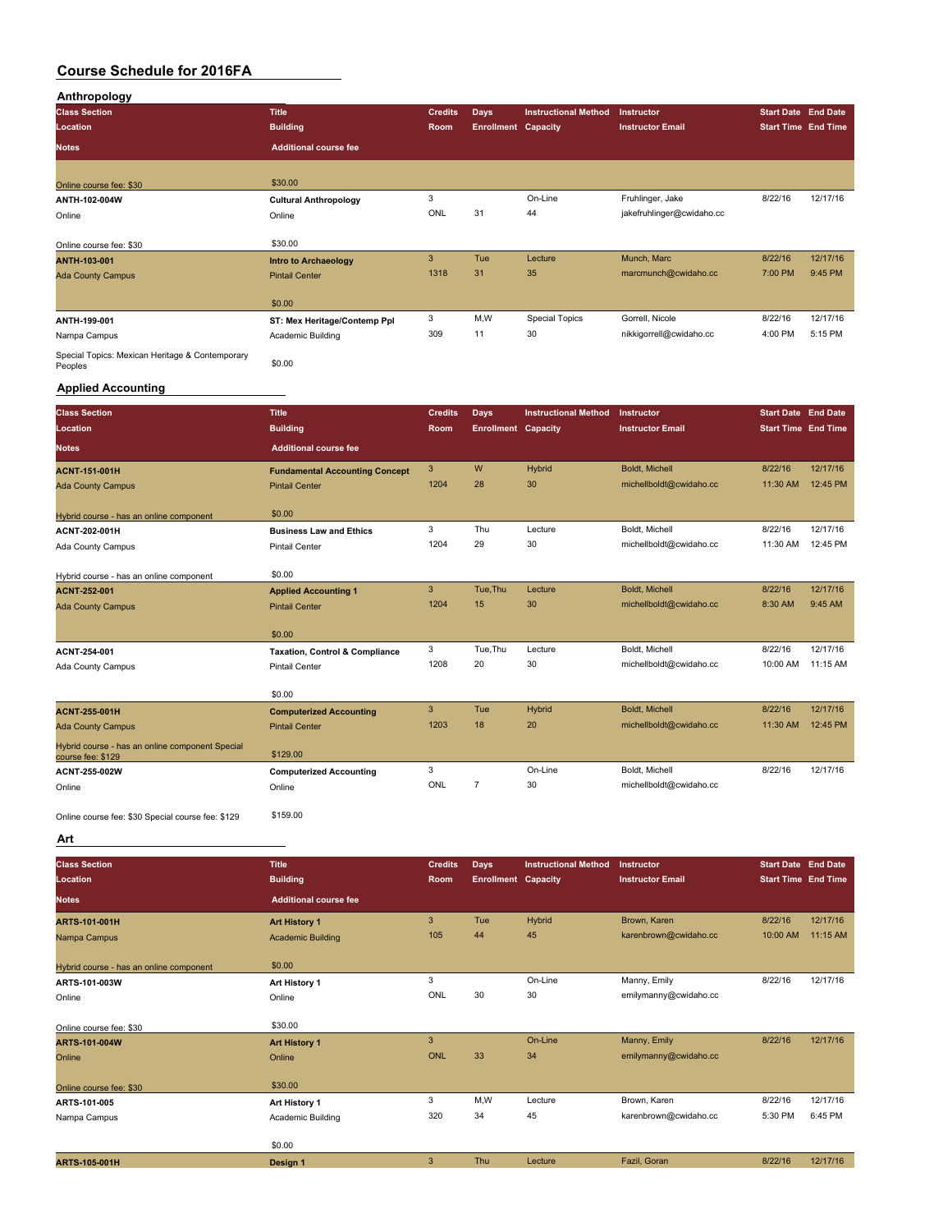# Course Schedule for 2016FA

## Anthropology

| Class Section / Location / Notes | Title / Building / Additional course fee | Credits / Room | Days / Enrollment | Instructional Method / Capacity | Instructor / Instructor Email | Start Date / Start Time | End Date / End Time |
|---|---|---|---|---|---|---|---|
| Online course fee: $30 | $30.00 | | | | | | |
| ANTH-102-004W | Cultural Anthropology | 3 | | On-Line | Fruhlinger, Jake | 8/22/16 | 12/17/16 |
| Online | Online | ONL | 31 | 44 | jakefruhlinger@cwidaho.cc | | |
| Online course fee: $30 | $30.00 | | | | | | |
| ANTH-103-001 | Intro to Archaeology | 3 | Tue | Lecture | Munch, Marc | 8/22/16 | 12/17/16 |
| Ada County Campus | Pintail Center | 1318 | 31 | 35 | marcmunch@cwidaho.cc | 7:00 PM | 9:45 PM |
| | $0.00 | | | | | | |
| ANTH-199-001 | ST: Mex Heritage/Contemp Ppl | 3 | M,W | Special Topics | Gorrell, Nicole | 8/22/16 | 12/17/16 |
| Nampa Campus | Academic Building | 309 | 11 | 30 | nikkigorrell@cwidaho.cc | 4:00 PM | 5:15 PM |
| Special Topics: Mexican Heritage & Contemporary Peoples | $0.00 | | | | | | |

## Applied Accounting

| Class Section / Location / Notes | Title / Building / Additional course fee | Credits / Room | Days / Enrollment | Instructional Method / Capacity | Instructor / Instructor Email | Start Date / Start Time | End Date / End Time |
|---|---|---|---|---|---|---|---|
| ACNT-151-001H | Fundamental Accounting Concept | 3 | W | Hybrid | Boldt, Michell | 8/22/16 | 12/17/16 |
| Ada County Campus | Pintail Center | 1204 | 28 | 30 | michellboldt@cwidaho.cc | 11:30 AM | 12:45 PM |
| Hybrid course - has an online component | $0.00 | | | | | | |
| ACNT-202-001H | Business Law and Ethics | 3 | Thu | Lecture | Boldt, Michell | 8/22/16 | 12/17/16 |
| Ada County Campus | Pintail Center | 1204 | 29 | 30 | michellboldt@cwidaho.cc | 11:30 AM | 12:45 PM |
| Hybrid course - has an online component | $0.00 | | | | | | |
| ACNT-252-001 | Applied Accounting 1 | 3 | Tue,Thu | Lecture | Boldt, Michell | 8/22/16 | 12/17/16 |
| Ada County Campus | Pintail Center | 1204 | 15 | 30 | michellboldt@cwidaho.cc | 8:30 AM | 9:45 AM |
| | $0.00 | | | | | | |
| ACNT-254-001 | Taxation, Control & Compliance | 3 | Tue,Thu | Lecture | Boldt, Michell | 8/22/16 | 12/17/16 |
| Ada County Campus | Pintail Center | 1208 | 20 | 30 | michellboldt@cwidaho.cc | 10:00 AM | 11:15 AM |
| | $0.00 | | | | | | |
| ACNT-255-001H | Computerized Accounting | 3 | Tue | Hybrid | Boldt, Michell | 8/22/16 | 12/17/16 |
| Ada County Campus | Pintail Center | 1203 | 18 | 20 | michellboldt@cwidaho.cc | 11:30 AM | 12:45 PM |
| Hybrid course - has an online component Special course fee: $129 | $129.00 | | | | | | |
| ACNT-255-002W | Computerized Accounting | 3 | | On-Line | Boldt, Michell | 8/22/16 | 12/17/16 |
| Online | Online | ONL | 7 | 30 | michellboldt@cwidaho.cc | | |
| Online course fee: $30 Special course fee: $129 | $159.00 | | | | | | |

## Art

| Class Section / Location / Notes | Title / Building / Additional course fee | Credits / Room | Days / Enrollment | Instructional Method / Capacity | Instructor / Instructor Email | Start Date / Start Time | End Date / End Time |
|---|---|---|---|---|---|---|---|
| ARTS-101-001H | Art History 1 | 3 | Tue | Hybrid | Brown, Karen | 8/22/16 | 12/17/16 |
| Nampa Campus | Academic Building | 105 | 44 | 45 | karenbrown@cwidaho.cc | 10:00 AM | 11:15 AM |
| Hybrid course - has an online component | $0.00 | | | | | | |
| ARTS-101-003W | Art History 1 | 3 | | On-Line | Manny, Emily | 8/22/16 | 12/17/16 |
| Online | Online | ONL | 30 | 30 | emilymanny@cwidaho.cc | | |
| Online course fee: $30 | $30.00 | | | | | | |
| ARTS-101-004W | Art History 1 | 3 | | On-Line | Manny, Emily | 8/22/16 | 12/17/16 |
| Online | Online | ONL | 33 | 34 | emilymanny@cwidaho.cc | | |
| Online course fee: $30 | $30.00 | | | | | | |
| ARTS-101-005 | Art History 1 | 3 | M,W | Lecture | Brown, Karen | 8/22/16 | 12/17/16 |
| Nampa Campus | Academic Building | 320 | 34 | 45 | karenbrown@cwidaho.cc | 5:30 PM | 6:45 PM |
| | $0.00 | | | | | | |
| ARTS-105-001H | Design 1 | 3 | Thu | Lecture | Fazil, Goran | 8/22/16 | 12/17/16 |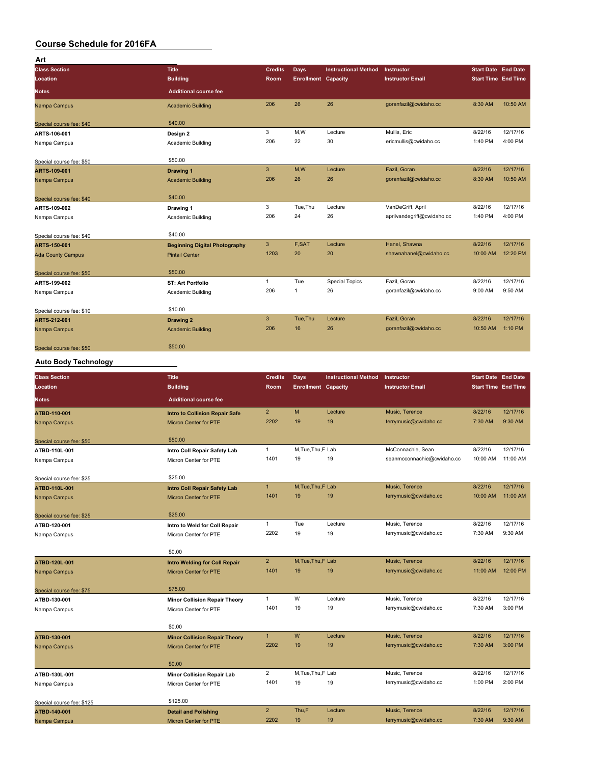# Course Schedule for 2016FA

## Art

| Class Section / Location / Notes | Title / Building / Additional course fee | Credits / Room | Days / Enrollment | Instructional Method / Capacity | Instructor / Instructor Email | Start Date / Start Time | End Date / End Time |
|---|---|---|---|---|---|---|---|
| Nampa Campus | Academic Building | 206 | 26 | 26 | goranfazil@cwidaho.cc | 8:30 AM | 10:50 AM |
| Special course fee: $40 | $40.00 | | | | | | |
| ARTS-106-001 | Design 2 | 3 | M,W | Lecture | Mullis, Eric | 8/22/16 | 12/17/16 |
| Nampa Campus | Academic Building | 206 | 22 | 30 | ericmullis@cwidaho.cc | 1:40 PM | 4:00 PM |
| Special course fee: $50 | $50.00 | | | | | | |
| ARTS-109-001 | Drawing 1 | 3 | M,W | Lecture | Fazil, Goran | 8/22/16 | 12/17/16 |
| Nampa Campus | Academic Building | 206 | 26 | 26 | goranfazil@cwidaho.cc | 8:30 AM | 10:50 AM |
| Special course fee: $40 | $40.00 | | | | | | |
| ARTS-109-002 | Drawing 1 | 3 | Tue,Thu | Lecture | VanDeGrift, April | 8/22/16 | 12/17/16 |
| Nampa Campus | Academic Building | 206 | 24 | 26 | aprilvandegrift@cwidaho.cc | 1:40 PM | 4:00 PM |
| Special course fee: $40 | $40.00 | | | | | | |
| ARTS-150-001 | Beginning Digital Photography | 3 | F,SAT | Lecture | Hanel, Shawna | 8/22/16 | 12/17/16 |
| Ada County Campus | Pintail Center | 1203 | 20 | 20 | shawnahanel@cwidaho.cc | 10:00 AM | 12:20 PM |
| Special course fee: $50 | $50.00 | | | | | | |
| ARTS-199-002 | ST: Art Portfolio | 1 | Tue | Special Topics | Fazil, Goran | 8/22/16 | 12/17/16 |
| Nampa Campus | Academic Building | 206 | 1 | 26 | goranfazil@cwidaho.cc | 9:00 AM | 9:50 AM |
| Special course fee: $10 | $10.00 | | | | | | |
| ARTS-212-001 | Drawing 2 | 3 | Tue,Thu | Lecture | Fazil, Goran | 8/22/16 | 12/17/16 |
| Nampa Campus | Academic Building | 206 | 16 | 26 | goranfazil@cwidaho.cc | 10:50 AM | 1:10 PM |
| Special course fee: $50 | $50.00 | | | | | | |

## Auto Body Technology

| Class Section / Location / Notes | Title / Building / Additional course fee | Credits / Room | Days / Enrollment | Instructional Method / Capacity | Instructor / Instructor Email | Start Date / Start Time | End Date / End Time |
|---|---|---|---|---|---|---|---|
| ATBD-110-001 | Intro to Collision Repair Safe | 2 | M | Lecture | Music, Terence | 8/22/16 | 12/17/16 |
| Nampa Campus | Micron Center for PTE | 2202 | 19 | 19 | terrymusic@cwidaho.cc | 7:30 AM | 9:30 AM |
| Special course fee: $50 | $50.00 | | | | | | |
| ATBD-110L-001 | Intro Coll Repair Safety Lab | 1 | M,Tue,Thu,F | Lab | McConnachie, Sean | 8/22/16 | 12/17/16 |
| Nampa Campus | Micron Center for PTE | 1401 | 19 | 19 | seanmcconnachie@cwidaho.cc | 10:00 AM | 11:00 AM |
| Special course fee: $25 | $25.00 | | | | | | |
| ATBD-110L-001 | Intro Coll Repair Safety Lab | 1 | M,Tue,Thu,F | Lab | Music, Terence | 8/22/16 | 12/17/16 |
| Nampa Campus | Micron Center for PTE | 1401 | 19 | 19 | terrymusic@cwidaho.cc | 10:00 AM | 11:00 AM |
| Special course fee: $25 | $25.00 | | | | | | |
| ATBD-120-001 | Intro to Weld for Coll Repair | 1 | Tue | Lecture | Music, Terence | 8/22/16 | 12/17/16 |
| Nampa Campus | Micron Center for PTE | 2202 | 19 | 19 | terrymusic@cwidaho.cc | 7:30 AM | 9:30 AM |
| | $0.00 | | | | | | |
| ATBD-120L-001 | Intro Welding for Coll Repair | 2 | M,Tue,Thu,F | Lab | Music, Terence | 8/22/16 | 12/17/16 |
| Nampa Campus | Micron Center for PTE | 1401 | 19 | 19 | terrymusic@cwidaho.cc | 11:00 AM | 12:00 PM |
| Special course fee: $75 | $75.00 | | | | | | |
| ATBD-130-001 | Minor Collision Repair Theory | 1 | W | Lecture | Music, Terence | 8/22/16 | 12/17/16 |
| Nampa Campus | Micron Center for PTE | 1401 | 19 | 19 | terrymusic@cwidaho.cc | 7:30 AM | 3:00 PM |
| | $0.00 | | | | | | |
| ATBD-130-001 | Minor Collision Repair Theory | 1 | W | Lecture | Music, Terence | 8/22/16 | 12/17/16 |
| Nampa Campus | Micron Center for PTE | 2202 | 19 | 19 | terrymusic@cwidaho.cc | 7:30 AM | 3:00 PM |
| | $0.00 | | | | | | |
| ATBD-130L-001 | Minor Collision Repair Lab | 2 | M,Tue,Thu,F | Lab | Music, Terence | 8/22/16 | 12/17/16 |
| Nampa Campus | Micron Center for PTE | 1401 | 19 | 19 | terrymusic@cwidaho.cc | 1:00 PM | 2:00 PM |
| Special course fee: $125 | $125.00 | | | | | | |
| ATBD-140-001 | Detail and Polishing | 2 | Thu,F | Lecture | Music, Terence | 8/22/16 | 12/17/16 |
| Nampa Campus | Micron Center for PTE | 2202 | 19 | 19 | terrymusic@cwidaho.cc | 7:30 AM | 9:30 AM |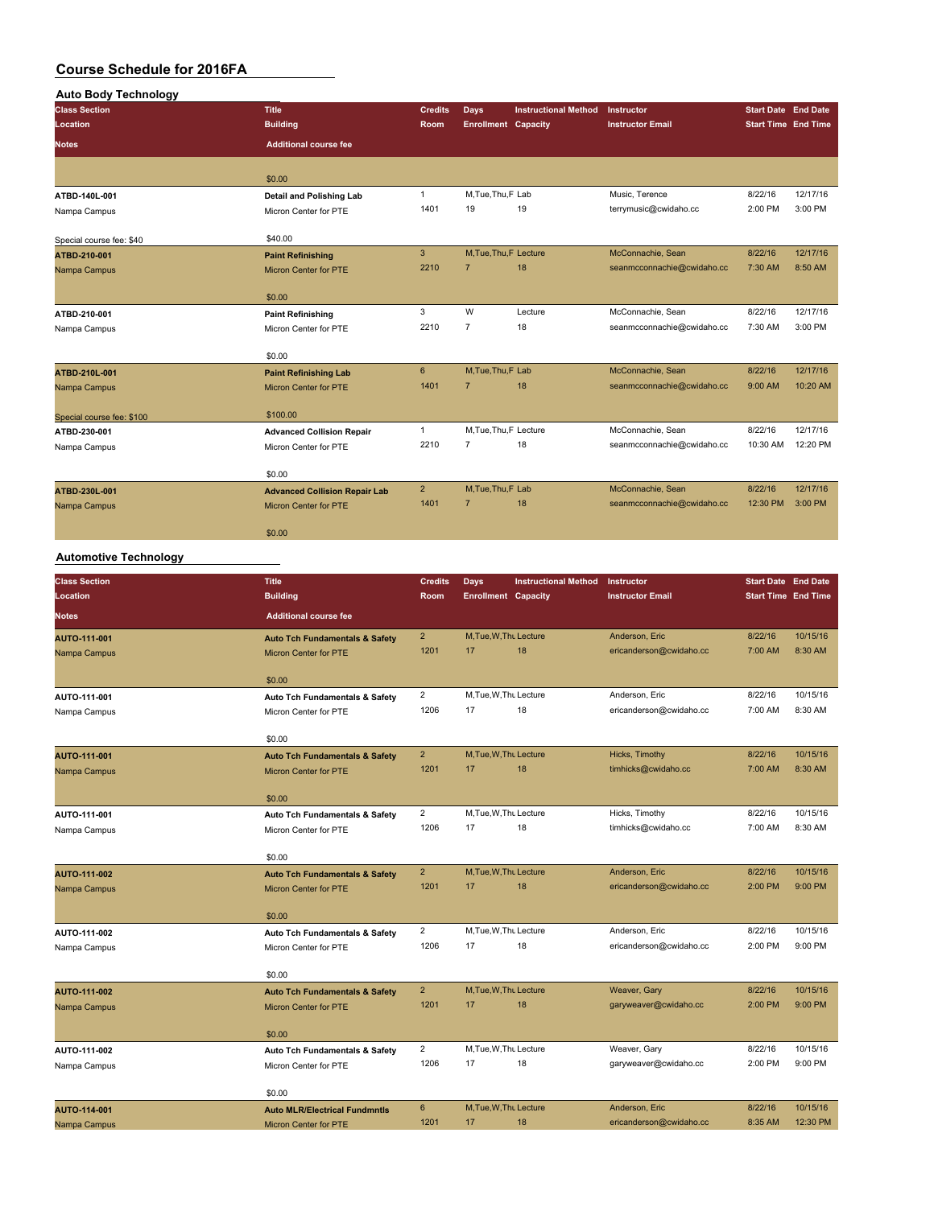# Course Schedule for 2016FA

## Auto Body Technology

| Class Section / Location / Notes | Title / Building / Additional course fee | Credits / Room | Days / Enrollment | Instructional Method / Capacity | Instructor / Instructor Email | Start Date / Start Time | End Date / End Time |
|---|---|---|---|---|---|---|---|
| | $0.00 | | | | | | |
| ATBD-140L-001 | **Detail and Polishing Lab** | 1 | M,Tue,Thu,F | Lab | Music, Terence | 8/22/16 | 12/17/16 |
| Nampa Campus | Micron Center for PTE | 1401 | 19 | 19 | terrymusic@cwidaho.cc | 2:00 PM | 3:00 PM |
| Special course fee: $40 | $40.00 | | | | | | |
| ATBD-210-001 | **Paint Refinishing** | 3 | M,Tue,Thu,F | Lecture | McConnachie, Sean | 8/22/16 | 12/17/16 |
| Nampa Campus | Micron Center for PTE | 2210 | 7 | 18 | seanmcconnachie@cwidaho.cc | 7:30 AM | 8:50 AM |
| | $0.00 | | | | | | |
| ATBD-210-001 | **Paint Refinishing** | 3 | W | Lecture | McConnachie, Sean | 8/22/16 | 12/17/16 |
| Nampa Campus | Micron Center for PTE | 2210 | 7 | 18 | seanmcconnachie@cwidaho.cc | 7:30 AM | 3:00 PM |
| | $0.00 | | | | | | |
| ATBD-210L-001 | **Paint Refinishing Lab** | 6 | M,Tue,Thu,F | Lab | McConnachie, Sean | 8/22/16 | 12/17/16 |
| Nampa Campus | Micron Center for PTE | 1401 | 7 | 18 | seanmcconnachie@cwidaho.cc | 9:00 AM | 10:20 AM |
| Special course fee: $100 | $100.00 | | | | | | |
| ATBD-230-001 | **Advanced Collision Repair** | 1 | M,Tue,Thu,F | Lecture | McConnachie, Sean | 8/22/16 | 12/17/16 |
| Nampa Campus | Micron Center for PTE | 2210 | 7 | 18 | seanmcconnachie@cwidaho.cc | 10:30 AM | 12:20 PM |
| | $0.00 | | | | | | |
| ATBD-230L-001 | **Advanced Collision Repair Lab** | 2 | M,Tue,Thu,F | Lab | McConnachie, Sean | 8/22/16 | 12/17/16 |
| Nampa Campus | Micron Center for PTE | 1401 | 7 | 18 | seanmcconnachie@cwidaho.cc | 12:30 PM | 3:00 PM |
| | $0.00 | | | | | | |

## Automotive Technology

| Class Section / Location / Notes | Title / Building / Additional course fee | Credits / Room | Days / Enrollment | Instructional Method / Capacity | Instructor / Instructor Email | Start Date / Start Time | End Date / End Time |
|---|---|---|---|---|---|---|---|
| AUTO-111-001 | **Auto Tch Fundamentals & Safety** | 2 | M,Tue,W,Thu | Lecture | Anderson, Eric | 8/22/16 | 10/15/16 |
| Nampa Campus | Micron Center for PTE | 1201 | 17 | 18 | ericanderson@cwidaho.cc | 7:00 AM | 8:30 AM |
| | $0.00 | | | | | | |
| AUTO-111-001 | **Auto Tch Fundamentals & Safety** | 2 | M,Tue,W,Thu | Lecture | Anderson, Eric | 8/22/16 | 10/15/16 |
| Nampa Campus | Micron Center for PTE | 1206 | 17 | 18 | ericanderson@cwidaho.cc | 7:00 AM | 8:30 AM |
| | $0.00 | | | | | | |
| AUTO-111-001 | **Auto Tch Fundamentals & Safety** | 2 | M,Tue,W,Thu | Lecture | Hicks, Timothy | 8/22/16 | 10/15/16 |
| Nampa Campus | Micron Center for PTE | 1201 | 17 | 18 | timhicks@cwidaho.cc | 7:00 AM | 8:30 AM |
| | $0.00 | | | | | | |
| AUTO-111-001 | **Auto Tch Fundamentals & Safety** | 2 | M,Tue,W,Thu | Lecture | Hicks, Timothy | 8/22/16 | 10/15/16 |
| Nampa Campus | Micron Center for PTE | 1206 | 17 | 18 | timhicks@cwidaho.cc | 7:00 AM | 8:30 AM |
| | $0.00 | | | | | | |
| AUTO-111-002 | **Auto Tch Fundamentals & Safety** | 2 | M,Tue,W,Thu | Lecture | Anderson, Eric | 8/22/16 | 10/15/16 |
| Nampa Campus | Micron Center for PTE | 1201 | 17 | 18 | ericanderson@cwidaho.cc | 2:00 PM | 9:00 PM |
| | $0.00 | | | | | | |
| AUTO-111-002 | **Auto Tch Fundamentals & Safety** | 2 | M,Tue,W,Thu | Lecture | Anderson, Eric | 8/22/16 | 10/15/16 |
| Nampa Campus | Micron Center for PTE | 1206 | 17 | 18 | ericanderson@cwidaho.cc | 2:00 PM | 9:00 PM |
| | $0.00 | | | | | | |
| AUTO-111-002 | **Auto Tch Fundamentals & Safety** | 2 | M,Tue,W,Thu | Lecture | Weaver, Gary | 8/22/16 | 10/15/16 |
| Nampa Campus | Micron Center for PTE | 1201 | 17 | 18 | garyweaver@cwidaho.cc | 2:00 PM | 9:00 PM |
| | $0.00 | | | | | | |
| AUTO-111-002 | **Auto Tch Fundamentals & Safety** | 2 | M,Tue,W,Thu | Lecture | Weaver, Gary | 8/22/16 | 10/15/16 |
| Nampa Campus | Micron Center for PTE | 1206 | 17 | 18 | garyweaver@cwidaho.cc | 2:00 PM | 9:00 PM |
| | $0.00 | | | | | | |
| AUTO-114-001 | **Auto MLR/Electrical Fundmntls** | 6 | M,Tue,W,Thu | Lecture | Anderson, Eric | 8/22/16 | 10/15/16 |
| Nampa Campus | Micron Center for PTE | 1201 | 17 | 18 | ericanderson@cwidaho.cc | 8:35 AM | 12:30 PM |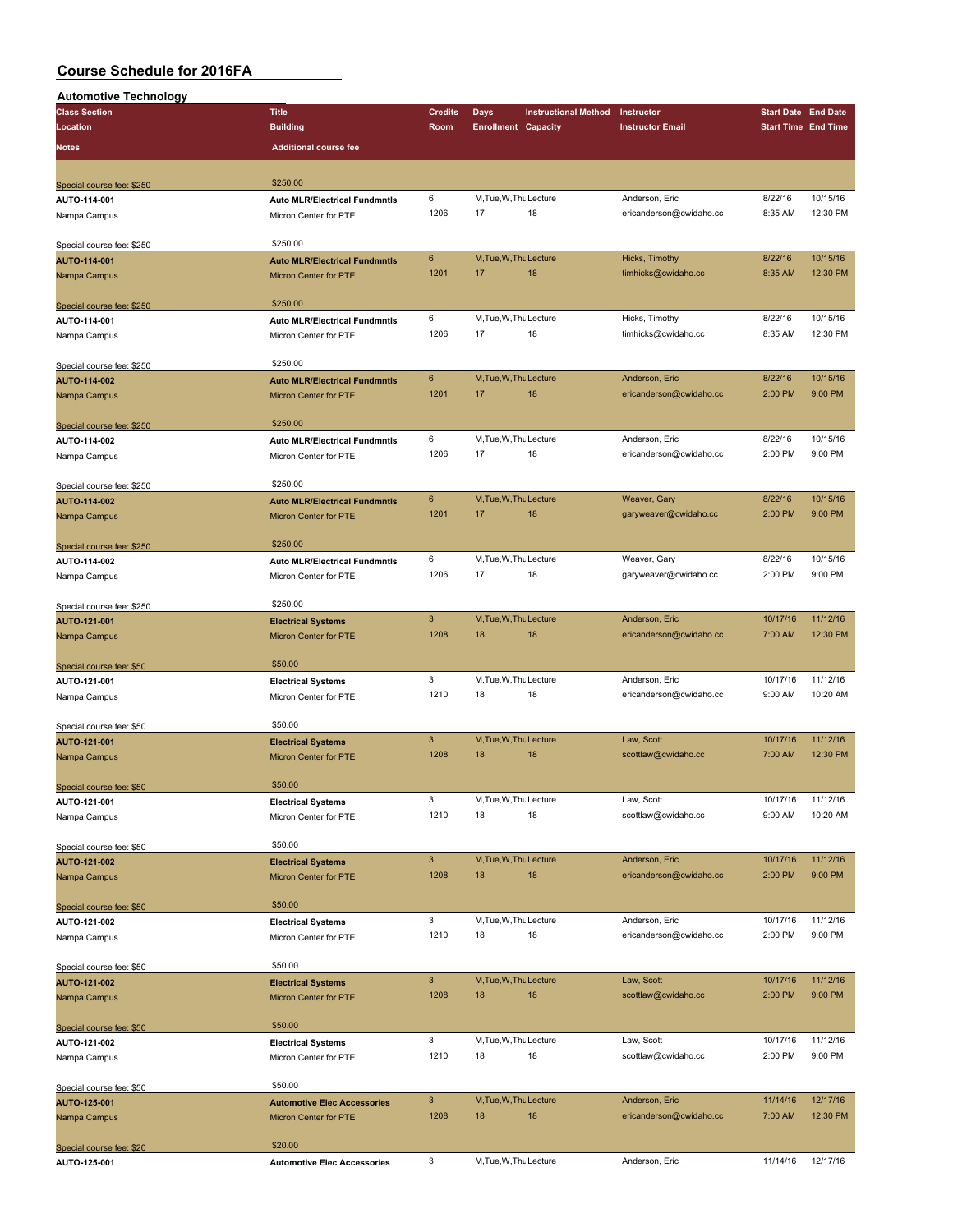# Course Schedule for 2016FA

## Automotive Technology

| Class Section / Location / Notes | Title / Building / Additional course fee | Credits / Room | Days / Enrollment | Instructional Method / Capacity | Instructor / Instructor Email | Start Date / Start Time | End Date / End Time |
|---|---|---|---|---|---|---|---|
| Special course fee: $250 | $250.00 | | | | | | |
| AUTO-114-001 | Auto MLR/Electrical Fundmntls | 6 | M,Tue,W,Thu | Lecture | Anderson, Eric | 8/22/16 | 10/15/16 |
| Nampa Campus | Micron Center for PTE | 1206 | 17 | 18 | ericanderson@cwidaho.cc | 8:35 AM | 12:30 PM |
| Special course fee: $250 | $250.00 | | | | | | |
| AUTO-114-001 | Auto MLR/Electrical Fundmntls | 6 | M,Tue,W,Thu | Lecture | Hicks, Timothy | 8/22/16 | 10/15/16 |
| Nampa Campus | Micron Center for PTE | 1201 | 17 | 18 | timhicks@cwidaho.cc | 8:35 AM | 12:30 PM |
| Special course fee: $250 | $250.00 | | | | | | |
| AUTO-114-001 | Auto MLR/Electrical Fundmntls | 6 | M,Tue,W,Thu | Lecture | Hicks, Timothy | 8/22/16 | 10/15/16 |
| Nampa Campus | Micron Center for PTE | 1206 | 17 | 18 | timhicks@cwidaho.cc | 8:35 AM | 12:30 PM |
| Special course fee: $250 | $250.00 | | | | | | |
| AUTO-114-002 | Auto MLR/Electrical Fundmntls | 6 | M,Tue,W,Thu | Lecture | Anderson, Eric | 8/22/16 | 10/15/16 |
| Nampa Campus | Micron Center for PTE | 1201 | 17 | 18 | ericanderson@cwidaho.cc | 2:00 PM | 9:00 PM |
| Special course fee: $250 | $250.00 | | | | | | |
| AUTO-114-002 | Auto MLR/Electrical Fundmntls | 6 | M,Tue,W,Thu | Lecture | Anderson, Eric | 8/22/16 | 10/15/16 |
| Nampa Campus | Micron Center for PTE | 1206 | 17 | 18 | ericanderson@cwidaho.cc | 2:00 PM | 9:00 PM |
| Special course fee: $250 | $250.00 | | | | | | |
| AUTO-114-002 | Auto MLR/Electrical Fundmntls | 6 | M,Tue,W,Thu | Lecture | Weaver, Gary | 8/22/16 | 10/15/16 |
| Nampa Campus | Micron Center for PTE | 1201 | 17 | 18 | garyweaver@cwidaho.cc | 2:00 PM | 9:00 PM |
| Special course fee: $250 | $250.00 | | | | | | |
| AUTO-114-002 | Auto MLR/Electrical Fundmntls | 6 | M,Tue,W,Thu | Lecture | Weaver, Gary | 8/22/16 | 10/15/16 |
| Nampa Campus | Micron Center for PTE | 1206 | 17 | 18 | garyweaver@cwidaho.cc | 2:00 PM | 9:00 PM |
| Special course fee: $250 | $250.00 | | | | | | |
| AUTO-121-001 | Electrical Systems | 3 | M,Tue,W,Thu | Lecture | Anderson, Eric | 10/17/16 | 11/12/16 |
| Nampa Campus | Micron Center for PTE | 1208 | 18 | 18 | ericanderson@cwidaho.cc | 7:00 AM | 12:30 PM |
| Special course fee: $50 | $50.00 | | | | | | |
| AUTO-121-001 | Electrical Systems | 3 | M,Tue,W,Thu | Lecture | Anderson, Eric | 10/17/16 | 11/12/16 |
| Nampa Campus | Micron Center for PTE | 1210 | 18 | 18 | ericanderson@cwidaho.cc | 9:00 AM | 10:20 AM |
| Special course fee: $50 | $50.00 | | | | | | |
| AUTO-121-001 | Electrical Systems | 3 | M,Tue,W,Thu | Lecture | Law, Scott | 10/17/16 | 11/12/16 |
| Nampa Campus | Micron Center for PTE | 1208 | 18 | 18 | scottlaw@cwidaho.cc | 7:00 AM | 12:30 PM |
| Special course fee: $50 | $50.00 | | | | | | |
| AUTO-121-001 | Electrical Systems | 3 | M,Tue,W,Thu | Lecture | Law, Scott | 10/17/16 | 11/12/16 |
| Nampa Campus | Micron Center for PTE | 1210 | 18 | 18 | scottlaw@cwidaho.cc | 9:00 AM | 10:20 AM |
| Special course fee: $50 | $50.00 | | | | | | |
| AUTO-121-002 | Electrical Systems | 3 | M,Tue,W,Thu | Lecture | Anderson, Eric | 10/17/16 | 11/12/16 |
| Nampa Campus | Micron Center for PTE | 1208 | 18 | 18 | ericanderson@cwidaho.cc | 2:00 PM | 9:00 PM |
| Special course fee: $50 | $50.00 | | | | | | |
| AUTO-121-002 | Electrical Systems | 3 | M,Tue,W,Thu | Lecture | Anderson, Eric | 10/17/16 | 11/12/16 |
| Nampa Campus | Micron Center for PTE | 1210 | 18 | 18 | ericanderson@cwidaho.cc | 2:00 PM | 9:00 PM |
| Special course fee: $50 | $50.00 | | | | | | |
| AUTO-121-002 | Electrical Systems | 3 | M,Tue,W,Thu | Lecture | Law, Scott | 10/17/16 | 11/12/16 |
| Nampa Campus | Micron Center for PTE | 1208 | 18 | 18 | scottlaw@cwidaho.cc | 2:00 PM | 9:00 PM |
| Special course fee: $50 | $50.00 | | | | | | |
| AUTO-121-002 | Electrical Systems | 3 | M,Tue,W,Thu | Lecture | Law, Scott | 10/17/16 | 11/12/16 |
| Nampa Campus | Micron Center for PTE | 1210 | 18 | 18 | scottlaw@cwidaho.cc | 2:00 PM | 9:00 PM |
| Special course fee: $50 | $50.00 | | | | | | |
| AUTO-125-001 | Automotive Elec Accessories | 3 | M,Tue,W,Thu | Lecture | Anderson, Eric | 11/14/16 | 12/17/16 |
| Nampa Campus | Micron Center for PTE | 1208 | 18 | 18 | ericanderson@cwidaho.cc | 7:00 AM | 12:30 PM |
| Special course fee: $20 | $20.00 | | | | | | |
| AUTO-125-001 | Automotive Elec Accessories | 3 | M,Tue,W,Thu | Lecture | Anderson, Eric | 11/14/16 | 12/17/16 |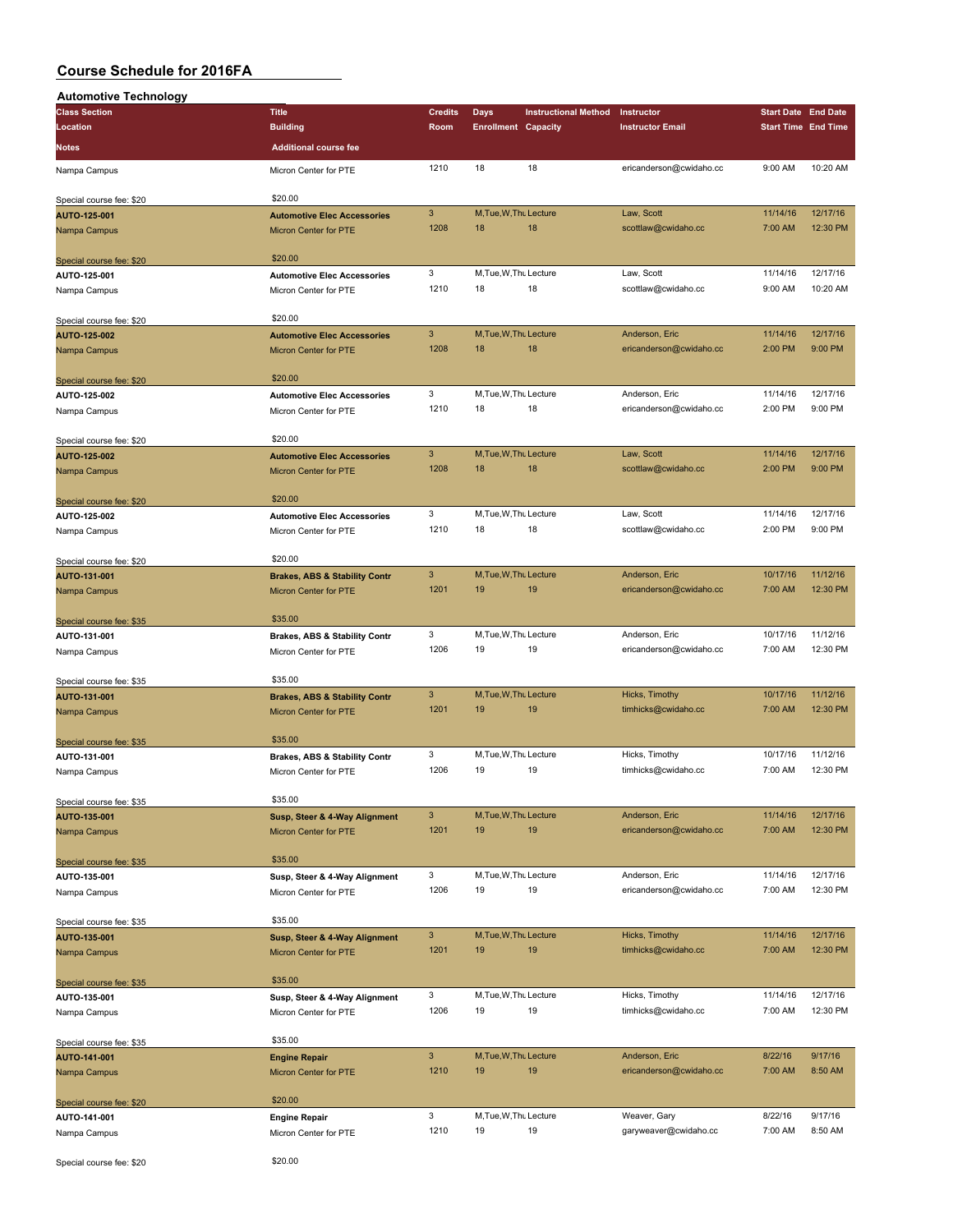# Course Schedule for 2016FA

## Automotive Technology

| Class Section / Location / Notes | Title / Building / Additional course fee | Credits / Room | Days / Enrollment | Instructional Method / Capacity | Instructor / Instructor Email | Start Date / Start Time | End Date / End Time |
|---|---|---|---|---|---|---|---|
| Nampa Campus | Micron Center for PTE | 1210 | 18 | 18 | ericanderson@cwidaho.cc | 9:00 AM | 10:20 AM |
| Special course fee: $20 | $20.00 | | | | | | |
| **AUTO-125-001** | **Automotive Elec Accessories** | 3 | M,Tue,W,Thu | Lecture | Law, Scott | 11/14/16 | 12/17/16 |
| Nampa Campus | Micron Center for PTE | 1208 | 18 | 18 | scottlaw@cwidaho.cc | 7:00 AM | 12:30 PM |
| Special course fee: $20 | $20.00 | | | | | | |
| **AUTO-125-001** | **Automotive Elec Accessories** | 3 | M,Tue,W,Thu | Lecture | Law, Scott | 11/14/16 | 12/17/16 |
| Nampa Campus | Micron Center for PTE | 1210 | 18 | 18 | scottlaw@cwidaho.cc | 9:00 AM | 10:20 AM |
| Special course fee: $20 | $20.00 | | | | | | |
| **AUTO-125-002** | **Automotive Elec Accessories** | 3 | M,Tue,W,Thu | Lecture | Anderson, Eric | 11/14/16 | 12/17/16 |
| Nampa Campus | Micron Center for PTE | 1208 | 18 | 18 | ericanderson@cwidaho.cc | 2:00 PM | 9:00 PM |
| Special course fee: $20 | $20.00 | | | | | | |
| **AUTO-125-002** | **Automotive Elec Accessories** | 3 | M,Tue,W,Thu | Lecture | Anderson, Eric | 11/14/16 | 12/17/16 |
| Nampa Campus | Micron Center for PTE | 1210 | 18 | 18 | ericanderson@cwidaho.cc | 2:00 PM | 9:00 PM |
| Special course fee: $20 | $20.00 | | | | | | |
| **AUTO-125-002** | **Automotive Elec Accessories** | 3 | M,Tue,W,Thu | Lecture | Law, Scott | 11/14/16 | 12/17/16 |
| Nampa Campus | Micron Center for PTE | 1208 | 18 | 18 | scottlaw@cwidaho.cc | 2:00 PM | 9:00 PM |
| Special course fee: $20 | $20.00 | | | | | | |
| **AUTO-125-002** | **Automotive Elec Accessories** | 3 | M,Tue,W,Thu | Lecture | Law, Scott | 11/14/16 | 12/17/16 |
| Nampa Campus | Micron Center for PTE | 1210 | 18 | 18 | scottlaw@cwidaho.cc | 2:00 PM | 9:00 PM |
| Special course fee: $20 | $20.00 | | | | | | |
| **AUTO-131-001** | **Brakes, ABS & Stability Contr** | 3 | M,Tue,W,Thu | Lecture | Anderson, Eric | 10/17/16 | 11/12/16 |
| Nampa Campus | Micron Center for PTE | 1201 | 19 | 19 | ericanderson@cwidaho.cc | 7:00 AM | 12:30 PM |
| Special course fee: $35 | $35.00 | | | | | | |
| **AUTO-131-001** | **Brakes, ABS & Stability Contr** | 3 | M,Tue,W,Thu | Lecture | Anderson, Eric | 10/17/16 | 11/12/16 |
| Nampa Campus | Micron Center for PTE | 1206 | 19 | 19 | ericanderson@cwidaho.cc | 7:00 AM | 12:30 PM |
| Special course fee: $35 | $35.00 | | | | | | |
| **AUTO-131-001** | **Brakes, ABS & Stability Contr** | 3 | M,Tue,W,Thu | Lecture | Hicks, Timothy | 10/17/16 | 11/12/16 |
| Nampa Campus | Micron Center for PTE | 1201 | 19 | 19 | timhicks@cwidaho.cc | 7:00 AM | 12:30 PM |
| Special course fee: $35 | $35.00 | | | | | | |
| **AUTO-131-001** | **Brakes, ABS & Stability Contr** | 3 | M,Tue,W,Thu | Lecture | Hicks, Timothy | 10/17/16 | 11/12/16 |
| Nampa Campus | Micron Center for PTE | 1206 | 19 | 19 | timhicks@cwidaho.cc | 7:00 AM | 12:30 PM |
| Special course fee: $35 | $35.00 | | | | | | |
| **AUTO-135-001** | **Susp, Steer & 4-Way Alignment** | 3 | M,Tue,W,Thu | Lecture | Anderson, Eric | 11/14/16 | 12/17/16 |
| Nampa Campus | Micron Center for PTE | 1201 | 19 | 19 | ericanderson@cwidaho.cc | 7:00 AM | 12:30 PM |
| Special course fee: $35 | $35.00 | | | | | | |
| **AUTO-135-001** | **Susp, Steer & 4-Way Alignment** | 3 | M,Tue,W,Thu | Lecture | Anderson, Eric | 11/14/16 | 12/17/16 |
| Nampa Campus | Micron Center for PTE | 1206 | 19 | 19 | ericanderson@cwidaho.cc | 7:00 AM | 12:30 PM |
| Special course fee: $35 | $35.00 | | | | | | |
| **AUTO-135-001** | **Susp, Steer & 4-Way Alignment** | 3 | M,Tue,W,Thu | Lecture | Hicks, Timothy | 11/14/16 | 12/17/16 |
| Nampa Campus | Micron Center for PTE | 1201 | 19 | 19 | timhicks@cwidaho.cc | 7:00 AM | 12:30 PM |
| Special course fee: $35 | $35.00 | | | | | | |
| **AUTO-135-001** | **Susp, Steer & 4-Way Alignment** | 3 | M,Tue,W,Thu | Lecture | Hicks, Timothy | 11/14/16 | 12/17/16 |
| Nampa Campus | Micron Center for PTE | 1206 | 19 | 19 | timhicks@cwidaho.cc | 7:00 AM | 12:30 PM |
| Special course fee: $35 | $35.00 | | | | | | |
| **AUTO-141-001** | **Engine Repair** | 3 | M,Tue,W,Thu | Lecture | Anderson, Eric | 8/22/16 | 9/17/16 |
| Nampa Campus | Micron Center for PTE | 1210 | 19 | 19 | ericanderson@cwidaho.cc | 7:00 AM | 8:50 AM |
| Special course fee: $20 | $20.00 | | | | | | |
| **AUTO-141-001** | **Engine Repair** | 3 | M,Tue,W,Thu | Lecture | Weaver, Gary | 8/22/16 | 9/17/16 |
| Nampa Campus | Micron Center for PTE | 1210 | 19 | 19 | garyweaver@cwidaho.cc | 7:00 AM | 8:50 AM |
| Special course fee: $20 | $20.00 | | | | | | |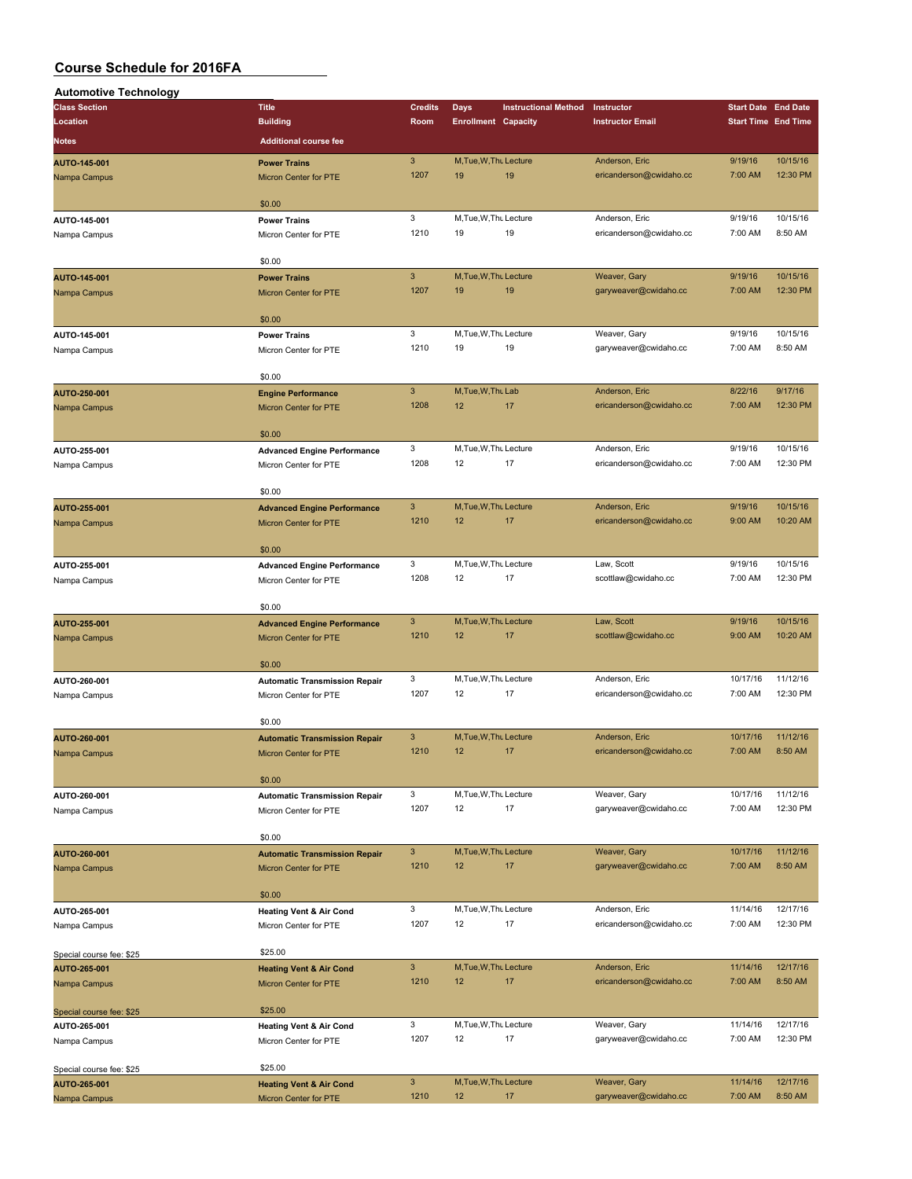# Course Schedule for 2016FA

## Automotive Technology

| Class Section / Location / Notes | Title / Building / Additional course fee | Credits / Room | Days / Enrollment | Instructional Method / Capacity | Instructor / Instructor Email | Start Date / Start Time | End Date / End Time |
|---|---|---|---|---|---|---|---|
| AUTO-145-001 Nampa Campus | Power Trains Micron Center for PTE $0.00 | 3 1207 | M,Tue,W,Thu 19 | Lecture 19 | Anderson, Eric ericanderson@cwidaho.cc | 9/19/16 7:00 AM | 10/15/16 12:30 PM |
| AUTO-145-001 Nampa Campus | Power Trains Micron Center for PTE $0.00 | 3 1210 | M,Tue,W,Thu 19 | Lecture 19 | Anderson, Eric ericanderson@cwidaho.cc | 9/19/16 7:00 AM | 10/15/16 8:50 AM |
| AUTO-145-001 Nampa Campus | Power Trains Micron Center for PTE $0.00 | 3 1207 | M,Tue,W,Thu 19 | Lecture 19 | Weaver, Gary garyweaver@cwidaho.cc | 9/19/16 7:00 AM | 10/15/16 12:30 PM |
| AUTO-145-001 Nampa Campus | Power Trains Micron Center for PTE $0.00 | 3 1210 | M,Tue,W,Thu 19 | Lecture 19 | Weaver, Gary garyweaver@cwidaho.cc | 9/19/16 7:00 AM | 10/15/16 8:50 AM |
| AUTO-250-001 Nampa Campus | Engine Performance Micron Center for PTE $0.00 | 3 1208 | M,Tue,W,Thu 12 | Lab 17 | Anderson, Eric ericanderson@cwidaho.cc | 8/22/16 7:00 AM | 9/17/16 12:30 PM |
| AUTO-255-001 Nampa Campus | Advanced Engine Performance Micron Center for PTE $0.00 | 3 1208 | M,Tue,W,Thu 12 | Lecture 17 | Anderson, Eric ericanderson@cwidaho.cc | 9/19/16 7:00 AM | 10/15/16 12:30 PM |
| AUTO-255-001 Nampa Campus | Advanced Engine Performance Micron Center for PTE $0.00 | 3 1210 | M,Tue,W,Thu 12 | Lecture 17 | Anderson, Eric ericanderson@cwidaho.cc | 9/19/16 9:00 AM | 10/15/16 10:20 AM |
| AUTO-255-001 Nampa Campus | Advanced Engine Performance Micron Center for PTE $0.00 | 3 1208 | M,Tue,W,Thu 12 | Lecture 17 | Law, Scott scottlaw@cwidaho.cc | 9/19/16 7:00 AM | 10/15/16 12:30 PM |
| AUTO-255-001 Nampa Campus | Advanced Engine Performance Micron Center for PTE $0.00 | 3 1210 | M,Tue,W,Thu 12 | Lecture 17 | Law, Scott scottlaw@cwidaho.cc | 9/19/16 9:00 AM | 10/15/16 10:20 AM |
| AUTO-260-001 Nampa Campus | Automatic Transmission Repair Micron Center for PTE $0.00 | 3 1207 | M,Tue,W,Thu 12 | Lecture 17 | Anderson, Eric ericanderson@cwidaho.cc | 10/17/16 7:00 AM | 11/12/16 12:30 PM |
| AUTO-260-001 Nampa Campus | Automatic Transmission Repair Micron Center for PTE $0.00 | 3 1210 | M,Tue,W,Thu 12 | Lecture 17 | Anderson, Eric ericanderson@cwidaho.cc | 10/17/16 7:00 AM | 11/12/16 8:50 AM |
| AUTO-260-001 Nampa Campus | Automatic Transmission Repair Micron Center for PTE $0.00 | 3 1207 | M,Tue,W,Thu 12 | Lecture 17 | Weaver, Gary garyweaver@cwidaho.cc | 10/17/16 7:00 AM | 11/12/16 12:30 PM |
| AUTO-260-001 Nampa Campus | Automatic Transmission Repair Micron Center for PTE $0.00 | 3 1210 | M,Tue,W,Thu 12 | Lecture 17 | Weaver, Gary garyweaver@cwidaho.cc | 10/17/16 7:00 AM | 11/12/16 8:50 AM |
| AUTO-265-001 Nampa Campus Special course fee: $25 | Heating Vent & Air Cond Micron Center for PTE $25.00 | 3 1207 | M,Tue,W,Thu 12 | Lecture 17 | Anderson, Eric ericanderson@cwidaho.cc | 11/14/16 7:00 AM | 12/17/16 12:30 PM |
| AUTO-265-001 Nampa Campus Special course fee: $25 | Heating Vent & Air Cond Micron Center for PTE $25.00 | 3 1210 | M,Tue,W,Thu 12 | Lecture 17 | Anderson, Eric ericanderson@cwidaho.cc | 11/14/16 7:00 AM | 12/17/16 8:50 AM |
| AUTO-265-001 Nampa Campus Special course fee: $25 | Heating Vent & Air Cond Micron Center for PTE $25.00 | 3 1207 | M,Tue,W,Thu 12 | Lecture 17 | Weaver, Gary garyweaver@cwidaho.cc | 11/14/16 7:00 AM | 12/17/16 12:30 PM |
| AUTO-265-001 Nampa Campus | Heating Vent & Air Cond Micron Center for PTE | 3 1210 | M,Tue,W,Thu 12 | Lecture 17 | Weaver, Gary garyweaver@cwidaho.cc | 11/14/16 7:00 AM | 12/17/16 8:50 AM |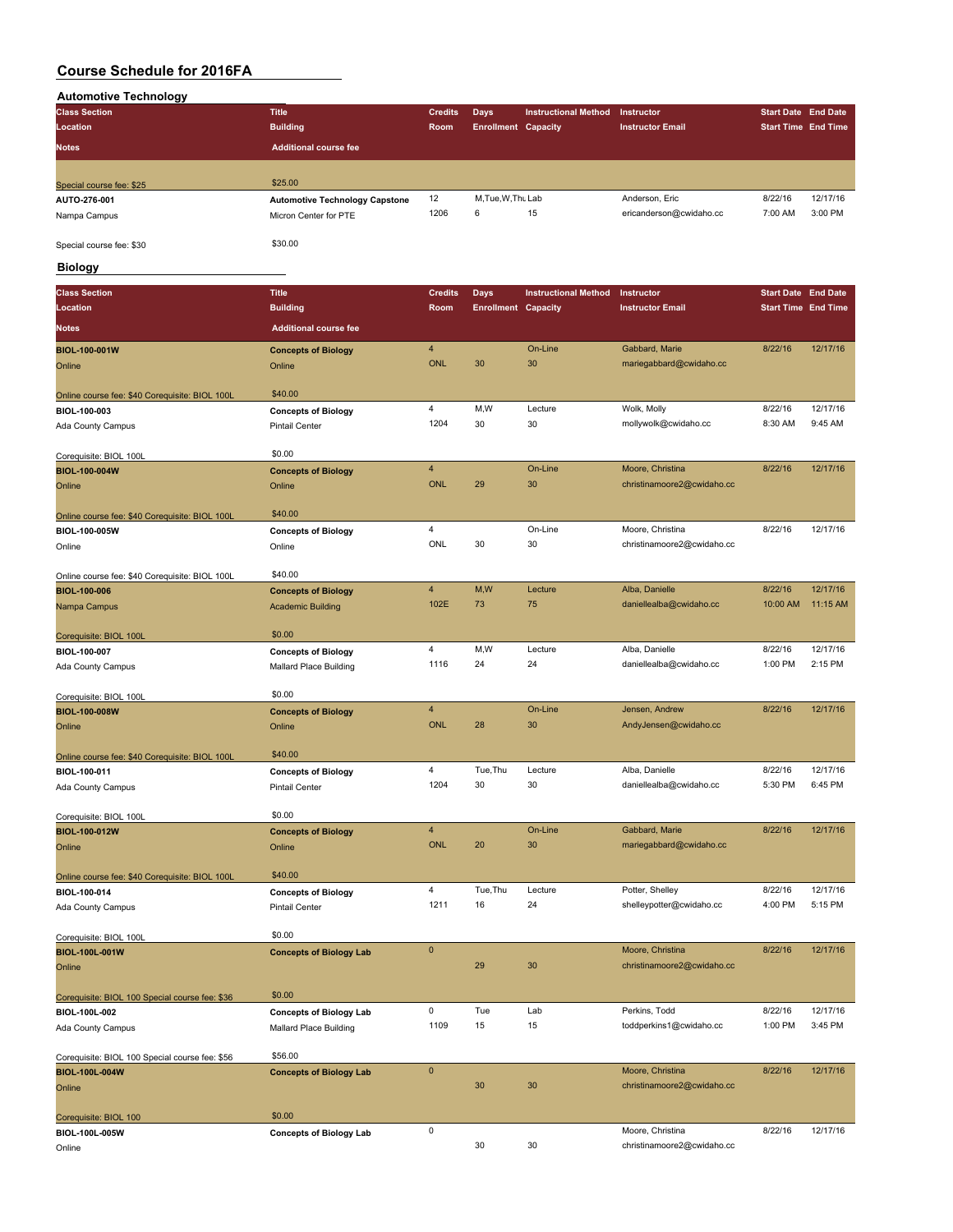# Course Schedule for 2016FA

## Automotive Technology

| Class Section / Location / Notes | Title / Building / Additional course fee | Credits / Room | Days / Enrollment | Instructional Method / Capacity | Instructor / Instructor Email | Start Date / Start Time | End Date / End Time |
|---|---|---|---|---|---|---|---|
| Special course fee: $25 | $25.00 | | | | | | |
| **AUTO-276-001** | **Automotive Technology Capstone** | 12 | M,Tue,W,Thu | Lab | Anderson, Eric | 8/22/16 | 12/17/16 |
| Nampa Campus | Micron Center for PTE | 1206 | 6 | 15 | ericanderson@cwidaho.cc | 7:00 AM | 3:00 PM |
| Special course fee: $30 | $30.00 | | | | | | |

## Biology

| Class Section / Location / Notes | Title / Building / Additional course fee | Credits / Room | Days / Enrollment | Instructional Method / Capacity | Instructor / Instructor Email | Start Date / Start Time | End Date / End Time |
|---|---|---|---|---|---|---|---|
| **BIOL-100-001W** | **Concepts of Biology** | 4 | | On-Line | Gabbard, Marie | 8/22/16 | 12/17/16 |
| Online | Online | ONL | 30 | 30 | mariegabbard@cwidaho.cc | | |
| Online course fee: $40 Corequisite: BIOL 100L | $40.00 | | | | | | |
| **BIOL-100-003** | **Concepts of Biology** | 4 | M,W | Lecture | Wolk, Molly | 8/22/16 | 12/17/16 |
| Ada County Campus | Pintail Center | 1204 | 30 | 30 | mollywolk@cwidaho.cc | 8:30 AM | 9:45 AM |
| Corequisite: BIOL 100L | $0.00 | | | | | | |
| **BIOL-100-004W** | **Concepts of Biology** | 4 | | On-Line | Moore, Christina | 8/22/16 | 12/17/16 |
| Online | Online | ONL | 29 | 30 | christinamoore2@cwidaho.cc | | |
| Online course fee: $40 Corequisite: BIOL 100L | $40.00 | | | | | | |
| **BIOL-100-005W** | **Concepts of Biology** | 4 | | On-Line | Moore, Christina | 8/22/16 | 12/17/16 |
| Online | Online | ONL | 30 | 30 | christinamoore2@cwidaho.cc | | |
| Online course fee: $40 Corequisite: BIOL 100L | $40.00 | | | | | | |
| **BIOL-100-006** | **Concepts of Biology** | 4 | M,W | Lecture | Alba, Danielle | 8/22/16 | 12/17/16 |
| Nampa Campus | Academic Building | 102E | 73 | 75 | daniellealba@cwidaho.cc | 10:00 AM | 11:15 AM |
| Corequisite: BIOL 100L | $0.00 | | | | | | |
| **BIOL-100-007** | **Concepts of Biology** | 4 | M,W | Lecture | Alba, Danielle | 8/22/16 | 12/17/16 |
| Ada County Campus | Mallard Place Building | 1116 | 24 | 24 | daniellealba@cwidaho.cc | 1:00 PM | 2:15 PM |
| Corequisite: BIOL 100L | $0.00 | | | | | | |
| **BIOL-100-008W** | **Concepts of Biology** | 4 | | On-Line | Jensen, Andrew | 8/22/16 | 12/17/16 |
| Online | Online | ONL | 28 | 30 | AndyJensen@cwidaho.cc | | |
| Online course fee: $40 Corequisite: BIOL 100L | $40.00 | | | | | | |
| **BIOL-100-011** | **Concepts of Biology** | 4 | Tue,Thu | Lecture | Alba, Danielle | 8/22/16 | 12/17/16 |
| Ada County Campus | Pintail Center | 1204 | 30 | 30 | daniellealba@cwidaho.cc | 5:30 PM | 6:45 PM |
| Corequisite: BIOL 100L | $0.00 | | | | | | |
| **BIOL-100-012W** | **Concepts of Biology** | 4 | | On-Line | Gabbard, Marie | 8/22/16 | 12/17/16 |
| Online | Online | ONL | 20 | 30 | mariegabbard@cwidaho.cc | | |
| Online course fee: $40 Corequisite: BIOL 100L | $40.00 | | | | | | |
| **BIOL-100-014** | **Concepts of Biology** | 4 | Tue,Thu | Lecture | Potter, Shelley | 8/22/16 | 12/17/16 |
| Ada County Campus | Pintail Center | 1211 | 16 | 24 | shelleypotter@cwidaho.cc | 4:00 PM | 5:15 PM |
| Corequisite: BIOL 100L | $0.00 | | | | | | |
| **BIOL-100L-001W** | **Concepts of Biology Lab** | 0 | | | Moore, Christina | 8/22/16 | 12/17/16 |
| Online | | | 29 | 30 | christinamoore2@cwidaho.cc | | |
| Corequisite: BIOL 100 Special course fee: $36 | $0.00 | | | | | | |
| **BIOL-100L-002** | **Concepts of Biology Lab** | 0 | Tue | Lab | Perkins, Todd | 8/22/16 | 12/17/16 |
| Ada County Campus | Mallard Place Building | 1109 | 15 | 15 | toddperkins1@cwidaho.cc | 1:00 PM | 3:45 PM |
| Corequisite: BIOL 100 Special course fee: $56 | $56.00 | | | | | | |
| **BIOL-100L-004W** | **Concepts of Biology Lab** | 0 | | | Moore, Christina | 8/22/16 | 12/17/16 |
| Online | | | 30 | 30 | christinamoore2@cwidaho.cc | | |
| Corequisite: BIOL 100 | $0.00 | | | | | | |
| **BIOL-100L-005W** | **Concepts of Biology Lab** | 0 | | | Moore, Christina | 8/22/16 | 12/17/16 |
| Online | | | 30 | 30 | christinamoore2@cwidaho.cc | | |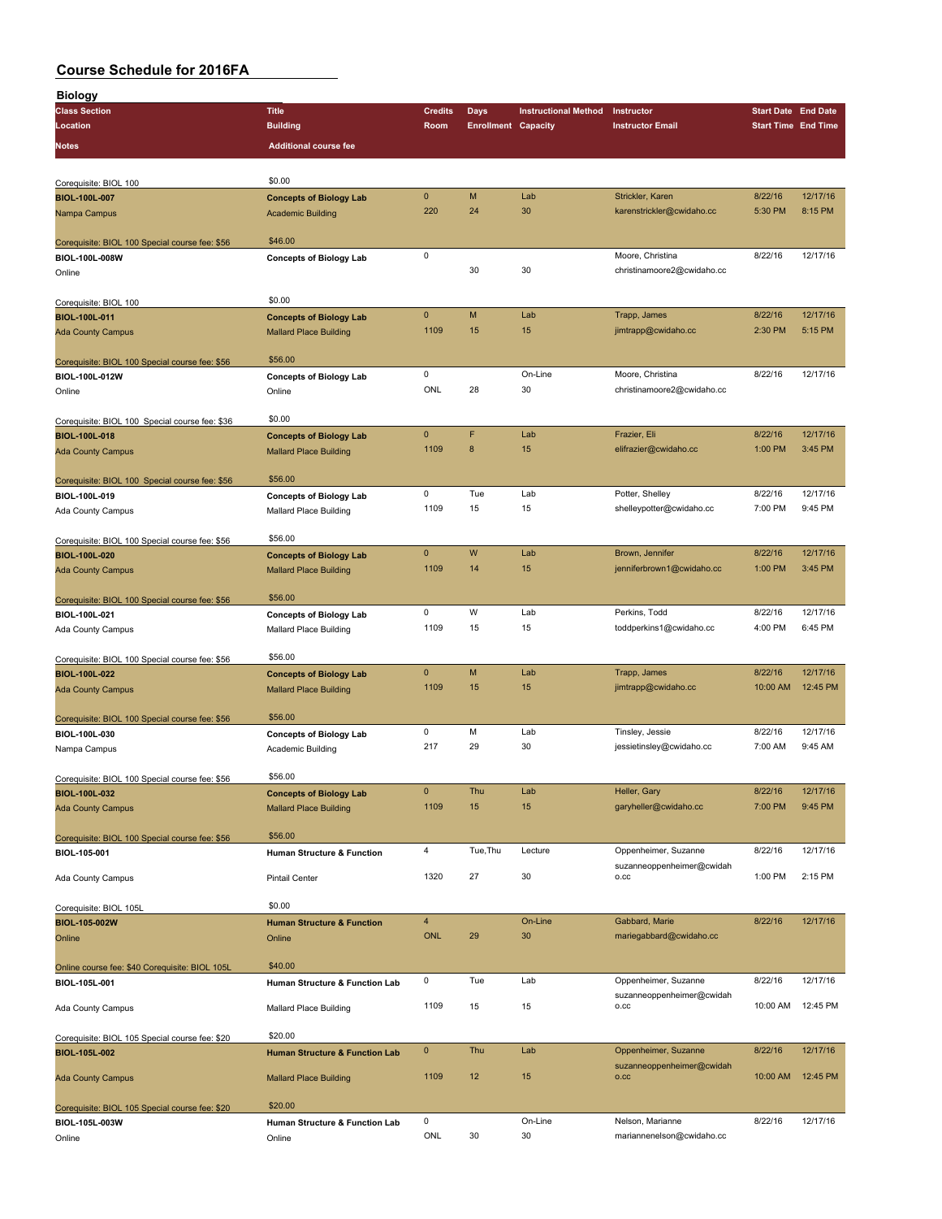# Course Schedule for 2016FA

## Biology

| Class Section / Location / Notes | Title / Building / Additional course fee | Credits / Room | Days / Enrollment | Instructional Method / Capacity | Instructor / Instructor Email | Start Date / Start Time | End Date / End Time |
|---|---|---|---|---|---|---|---|
| Corequisite: BIOL 100 | $0.00 | | | | | | |
| BIOL-100L-007 | Concepts of Biology Lab | 0 | M | Lab | Strickler, Karen | 8/22/16 | 12/17/16 |
| Nampa Campus | Academic Building | 220 | 24 | 30 | karenstrickler@cwidaho.cc | 5:30 PM | 8:15 PM |
| Corequisite: BIOL 100 Special course fee: $56 | $46.00 | | | | | | |
| BIOL-100L-008W | Concepts of Biology Lab | 0 | | | Moore, Christina | 8/22/16 | 12/17/16 |
| Online | | | 30 | 30 | christinamoore2@cwidaho.cc | | |
| Corequisite: BIOL 100 | $0.00 | | | | | | |
| BIOL-100L-011 | Concepts of Biology Lab | 0 | M | Lab | Trapp, James | 8/22/16 | 12/17/16 |
| Ada County Campus | Mallard Place Building | 1109 | 15 | 15 | jimtrapp@cwidaho.cc | 2:30 PM | 5:15 PM |
| Corequisite: BIOL 100 Special course fee: $56 | $56.00 | | | | | | |
| BIOL-100L-012W | Concepts of Biology Lab | 0 | | On-Line | Moore, Christina | 8/22/16 | 12/17/16 |
| Online | Online | ONL | 28 | 30 | christinamoore2@cwidaho.cc | | |
| Corequisite: BIOL 100 Special course fee: $36 | $0.00 | | | | | | |
| BIOL-100L-018 | Concepts of Biology Lab | 0 | F | Lab | Frazier, Eli | 8/22/16 | 12/17/16 |
| Ada County Campus | Mallard Place Building | 1109 | 8 | 15 | elifrazier@cwidaho.cc | 1:00 PM | 3:45 PM |
| Corequisite: BIOL 100 Special course fee: $56 | $56.00 | | | | | | |
| BIOL-100L-019 | Concepts of Biology Lab | 0 | Tue | Lab | Potter, Shelley | 8/22/16 | 12/17/16 |
| Ada County Campus | Mallard Place Building | 1109 | 15 | 15 | shelleypotter@cwidaho.cc | 7:00 PM | 9:45 PM |
| Corequisite: BIOL 100 Special course fee: $56 | $56.00 | | | | | | |
| BIOL-100L-020 | Concepts of Biology Lab | 0 | W | Lab | Brown, Jennifer | 8/22/16 | 12/17/16 |
| Ada County Campus | Mallard Place Building | 1109 | 14 | 15 | jenniferbrown1@cwidaho.cc | 1:00 PM | 3:45 PM |
| Corequisite: BIOL 100 Special course fee: $56 | $56.00 | | | | | | |
| BIOL-100L-021 | Concepts of Biology Lab | 0 | W | Lab | Perkins, Todd | 8/22/16 | 12/17/16 |
| Ada County Campus | Mallard Place Building | 1109 | 15 | 15 | toddperkins1@cwidaho.cc | 4:00 PM | 6:45 PM |
| Corequisite: BIOL 100 Special course fee: $56 | $56.00 | | | | | | |
| BIOL-100L-022 | Concepts of Biology Lab | 0 | M | Lab | Trapp, James | 8/22/16 | 12/17/16 |
| Ada County Campus | Mallard Place Building | 1109 | 15 | 15 | jimtrapp@cwidaho.cc | 10:00 AM | 12:45 PM |
| Corequisite: BIOL 100 Special course fee: $56 | $56.00 | | | | | | |
| BIOL-100L-030 | Concepts of Biology Lab | 0 | M | Lab | Tinsley, Jessie | 8/22/16 | 12/17/16 |
| Nampa Campus | Academic Building | 217 | 29 | 30 | jessietinsley@cwidaho.cc | 7:00 AM | 9:45 AM |
| Corequisite: BIOL 100 Special course fee: $56 | $56.00 | | | | | | |
| BIOL-100L-032 | Concepts of Biology Lab | 0 | Thu | Lab | Heller, Gary | 8/22/16 | 12/17/16 |
| Ada County Campus | Mallard Place Building | 1109 | 15 | 15 | garyheller@cwidaho.cc | 7:00 PM | 9:45 PM |
| Corequisite: BIOL 100 Special course fee: $56 | $56.00 | | | | | | |
| BIOL-105-001 | Human Structure & Function | 4 | Tue,Thu | Lecture | Oppenheimer, Suzanne | 8/22/16 | 12/17/16 |
| Ada County Campus | Pintail Center | 1320 | 27 | 30 | suzanneoppenheimer@cwidaho.cc | 1:00 PM | 2:15 PM |
| Corequisite: BIOL 105L | $0.00 | | | | | | |
| BIOL-105-002W | Human Structure & Function | 4 | | On-Line | Gabbard, Marie | 8/22/16 | 12/17/16 |
| Online | Online | ONL | 29 | 30 | mariegabbard@cwidaho.cc | | |
| Online course fee: $40 Corequisite: BIOL 105L | $40.00 | | | | | | |
| BIOL-105L-001 | Human Structure & Function Lab | 0 | Tue | Lab | Oppenheimer, Suzanne | 8/22/16 | 12/17/16 |
| Ada County Campus | Mallard Place Building | 1109 | 15 | 15 | suzanneoppenheimer@cwidaho.cc | 10:00 AM | 12:45 PM |
| Corequisite: BIOL 105 Special course fee: $20 | $20.00 | | | | | | |
| BIOL-105L-002 | Human Structure & Function Lab | 0 | Thu | Lab | Oppenheimer, Suzanne | 8/22/16 | 12/17/16 |
| Ada County Campus | Mallard Place Building | 1109 | 12 | 15 | suzanneoppenheimer@cwidaho.cc | 10:00 AM | 12:45 PM |
| Corequisite: BIOL 105 Special course fee: $20 | $20.00 | | | | | | |
| BIOL-105L-003W | Human Structure & Function Lab | 0 | | On-Line | Nelson, Marianne | 8/22/16 | 12/17/16 |
| Online | Online | ONL | 30 | 30 | mariannenelson@cwidaho.cc | | |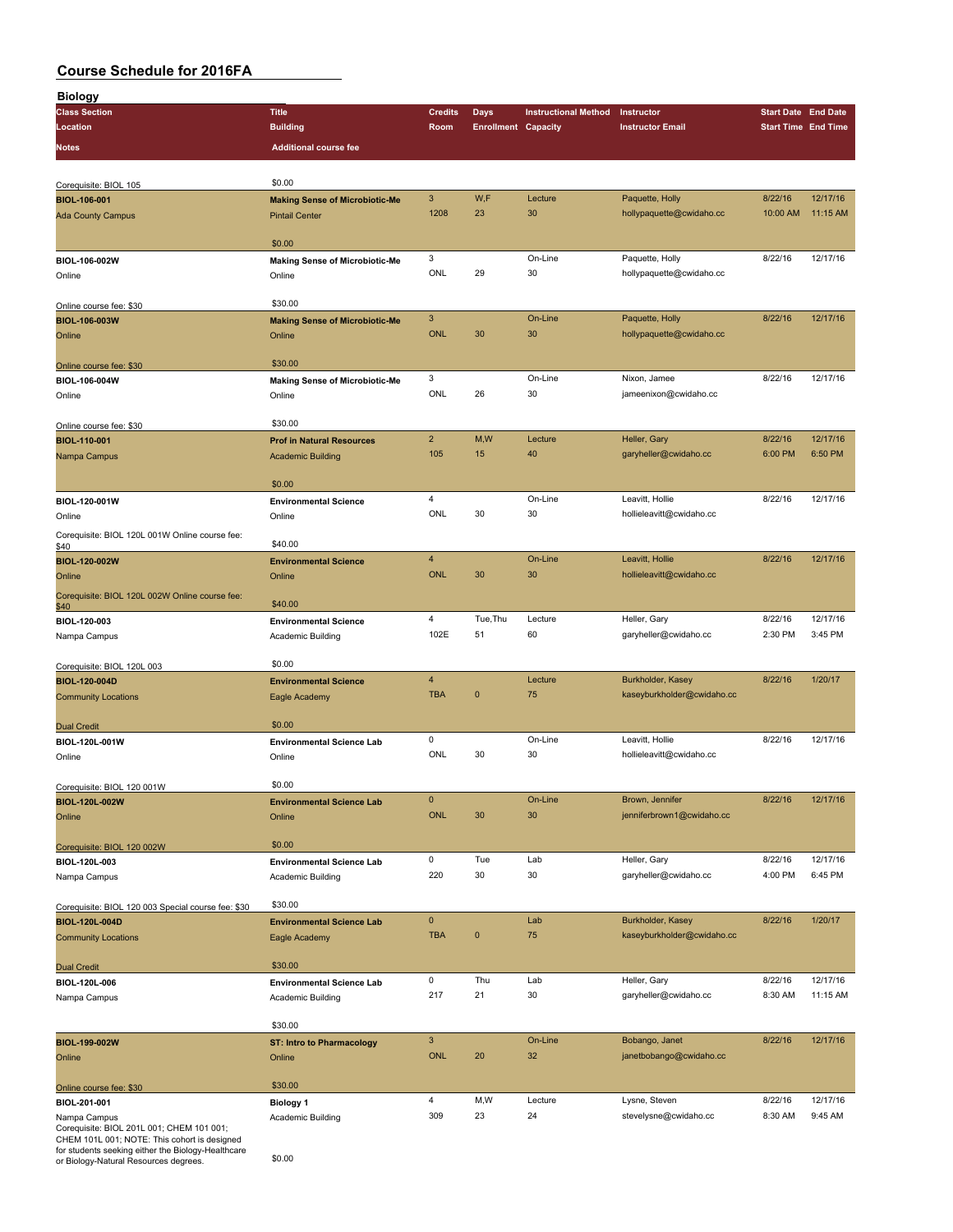# Course Schedule for 2016FA

## Biology

| Class Section / Location / Notes | Title / Building / Additional course fee | Credits / Room | Days / Enrollment | Instructional Method / Capacity | Instructor / Instructor Email | Start Date / Start Time | End Date / End Time |
|---|---|---|---|---|---|---|---|
| Corequisite: BIOL 105 | $0.00 | | | | | | |
| BIOL-106-001<br>Ada County Campus | Making Sense of Microbiotic-Me<br>Pintail Center<br>$0.00 | 3<br>1208 | W,F<br>23 | Lecture<br>30 | Paquette, Holly<br>hollypaquette@cwidaho.cc | 8/22/16<br>10:00 AM | 12/17/16<br>11:15 AM |
| BIOL-106-002W<br>Online<br>Online course fee: $30 | Making Sense of Microbiotic-Me<br>Online<br>$30.00 | 3<br>ONL | <br>29 | On-Line<br>30 | Paquette, Holly<br>hollypaquette@cwidaho.cc | 8/22/16 | 12/17/16 |
| BIOL-106-003W<br>Online<br>Online course fee: $30 | Making Sense of Microbiotic-Me<br>Online<br>$30.00 | 3<br>ONL | <br>30 | On-Line<br>30 | Paquette, Holly<br>hollypaquette@cwidaho.cc | 8/22/16 | 12/17/16 |
| BIOL-106-004W<br>Online<br>Online course fee: $30 | Making Sense of Microbiotic-Me<br>Online<br>$30.00 | 3<br>ONL | <br>26 | On-Line<br>30 | Nixon, Jamee<br>jameenixon@cwidaho.cc | 8/22/16 | 12/17/16 |
| BIOL-110-001<br>Nampa Campus | Prof in Natural Resources<br>Academic Building<br>$0.00 | 2<br>105 | M,W<br>15 | Lecture<br>40 | Heller, Gary<br>garyheller@cwidaho.cc | 8/22/16<br>6:00 PM | 12/17/16<br>6:50 PM |
| BIOL-120-001W<br>Online<br>Corequisite: BIOL 120L 001W Online course fee: $40 | Environmental Science<br>Online<br>$40.00 | 4<br>ONL | <br>30 | On-Line<br>30 | Leavitt, Hollie<br>hollieleavitt@cwidaho.cc | 8/22/16 | 12/17/16 |
| BIOL-120-002W<br>Online<br>Corequisite: BIOL 120L 002W Online course fee: $40 | Environmental Science<br>Online<br>$40.00 | 4<br>ONL | <br>30 | On-Line<br>30 | Leavitt, Hollie<br>hollieleavitt@cwidaho.cc | 8/22/16 | 12/17/16 |
| BIOL-120-003<br>Nampa Campus<br>Corequisite: BIOL 120L 003 | Environmental Science<br>Academic Building<br>$0.00 | 4<br>102E | Tue,Thu<br>51 | Lecture<br>60 | Heller, Gary<br>garyheller@cwidaho.cc | 8/22/16<br>2:30 PM | 12/17/16<br>3:45 PM |
| BIOL-120-004D<br>Community Locations<br>Dual Credit | Environmental Science<br>Eagle Academy<br>$0.00 | 4<br>TBA | <br>0 | Lecture<br>75 | Burkholder, Kasey<br>kaseyburkholder@cwidaho.cc | 8/22/16 | 1/20/17 |
| BIOL-120L-001W<br>Online<br>Corequisite: BIOL 120 001W | Environmental Science Lab<br>Online<br>$0.00 | 0<br>ONL | <br>30 | On-Line<br>30 | Leavitt, Hollie<br>hollieleavitt@cwidaho.cc | 8/22/16 | 12/17/16 |
| BIOL-120L-002W<br>Online<br>Corequisite: BIOL 120 002W | Environmental Science Lab<br>Online<br>$0.00 | 0<br>ONL | <br>30 | On-Line<br>30 | Brown, Jennifer<br>jenniferbrown1@cwidaho.cc | 8/22/16 | 12/17/16 |
| BIOL-120L-003<br>Nampa Campus<br>Corequisite: BIOL 120 003 Special course fee: $30 | Environmental Science Lab<br>Academic Building<br>$30.00 | 0<br>220 | Tue<br>30 | Lab<br>30 | Heller, Gary<br>garyheller@cwidaho.cc | 8/22/16<br>4:00 PM | 12/17/16<br>6:45 PM |
| BIOL-120L-004D<br>Community Locations<br>Dual Credit | Environmental Science Lab<br>Eagle Academy<br>$30.00 | 0<br>TBA | <br>0 | Lab<br>75 | Burkholder, Kasey<br>kaseyburkholder@cwidaho.cc | 8/22/16 | 1/20/17 |
| BIOL-120L-006<br>Nampa Campus | Environmental Science Lab<br>Academic Building<br>$30.00 | 0<br>217 | Thu<br>21 | Lab<br>30 | Heller, Gary<br>garyheller@cwidaho.cc | 8/22/16<br>8:30 AM | 12/17/16<br>11:15 AM |
| BIOL-199-002W<br>Online<br>Online course fee: $30 | ST: Intro to Pharmacology<br>Online<br>$30.00 | 3<br>ONL | <br>20 | On-Line<br>32 | Bobango, Janet<br>janetbobango@cwidaho.cc | 8/22/16 | 12/17/16 |
| BIOL-201-001<br>Nampa Campus<br>Corequisite: BIOL 201L 001; CHEM 101 001; CHEM 101L 001; NOTE: This cohort is designed for students seeking either the Biology-Healthcare or Biology-Natural Resources degrees. | Biology 1<br>Academic Building<br>$0.00 | 4<br>309 | M,W<br>23 | Lecture<br>24 | Lysne, Steven<br>stevelysne@cwidaho.cc | 8/22/16<br>8:30 AM | 12/17/16<br>9:45 AM |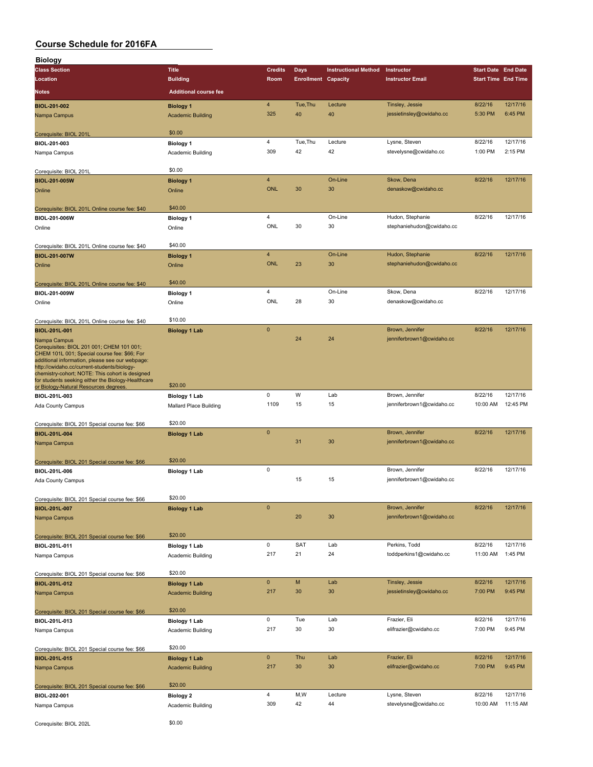# Course Schedule for 2016FA

## Biology

| Class Section / Location / Notes | Title / Building / Additional course fee | Credits / Room | Days / Enrollment | Instructional Method / Capacity | Instructor / Instructor Email | Start Date / Start Time | End Date / End Time |
|---|---|---|---|---|---|---|---|
| **BIOL-201-002** | **Biology 1** | 4 | Tue,Thu | Lecture | Tinsley, Jessie | 8/22/16 | 12/17/16 |
| Nampa Campus | Academic Building | 325 | 40 | 40 | jessietinsley@cwidaho.cc | 5:30 PM | 6:45 PM |
| Corequisite: BIOL 201L | $0.00 | | | | | | |
| **BIOL-201-003** | **Biology 1** | 4 | Tue,Thu | Lecture | Lysne, Steven | 8/22/16 | 12/17/16 |
| Nampa Campus | Academic Building | 309 | 42 | 42 | stevelysne@cwidaho.cc | 1:00 PM | 2:15 PM |
| Corequisite: BIOL 201L | $0.00 | | | | | | |
| **BIOL-201-005W** | **Biology 1** | 4 | | On-Line | Skow, Dena | 8/22/16 | 12/17/16 |
| Online | Online | ONL | 30 | 30 | denaskow@cwidaho.cc | | |
| Corequisite: BIOL 201L Online course fee: $40 | $40.00 | | | | | | |
| **BIOL-201-006W** | **Biology 1** | 4 | | On-Line | Hudon, Stephanie | 8/22/16 | 12/17/16 |
| Online | Online | ONL | 30 | 30 | stephaniehudon@cwidaho.cc | | |
| Corequisite: BIOL 201L Online course fee: $40 | $40.00 | | | | | | |
| **BIOL-201-007W** | **Biology 1** | 4 | | On-Line | Hudon, Stephanie | 8/22/16 | 12/17/16 |
| Online | Online | ONL | 23 | 30 | stephaniehudon@cwidaho.cc | | |
| Corequisite: BIOL 201L Online course fee: $40 | $40.00 | | | | | | |
| **BIOL-201-009W** | **Biology 1** | 4 | | On-Line | Skow, Dena | 8/22/16 | 12/17/16 |
| Online | Online | ONL | 28 | 30 | denaskow@cwidaho.cc | | |
| Corequisite: BIOL 201L Online course fee: $40 | $10.00 | | | | | | |
| **BIOL-201L-001** | **Biology 1 Lab** | 0 | | | Brown, Jennifer | 8/22/16 | 12/17/16 |
| Nampa Campus | | | 24 | 24 | jenniferbrown1@cwidaho.cc | | |
| Corequisites: BIOL 201 001; CHEM 101 001; CHEM 101L 001; Special course fee: $66; For additional information, please see our webpage: http://cwidaho.cc/current-students/biology-chemistry-cohort; NOTE: This cohort is designed for students seeking either the Biology-Healthcare or Biology-Natural Resources degrees. | $20.00 | | | | | | |
| **BIOL-201L-003** | **Biology 1 Lab** | 0 | W | Lab | Brown, Jennifer | 8/22/16 | 12/17/16 |
| Ada County Campus | Mallard Place Building | 1109 | 15 | 15 | jenniferbrown1@cwidaho.cc | 10:00 AM | 12:45 PM |
| Corequisite: BIOL 201 Special course fee: $66 | $20.00 | | | | | | |
| **BIOL-201L-004** | **Biology 1 Lab** | 0 | | | Brown, Jennifer | 8/22/16 | 12/17/16 |
| Nampa Campus | | | 31 | 30 | jenniferbrown1@cwidaho.cc | | |
| Corequisite: BIOL 201 Special course fee: $66 | $20.00 | | | | | | |
| **BIOL-201L-006** | **Biology 1 Lab** | 0 | | | Brown, Jennifer | 8/22/16 | 12/17/16 |
| Ada County Campus | | | 15 | 15 | jenniferbrown1@cwidaho.cc | | |
| Corequisite: BIOL 201 Special course fee: $66 | $20.00 | | | | | | |
| **BIOL-201L-007** | **Biology 1 Lab** | 0 | | | Brown, Jennifer | 8/22/16 | 12/17/16 |
| Nampa Campus | | | 20 | 30 | jenniferbrown1@cwidaho.cc | | |
| Corequisite: BIOL 201 Special course fee: $66 | $20.00 | | | | | | |
| **BIOL-201L-011** | **Biology 1 Lab** | 0 | SAT | Lab | Perkins, Todd | 8/22/16 | 12/17/16 |
| Nampa Campus | Academic Building | 217 | 21 | 24 | toddperkins1@cwidaho.cc | 11:00 AM | 1:45 PM |
| Corequisite: BIOL 201 Special course fee: $66 | $20.00 | | | | | | |
| **BIOL-201L-012** | **Biology 1 Lab** | 0 | M | Lab | Tinsley, Jessie | 8/22/16 | 12/17/16 |
| Nampa Campus | Academic Building | 217 | 30 | 30 | jessietinsley@cwidaho.cc | 7:00 PM | 9:45 PM |
| Corequisite: BIOL 201 Special course fee: $66 | $20.00 | | | | | | |
| **BIOL-201L-013** | **Biology 1 Lab** | 0 | Tue | Lab | Frazier, Eli | 8/22/16 | 12/17/16 |
| Nampa Campus | Academic Building | 217 | 30 | 30 | elifrazier@cwidaho.cc | 7:00 PM | 9:45 PM |
| Corequisite: BIOL 201 Special course fee: $66 | $20.00 | | | | | | |
| **BIOL-201L-015** | **Biology 1 Lab** | 0 | Thu | Lab | Frazier, Eli | 8/22/16 | 12/17/16 |
| Nampa Campus | Academic Building | 217 | 30 | 30 | elifrazier@cwidaho.cc | 7:00 PM | 9:45 PM |
| Corequisite: BIOL 201 Special course fee: $66 | $20.00 | | | | | | |
| **BIOL-202-001** | **Biology 2** | 4 | M,W | Lecture | Lysne, Steven | 8/22/16 | 12/17/16 |
| Nampa Campus | Academic Building | 309 | 42 | 44 | stevelysne@cwidaho.cc | 10:00 AM | 11:15 AM |
| Corequisite: BIOL 202L | $0.00 | | | | | | |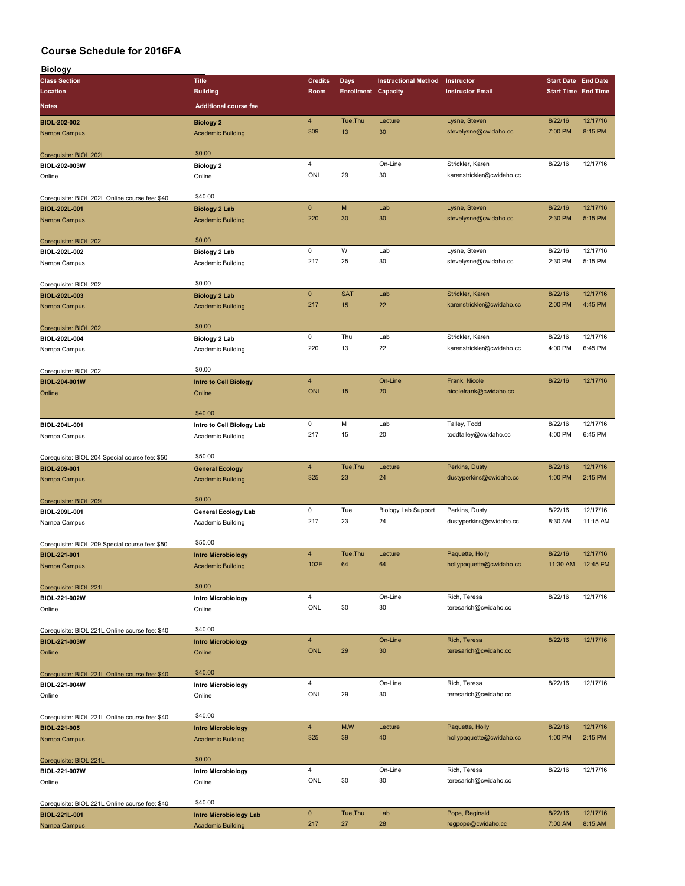# Course Schedule for 2016FA

## Biology

| Class Section / Location / Notes | Title / Building / Additional course fee | Credits / Room | Days / Enrollment | Instructional Method / Capacity | Instructor / Instructor Email | Start Date / Start Time | End Date / End Time |
|---|---|---|---|---|---|---|---|
| **BIOL-202-002** | **Biology 2** | 4 | Tue,Thu | Lecture | Lysne, Steven | 8/22/16 | 12/17/16 |
| Nampa Campus | Academic Building | 309 | 13 | 30 | stevelysne@cwidaho.cc | 7:00 PM | 8:15 PM |
| Corequisite: BIOL 202L | $0.00 | | | | | | |
| **BIOL-202-003W** | **Biology 2** | 4 | | On-Line | Strickler, Karen | 8/22/16 | 12/17/16 |
| Online | Online | ONL | 29 | 30 | karenstrickler@cwidaho.cc | | |
| Corequisite: BIOL 202L Online course fee: $40 | $40.00 | | | | | | |
| **BIOL-202L-001** | **Biology 2 Lab** | 0 | M | Lab | Lysne, Steven | 8/22/16 | 12/17/16 |
| Nampa Campus | Academic Building | 220 | 30 | 30 | stevelysne@cwidaho.cc | 2:30 PM | 5:15 PM |
| Corequisite: BIOL 202 | $0.00 | | | | | | |
| **BIOL-202L-002** | **Biology 2 Lab** | 0 | W | Lab | Lysne, Steven | 8/22/16 | 12/17/16 |
| Nampa Campus | Academic Building | 217 | 25 | 30 | stevelysne@cwidaho.cc | 2:30 PM | 5:15 PM |
| Corequisite: BIOL 202 | $0.00 | | | | | | |
| **BIOL-202L-003** | **Biology 2 Lab** | 0 | SAT | Lab | Strickler, Karen | 8/22/16 | 12/17/16 |
| Nampa Campus | Academic Building | 217 | 15 | 22 | karenstrickler@cwidaho.cc | 2:00 PM | 4:45 PM |
| Corequisite: BIOL 202 | $0.00 | | | | | | |
| **BIOL-202L-004** | **Biology 2 Lab** | 0 | Thu | Lab | Strickler, Karen | 8/22/16 | 12/17/16 |
| Nampa Campus | Academic Building | 220 | 13 | 22 | karenstrickler@cwidaho.cc | 4:00 PM | 6:45 PM |
| Corequisite: BIOL 202 | $0.00 | | | | | | |
| **BIOL-204-001W** | **Intro to Cell Biology** | 4 | | On-Line | Frank, Nicole | 8/22/16 | 12/17/16 |
| Online | Online | ONL | 15 | 20 | nicolefrank@cwidaho.cc | | |
| | $40.00 | | | | | | |
| **BIOL-204L-001** | **Intro to Cell Biology Lab** | 0 | M | Lab | Talley, Todd | 8/22/16 | 12/17/16 |
| Nampa Campus | Academic Building | 217 | 15 | 20 | toddtalley@cwidaho.cc | 4:00 PM | 6:45 PM |
| Corequisite: BIOL 204 Special course fee: $50 | $50.00 | | | | | | |
| **BIOL-209-001** | **General Ecology** | 4 | Tue,Thu | Lecture | Perkins, Dusty | 8/22/16 | 12/17/16 |
| Nampa Campus | Academic Building | 325 | 23 | 24 | dustyperkins@cwidaho.cc | 1:00 PM | 2:15 PM |
| Corequisite: BIOL 209L | $0.00 | | | | | | |
| **BIOL-209L-001** | **General Ecology Lab** | 0 | Tue | Biology Lab Support | Perkins, Dusty | 8/22/16 | 12/17/16 |
| Nampa Campus | Academic Building | 217 | 23 | 24 | dustyperkins@cwidaho.cc | 8:30 AM | 11:15 AM |
| Corequisite: BIOL 209 Special course fee: $50 | $50.00 | | | | | | |
| **BIOL-221-001** | **Intro Microbiology** | 4 | Tue,Thu | Lecture | Paquette, Holly | 8/22/16 | 12/17/16 |
| Nampa Campus | Academic Building | 102E | 64 | 64 | hollypaquette@cwidaho.cc | 11:30 AM | 12:45 PM |
| Corequisite: BIOL 221L | $0.00 | | | | | | |
| **BIOL-221-002W** | **Intro Microbiology** | 4 | | On-Line | Rich, Teresa | 8/22/16 | 12/17/16 |
| Online | Online | ONL | 30 | 30 | teresarich@cwidaho.cc | | |
| Corequisite: BIOL 221L Online course fee: $40 | $40.00 | | | | | | |
| **BIOL-221-003W** | **Intro Microbiology** | 4 | | On-Line | Rich, Teresa | 8/22/16 | 12/17/16 |
| Online | Online | ONL | 29 | 30 | teresarich@cwidaho.cc | | |
| Corequisite: BIOL 221L Online course fee: $40 | $40.00 | | | | | | |
| **BIOL-221-004W** | **Intro Microbiology** | 4 | | On-Line | Rich, Teresa | 8/22/16 | 12/17/16 |
| Online | Online | ONL | 29 | 30 | teresarich@cwidaho.cc | | |
| Corequisite: BIOL 221L Online course fee: $40 | $40.00 | | | | | | |
| **BIOL-221-005** | **Intro Microbiology** | 4 | M,W | Lecture | Paquette, Holly | 8/22/16 | 12/17/16 |
| Nampa Campus | Academic Building | 325 | 39 | 40 | hollypaquette@cwidaho.cc | 1:00 PM | 2:15 PM |
| Corequisite: BIOL 221L | $0.00 | | | | | | |
| **BIOL-221-007W** | **Intro Microbiology** | 4 | | On-Line | Rich, Teresa | 8/22/16 | 12/17/16 |
| Online | Online | ONL | 30 | 30 | teresarich@cwidaho.cc | | |
| Corequisite: BIOL 221L Online course fee: $40 | $40.00 | | | | | | |
| **BIOL-221L-001** | **Intro Microbiology Lab** | 0 | Tue,Thu | Lab | Pope, Reginald | 8/22/16 | 12/17/16 |
| Nampa Campus | Academic Building | 217 | 27 | 28 | regpope@cwidaho.cc | 7:00 AM | 8:15 AM |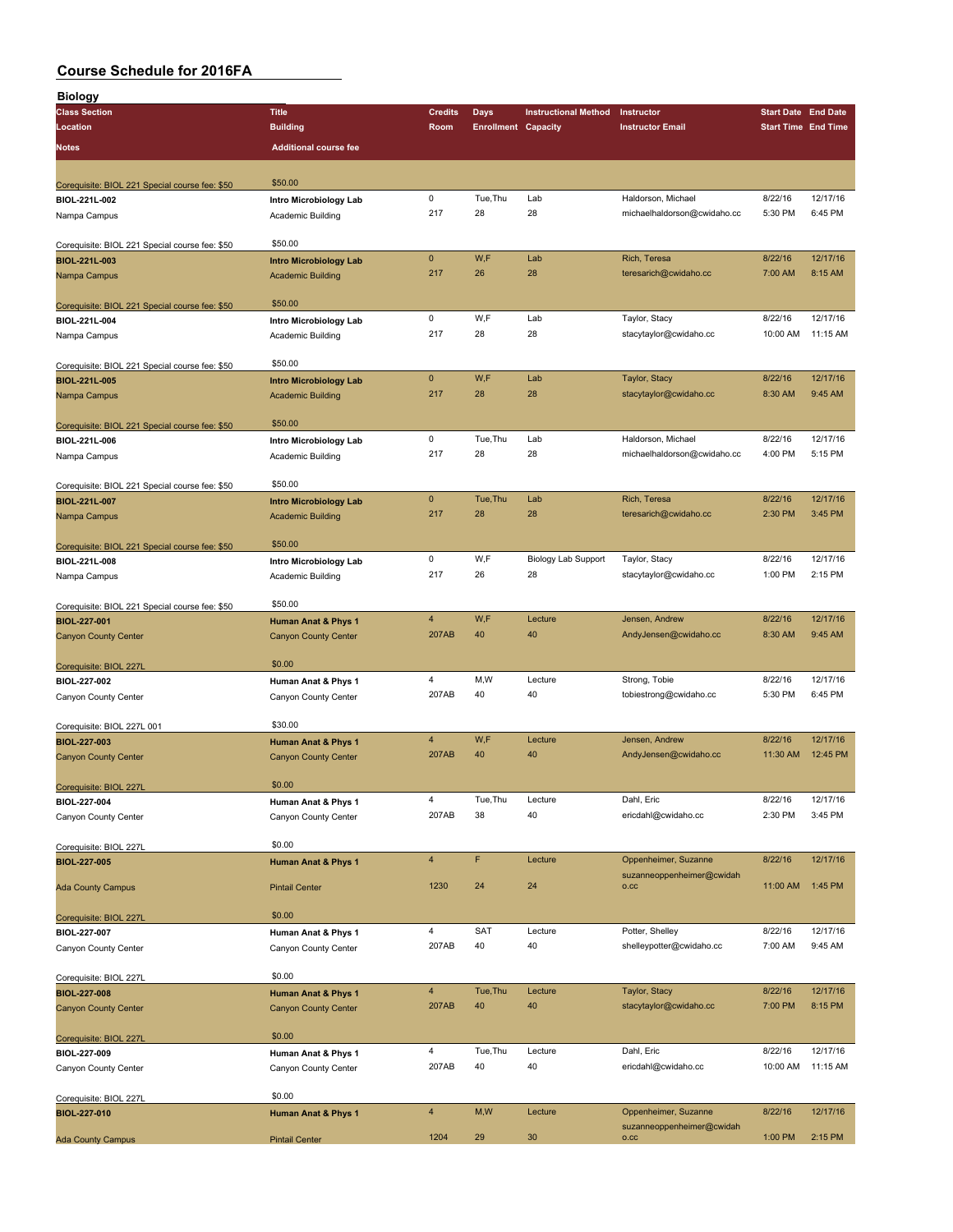# Course Schedule for 2016FA

## Biology

| Class Section / Location / Notes | Title / Building / Additional course fee | Credits / Room | Days / Enrollment | Instructional Method / Capacity | Instructor / Instructor Email | Start Date / Start Time | End Date / End Time |
|---|---|---|---|---|---|---|---|
| Corequisite: BIOL 221 Special course fee: $50 | $50.00 | | | | | | |
| BIOL-221L-002 | Intro Microbiology Lab | 0 | Tue,Thu | Lab | Haldorson, Michael | 8/22/16 | 12/17/16 |
| Nampa Campus | Academic Building | 217 | 28 | 28 | michaelhaldorson@cwidaho.cc | 5:30 PM | 6:45 PM |
| Corequisite: BIOL 221 Special course fee: $50 | $50.00 | | | | | | |
| BIOL-221L-003 | Intro Microbiology Lab | 0 | W,F | Lab | Rich, Teresa | 8/22/16 | 12/17/16 |
| Nampa Campus | Academic Building | 217 | 26 | 28 | teresarich@cwidaho.cc | 7:00 AM | 8:15 AM |
| Corequisite: BIOL 221 Special course fee: $50 | $50.00 | | | | | | |
| BIOL-221L-004 | Intro Microbiology Lab | 0 | W,F | Lab | Taylor, Stacy | 8/22/16 | 12/17/16 |
| Nampa Campus | Academic Building | 217 | 28 | 28 | stacytaylor@cwidaho.cc | 10:00 AM | 11:15 AM |
| Corequisite: BIOL 221 Special course fee: $50 | $50.00 | | | | | | |
| BIOL-221L-005 | Intro Microbiology Lab | 0 | W,F | Lab | Taylor, Stacy | 8/22/16 | 12/17/16 |
| Nampa Campus | Academic Building | 217 | 28 | 28 | stacytaylor@cwidaho.cc | 8:30 AM | 9:45 AM |
| Corequisite: BIOL 221 Special course fee: $50 | $50.00 | | | | | | |
| BIOL-221L-006 | Intro Microbiology Lab | 0 | Tue,Thu | Lab | Haldorson, Michael | 8/22/16 | 12/17/16 |
| Nampa Campus | Academic Building | 217 | 28 | 28 | michaelhaldorson@cwidaho.cc | 4:00 PM | 5:15 PM |
| Corequisite: BIOL 221 Special course fee: $50 | $50.00 | | | | | | |
| BIOL-221L-007 | Intro Microbiology Lab | 0 | Tue,Thu | Lab | Rich, Teresa | 8/22/16 | 12/17/16 |
| Nampa Campus | Academic Building | 217 | 28 | 28 | teresarich@cwidaho.cc | 2:30 PM | 3:45 PM |
| Corequisite: BIOL 221 Special course fee: $50 | $50.00 | | | | | | |
| BIOL-221L-008 | Intro Microbiology Lab | 0 | W,F | Biology Lab Support | Taylor, Stacy | 8/22/16 | 12/17/16 |
| Nampa Campus | Academic Building | 217 | 26 | 28 | stacytaylor@cwidaho.cc | 1:00 PM | 2:15 PM |
| Corequisite: BIOL 221 Special course fee: $50 | $50.00 | | | | | | |
| BIOL-227-001 | Human Anat & Phys 1 | 4 | W,F | Lecture | Jensen, Andrew | 8/22/16 | 12/17/16 |
| Canyon County Center | Canyon County Center | 207AB | 40 | 40 | AndyJensen@cwidaho.cc | 8:30 AM | 9:45 AM |
| Corequisite: BIOL 227L | $0.00 | | | | | | |
| BIOL-227-002 | Human Anat & Phys 1 | 4 | M,W | Lecture | Strong, Tobie | 8/22/16 | 12/17/16 |
| Canyon County Center | Canyon County Center | 207AB | 40 | 40 | tobiestrong@cwidaho.cc | 5:30 PM | 6:45 PM |
| Corequisite: BIOL 227L 001 | $30.00 | | | | | | |
| BIOL-227-003 | Human Anat & Phys 1 | 4 | W,F | Lecture | Jensen, Andrew | 8/22/16 | 12/17/16 |
| Canyon County Center | Canyon County Center | 207AB | 40 | 40 | AndyJensen@cwidaho.cc | 11:30 AM | 12:45 PM |
| Corequisite: BIOL 227L | $0.00 | | | | | | |
| BIOL-227-004 | Human Anat & Phys 1 | 4 | Tue,Thu | Lecture | Dahl, Eric | 8/22/16 | 12/17/16 |
| Canyon County Center | Canyon County Center | 207AB | 38 | 40 | ericdahl@cwidaho.cc | 2:30 PM | 3:45 PM |
| Corequisite: BIOL 227L | $0.00 | | | | | | |
| BIOL-227-005 | Human Anat & Phys 1 | 4 | F | Lecture | Oppenheimer, Suzanne | 8/22/16 | 12/17/16 |
| Ada County Campus | Pintail Center | 1230 | 24 | 24 | suzanneoppenheimer@cwidaho.cc | 11:00 AM | 1:45 PM |
| Corequisite: BIOL 227L | $0.00 | | | | | | |
| BIOL-227-007 | Human Anat & Phys 1 | 4 | SAT | Lecture | Potter, Shelley | 8/22/16 | 12/17/16 |
| Canyon County Center | Canyon County Center | 207AB | 40 | 40 | shelleypotter@cwidaho.cc | 7:00 AM | 9:45 AM |
| Corequisite: BIOL 227L | $0.00 | | | | | | |
| BIOL-227-008 | Human Anat & Phys 1 | 4 | Tue,Thu | Lecture | Taylor, Stacy | 8/22/16 | 12/17/16 |
| Canyon County Center | Canyon County Center | 207AB | 40 | 40 | stacytaylor@cwidaho.cc | 7:00 PM | 8:15 PM |
| Corequisite: BIOL 227L | $0.00 | | | | | | |
| BIOL-227-009 | Human Anat & Phys 1 | 4 | Tue,Thu | Lecture | Dahl, Eric | 8/22/16 | 12/17/16 |
| Canyon County Center | Canyon County Center | 207AB | 40 | 40 | ericdahl@cwidaho.cc | 10:00 AM | 11:15 AM |
| Corequisite: BIOL 227L | $0.00 | | | | | | |
| BIOL-227-010 | Human Anat & Phys 1 | 4 | M,W | Lecture | Oppenheimer, Suzanne | 8/22/16 | 12/17/16 |
| Ada County Campus | Pintail Center | 1204 | 29 | 30 | suzanneoppenheimer@cwidaho.cc | 1:00 PM | 2:15 PM |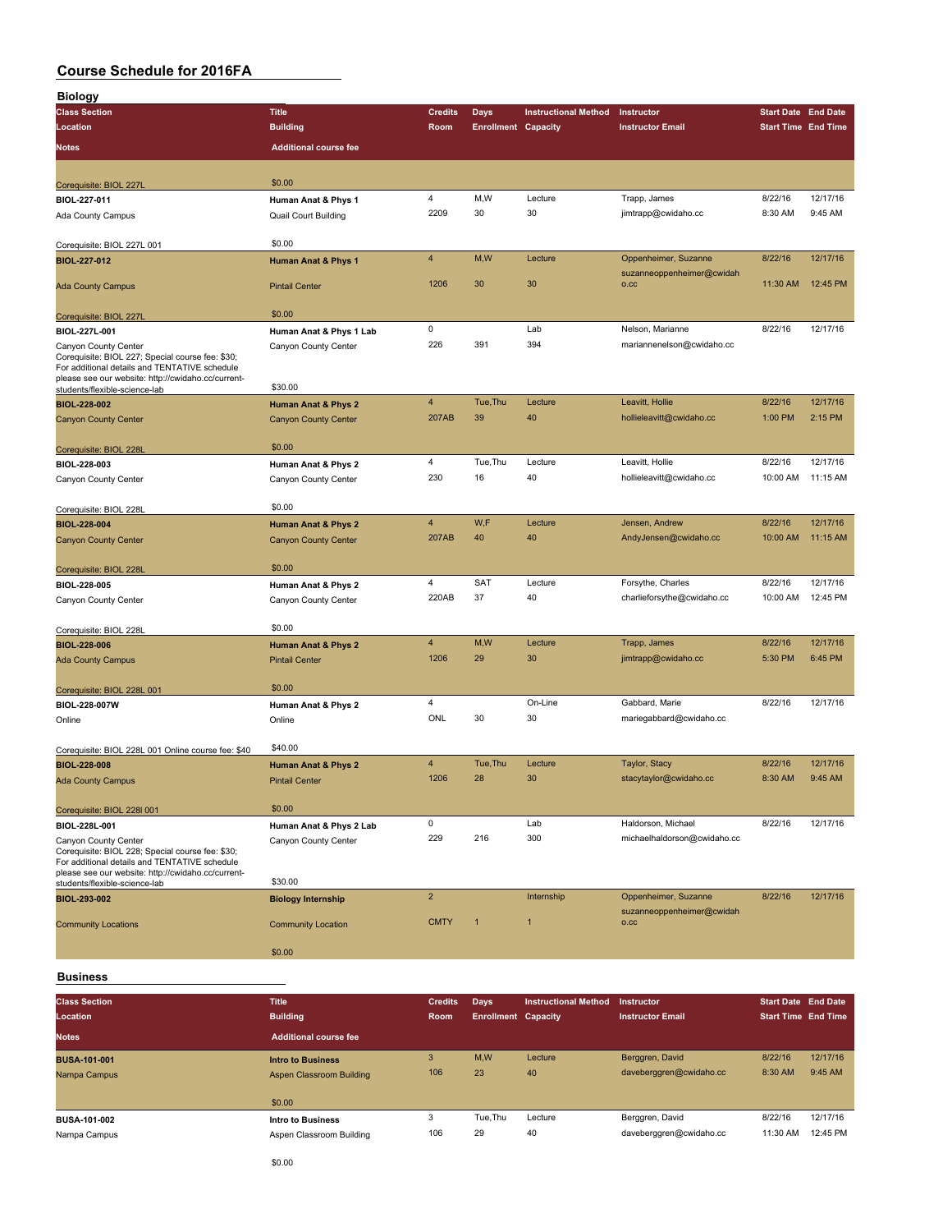# Course Schedule for 2016FA

## Biology

| Class Section / Location / Notes | Title / Building / Additional course fee | Credits / Room | Days / Enrollment | Instructional Method / Capacity | Instructor / Instructor Email | Start Date / Start Time | End Date / End Time |
|---|---|---|---|---|---|---|---|
| Corequisite: BIOL 227L | $0.00 | | | | | | |
| BIOL-227-011 | Human Anat & Phys 1 | 4 | M,W | Lecture | Trapp, James | 8/22/16 | 12/17/16 |
| Ada County Campus | Quail Court Building | 2209 | 30 | 30 | jimtrapp@cwidaho.cc | 8:30 AM | 9:45 AM |
| Corequisite: BIOL 227L 001 | $0.00 | | | | | | |
| BIOL-227-012 | Human Anat & Phys 1 | 4 | M,W | Lecture | Oppenheimer, Suzanne | 8/22/16 | 12/17/16 |
| Ada County Campus | Pintail Center | 1206 | 30 | 30 | suzanneoppenheimer@cwidaho.cc | 11:30 AM | 12:45 PM |
| Corequisite: BIOL 227L | $0.00 | | | | | | |
| BIOL-227L-001 | Human Anat & Phys 1 Lab | 0 | | Lab | Nelson, Marianne | 8/22/16 | 12/17/16 |
| Canyon County Center | Canyon County Center | 226 | 391 | 394 | mariannenelson@cwidaho.cc | | |
| Corequisite: BIOL 227; Special course fee: $30; For additional details and TENTATIVE schedule please see our website: http://cwidaho.cc/current-students/flexible-science-lab | $30.00 | | | | | | |
| BIOL-228-002 | Human Anat & Phys 2 | 4 | Tue,Thu | Lecture | Leavitt, Hollie | 8/22/16 | 12/17/16 |
| Canyon County Center | Canyon County Center | 207AB | 39 | 40 | hollieleavitt@cwidaho.cc | 1:00 PM | 2:15 PM |
| Corequisite: BIOL 228L | $0.00 | | | | | | |
| BIOL-228-003 | Human Anat & Phys 2 | 4 | Tue,Thu | Lecture | Leavitt, Hollie | 8/22/16 | 12/17/16 |
| Canyon County Center | Canyon County Center | 230 | 16 | 40 | hollieleavitt@cwidaho.cc | 10:00 AM | 11:15 AM |
| Corequisite: BIOL 228L | $0.00 | | | | | | |
| BIOL-228-004 | Human Anat & Phys 2 | 4 | W,F | Lecture | Jensen, Andrew | 8/22/16 | 12/17/16 |
| Canyon County Center | Canyon County Center | 207AB | 40 | 40 | AndyJensen@cwidaho.cc | 10:00 AM | 11:15 AM |
| Corequisite: BIOL 228L | $0.00 | | | | | | |
| BIOL-228-005 | Human Anat & Phys 2 | 4 | SAT | Lecture | Forsythe, Charles | 8/22/16 | 12/17/16 |
| Canyon County Center | Canyon County Center | 220AB | 37 | 40 | charlieforsythe@cwidaho.cc | 10:00 AM | 12:45 PM |
| Corequisite: BIOL 228L | $0.00 | | | | | | |
| BIOL-228-006 | Human Anat & Phys 2 | 4 | M,W | Lecture | Trapp, James | 8/22/16 | 12/17/16 |
| Ada County Campus | Pintail Center | 1206 | 29 | 30 | jimtrapp@cwidaho.cc | 5:30 PM | 6:45 PM |
| Corequisite: BIOL 228L 001 | $0.00 | | | | | | |
| BIOL-228-007W | Human Anat & Phys 2 | 4 | | On-Line | Gabbard, Marie | 8/22/16 | 12/17/16 |
| Online | Online | ONL | 30 | 30 | mariegabbard@cwidaho.cc | | |
| Corequisite: BIOL 228L 001 Online course fee: $40 | $40.00 | | | | | | |
| BIOL-228-008 | Human Anat & Phys 2 | 4 | Tue,Thu | Lecture | Taylor, Stacy | 8/22/16 | 12/17/16 |
| Ada County Campus | Pintail Center | 1206 | 28 | 30 | stacytaylor@cwidaho.cc | 8:30 AM | 9:45 AM |
| Corequisite: BIOL 228l 001 | $0.00 | | | | | | |
| BIOL-228L-001 | Human Anat & Phys 2 Lab | 0 | | Lab | Haldorson, Michael | 8/22/16 | 12/17/16 |
| Canyon County Center | Canyon County Center | 229 | 216 | 300 | michaelhaldorson@cwidaho.cc | | |
| Corequisite: BIOL 228; Special course fee: $30; For additional details and TENTATIVE schedule please see our website: http://cwidaho.cc/current-students/flexible-science-lab | $30.00 | | | | | | |
| BIOL-293-002 | Biology Internship | 2 | | Internship | Oppenheimer, Suzanne | 8/22/16 | 12/17/16 |
| Community Locations | Community Location | CMTY | 1 | 1 | suzanneoppenheimer@cwidaho.cc | | |
| | $0.00 | | | | | | |

## Business

| Class Section / Location / Notes | Title / Building / Additional course fee | Credits / Room | Days / Enrollment | Instructional Method / Capacity | Instructor / Instructor Email | Start Date / Start Time | End Date / End Time |
|---|---|---|---|---|---|---|---|
| BUSA-101-001 | Intro to Business | 3 | M,W | Lecture | Berggren, David | 8/22/16 | 12/17/16 |
| Nampa Campus | Aspen Classroom Building | 106 | 23 | 40 | daveberggren@cwidaho.cc | 8:30 AM | 9:45 AM |
| | $0.00 | | | | | | |
| BUSA-101-002 | Intro to Business | 3 | Tue,Thu | Lecture | Berggren, David | 8/22/16 | 12/17/16 |
| Nampa Campus | Aspen Classroom Building | 106 | 29 | 40 | daveberggren@cwidaho.cc | 11:30 AM | 12:45 PM |
| | $0.00 | | | | | | |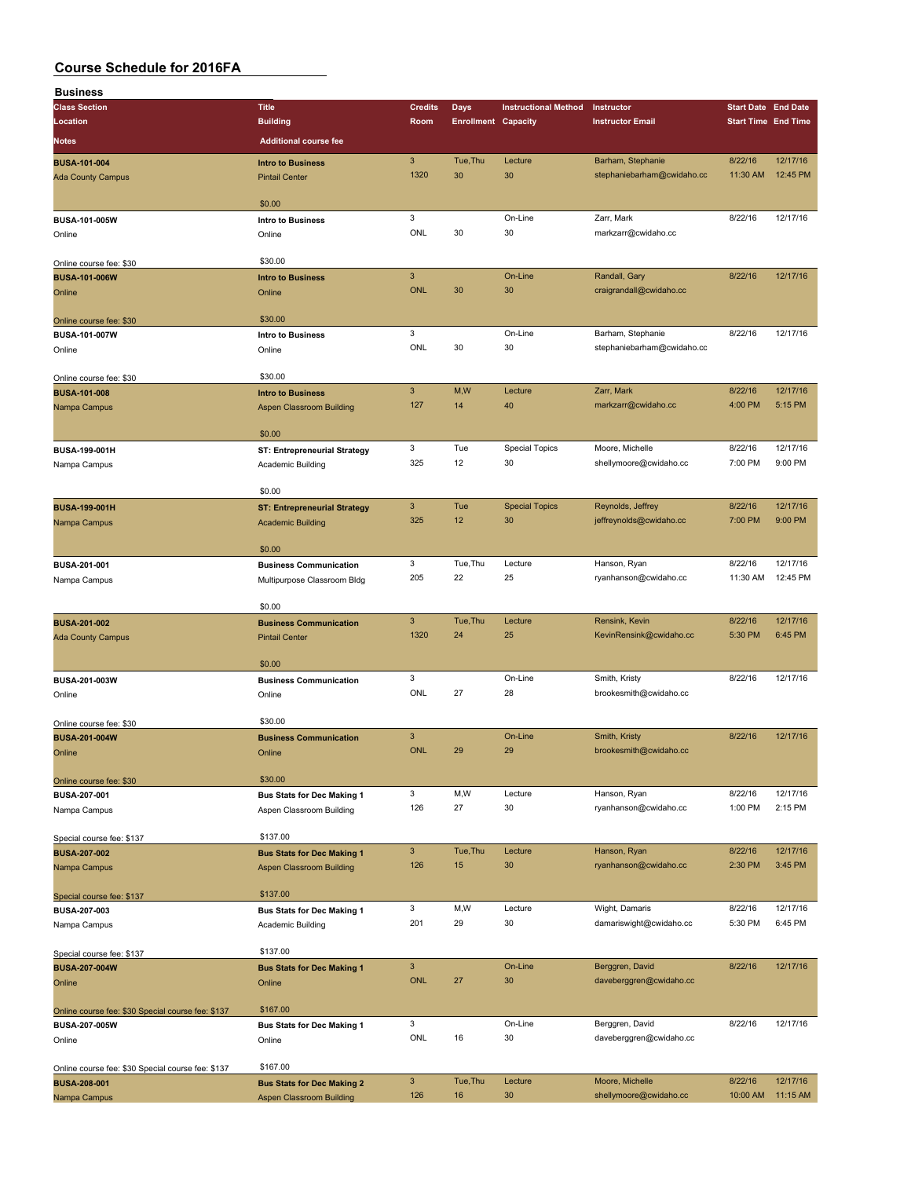# Course Schedule for 2016FA

## Business

| Class Section / Location / Notes | Title / Building / Additional course fee | Credits / Room | Days / Enrollment | Instructional Method / Capacity | Instructor / Instructor Email | Start Date / Start Time | End Date / End Time |
|---|---|---|---|---|---|---|---|
| **BUSA-101-004** | **Intro to Business** | 3 | Tue,Thu | Lecture | Barham, Stephanie | 8/22/16 | 12/17/16 |
| Ada County Campus | Pintail Center | 1320 | 30 | 30 | stephaniebarham@cwidaho.cc | 11:30 AM | 12:45 PM |
| | $0.00 | | | | | | |
| **BUSA-101-005W** | **Intro to Business** | 3 | | On-Line | Zarr, Mark | 8/22/16 | 12/17/16 |
| Online | Online | ONL | 30 | 30 | markzarr@cwidaho.cc | | |
| Online course fee: $30 | $30.00 | | | | | | |
| **BUSA-101-006W** | **Intro to Business** | 3 | | On-Line | Randall, Gary | 8/22/16 | 12/17/16 |
| Online | Online | ONL | 30 | 30 | craigrandall@cwidaho.cc | | |
| Online course fee: $30 | $30.00 | | | | | | |
| **BUSA-101-007W** | **Intro to Business** | 3 | | On-Line | Barham, Stephanie | 8/22/16 | 12/17/16 |
| Online | Online | ONL | 30 | 30 | stephaniebarham@cwidaho.cc | | |
| Online course fee: $30 | $30.00 | | | | | | |
| **BUSA-101-008** | **Intro to Business** | 3 | M,W | Lecture | Zarr, Mark | 8/22/16 | 12/17/16 |
| Nampa Campus | Aspen Classroom Building | 127 | 14 | 40 | markzarr@cwidaho.cc | 4:00 PM | 5:15 PM |
| | $0.00 | | | | | | |
| **BUSA-199-001H** | **ST: Entrepreneurial Strategy** | 3 | Tue | Special Topics | Moore, Michelle | 8/22/16 | 12/17/16 |
| Nampa Campus | Academic Building | 325 | 12 | 30 | shellymoore@cwidaho.cc | 7:00 PM | 9:00 PM |
| | $0.00 | | | | | | |
| **BUSA-199-001H** | **ST: Entrepreneurial Strategy** | 3 | Tue | Special Topics | Reynolds, Jeffrey | 8/22/16 | 12/17/16 |
| Nampa Campus | Academic Building | 325 | 12 | 30 | jeffreynolds@cwidaho.cc | 7:00 PM | 9:00 PM |
| | $0.00 | | | | | | |
| **BUSA-201-001** | **Business Communication** | 3 | Tue,Thu | Lecture | Hanson, Ryan | 8/22/16 | 12/17/16 |
| Nampa Campus | Multipurpose Classroom Bldg | 205 | 22 | 25 | ryanhanson@cwidaho.cc | 11:30 AM | 12:45 PM |
| | $0.00 | | | | | | |
| **BUSA-201-002** | **Business Communication** | 3 | Tue,Thu | Lecture | Rensink, Kevin | 8/22/16 | 12/17/16 |
| Ada County Campus | Pintail Center | 1320 | 24 | 25 | KevinRensink@cwidaho.cc | 5:30 PM | 6:45 PM |
| | $0.00 | | | | | | |
| **BUSA-201-003W** | **Business Communication** | 3 | | On-Line | Smith, Kristy | 8/22/16 | 12/17/16 |
| Online | Online | ONL | 27 | 28 | brookesmith@cwidaho.cc | | |
| Online course fee: $30 | $30.00 | | | | | | |
| **BUSA-201-004W** | **Business Communication** | 3 | | On-Line | Smith, Kristy | 8/22/16 | 12/17/16 |
| Online | Online | ONL | 29 | 29 | brookesmith@cwidaho.cc | | |
| Online course fee: $30 | $30.00 | | | | | | |
| **BUSA-207-001** | **Bus Stats for Dec Making 1** | 3 | M,W | Lecture | Hanson, Ryan | 8/22/16 | 12/17/16 |
| Nampa Campus | Aspen Classroom Building | 126 | 27 | 30 | ryanhanson@cwidaho.cc | 1:00 PM | 2:15 PM |
| Special course fee: $137 | $137.00 | | | | | | |
| **BUSA-207-002** | **Bus Stats for Dec Making 1** | 3 | Tue,Thu | Lecture | Hanson, Ryan | 8/22/16 | 12/17/16 |
| Nampa Campus | Aspen Classroom Building | 126 | 15 | 30 | ryanhanson@cwidaho.cc | 2:30 PM | 3:45 PM |
| Special course fee: $137 | $137.00 | | | | | | |
| **BUSA-207-003** | **Bus Stats for Dec Making 1** | 3 | M,W | Lecture | Wight, Damaris | 8/22/16 | 12/17/16 |
| Nampa Campus | Academic Building | 201 | 29 | 30 | damariswight@cwidaho.cc | 5:30 PM | 6:45 PM |
| Special course fee: $137 | $137.00 | | | | | | |
| **BUSA-207-004W** | **Bus Stats for Dec Making 1** | 3 | | On-Line | Berggren, David | 8/22/16 | 12/17/16 |
| Online | Online | ONL | 27 | 30 | daveberggren@cwidaho.cc | | |
| Online course fee: $30 Special course fee: $137 | $167.00 | | | | | | |
| **BUSA-207-005W** | **Bus Stats for Dec Making 1** | 3 | | On-Line | Berggren, David | 8/22/16 | 12/17/16 |
| Online | Online | ONL | 16 | 30 | daveberggren@cwidaho.cc | | |
| Online course fee: $30 Special course fee: $137 | $167.00 | | | | | | |
| **BUSA-208-001** | **Bus Stats for Dec Making 2** | 3 | Tue,Thu | Lecture | Moore, Michelle | 8/22/16 | 12/17/16 |
| Nampa Campus | Aspen Classroom Building | 126 | 16 | 30 | shellymoore@cwidaho.cc | 10:00 AM | 11:15 AM |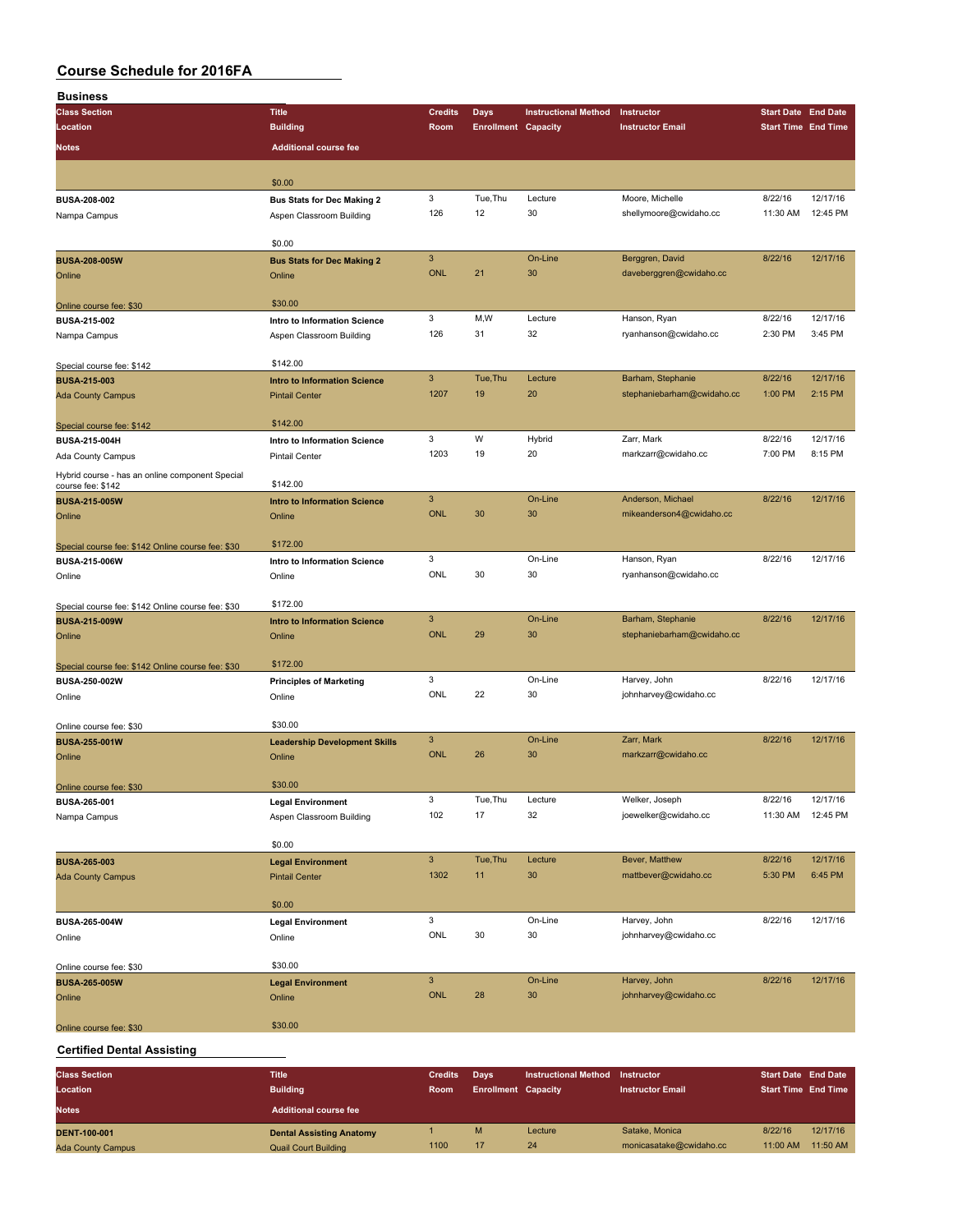# Course Schedule for 2016FA

## Business

| Class Section / Location / Notes | Title / Building / Additional course fee | Credits / Room | Days / Enrollment | Instructional Method / Capacity | Instructor / Instructor Email | Start Date / Start Time | End Date / End Time |
|---|---|---|---|---|---|---|---|
| | $0.00 | | | | | | |
| **BUSA-208-002** | **Bus Stats for Dec Making 2** | 3 | Tue,Thu | Lecture | Moore, Michelle | 8/22/16 | 12/17/16 |
| Nampa Campus | Aspen Classroom Building | 126 | 12 | 30 | shellymoore@cwidaho.cc | 11:30 AM | 12:45 PM |
| | $0.00 | | | | | | |
| **BUSA-208-005W** | **Bus Stats for Dec Making 2** | 3 | | On-Line | Berggren, David | 8/22/16 | 12/17/16 |
| Online | Online | ONL | 21 | 30 | daveberggren@cwidaho.cc | | |
| Online course fee: $30 | $30.00 | | | | | | |
| **BUSA-215-002** | **Intro to Information Science** | 3 | M,W | Lecture | Hanson, Ryan | 8/22/16 | 12/17/16 |
| Nampa Campus | Aspen Classroom Building | 126 | 31 | 32 | ryanhanson@cwidaho.cc | 2:30 PM | 3:45 PM |
| Special course fee: $142 | $142.00 | | | | | | |
| **BUSA-215-003** | **Intro to Information Science** | 3 | Tue,Thu | Lecture | Barham, Stephanie | 8/22/16 | 12/17/16 |
| Ada County Campus | Pintail Center | 1207 | 19 | 20 | stephaniebarham@cwidaho.cc | 1:00 PM | 2:15 PM |
| Special course fee: $142 | $142.00 | | | | | | |
| **BUSA-215-004H** | **Intro to Information Science** | 3 | W | Hybrid | Zarr, Mark | 8/22/16 | 12/17/16 |
| Ada County Campus | Pintail Center | 1203 | 19 | 20 | markzarr@cwidaho.cc | 7:00 PM | 8:15 PM |
| Hybrid course - has an online component Special course fee: $142 | $142.00 | | | | | | |
| **BUSA-215-005W** | **Intro to Information Science** | 3 | | On-Line | Anderson, Michael | 8/22/16 | 12/17/16 |
| Online | Online | ONL | 30 | 30 | mikeanderson4@cwidaho.cc | | |
| Special course fee: $142 Online course fee: $30 | $172.00 | | | | | | |
| **BUSA-215-006W** | **Intro to Information Science** | 3 | | On-Line | Hanson, Ryan | 8/22/16 | 12/17/16 |
| Online | Online | ONL | 30 | 30 | ryanhanson@cwidaho.cc | | |
| Special course fee: $142 Online course fee: $30 | $172.00 | | | | | | |
| **BUSA-215-009W** | **Intro to Information Science** | 3 | | On-Line | Barham, Stephanie | 8/22/16 | 12/17/16 |
| Online | Online | ONL | 29 | 30 | stephaniebarham@cwidaho.cc | | |
| Special course fee: $142 Online course fee: $30 | $172.00 | | | | | | |
| **BUSA-250-002W** | **Principles of Marketing** | 3 | | On-Line | Harvey, John | 8/22/16 | 12/17/16 |
| Online | Online | ONL | 22 | 30 | johnharvey@cwidaho.cc | | |
| Online course fee: $30 | $30.00 | | | | | | |
| **BUSA-255-001W** | **Leadership Development Skills** | 3 | | On-Line | Zarr, Mark | 8/22/16 | 12/17/16 |
| Online | Online | ONL | 26 | 30 | markzarr@cwidaho.cc | | |
| Online course fee: $30 | $30.00 | | | | | | |
| **BUSA-265-001** | **Legal Environment** | 3 | Tue,Thu | Lecture | Welker, Joseph | 8/22/16 | 12/17/16 |
| Nampa Campus | Aspen Classroom Building | 102 | 17 | 32 | joewelker@cwidaho.cc | 11:30 AM | 12:45 PM |
| | $0.00 | | | | | | |
| **BUSA-265-003** | **Legal Environment** | 3 | Tue,Thu | Lecture | Bever, Matthew | 8/22/16 | 12/17/16 |
| Ada County Campus | Pintail Center | 1302 | 11 | 30 | mattbever@cwidaho.cc | 5:30 PM | 6:45 PM |
| | $0.00 | | | | | | |
| **BUSA-265-004W** | **Legal Environment** | 3 | | On-Line | Harvey, John | 8/22/16 | 12/17/16 |
| Online | Online | ONL | 30 | 30 | johnharvey@cwidaho.cc | | |
| Online course fee: $30 | $30.00 | | | | | | |
| **BUSA-265-005W** | **Legal Environment** | 3 | | On-Line | Harvey, John | 8/22/16 | 12/17/16 |
| Online | Online | ONL | 28 | 30 | johnharvey@cwidaho.cc | | |
| Online course fee: $30 | $30.00 | | | | | | |

## Certified Dental Assisting

| Class Section / Location / Notes | Title / Building / Additional course fee | Credits / Room | Days / Enrollment | Instructional Method / Capacity | Instructor / Instructor Email | Start Date / Start Time | End Date / End Time |
|---|---|---|---|---|---|---|---|
| **DENT-100-001** | **Dental Assisting Anatomy** | 1 | M | Lecture | Satake, Monica | 8/22/16 | 12/17/16 |
| Ada County Campus | Quail Court Building | 1100 | 17 | 24 | monicasatake@cwidaho.cc | 11:00 AM | 11:50 AM |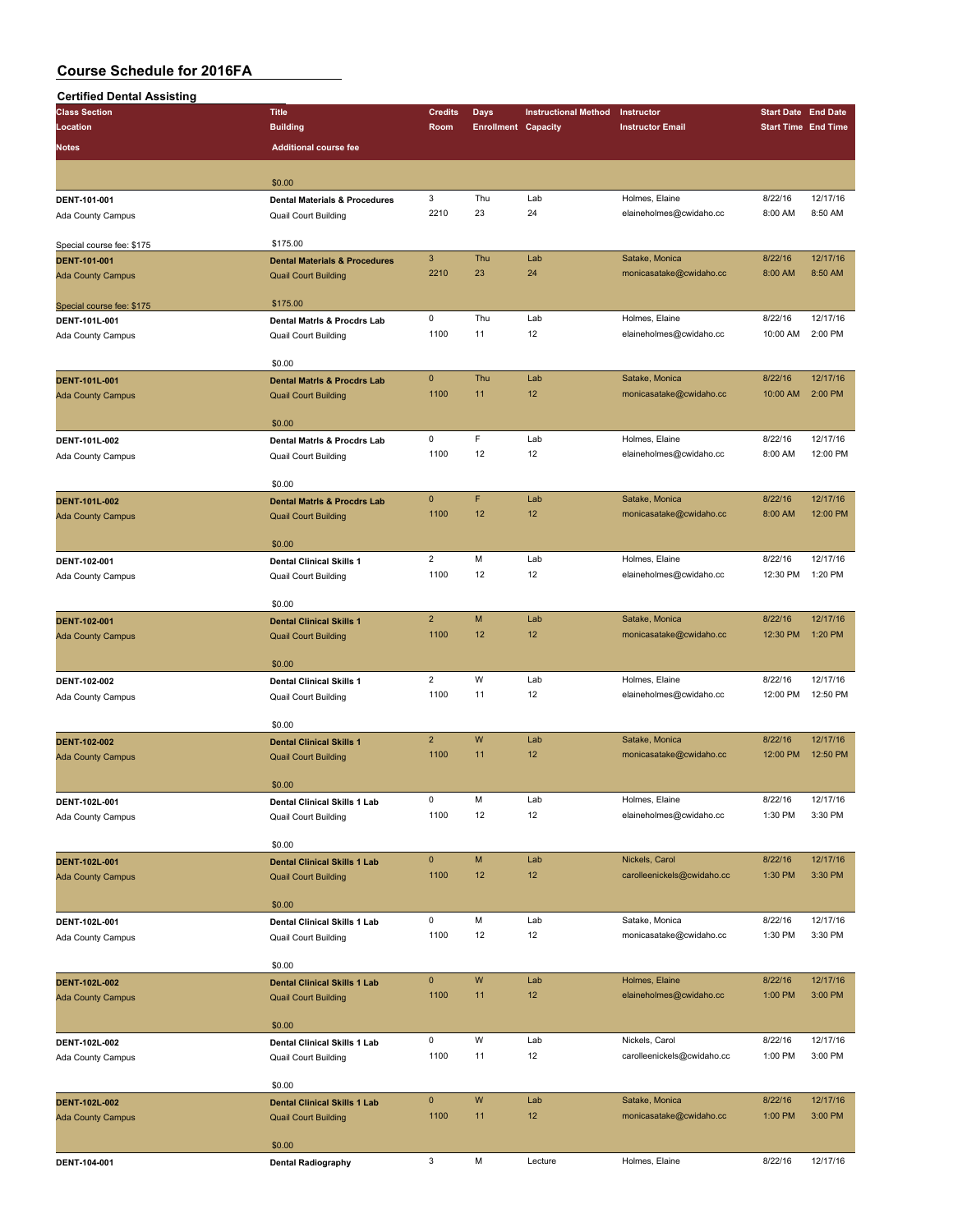# Course Schedule for 2016FA

## Certified Dental Assisting

| Class Section / Location / Notes | Title / Building / Additional course fee | Credits / Room | Days / Enrollment | Instructional Method / Capacity | Instructor / Instructor Email | Start Date / Start Time | End Date / End Time |
|---|---|---|---|---|---|---|---|
| | $0.00 | | | | | | |
| DENT-101-001 | Dental Materials & Procedures | 3 | Thu | Lab | Holmes, Elaine | 8/22/16 | 12/17/16 |
| Ada County Campus | Quail Court Building | 2210 | 23 | 24 | elaineholmes@cwidaho.cc | 8:00 AM | 8:50 AM |
| Special course fee: $175 | $175.00 | | | | | | |
| DENT-101-001 | Dental Materials & Procedures | 3 | Thu | Lab | Satake, Monica | 8/22/16 | 12/17/16 |
| Ada County Campus | Quail Court Building | 2210 | 23 | 24 | monicasatake@cwidaho.cc | 8:00 AM | 8:50 AM |
| Special course fee: $175 | $175.00 | | | | | | |
| DENT-101L-001 | Dental Matrls & Procdrs Lab | 0 | Thu | Lab | Holmes, Elaine | 8/22/16 | 12/17/16 |
| Ada County Campus | Quail Court Building | 1100 | 11 | 12 | elaineholmes@cwidaho.cc | 10:00 AM | 2:00 PM |
| | $0.00 | | | | | | |
| DENT-101L-001 | Dental Matrls & Procdrs Lab | 0 | Thu | Lab | Satake, Monica | 8/22/16 | 12/17/16 |
| Ada County Campus | Quail Court Building | 1100 | 11 | 12 | monicasatake@cwidaho.cc | 10:00 AM | 2:00 PM |
| | $0.00 | | | | | | |
| DENT-101L-002 | Dental Matrls & Procdrs Lab | 0 | F | Lab | Holmes, Elaine | 8/22/16 | 12/17/16 |
| Ada County Campus | Quail Court Building | 1100 | 12 | 12 | elaineholmes@cwidaho.cc | 8:00 AM | 12:00 PM |
| | $0.00 | | | | | | |
| DENT-101L-002 | Dental Matrls & Procdrs Lab | 0 | F | Lab | Satake, Monica | 8/22/16 | 12/17/16 |
| Ada County Campus | Quail Court Building | 1100 | 12 | 12 | monicasatake@cwidaho.cc | 8:00 AM | 12:00 PM |
| | $0.00 | | | | | | |
| DENT-102-001 | Dental Clinical Skills 1 | 2 | M | Lab | Holmes, Elaine | 8/22/16 | 12/17/16 |
| Ada County Campus | Quail Court Building | 1100 | 12 | 12 | elaineholmes@cwidaho.cc | 12:30 PM | 1:20 PM |
| | $0.00 | | | | | | |
| DENT-102-001 | Dental Clinical Skills 1 | 2 | M | Lab | Satake, Monica | 8/22/16 | 12/17/16 |
| Ada County Campus | Quail Court Building | 1100 | 12 | 12 | monicasatake@cwidaho.cc | 12:30 PM | 1:20 PM |
| | $0.00 | | | | | | |
| DENT-102-002 | Dental Clinical Skills 1 | 2 | W | Lab | Holmes, Elaine | 8/22/16 | 12/17/16 |
| Ada County Campus | Quail Court Building | 1100 | 11 | 12 | elaineholmes@cwidaho.cc | 12:00 PM | 12:50 PM |
| | $0.00 | | | | | | |
| DENT-102-002 | Dental Clinical Skills 1 | 2 | W | Lab | Satake, Monica | 8/22/16 | 12/17/16 |
| Ada County Campus | Quail Court Building | 1100 | 11 | 12 | monicasatake@cwidaho.cc | 12:00 PM | 12:50 PM |
| | $0.00 | | | | | | |
| DENT-102L-001 | Dental Clinical Skills 1 Lab | 0 | M | Lab | Holmes, Elaine | 8/22/16 | 12/17/16 |
| Ada County Campus | Quail Court Building | 1100 | 12 | 12 | elaineholmes@cwidaho.cc | 1:30 PM | 3:30 PM |
| | $0.00 | | | | | | |
| DENT-102L-001 | Dental Clinical Skills 1 Lab | 0 | M | Lab | Nickels, Carol | 8/22/16 | 12/17/16 |
| Ada County Campus | Quail Court Building | 1100 | 12 | 12 | carolleenickels@cwidaho.cc | 1:30 PM | 3:30 PM |
| | $0.00 | | | | | | |
| DENT-102L-001 | Dental Clinical Skills 1 Lab | 0 | M | Lab | Satake, Monica | 8/22/16 | 12/17/16 |
| Ada County Campus | Quail Court Building | 1100 | 12 | 12 | monicasatake@cwidaho.cc | 1:30 PM | 3:30 PM |
| | $0.00 | | | | | | |
| DENT-102L-002 | Dental Clinical Skills 1 Lab | 0 | W | Lab | Holmes, Elaine | 8/22/16 | 12/17/16 |
| Ada County Campus | Quail Court Building | 1100 | 11 | 12 | elaineholmes@cwidaho.cc | 1:00 PM | 3:00 PM |
| | $0.00 | | | | | | |
| DENT-102L-002 | Dental Clinical Skills 1 Lab | 0 | W | Lab | Nickels, Carol | 8/22/16 | 12/17/16 |
| Ada County Campus | Quail Court Building | 1100 | 11 | 12 | carolleenickels@cwidaho.cc | 1:00 PM | 3:00 PM |
| | $0.00 | | | | | | |
| DENT-102L-002 | Dental Clinical Skills 1 Lab | 0 | W | Lab | Satake, Monica | 8/22/16 | 12/17/16 |
| Ada County Campus | Quail Court Building | 1100 | 11 | 12 | monicasatake@cwidaho.cc | 1:00 PM | 3:00 PM |
| | $0.00 | | | | | | |
| DENT-104-001 | Dental Radiography | 3 | M | Lecture | Holmes, Elaine | 8/22/16 | 12/17/16 |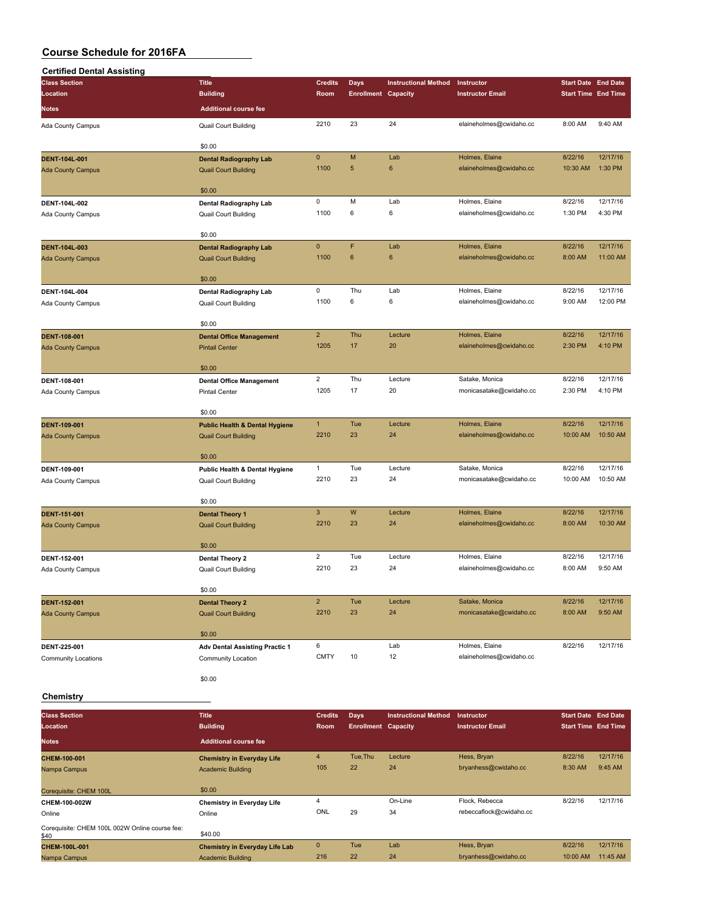# Course Schedule for 2016FA

## Certified Dental Assisting

| Class Section / Location / Notes | Title / Building / Additional course fee | Credits / Room | Days / Enrollment | Instructional Method / Capacity | Instructor / Instructor Email | Start Date / Start Time | End Date / End Time |
|---|---|---|---|---|---|---|---|
| Ada County Campus | Quail Court Building | 2210 | 23 | 24 | elaineholmes@cwidaho.cc | 8:00 AM | 9:40 AM |
| | $0.00 | | | | | | |
| DENT-104L-001 | Dental Radiography Lab | 0 | M | Lab | Holmes, Elaine | 8/22/16 | 12/17/16 |
| Ada County Campus | Quail Court Building | 1100 | 5 | 6 | elaineholmes@cwidaho.cc | 10:30 AM | 1:30 PM |
| | $0.00 | | | | | | |
| DENT-104L-002 | Dental Radiography Lab | 0 | M | Lab | Holmes, Elaine | 8/22/16 | 12/17/16 |
| Ada County Campus | Quail Court Building | 1100 | 6 | 6 | elaineholmes@cwidaho.cc | 1:30 PM | 4:30 PM |
| | $0.00 | | | | | | |
| DENT-104L-003 | Dental Radiography Lab | 0 | F | Lab | Holmes, Elaine | 8/22/16 | 12/17/16 |
| Ada County Campus | Quail Court Building | 1100 | 6 | 6 | elaineholmes@cwidaho.cc | 8:00 AM | 11:00 AM |
| | $0.00 | | | | | | |
| DENT-104L-004 | Dental Radiography Lab | 0 | Thu | Lab | Holmes, Elaine | 8/22/16 | 12/17/16 |
| Ada County Campus | Quail Court Building | 1100 | 6 | 6 | elaineholmes@cwidaho.cc | 9:00 AM | 12:00 PM |
| | $0.00 | | | | | | |
| DENT-108-001 | Dental Office Management | 2 | Thu | Lecture | Holmes, Elaine | 8/22/16 | 12/17/16 |
| Ada County Campus | Pintail Center | 1205 | 17 | 20 | elaineholmes@cwidaho.cc | 2:30 PM | 4:10 PM |
| | $0.00 | | | | | | |
| DENT-108-001 | Dental Office Management | 2 | Thu | Lecture | Satake, Monica | 8/22/16 | 12/17/16 |
| Ada County Campus | Pintail Center | 1205 | 17 | 20 | monicasatake@cwidaho.cc | 2:30 PM | 4:10 PM |
| | $0.00 | | | | | | |
| DENT-109-001 | Public Health & Dental Hygiene | 1 | Tue | Lecture | Holmes, Elaine | 8/22/16 | 12/17/16 |
| Ada County Campus | Quail Court Building | 2210 | 23 | 24 | elaineholmes@cwidaho.cc | 10:00 AM | 10:50 AM |
| | $0.00 | | | | | | |
| DENT-109-001 | Public Health & Dental Hygiene | 1 | Tue | Lecture | Satake, Monica | 8/22/16 | 12/17/16 |
| Ada County Campus | Quail Court Building | 2210 | 23 | 24 | monicasatake@cwidaho.cc | 10:00 AM | 10:50 AM |
| | $0.00 | | | | | | |
| DENT-151-001 | Dental Theory 1 | 3 | W | Lecture | Holmes, Elaine | 8/22/16 | 12/17/16 |
| Ada County Campus | Quail Court Building | 2210 | 23 | 24 | elaineholmes@cwidaho.cc | 8:00 AM | 10:30 AM |
| | $0.00 | | | | | | |
| DENT-152-001 | Dental Theory 2 | 2 | Tue | Lecture | Holmes, Elaine | 8/22/16 | 12/17/16 |
| Ada County Campus | Quail Court Building | 2210 | 23 | 24 | elaineholmes@cwidaho.cc | 8:00 AM | 9:50 AM |
| | $0.00 | | | | | | |
| DENT-152-001 | Dental Theory 2 | 2 | Tue | Lecture | Satake, Monica | 8/22/16 | 12/17/16 |
| Ada County Campus | Quail Court Building | 2210 | 23 | 24 | monicasatake@cwidaho.cc | 8:00 AM | 9:50 AM |
| | $0.00 | | | | | | |
| DENT-225-001 | Adv Dental Assisting Practic 1 | 6 | | Lab | Holmes, Elaine | 8/22/16 | 12/17/16 |
| Community Locations | Community Location | CMTY | 10 | 12 | elaineholmes@cwidaho.cc | | |
| | $0.00 | | | | | | |

## Chemistry

| Class Section / Location / Notes | Title / Building / Additional course fee | Credits / Room | Days / Enrollment | Instructional Method / Capacity | Instructor / Instructor Email | Start Date / Start Time | End Date / End Time |
|---|---|---|---|---|---|---|---|
| CHEM-100-001 | Chemistry in Everyday Life | 4 | Tue,Thu | Lecture | Hess, Bryan | 8/22/16 | 12/17/16 |
| Nampa Campus | Academic Building | 105 | 22 | 24 | bryanhess@cwidaho.cc | 8:30 AM | 9:45 AM |
| Corequisite: CHEM 100L | $0.00 | | | | | | |
| CHEM-100-002W | Chemistry in Everyday Life | 4 | | On-Line | Flock, Rebecca | 8/22/16 | 12/17/16 |
| Online | Online | ONL | 29 | 34 | rebeccaflock@cwidaho.cc | | |
| Corequisite: CHEM 100L 002W Online course fee: $40 | $40.00 | | | | | | |
| CHEM-100L-001 | Chemistry in Everyday Life Lab | 0 | Tue | Lab | Hess, Bryan | 8/22/16 | 12/17/16 |
| Nampa Campus | Academic Building | 216 | 22 | 24 | bryanhess@cwidaho.cc | 10:00 AM | 11:45 AM |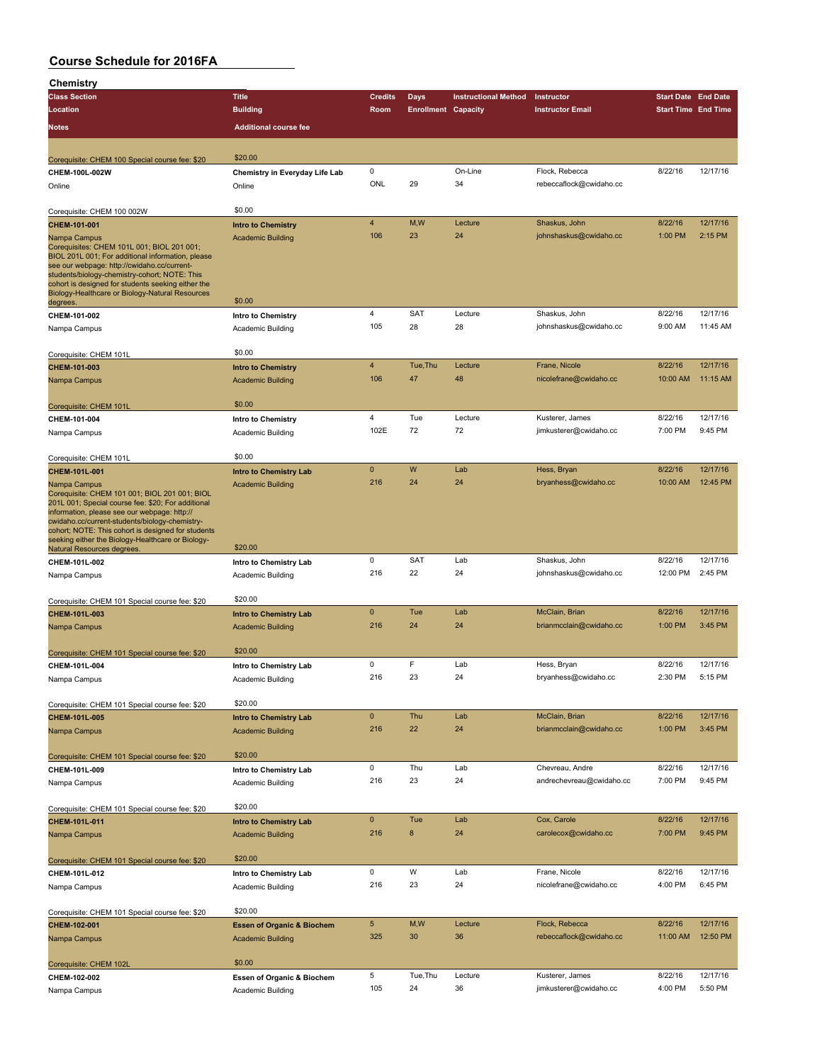# Course Schedule for 2016FA

## Chemistry

| Class Section / Location / Notes | Title / Building / Additional course fee | Credits / Room | Days / Enrollment | Instructional Method / Capacity | Instructor / Instructor Email | Start Date / Start Time | End Date / End Time |
|---|---|---|---|---|---|---|---|
| Corequisite: CHEM 100 Special course fee: $20 | $20.00 | | | | | | |
| CHEM-100L-002W | Chemistry in Everyday Life Lab | 0 | | On-Line | Flock, Rebecca | 8/22/16 | 12/17/16 |
| Online | Online | ONL | 29 | 34 | rebeccaflock@cwidaho.cc | | |
| Corequisite: CHEM 100 002W | $0.00 | | | | | | |
| CHEM-101-001 | Intro to Chemistry | 4 | M,W | Lecture | Shaskus, John | 8/22/16 | 12/17/16 |
| Nampa Campus | Academic Building | 106 | 23 | 24 | johnshaskus@cwidaho.cc | 1:00 PM | 2:15 PM |
| Corequisites: CHEM 101L 001; BIOL 201 001; BIOL 201L 001; For additional information, please see our webpage: http://cwidaho.cc/current-students/biology-chemistry-cohort; NOTE: This cohort is designed for students seeking either the Biology-Healthcare or Biology-Natural Resources degrees. | $0.00 | | | | | | |
| CHEM-101-002 | Intro to Chemistry | 4 | SAT | Lecture | Shaskus, John | 8/22/16 | 12/17/16 |
| Nampa Campus | Academic Building | 105 | 28 | 28 | johnshaskus@cwidaho.cc | 9:00 AM | 11:45 AM |
| Corequisite: CHEM 101L | $0.00 | | | | | | |
| CHEM-101-003 | Intro to Chemistry | 4 | Tue,Thu | Lecture | Frane, Nicole | 8/22/16 | 12/17/16 |
| Nampa Campus | Academic Building | 106 | 47 | 48 | nicolefrane@cwidaho.cc | 10:00 AM | 11:15 AM |
| Corequisite: CHEM 101L | $0.00 | | | | | | |
| CHEM-101-004 | Intro to Chemistry | 4 | Tue | Lecture | Kusterer, James | 8/22/16 | 12/17/16 |
| Nampa Campus | Academic Building | 102E | 72 | 72 | jimkusterer@cwidaho.cc | 7:00 PM | 9:45 PM |
| Corequisite: CHEM 101L | $0.00 | | | | | | |
| CHEM-101L-001 | Intro to Chemistry Lab | 0 | W | Lab | Hess, Bryan | 8/22/16 | 12/17/16 |
| Nampa Campus | Academic Building | 216 | 24 | 24 | bryanhess@cwidaho.cc | 10:00 AM | 12:45 PM |
| Corequisite: CHEM 101 001; BIOL 201 001; BIOL 201L 001; Special course fee: $20; For additional information, please see our webpage: http://cwidaho.cc/current-students/biology-chemistry-cohort; NOTE: This cohort is designed for students seeking either the Biology-Healthcare or Biology-Natural Resources degrees. | $20.00 | | | | | | |
| CHEM-101L-002 | Intro to Chemistry Lab | 0 | SAT | Lab | Shaskus, John | 8/22/16 | 12/17/16 |
| Nampa Campus | Academic Building | 216 | 22 | 24 | johnshaskus@cwidaho.cc | 12:00 PM | 2:45 PM |
| Corequisite: CHEM 101 Special course fee: $20 | $20.00 | | | | | | |
| CHEM-101L-003 | Intro to Chemistry Lab | 0 | Tue | Lab | McClain, Brian | 8/22/16 | 12/17/16 |
| Nampa Campus | Academic Building | 216 | 24 | 24 | brianmcclain@cwidaho.cc | 1:00 PM | 3:45 PM |
| Corequisite: CHEM 101 Special course fee: $20 | $20.00 | | | | | | |
| CHEM-101L-004 | Intro to Chemistry Lab | 0 | F | Lab | Hess, Bryan | 8/22/16 | 12/17/16 |
| Nampa Campus | Academic Building | 216 | 23 | 24 | bryanhess@cwidaho.cc | 2:30 PM | 5:15 PM |
| Corequisite: CHEM 101 Special course fee: $20 | $20.00 | | | | | | |
| CHEM-101L-005 | Intro to Chemistry Lab | 0 | Thu | Lab | McClain, Brian | 8/22/16 | 12/17/16 |
| Nampa Campus | Academic Building | 216 | 22 | 24 | brianmcclain@cwidaho.cc | 1:00 PM | 3:45 PM |
| Corequisite: CHEM 101 Special course fee: $20 | $20.00 | | | | | | |
| CHEM-101L-009 | Intro to Chemistry Lab | 0 | Thu | Lab | Chevreau, Andre | 8/22/16 | 12/17/16 |
| Nampa Campus | Academic Building | 216 | 23 | 24 | andrechevreau@cwidaho.cc | 7:00 PM | 9:45 PM |
| Corequisite: CHEM 101 Special course fee: $20 | $20.00 | | | | | | |
| CHEM-101L-011 | Intro to Chemistry Lab | 0 | Tue | Lab | Cox, Carole | 8/22/16 | 12/17/16 |
| Nampa Campus | Academic Building | 216 | 8 | 24 | carolecox@cwidaho.cc | 7:00 PM | 9:45 PM |
| Corequisite: CHEM 101 Special course fee: $20 | $20.00 | | | | | | |
| CHEM-101L-012 | Intro to Chemistry Lab | 0 | W | Lab | Frane, Nicole | 8/22/16 | 12/17/16 |
| Nampa Campus | Academic Building | 216 | 23 | 24 | nicolefrane@cwidaho.cc | 4:00 PM | 6:45 PM |
| Corequisite: CHEM 101 Special course fee: $20 | $20.00 | | | | | | |
| CHEM-102-001 | Essen of Organic & Biochem | 5 | M,W | Lecture | Flock, Rebecca | 8/22/16 | 12/17/16 |
| Nampa Campus | Academic Building | 325 | 30 | 36 | rebeccaflock@cwidaho.cc | 11:00 AM | 12:50 PM |
| Corequisite: CHEM 102L | $0.00 | | | | | | |
| CHEM-102-002 | Essen of Organic & Biochem | 5 | Tue,Thu | Lecture | Kusterer, James | 8/22/16 | 12/17/16 |
| Nampa Campus | Academic Building | 105 | 24 | 36 | jimkusterer@cwidaho.cc | 4:00 PM | 5:50 PM |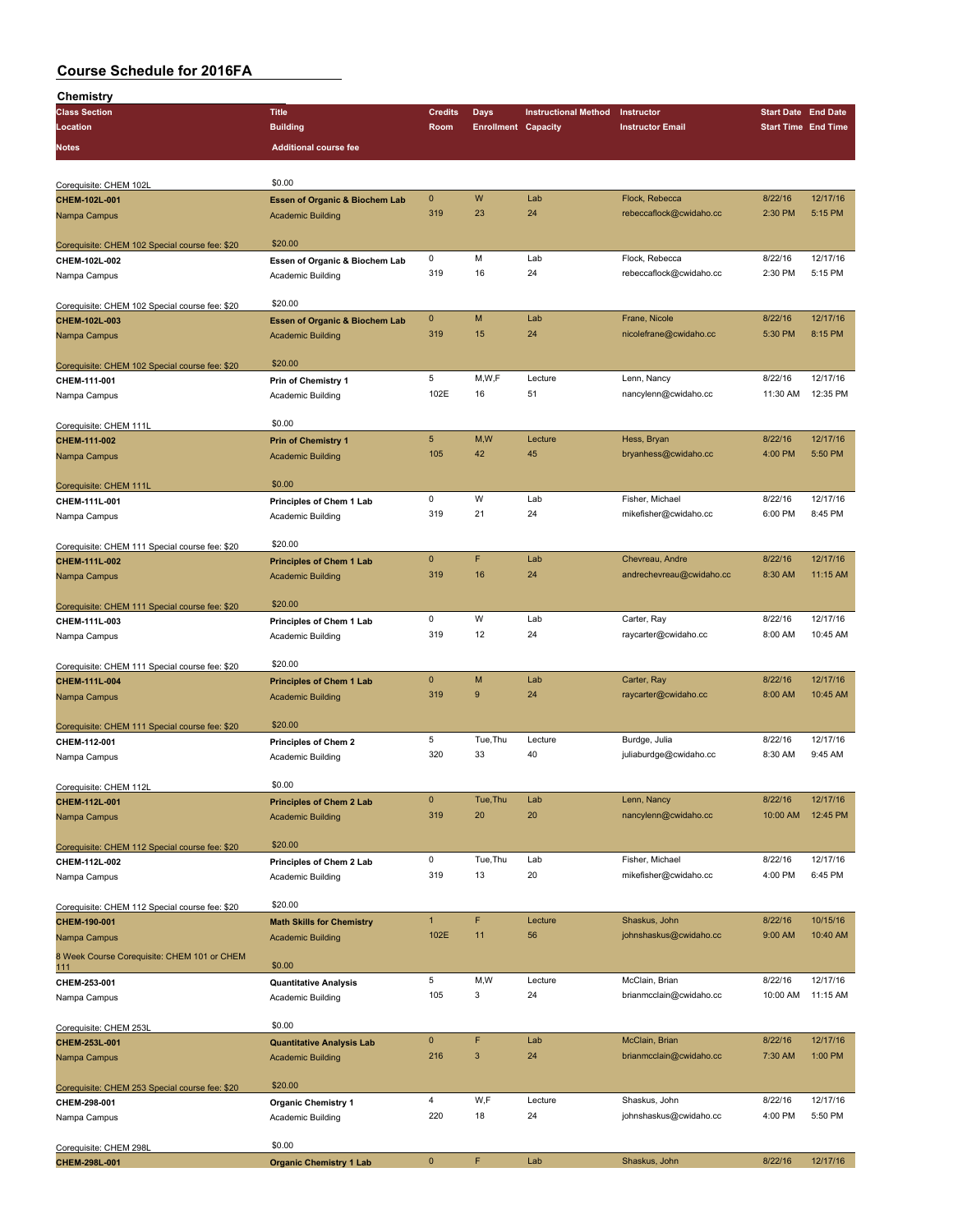## Course Schedule for 2016FA

### Chemistry

| Class Section / Location / Notes | Title / Building / Additional course fee | Credits / Room | Days / Enrollment | Instructional Method / Capacity | Instructor / Instructor Email | Start Date / Start Time | End Date / End Time |
|---|---|---|---|---|---|---|---|
| Corequisite: CHEM 102L | $0.00 | | | | | | |
| CHEM-102L-001 | Essen of Organic & Biochem Lab | 0 | W | Lab | Flock, Rebecca | 8/22/16 | 12/17/16 |
| Nampa Campus | Academic Building | 319 | 23 | 24 | rebeccaflock@cwidaho.cc | 2:30 PM | 5:15 PM |
| Corequisite: CHEM 102 Special course fee: $20 | $20.00 | | | | | | |
| CHEM-102L-002 | Essen of Organic & Biochem Lab | 0 | M | Lab | Flock, Rebecca | 8/22/16 | 12/17/16 |
| Nampa Campus | Academic Building | 319 | 16 | 24 | rebeccaflock@cwidaho.cc | 2:30 PM | 5:15 PM |
| Corequisite: CHEM 102 Special course fee: $20 | $20.00 | | | | | | |
| CHEM-102L-003 | Essen of Organic & Biochem Lab | 0 | M | Lab | Frane, Nicole | 8/22/16 | 12/17/16 |
| Nampa Campus | Academic Building | 319 | 15 | 24 | nicolefrane@cwidaho.cc | 5:30 PM | 8:15 PM |
| Corequisite: CHEM 102 Special course fee: $20 | $20.00 | | | | | | |
| CHEM-111-001 | Prin of Chemistry 1 | 5 | M,W,F | Lecture | Lenn, Nancy | 8/22/16 | 12/17/16 |
| Nampa Campus | Academic Building | 102E | 16 | 51 | nancylenn@cwidaho.cc | 11:30 AM | 12:35 PM |
| Corequisite: CHEM 111L | $0.00 | | | | | | |
| CHEM-111-002 | Prin of Chemistry 1 | 5 | M,W | Lecture | Hess, Bryan | 8/22/16 | 12/17/16 |
| Nampa Campus | Academic Building | 105 | 42 | 45 | bryanhess@cwidaho.cc | 4:00 PM | 5:50 PM |
| Corequisite: CHEM 111L | $0.00 | | | | | | |
| CHEM-111L-001 | Principles of Chem 1 Lab | 0 | W | Lab | Fisher, Michael | 8/22/16 | 12/17/16 |
| Nampa Campus | Academic Building | 319 | 21 | 24 | mikefisher@cwidaho.cc | 6:00 PM | 8:45 PM |
| Corequisite: CHEM 111 Special course fee: $20 | $20.00 | | | | | | |
| CHEM-111L-002 | Principles of Chem 1 Lab | 0 | F | Lab | Chevreau, Andre | 8/22/16 | 12/17/16 |
| Nampa Campus | Academic Building | 319 | 16 | 24 | andrechevreau@cwidaho.cc | 8:30 AM | 11:15 AM |
| Corequisite: CHEM 111 Special course fee: $20 | $20.00 | | | | | | |
| CHEM-111L-003 | Principles of Chem 1 Lab | 0 | W | Lab | Carter, Ray | 8/22/16 | 12/17/16 |
| Nampa Campus | Academic Building | 319 | 12 | 24 | raycarter@cwidaho.cc | 8:00 AM | 10:45 AM |
| Corequisite: CHEM 111 Special course fee: $20 | $20.00 | | | | | | |
| CHEM-111L-004 | Principles of Chem 1 Lab | 0 | M | Lab | Carter, Ray | 8/22/16 | 12/17/16 |
| Nampa Campus | Academic Building | 319 | 9 | 24 | raycarter@cwidaho.cc | 8:00 AM | 10:45 AM |
| Corequisite: CHEM 111 Special course fee: $20 | $20.00 | | | | | | |
| CHEM-112-001 | Principles of Chem 2 | 5 | Tue,Thu | Lecture | Burdge, Julia | 8/22/16 | 12/17/16 |
| Nampa Campus | Academic Building | 320 | 33 | 40 | juliaburdge@cwidaho.cc | 8:30 AM | 9:45 AM |
| Corequisite: CHEM 112L | $0.00 | | | | | | |
| CHEM-112L-001 | Principles of Chem 2 Lab | 0 | Tue,Thu | Lab | Lenn, Nancy | 8/22/16 | 12/17/16 |
| Nampa Campus | Academic Building | 319 | 20 | 20 | nancylenn@cwidaho.cc | 10:00 AM | 12:45 PM |
| Corequisite: CHEM 112 Special course fee: $20 | $20.00 | | | | | | |
| CHEM-112L-002 | Principles of Chem 2 Lab | 0 | Tue,Thu | Lab | Fisher, Michael | 8/22/16 | 12/17/16 |
| Nampa Campus | Academic Building | 319 | 13 | 20 | mikefisher@cwidaho.cc | 4:00 PM | 6:45 PM |
| Corequisite: CHEM 112 Special course fee: $20 | $20.00 | | | | | | |
| CHEM-190-001 | Math Skills for Chemistry | 1 | F | Lecture | Shaskus, John | 8/22/16 | 10/15/16 |
| Nampa Campus | Academic Building | 102E | 11 | 56 | johnshaskus@cwidaho.cc | 9:00 AM | 10:40 AM |
| 8 Week Course Corequisite: CHEM 101 or CHEM 111 | $0.00 | | | | | | |
| CHEM-253-001 | Quantitative Analysis | 5 | M,W | Lecture | McClain, Brian | 8/22/16 | 12/17/16 |
| Nampa Campus | Academic Building | 105 | 3 | 24 | brianmcclain@cwidaho.cc | 10:00 AM | 11:15 AM |
| Corequisite: CHEM 253L | $0.00 | | | | | | |
| CHEM-253L-001 | Quantitative Analysis Lab | 0 | F | Lab | McClain, Brian | 8/22/16 | 12/17/16 |
| Nampa Campus | Academic Building | 216 | 3 | 24 | brianmcclain@cwidaho.cc | 7:30 AM | 1:00 PM |
| Corequisite: CHEM 253 Special course fee: $20 | $20.00 | | | | | | |
| CHEM-298-001 | Organic Chemistry 1 | 4 | W,F | Lecture | Shaskus, John | 8/22/16 | 12/17/16 |
| Nampa Campus | Academic Building | 220 | 18 | 24 | johnshaskus@cwidaho.cc | 4:00 PM | 5:50 PM |
| Corequisite: CHEM 298L | $0.00 | | | | | | |
| CHEM-298L-001 | Organic Chemistry 1 Lab | 0 | F | Lab | Shaskus, John | 8/22/16 | 12/17/16 |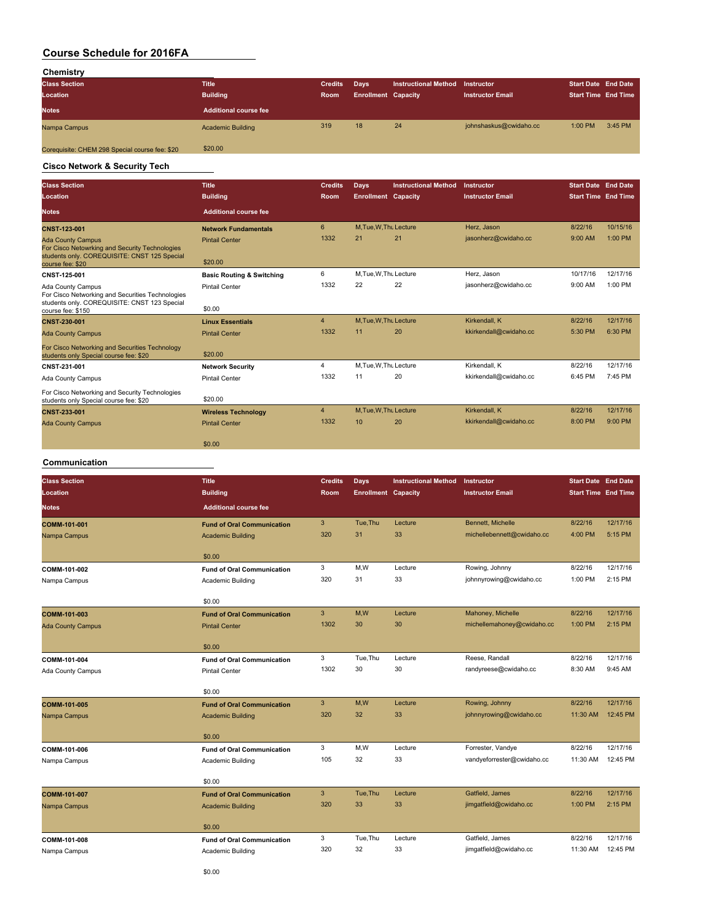# Course Schedule for 2016FA

## Chemistry

| Class Section / Location / Notes | Title / Building / Additional course fee | Credits / Room | Days / Enrollment | Instructional Method / Capacity | Instructor / Instructor Email | Start Date / Start Time | End Date / End Time |
|---|---|---|---|---|---|---|---|
| Nampa Campus | Academic Building | 319 | 18 | 24 | johnshaskus@cwidaho.cc | 1:00 PM | 3:45 PM |
| Corequisite: CHEM 298 Special course fee: $20 | $20.00 | | | | | | |

## Cisco Network & Security Tech

| Class Section / Location / Notes | Title / Building / Additional course fee | Credits / Room | Days / Enrollment | Instructional Method / Capacity | Instructor / Instructor Email | Start Date / Start Time | End Date / End Time |
|---|---|---|---|---|---|---|---|
| **CNST-123-001** | **Network Fundamentals** | 6 | M,Tue,W,Thu | Lecture | Herz, Jason | 8/22/16 | 10/15/16 |
| Ada County Campus | Pintail Center | 1332 | 21 | 21 | jasonherz@cwidaho.cc | 9:00 AM | 1:00 PM |
| For Cisco Netowrking and Security Technologies students only. COREQUISITE: CNST 125 Special course fee: $20 | $20.00 | | | | | | |
| **CNST-125-001** | **Basic Routing & Switching** | 6 | M,Tue,W,Thu | Lecture | Herz, Jason | 10/17/16 | 12/17/16 |
| Ada County Campus | Pintail Center | 1332 | 22 | 22 | jasonherz@cwidaho.cc | 9:00 AM | 1:00 PM |
| For Cisco Networking and Securities Technologies students only. COREQUISITE: CNST 123 Special course fee: $150 | $0.00 | | | | | | |
| **CNST-230-001** | **Linux Essentials** | 4 | M,Tue,W,Thu | Lecture | Kirkendall, K | 8/22/16 | 12/17/16 |
| Ada County Campus | Pintail Center | 1332 | 11 | 20 | kkirkendall@cwidaho.cc | 5:30 PM | 6:30 PM |
| For Cisco Networking and Securities Technology students only Special course fee: $20 | $20.00 | | | | | | |
| **CNST-231-001** | **Network Security** | 4 | M,Tue,W,Thu | Lecture | Kirkendall, K | 8/22/16 | 12/17/16 |
| Ada County Campus | Pintail Center | 1332 | 11 | 20 | kkirkendall@cwidaho.cc | 6:45 PM | 7:45 PM |
| For Cisco Networking and Security Technologies students only Special course fee: $20 | $20.00 | | | | | | |
| **CNST-233-001** | **Wireless Technology** | 4 | M,Tue,W,Thu | Lecture | Kirkendall, K | 8/22/16 | 12/17/16 |
| Ada County Campus | Pintail Center | 1332 | 10 | 20 | kkirkendall@cwidaho.cc | 8:00 PM | 9:00 PM |
| | $0.00 | | | | | | |

## Communication

| Class Section / Location / Notes | Title / Building / Additional course fee | Credits / Room | Days / Enrollment | Instructional Method / Capacity | Instructor / Instructor Email | Start Date / Start Time | End Date / End Time |
|---|---|---|---|---|---|---|---|
| **COMM-101-001** | **Fund of Oral Communication** | 3 | Tue,Thu | Lecture | Bennett, Michelle | 8/22/16 | 12/17/16 |
| Nampa Campus | Academic Building | 320 | 31 | 33 | michellebennett@cwidaho.cc | 4:00 PM | 5:15 PM |
| | $0.00 | | | | | | |
| **COMM-101-002** | **Fund of Oral Communication** | 3 | M,W | Lecture | Rowing, Johnny | 8/22/16 | 12/17/16 |
| Nampa Campus | Academic Building | 320 | 31 | 33 | johnnyrowing@cwidaho.cc | 1:00 PM | 2:15 PM |
| | $0.00 | | | | | | |
| **COMM-101-003** | **Fund of Oral Communication** | 3 | M,W | Lecture | Mahoney, Michelle | 8/22/16 | 12/17/16 |
| Ada County Campus | Pintail Center | 1302 | 30 | 30 | michellemahoney@cwidaho.cc | 1:00 PM | 2:15 PM |
| | $0.00 | | | | | | |
| **COMM-101-004** | **Fund of Oral Communication** | 3 | Tue,Thu | Lecture | Reese, Randall | 8/22/16 | 12/17/16 |
| Ada County Campus | Pintail Center | 1302 | 30 | 30 | randyreese@cwidaho.cc | 8:30 AM | 9:45 AM |
| | $0.00 | | | | | | |
| **COMM-101-005** | **Fund of Oral Communication** | 3 | M,W | Lecture | Rowing, Johnny | 8/22/16 | 12/17/16 |
| Nampa Campus | Academic Building | 320 | 32 | 33 | johnnyrowing@cwidaho.cc | 11:30 AM | 12:45 PM |
| | $0.00 | | | | | | |
| **COMM-101-006** | **Fund of Oral Communication** | 3 | M,W | Lecture | Forrester, Vandye | 8/22/16 | 12/17/16 |
| Nampa Campus | Academic Building | 105 | 32 | 33 | vandyeforrester@cwidaho.cc | 11:30 AM | 12:45 PM |
| | $0.00 | | | | | | |
| **COMM-101-007** | **Fund of Oral Communication** | 3 | Tue,Thu | Lecture | Gatfield, James | 8/22/16 | 12/17/16 |
| Nampa Campus | Academic Building | 320 | 33 | 33 | jimgatfield@cwidaho.cc | 1:00 PM | 2:15 PM |
| | $0.00 | | | | | | |
| **COMM-101-008** | **Fund of Oral Communication** | 3 | Tue,Thu | Lecture | Gatfield, James | 8/22/16 | 12/17/16 |
| Nampa Campus | Academic Building | 320 | 32 | 33 | jimgatfield@cwidaho.cc | 11:30 AM | 12:45 PM |
| | $0.00 | | | | | | |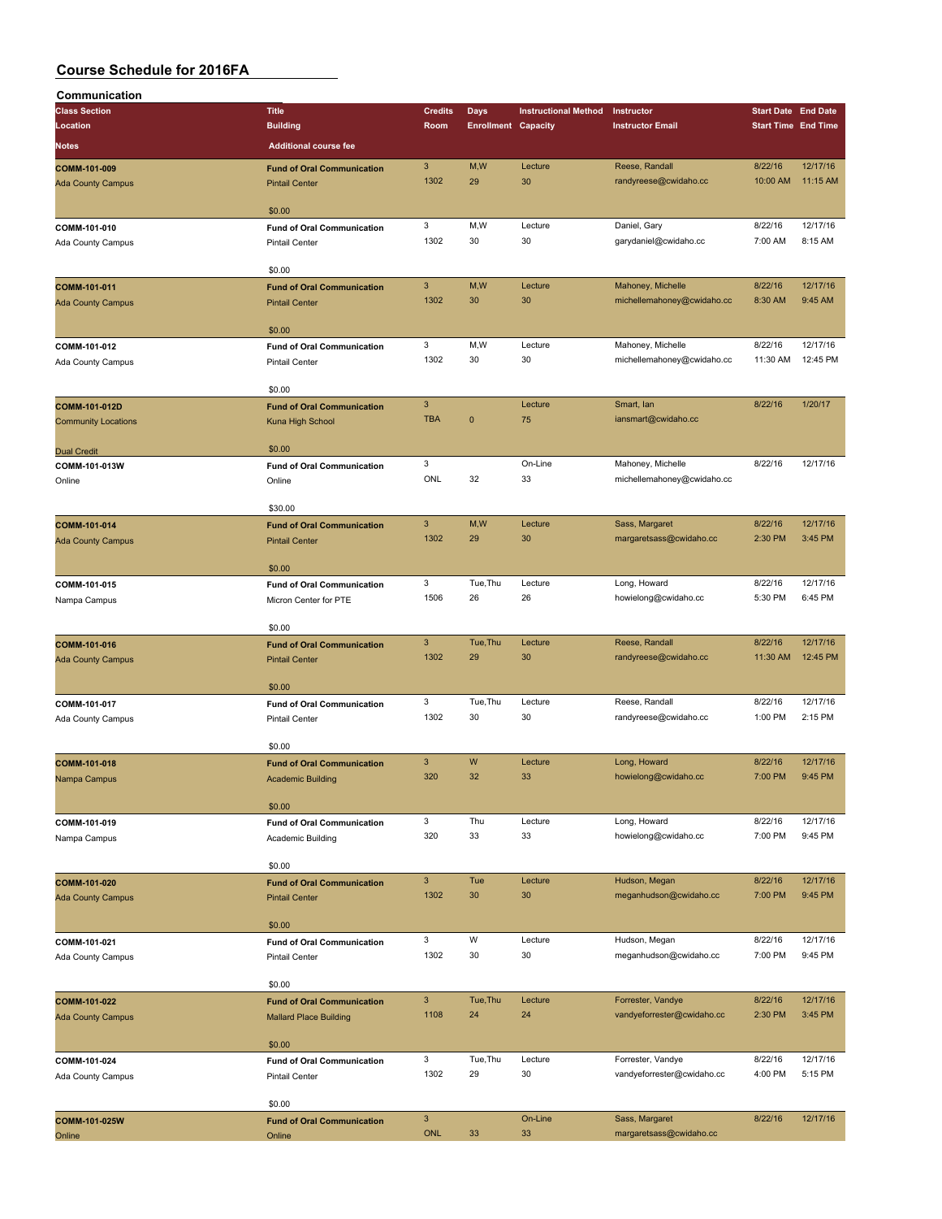# Course Schedule for 2016FA

## Communication

| Class Section / Location / Notes | Title / Building / Additional course fee | Credits / Room | Days / Enrollment | Instructional Method / Capacity | Instructor / Instructor Email | Start Date / Start Time | End Date / End Time |
|---|---|---|---|---|---|---|---|
| COMM-101-009 / Ada County Campus | Fund of Oral Communication / Pintail Center / $0.00 | 3 / 1302 | M,W / 29 | Lecture / 30 | Reese, Randall / randyreese@cwidaho.cc | 8/22/16 / 10:00 AM | 12/17/16 / 11:15 AM |
| COMM-101-010 / Ada County Campus | Fund of Oral Communication / Pintail Center / $0.00 | 3 / 1302 | M,W / 30 | Lecture / 30 | Daniel, Gary / garydaniel@cwidaho.cc | 8/22/16 / 7:00 AM | 12/17/16 / 8:15 AM |
| COMM-101-011 / Ada County Campus | Fund of Oral Communication / Pintail Center / $0.00 | 3 / 1302 | M,W / 30 | Lecture / 30 | Mahoney, Michelle / michellemahoney@cwidaho.cc | 8/22/16 / 8:30 AM | 12/17/16 / 9:45 AM |
| COMM-101-012 / Ada County Campus | Fund of Oral Communication / Pintail Center / $0.00 | 3 / 1302 | M,W / 30 | Lecture / 30 | Mahoney, Michelle / michellemahoney@cwidaho.cc | 8/22/16 / 11:30 AM | 12/17/16 / 12:45 PM |
| COMM-101-012D / Community Locations / Dual Credit | Fund of Oral Communication / Kuna High School / $0.00 | 3 / TBA | 0 | Lecture / 75 | Smart, Ian / iansmart@cwidaho.cc | 8/22/16 | 1/20/17 |
| COMM-101-013W / Online | Fund of Oral Communication / Online / $30.00 | 3 / ONL | 32 | On-Line / 33 | Mahoney, Michelle / michellemahoney@cwidaho.cc | 8/22/16 | 12/17/16 |
| COMM-101-014 / Ada County Campus | Fund of Oral Communication / Pintail Center / $0.00 | 3 / 1302 | M,W / 29 | Lecture / 30 | Sass, Margaret / margaretsass@cwidaho.cc | 8/22/16 / 2:30 PM | 12/17/16 / 3:45 PM |
| COMM-101-015 / Nampa Campus | Fund of Oral Communication / Micron Center for PTE / $0.00 | 3 / 1506 | Tue,Thu / 26 | Lecture / 26 | Long, Howard / howielong@cwidaho.cc | 8/22/16 / 5:30 PM | 12/17/16 / 6:45 PM |
| COMM-101-016 / Ada County Campus | Fund of Oral Communication / Pintail Center / $0.00 | 3 / 1302 | Tue,Thu / 29 | Lecture / 30 | Reese, Randall / randyreese@cwidaho.cc | 8/22/16 / 11:30 AM | 12/17/16 / 12:45 PM |
| COMM-101-017 / Ada County Campus | Fund of Oral Communication / Pintail Center / $0.00 | 3 / 1302 | Tue,Thu / 30 | Lecture / 30 | Reese, Randall / randyreese@cwidaho.cc | 8/22/16 / 1:00 PM | 12/17/16 / 2:15 PM |
| COMM-101-018 / Nampa Campus | Fund of Oral Communication / Academic Building / $0.00 | 3 / 320 | W / 32 | Lecture / 33 | Long, Howard / howielong@cwidaho.cc | 8/22/16 / 7:00 PM | 12/17/16 / 9:45 PM |
| COMM-101-019 / Nampa Campus | Fund of Oral Communication / Academic Building / $0.00 | 3 / 320 | Thu / 33 | Lecture / 33 | Long, Howard / howielong@cwidaho.cc | 8/22/16 / 7:00 PM | 12/17/16 / 9:45 PM |
| COMM-101-020 / Ada County Campus | Fund of Oral Communication / Pintail Center / $0.00 | 3 / 1302 | Tue / 30 | Lecture / 30 | Hudson, Megan / meganhudson@cwidaho.cc | 8/22/16 / 7:00 PM | 12/17/16 / 9:45 PM |
| COMM-101-021 / Ada County Campus | Fund of Oral Communication / Pintail Center / $0.00 | 3 / 1302 | W / 30 | Lecture / 30 | Hudson, Megan / meganhudson@cwidaho.cc | 8/22/16 / 7:00 PM | 12/17/16 / 9:45 PM |
| COMM-101-022 / Ada County Campus | Fund of Oral Communication / Mallard Place Building / $0.00 | 3 / 1108 | Tue,Thu / 24 | Lecture / 24 | Forrester, Vandye / vandyeforrester@cwidaho.cc | 8/22/16 / 2:30 PM | 12/17/16 / 3:45 PM |
| COMM-101-024 / Ada County Campus | Fund of Oral Communication / Pintail Center / $0.00 | 3 / 1302 | Tue,Thu / 29 | Lecture / 30 | Forrester, Vandye / vandyeforrester@cwidaho.cc | 8/22/16 / 4:00 PM | 12/17/16 / 5:15 PM |
| COMM-101-025W / Online | Fund of Oral Communication / Online | 3 / ONL | 33 | On-Line / 33 | Sass, Margaret / margaretsass@cwidaho.cc | 8/22/16 | 12/17/16 |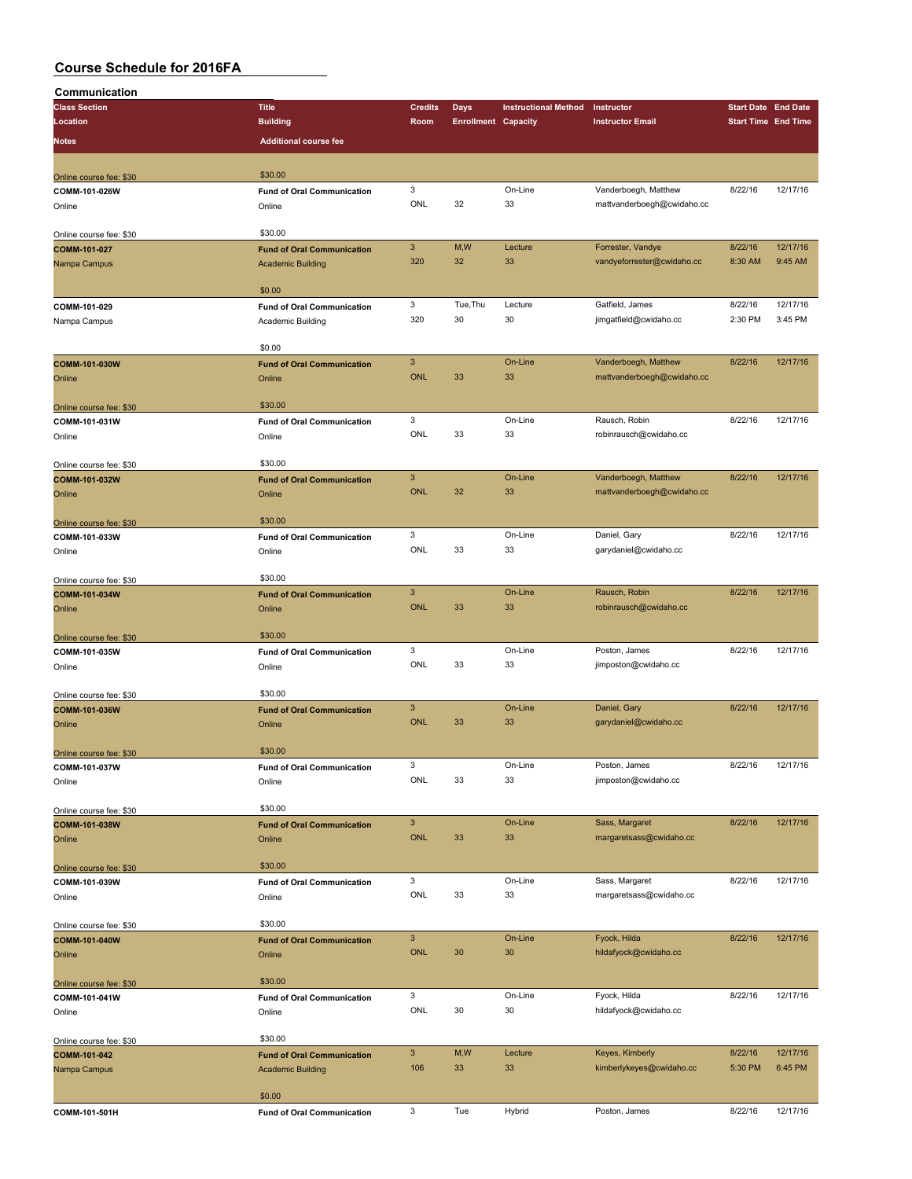# Course Schedule for 2016FA

## Communication

| Class Section / Location / Notes | Title / Building / Additional course fee | Credits / Room | Days / Enrollment | Instructional Method / Capacity | Instructor / Instructor Email | Start Date / Start Time | End Date / End Time |
|---|---|---|---|---|---|---|---|
| Online course fee: $30 | $30.00 | | | | | | |
| COMM-101-026W | Fund of Oral Communication | 3 | | On-Line | Vanderboegh, Matthew | 8/22/16 | 12/17/16 |
| Online | Online | ONL | 32 | 33 | mattvanderboegh@cwidaho.cc | | |
| Online course fee: $30 | $30.00 | | | | | | |
| COMM-101-027 | Fund of Oral Communication | 3 | M,W | Lecture | Forrester, Vandye | 8/22/16 | 12/17/16 |
| Nampa Campus | Academic Building | 320 | 32 | 33 | vandyeforrester@cwidaho.cc | 8:30 AM | 9:45 AM |
| | $0.00 | | | | | | |
| COMM-101-029 | Fund of Oral Communication | 3 | Tue,Thu | Lecture | Gatfield, James | 8/22/16 | 12/17/16 |
| Nampa Campus | Academic Building | 320 | 30 | 30 | jimgatfield@cwidaho.cc | 2:30 PM | 3:45 PM |
| | $0.00 | | | | | | |
| COMM-101-030W | Fund of Oral Communication | 3 | | On-Line | Vanderboegh, Matthew | 8/22/16 | 12/17/16 |
| Online | Online | ONL | 33 | 33 | mattvanderboegh@cwidaho.cc | | |
| Online course fee: $30 | $30.00 | | | | | | |
| COMM-101-031W | Fund of Oral Communication | 3 | | On-Line | Rausch, Robin | 8/22/16 | 12/17/16 |
| Online | Online | ONL | 33 | 33 | robinrausch@cwidaho.cc | | |
| Online course fee: $30 | $30.00 | | | | | | |
| COMM-101-032W | Fund of Oral Communication | 3 | | On-Line | Vanderboegh, Matthew | 8/22/16 | 12/17/16 |
| Online | Online | ONL | 32 | 33 | mattvanderboegh@cwidaho.cc | | |
| Online course fee: $30 | $30.00 | | | | | | |
| COMM-101-033W | Fund of Oral Communication | 3 | | On-Line | Daniel, Gary | 8/22/16 | 12/17/16 |
| Online | Online | ONL | 33 | 33 | garydaniel@cwidaho.cc | | |
| Online course fee: $30 | $30.00 | | | | | | |
| COMM-101-034W | Fund of Oral Communication | 3 | | On-Line | Rausch, Robin | 8/22/16 | 12/17/16 |
| Online | Online | ONL | 33 | 33 | robinrausch@cwidaho.cc | | |
| Online course fee: $30 | $30.00 | | | | | | |
| COMM-101-035W | Fund of Oral Communication | 3 | | On-Line | Poston, James | 8/22/16 | 12/17/16 |
| Online | Online | ONL | 33 | 33 | jimposton@cwidaho.cc | | |
| Online course fee: $30 | $30.00 | | | | | | |
| COMM-101-036W | Fund of Oral Communication | 3 | | On-Line | Daniel, Gary | 8/22/16 | 12/17/16 |
| Online | Online | ONL | 33 | 33 | garydaniel@cwidaho.cc | | |
| Online course fee: $30 | $30.00 | | | | | | |
| COMM-101-037W | Fund of Oral Communication | 3 | | On-Line | Poston, James | 8/22/16 | 12/17/16 |
| Online | Online | ONL | 33 | 33 | jimposton@cwidaho.cc | | |
| Online course fee: $30 | $30.00 | | | | | | |
| COMM-101-038W | Fund of Oral Communication | 3 | | On-Line | Sass, Margaret | 8/22/16 | 12/17/16 |
| Online | Online | ONL | 33 | 33 | margaretsass@cwidaho.cc | | |
| Online course fee: $30 | $30.00 | | | | | | |
| COMM-101-039W | Fund of Oral Communication | 3 | | On-Line | Sass, Margaret | 8/22/16 | 12/17/16 |
| Online | Online | ONL | 33 | 33 | margaretsass@cwidaho.cc | | |
| Online course fee: $30 | $30.00 | | | | | | |
| COMM-101-040W | Fund of Oral Communication | 3 | | On-Line | Fyock, Hilda | 8/22/16 | 12/17/16 |
| Online | Online | ONL | 30 | 30 | hildafyock@cwidaho.cc | | |
| Online course fee: $30 | $30.00 | | | | | | |
| COMM-101-041W | Fund of Oral Communication | 3 | | On-Line | Fyock, Hilda | 8/22/16 | 12/17/16 |
| Online | Online | ONL | 30 | 30 | hildafyock@cwidaho.cc | | |
| Online course fee: $30 | $30.00 | | | | | | |
| COMM-101-042 | Fund of Oral Communication | 3 | M,W | Lecture | Keyes, Kimberly | 8/22/16 | 12/17/16 |
| Nampa Campus | Academic Building | 106 | 33 | 33 | kimberlykeyes@cwidaho.cc | 5:30 PM | 6:45 PM |
| | $0.00 | | | | | | |
| COMM-101-501H | Fund of Oral Communication | 3 | Tue | Hybrid | Poston, James | 8/22/16 | 12/17/16 |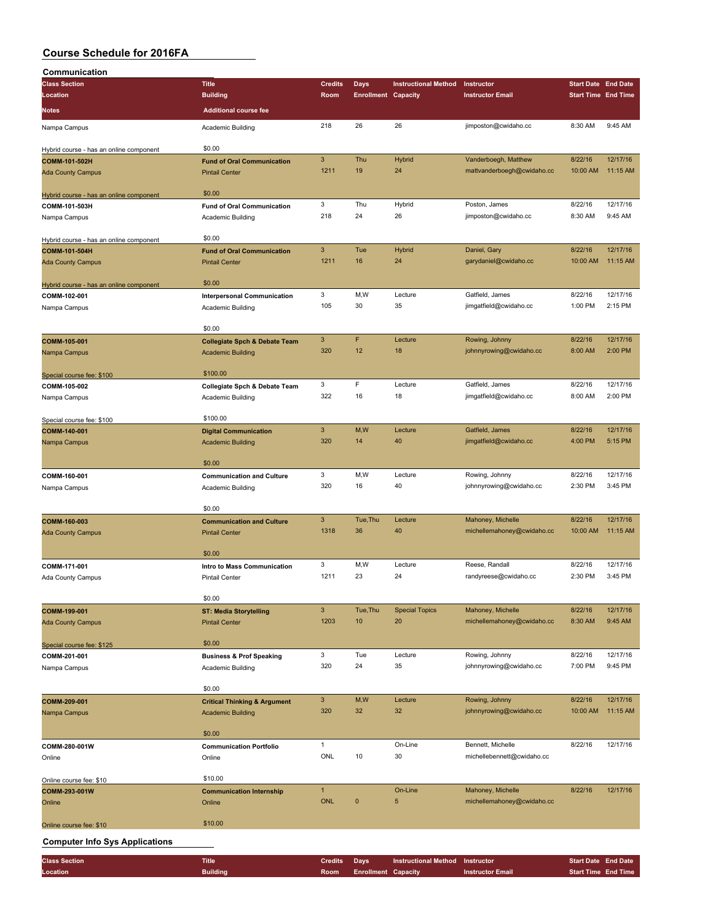# Course Schedule for 2016FA

## Communication

| Class Section / Location / Notes | Title / Building / Additional course fee | Credits / Room | Days / Enrollment | Instructional Method / Capacity | Instructor / Instructor Email | Start Date / Start Time | End Date / End Time |
|---|---|---|---|---|---|---|---|
| Nampa Campus | Academic Building | 218 | 26 | 26 | jimposton@cwidaho.cc | 8:30 AM | 9:45 AM |
| Hybrid course - has an online component | $0.00 | | | | | | |
| **COMM-101-502H** | **Fund of Oral Communication** | 3 | Thu | Hybrid | Vanderboegh, Matthew | 8/22/16 | 12/17/16 |
| Ada County Campus | Pintail Center | 1211 | 19 | 24 | mattvanderboegh@cwidaho.cc | 10:00 AM | 11:15 AM |
| Hybrid course - has an online component | $0.00 | | | | | | |
| **COMM-101-503H** | **Fund of Oral Communication** | 3 | Thu | Hybrid | Poston, James | 8/22/16 | 12/17/16 |
| Nampa Campus | Academic Building | 218 | 24 | 26 | jimposton@cwidaho.cc | 8:30 AM | 9:45 AM |
| Hybrid course - has an online component | $0.00 | | | | | | |
| **COMM-101-504H** | **Fund of Oral Communication** | 3 | Tue | Hybrid | Daniel, Gary | 8/22/16 | 12/17/16 |
| Ada County Campus | Pintail Center | 1211 | 16 | 24 | garydaniel@cwidaho.cc | 10:00 AM | 11:15 AM |
| Hybrid course - has an online component | $0.00 | | | | | | |
| **COMM-102-001** | **Interpersonal Communication** | 3 | M,W | Lecture | Gatfield, James | 8/22/16 | 12/17/16 |
| Nampa Campus | Academic Building | 105 | 30 | 35 | jimgatfield@cwidaho.cc | 1:00 PM | 2:15 PM |
| | $0.00 | | | | | | |
| **COMM-105-001** | **Collegiate Spch & Debate Team** | 3 | F | Lecture | Rowing, Johnny | 8/22/16 | 12/17/16 |
| Nampa Campus | Academic Building | 320 | 12 | 18 | johnnyrowing@cwidaho.cc | 8:00 AM | 2:00 PM |
| Special course fee: $100 | $100.00 | | | | | | |
| **COMM-105-002** | **Collegiate Spch & Debate Team** | 3 | F | Lecture | Gatfield, James | 8/22/16 | 12/17/16 |
| Nampa Campus | Academic Building | 322 | 16 | 18 | jimgatfield@cwidaho.cc | 8:00 AM | 2:00 PM |
| Special course fee: $100 | $100.00 | | | | | | |
| **COMM-140-001** | **Digital Communication** | 3 | M,W | Lecture | Gatfield, James | 8/22/16 | 12/17/16 |
| Nampa Campus | Academic Building | 320 | 14 | 40 | jimgatfield@cwidaho.cc | 4:00 PM | 5:15 PM |
| | $0.00 | | | | | | |
| **COMM-160-001** | **Communication and Culture** | 3 | M,W | Lecture | Rowing, Johnny | 8/22/16 | 12/17/16 |
| Nampa Campus | Academic Building | 320 | 16 | 40 | johnnyrowing@cwidaho.cc | 2:30 PM | 3:45 PM |
| | $0.00 | | | | | | |
| **COMM-160-003** | **Communication and Culture** | 3 | Tue,Thu | Lecture | Mahoney, Michelle | 8/22/16 | 12/17/16 |
| Ada County Campus | Pintail Center | 1318 | 36 | 40 | michellemahoney@cwidaho.cc | 10:00 AM | 11:15 AM |
| | $0.00 | | | | | | |
| **COMM-171-001** | **Intro to Mass Communication** | 3 | M,W | Lecture | Reese, Randall | 8/22/16 | 12/17/16 |
| Ada County Campus | Pintail Center | 1211 | 23 | 24 | randyreese@cwidaho.cc | 2:30 PM | 3:45 PM |
| | $0.00 | | | | | | |
| **COMM-199-001** | **ST: Media Storytelling** | 3 | Tue,Thu | Special Topics | Mahoney, Michelle | 8/22/16 | 12/17/16 |
| Ada County Campus | Pintail Center | 1203 | 10 | 20 | michellemahoney@cwidaho.cc | 8:30 AM | 9:45 AM |
| Special course fee: $125 | $0.00 | | | | | | |
| **COMM-201-001** | **Business & Prof Speaking** | 3 | Tue | Lecture | Rowing, Johnny | 8/22/16 | 12/17/16 |
| Nampa Campus | Academic Building | 320 | 24 | 35 | johnnyrowing@cwidaho.cc | 7:00 PM | 9:45 PM |
| | $0.00 | | | | | | |
| **COMM-209-001** | **Critical Thinking & Argument** | 3 | M,W | Lecture | Rowing, Johnny | 8/22/16 | 12/17/16 |
| Nampa Campus | Academic Building | 320 | 32 | 32 | johnnyrowing@cwidaho.cc | 10:00 AM | 11:15 AM |
| | $0.00 | | | | | | |
| **COMM-280-001W** | **Communication Portfolio** | 1 | | On-Line | Bennett, Michelle | 8/22/16 | 12/17/16 |
| Online | Online | ONL | 10 | 30 | michellebennett@cwidaho.cc | | |
| Online course fee: $10 | $10.00 | | | | | | |
| **COMM-293-001W** | **Communication Internship** | 1 | | On-Line | Mahoney, Michelle | 8/22/16 | 12/17/16 |
| Online | Online | ONL | 0 | 5 | michellemahoney@cwidaho.cc | | |
| Online course fee: $10 | $10.00 | | | | | | |

## Computer Info Sys Applications

| Class Section / Location | Title / Building | Credits / Room | Days / Enrollment | Instructional Method / Capacity | Instructor / Instructor Email | Start Date / Start Time | End Date / End Time |
|---|---|---|---|---|---|---|---|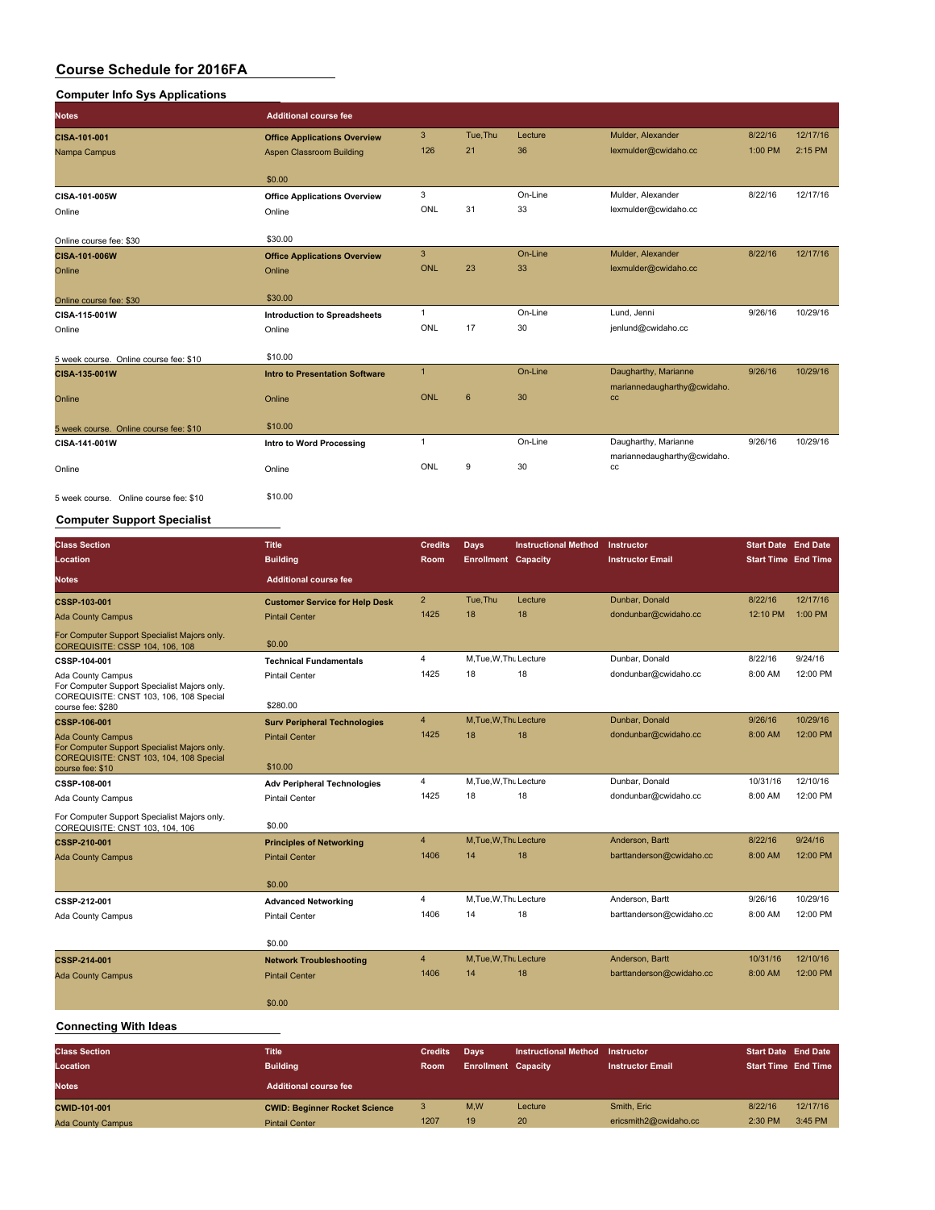# Course Schedule for 2016FA

## Computer Info Sys Applications

| Notes | Additional course fee | | | | | | |
|---|---|---|---|---|---|---|---|
| CISA-101-001 | Office Applications Overview | 3 | Tue,Thu | Lecture | Mulder, Alexander | 8/22/16 | 12/17/16 |
| Nampa Campus | Aspen Classroom Building | 126 | 21 | 36 | lexmulder@cwidaho.cc | 1:00 PM | 2:15 PM |
| | $0.00 | | | | | | |
| CISA-101-005W | Office Applications Overview | 3 | | On-Line | Mulder, Alexander | 8/22/16 | 12/17/16 |
| Online | Online | ONL | 31 | 33 | lexmulder@cwidaho.cc | | |
| Online course fee: $30 | $30.00 | | | | | | |
| CISA-101-006W | Office Applications Overview | 3 | | On-Line | Mulder, Alexander | 8/22/16 | 12/17/16 |
| Online | Online | ONL | 23 | 33 | lexmulder@cwidaho.cc | | |
| Online course fee: $30 | $30.00 | | | | | | |
| CISA-115-001W | Introduction to Spreadsheets | 1 | | On-Line | Lund, Jenni | 9/26/16 | 10/29/16 |
| Online | Online | ONL | 17 | 30 | jenlund@cwidaho.cc | | |
| 5 week course. Online course fee: $10 | $10.00 | | | | | | |
| CISA-135-001W | Intro to Presentation Software | 1 | | On-Line | Daugharthy, Marianne | 9/26/16 | 10/29/16 |
| Online | Online | ONL | 6 | 30 | mariannedaugharthy@cwidaho.cc | | |
| 5 week course. Online course fee: $10 | $10.00 | | | | | | |
| CISA-141-001W | Intro to Word Processing | 1 | | On-Line | Daugharthy, Marianne | 9/26/16 | 10/29/16 |
| Online | Online | ONL | 9 | 30 | mariannedaugharthy@cwidaho.cc | | |
| 5 week course. Online course fee: $10 | $10.00 | | | | | | |

## Computer Support Specialist

| Class Section | Title | Credits | Days | Instructional Method | Instructor | Start Date | End Date |
|---|---|---|---|---|---|---|---|
| Location | Building | Room | Enrollment | Capacity | Instructor Email | Start Time | End Time |
| Notes | Additional course fee | | | | | | |
| CSSP-103-001 | Customer Service for Help Desk | 2 | Tue,Thu | Lecture | Dunbar, Donald | 8/22/16 | 12/17/16 |
| Ada County Campus | Pintail Center | 1425 | 18 | 18 | dondunbar@cwidaho.cc | 12:10 PM | 1:00 PM |
| For Computer Support Specialist Majors only. COREQUISITE: CSSP 104, 106, 108 | $0.00 | | | | | | |
| CSSP-104-001 | Technical Fundamentals | 4 | M,Tue,W,Thu | Lecture | Dunbar, Donald | 8/22/16 | 9/24/16 |
| Ada County Campus | Pintail Center | 1425 | 18 | 18 | dondunbar@cwidaho.cc | 8:00 AM | 12:00 PM |
| For Computer Support Specialist Majors only. COREQUISITE: CNST 103, 106, 108 Special course fee: $280 | $280.00 | | | | | | |
| CSSP-106-001 | Surv Peripheral Technologies | 4 | M,Tue,W,Thu | Lecture | Dunbar, Donald | 9/26/16 | 10/29/16 |
| Ada County Campus | Pintail Center | 1425 | 18 | 18 | dondunbar@cwidaho.cc | 8:00 AM | 12:00 PM |
| For Computer Support Specialist Majors only. COREQUISITE: CNST 103, 104, 108 Special course fee: $10 | $10.00 | | | | | | |
| CSSP-108-001 | Adv Peripheral Technologies | 4 | M,Tue,W,Thu | Lecture | Dunbar, Donald | 10/31/16 | 12/10/16 |
| Ada County Campus | Pintail Center | 1425 | 18 | 18 | dondunbar@cwidaho.cc | 8:00 AM | 12:00 PM |
| For Computer Support Specialist Majors only. COREQUISITE: CNST 103, 104, 106 | $0.00 | | | | | | |
| CSSP-210-001 | Principles of Networking | 4 | M,Tue,W,Thu | Lecture | Anderson, Bartt | 8/22/16 | 9/24/16 |
| Ada County Campus | Pintail Center | 1406 | 14 | 18 | barttanderson@cwidaho.cc | 8:00 AM | 12:00 PM |
| | $0.00 | | | | | | |
| CSSP-212-001 | Advanced Networking | 4 | M,Tue,W,Thu | Lecture | Anderson, Bartt | 9/26/16 | 10/29/16 |
| Ada County Campus | Pintail Center | 1406 | 14 | 18 | barttanderson@cwidaho.cc | 8:00 AM | 12:00 PM |
| | $0.00 | | | | | | |
| CSSP-214-001 | Network Troubleshooting | 4 | M,Tue,W,Thu | Lecture | Anderson, Bartt | 10/31/16 | 12/10/16 |
| Ada County Campus | Pintail Center | 1406 | 14 | 18 | barttanderson@cwidaho.cc | 8:00 AM | 12:00 PM |
| | $0.00 | | | | | | |

## Connecting With Ideas

| Class Section | Title | Credits | Days | Instructional Method | Instructor | Start Date | End Date |
|---|---|---|---|---|---|---|---|
| Location | Building | Room | Enrollment | Capacity | Instructor Email | Start Time | End Time |
| Notes | Additional course fee | | | | | | |
| CWID-101-001 | CWID: Beginner Rocket Science | 3 | M,W | Lecture | Smith, Eric | 8/22/16 | 12/17/16 |
| Ada County Campus | Pintail Center | 1207 | 19 | 20 | ericsmith2@cwidaho.cc | 2:30 PM | 3:45 PM |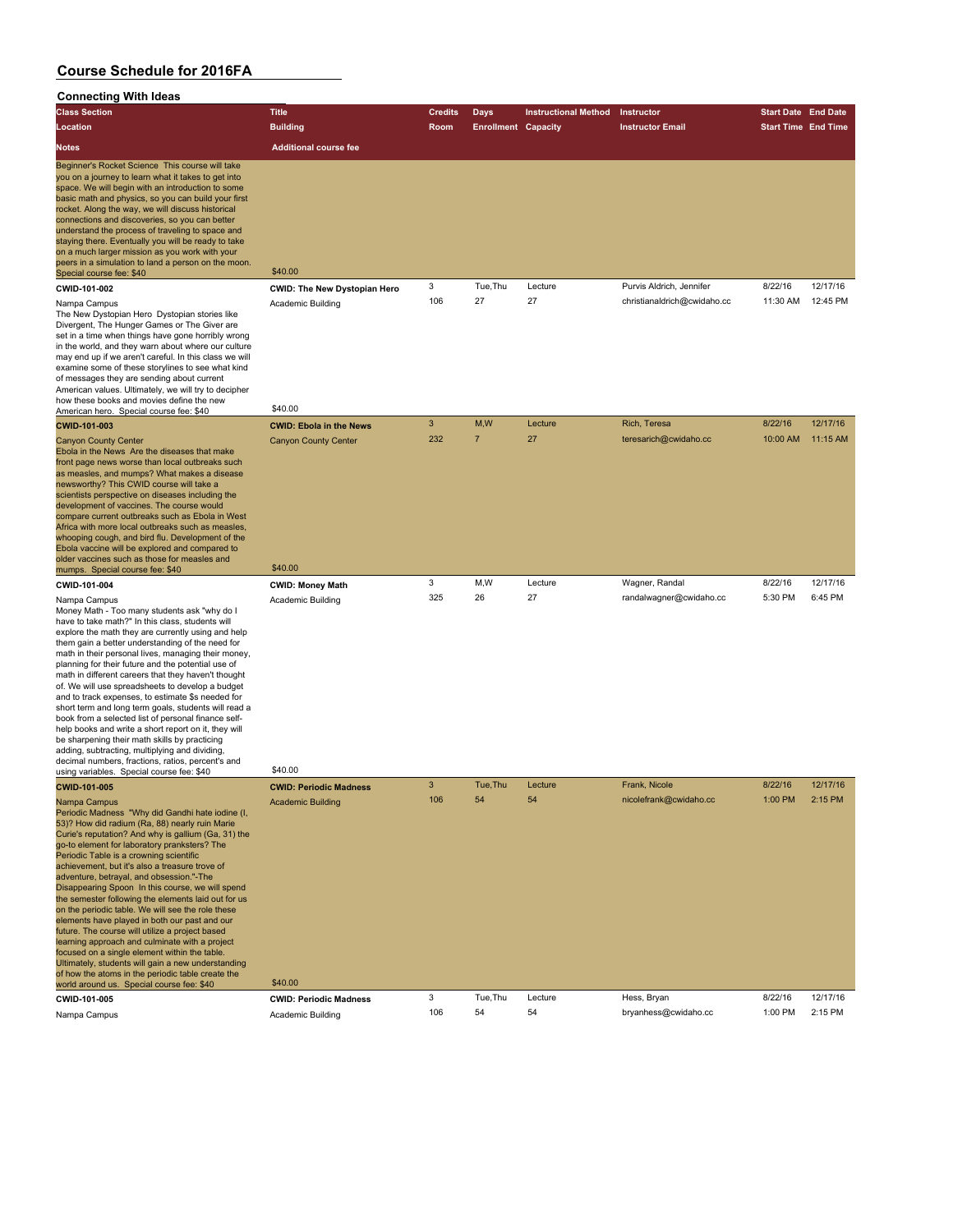# Course Schedule for 2016FA

## Connecting With Ideas

| Class Section / Location / Notes | Title / Building / Additional course fee | Credits / Room | Days / Enrollment | Instructional Method / Capacity | Instructor / Instructor Email | Start Date / Start Time | End Date / End Time |
|---|---|---|---|---|---|---|---|
| Beginner's Rocket Science This course will take you on a journey to learn what it takes to get into space. We will begin with an introduction to some basic math and physics, so you can build your first rocket. Along the way, we will discuss historical connections and discoveries, so you can better understand the process of traveling to space and staying there. Eventually you will be ready to take on a much larger mission as you work with your peers in a simulation to land a person on the moon. Special course fee: $40 | $40.00 | | | | | | |
| CWID-101-002 | CWID: The New Dystopian Hero | 3 | Tue,Thu | Lecture | Purvis Aldrich, Jennifer | 8/22/16 | 12/17/16 |
| Nampa Campus | Academic Building | 106 | 27 | 27 | christianaldrich@cwidaho.cc | 11:30 AM | 12:45 PM |
| The New Dystopian Hero Dystopian stories like Divergent, The Hunger Games or The Giver are set in a time when things have gone horribly wrong in the world, and they warn about where our culture may end up if we aren't careful. In this class we will examine some of these storylines to see what kind of messages they are sending about current American values. Ultimately, we will try to decipher how these books and movies define the new American hero. Special course fee: $40 | $40.00 | | | | | | |
| CWID-101-003 | CWID: Ebola in the News | 3 | M,W | Lecture | Rich, Teresa | 8/22/16 | 12/17/16 |
| Canyon County Center | Canyon County Center | 232 | 7 | 27 | teresarich@cwidaho.cc | 10:00 AM | 11:15 AM |
| Ebola in the News Are the diseases that make front page news worse than local outbreaks such as measles, and mumps? What makes a disease newsworthy? This CWID course will take a scientists perspective on diseases including the development of vaccines. The course would compare current outbreaks such as Ebola in West Africa with more local outbreaks such as measles, whooping cough, and bird flu. Development of the Ebola vaccine will be explored and compared to older vaccines such as those for measles and mumps. Special course fee: $40 | $40.00 | | | | | | |
| CWID-101-004 | CWID: Money Math | 3 | M,W | Lecture | Wagner, Randal | 8/22/16 | 12/17/16 |
| Nampa Campus | Academic Building | 325 | 26 | 27 | randalwagner@cwidaho.cc | 5:30 PM | 6:45 PM |
| Money Math - Too many students ask "why do I have to take math?" In this class, students will explore the math they are currently using and help them gain a better understanding of the need for math in their personal lives, managing their money, planning for their future and the potential use of math in different careers that they haven't thought of. We will use spreadsheets to develop a budget and to track expenses, to estimate $s needed for short term and long term goals, students will read a book from a selected list of personal finance self-help books and write a short report on it, they will be sharpening their math skills by practicing adding, subtracting, multiplying and dividing, decimal numbers, fractions, ratios, percent's and using variables. Special course fee: $40 | $40.00 | | | | | | |
| CWID-101-005 | CWID: Periodic Madness | 3 | Tue,Thu | Lecture | Frank, Nicole | 8/22/16 | 12/17/16 |
| Nampa Campus | Academic Building | 106 | 54 | 54 | nicolefrank@cwidaho.cc | 1:00 PM | 2:15 PM |
| Periodic Madness "Why did Gandhi hate iodine (I, 53)? How did radium (Ra, 88) nearly ruin Marie Curie's reputation? And why is gallium (Ga, 31) the go-to element for laboratory pranksters? The Periodic Table is a crowning scientific achievement, but it's also a treasure trove of adventure, betrayal, and obsession."-The Disappearing Spoon In this course, we will spend the semester following the elements laid out for us on the periodic table. We will see the role these elements have played in both our past and our future. The course will utilize a project based learning approach and culminate with a project focused on a single element within the table. Ultimately, students will gain a new understanding of how the atoms in the periodic table create the world around us. Special course fee: $40 | $40.00 | | | | | | |
| CWID-101-005 | CWID: Periodic Madness | 3 | Tue,Thu | Lecture | Hess, Bryan | 8/22/16 | 12/17/16 |
| Nampa Campus | Academic Building | 106 | 54 | 54 | bryanhess@cwidaho.cc | 1:00 PM | 2:15 PM |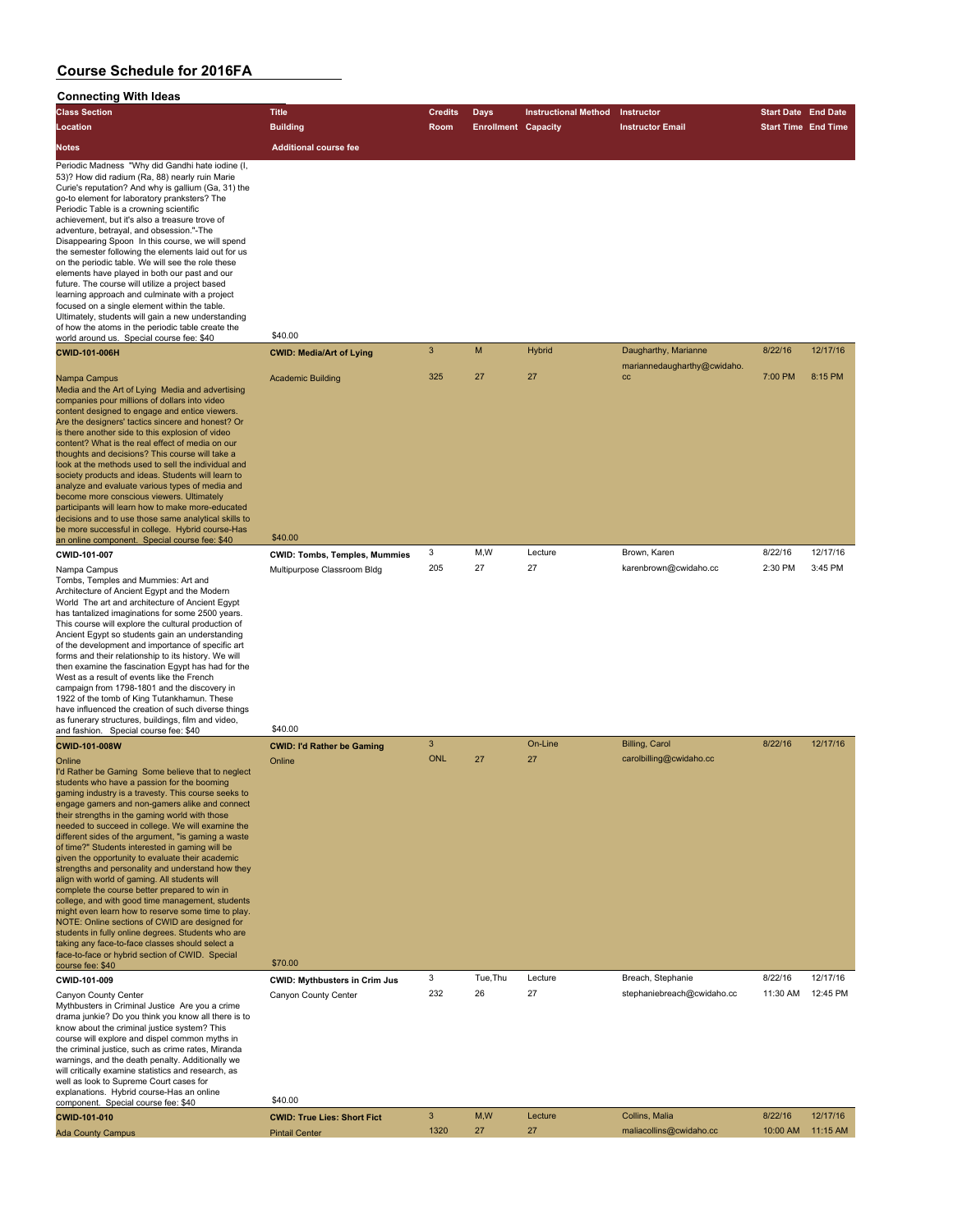# Course Schedule for 2016FA

## Connecting With Ideas

| Class Section / Location / Notes | Title / Building / Additional course fee | Credits / Room | Days / Enrollment | Instructional Method / Capacity | Instructor / Instructor Email | Start Date / Start Time | End Date / End Time |
|---|---|---|---|---|---|---|---|
| Periodic Madness "Why did Gandhi hate iodine (I, 53)? How did radium (Ra, 88) nearly ruin Marie Curie's reputation? And why is gallium (Ga, 31) the go-to element for laboratory pranksters? The Periodic Table is a crowning scientific achievement, but it's also a treasure trove of adventure, betrayal, and obsession."-The Disappearing Spoon In this course, we will spend the semester following the elements laid out for us on the periodic table. We will see the role these elements have played in both our past and our future. The course will utilize a project based learning approach and culminate with a project focused on a single element within the table. Ultimately, students will gain a new understanding of how the atoms in the periodic table create the world around us. Special course fee: $40 | $40.00 | | | | | | |
| **CWID-101-006H** | **CWID: Media/Art of Lying** | 3 | M | Hybrid | Daugharthy, Marianne | 8/22/16 | 12/17/16 |
| Nampa Campus | Academic Building | 325 | 27 | 27 | mariannedaugharthy@cwidaho.cc | 7:00 PM | 8:15 PM |
| Media and the Art of Lying Media and advertising companies pour millions of dollars into video content designed to engage and entice viewers. Are the designers' tactics sincere and honest? Or is there another side to this explosion of video content? What is the real effect of media on our thoughts and decisions? This course will take a look at the methods used to sell the individual and society products and ideas. Students will learn to analyze and evaluate various types of media and become more conscious viewers. Ultimately participants will learn how to make more-educated decisions and to use those same analytical skills to be more successful in college. Hybrid course-Has an online component. Special course fee: $40 | $40.00 | | | | | | |
| **CWID-101-007** | **CWID: Tombs, Temples, Mummies** | 3 | M,W | Lecture | Brown, Karen | 8/22/16 | 12/17/16 |
| Nampa Campus | Multipurpose Classroom Bldg | 205 | 27 | 27 | karenbrown@cwidaho.cc | 2:30 PM | 3:45 PM |
| Tombs, Temples and Mummies: Art and Architecture of Ancient Egypt and the Modern World The art and architecture of Ancient Egypt has tantalized imaginations for some 2500 years. This course will explore the cultural production of Ancient Egypt so students gain an understanding of the development and importance of specific art forms and their relationship to its history. We will then examine the fascination Egypt has had for the West as a result of events like the French campaign from 1798-1801 and the discovery in 1922 of the tomb of King Tutankhamun. These have influenced the creation of such diverse things as funerary structures, buildings, film and video, and fashion. Special course fee: $40 | $40.00 | | | | | | |
| **CWID-101-008W** | **CWID: I'd Rather be Gaming** | 3 | | On-Line | Billing, Carol | 8/22/16 | 12/17/16 |
| Online | Online | ONL | 27 | 27 | carolbilling@cwidaho.cc | | |
| I'd Rather be Gaming Some believe that to neglect students who have a passion for the booming gaming industry is a travesty. This course seeks to engage gamers and non-gamers alike and connect their strengths in the gaming world with those needed to succeed in college. We will examine the different sides of the argument, "is gaming a waste of time?" Students interested in gaming will be given the opportunity to evaluate their academic strengths and personality and understand how they align with world of gaming. All students will complete the course better prepared to win in college, and with good time management, students might even learn how to reserve some time to play. NOTE: Online sections of CWID are designed for students in fully online degrees. Students who are taking any face-to-face classes should select a face-to-face or hybrid section of CWID. Special course fee: $40 | $70.00 | | | | | | |
| **CWID-101-009** | **CWID: Mythbusters in Crim Jus** | 3 | Tue,Thu | Lecture | Breach, Stephanie | 8/22/16 | 12/17/16 |
| Canyon County Center | Canyon County Center | 232 | 26 | 27 | stephaniebreach@cwidaho.cc | 11:30 AM | 12:45 PM |
| Mythbusters in Criminal Justice Are you a crime drama junkie? Do you think you know all there is to know about the criminal justice system? This course will explore and dispel common myths in the criminal justice, such as crime rates, Miranda warnings, and the death penalty. Additionally we will critically examine statistics and research, as well as look to Supreme Court cases for explanations. Hybrid course-Has an online component. Special course fee: $40 | $40.00 | | | | | | |
| **CWID-101-010** | **CWID: True Lies: Short Fict** | 3 | M,W | Lecture | Collins, Malia | 8/22/16 | 12/17/16 |
| Ada County Campus | Pintail Center | 1320 | 27 | 27 | maliacollins@cwidaho.cc | 10:00 AM | 11:15 AM |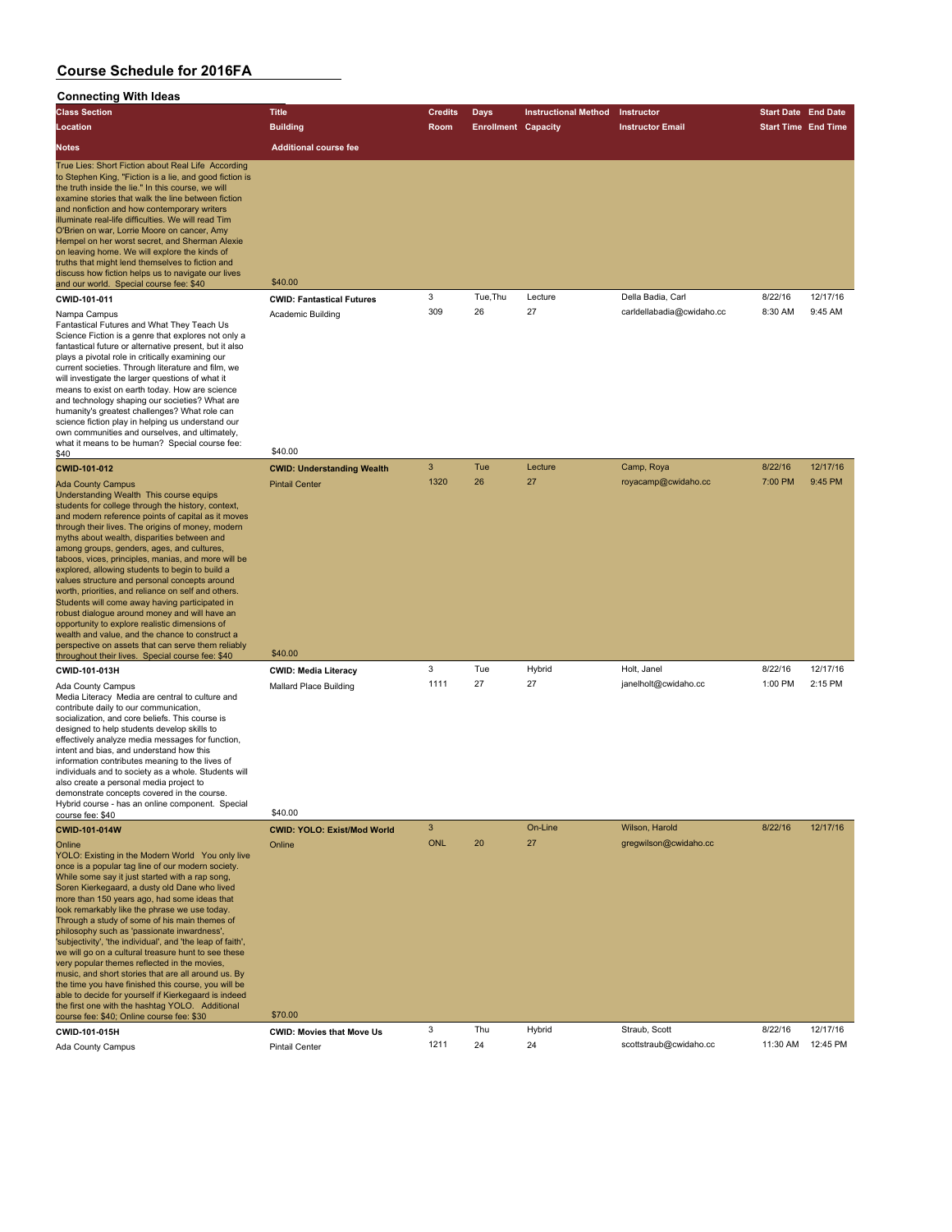# Course Schedule for 2016FA

## Connecting With Ideas

| Class Section / Location / Notes | Title / Building / Additional course fee | Credits / Room | Days / Enrollment | Instructional Method / Capacity | Instructor / Instructor Email | Start Date / Start Time | End Date / End Time |
|---|---|---|---|---|---|---|---|
| True Lies: Short Fiction about Real Life According to Stephen King, "Fiction is a lie, and good fiction is the truth inside the lie." In this course, we will examine stories that walk the line between fiction and nonfiction and how contemporary writers illuminate real-life difficulties. We will read Tim O'Brien on war, Lorrie Moore on cancer, Amy Hempel on her worst secret, and Sherman Alexie on leaving home. We will explore the kinds of truths that might lend themselves to fiction and discuss how fiction helps us to navigate our lives and our world. Special course fee: $40 | $40.00 | | | | | | |
| **CWID-101-011** | **CWID: Fantastical Futures** | 3 | Tue,Thu | Lecture | Della Badia, Carl | 8/22/16 | 12/17/16 |
| Nampa Campus | Academic Building | 309 | 26 | 27 | carldellabadia@cwidaho.cc | 8:30 AM | 9:45 AM |
| Fantastical Futures and What They Teach Us Science Fiction is a genre that explores not only a fantastical future or alternative present, but it also plays a pivotal role in critically examining our current societies. Through literature and film, we will investigate the larger questions of what it means to exist on earth today. How are science and technology shaping our societies? What are humanity's greatest challenges? What role can science fiction play in helping us understand our own communities and ourselves, and ultimately, what it means to be human? Special course fee: $40 | $40.00 | | | | | | |
| **CWID-101-012** | **CWID: Understanding Wealth** | 3 | Tue | Lecture | Camp, Roya | 8/22/16 | 12/17/16 |
| Ada County Campus | Pintail Center | 1320 | 26 | 27 | royacamp@cwidaho.cc | 7:00 PM | 9:45 PM |
| Understanding Wealth This course equips students for college through the history, context, and modern reference points of capital as it moves through their lives. The origins of money, modern myths about wealth, disparities between and among groups, genders, ages, and cultures, taboos, vices, principles, manias, and more will be explored, allowing students to begin to build a values structure and personal concepts around worth, priorities, and reliance on self and others. Students will come away having participated in robust dialogue around money and will have an opportunity to explore realistic dimensions of wealth and value, and the chance to construct a perspective on assets that can serve them reliably throughout their lives. Special course fee: $40 | $40.00 | | | | | | |
| **CWID-101-013H** | **CWID: Media Literacy** | 3 | Tue | Hybrid | Holt, Janel | 8/22/16 | 12/17/16 |
| Ada County Campus | Mallard Place Building | 1111 | 27 | 27 | janelholt@cwidaho.cc | 1:00 PM | 2:15 PM |
| Media Literacy Media are central to culture and contribute daily to our communication, socialization, and core beliefs. This course is designed to help students develop skills to effectively analyze media messages for function, intent and bias, and understand how this information contributes meaning to the lives of individuals and to society as a whole. Students will also create a personal media project to demonstrate concepts covered in the course. Hybrid course - has an online component. Special course fee: $40 | $40.00 | | | | | | |
| **CWID-101-014W** | **CWID: YOLO: Exist/Mod World** | 3 | | On-Line | Wilson, Harold | 8/22/16 | 12/17/16 |
| Online | Online | ONL | 20 | 27 | gregwilson@cwidaho.cc | | |
| YOLO: Existing in the Modern World You only live once is a popular tag line of our modern society. While some say it just started with a rap song, Soren Kierkegaard, a dusty old Dane who lived more than 150 years ago, had some ideas that look remarkably like the phrase we use today. Through a study of some of his main themes of philosophy such as 'passionate inwardness', 'subjectivity', 'the individual', and 'the leap of faith', we will go on a cultural treasure hunt to see these very popular themes reflected in the movies, music, and short stories that are all around us. By the time you have finished this course, you will be able to decide for yourself if Kierkegaard is indeed the first one with the hashtag YOLO. Additional course fee: $40; Online course fee: $30 | $70.00 | | | | | | |
| **CWID-101-015H** | **CWID: Movies that Move Us** | 3 | Thu | Hybrid | Straub, Scott | 8/22/16 | 12/17/16 |
| Ada County Campus | Pintail Center | 1211 | 24 | 24 | scottstraub@cwidaho.cc | 11:30 AM | 12:45 PM |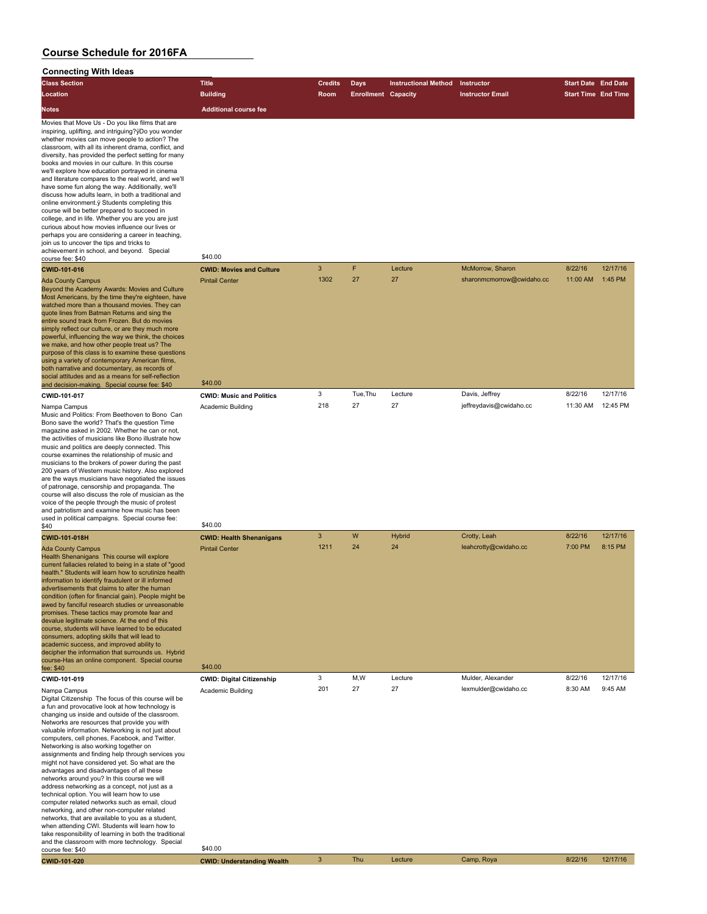# Course Schedule for 2016FA

## Connecting With Ideas

| Class Section / Location / Notes | Title / Building / Additional course fee | Credits / Room | Days / Enrollment | Instructional Method / Capacity | Instructor / Instructor Email | Start Date / Start Time | End Date / End Time |
|---|---|---|---|---|---|---|---|
| Movies that Move Us - Do you like films that are inspiring, uplifting, and intriguing?ÿDo you wonder whether movies can move people to action? The classroom, with all its inherent drama, conflict, and diversity, has provided the perfect setting for many books and movies in our culture. In this course we'll explore how education portrayed in cinema and literature compares to the real world, and we'll have some fun along the way. Additionally, we'll discuss how adults learn, in both a traditional and online environment.ÿ Students completing this course will be better prepared to succeed in college, and in life. Whether you are you are just curious about how movies influence our lives or perhaps you are considering a career in teaching, join us to uncover the tips and tricks to achievement in school, and beyond. Special course fee: $40 | $40.00 | | | | | | |
| **CWID-101-016** | **CWID: Movies and Culture** | 3 | F | Lecture | McMorrow, Sharon | 8/22/16 | 12/17/16 |
| Ada County Campus | Pintail Center | 1302 | 27 | 27 | sharonmcmorrow@cwidaho.cc | 11:00 AM | 1:45 PM |
| Beyond the Academy Awards: Movies and Culture Most Americans, by the time they're eighteen, have watched more than a thousand movies. They can quote lines from Batman Returns and sing the entire sound track from Frozen. But do movies simply reflect our culture, or are they much more powerful, influencing the way we think, the choices we make, and how other people treat us? The purpose of this class is to examine these questions using a variety of contemporary American films, both narrative and documentary, as records of social attitudes and as a means for self-reflection and decision-making. Special course fee: $40 | $40.00 | | | | | | |
| **CWID-101-017** | **CWID: Music and Politics** | 3 | Tue,Thu | Lecture | Davis, Jeffrey | 8/22/16 | 12/17/16 |
| Nampa Campus | Academic Building | 218 | 27 | 27 | jeffreydavis@cwidaho.cc | 11:30 AM | 12:45 PM |
| Music and Politics: From Beethoven to Bono Can Bono save the world? That's the question Time magazine asked in 2002. Whether he can or not, the activities of musicians like Bono illustrate how music and politics are deeply connected. This course examines the relationship of music and musicians to the brokers of power during the past 200 years of Western music history. Also explored are the ways musicians have negotiated the issues of patronage, censorship and propaganda. The course will also discuss the role of musician as the voice of the people through the music of protest and patriotism and examine how music has been used in political campaigns. Special course fee: $40 | $40.00 | | | | | | |
| **CWID-101-018H** | **CWID: Health Shenanigans** | 3 | W | Hybrid | Crotty, Leah | 8/22/16 | 12/17/16 |
| Ada County Campus | Pintail Center | 1211 | 24 | 24 | leahcrotty@cwidaho.cc | 7:00 PM | 8:15 PM |
| Health Shenanigans This course will explore current fallacies related to being in a state of "good health." Students will learn how to scrutinize health information to identify fraudulent or ill informed advertisements that claims to alter the human condition (often for financial gain). People might be awed by fanciful research studies or unreasonable promises. These tactics may promote fear and devalue legitimate science. At the end of this course, students will have learned to be educated consumers, adopting skills that will lead to academic success, and improved ability to decipher the information that surrounds us. Hybrid course-Has an online component. Special course fee: $40 | $40.00 | | | | | | |
| **CWID-101-019** | **CWID: Digital Citizenship** | 3 | M,W | Lecture | Mulder, Alexander | 8/22/16 | 12/17/16 |
| Nampa Campus | Academic Building | 201 | 27 | 27 | lexmulder@cwidaho.cc | 8:30 AM | 9:45 AM |
| Digital Citizenship The focus of this course will be a fun and provocative look at how technology is changing us inside and outside of the classroom. Networks are resources that provide you with valuable information. Networking is not just about computers, cell phones, Facebook, and Twitter. Networking is also working together on assignments and finding help through services you might not have considered yet. So what are the advantages and disadvantages of all these networks around you? In this course we will address networking as a concept, not just as a technical option. You will learn how to use computer related networks such as email, cloud networking, and other non-computer related networks, that are available to you as a student, when attending CWI. Students will learn how to take responsibility of learning in both the traditional and the classroom with more technology. Special course fee: $40 | $40.00 | | | | | | |
| **CWID-101-020** | **CWID: Understanding Wealth** | 3 | Thu | Lecture | Camp, Roya | 8/22/16 | 12/17/16 |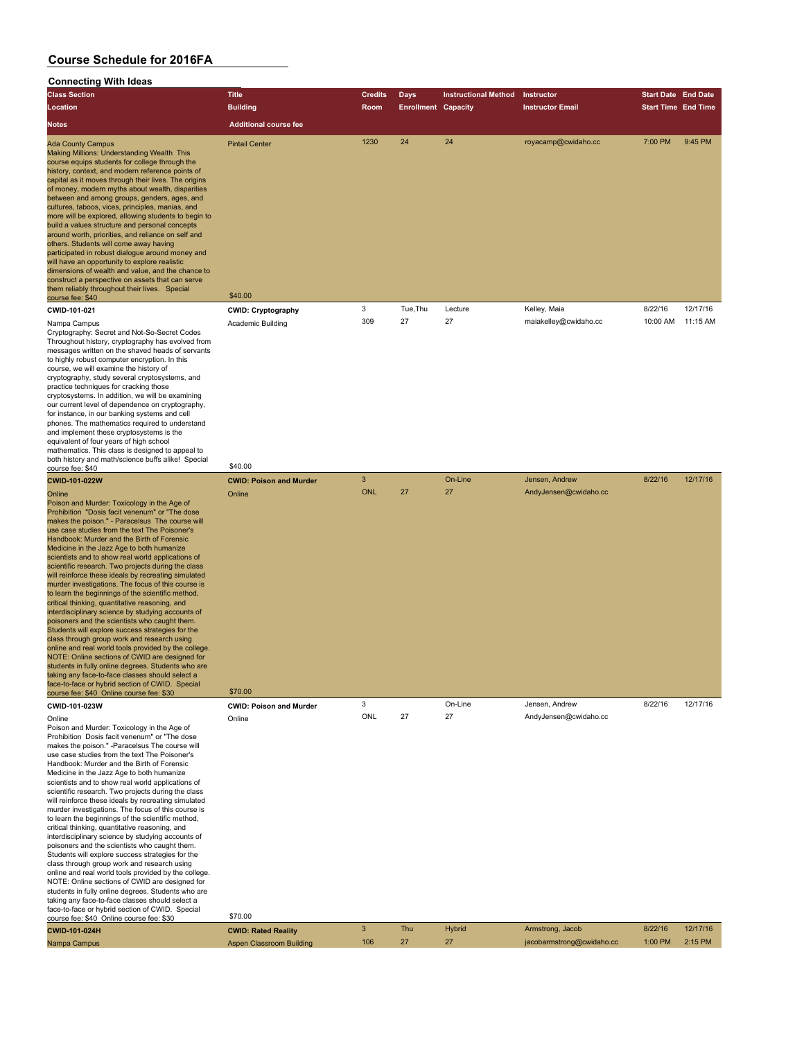# Course Schedule for 2016FA

## Connecting With Ideas

| Class Section / Location / Notes | Title / Building / Additional course fee | Credits / Room | Days / Enrollment | Instructional Method / Capacity | Instructor / Instructor Email | Start Date / Start Time | End Date / End Time |
|---|---|---|---|---|---|---|---|
| Ada County Campus<br>Making Millions: Understanding Wealth This course equips students for college through the history, context, and modern reference points of capital as it moves through their lives. The origins of money, modern myths about wealth, disparities between and among groups, genders, ages, and cultures, taboos, vices, principles, manias, and more will be explored, allowing students to begin to build a values structure and personal concepts around worth, priorities, and reliance on self and others. Students will come away having participated in robust dialogue around money and will have an opportunity to explore realistic dimensions of wealth and value, and the chance to construct a perspective on assets that can serve them reliably throughout their lives. Special course fee: $40 | Pintail Center<br>$40.00 | 1230 | 24 | 24 | royacamp@cwidaho.cc | 7:00 PM | 9:45 PM |
| **CWID-101-021**<br>Nampa Campus<br>Cryptography: Secret and Not-So-Secret Codes Throughout history, cryptography has evolved from messages written on the shaved heads of servants to highly robust computer encryption. In this course, we will examine the history of cryptography, study several cryptosystems, and practice techniques for cracking those cryptosystems. In addition, we will be examining our current level of dependence on cryptography, for instance, in our banking systems and cell phones. The mathematics required to understand and implement these cryptosystems is the equivalent of four years of high school mathematics. This class is designed to appeal to both history and math/science buffs alike! Special course fee: $40 | **CWID: Cryptography**<br>Academic Building<br>$40.00 | 3<br>309 | Tue,Thu<br>27 | Lecture<br>27 | Kelley, Maia<br>maiakelley@cwidaho.cc | 8/22/16<br>10:00 AM | 12/17/16<br>11:15 AM |
| **CWID-101-022W**<br>Online<br>Poison and Murder: Toxicology in the Age of Prohibition "Dosis facit venenum" or "The dose makes the poison." - Paracelsus The course will use case studies from the text The Poisoner's Handbook: Murder and the Birth of Forensic Medicine in the Jazz Age to both humanize scientists and to show real world applications of scientific research. Two projects during the class will reinforce these ideals by recreating simulated murder investigations. The focus of this course is to learn the beginnings of the scientific method, critical thinking, quantitative reasoning, and interdisciplinary science by studying accounts of poisoners and the scientists who caught them. Students will explore success strategies for the class through group work and research using online and real world tools provided by the college. NOTE: Online sections of CWID are designed for students in fully online degrees. Students who are taking any face-to-face classes should select a face-to-face or hybrid section of CWID. Special course fee: $40 Online course fee: $30 | **CWID: Poison and Murder**<br>Online<br>$70.00 | 3<br>ONL | 27 | On-Line<br>27 | Jensen, Andrew<br>AndyJensen@cwidaho.cc | 8/22/16 | 12/17/16 |
| **CWID-101-023W**<br>Online<br>Poison and Murder: Toxicology in the Age of Prohibition Dosis facit venenum" or "The dose makes the poison." -Paracelsus The course will use case studies from the text The Poisoner's Handbook: Murder and the Birth of Forensic Medicine in the Jazz Age to both humanize scientists and to show real world applications of scientific research. Two projects during the class will reinforce these ideals by recreating simulated murder investigations. The focus of this course is to learn the beginnings of the scientific method, critical thinking, quantitative reasoning, and interdisciplinary science by studying accounts of poisoners and the scientists who caught them. Students will explore success strategies for the class through group work and research using online and real world tools provided by the college. NOTE: Online sections of CWID are designed for students in fully online degrees. Students who are taking any face-to-face classes should select a face-to-face or hybrid section of CWID. Special course fee: $40 Online course fee: $30 | **CWID: Poison and Murder**<br>Online<br>$70.00 | 3<br>ONL | 27 | On-Line<br>27 | Jensen, Andrew<br>AndyJensen@cwidaho.cc | 8/22/16 | 12/17/16 |
| **CWID-101-024H**<br>Nampa Campus | **CWID: Rated Reality**<br>Aspen Classroom Building | 3<br>106 | Thu<br>27 | Hybrid<br>27 | Armstrong, Jacob<br>jacobarmstrong@cwidaho.cc | 8/22/16<br>1:00 PM | 12/17/16<br>2:15 PM |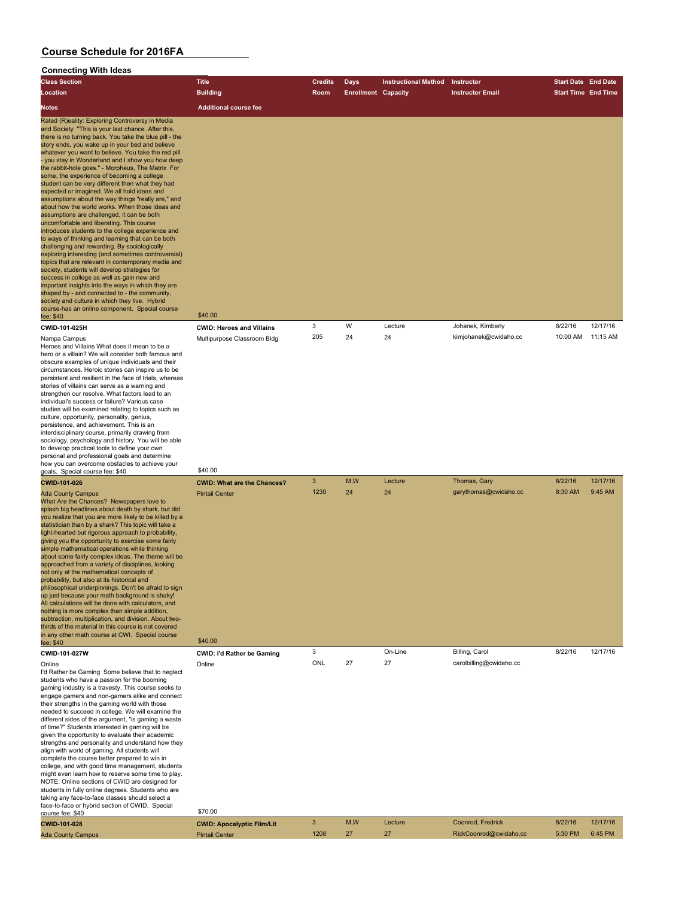# Course Schedule for 2016FA

## Connecting With Ideas

| Class Section / Location / Notes | Title / Building / Additional course fee | Credits / Room | Days / Enrollment | Instructional Method / Capacity | Instructor / Instructor Email | Start Date / Start Time | End Date / End Time |
|---|---|---|---|---|---|---|---|
| Rated (R)eality: Exploring Controversy in Media and Society "This is your last chance. After this, there is no turning back. You take the blue pill - the story ends, you wake up in your bed and believe whatever you want to believe. You take the red pill - you stay in Wonderland and I show you how deep the rabbit-hole goes." - Morpheus, The Matrix For some, the experience of becoming a college student can be very different then what they had expected or imagined. We all hold ideas and assumptions about the way things "really are," and about how the world works. When those ideas and assumptions are challenged, it can be both uncomfortable and liberating. This course introduces students to the college experience and to ways of thinking and learning that can be both challenging and rewarding. By sociologically exploring interesting (and sometimes controversial) topics that are relevant in contemporary media and society, students will develop strategies for success in college as well as gain new and important insights into the ways in which they are shaped by - and connected to - the community, society and culture in which they live. Hybrid course-has an online component. Special course fee: $40 | $40.00 | | | | | | |
| **CWID-101-025H** | **CWID: Heroes and Villains** | 3 | W | Lecture | Johanek, Kimberly | 8/22/16 | 12/17/16 |
| Nampa Campus | Multipurpose Classroom Bldg | 205 | 24 | 24 | kimjohanek@cwidaho.cc | 10:00 AM | 11:15 AM |
| Heroes and Villains What does it mean to be a hero or a villain? We will consider both famous and obscure examples of unique individuals and their circumstances. Heroic stories can inspire us to be persistent and resilient in the face of trials, whereas stories of villains can serve as a warning and strengthen our resolve. What factors lead to an individual's success or failure? Various case studies will be examined relating to topics such as culture, opportunity, personality, genius, persistence, and achievement. This is an interdisciplinary course, primarily drawing from sociology, psychology and history. You will be able to develop practical tools to define your own personal and professional goals and determine how you can overcome obstacles to achieve your goals. Special course fee: $40 | $40.00 | | | | | | |
| **CWID-101-026** | **CWID: What are the Chances?** | 3 | M,W | Lecture | Thomas, Gary | 8/22/16 | 12/17/16 |
| Ada County Campus | Pintail Center | 1230 | 24 | 24 | garythomas@cwidaho.cc | 8:30 AM | 9:45 AM |
| What Are the Chances? Newspapers love to splash big headlines about death by shark, but did you realize that you are more likely to be killed by a statistician than by a shark? This topic will take a light-hearted but rigorous approach to probability, giving you the opportunity to exercise some fairly simple mathematical operations while thinking about some fairly complex ideas. The theme will be approached from a variety of disciplines, looking not only at the mathematical concepts of probability, but also at its historical and philosophical underpinnings. Don't be afraid to sign up just because your math background is shaky! All calculations will be done with calculators, and nothing is more complex than simple addition, subtraction, multiplication, and division. About two-thirds of the material in this course is not covered in any other math course at CWI. Special course fee: $40 | $40.00 | | | | | | |
| **CWID-101-027W** | **CWID: I'd Rather be Gaming** | 3 | | On-Line | Billing, Carol | 8/22/16 | 12/17/16 |
| Online | Online | ONL | 27 | 27 | carolbilling@cwidaho.cc | | |
| I'd Rather be Gaming Some believe that to neglect students who have a passion for the booming gaming industry is a travesty. This course seeks to engage gamers and non-gamers alike and connect their strengths in the gaming world with those needed to succeed in college. We will examine the different sides of the argument, "is gaming a waste of time?" Students interested in gaming will be given the opportunity to evaluate their academic strengths and personality and understand how they align with world of gaming. All students will complete the course better prepared to win in college, and with good time management, students might even learn how to reserve some time to play. NOTE: Online sections of CWID are designed for students in fully online degrees. Students who are taking any face-to-face classes should select a face-to-face or hybrid section of CWID. Special course fee: $40 | $70.00 | | | | | | |
| **CWID-101-028** | **CWID: Apocalyptic Film/Lit** | 3 | M,W | Lecture | Coonrod, Fredrick | 8/22/16 | 12/17/16 |
| Ada County Campus | Pintail Center | 1208 | 27 | 27 | RickCoonrod@cwidaho.cc | 5:30 PM | 6:45 PM |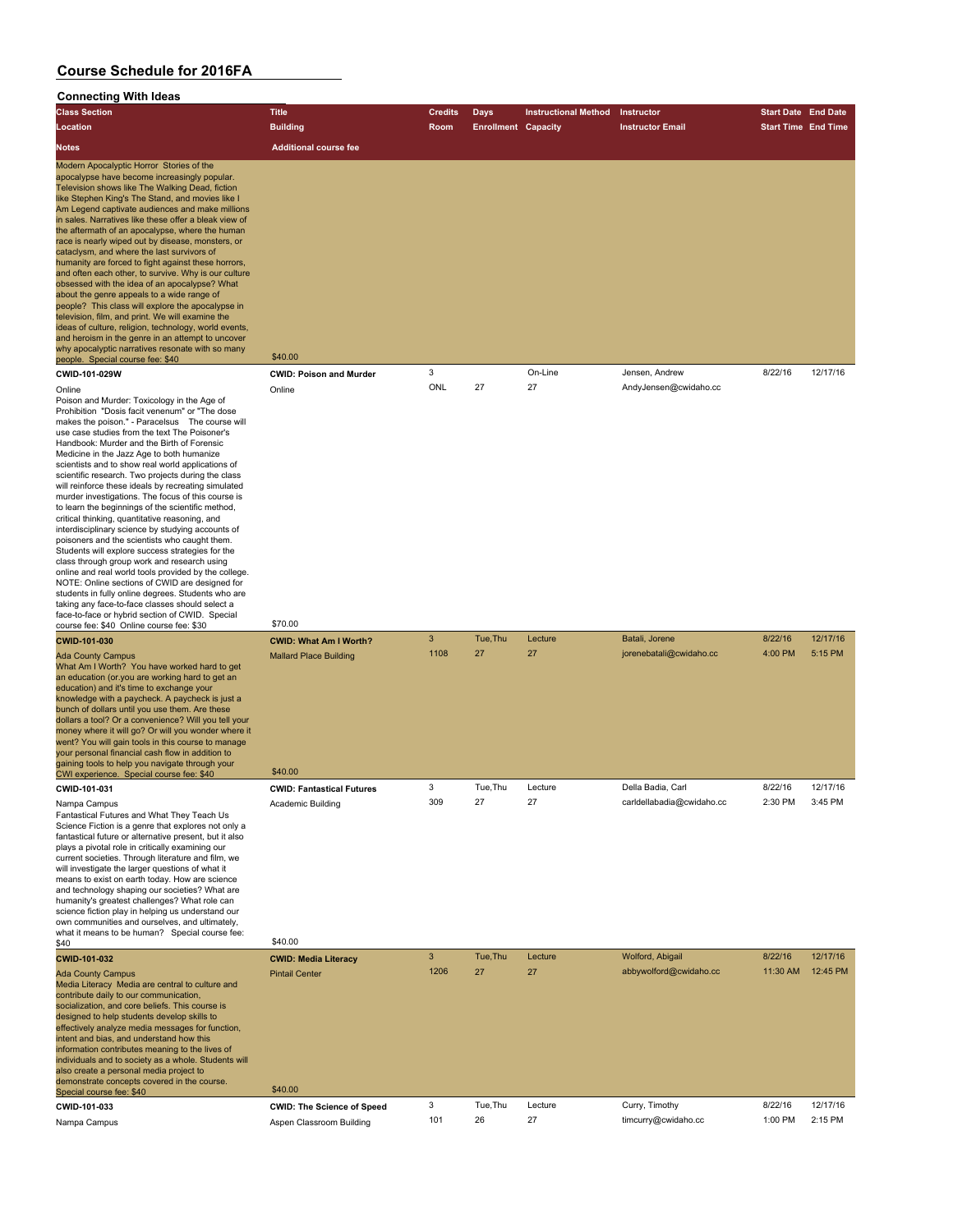# Course Schedule for 2016FA

## Connecting With Ideas

| Class Section / Location / Notes | Title / Building / Additional course fee | Credits / Room | Days / Enrollment | Instructional Method / Capacity | Instructor / Instructor Email | Start Date / Start Time | End Date / End Time |
|---|---|---|---|---|---|---|---|
| Modern Apocalyptic Horror Stories of the apocalypse have become increasingly popular. Television shows like The Walking Dead, fiction like Stephen King's The Stand, and movies like I Am Legend captivate audiences and make millions in sales. Narratives like these offer a bleak view of the aftermath of an apocalypse, where the human race is nearly wiped out by disease, monsters, or cataclysm, and where the last survivors of humanity are forced to fight against these horrors, and often each other, to survive. Why is our culture obsessed with the idea of an apocalypse? What about the genre appeals to a wide range of people? This class will explore the apocalypse in television, film, and print. We will examine the ideas of culture, religion, technology, world events, and heroism in the genre in an attempt to uncover why apocalyptic narratives resonate with so many people. Special course fee: $40 | $40.00 | | | | | | |
| **CWID-101-029W** | **CWID: Poison and Murder** | 3 | | On-Line | Jensen, Andrew | 8/22/16 | 12/17/16 |
| Online | Online | ONL | 27 | 27 | AndyJensen@cwidaho.cc | | |
| Poison and Murder: Toxicology in the Age of Prohibition "Dosis facit venenum" or "The dose makes the poison." - Paracelsus The course will use case studies from the text The Poisoner's Handbook: Murder and the Birth of Forensic Medicine in the Jazz Age to both humanize scientists and to show real world applications of scientific research. Two projects during the class will reinforce these ideals by recreating simulated murder investigations. The focus of this course is to learn the beginnings of the scientific method, critical thinking, quantitative reasoning, and interdisciplinary science by studying accounts of poisoners and the scientists who caught them. Students will explore success strategies for the class through group work and research using online and real world tools provided by the college. NOTE: Online sections of CWID are designed for students in fully online degrees. Students who are taking any face-to-face classes should select a face-to-face or hybrid section of CWID. Special course fee: $40 Online course fee: $30 | $70.00 | | | | | | |
| **CWID-101-030** | **CWID: What Am I Worth?** | 3 | Tue,Thu | Lecture | Batali, Jorene | 8/22/16 | 12/17/16 |
| Ada County Campus | Mallard Place Building | 1108 | 27 | 27 | jorenebatali@cwidaho.cc | 4:00 PM | 5:15 PM |
| What Am I Worth? You have worked hard to get an education (or you are working hard to get an education) and it's time to exchange your knowledge with a paycheck. A paycheck is just a bunch of dollars until you use them. Are these dollars a tool? Or a convenience? Will you tell your money where it will go? Or will you wonder where it went? You will gain tools in this course to manage your personal financial cash flow in addition to gaining tools to help you navigate through your CWI experience. Special course fee: $40 | $40.00 | | | | | | |
| **CWID-101-031** | **CWID: Fantastical Futures** | 3 | Tue,Thu | Lecture | Della Badia, Carl | 8/22/16 | 12/17/16 |
| Nampa Campus | Academic Building | 309 | 27 | 27 | carldellabadia@cwidaho.cc | 2:30 PM | 3:45 PM |
| Fantastical Futures and What They Teach Us Science Fiction is a genre that explores not only a fantastical future or alternative present, but it also plays a pivotal role in critically examining our current societies. Through literature and film, we will investigate the larger questions of what it means to exist on earth today. How are science and technology shaping our societies? What are humanity's greatest challenges? What role can science fiction play in helping us understand our own communities and ourselves, and ultimately, what it means to be human? Special course fee: $40 | $40.00 | | | | | | |
| **CWID-101-032** | **CWID: Media Literacy** | 3 | Tue,Thu | Lecture | Wolford, Abigail | 8/22/16 | 12/17/16 |
| Ada County Campus | Pintail Center | 1206 | 27 | 27 | abbywolford@cwidaho.cc | 11:30 AM | 12:45 PM |
| Media Literacy Media are central to culture and contribute daily to our communication, socialization, and core beliefs. This course is designed to help students develop skills to effectively analyze media messages for function, intent and bias, and understand how this information contributes meaning to the lives of individuals and to society as a whole. Students will also create a personal media project to demonstrate concepts covered in the course. Special course fee: $40 | $40.00 | | | | | | |
| **CWID-101-033** | **CWID: The Science of Speed** | 3 | Tue,Thu | Lecture | Curry, Timothy | 8/22/16 | 12/17/16 |
| Nampa Campus | Aspen Classroom Building | 101 | 26 | 27 | timcurry@cwidaho.cc | 1:00 PM | 2:15 PM |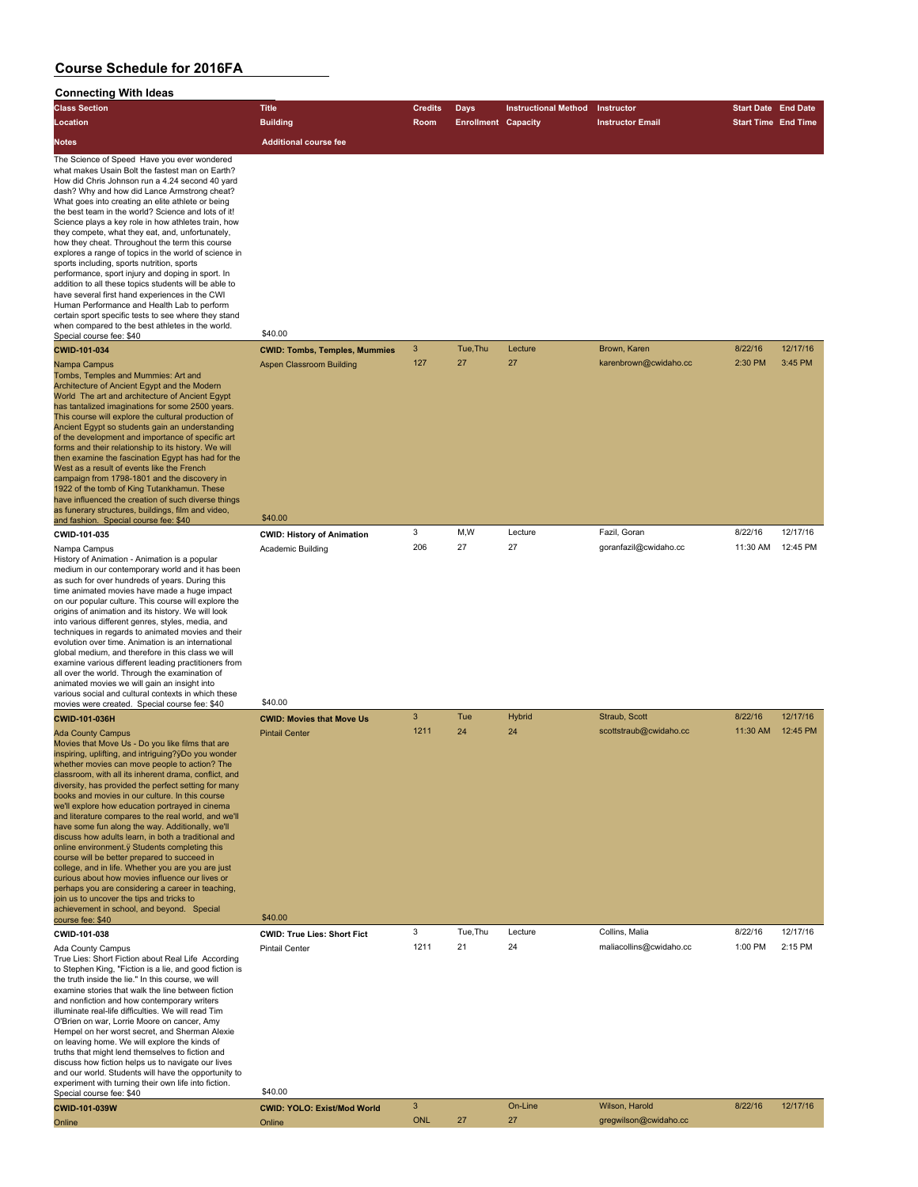# Course Schedule for 2016FA

## Connecting With Ideas

| Class Section / Location / Notes | Title / Building / Additional course fee | Credits / Room | Days / Enrollment | Instructional Method / Capacity | Instructor / Instructor Email | Start Date / Start Time | End Date / End Time |
|---|---|---|---|---|---|---|---|
| The Science of Speed Have you ever wondered what makes Usain Bolt the fastest man on Earth? How did Chris Johnson run a 4.24 second 40 yard dash? Why and how did Lance Armstrong cheat? What goes into creating an elite athlete or being the best team in the world? Science and lots of it! Science plays a key role in how athletes train, how they compete, what they eat, and, unfortunately, how they cheat. Throughout the term this course explores a range of topics in the world of science in sports including, sports nutrition, sports performance, sport injury and doping in sport. In addition to all these topics students will be able to have several first hand experiences in the CWI Human Performance and Health Lab to perform certain sport specific tests to see where they stand when compared to the best athletes in the world. Special course fee: $40 | $40.00 | | | | | | |
| **CWID-101-034** | **CWID: Tombs, Temples, Mummies** | 3 | Tue,Thu | Lecture | Brown, Karen | 8/22/16 | 12/17/16 |
| Nampa Campus | Aspen Classroom Building | 127 | 27 | 27 | karenbrown@cwidaho.cc | 2:30 PM | 3:45 PM |
| Tombs, Temples and Mummies: Art and Architecture of Ancient Egypt and the Modern World The art and architecture of Ancient Egypt has tantalized imaginations for some 2500 years. This course will explore the cultural production of Ancient Egypt so students gain an understanding of the development and importance of specific art forms and their relationship to its history. We will then examine the fascination Egypt has had for the West as a result of events like the French campaign from 1798-1801 and the discovery in 1922 of the tomb of King Tutankhamun. These have influenced the creation of such diverse things as funerary structures, buildings, film and video, and fashion. Special course fee: $40 | $40.00 | | | | | | |
| **CWID-101-035** | **CWID: History of Animation** | 3 | M,W | Lecture | Fazil, Goran | 8/22/16 | 12/17/16 |
| Nampa Campus | Academic Building | 206 | 27 | 27 | goranfazil@cwidaho.cc | 11:30 AM | 12:45 PM |
| History of Animation - Animation is a popular medium in our contemporary world and it has been as such for over hundreds of years. During this time animated movies have made a huge impact on our popular culture. This course will explore the origins of animation and its history. We will look into various different genres, styles, media, and techniques in regards to animated movies and their evolution over time. Animation is an international global medium, and therefore in this class we will examine various different leading practitioners from all over the world. Through the examination of animated movies we will gain an insight into various social and cultural contexts in which these movies were created. Special course fee: $40 | $40.00 | | | | | | |
| **CWID-101-036H** | **CWID: Movies that Move Us** | 3 | Tue | Hybrid | Straub, Scott | 8/22/16 | 12/17/16 |
| Ada County Campus | Pintail Center | 1211 | 24 | 24 | scottstraub@cwidaho.cc | 11:30 AM | 12:45 PM |
| Movies that Move Us - Do you like films that are inspiring, uplifting, and intriguing?ÿDo you wonder whether movies can move people to action? The classroom, with all its inherent drama, conflict, and diversity, has provided the perfect setting for many books and movies in our culture. In this course we'll explore how education portrayed in cinema and literature compares to the real world, and we'll have some fun along the way. Additionally, we'll discuss how adults learn, in both a traditional and online environment.ÿ Students completing this course will be better prepared to succeed in college, and in life. Whether you are you are just curious about how movies influence our lives or perhaps you are considering a career in teaching, join us to uncover the tips and tricks to achievement in school, and beyond. Special course fee: $40 | $40.00 | | | | | | |
| **CWID-101-038** | **CWID: True Lies: Short Fict** | 3 | Tue,Thu | Lecture | Collins, Malia | 8/22/16 | 12/17/16 |
| Ada County Campus | Pintail Center | 1211 | 21 | 24 | maliacollins@cwidaho.cc | 1:00 PM | 2:15 PM |
| True Lies: Short Fiction about Real Life According to Stephen King, "Fiction is a lie, and good fiction is the truth inside the lie." In this course, we will examine stories that walk the line between fiction and nonfiction and how contemporary writers illuminate real-life difficulties. We will read Tim O'Brien on war, Lorrie Moore on cancer, Amy Hempel on her worst secret, and Sherman Alexie on leaving home. We will explore the kinds of truths that might lend themselves to fiction and discuss how fiction helps us to navigate our lives and our world. Students will have the opportunity to experiment with turning their own life into fiction. Special course fee: $40 | $40.00 | | | | | | |
| **CWID-101-039W** | **CWID: YOLO: Exist/Mod World** | 3 | | On-Line | Wilson, Harold | 8/22/16 | 12/17/16 |
| Online | Online | ONL | 27 | 27 | gregwilson@cwidaho.cc | | |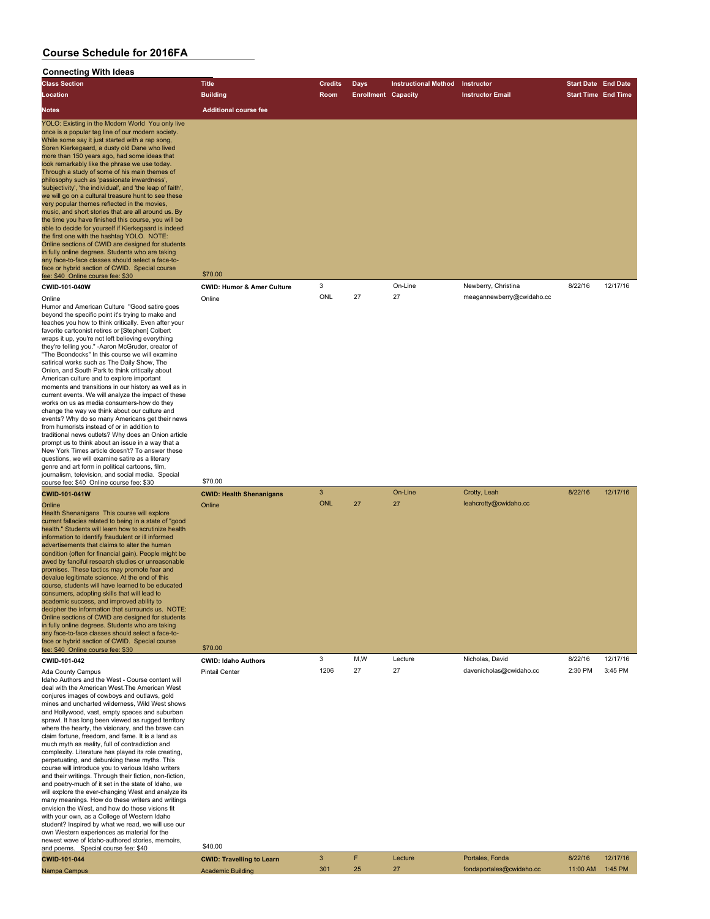# Course Schedule for 2016FA

## Connecting With Ideas

| Class Section / Location / Notes | Title / Building / Additional course fee | Credits / Room | Days / Enrollment | Instructional Method / Capacity | Instructor / Instructor Email | Start Date / Start Time | End Date / End Time |
|---|---|---|---|---|---|---|---|
| YOLO: Existing in the Modern World You only live once is a popular tag line of our modern society. While some say it just started with a rap song, Soren Kierkegaard, a dusty old Dane who lived more than 150 years ago, had some ideas that look remarkably like the phrase we use today. Through a study of some of his main themes of philosophy such as 'passionate inwardness', 'subjectivity', 'the individual', and 'the leap of faith', we will go on a cultural treasure hunt to see these very popular themes reflected in the movies, music, and short stories that are all around us. By the time you have finished this course, you will be able to decide for yourself if Kierkegaard is indeed the first one with the hashtag YOLO. NOTE: Online sections of CWID are designed for students in fully online degrees. Students who are taking any face-to-face classes should select a face-to-face or hybrid section of CWID. Special course fee: $40 Online course fee: $30 | $70.00 | | | | | | |
| **CWID-101-040W** | **CWID: Humor & Amer Culture** | 3 | | On-Line | Newberry, Christina | 8/22/16 | 12/17/16 |
| Online | Online | ONL | 27 | 27 | meagannewberry@cwidaho.cc | | |
| Humor and American Culture "Good satire goes beyond the specific point it's trying to make and teaches you how to think critically. Even after your favorite cartoonist retires or [Stephen] Colbert wraps it up, you're not left believing everything they're telling you." -Aaron McGruder, creator of "The Boondocks" In this course we will examine satirical works such as The Daily Show, The Onion, and South Park to think critically about American culture and to explore important moments and transitions in our history as well as in current events. We will analyze the impact of these works on us as media consumers-how do they change the way we think about our culture and events? Why do so many Americans get their news from humorists instead of or in addition to traditional news outlets? Why does an Onion article prompt us to think about an issue in a way that a New York Times article doesn't? To answer these questions, we will examine satire as a literary genre and art form in political cartoons, film, journalism, television, and social media. Special course fee: $40 Online course fee: $30 | $70.00 | | | | | | |
| **CWID-101-041W** | **CWID: Health Shenanigans** | 3 | | On-Line | Crotty, Leah | 8/22/16 | 12/17/16 |
| Online | Online | ONL | 27 | 27 | leahcrotty@cwidaho.cc | | |
| Health Shenanigans This course will explore current fallacies related to being in a state of "good health." Students will learn how to scrutinize health information to identify fraudulent or ill informed advertisements that claims to alter the human condition (often for financial gain). People might be awed by fanciful research studies or unreasonable promises. These tactics may promote fear and devalue legitimate science. At the end of this course, students will have learned to be educated consumers, adopting skills that will lead to academic success, and improved ability to decipher the information that surrounds us. NOTE: Online sections of CWID are designed for students in fully online degrees. Students who are taking any face-to-face classes should select a face-to-face or hybrid section of CWID. Special course fee: $40 Online course fee: $30 | $70.00 | | | | | | |
| **CWID-101-042** | **CWID: Idaho Authors** | 3 | M,W | Lecture | Nicholas, David | 8/22/16 | 12/17/16 |
| Ada County Campus | Pintail Center | 1206 | 27 | 27 | davenicholas@cwidaho.cc | 2:30 PM | 3:45 PM |
| Idaho Authors and the West - Course content will deal with the American West.The American West conjures images of cowboys and outlaws, gold mines and uncharted wilderness, Wild West shows and Hollywood, vast, empty spaces and suburban sprawl. It has long been viewed as rugged territory where the hearty, the visionary, and the brave can claim fortune, freedom, and fame. It is a land as much myth as reality, full of contradiction and complexity. Literature has played its role creating, perpetuating, and debunking these myths. This course will introduce you to various Idaho writers and their writings. Through their fiction, non-fiction, and poetry-much of it set in the state of Idaho, we will explore the ever-changing West and analyze its many meanings. How do these writers and writings envision the West, and how do these visions fit with your own, as a College of Western Idaho student? Inspired by what we read, we will use our own Western experiences as material for the newest wave of Idaho-authored stories, memoirs, and poems. Special course fee: $40 | $40.00 | | | | | | |
| **CWID-101-044** | **CWID: Travelling to Learn** | 3 | F | Lecture | Portales, Fonda | 8/22/16 | 12/17/16 |
| Nampa Campus | Academic Building | 301 | 25 | 27 | fondaportales@cwidaho.cc | 11:00 AM | 1:45 PM |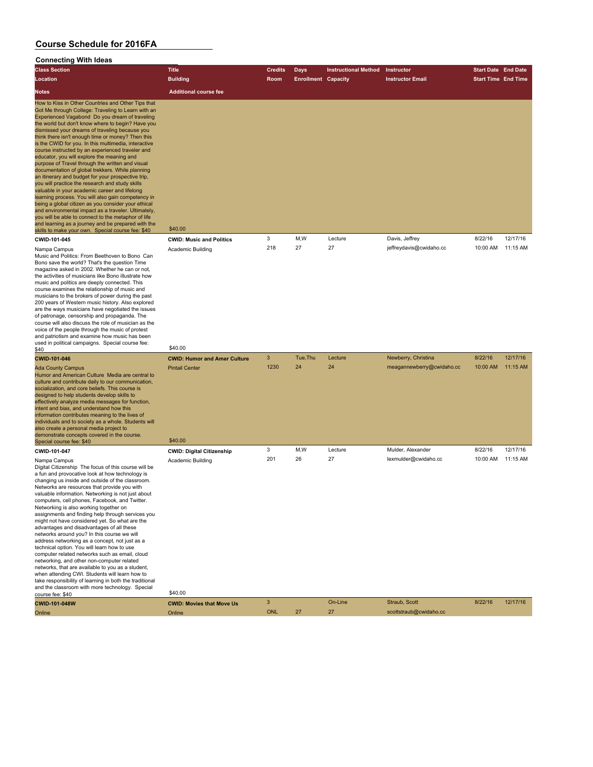# Course Schedule for 2016FA

## Connecting With Ideas

| Class Section / Location / Notes | Title / Building / Additional course fee | Credits / Room | Days / Enrollment | Instructional Method / Capacity | Instructor / Instructor Email | Start Date / Start Time | End Date / End Time |
|---|---|---|---|---|---|---|---|
| How to Kiss in Other Countries and Other Tips that Got Me through College: Traveling to Learn with an Experienced Vagabond Do you dream of traveling the world but don't know where to begin? Have you dismissed your dreams of traveling because you think there isn't enough time or money? Then this is the CWID for you. In this multimedia, interactive course instructed by an experienced traveler and educator, you will explore the meaning and purpose of Travel through the written and visual documentation of global trekkers. While planning an itinerary and budget for your prospective trip, you will practice the research and study skills valuable in your academic career and lifelong learning process. You will also gain competency in being a global citizen as you consider your ethical and environmental impact as a traveler. Ultimately, you will be able to connect to the metaphor of life and learning as a journey and be prepared with the skills to make your own. Special course fee: $40 | $40.00 | | | | | | |
| CWID-101-045 | CWID: Music and Politics | 3 | M,W | Lecture | Davis, Jeffrey | 8/22/16 | 12/17/16 |
| Nampa Campus | Academic Building | 218 | 27 | 27 | jeffreydavis@cwidaho.cc | 10:00 AM | 11:15 AM |
| Music and Politics: From Beethoven to Bono Can Bono save the world? That's the question Time magazine asked in 2002. Whether he can or not, the activities of musicians like Bono illustrate how music and politics are deeply connected. This course examines the relationship of music and musicians to the brokers of power during the past 200 years of Western music history. Also explored are the ways musicians have negotiated the issues of patronage, censorship and propaganda. The course will also discuss the role of musician as the voice of the people through the music of protest and patriotism and examine how music has been used in political campaigns. Special course fee: $40 | $40.00 | | | | | | |
| CWID-101-046 | CWID: Humor and Amer Culture | 3 | Tue,Thu | Lecture | Newberry, Christina | 8/22/16 | 12/17/16 |
| Ada County Campus | Pintail Center | 1230 | 24 | 24 | meagannewberry@cwidaho.cc | 10:00 AM | 11:15 AM |
| Humor and American Culture Media are central to culture and contribute daily to our communication, socialization, and core beliefs. This course is designed to help students develop skills to effectively analyze media messages for function, intent and bias, and understand how this information contributes meaning to the lives of individuals and to society as a whole. Students will also create a personal media project to demonstrate concepts covered in the course. Special course fee: $40 | $40.00 | | | | | | |
| CWID-101-047 | CWID: Digital Citizenship | 3 | M,W | Lecture | Mulder, Alexander | 8/22/16 | 12/17/16 |
| Nampa Campus | Academic Building | 201 | 26 | 27 | lexmulder@cwidaho.cc | 10:00 AM | 11:15 AM |
| Digital Citizenship The focus of this course will be a fun and provocative look at how technology is changing us inside and outside of the classroom. Networks are resources that provide you with valuable information. Networking is not just about computers, cell phones, Facebook, and Twitter. Networking is also working together on assignments and finding help through services you might not have considered yet. So what are the advantages and disadvantages of all these networks around you? In this course we will address networking as a concept, not just as a technical option. You will learn how to use computer related networks such as email, cloud networking, and other non-computer related networks, that are available to you as a student, when attending CWI. Students will learn how to take responsibility of learning in both the traditional and the classroom with more technology. Special course fee: $40 | $40.00 | | | | | | |
| CWID-101-048W | CWID: Movies that Move Us | 3 | | On-Line | Straub, Scott | 8/22/16 | 12/17/16 |
| Online | Online | ONL | 27 | 27 | scottstraub@cwidaho.cc | | |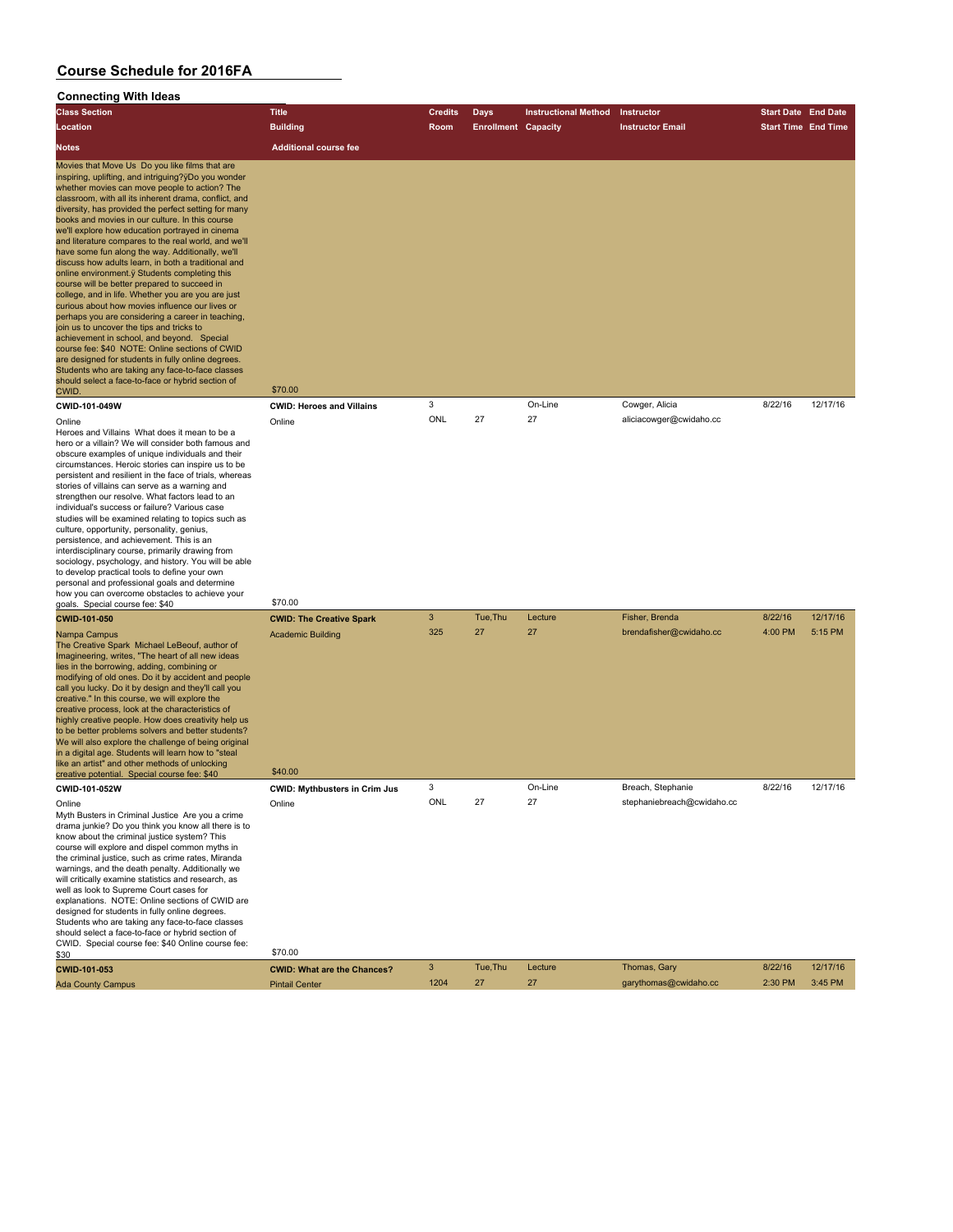# Course Schedule for 2016FA

## Connecting With Ideas

| Class Section / Location / Notes | Title / Building / Additional course fee | Credits / Room | Days / Enrollment | Instructional Method / Capacity | Instructor / Instructor Email | Start Date / Start Time | End Date / End Time |
|---|---|---|---|---|---|---|---|
| Movies that Move Us Do you like films that are inspiring, uplifting, and intriguing?ÿDo you wonder whether movies can move people to action? The classroom, with all its inherent drama, conflict, and diversity, has provided the perfect setting for many books and movies in our culture. In this course we'll explore how education portrayed in cinema and literature compares to the real world, and we'll have some fun along the way. Additionally, we'll discuss how adults learn, in both a traditional and online environment.ÿ Students completing this course will be better prepared to succeed in college, and in life. Whether you are you are just curious about how movies influence our lives or perhaps you are considering a career in teaching, join us to uncover the tips and tricks to achievement in school, and beyond. Special course fee: $40 NOTE: Online sections of CWID are designed for students in fully online degrees. Students who are taking any face-to-face classes should select a face-to-face or hybrid section of CWID. | $70.00 | | | | | | |
| **CWID-101-049W** | **CWID: Heroes and Villains** | 3 | | On-Line | Cowger, Alicia | 8/22/16 | 12/17/16 |
| Online | Online | ONL | 27 | 27 | aliciacowger@cwidaho.cc | | |
| Heroes and Villains What does it mean to be a hero or a villain? We will consider both famous and obscure examples of unique individuals and their circumstances. Heroic stories can inspire us to be persistent and resilient in the face of trials, whereas stories of villains can serve as a warning and strengthen our resolve. What factors lead to an individual's success or failure? Various case studies will be examined relating to topics such as culture, opportunity, personality, genius, persistence, and achievement. This is an interdisciplinary course, primarily drawing from sociology, psychology, and history. You will be able to develop practical tools to define your own personal and professional goals and determine how you can overcome obstacles to achieve your goals. Special course fee: $40 | $70.00 | | | | | | |
| **CWID-101-050** | **CWID: The Creative Spark** | 3 | Tue,Thu | Lecture | Fisher, Brenda | 8/22/16 | 12/17/16 |
| Nampa Campus | Academic Building | 325 | 27 | 27 | brendafisher@cwidaho.cc | 4:00 PM | 5:15 PM |
| The Creative Spark Michael LeBeouf, author of Imagineering, writes, "The heart of all new ideas lies in the borrowing, adding, combining or modifying of old ones. Do it by accident and people call you lucky. Do it by design and they'll call you creative." In this course, we will explore the creative process, look at the characteristics of highly creative people. How does creativity help us to be better problems solvers and better students? We will also explore the challenge of being original in a digital age. Students will learn how to "steal like an artist" and other methods of unlocking creative potential. Special course fee: $40 | $40.00 | | | | | | |
| **CWID-101-052W** | **CWID: Mythbusters in Crim Jus** | 3 | | On-Line | Breach, Stephanie | 8/22/16 | 12/17/16 |
| Online | Online | ONL | 27 | 27 | stephaniebreach@cwidaho.cc | | |
| Myth Busters in Criminal Justice Are you a crime drama junkie? Do you think you know all there is to know about the criminal justice system? This course will explore and dispel common myths in the criminal justice, such as crime rates, Miranda warnings, and the death penalty. Additionally we will critically examine statistics and research, as well as look to Supreme Court cases for explanations. NOTE: Online sections of CWID are designed for students in fully online degrees. Students who are taking any face-to-face classes should select a face-to-face or hybrid section of CWID. Special course fee: $40 Online course fee: $30 | $70.00 | | | | | | |
| **CWID-101-053** | **CWID: What are the Chances?** | 3 | Tue,Thu | Lecture | Thomas, Gary | 8/22/16 | 12/17/16 |
| Ada County Campus | Pintail Center | 1204 | 27 | 27 | garythomas@cwidaho.cc | 2:30 PM | 3:45 PM |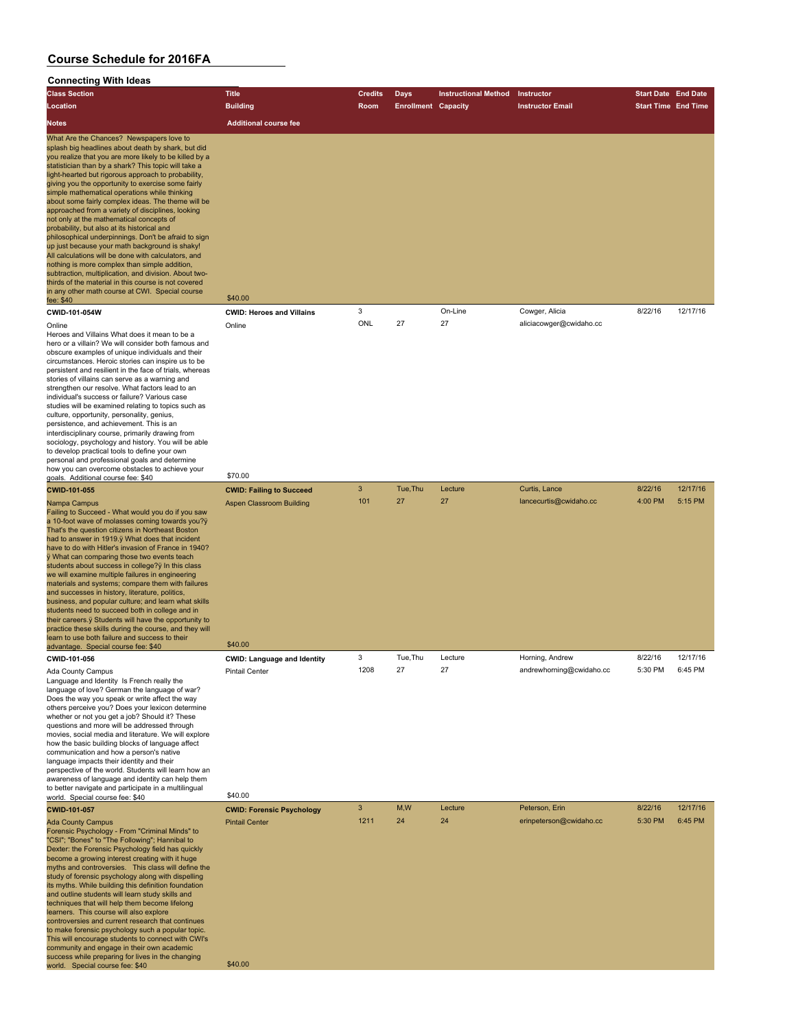# Course Schedule for 2016FA

## Connecting With Ideas

| Class Section / Location / Notes | Title / Building / Additional course fee | Credits / Room | Days / Enrollment | Instructional Method / Capacity | Instructor / Instructor Email | Start Date / Start Time | End Date / End Time |
|---|---|---|---|---|---|---|---|
| What Are the Chances? Newspapers love to splash big headlines about death by shark, but did you realize that you are more likely to be killed by a statistician than by a shark? This topic will take a light-hearted but rigorous approach to probability, giving you the opportunity to exercise some fairly simple mathematical operations while thinking about some fairly complex ideas. The theme will be approached from a variety of disciplines, looking not only at the mathematical concepts of probability, but also at its historical and philosophical underpinnings. Don't be afraid to sign up just because your math background is shaky! All calculations will be done with calculators, and nothing is more complex than simple addition, subtraction, multiplication, and division. About two-thirds of the material in this course is not covered in any other math course at CWI. Special course fee: $40 | $40.00 | | | | | | |
| **CWID-101-054W** | **CWID: Heroes and Villains** | 3 | | On-Line | Cowger, Alicia | 8/22/16 | 12/17/16 |
| Online | Online | ONL | 27 | 27 | aliciacowger@cwidaho.cc | | |
| Heroes and Villains What does it mean to be a hero or a villain? We will consider both famous and obscure examples of unique individuals and their circumstances. Heroic stories can inspire us to be persistent and resilient in the face of trials, whereas stories of villains can serve as a warning and strengthen our resolve. What factors lead to an individual's success or failure? Various case studies will be examined relating to topics such as culture, opportunity, personality, genius, persistence, and achievement. This is an interdisciplinary course, primarily drawing from sociology, psychology and history. You will be able to develop practical tools to define your own personal and professional goals and determine how you can overcome obstacles to achieve your goals. Additional course fee: $40 | $70.00 | | | | | | |
| **CWID-101-055** | **CWID: Failing to Succeed** | 3 | Tue,Thu | Lecture | Curtis, Lance | 8/22/16 | 12/17/16 |
| Nampa Campus | Aspen Classroom Building | 101 | 27 | 27 | lancecurtis@cwidaho.cc | 4:00 PM | 5:15 PM |
| Failing to Succeed - What would you do if you saw a 10-foot wave of molasses coming towards you?ÿ That's the question citizens in Northeast Boston had to answer in 1919.ÿ What does that incident have to do with Hitler's invasion of France in 1940? ÿ What can comparing those two events teach students about success in college?ÿ In this class we will examine multiple failures in engineering materials and systems; compare them with failures and successes in history, literature, politics, business, and popular culture; and learn what skills students need to succeed both in college and in their careers.ÿ Students will have the opportunity to practice these skills during the course, and they will learn to use both failure and success to their advantage. Special course fee: $40 | $40.00 | | | | | | |
| **CWID-101-056** | **CWID: Language and Identity** | 3 | Tue,Thu | Lecture | Horning, Andrew | 8/22/16 | 12/17/16 |
| Ada County Campus | Pintail Center | 1208 | 27 | 27 | andrewhorning@cwidaho.cc | 5:30 PM | 6:45 PM |
| Language and Identity Is French really the language of love? German the language of war? Does the way you speak or write affect the way others perceive you? Does your lexicon determine whether or not you get a job? Should it? These questions and more will be addressed through movies, social media and literature. We will explore how the basic building blocks of language affect communication and how a person's native language impacts their identity and their perspective of the world. Students will learn how an awareness of language and identity can help them to better navigate and participate in a multilingual world. Special course fee: $40 | $40.00 | | | | | | |
| **CWID-101-057** | **CWID: Forensic Psychology** | 3 | M,W | Lecture | Peterson, Erin | 8/22/16 | 12/17/16 |
| Ada County Campus | Pintail Center | 1211 | 24 | 24 | erinpeterson@cwidaho.cc | 5:30 PM | 6:45 PM |
| Forensic Psychology - From "Criminal Minds" to "CSI"; "Bones" to "The Following"; Hannibal to Dexter: the Forensic Psychology field has quickly become a growing interest creating with it huge myths and controversies. This class will define the study of forensic psychology along with dispelling its myths. While building this definition foundation and outline students will learn study skills and techniques that will help them become lifelong learners. This course will also explore controversies and current research that continues to make forensic psychology such a popular topic. This will encourage students to connect with CWI's community and engage in their own academic success while preparing for lives in the changing world. Special course fee: $40 | $40.00 | | | | | | |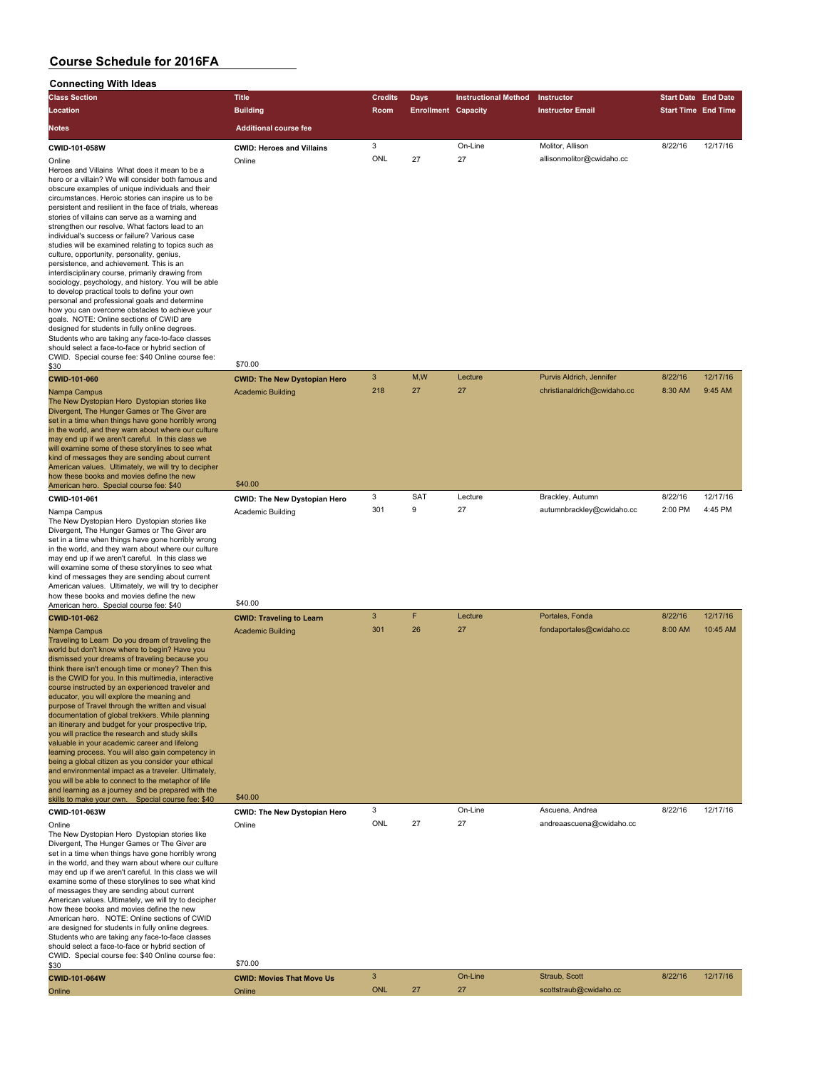# Course Schedule for 2016FA

## Connecting With Ideas

| Class Section / Location / Notes | Title / Building / Additional course fee | Credits / Room | Days / Enrollment | Instructional Method / Capacity | Instructor / Instructor Email | Start Date / Start Time | End Date / End Time |
|---|---|---|---|---|---|---|---|
| **CWID-101-058W** | **CWID: Heroes and Villains** | 3 | | On-Line | Molitor, Allison | 8/22/16 | 12/17/16 |
| Online | Online | ONL | 27 | 27 | allisonmolitor@cwidaho.cc | | |
| Heroes and Villains What does it mean to be a hero or a villain? We will consider both famous and obscure examples of unique individuals and their circumstances. Heroic stories can inspire us to be persistent and resilient in the face of trials, whereas stories of villains can serve as a warning and strengthen our resolve. What factors lead to an individual's success or failure? Various case studies will be examined relating to topics such as culture, opportunity, personality, genius, persistence, and achievement. This is an interdisciplinary course, primarily drawing from sociology, psychology, and history. You will be able to develop practical tools to define your own personal and professional goals and determine how you can overcome obstacles to achieve your goals. NOTE: Online sections of CWID are designed for students in fully online degrees. Students who are taking any face-to-face classes should select a face-to-face or hybrid section of CWID. Special course fee: $40 Online course fee: $30 | $70.00 | | | | | | |
| **CWID-101-060** | **CWID: The New Dystopian Hero** | 3 | M,W | Lecture | Purvis Aldrich, Jennifer | 8/22/16 | 12/17/16 |
| Nampa Campus | Academic Building | 218 | 27 | 27 | christianaldrich@cwidaho.cc | 8:30 AM | 9:45 AM |
| The New Dystopian Hero Dystopian stories like Divergent, The Hunger Games or The Giver are set in a time when things have gone horribly wrong in the world, and they warn about where our culture may end up if we aren't careful. In this class we will examine some of these storylines to see what kind of messages they are sending about current American values. Ultimately, we will try to decipher how these books and movies define the new American hero. Special course fee: $40 | $40.00 | | | | | | |
| **CWID-101-061** | **CWID: The New Dystopian Hero** | 3 | SAT | Lecture | Brackley, Autumn | 8/22/16 | 12/17/16 |
| Nampa Campus | Academic Building | 301 | 9 | 27 | autumnbrackley@cwidaho.cc | 2:00 PM | 4:45 PM |
| The New Dystopian Hero Dystopian stories like Divergent, The Hunger Games or The Giver are set in a time when things have gone horribly wrong in the world, and they warn about where our culture may end up if we aren't careful. In this class we will examine some of these storylines to see what kind of messages they are sending about current American values. Ultimately, we will try to decipher how these books and movies define the new American hero. Special course fee: $40 | $40.00 | | | | | | |
| **CWID-101-062** | **CWID: Traveling to Learn** | 3 | F | Lecture | Portales, Fonda | 8/22/16 | 12/17/16 |
| Nampa Campus | Academic Building | 301 | 26 | 27 | fondaportales@cwidaho.cc | 8:00 AM | 10:45 AM |
| Traveling to Learn Do you dream of traveling the world but don't know where to begin? Have you dismissed your dreams of traveling because you think there isn't enough time or money? Then this is the CWID for you. In this multimedia, interactive course instructed by an experienced traveler and educator, you will explore the meaning and purpose of Travel through the written and visual documentation of global trekkers. While planning an itinerary and budget for your prospective trip, you will practice the research and study skills valuable in your academic career and lifelong learning process. You will also gain competency in being a global citizen as you consider your ethical and environmental impact as a traveler. Ultimately, you will be able to connect to the metaphor of life and learning as a journey and be prepared with the skills to make your own. Special course fee: $40 | $40.00 | | | | | | |
| **CWID-101-063W** | **CWID: The New Dystopian Hero** | 3 | | On-Line | Ascuena, Andrea | 8/22/16 | 12/17/16 |
| Online | Online | ONL | 27 | 27 | andreaascuena@cwidaho.cc | | |
| The New Dystopian Hero Dystopian stories like Divergent, The Hunger Games or The Giver are set in a time when things have gone horribly wrong in the world, and they warn about where our culture may end up if we aren't careful. In this class we will examine some of these storylines to see what kind of messages they are sending about current American values. Ultimately, we will try to decipher how these books and movies define the new American hero. NOTE: Online sections of CWID are designed for students in fully online degrees. Students who are taking any face-to-face classes should select a face-to-face or hybrid section of CWID. Special course fee: $40 Online course fee: $30 | $70.00 | | | | | | |
| **CWID-101-064W** | **CWID: Movies That Move Us** | 3 | | On-Line | Straub, Scott | 8/22/16 | 12/17/16 |
| Online | Online | ONL | 27 | 27 | scottstraub@cwidaho.cc | | |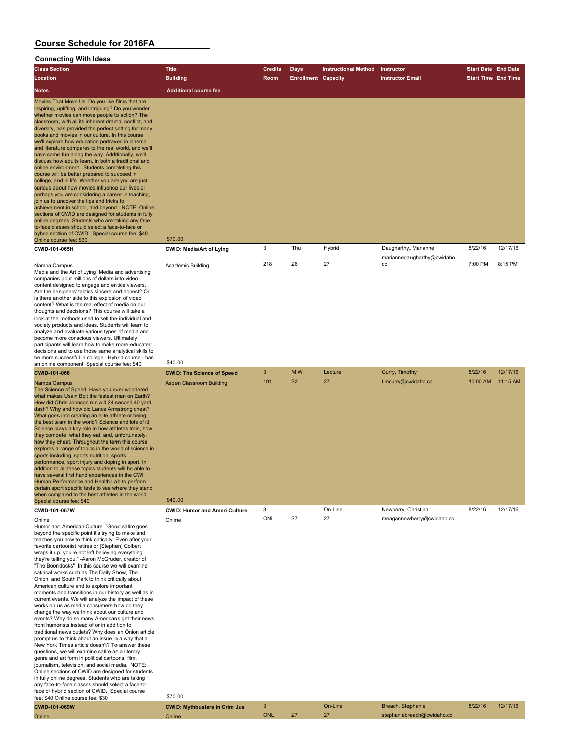# Course Schedule for 2016FA

## Connecting With Ideas

| Class Section / Location / Notes | Title / Building / Additional course fee | Credits / Room | Days / Enrollment | Instructional Method / Capacity | Instructor / Instructor Email | Start Date / Start Time | End Date / End Time |
|---|---|---|---|---|---|---|---|
| Movies That Move Us Do you like films that are inspiring, uplifting, and intriguing? Do you wonder whether movies can move people to action? The classroom, with all its inherent drama, conflict, and diversity, has provided the perfect setting for many books and movies in our culture. In this course we'll explore how education portrayed in cinema and literature compares to the real world, and we'll have some fun along the way. Additionally, we'll discuss how adults learn, in both a traditional and online environment. Students completing this course will be better prepared to succeed in college, and in life. Whether you are you are just curious about how movies influence our lives or perhaps you are considering a career in teaching, join us to uncover the tips and tricks to achievement in school, and beyond. NOTE: Online sections of CWID are designed for students in fully online degrees. Students who are taking any face-to-face classes should select a face-to-face or hybrid section of CWID. Special course fee: $40 Online course fee: $30 | $70.00 | | | | | | |
| **CWID-101-065H** | **CWID: Media/Art of Lying** | 3 | Thu | Hybrid | Daugharthy, Marianne | 8/22/16 | 12/17/16 |
| Nampa Campus | Academic Building | 218 | 26 | 27 | mariannedaugharthy@cwidaho.cc | 7:00 PM | 8:15 PM |
| Media and the Art of Lying Media and advertising companies pour millions of dollars into video content designed to engage and entice viewers. Are the designers' tactics sincere and honest? Or is there another side to this explosion of video content? What is the real effect of media on our thoughts and decisions? This course will take a look at the methods used to sell the individual and society products and ideas. Students will learn to analyze and evaluate various types of media and become more conscious viewers. Ultimately participants will learn how to make more-educated decisions and to use those same analytical skills to be more successful in college. Hybrid course - has an online component Special course fee: $40 | $40.00 | | | | | | |
| **CWID-101-066** | **CWID: The Science of Speed** | 3 | M,W | Lecture | Curry, Timothy | 8/22/16 | 12/17/16 |
| Nampa Campus | Aspen Classroom Building | 101 | 22 | 27 | timcurry@cwidaho.cc | 10:00 AM | 11:15 AM |
| The Science of Speed Have you ever wondered what makes Usain Bolt the fastest man on Earth? How did Chris Johnson run a 4.24 second 40 yard dash? Why and how did Lance Armstrong cheat? What goes into creating an elite athlete or being the best team in the world? Science and lots of it! Science plays a key role in how athletes train, how they compete, what they eat, and, unfortunately, how they cheat. Throughout the term this course explores a range of topics in the world of science in sports including, sports nutrition, sports performance, sport injury and doping in sport. In addition to all these topics students will be able to have several first hand experiences in the CWI Human Performance and Health Lab to perform certain sport specific tests to see where they stand when compared to the best athletes in the world. Special course fee: $40 | $40.00 | | | | | | |
| **CWID-101-067W** | **CWID: Humor and Ameri Culture** | 3 | | On-Line | Newberry, Christina | 8/22/16 | 12/17/16 |
| Online | Online | ONL | 27 | 27 | meagannewberry@cwidaho.cc | | |
| Humor and American Culture "Good satire goes beyond the specific point it's trying to make and teaches you how to think critically. Even after your favorite cartoonist retires or [Stephen] Colbert wraps it up, you're not left believing everything they're telling you." -Aaron McGruder, creator of "The Boondocks" In this course we will examine satirical works such as The Daily Show, The Onion, and South Park to think critically about American culture and to explore important moments and transitions in our history as well as in current events. We will analyze the impact of these works on us as media consumers-how do they change the way we think about our culture and events? Why do so many Americans get their news from humorists instead of or in addition to traditional news outlets? Why does an Onion article prompt us to think about an issue in a way that a New York Times article doesn't? To answer these questions, we will examine satire as a literary genre and art form in political cartoons, film, journalism, television, and social media. NOTE: Online sections of CWID are designed for students in fully online degrees. Students who are taking any face-to-face classes should select a face-to-face or hybrid section of CWID. Special course fee: $40 Online course fee: $30 | $70.00 | | | | | | |
| **CWID-101-069W** | **CWID: Mythbusters in Crim Jus** | 3 | | On-Line | Breach, Stephanie | 8/22/16 | 12/17/16 |
| Online | Online | ONL | 27 | 27 | stephaniebreach@cwidaho.cc | | |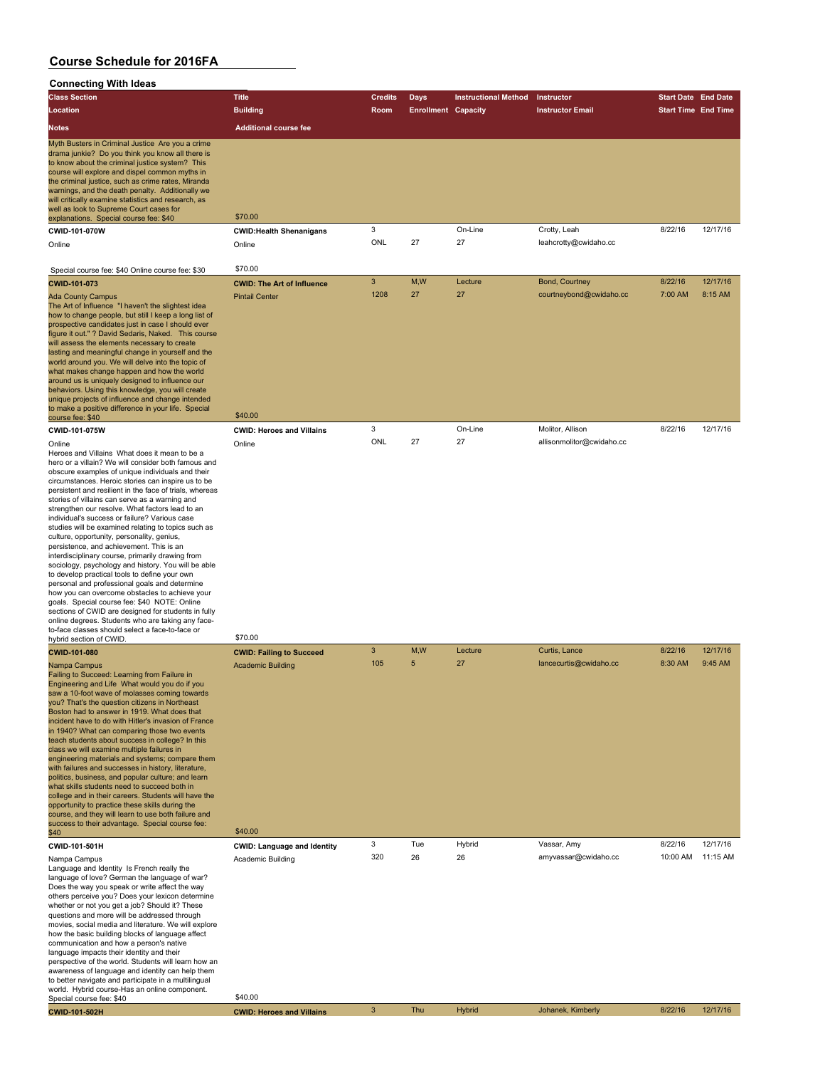# Course Schedule for 2016FA

## Connecting With Ideas

| Class Section / Location / Notes | Title / Building / Additional course fee | Credits / Room | Days / Enrollment | Instructional Method / Capacity | Instructor / Instructor Email | Start Date / Start Time | End Date / End Time |
|---|---|---|---|---|---|---|---|
| Myth Busters in Criminal Justice Are you a crime drama junkie? Do you think you know all there is to know about the criminal justice system? This course will explore and dispel common myths in the criminal justice, such as crime rates, Miranda warnings, and the death penalty. Additionally we will critically examine statistics and research, as well as look to Supreme Court cases for explanations. Special course fee: $40 | $70.00 | | | | | | |
| **CWID-101-070W** | **CWID:Health Shenanigans** | 3 | | On-Line | Crotty, Leah | 8/22/16 | 12/17/16 |
| Online | Online | ONL | 27 | 27 | leahcrotty@cwidaho.cc | | |
| Special course fee: $40 Online course fee: $30 | $70.00 | | | | | | |
| **CWID-101-073** | **CWID: The Art of Influence** | 3 | M,W | Lecture | Bond, Courtney | 8/22/16 | 12/17/16 |
| Ada County Campus | Pintail Center | 1208 | 27 | 27 | courtneybond@cwidaho.cc | 7:00 AM | 8:15 AM |
| The Art of Influence "I haven't the slightest idea how to change people, but still I keep a long list of prospective candidates just in case I should ever figure it out." ? David Sedaris, Naked. This course will assess the elements necessary to create lasting and meaningful change in yourself and the world around you. We will delve into the topic of what makes change happen and how the world around us is uniquely designed to influence our behaviors. Using this knowledge, you will create unique projects of influence and change intended to make a positive difference in your life. Special course fee: $40 | $40.00 | | | | | | |
| **CWID-101-075W** | **CWID: Heroes and Villains** | 3 | | On-Line | Molitor, Allison | 8/22/16 | 12/17/16 |
| Online | Online | ONL | 27 | 27 | allisonmolitor@cwidaho.cc | | |
| Heroes and Villains What does it mean to be a hero or a villain? We will consider both famous and obscure examples of unique individuals and their circumstances. Heroic stories can inspire us to be persistent and resilient in the face of trials, whereas stories of villains can serve as a warning and strengthen our resolve. What factors lead to an individual's success or failure? Various case studies will be examined relating to topics such as culture, opportunity, personality, genius, persistence, and achievement. This is an interdisciplinary course, primarily drawing from sociology, psychology and history. You will be able to develop practical tools to define your own personal and professional goals and determine how you can overcome obstacles to achieve your goals. Special course fee: $40 NOTE: Online sections of CWID are designed for students in fully online degrees. Students who are taking any face-to-face classes should select a face-to-face or hybrid section of CWID. | $70.00 | | | | | | |
| **CWID-101-080** | **CWID: Failing to Succeed** | 3 | M,W | Lecture | Curtis, Lance | 8/22/16 | 12/17/16 |
| Nampa Campus | Academic Building | 105 | 5 | 27 | lancecurtis@cwidaho.cc | 8:30 AM | 9:45 AM |
| Failing to Succeed: Learning from Failure in Engineering and Life What would you do if you saw a 10-foot wave of molasses coming towards you? That's the question citizens in Northeast Boston had to answer in 1919. What does that incident have to do with Hitler's invasion of France in 1940? What can comparing those two events teach students about success in college? In this class we will examine multiple failures in engineering materials and systems; compare them with failures and successes in history, literature, politics, business, and popular culture; and learn what skills students need to succeed both in college and in their careers. Students will have the opportunity to practice these skills during the course, and they will learn to use both failure and success to their advantage. Special course fee: $40 | $40.00 | | | | | | |
| **CWID-101-501H** | **CWID: Language and Identity** | 3 | Tue | Hybrid | Vassar, Amy | 8/22/16 | 12/17/16 |
| Nampa Campus | Academic Building | 320 | 26 | 26 | amyvassar@cwidaho.cc | 10:00 AM | 11:15 AM |
| Language and Identity Is French really the language of love? German the language of war? Does the way you speak or write affect the way others perceive you? Does your lexicon determine whether or not you get a job? Should it? These questions and more will be addressed through movies, social media and literature. We will explore how the basic building blocks of language affect communication and how a person's native language impacts their identity and their perspective of the world. Students will learn how an awareness of language and identity can help them to better navigate and participate in a multilingual world. Hybrid course-Has an online component. Special course fee: $40 | $40.00 | | | | | | |
| **CWID-101-502H** | **CWID: Heroes and Villains** | 3 | Thu | Hybrid | Johanek, Kimberly | 8/22/16 | 12/17/16 |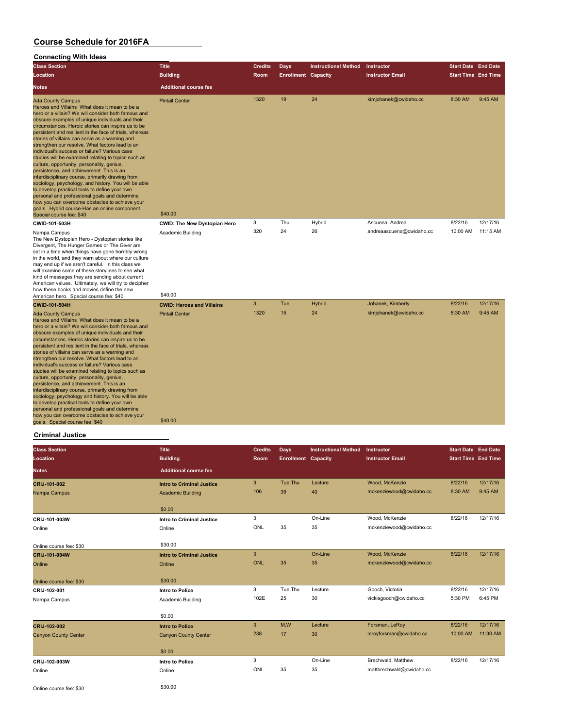# Course Schedule for 2016FA

## Connecting With Ideas

| Class Section<br>Location<br>Notes | Title<br>Building<br>Additional course fee | Credits<br>Room | Days<br>Enrollment | Instructional Method<br>Capacity | Instructor<br>Instructor Email | Start Date<br>Start Time | End Date<br>End Time |
|---|---|---|---|---|---|---|---|
| Ada County Campus<br>Heroes and Villains What does it mean to be a hero or a villain? We will consider both famous and obscure examples of unique individuals and their circumstances. Heroic stories can inspire us to be persistent and resilient in the face of trials, whereas stories of villains can serve as a warning and strengthen our resolve. What factors lead to an individual's success or failure? Various case studies will be examined relating to topics such as culture, opportunity, personality, genius, persistence, and achievement. This is an interdisciplinary course, primarily drawing from sociology, psychology, and history. You will be able to develop practical tools to define your own personal and professional goals and determine how you can overcome obstacles to achieve your goals. Hybrid course-Has an online component. Special course fee: $40 | Pintail Center<br>$40.00 | 1320 | 19 | 24 | kimjohanek@cwidaho.cc | 8:30 AM | 9:45 AM |
| **CWID-101-503H**<br>Nampa Campus<br>The New Dystopian Hero - Dystopian stories like Divergent, The Hunger Games or The Giver are set in a time when things have gone horribly wrong in the world, and they warn about where our culture may end up if we aren't careful. In this class we will examine some of these storylines to see what kind of messages they are sending about current American values. Ultimately, we will try to decipher how these books and movies define the new American hero. Special course fee: $40 | **CWID: The New Dystopian Hero**<br>Academic Building<br>$40.00 | 3<br>320 | Thu<br>24 | Hybrid<br>26 | Ascuena, Andrea<br>andreaascuena@cwidaho.cc | 8/22/16<br>10:00 AM | 12/17/16<br>11:15 AM |
| **CWID-101-504H**<br>Ada County Campus<br>Heroes and Villains What does it mean to be a hero or a villain? We will consider both famous and obscure examples of unique individuals and their circumstances. Heroic stories can inspire us to be persistent and resilient in the face of trials, whereas stories of villains can serve as a warning and strengthen our resolve. What factors lead to an individual's success or failure? Various case studies will be examined relating to topics such as culture, opportunity, personality, genius, persistence, and achievement. This is an interdisciplinary course, primarily drawing from sociology, psychology and history. You will be able to develop practical tools to define your own personal and professional goals and determine how you can overcome obstacles to achieve your goals. Special course fee: $40 | **CWID: Heroes and Villains**<br>Pintail Center<br>$40.00 | 3<br>1320 | Tue<br>15 | Hybrid<br>24 | Johanek, Kimberly<br>kimjohanek@cwidaho.cc | 8/22/16<br>8:30 AM | 12/17/16<br>9:45 AM |

## Criminal Justice

| Class Section<br>Location<br>Notes | Title<br>Building<br>Additional course fee | Credits<br>Room | Days<br>Enrollment | Instructional Method<br>Capacity | Instructor<br>Instructor Email | Start Date<br>Start Time | End Date<br>End Time |
|---|---|---|---|---|---|---|---|
| **CRIJ-101-002**<br>Nampa Campus | **Intro to Criminal Justice**<br>Academic Building<br>$0.00 | 3<br>106 | Tue,Thu<br>39 | Lecture<br>40 | Wood, McKenzie<br>mckenziewood@cwidaho.cc | 8/22/16<br>8:30 AM | 12/17/16<br>9:45 AM |
| **CRIJ-101-003W**<br>Online<br>Online course fee: $30 | **Intro to Criminal Justice**<br>Online<br>$30.00 | 3<br>ONL | <br>35 | On-Line<br>35 | Wood, McKenzie<br>mckenziewood@cwidaho.cc | 8/22/16 | 12/17/16 |
| **CRIJ-101-004W**<br>Online<br>Online course fee: $30 | **Intro to Criminal Justice**<br>Online<br>$30.00 | 3<br>ONL | <br>35 | On-Line<br>35 | Wood, McKenzie<br>mckenziewood@cwidaho.cc | 8/22/16 | 12/17/16 |
| **CRIJ-102-001**<br>Nampa Campus | **Intro to Police**<br>Academic Building<br>$0.00 | 3<br>102E | Tue,Thu<br>25 | Lecture<br>30 | Gooch, Victoria<br>vickiegooch@cwidaho.cc | 8/22/16<br>5:30 PM | 12/17/16<br>6:45 PM |
| **CRIJ-102-002**<br>Canyon County Center | **Intro to Police**<br>Canyon County Center<br>$0.00 | 3<br>238 | M,W<br>17 | Lecture<br>30 | Forsman, LeRoy<br>leroyforsman@cwidaho.cc | 8/22/16<br>10:00 AM | 12/17/16<br>11:30 AM |
| **CRIJ-102-003W**<br>Online<br>Online course fee: $30 | **Intro to Police**<br>Online<br>$30.00 | 3<br>ONL | <br>35 | On-Line<br>35 | Brechwald, Matthew<br>mattbrechwald@cwidaho.cc | 8/22/16 | 12/17/16 |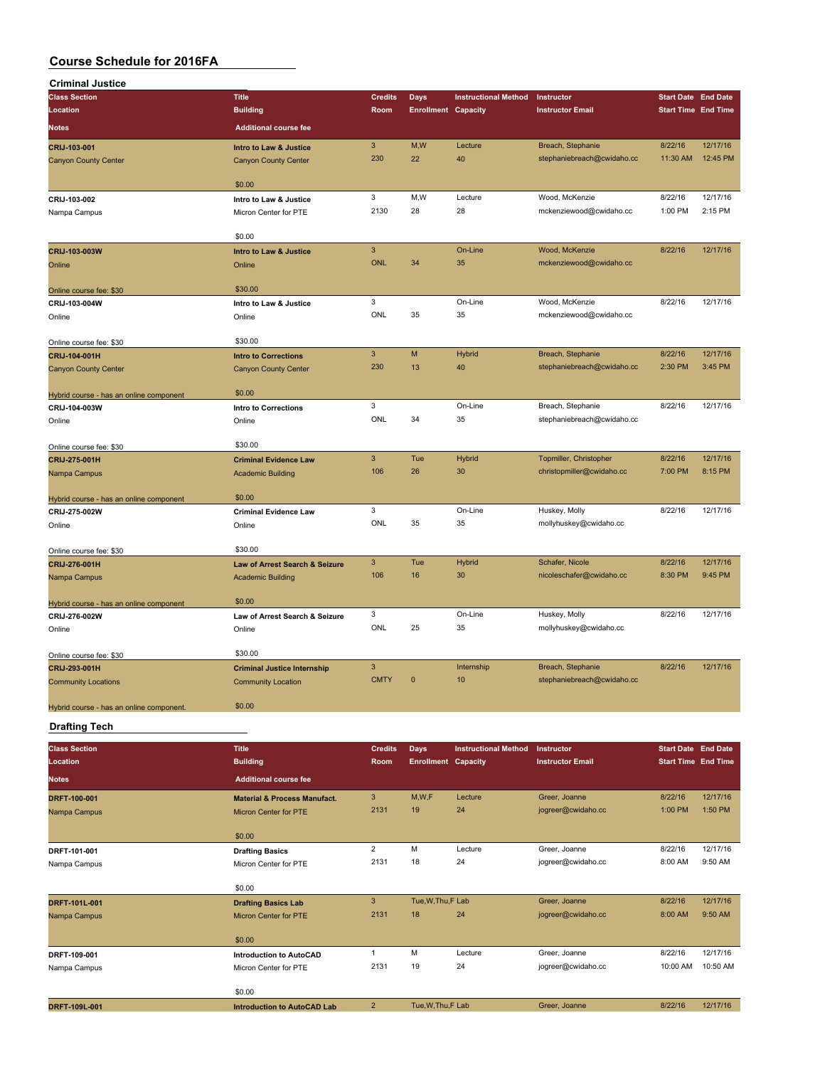# Course Schedule for 2016FA

## Criminal Justice

| Class Section / Location / Notes | Title / Building / Additional course fee | Credits / Room | Days / Enrollment | Instructional Method / Capacity | Instructor / Instructor Email | Start Date / Start Time | End Date / End Time |
|---|---|---|---|---|---|---|---|
| CRIJ-103-001<br>Canyon County Center | Intro to Law & Justice<br>Canyon County Center<br>$0.00 | 3<br>230 | M,W<br>22 | Lecture<br>40 | Breach, Stephanie<br>stephaniebreach@cwidaho.cc | 8/22/16<br>11:30 AM | 12/17/16<br>12:45 PM |
| CRIJ-103-002<br>Nampa Campus | Intro to Law & Justice<br>Micron Center for PTE<br>$0.00 | 3<br>2130 | M,W<br>28 | Lecture<br>28 | Wood, McKenzie<br>mckenziewood@cwidaho.cc | 8/22/16<br>1:00 PM | 12/17/16<br>2:15 PM |
| CRIJ-103-003W<br>Online<br>Online course fee: $30 | Intro to Law & Justice<br>Online<br>$30.00 | 3<br>ONL | <br>34 | On-Line<br>35 | Wood, McKenzie<br>mckenziewood@cwidaho.cc | 8/22/16 | 12/17/16 |
| CRIJ-103-004W<br>Online<br>Online course fee: $30 | Intro to Law & Justice<br>Online<br>$30.00 | 3<br>ONL | <br>35 | On-Line<br>35 | Wood, McKenzie<br>mckenziewood@cwidaho.cc | 8/22/16 | 12/17/16 |
| CRIJ-104-001H<br>Canyon County Center<br>Hybrid course - has an online component | Intro to Corrections<br>Canyon County Center<br>$0.00 | 3<br>230 | M<br>13 | Hybrid<br>40 | Breach, Stephanie<br>stephaniebreach@cwidaho.cc | 8/22/16<br>2:30 PM | 12/17/16<br>3:45 PM |
| CRIJ-104-003W<br>Online<br>Online course fee: $30 | Intro to Corrections<br>Online<br>$30.00 | 3<br>ONL | <br>34 | On-Line<br>35 | Breach, Stephanie<br>stephaniebreach@cwidaho.cc | 8/22/16 | 12/17/16 |
| CRIJ-275-001H<br>Nampa Campus<br>Hybrid course - has an online component | Criminal Evidence Law<br>Academic Building<br>$0.00 | 3<br>106 | Tue<br>26 | Hybrid<br>30 | Topmiller, Christopher<br>christopmiller@cwidaho.cc | 8/22/16<br>7:00 PM | 12/17/16<br>8:15 PM |
| CRIJ-275-002W<br>Online<br>Online course fee: $30 | Criminal Evidence Law<br>Online<br>$30.00 | 3<br>ONL | <br>35 | On-Line<br>35 | Huskey, Molly<br>mollyhuskey@cwidaho.cc | 8/22/16 | 12/17/16 |
| CRIJ-276-001H<br>Nampa Campus<br>Hybrid course - has an online component | Law of Arrest Search & Seizure<br>Academic Building<br>$0.00 | 3<br>106 | Tue<br>16 | Hybrid<br>30 | Schafer, Nicole<br>nicoleschafer@cwidaho.cc | 8/22/16<br>8:30 PM | 12/17/16<br>9:45 PM |
| CRIJ-276-002W<br>Online<br>Online course fee: $30 | Law of Arrest Search & Seizure<br>Online<br>$30.00 | 3<br>ONL | <br>25 | On-Line<br>35 | Huskey, Molly<br>mollyhuskey@cwidaho.cc | 8/22/16 | 12/17/16 |
| CRIJ-293-001H<br>Community Locations<br>Hybrid course - has an online component. | Criminal Justice Internship<br>Community Location<br>$0.00 | 3<br>CMTY | <br>0 | Internship<br>10 | Breach, Stephanie<br>stephaniebreach@cwidaho.cc | 8/22/16 | 12/17/16 |

## Drafting Tech

| Class Section / Location / Notes | Title / Building / Additional course fee | Credits / Room | Days / Enrollment | Instructional Method / Capacity | Instructor / Instructor Email | Start Date / Start Time | End Date / End Time |
|---|---|---|---|---|---|---|---|
| DRFT-100-001<br>Nampa Campus | Material & Process Manufact.<br>Micron Center for PTE<br>$0.00 | 3<br>2131 | M,W,F<br>19 | Lecture<br>24 | Greer, Joanne<br>jogreer@cwidaho.cc | 8/22/16<br>1:00 PM | 12/17/16<br>1:50 PM |
| DRFT-101-001<br>Nampa Campus | Drafting Basics<br>Micron Center for PTE<br>$0.00 | 2<br>2131 | M<br>18 | Lecture<br>24 | Greer, Joanne<br>jogreer@cwidaho.cc | 8/22/16<br>8:00 AM | 12/17/16<br>9:50 AM |
| DRFT-101L-001<br>Nampa Campus | Drafting Basics Lab<br>Micron Center for PTE<br>$0.00 | 3<br>2131 | Tue,W,Thu,F<br>18 | Lab<br>24 | Greer, Joanne<br>jogreer@cwidaho.cc | 8/22/16<br>8:00 AM | 12/17/16<br>9:50 AM |
| DRFT-109-001<br>Nampa Campus | Introduction to AutoCAD<br>Micron Center for PTE<br>$0.00 | 1<br>2131 | M<br>19 | Lecture<br>24 | Greer, Joanne<br>jogreer@cwidaho.cc | 8/22/16<br>10:00 AM | 12/17/16<br>10:50 AM |
| DRFT-109L-001 | Introduction to AutoCAD Lab | 2 | Tue,W,Thu,F | Lab | Greer, Joanne | 8/22/16 | 12/17/16 |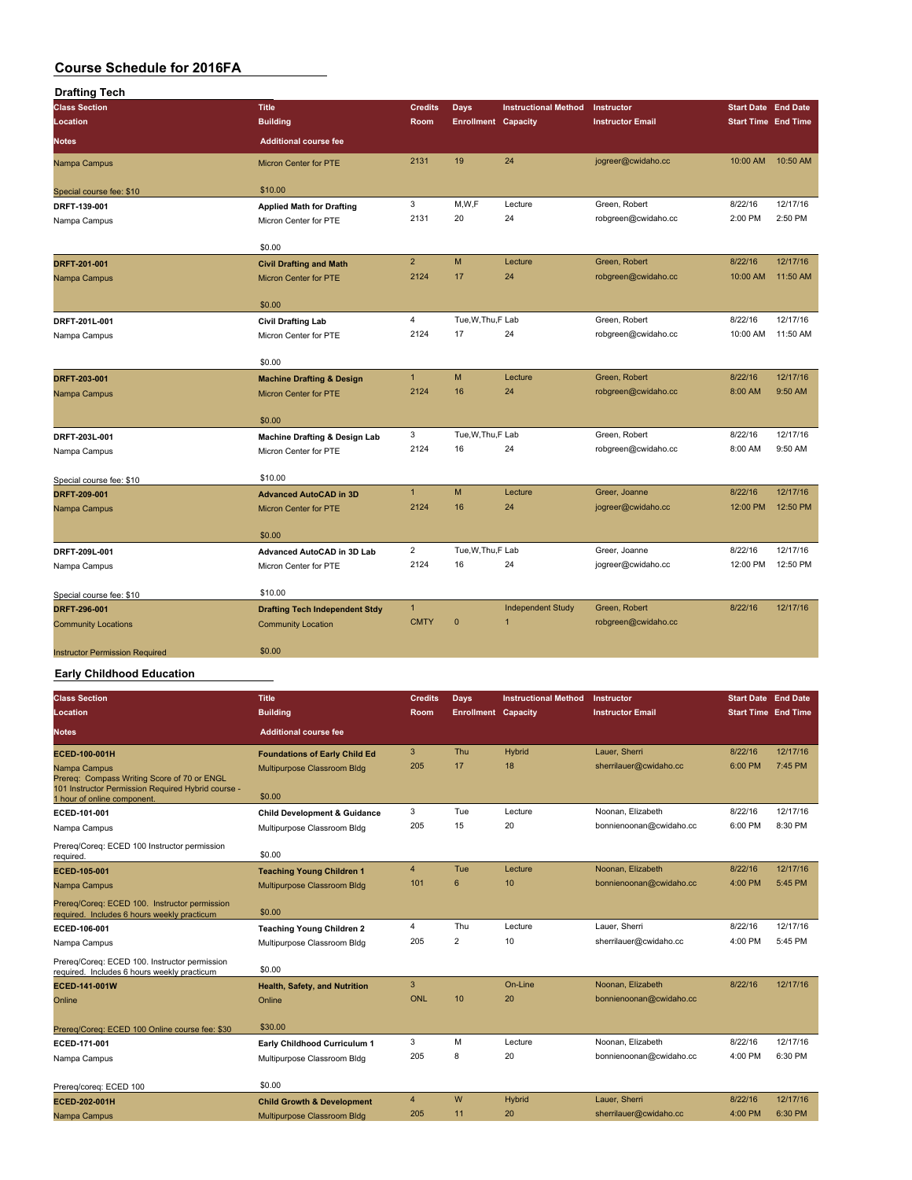# Course Schedule for 2016FA

## Drafting Tech

| Class Section<br>Location<br>Notes | Title<br>Building<br>Additional course fee | Credits<br>Room | Days<br>Enrollment | Instructional Method<br>Capacity | Instructor<br>Instructor Email | Start Date<br>Start Time | End Date<br>End Time |
|---|---|---|---|---|---|---|---|
| Nampa Campus<br>Special course fee: $10 | Micron Center for PTE<br>$10.00 | 2131 | 19 | 24 | jogreer@cwidaho.cc | 10:00 AM | 10:50 AM |
| DRFT-139-001<br>Nampa Campus | Applied Math for Drafting<br>Micron Center for PTE<br>$0.00 | 3<br>2131 | M,W,F<br>20 | Lecture<br>24 | Green, Robert<br>robgreen@cwidaho.cc | 8/22/16<br>2:00 PM | 12/17/16<br>2:50 PM |
| DRFT-201-001<br>Nampa Campus | Civil Drafting and Math<br>Micron Center for PTE<br>$0.00 | 2<br>2124 | M<br>17 | Lecture<br>24 | Green, Robert<br>robgreen@cwidaho.cc | 8/22/16<br>10:00 AM | 12/17/16<br>11:50 AM |
| DRFT-201L-001<br>Nampa Campus | Civil Drafting Lab<br>Micron Center for PTE<br>$0.00 | 4<br>2124 | Tue,W,Thu,F<br>17 | Lab<br>24 | Green, Robert<br>robgreen@cwidaho.cc | 8/22/16<br>10:00 AM | 12/17/16<br>11:50 AM |
| DRFT-203-001<br>Nampa Campus | Machine Drafting & Design<br>Micron Center for PTE<br>$0.00 | 1<br>2124 | M<br>16 | Lecture<br>24 | Green, Robert<br>robgreen@cwidaho.cc | 8/22/16<br>8:00 AM | 12/17/16<br>9:50 AM |
| DRFT-203L-001<br>Nampa Campus<br>Special course fee: $10 | Machine Drafting & Design Lab<br>Micron Center for PTE<br>$10.00 | 3<br>2124 | Tue,W,Thu,F<br>16 | Lab<br>24 | Green, Robert<br>robgreen@cwidaho.cc | 8/22/16<br>8:00 AM | 12/17/16<br>9:50 AM |
| DRFT-209-001<br>Nampa Campus | Advanced AutoCAD in 3D<br>Micron Center for PTE<br>$0.00 | 1<br>2124 | M<br>16 | Lecture<br>24 | Greer, Joanne<br>jogreer@cwidaho.cc | 8/22/16<br>12:00 PM | 12/17/16<br>12:50 PM |
| DRFT-209L-001<br>Nampa Campus<br>Special course fee: $10 | Advanced AutoCAD in 3D Lab<br>Micron Center for PTE<br>$10.00 | 2<br>2124 | Tue,W,Thu,F<br>16 | Lab<br>24 | Greer, Joanne<br>jogreer@cwidaho.cc | 8/22/16<br>12:00 PM | 12/17/16<br>12:50 PM |
| DRFT-296-001<br>Community Locations<br>Instructor Permission Required | Drafting Tech Independent Stdy<br>Community Location<br>$0.00 | 1<br>CMTY | <br>0 | Independent Study<br>1 | Green, Robert<br>robgreen@cwidaho.cc | 8/22/16 | 12/17/16 |

## Early Childhood Education

| Class Section<br>Location<br>Notes | Title<br>Building<br>Additional course fee | Credits<br>Room | Days<br>Enrollment | Instructional Method<br>Capacity | Instructor<br>Instructor Email | Start Date<br>Start Time | End Date<br>End Time |
|---|---|---|---|---|---|---|---|
| ECED-100-001H<br>Nampa Campus<br>Prereq: Compass Writing Score of 70 or ENGL 101 Instructor Permission Required Hybrid course - 1 hour of online component. | Foundations of Early Child Ed<br>Multipurpose Classroom Bldg<br>$0.00 | 3<br>205 | Thu<br>17 | Hybrid<br>18 | Lauer, Sherri<br>sherrilauer@cwidaho.cc | 8/22/16<br>6:00 PM | 12/17/16<br>7:45 PM |
| ECED-101-001<br>Nampa Campus<br>Prereq/Coreq: ECED 100 Instructor permission required. | Child Development & Guidance<br>Multipurpose Classroom Bldg<br>$0.00 | 3<br>205 | Tue<br>15 | Lecture<br>20 | Noonan, Elizabeth<br>bonnienoonan@cwidaho.cc | 8/22/16<br>6:00 PM | 12/17/16<br>8:30 PM |
| ECED-105-001<br>Nampa Campus<br>Prereq/Coreq: ECED 100. Instructor permission required. Includes 6 hours weekly practicum | Teaching Young Children 1<br>Multipurpose Classroom Bldg<br>$0.00 | 4<br>101 | Tue<br>6 | Lecture<br>10 | Noonan, Elizabeth<br>bonnienoonan@cwidaho.cc | 8/22/16<br>4:00 PM | 12/17/16<br>5:45 PM |
| ECED-106-001<br>Nampa Campus<br>Prereq/Coreq: ECED 100. Instructor permission required. Includes 6 hours weekly practicum | Teaching Young Children 2<br>Multipurpose Classroom Bldg<br>$0.00 | 4<br>205 | Thu<br>2 | Lecture<br>10 | Lauer, Sherri<br>sherrilauer@cwidaho.cc | 8/22/16<br>4:00 PM | 12/17/16<br>5:45 PM |
| ECED-141-001W<br>Online<br>Prereq/Coreq: ECED 100 Online course fee: $30 | Health, Safety, and Nutrition<br>Online<br>$30.00 | 3<br>ONL | <br>10 | On-Line<br>20 | Noonan, Elizabeth<br>bonnienoonan@cwidaho.cc | 8/22/16 | 12/17/16 |
| ECED-171-001<br>Nampa Campus<br>Prereq/coreq: ECED 100 | Early Childhood Curriculum 1<br>Multipurpose Classroom Bldg<br>$0.00 | 3<br>205 | M<br>8 | Lecture<br>20 | Noonan, Elizabeth<br>bonnienoonan@cwidaho.cc | 8/22/16<br>4:00 PM | 12/17/16<br>6:30 PM |
| ECED-202-001H<br>Nampa Campus | Child Growth & Development<br>Multipurpose Classroom Bldg | 4<br>205 | W<br>11 | Hybrid<br>20 | Lauer, Sherri<br>sherrilauer@cwidaho.cc | 8/22/16<br>4:00 PM | 12/17/16<br>6:30 PM |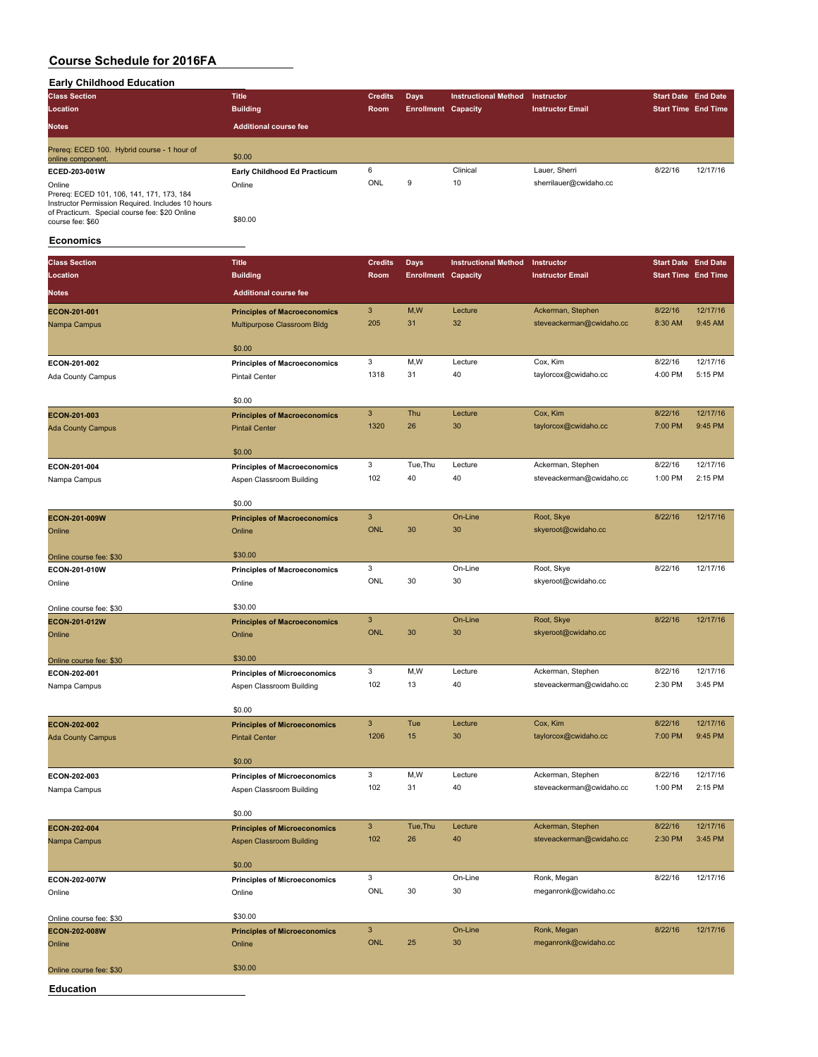# Course Schedule for 2016FA

## Early Childhood Education

| Class Section / Location / Notes | Title / Building / Additional course fee | Credits / Room | Days / Enrollment | Instructional Method / Capacity | Instructor / Instructor Email | Start Date / Start Time | End Date / End Time |
|---|---|---|---|---|---|---|---|
| Prereq: ECED 100. Hybrid course - 1 hour of online component. | $0.00 | | | | | | |
| **ECED-203-001W** | **Early Childhood Ed Practicum** | 6 | | Clinical | Lauer, Sherri | 8/22/16 | 12/17/16 |
| Online | Online | ONL | 9 | 10 | sherrilauer@cwidaho.cc | | |
| Prereq: ECED 101, 106, 141, 171, 173, 184 Instructor Permission Required. Includes 10 hours of Practicum. Special course fee: $20 Online course fee: $60 | $80.00 | | | | | | |

## Economics

| Class Section / Location / Notes | Title / Building / Additional course fee | Credits / Room | Days / Enrollment | Instructional Method / Capacity | Instructor / Instructor Email | Start Date / Start Time | End Date / End Time |
|---|---|---|---|---|---|---|---|
| **ECON-201-001** | **Principles of Macroeconomics** | 3 | M,W | Lecture | Ackerman, Stephen | 8/22/16 | 12/17/16 |
| Nampa Campus | Multipurpose Classroom Bldg | 205 | 31 | 32 | steveackerman@cwidaho.cc | 8:30 AM | 9:45 AM |
| | $0.00 | | | | | | |
| **ECON-201-002** | **Principles of Macroeconomics** | 3 | M,W | Lecture | Cox, Kim | 8/22/16 | 12/17/16 |
| Ada County Campus | Pintail Center | 1318 | 31 | 40 | taylorcox@cwidaho.cc | 4:00 PM | 5:15 PM |
| | $0.00 | | | | | | |
| **ECON-201-003** | **Principles of Macroeconomics** | 3 | Thu | Lecture | Cox, Kim | 8/22/16 | 12/17/16 |
| Ada County Campus | Pintail Center | 1320 | 26 | 30 | taylorcox@cwidaho.cc | 7:00 PM | 9:45 PM |
| | $0.00 | | | | | | |
| **ECON-201-004** | **Principles of Macroeconomics** | 3 | Tue,Thu | Lecture | Ackerman, Stephen | 8/22/16 | 12/17/16 |
| Nampa Campus | Aspen Classroom Building | 102 | 40 | 40 | steveackerman@cwidaho.cc | 1:00 PM | 2:15 PM |
| | $0.00 | | | | | | |
| **ECON-201-009W** | **Principles of Macroeconomics** | 3 | | On-Line | Root, Skye | 8/22/16 | 12/17/16 |
| Online | Online | ONL | 30 | 30 | skyeroot@cwidaho.cc | | |
| Online course fee: $30 | $30.00 | | | | | | |
| **ECON-201-010W** | **Principles of Macroeconomics** | 3 | | On-Line | Root, Skye | 8/22/16 | 12/17/16 |
| Online | Online | ONL | 30 | 30 | skyeroot@cwidaho.cc | | |
| Online course fee: $30 | $30.00 | | | | | | |
| **ECON-201-012W** | **Principles of Macroeconomics** | 3 | | On-Line | Root, Skye | 8/22/16 | 12/17/16 |
| Online | Online | ONL | 30 | 30 | skyeroot@cwidaho.cc | | |
| Online course fee: $30 | $30.00 | | | | | | |
| **ECON-202-001** | **Principles of Microeconomics** | 3 | M,W | Lecture | Ackerman, Stephen | 8/22/16 | 12/17/16 |
| Nampa Campus | Aspen Classroom Building | 102 | 13 | 40 | steveackerman@cwidaho.cc | 2:30 PM | 3:45 PM |
| | $0.00 | | | | | | |
| **ECON-202-002** | **Principles of Microeconomics** | 3 | Tue | Lecture | Cox, Kim | 8/22/16 | 12/17/16 |
| Ada County Campus | Pintail Center | 1206 | 15 | 30 | taylorcox@cwidaho.cc | 7:00 PM | 9:45 PM |
| | $0.00 | | | | | | |
| **ECON-202-003** | **Principles of Microeconomics** | 3 | M,W | Lecture | Ackerman, Stephen | 8/22/16 | 12/17/16 |
| Nampa Campus | Aspen Classroom Building | 102 | 31 | 40 | steveackerman@cwidaho.cc | 1:00 PM | 2:15 PM |
| | $0.00 | | | | | | |
| **ECON-202-004** | **Principles of Microeconomics** | 3 | Tue,Thu | Lecture | Ackerman, Stephen | 8/22/16 | 12/17/16 |
| Nampa Campus | Aspen Classroom Building | 102 | 26 | 40 | steveackerman@cwidaho.cc | 2:30 PM | 3:45 PM |
| | $0.00 | | | | | | |
| **ECON-202-007W** | **Principles of Microeconomics** | 3 | | On-Line | Ronk, Megan | 8/22/16 | 12/17/16 |
| Online | Online | ONL | 30 | 30 | meganronk@cwidaho.cc | | |
| Online course fee: $30 | $30.00 | | | | | | |
| **ECON-202-008W** | **Principles of Microeconomics** | 3 | | On-Line | Ronk, Megan | 8/22/16 | 12/17/16 |
| Online | Online | ONL | 25 | 30 | meganronk@cwidaho.cc | | |
| Online course fee: $30 | $30.00 | | | | | | |

## Education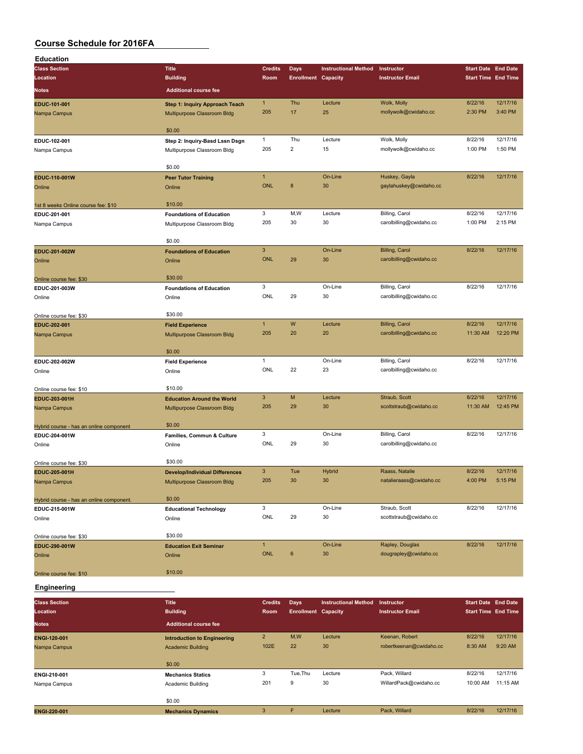# Course Schedule for 2016FA

## Education

| Class Section / Location / Notes | Title / Building / Additional course fee | Credits / Room | Days / Enrollment | Instructional Method / Capacity | Instructor / Instructor Email | Start Date / Start Time | End Date / End Time |
|---|---|---|---|---|---|---|---|
| EDUC-101-001 | Step 1: Inquiry Approach Teach | 1 | Thu | Lecture | Wolk, Molly | 8/22/16 | 12/17/16 |
| Nampa Campus | Multipurpose Classroom Bldg | 205 | 17 | 25 | mollywolk@cwidaho.cc | 2:30 PM | 3:40 PM |
| | $0.00 | | | | | | |
| EDUC-102-001 | Step 2: Inquiry-Basd Lssn Dsgn | 1 | Thu | Lecture | Wolk, Molly | 8/22/16 | 12/17/16 |
| Nampa Campus | Multipurpose Classroom Bldg | 205 | 2 | 15 | mollywolk@cwidaho.cc | 1:00 PM | 1:50 PM |
| | $0.00 | | | | | | |
| EDUC-110-001W | Peer Tutor Training | 1 | | On-Line | Huskey, Gayla | 8/22/16 | 12/17/16 |
| Online | Online | ONL | 8 | 30 | gaylahuskey@cwidaho.cc | | |
| 1st 8 weeks Online course fee: $10 | $10.00 | | | | | | |
| EDUC-201-001 | Foundations of Education | 3 | M,W | Lecture | Billing, Carol | 8/22/16 | 12/17/16 |
| Nampa Campus | Multipurpose Classroom Bldg | 205 | 30 | 30 | carolbilling@cwidaho.cc | 1:00 PM | 2:15 PM |
| | $0.00 | | | | | | |
| EDUC-201-002W | Foundations of Education | 3 | | On-Line | Billing, Carol | 8/22/16 | 12/17/16 |
| Online | Online | ONL | 29 | 30 | carolbilling@cwidaho.cc | | |
| Online course fee: $30 | $30.00 | | | | | | |
| EDUC-201-003W | Foundations of Education | 3 | | On-Line | Billing, Carol | 8/22/16 | 12/17/16 |
| Online | Online | ONL | 29 | 30 | carolbilling@cwidaho.cc | | |
| Online course fee: $30 | $30.00 | | | | | | |
| EDUC-202-001 | Field Experience | 1 | W | Lecture | Billing, Carol | 8/22/16 | 12/17/16 |
| Nampa Campus | Multipurpose Classroom Bldg | 205 | 20 | 20 | carolbilling@cwidaho.cc | 11:30 AM | 12:20 PM |
| | $0.00 | | | | | | |
| EDUC-202-002W | Field Experience | 1 | | On-Line | Billing, Carol | 8/22/16 | 12/17/16 |
| Online | Online | ONL | 22 | 23 | carolbilling@cwidaho.cc | | |
| Online course fee: $10 | $10.00 | | | | | | |
| EDUC-203-001H | Education Around the World | 3 | M | Lecture | Straub, Scott | 8/22/16 | 12/17/16 |
| Nampa Campus | Multipurpose Classroom Bldg | 205 | 29 | 30 | scottstraub@cwidaho.cc | 11:30 AM | 12:45 PM |
| Hybrid course - has an online component | $0.00 | | | | | | |
| EDUC-204-001W | Families, Commun & Culture | 3 | | On-Line | Billing, Carol | 8/22/16 | 12/17/16 |
| Online | Online | ONL | 29 | 30 | carolbilling@cwidaho.cc | | |
| Online course fee: $30 | $30.00 | | | | | | |
| EDUC-205-001H | Develop/Individual Differences | 3 | Tue | Hybrid | Raass, Natalie | 8/22/16 | 12/17/16 |
| Nampa Campus | Multipurpose Classroom Bldg | 205 | 30 | 30 | natalieraass@cwidaho.cc | 4:00 PM | 5:15 PM |
| Hybrid course - has an online component. | $0.00 | | | | | | |
| EDUC-215-001W | Educational Technology | 3 | | On-Line | Straub, Scott | 8/22/16 | 12/17/16 |
| Online | Online | ONL | 29 | 30 | scottstraub@cwidaho.cc | | |
| Online course fee: $30 | $30.00 | | | | | | |
| EDUC-290-001W | Education Exit Seminar | 1 | | On-Line | Rapley, Douglas | 8/22/16 | 12/17/16 |
| Online | Online | ONL | 6 | 30 | dougrapley@cwidaho.cc | | |
| Online course fee: $10 | $10.00 | | | | | | |

## Engineering

| Class Section / Location / Notes | Title / Building / Additional course fee | Credits / Room | Days / Enrollment | Instructional Method / Capacity | Instructor / Instructor Email | Start Date / Start Time | End Date / End Time |
|---|---|---|---|---|---|---|---|
| ENGI-120-001 | Introduction to Engineering | 2 | M,W | Lecture | Keenan, Robert | 8/22/16 | 12/17/16 |
| Nampa Campus | Academic Building | 102E | 22 | 30 | robertkeenan@cwidaho.cc | 8:30 AM | 9:20 AM |
| | $0.00 | | | | | | |
| ENGI-210-001 | Mechanics Statics | 3 | Tue,Thu | Lecture | Pack, Willard | 8/22/16 | 12/17/16 |
| Nampa Campus | Academic Building | 201 | 9 | 30 | WillardPack@cwidaho.cc | 10:00 AM | 11:15 AM |
| | $0.00 | | | | | | |
| ENGI-220-001 | Mechanics Dynamics | 3 | F | Lecture | Pack, Willard | 8/22/16 | 12/17/16 |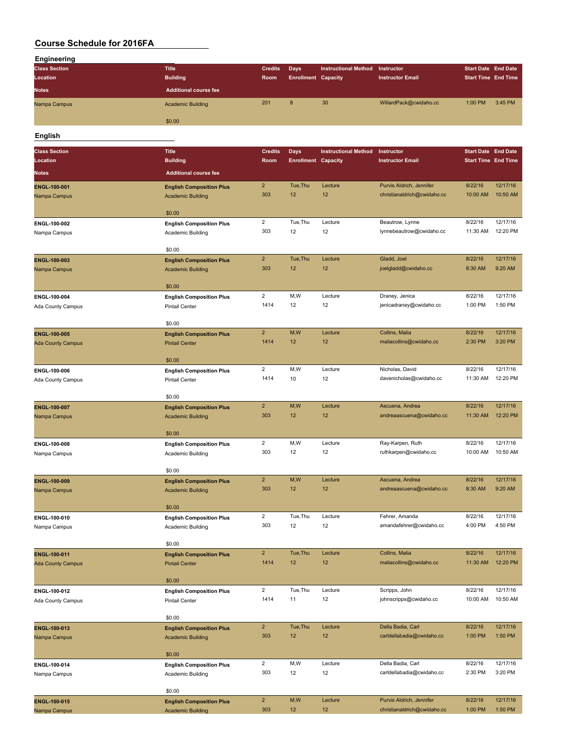# Course Schedule for 2016FA

## Engineering

| Class Section / Location / Notes | Title / Building / Additional course fee | Credits / Room | Days / Enrollment | Instructional Method / Capacity | Instructor / Instructor Email | Start Date / Start Time | End Date / End Time |
|---|---|---|---|---|---|---|---|
| Nampa Campus | Academic Building | 201 | 8 | 30 | WillardPack@cwidaho.cc | 1:00 PM | 3:45 PM |
| | $0.00 | | | | | | |

## English

| Class Section / Location / Notes | Title / Building / Additional course fee | Credits / Room | Days / Enrollment | Instructional Method / Capacity | Instructor / Instructor Email | Start Date / Start Time | End Date / End Time |
|---|---|---|---|---|---|---|---|
| **ENGL-100-001** | **English Composition Plus** | 2 | Tue,Thu | Lecture | Purvis Aldrich, Jennifer | 8/22/16 | 12/17/16 |
| Nampa Campus | Academic Building | 303 | 12 | 12 | christianaldrich@cwidaho.cc | 10:00 AM | 10:50 AM |
| | $0.00 | | | | | | |
| **ENGL-100-002** | **English Composition Plus** | 2 | Tue,Thu | Lecture | Beautrow, Lynne | 8/22/16 | 12/17/16 |
| Nampa Campus | Academic Building | 303 | 12 | 12 | lynnebeautrow@cwidaho.cc | 11:30 AM | 12:20 PM |
| | $0.00 | | | | | | |
| **ENGL-100-003** | **English Composition Plus** | 2 | Tue,Thu | Lecture | Gladd, Joel | 8/22/16 | 12/17/16 |
| Nampa Campus | Academic Building | 303 | 12 | 12 | joelgladd@cwidaho.cc | 8:30 AM | 9:20 AM |
| | $0.00 | | | | | | |
| **ENGL-100-004** | **English Composition Plus** | 2 | M,W | Lecture | Draney, Jenica | 8/22/16 | 12/17/16 |
| Ada County Campus | Pintail Center | 1414 | 12 | 12 | jenicadraney@cwidaho.cc | 1:00 PM | 1:50 PM |
| | $0.00 | | | | | | |
| **ENGL-100-005** | **English Composition Plus** | 2 | M,W | Lecture | Collins, Malia | 8/22/16 | 12/17/16 |
| Ada County Campus | Pintail Center | 1414 | 12 | 12 | maliacollins@cwidaho.cc | 2:30 PM | 3:20 PM |
| | $0.00 | | | | | | |
| **ENGL-100-006** | **English Composition Plus** | 2 | M,W | Lecture | Nicholas, David | 8/22/16 | 12/17/16 |
| Ada County Campus | Pintail Center | 1414 | 10 | 12 | davenicholas@cwidaho.cc | 11:30 AM | 12:20 PM |
| | $0.00 | | | | | | |
| **ENGL-100-007** | **English Composition Plus** | 2 | M,W | Lecture | Ascuena, Andrea | 8/22/16 | 12/17/16 |
| Nampa Campus | Academic Building | 303 | 12 | 12 | andreaascuena@cwidaho.cc | 11:30 AM | 12:20 PM |
| | $0.00 | | | | | | |
| **ENGL-100-008** | **English Composition Plus** | 2 | M,W | Lecture | Ray-Karpen, Ruth | 8/22/16 | 12/17/16 |
| Nampa Campus | Academic Building | 303 | 12 | 12 | ruthkarpen@cwidaho.cc | 10:00 AM | 10:50 AM |
| | $0.00 | | | | | | |
| **ENGL-100-009** | **English Composition Plus** | 2 | M,W | Lecture | Ascuena, Andrea | 8/22/16 | 12/17/16 |
| Nampa Campus | Academic Building | 303 | 12 | 12 | andreaascuena@cwidaho.cc | 8:30 AM | 9:20 AM |
| | $0.00 | | | | | | |
| **ENGL-100-010** | **English Composition Plus** | 2 | Tue,Thu | Lecture | Fehrer, Amanda | 8/22/16 | 12/17/16 |
| Nampa Campus | Academic Building | 303 | 12 | 12 | amandafehrer@cwidaho.cc | 4:00 PM | 4:50 PM |
| | $0.00 | | | | | | |
| **ENGL-100-011** | **English Composition Plus** | 2 | Tue,Thu | Lecture | Collins, Malia | 8/22/16 | 12/17/16 |
| Ada County Campus | Pintail Center | 1414 | 12 | 12 | maliacollins@cwidaho.cc | 11:30 AM | 12:20 PM |
| | $0.00 | | | | | | |
| **ENGL-100-012** | **English Composition Plus** | 2 | Tue,Thu | Lecture | Scripps, John | 8/22/16 | 12/17/16 |
| Ada County Campus | Pintail Center | 1414 | 11 | 12 | johnscripps@cwidaho.cc | 10:00 AM | 10:50 AM |
| | $0.00 | | | | | | |
| **ENGL-100-013** | **English Composition Plus** | 2 | Tue,Thu | Lecture | Della Badia, Carl | 8/22/16 | 12/17/16 |
| Nampa Campus | Academic Building | 303 | 12 | 12 | carldellabadia@cwidaho.cc | 1:00 PM | 1:50 PM |
| | $0.00 | | | | | | |
| **ENGL-100-014** | **English Composition Plus** | 2 | M,W | Lecture | Della Badia, Carl | 8/22/16 | 12/17/16 |
| Nampa Campus | Academic Building | 303 | 12 | 12 | carldellabadia@cwidaho.cc | 2:30 PM | 3:20 PM |
| | $0.00 | | | | | | |
| **ENGL-100-015** | **English Composition Plus** | 2 | M,W | Lecture | Purvis Aldrich, Jennifer | 8/22/16 | 12/17/16 |
| Nampa Campus | Academic Building | 303 | 12 | 12 | christianaldrich@cwidaho.cc | 1:00 PM | 1:50 PM |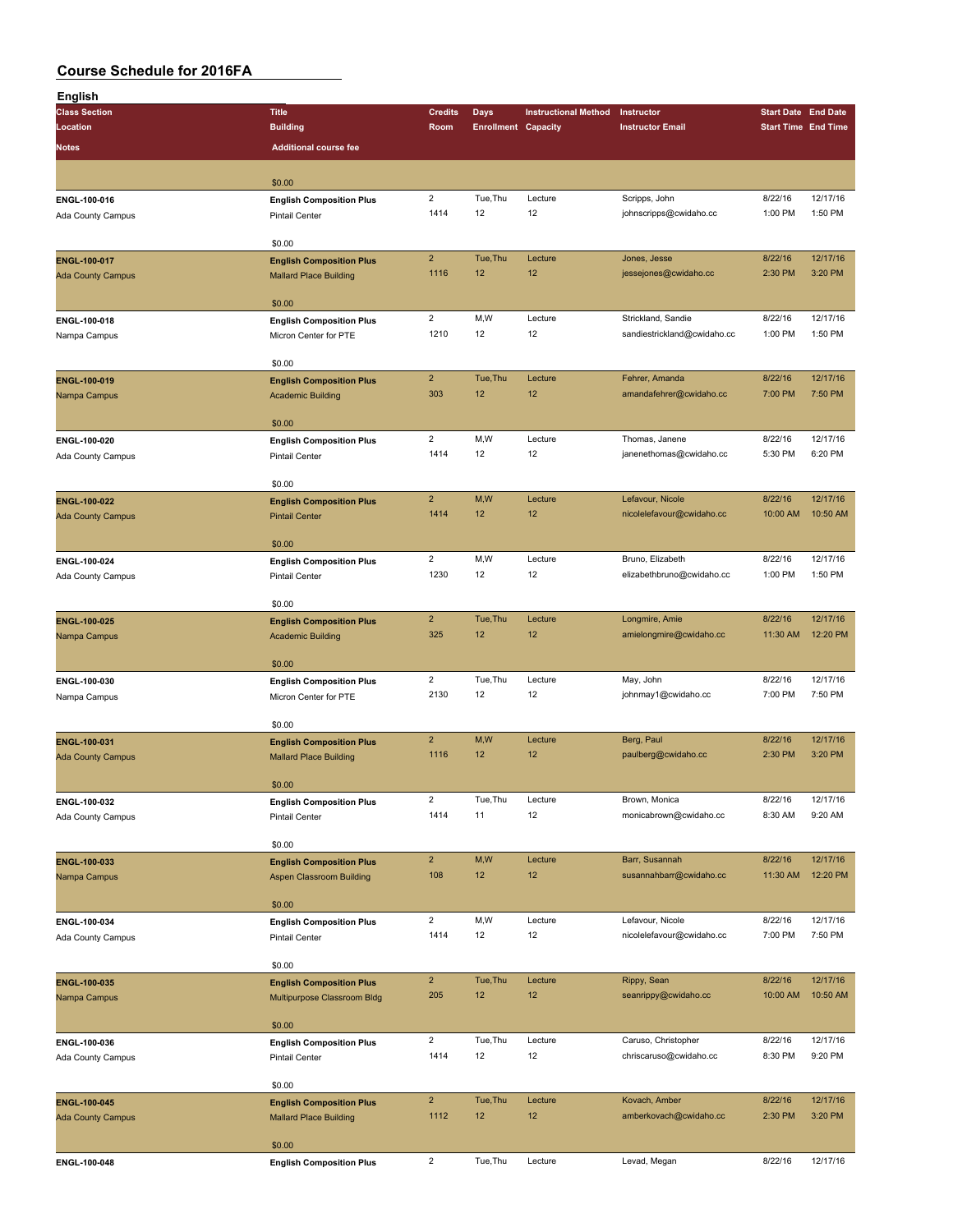## Course Schedule for 2016FA

### English

| Class Section | Title | Credits | Days | Instructional Method | Instructor | Start Date | End Date |
|---|---|---|---|---|---|---|---|
| Location | Building | Room | Enrollment | Capacity | Instructor Email | Start Time | End Time |
| Notes | Additional course fee | | | | | | |
| | $0.00 | | | | | | |
| ENGL-100-016 | English Composition Plus | 2 | Tue,Thu | Lecture | Scripps, John | 8/22/16 | 12/17/16 |
| Ada County Campus | Pintail Center | 1414 | 12 | 12 | johnscripps@cwidaho.cc | 1:00 PM | 1:50 PM |
| | $0.00 | | | | | | |
| ENGL-100-017 | English Composition Plus | 2 | Tue,Thu | Lecture | Jones, Jesse | 8/22/16 | 12/17/16 |
| Ada County Campus | Mallard Place Building | 1116 | 12 | 12 | jessejones@cwidaho.cc | 2:30 PM | 3:20 PM |
| | $0.00 | | | | | | |
| ENGL-100-018 | English Composition Plus | 2 | M,W | Lecture | Strickland, Sandie | 8/22/16 | 12/17/16 |
| Nampa Campus | Micron Center for PTE | 1210 | 12 | 12 | sandiestrickland@cwidaho.cc | 1:00 PM | 1:50 PM |
| | $0.00 | | | | | | |
| ENGL-100-019 | English Composition Plus | 2 | Tue,Thu | Lecture | Fehrer, Amanda | 8/22/16 | 12/17/16 |
| Nampa Campus | Academic Building | 303 | 12 | 12 | amandafehrer@cwidaho.cc | 7:00 PM | 7:50 PM |
| | $0.00 | | | | | | |
| ENGL-100-020 | English Composition Plus | 2 | M,W | Lecture | Thomas, Janene | 8/22/16 | 12/17/16 |
| Ada County Campus | Pintail Center | 1414 | 12 | 12 | janenethomas@cwidaho.cc | 5:30 PM | 6:20 PM |
| | $0.00 | | | | | | |
| ENGL-100-022 | English Composition Plus | 2 | M,W | Lecture | Lefavour, Nicole | 8/22/16 | 12/17/16 |
| Ada County Campus | Pintail Center | 1414 | 12 | 12 | nicolelefavour@cwidaho.cc | 10:00 AM | 10:50 AM |
| | $0.00 | | | | | | |
| ENGL-100-024 | English Composition Plus | 2 | M,W | Lecture | Bruno, Elizabeth | 8/22/16 | 12/17/16 |
| Ada County Campus | Pintail Center | 1230 | 12 | 12 | elizabethbruno@cwidaho.cc | 1:00 PM | 1:50 PM |
| | $0.00 | | | | | | |
| ENGL-100-025 | English Composition Plus | 2 | Tue,Thu | Lecture | Longmire, Amie | 8/22/16 | 12/17/16 |
| Nampa Campus | Academic Building | 325 | 12 | 12 | amielongmire@cwidaho.cc | 11:30 AM | 12:20 PM |
| | $0.00 | | | | | | |
| ENGL-100-030 | English Composition Plus | 2 | Tue,Thu | Lecture | May, John | 8/22/16 | 12/17/16 |
| Nampa Campus | Micron Center for PTE | 2130 | 12 | 12 | johnmay1@cwidaho.cc | 7:00 PM | 7:50 PM |
| | $0.00 | | | | | | |
| ENGL-100-031 | English Composition Plus | 2 | M,W | Lecture | Berg, Paul | 8/22/16 | 12/17/16 |
| Ada County Campus | Mallard Place Building | 1116 | 12 | 12 | paulberg@cwidaho.cc | 2:30 PM | 3:20 PM |
| | $0.00 | | | | | | |
| ENGL-100-032 | English Composition Plus | 2 | Tue,Thu | Lecture | Brown, Monica | 8/22/16 | 12/17/16 |
| Ada County Campus | Pintail Center | 1414 | 11 | 12 | monicabrown@cwidaho.cc | 8:30 AM | 9:20 AM |
| | $0.00 | | | | | | |
| ENGL-100-033 | English Composition Plus | 2 | M,W | Lecture | Barr, Susannah | 8/22/16 | 12/17/16 |
| Nampa Campus | Aspen Classroom Building | 108 | 12 | 12 | susannahbarr@cwidaho.cc | 11:30 AM | 12:20 PM |
| | $0.00 | | | | | | |
| ENGL-100-034 | English Composition Plus | 2 | M,W | Lecture | Lefavour, Nicole | 8/22/16 | 12/17/16 |
| Ada County Campus | Pintail Center | 1414 | 12 | 12 | nicolelefavour@cwidaho.cc | 7:00 PM | 7:50 PM |
| | $0.00 | | | | | | |
| ENGL-100-035 | English Composition Plus | 2 | Tue,Thu | Lecture | Rippy, Sean | 8/22/16 | 12/17/16 |
| Nampa Campus | Multipurpose Classroom Bldg | 205 | 12 | 12 | seanrippy@cwidaho.cc | 10:00 AM | 10:50 AM |
| | $0.00 | | | | | | |
| ENGL-100-036 | English Composition Plus | 2 | Tue,Thu | Lecture | Caruso, Christopher | 8/22/16 | 12/17/16 |
| Ada County Campus | Pintail Center | 1414 | 12 | 12 | chriscaruso@cwidaho.cc | 8:30 PM | 9:20 PM |
| | $0.00 | | | | | | |
| ENGL-100-045 | English Composition Plus | 2 | Tue,Thu | Lecture | Kovach, Amber | 8/22/16 | 12/17/16 |
| Ada County Campus | Mallard Place Building | 1112 | 12 | 12 | amberkovach@cwidaho.cc | 2:30 PM | 3:20 PM |
| | $0.00 | | | | | | |
| ENGL-100-048 | English Composition Plus | 2 | Tue,Thu | Lecture | Levad, Megan | 8/22/16 | 12/17/16 |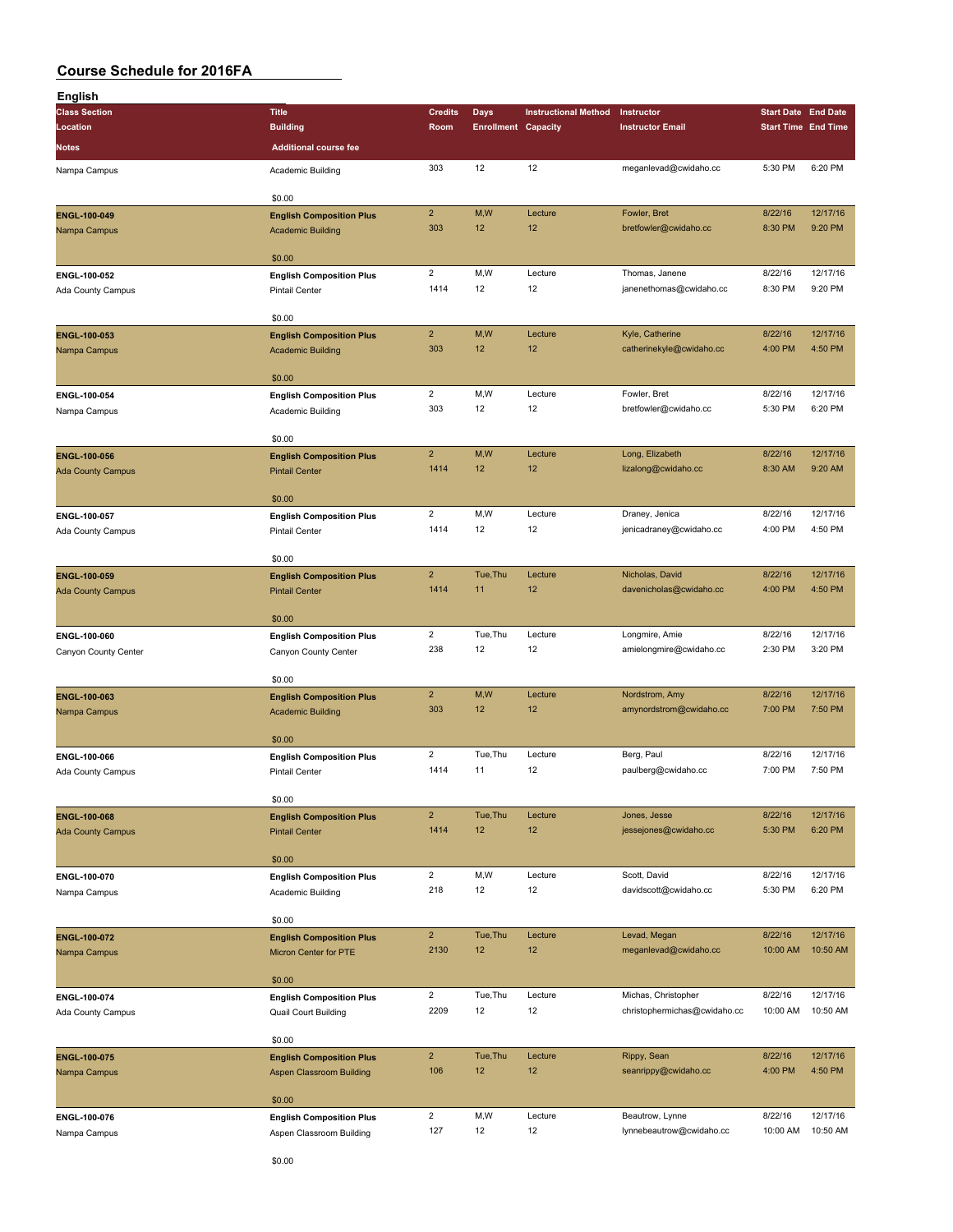# Course Schedule for 2016FA

## English

| Class Section / Location / Notes | Title / Building / Additional course fee | Credits / Room | Days / Enrollment | Instructional Method / Capacity | Instructor / Instructor Email | Start Date / Start Time | End Date / End Time |
|---|---|---|---|---|---|---|---|
| Nampa Campus | Academic Building | 303 | 12 | 12 | meganlevad@cwidaho.cc | 5:30 PM | 6:20 PM |
| | $0.00 | | | | | | |
| **ENGL-100-049** | **English Composition Plus** | 2 | M,W | Lecture | Fowler, Bret | 8/22/16 | 12/17/16 |
| Nampa Campus | Academic Building | 303 | 12 | 12 | bretfowler@cwidaho.cc | 8:30 PM | 9:20 PM |
| | $0.00 | | | | | | |
| **ENGL-100-052** | **English Composition Plus** | 2 | M,W | Lecture | Thomas, Janene | 8/22/16 | 12/17/16 |
| Ada County Campus | Pintail Center | 1414 | 12 | 12 | janenethomas@cwidaho.cc | 8:30 PM | 9:20 PM |
| | $0.00 | | | | | | |
| **ENGL-100-053** | **English Composition Plus** | 2 | M,W | Lecture | Kyle, Catherine | 8/22/16 | 12/17/16 |
| Nampa Campus | Academic Building | 303 | 12 | 12 | catherinekyle@cwidaho.cc | 4:00 PM | 4:50 PM |
| | $0.00 | | | | | | |
| **ENGL-100-054** | **English Composition Plus** | 2 | M,W | Lecture | Fowler, Bret | 8/22/16 | 12/17/16 |
| Nampa Campus | Academic Building | 303 | 12 | 12 | bretfowler@cwidaho.cc | 5:30 PM | 6:20 PM |
| | $0.00 | | | | | | |
| **ENGL-100-056** | **English Composition Plus** | 2 | M,W | Lecture | Long, Elizabeth | 8/22/16 | 12/17/16 |
| Ada County Campus | Pintail Center | 1414 | 12 | 12 | lizalong@cwidaho.cc | 8:30 AM | 9:20 AM |
| | $0.00 | | | | | | |
| **ENGL-100-057** | **English Composition Plus** | 2 | M,W | Lecture | Draney, Jenica | 8/22/16 | 12/17/16 |
| Ada County Campus | Pintail Center | 1414 | 12 | 12 | jenicadraney@cwidaho.cc | 4:00 PM | 4:50 PM |
| | $0.00 | | | | | | |
| **ENGL-100-059** | **English Composition Plus** | 2 | Tue,Thu | Lecture | Nicholas, David | 8/22/16 | 12/17/16 |
| Ada County Campus | Pintail Center | 1414 | 11 | 12 | davenicholas@cwidaho.cc | 4:00 PM | 4:50 PM |
| | $0.00 | | | | | | |
| **ENGL-100-060** | **English Composition Plus** | 2 | Tue,Thu | Lecture | Longmire, Amie | 8/22/16 | 12/17/16 |
| Canyon County Center | Canyon County Center | 238 | 12 | 12 | amielongmire@cwidaho.cc | 2:30 PM | 3:20 PM |
| | $0.00 | | | | | | |
| **ENGL-100-063** | **English Composition Plus** | 2 | M,W | Lecture | Nordstrom, Amy | 8/22/16 | 12/17/16 |
| Nampa Campus | Academic Building | 303 | 12 | 12 | amynordstrom@cwidaho.cc | 7:00 PM | 7:50 PM |
| | $0.00 | | | | | | |
| **ENGL-100-066** | **English Composition Plus** | 2 | Tue,Thu | Lecture | Berg, Paul | 8/22/16 | 12/17/16 |
| Ada County Campus | Pintail Center | 1414 | 11 | 12 | paulberg@cwidaho.cc | 7:00 PM | 7:50 PM |
| | $0.00 | | | | | | |
| **ENGL-100-068** | **English Composition Plus** | 2 | Tue,Thu | Lecture | Jones, Jesse | 8/22/16 | 12/17/16 |
| Ada County Campus | Pintail Center | 1414 | 12 | 12 | jessejones@cwidaho.cc | 5:30 PM | 6:20 PM |
| | $0.00 | | | | | | |
| **ENGL-100-070** | **English Composition Plus** | 2 | M,W | Lecture | Scott, David | 8/22/16 | 12/17/16 |
| Nampa Campus | Academic Building | 218 | 12 | 12 | davidscott@cwidaho.cc | 5:30 PM | 6:20 PM |
| | $0.00 | | | | | | |
| **ENGL-100-072** | **English Composition Plus** | 2 | Tue,Thu | Lecture | Levad, Megan | 8/22/16 | 12/17/16 |
| Nampa Campus | Micron Center for PTE | 2130 | 12 | 12 | meganlevad@cwidaho.cc | 10:00 AM | 10:50 AM |
| | $0.00 | | | | | | |
| **ENGL-100-074** | **English Composition Plus** | 2 | Tue,Thu | Lecture | Michas, Christopher | 8/22/16 | 12/17/16 |
| Ada County Campus | Quail Court Building | 2209 | 12 | 12 | christophermichas@cwidaho.cc | 10:00 AM | 10:50 AM |
| | $0.00 | | | | | | |
| **ENGL-100-075** | **English Composition Plus** | 2 | Tue,Thu | Lecture | Rippy, Sean | 8/22/16 | 12/17/16 |
| Nampa Campus | Aspen Classroom Building | 106 | 12 | 12 | seanrippy@cwidaho.cc | 4:00 PM | 4:50 PM |
| | $0.00 | | | | | | |
| **ENGL-100-076** | **English Composition Plus** | 2 | M,W | Lecture | Beautrow, Lynne | 8/22/16 | 12/17/16 |
| Nampa Campus | Aspen Classroom Building | 127 | 12 | 12 | lynnebeautrow@cwidaho.cc | 10:00 AM | 10:50 AM |
| | $0.00 | | | | | | |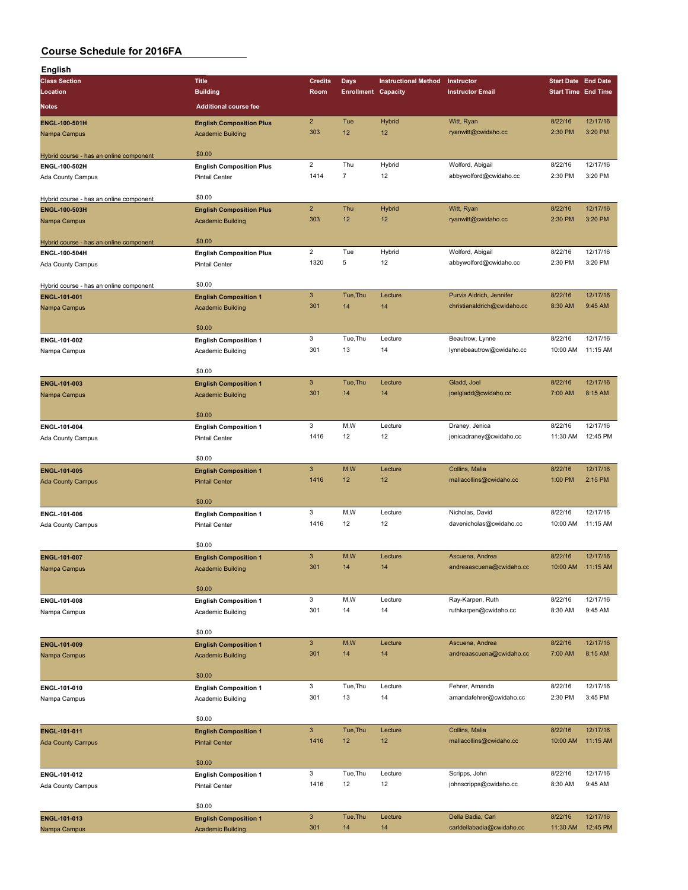# Course Schedule for 2016FA

## English

| Class Section / Location / Notes | Title / Building / Additional course fee | Credits / Room | Days / Enrollment | Instructional Method / Capacity | Instructor / Instructor Email | Start Date / Start Time | End Date / End Time |
|---|---|---|---|---|---|---|---|
| **ENGL-100-501H** | **English Composition Plus** | 2 | Tue | Hybrid | Witt, Ryan | 8/22/16 | 12/17/16 |
| Nampa Campus | Academic Building | 303 | 12 | 12 | ryanwitt@cwidaho.cc | 2:30 PM | 3:20 PM |
| Hybrid course - has an online component | $0.00 | | | | | | |
| **ENGL-100-502H** | **English Composition Plus** | 2 | Thu | Hybrid | Wolford, Abigail | 8/22/16 | 12/17/16 |
| Ada County Campus | Pintail Center | 1414 | 7 | 12 | abbywolford@cwidaho.cc | 2:30 PM | 3:20 PM |
| Hybrid course - has an online component | $0.00 | | | | | | |
| **ENGL-100-503H** | **English Composition Plus** | 2 | Thu | Hybrid | Witt, Ryan | 8/22/16 | 12/17/16 |
| Nampa Campus | Academic Building | 303 | 12 | 12 | ryanwitt@cwidaho.cc | 2:30 PM | 3:20 PM |
| Hybrid course - has an online component | $0.00 | | | | | | |
| **ENGL-100-504H** | **English Composition Plus** | 2 | Tue | Hybrid | Wolford, Abigail | 8/22/16 | 12/17/16 |
| Ada County Campus | Pintail Center | 1320 | 5 | 12 | abbywolford@cwidaho.cc | 2:30 PM | 3:20 PM |
| Hybrid course - has an online component | $0.00 | | | | | | |
| **ENGL-101-001** | **English Composition 1** | 3 | Tue,Thu | Lecture | Purvis Aldrich, Jennifer | 8/22/16 | 12/17/16 |
| Nampa Campus | Academic Building | 301 | 14 | 14 | christianaldrich@cwidaho.cc | 8:30 AM | 9:45 AM |
| | $0.00 | | | | | | |
| **ENGL-101-002** | **English Composition 1** | 3 | Tue,Thu | Lecture | Beautrow, Lynne | 8/22/16 | 12/17/16 |
| Nampa Campus | Academic Building | 301 | 13 | 14 | lynnebeautrow@cwidaho.cc | 10:00 AM | 11:15 AM |
| | $0.00 | | | | | | |
| **ENGL-101-003** | **English Composition 1** | 3 | Tue,Thu | Lecture | Gladd, Joel | 8/22/16 | 12/17/16 |
| Nampa Campus | Academic Building | 301 | 14 | 14 | joelgladd@cwidaho.cc | 7:00 AM | 8:15 AM |
| | $0.00 | | | | | | |
| **ENGL-101-004** | **English Composition 1** | 3 | M,W | Lecture | Draney, Jenica | 8/22/16 | 12/17/16 |
| Ada County Campus | Pintail Center | 1416 | 12 | 12 | jenicadraney@cwidaho.cc | 11:30 AM | 12:45 PM |
| | $0.00 | | | | | | |
| **ENGL-101-005** | **English Composition 1** | 3 | M,W | Lecture | Collins, Malia | 8/22/16 | 12/17/16 |
| Ada County Campus | Pintail Center | 1416 | 12 | 12 | maliacollins@cwidaho.cc | 1:00 PM | 2:15 PM |
| | $0.00 | | | | | | |
| **ENGL-101-006** | **English Composition 1** | 3 | M,W | Lecture | Nicholas, David | 8/22/16 | 12/17/16 |
| Ada County Campus | Pintail Center | 1416 | 12 | 12 | davenicholas@cwidaho.cc | 10:00 AM | 11:15 AM |
| | $0.00 | | | | | | |
| **ENGL-101-007** | **English Composition 1** | 3 | M,W | Lecture | Ascuena, Andrea | 8/22/16 | 12/17/16 |
| Nampa Campus | Academic Building | 301 | 14 | 14 | andreaascuena@cwidaho.cc | 10:00 AM | 11:15 AM |
| | $0.00 | | | | | | |
| **ENGL-101-008** | **English Composition 1** | 3 | M,W | Lecture | Ray-Karpen, Ruth | 8/22/16 | 12/17/16 |
| Nampa Campus | Academic Building | 301 | 14 | 14 | ruthkarpen@cwidaho.cc | 8:30 AM | 9:45 AM |
| | $0.00 | | | | | | |
| **ENGL-101-009** | **English Composition 1** | 3 | M,W | Lecture | Ascuena, Andrea | 8/22/16 | 12/17/16 |
| Nampa Campus | Academic Building | 301 | 14 | 14 | andreaascuena@cwidaho.cc | 7:00 AM | 8:15 AM |
| | $0.00 | | | | | | |
| **ENGL-101-010** | **English Composition 1** | 3 | Tue,Thu | Lecture | Fehrer, Amanda | 8/22/16 | 12/17/16 |
| Nampa Campus | Academic Building | 301 | 13 | 14 | amandafehrer@cwidaho.cc | 2:30 PM | 3:45 PM |
| | $0.00 | | | | | | |
| **ENGL-101-011** | **English Composition 1** | 3 | Tue,Thu | Lecture | Collins, Malia | 8/22/16 | 12/17/16 |
| Ada County Campus | Pintail Center | 1416 | 12 | 12 | maliacollins@cwidaho.cc | 10:00 AM | 11:15 AM |
| | $0.00 | | | | | | |
| **ENGL-101-012** | **English Composition 1** | 3 | Tue,Thu | Lecture | Scripps, John | 8/22/16 | 12/17/16 |
| Ada County Campus | Pintail Center | 1416 | 12 | 12 | johnscripps@cwidaho.cc | 8:30 AM | 9:45 AM |
| | $0.00 | | | | | | |
| **ENGL-101-013** | **English Composition 1** | 3 | Tue,Thu | Lecture | Della Badia, Carl | 8/22/16 | 12/17/16 |
| Nampa Campus | Academic Building | 301 | 14 | 14 | carldellabadia@cwidaho.cc | 11:30 AM | 12:45 PM |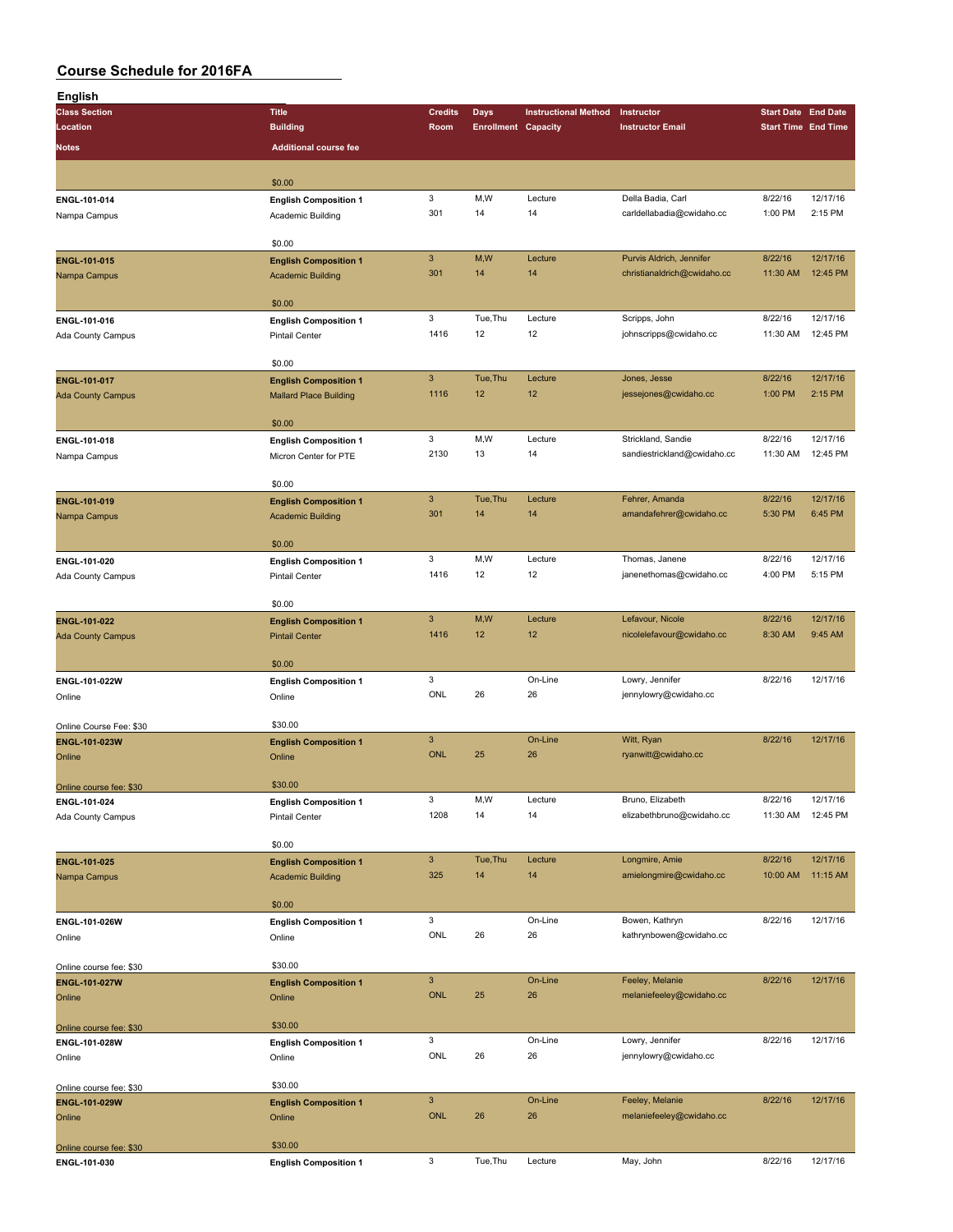# Course Schedule for 2016FA

## English

| Class Section / Location / Notes | Title / Building / Additional course fee | Credits / Room | Days / Enrollment | Instructional Method / Capacity | Instructor / Instructor Email | Start Date / Start Time | End Date / End Time |
|---|---|---|---|---|---|---|---|
| | $0.00 | | | | | | |
| ENGL-101-014 | English Composition 1 | 3 | M,W | Lecture | Della Badia, Carl | 8/22/16 | 12/17/16 |
| Nampa Campus | Academic Building | 301 | 14 | 14 | carldellabadia@cwidaho.cc | 1:00 PM | 2:15 PM |
| | $0.00 | | | | | | |
| ENGL-101-015 | English Composition 1 | 3 | M,W | Lecture | Purvis Aldrich, Jennifer | 8/22/16 | 12/17/16 |
| Nampa Campus | Academic Building | 301 | 14 | 14 | christianaldrich@cwidaho.cc | 11:30 AM | 12:45 PM |
| | $0.00 | | | | | | |
| ENGL-101-016 | English Composition 1 | 3 | Tue,Thu | Lecture | Scripps, John | 8/22/16 | 12/17/16 |
| Ada County Campus | Pintail Center | 1416 | 12 | 12 | johnscripps@cwidaho.cc | 11:30 AM | 12:45 PM |
| | $0.00 | | | | | | |
| ENGL-101-017 | English Composition 1 | 3 | Tue,Thu | Lecture | Jones, Jesse | 8/22/16 | 12/17/16 |
| Ada County Campus | Mallard Place Building | 1116 | 12 | 12 | jessejones@cwidaho.cc | 1:00 PM | 2:15 PM |
| | $0.00 | | | | | | |
| ENGL-101-018 | English Composition 1 | 3 | M,W | Lecture | Strickland, Sandie | 8/22/16 | 12/17/16 |
| Nampa Campus | Micron Center for PTE | 2130 | 13 | 14 | sandiestrickland@cwidaho.cc | 11:30 AM | 12:45 PM |
| | $0.00 | | | | | | |
| ENGL-101-019 | English Composition 1 | 3 | Tue,Thu | Lecture | Fehrer, Amanda | 8/22/16 | 12/17/16 |
| Nampa Campus | Academic Building | 301 | 14 | 14 | amandafehrer@cwidaho.cc | 5:30 PM | 6:45 PM |
| | $0.00 | | | | | | |
| ENGL-101-020 | English Composition 1 | 3 | M,W | Lecture | Thomas, Janene | 8/22/16 | 12/17/16 |
| Ada County Campus | Pintail Center | 1416 | 12 | 12 | janenethomas@cwidaho.cc | 4:00 PM | 5:15 PM |
| | $0.00 | | | | | | |
| ENGL-101-022 | English Composition 1 | 3 | M,W | Lecture | Lefavour, Nicole | 8/22/16 | 12/17/16 |
| Ada County Campus | Pintail Center | 1416 | 12 | 12 | nicolelefavour@cwidaho.cc | 8:30 AM | 9:45 AM |
| | $0.00 | | | | | | |
| ENGL-101-022W | English Composition 1 | 3 | | On-Line | Lowry, Jennifer | 8/22/16 | 12/17/16 |
| Online | Online | ONL | 26 | 26 | jennylowry@cwidaho.cc | | |
| Online Course Fee: $30 | $30.00 | | | | | | |
| ENGL-101-023W | English Composition 1 | 3 | | On-Line | Witt, Ryan | 8/22/16 | 12/17/16 |
| Online | Online | ONL | 25 | 26 | ryanwitt@cwidaho.cc | | |
| Online course fee: $30 | $30.00 | | | | | | |
| ENGL-101-024 | English Composition 1 | 3 | M,W | Lecture | Bruno, Elizabeth | 8/22/16 | 12/17/16 |
| Ada County Campus | Pintail Center | 1208 | 14 | 14 | elizabethbruno@cwidaho.cc | 11:30 AM | 12:45 PM |
| | $0.00 | | | | | | |
| ENGL-101-025 | English Composition 1 | 3 | Tue,Thu | Lecture | Longmire, Amie | 8/22/16 | 12/17/16 |
| Nampa Campus | Academic Building | 325 | 14 | 14 | amielongmire@cwidaho.cc | 10:00 AM | 11:15 AM |
| | $0.00 | | | | | | |
| ENGL-101-026W | English Composition 1 | 3 | | On-Line | Bowen, Kathryn | 8/22/16 | 12/17/16 |
| Online | Online | ONL | 26 | 26 | kathrynbowen@cwidaho.cc | | |
| Online course fee: $30 | $30.00 | | | | | | |
| ENGL-101-027W | English Composition 1 | 3 | | On-Line | Feeley, Melanie | 8/22/16 | 12/17/16 |
| Online | Online | ONL | 25 | 26 | melaniefeeley@cwidaho.cc | | |
| Online course fee: $30 | $30.00 | | | | | | |
| ENGL-101-028W | English Composition 1 | 3 | | On-Line | Lowry, Jennifer | 8/22/16 | 12/17/16 |
| Online | Online | ONL | 26 | 26 | jennylowry@cwidaho.cc | | |
| Online course fee: $30 | $30.00 | | | | | | |
| ENGL-101-029W | English Composition 1 | 3 | | On-Line | Feeley, Melanie | 8/22/16 | 12/17/16 |
| Online | Online | ONL | 26 | 26 | melaniefeeley@cwidaho.cc | | |
| Online course fee: $30 | $30.00 | | | | | | |
| ENGL-101-030 | English Composition 1 | 3 | Tue,Thu | Lecture | May, John | 8/22/16 | 12/17/16 |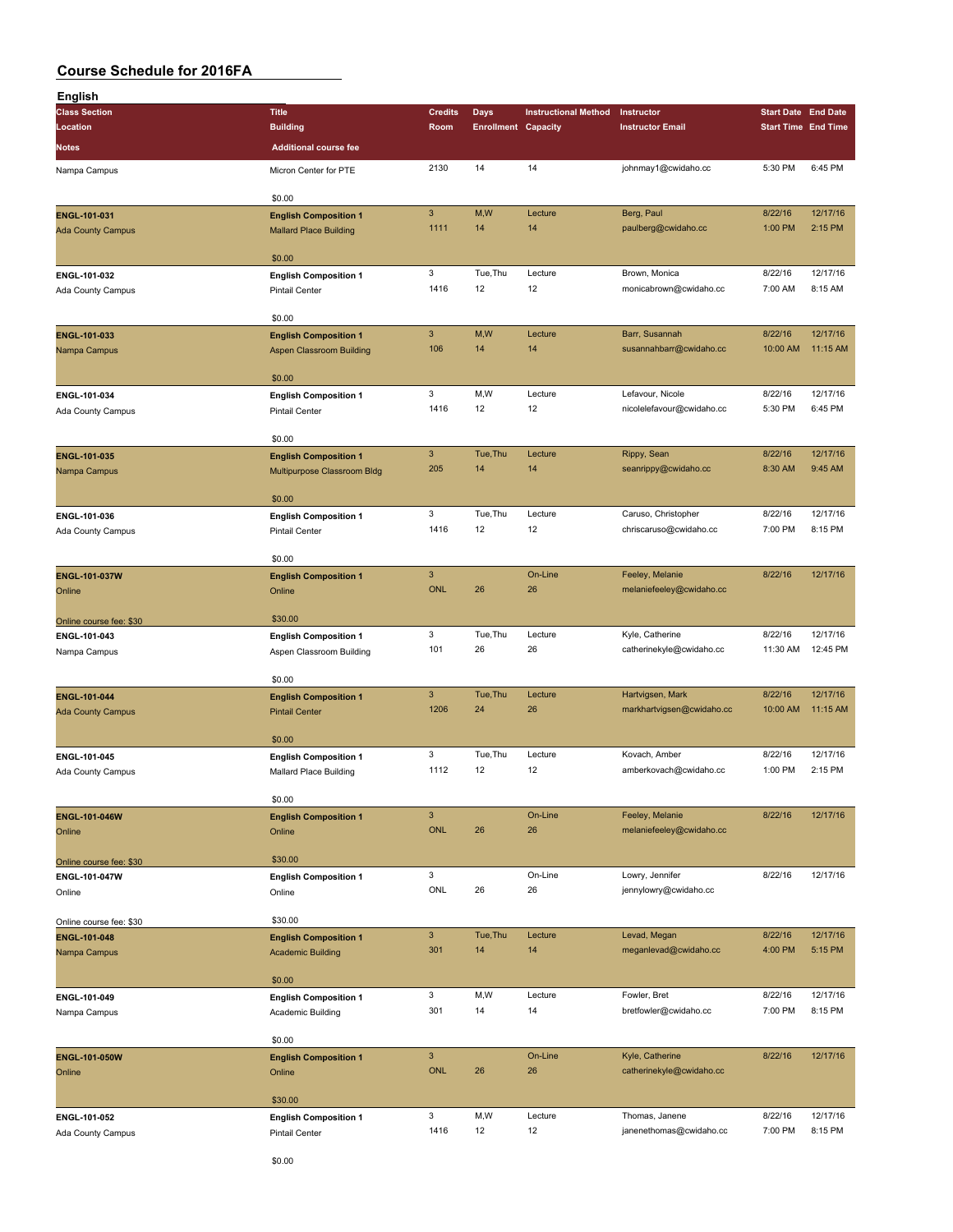# Course Schedule for 2016FA

## English

| Class Section / Location / Notes | Title / Building / Additional course fee | Credits / Room | Days / Enrollment | Instructional Method / Capacity | Instructor / Instructor Email | Start Date / Start Time | End Date / End Time |
|---|---|---|---|---|---|---|---|
| Nampa Campus | Micron Center for PTE | 2130 | 14 | 14 | johnmay1@cwidaho.cc | 5:30 PM | 6:45 PM |
| | $0.00 | | | | | | |
| ENGL-101-031 | English Composition 1 | 3 | M,W | Lecture | Berg, Paul | 8/22/16 | 12/17/16 |
| Ada County Campus | Mallard Place Building | 1111 | 14 | 14 | paulberg@cwidaho.cc | 1:00 PM | 2:15 PM |
| | $0.00 | | | | | | |
| ENGL-101-032 | English Composition 1 | 3 | Tue,Thu | Lecture | Brown, Monica | 8/22/16 | 12/17/16 |
| Ada County Campus | Pintail Center | 1416 | 12 | 12 | monicabrown@cwidaho.cc | 7:00 AM | 8:15 AM |
| | $0.00 | | | | | | |
| ENGL-101-033 | English Composition 1 | 3 | M,W | Lecture | Barr, Susannah | 8/22/16 | 12/17/16 |
| Nampa Campus | Aspen Classroom Building | 106 | 14 | 14 | susannahbarr@cwidaho.cc | 10:00 AM | 11:15 AM |
| | $0.00 | | | | | | |
| ENGL-101-034 | English Composition 1 | 3 | M,W | Lecture | Lefavour, Nicole | 8/22/16 | 12/17/16 |
| Ada County Campus | Pintail Center | 1416 | 12 | 12 | nicolelefavour@cwidaho.cc | 5:30 PM | 6:45 PM |
| | $0.00 | | | | | | |
| ENGL-101-035 | English Composition 1 | 3 | Tue,Thu | Lecture | Rippy, Sean | 8/22/16 | 12/17/16 |
| Nampa Campus | Multipurpose Classroom Bldg | 205 | 14 | 14 | seanrippy@cwidaho.cc | 8:30 AM | 9:45 AM |
| | $0.00 | | | | | | |
| ENGL-101-036 | English Composition 1 | 3 | Tue,Thu | Lecture | Caruso, Christopher | 8/22/16 | 12/17/16 |
| Ada County Campus | Pintail Center | 1416 | 12 | 12 | chriscaruso@cwidaho.cc | 7:00 PM | 8:15 PM |
| | $0.00 | | | | | | |
| ENGL-101-037W | English Composition 1 | 3 | | On-Line | Feeley, Melanie | 8/22/16 | 12/17/16 |
| Online | Online | ONL | 26 | 26 | melaniefeeley@cwidaho.cc | | |
| Online course fee: $30 | $30.00 | | | | | | |
| ENGL-101-043 | English Composition 1 | 3 | Tue,Thu | Lecture | Kyle, Catherine | 8/22/16 | 12/17/16 |
| Nampa Campus | Aspen Classroom Building | 101 | 26 | 26 | catherinekyle@cwidaho.cc | 11:30 AM | 12:45 PM |
| | $0.00 | | | | | | |
| ENGL-101-044 | English Composition 1 | 3 | Tue,Thu | Lecture | Hartvigsen, Mark | 8/22/16 | 12/17/16 |
| Ada County Campus | Pintail Center | 1206 | 24 | 26 | markhartvigsen@cwidaho.cc | 10:00 AM | 11:15 AM |
| | $0.00 | | | | | | |
| ENGL-101-045 | English Composition 1 | 3 | Tue,Thu | Lecture | Kovach, Amber | 8/22/16 | 12/17/16 |
| Ada County Campus | Mallard Place Building | 1112 | 12 | 12 | amberkovach@cwidaho.cc | 1:00 PM | 2:15 PM |
| | $0.00 | | | | | | |
| ENGL-101-046W | English Composition 1 | 3 | | On-Line | Feeley, Melanie | 8/22/16 | 12/17/16 |
| Online | Online | ONL | 26 | 26 | melaniefeeley@cwidaho.cc | | |
| Online course fee: $30 | $30.00 | | | | | | |
| ENGL-101-047W | English Composition 1 | 3 | | On-Line | Lowry, Jennifer | 8/22/16 | 12/17/16 |
| Online | Online | ONL | 26 | 26 | jennylowry@cwidaho.cc | | |
| Online course fee: $30 | $30.00 | | | | | | |
| ENGL-101-048 | English Composition 1 | 3 | Tue,Thu | Lecture | Levad, Megan | 8/22/16 | 12/17/16 |
| Nampa Campus | Academic Building | 301 | 14 | 14 | meganlevad@cwidaho.cc | 4:00 PM | 5:15 PM |
| | $0.00 | | | | | | |
| ENGL-101-049 | English Composition 1 | 3 | M,W | Lecture | Fowler, Bret | 8/22/16 | 12/17/16 |
| Nampa Campus | Academic Building | 301 | 14 | 14 | bretfowler@cwidaho.cc | 7:00 PM | 8:15 PM |
| | $0.00 | | | | | | |
| ENGL-101-050W | English Composition 1 | 3 | | On-Line | Kyle, Catherine | 8/22/16 | 12/17/16 |
| Online | Online | ONL | 26 | 26 | catherinekyle@cwidaho.cc | | |
| | $30.00 | | | | | | |
| ENGL-101-052 | English Composition 1 | 3 | M,W | Lecture | Thomas, Janene | 8/22/16 | 12/17/16 |
| Ada County Campus | Pintail Center | 1416 | 12 | 12 | janenethomas@cwidaho.cc | 7:00 PM | 8:15 PM |
| | $0.00 | | | | | | |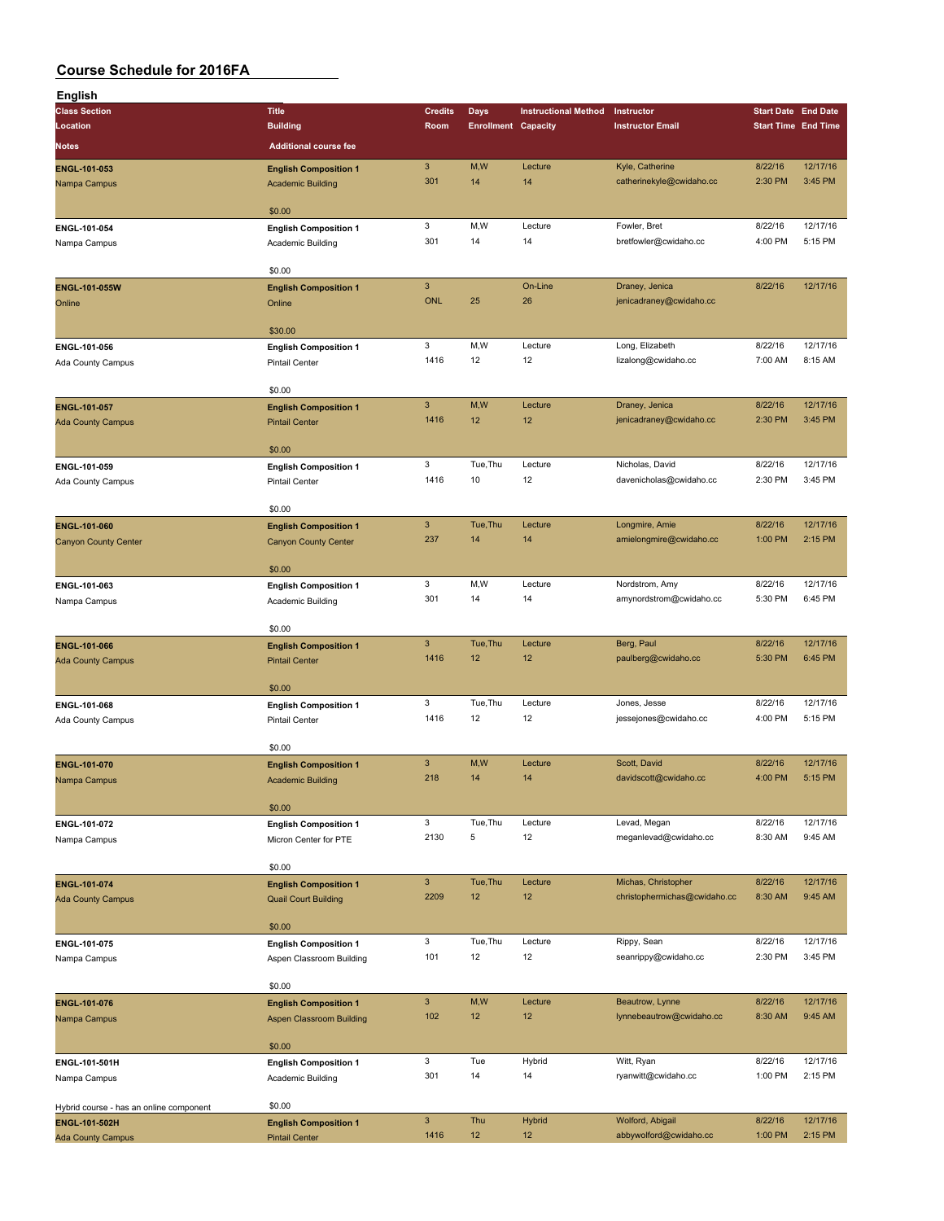# Course Schedule for 2016FA

## English

| Class Section / Location / Notes | Title / Building / Additional course fee | Credits / Room | Days / Enrollment | Instructional Method / Capacity | Instructor / Instructor Email | Start Date / Start Time | End Date / End Time |
|---|---|---|---|---|---|---|---|
| **ENGL-101-053** Nampa Campus | **English Composition 1** Academic Building $0.00 | 3 301 | M,W 14 | Lecture 14 | Kyle, Catherine catherinekyle@cwidaho.cc | 8/22/16 2:30 PM | 12/17/16 3:45 PM |
| **ENGL-101-054** Nampa Campus | **English Composition 1** Academic Building $0.00 | 3 301 | M,W 14 | Lecture 14 | Fowler, Bret bretfowler@cwidaho.cc | 8/22/16 4:00 PM | 12/17/16 5:15 PM |
| **ENGL-101-055W** Online | **English Composition 1** Online $30.00 | 3 ONL | 25 | On-Line 26 | Draney, Jenica jenicadraney@cwidaho.cc | 8/22/16 | 12/17/16 |
| **ENGL-101-056** Ada County Campus | **English Composition 1** Pintail Center $0.00 | 3 1416 | M,W 12 | Lecture 12 | Long, Elizabeth lizalong@cwidaho.cc | 8/22/16 7:00 AM | 12/17/16 8:15 AM |
| **ENGL-101-057** Ada County Campus | **English Composition 1** Pintail Center $0.00 | 3 1416 | M,W 12 | Lecture 12 | Draney, Jenica jenicadraney@cwidaho.cc | 8/22/16 2:30 PM | 12/17/16 3:45 PM |
| **ENGL-101-059** Ada County Campus | **English Composition 1** Pintail Center $0.00 | 3 1416 | Tue,Thu 10 | Lecture 12 | Nicholas, David davenicholas@cwidaho.cc | 8/22/16 2:30 PM | 12/17/16 3:45 PM |
| **ENGL-101-060** Canyon County Center | **English Composition 1** Canyon County Center $0.00 | 3 237 | Tue,Thu 14 | Lecture 14 | Longmire, Amie amielongmire@cwidaho.cc | 8/22/16 1:00 PM | 12/17/16 2:15 PM |
| **ENGL-101-063** Nampa Campus | **English Composition 1** Academic Building $0.00 | 3 301 | M,W 14 | Lecture 14 | Nordstrom, Amy amynordstrom@cwidaho.cc | 8/22/16 5:30 PM | 12/17/16 6:45 PM |
| **ENGL-101-066** Ada County Campus | **English Composition 1** Pintail Center $0.00 | 3 1416 | Tue,Thu 12 | Lecture 12 | Berg, Paul paulberg@cwidaho.cc | 8/22/16 5:30 PM | 12/17/16 6:45 PM |
| **ENGL-101-068** Ada County Campus | **English Composition 1** Pintail Center $0.00 | 3 1416 | Tue,Thu 12 | Lecture 12 | Jones, Jesse jessejones@cwidaho.cc | 8/22/16 4:00 PM | 12/17/16 5:15 PM |
| **ENGL-101-070** Nampa Campus | **English Composition 1** Academic Building $0.00 | 3 218 | M,W 14 | Lecture 14 | Scott, David davidscott@cwidaho.cc | 8/22/16 4:00 PM | 12/17/16 5:15 PM |
| **ENGL-101-072** Nampa Campus | **English Composition 1** Micron Center for PTE $0.00 | 3 2130 | Tue,Thu 5 | Lecture 12 | Levad, Megan meganlevad@cwidaho.cc | 8/22/16 8:30 AM | 12/17/16 9:45 AM |
| **ENGL-101-074** Ada County Campus | **English Composition 1** Quail Court Building $0.00 | 3 2209 | Tue,Thu 12 | Lecture 12 | Michas, Christopher christophermichas@cwidaho.cc | 8/22/16 8:30 AM | 12/17/16 9:45 AM |
| **ENGL-101-075** Nampa Campus | **English Composition 1** Aspen Classroom Building $0.00 | 3 101 | Tue,Thu 12 | Lecture 12 | Rippy, Sean seanrippy@cwidaho.cc | 8/22/16 2:30 PM | 12/17/16 3:45 PM |
| **ENGL-101-076** Nampa Campus | **English Composition 1** Aspen Classroom Building $0.00 | 3 102 | M,W 12 | Lecture 12 | Beautrow, Lynne lynnebeautrow@cwidaho.cc | 8/22/16 8:30 AM | 12/17/16 9:45 AM |
| **ENGL-101-501H** Nampa Campus Hybrid course - has an online component | **English Composition 1** Academic Building $0.00 | 3 301 | Tue 14 | Hybrid 14 | Witt, Ryan ryanwitt@cwidaho.cc | 8/22/16 1:00 PM | 12/17/16 2:15 PM |
| **ENGL-101-502H** Ada County Campus | **English Composition 1** Pintail Center | 3 1416 | Thu 12 | Hybrid 12 | Wolford, Abigail abbywolford@cwidaho.cc | 8/22/16 1:00 PM | 12/17/16 2:15 PM |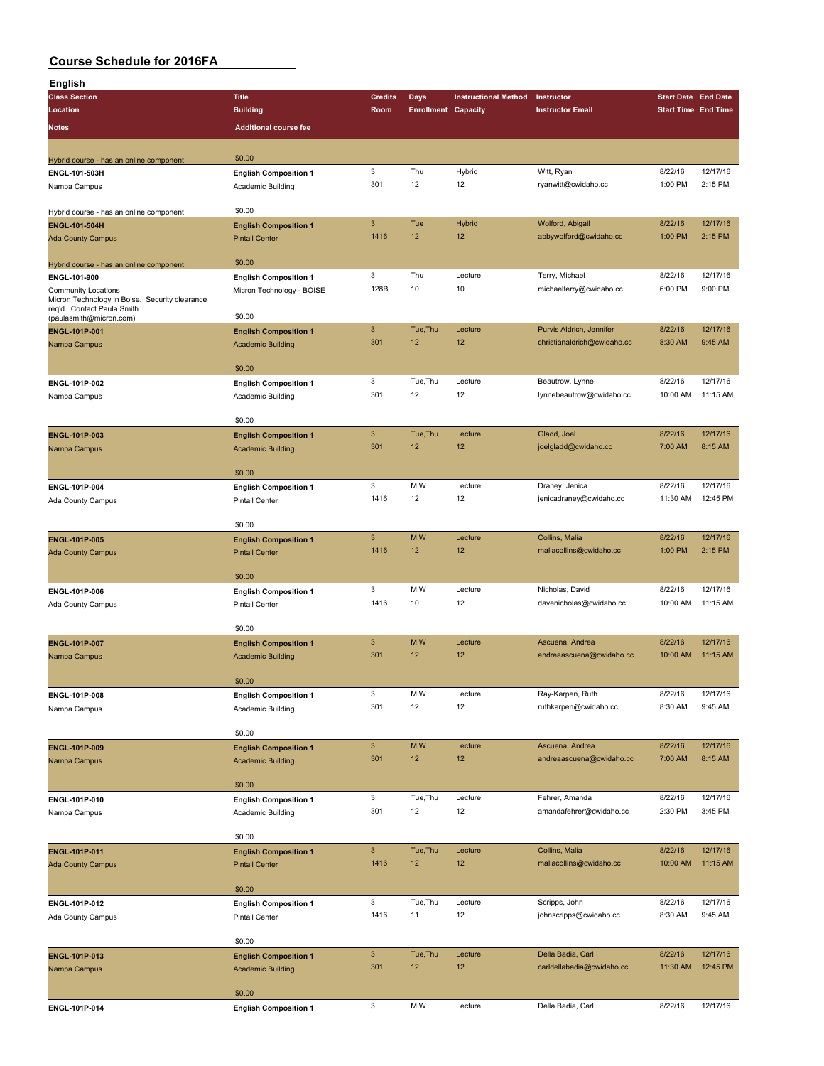# Course Schedule for 2016FA

## English

| Class Section / Location / Notes | Title / Building / Additional course fee | Credits / Room | Days / Enrollment | Instructional Method / Capacity | Instructor / Instructor Email | Start Date / Start Time | End Date / End Time |
|---|---|---|---|---|---|---|---|
| Hybrid course - has an online component | $0.00 | | | | | | |
| ENGL-101-503H | English Composition 1 | 3 | Thu | Hybrid | Witt, Ryan | 8/22/16 | 12/17/16 |
| Nampa Campus | Academic Building | 301 | 12 | 12 | ryanwitt@cwidaho.cc | 1:00 PM | 2:15 PM |
| Hybrid course - has an online component | $0.00 | | | | | | |
| ENGL-101-504H | English Composition 1 | 3 | Tue | Hybrid | Wolford, Abigail | 8/22/16 | 12/17/16 |
| Ada County Campus | Pintail Center | 1416 | 12 | 12 | abbywolford@cwidaho.cc | 1:00 PM | 2:15 PM |
| Hybrid course - has an online component | $0.00 | | | | | | |
| ENGL-101-900 | English Composition 1 | 3 | Thu | Lecture | Terry, Michael | 8/22/16 | 12/17/16 |
| Community Locations | Micron Technology - BOISE | 128B | 10 | 10 | michaelterry@cwidaho.cc | 6:00 PM | 9:00 PM |
| Micron Technology in Boise. Security clearance req'd. Contact Paula Smith (paulasmith@micron.com) | $0.00 | | | | | | |
| ENGL-101P-001 | English Composition 1 | 3 | Tue,Thu | Lecture | Purvis Aldrich, Jennifer | 8/22/16 | 12/17/16 |
| Nampa Campus | Academic Building | 301 | 12 | 12 | christianaldrich@cwidaho.cc | 8:30 AM | 9:45 AM |
| | $0.00 | | | | | | |
| ENGL-101P-002 | English Composition 1 | 3 | Tue,Thu | Lecture | Beautrow, Lynne | 8/22/16 | 12/17/16 |
| Nampa Campus | Academic Building | 301 | 12 | 12 | lynnebeautrow@cwidaho.cc | 10:00 AM | 11:15 AM |
| | $0.00 | | | | | | |
| ENGL-101P-003 | English Composition 1 | 3 | Tue,Thu | Lecture | Gladd, Joel | 8/22/16 | 12/17/16 |
| Nampa Campus | Academic Building | 301 | 12 | 12 | joelgladd@cwidaho.cc | 7:00 AM | 8:15 AM |
| | $0.00 | | | | | | |
| ENGL-101P-004 | English Composition 1 | 3 | M,W | Lecture | Draney, Jenica | 8/22/16 | 12/17/16 |
| Ada County Campus | Pintail Center | 1416 | 12 | 12 | jenicadraney@cwidaho.cc | 11:30 AM | 12:45 PM |
| | $0.00 | | | | | | |
| ENGL-101P-005 | English Composition 1 | 3 | M,W | Lecture | Collins, Malia | 8/22/16 | 12/17/16 |
| Ada County Campus | Pintail Center | 1416 | 12 | 12 | maliacollins@cwidaho.cc | 1:00 PM | 2:15 PM |
| | $0.00 | | | | | | |
| ENGL-101P-006 | English Composition 1 | 3 | M,W | Lecture | Nicholas, David | 8/22/16 | 12/17/16 |
| Ada County Campus | Pintail Center | 1416 | 10 | 12 | davenicholas@cwidaho.cc | 10:00 AM | 11:15 AM |
| | $0.00 | | | | | | |
| ENGL-101P-007 | English Composition 1 | 3 | M,W | Lecture | Ascuena, Andrea | 8/22/16 | 12/17/16 |
| Nampa Campus | Academic Building | 301 | 12 | 12 | andreaascuena@cwidaho.cc | 10:00 AM | 11:15 AM |
| | $0.00 | | | | | | |
| ENGL-101P-008 | English Composition 1 | 3 | M,W | Lecture | Ray-Karpen, Ruth | 8/22/16 | 12/17/16 |
| Nampa Campus | Academic Building | 301 | 12 | 12 | ruthkarpen@cwidaho.cc | 8:30 AM | 9:45 AM |
| | $0.00 | | | | | | |
| ENGL-101P-009 | English Composition 1 | 3 | M,W | Lecture | Ascuena, Andrea | 8/22/16 | 12/17/16 |
| Nampa Campus | Academic Building | 301 | 12 | 12 | andreaascuena@cwidaho.cc | 7:00 AM | 8:15 AM |
| | $0.00 | | | | | | |
| ENGL-101P-010 | English Composition 1 | 3 | Tue,Thu | Lecture | Fehrer, Amanda | 8/22/16 | 12/17/16 |
| Nampa Campus | Academic Building | 301 | 12 | 12 | amandafehrer@cwidaho.cc | 2:30 PM | 3:45 PM |
| | $0.00 | | | | | | |
| ENGL-101P-011 | English Composition 1 | 3 | Tue,Thu | Lecture | Collins, Malia | 8/22/16 | 12/17/16 |
| Ada County Campus | Pintail Center | 1416 | 12 | 12 | maliacollins@cwidaho.cc | 10:00 AM | 11:15 AM |
| | $0.00 | | | | | | |
| ENGL-101P-012 | English Composition 1 | 3 | Tue,Thu | Lecture | Scripps, John | 8/22/16 | 12/17/16 |
| Ada County Campus | Pintail Center | 1416 | 11 | 12 | johnscripps@cwidaho.cc | 8:30 AM | 9:45 AM |
| | $0.00 | | | | | | |
| ENGL-101P-013 | English Composition 1 | 3 | Tue,Thu | Lecture | Della Badia, Carl | 8/22/16 | 12/17/16 |
| Nampa Campus | Academic Building | 301 | 12 | 12 | carldellabadia@cwidaho.cc | 11:30 AM | 12:45 PM |
| | $0.00 | | | | | | |
| ENGL-101P-014 | English Composition 1 | 3 | M,W | Lecture | Della Badia, Carl | 8/22/16 | 12/17/16 |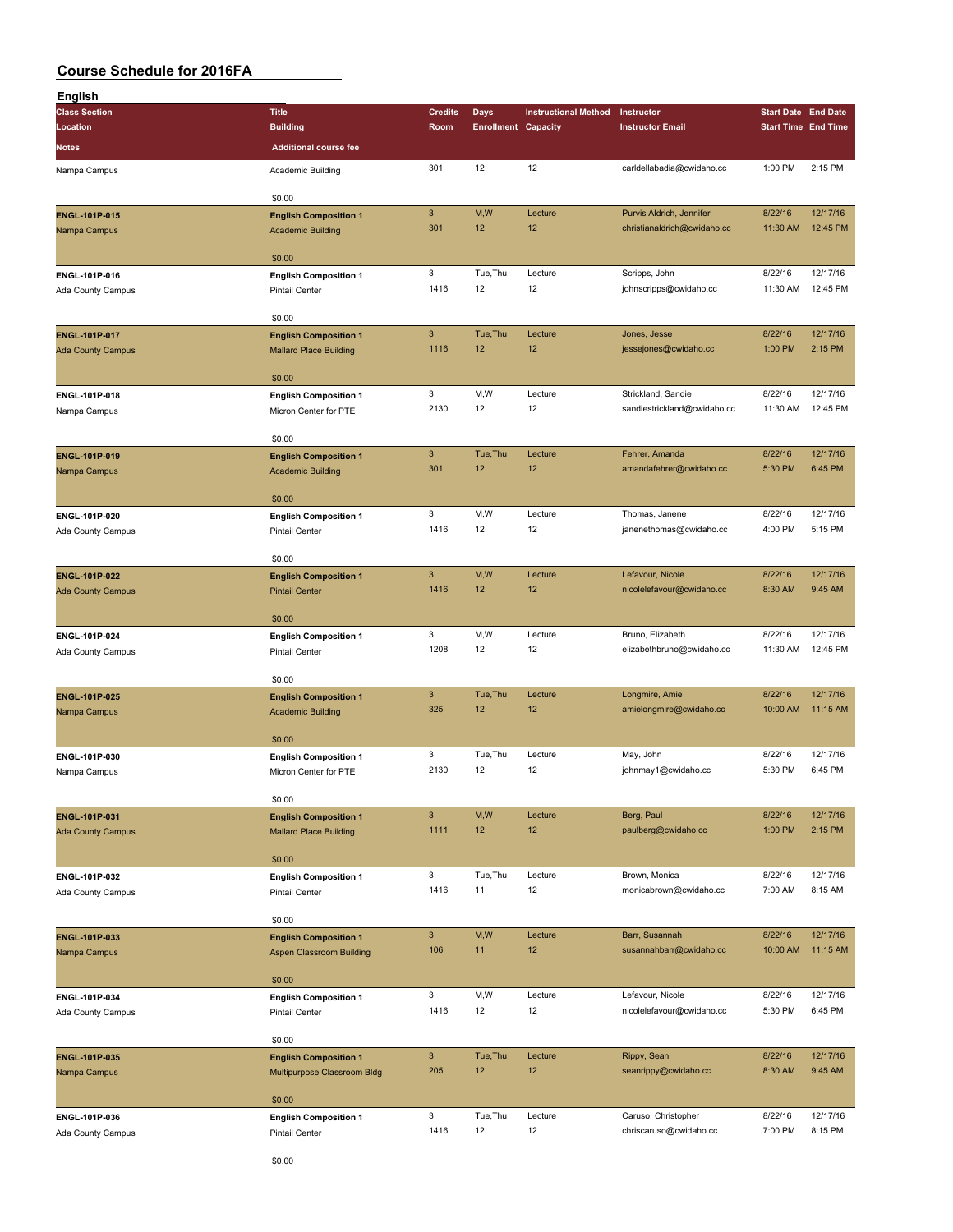# Course Schedule for 2016FA

## English

| Class Section / Location / Notes | Title / Building / Additional course fee | Credits / Room | Days / Enrollment | Instructional Method / Capacity | Instructor / Instructor Email | Start Date / Start Time | End Date / End Time |
|---|---|---|---|---|---|---|---|
| Nampa Campus | Academic Building | 301 | 12 | 12 | carldellabadia@cwidaho.cc | 1:00 PM | 2:15 PM |
| | $0.00 | | | | | | |
| **ENGL-101P-015** | **English Composition 1** | 3 | M,W | Lecture | Purvis Aldrich, Jennifer | 8/22/16 | 12/17/16 |
| Nampa Campus | Academic Building | 301 | 12 | 12 | christianaldrich@cwidaho.cc | 11:30 AM | 12:45 PM |
| | $0.00 | | | | | | |
| **ENGL-101P-016** | **English Composition 1** | 3 | Tue,Thu | Lecture | Scripps, John | 8/22/16 | 12/17/16 |
| Ada County Campus | Pintail Center | 1416 | 12 | 12 | johnscripps@cwidaho.cc | 11:30 AM | 12:45 PM |
| | $0.00 | | | | | | |
| **ENGL-101P-017** | **English Composition 1** | 3 | Tue,Thu | Lecture | Jones, Jesse | 8/22/16 | 12/17/16 |
| Ada County Campus | Mallard Place Building | 1116 | 12 | 12 | jessejones@cwidaho.cc | 1:00 PM | 2:15 PM |
| | $0.00 | | | | | | |
| **ENGL-101P-018** | **English Composition 1** | 3 | M,W | Lecture | Strickland, Sandie | 8/22/16 | 12/17/16 |
| Nampa Campus | Micron Center for PTE | 2130 | 12 | 12 | sandiestrickland@cwidaho.cc | 11:30 AM | 12:45 PM |
| | $0.00 | | | | | | |
| **ENGL-101P-019** | **English Composition 1** | 3 | Tue,Thu | Lecture | Fehrer, Amanda | 8/22/16 | 12/17/16 |
| Nampa Campus | Academic Building | 301 | 12 | 12 | amandafehrer@cwidaho.cc | 5:30 PM | 6:45 PM |
| | $0.00 | | | | | | |
| **ENGL-101P-020** | **English Composition 1** | 3 | M,W | Lecture | Thomas, Janene | 8/22/16 | 12/17/16 |
| Ada County Campus | Pintail Center | 1416 | 12 | 12 | janenethomas@cwidaho.cc | 4:00 PM | 5:15 PM |
| | $0.00 | | | | | | |
| **ENGL-101P-022** | **English Composition 1** | 3 | M,W | Lecture | Lefavour, Nicole | 8/22/16 | 12/17/16 |
| Ada County Campus | Pintail Center | 1416 | 12 | 12 | nicolelefavour@cwidaho.cc | 8:30 AM | 9:45 AM |
| | $0.00 | | | | | | |
| **ENGL-101P-024** | **English Composition 1** | 3 | M,W | Lecture | Bruno, Elizabeth | 8/22/16 | 12/17/16 |
| Ada County Campus | Pintail Center | 1208 | 12 | 12 | elizabethbruno@cwidaho.cc | 11:30 AM | 12:45 PM |
| | $0.00 | | | | | | |
| **ENGL-101P-025** | **English Composition 1** | 3 | Tue,Thu | Lecture | Longmire, Amie | 8/22/16 | 12/17/16 |
| Nampa Campus | Academic Building | 325 | 12 | 12 | amielongmire@cwidaho.cc | 10:00 AM | 11:15 AM |
| | $0.00 | | | | | | |
| **ENGL-101P-030** | **English Composition 1** | 3 | Tue,Thu | Lecture | May, John | 8/22/16 | 12/17/16 |
| Nampa Campus | Micron Center for PTE | 2130 | 12 | 12 | johnmay1@cwidaho.cc | 5:30 PM | 6:45 PM |
| | $0.00 | | | | | | |
| **ENGL-101P-031** | **English Composition 1** | 3 | M,W | Lecture | Berg, Paul | 8/22/16 | 12/17/16 |
| Ada County Campus | Mallard Place Building | 1111 | 12 | 12 | paulberg@cwidaho.cc | 1:00 PM | 2:15 PM |
| | $0.00 | | | | | | |
| **ENGL-101P-032** | **English Composition 1** | 3 | Tue,Thu | Lecture | Brown, Monica | 8/22/16 | 12/17/16 |
| Ada County Campus | Pintail Center | 1416 | 11 | 12 | monicabrown@cwidaho.cc | 7:00 AM | 8:15 AM |
| | $0.00 | | | | | | |
| **ENGL-101P-033** | **English Composition 1** | 3 | M,W | Lecture | Barr, Susannah | 8/22/16 | 12/17/16 |
| Nampa Campus | Aspen Classroom Building | 106 | 11 | 12 | susannahbarr@cwidaho.cc | 10:00 AM | 11:15 AM |
| | $0.00 | | | | | | |
| **ENGL-101P-034** | **English Composition 1** | 3 | M,W | Lecture | Lefavour, Nicole | 8/22/16 | 12/17/16 |
| Ada County Campus | Pintail Center | 1416 | 12 | 12 | nicolelefavour@cwidaho.cc | 5:30 PM | 6:45 PM |
| | $0.00 | | | | | | |
| **ENGL-101P-035** | **English Composition 1** | 3 | Tue,Thu | Lecture | Rippy, Sean | 8/22/16 | 12/17/16 |
| Nampa Campus | Multipurpose Classroom Bldg | 205 | 12 | 12 | seanrippy@cwidaho.cc | 8:30 AM | 9:45 AM |
| | $0.00 | | | | | | |
| **ENGL-101P-036** | **English Composition 1** | 3 | Tue,Thu | Lecture | Caruso, Christopher | 8/22/16 | 12/17/16 |
| Ada County Campus | Pintail Center | 1416 | 12 | 12 | chriscaruso@cwidaho.cc | 7:00 PM | 8:15 PM |
| | $0.00 | | | | | | |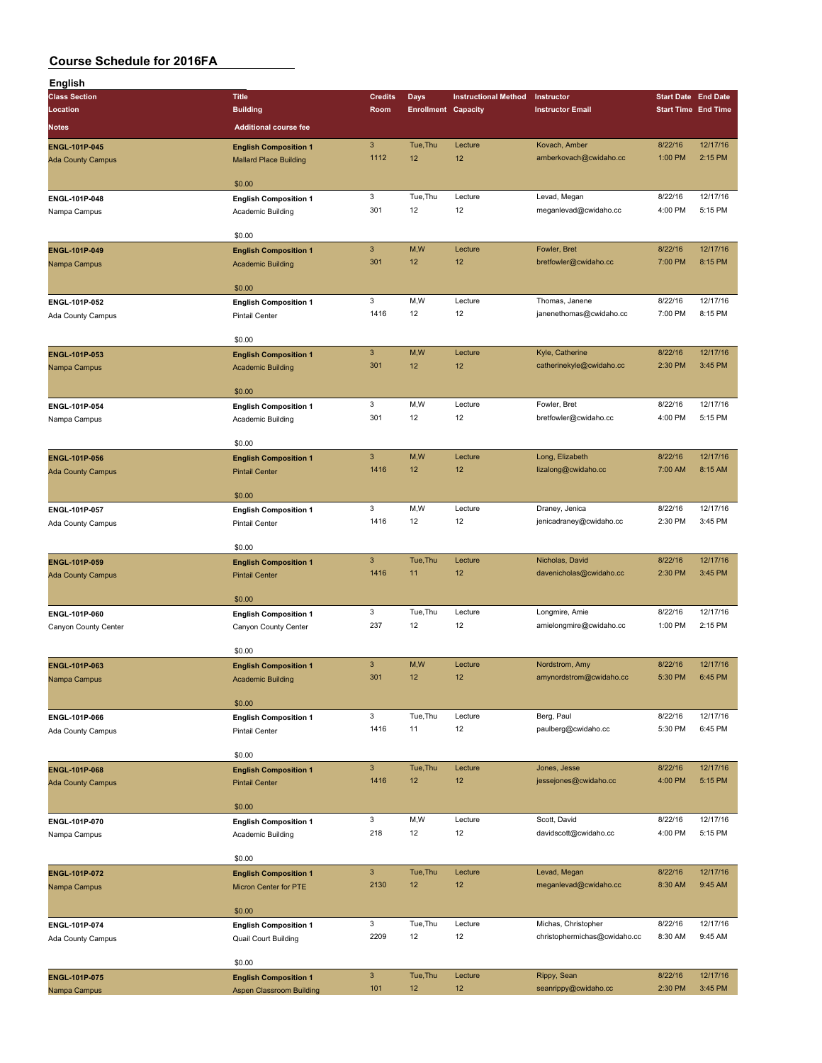# Course Schedule for 2016FA

## English

| Class Section / Location / Notes | Title / Building / Additional course fee | Credits / Room | Days / Enrollment | Instructional Method / Capacity | Instructor / Instructor Email | Start Date / Start Time | End Date / End Time |
|---|---|---|---|---|---|---|---|
| ENGL-101P-045<br>Ada County Campus | English Composition 1<br>Mallard Place Building<br>$0.00 | 3<br>1112 | Tue,Thu<br>12 | Lecture<br>12 | Kovach, Amber<br>amberkovach@cwidaho.cc | 8/22/16<br>1:00 PM | 12/17/16<br>2:15 PM |
| ENGL-101P-048<br>Nampa Campus | English Composition 1<br>Academic Building<br>$0.00 | 3<br>301 | Tue,Thu<br>12 | Lecture<br>12 | Levad, Megan<br>meganlevad@cwidaho.cc | 8/22/16<br>4:00 PM | 12/17/16<br>5:15 PM |
| ENGL-101P-049<br>Nampa Campus | English Composition 1<br>Academic Building<br>$0.00 | 3<br>301 | M,W<br>12 | Lecture<br>12 | Fowler, Bret<br>bretfowler@cwidaho.cc | 8/22/16<br>7:00 PM | 12/17/16<br>8:15 PM |
| ENGL-101P-052<br>Ada County Campus | English Composition 1<br>Pintail Center<br>$0.00 | 3<br>1416 | M,W<br>12 | Lecture<br>12 | Thomas, Janene<br>janenethomas@cwidaho.cc | 8/22/16<br>7:00 PM | 12/17/16<br>8:15 PM |
| ENGL-101P-053<br>Nampa Campus | English Composition 1<br>Academic Building<br>$0.00 | 3<br>301 | M,W<br>12 | Lecture<br>12 | Kyle, Catherine<br>catherinekyle@cwidaho.cc | 8/22/16<br>2:30 PM | 12/17/16<br>3:45 PM |
| ENGL-101P-054<br>Nampa Campus | English Composition 1<br>Academic Building<br>$0.00 | 3<br>301 | M,W<br>12 | Lecture<br>12 | Fowler, Bret<br>bretfowler@cwidaho.cc | 8/22/16<br>4:00 PM | 12/17/16<br>5:15 PM |
| ENGL-101P-056<br>Ada County Campus | English Composition 1<br>Pintail Center<br>$0.00 | 3<br>1416 | M,W<br>12 | Lecture<br>12 | Long, Elizabeth<br>lizalong@cwidaho.cc | 8/22/16<br>7:00 AM | 12/17/16<br>8:15 AM |
| ENGL-101P-057<br>Ada County Campus | English Composition 1<br>Pintail Center<br>$0.00 | 3<br>1416 | M,W<br>12 | Lecture<br>12 | Draney, Jenica<br>jenicadraney@cwidaho.cc | 8/22/16<br>2:30 PM | 12/17/16<br>3:45 PM |
| ENGL-101P-059<br>Ada County Campus | English Composition 1<br>Pintail Center<br>$0.00 | 3<br>1416 | Tue,Thu<br>11 | Lecture<br>12 | Nicholas, David<br>davenicholas@cwidaho.cc | 8/22/16<br>2:30 PM | 12/17/16<br>3:45 PM |
| ENGL-101P-060<br>Canyon County Center | English Composition 1<br>Canyon County Center<br>$0.00 | 3<br>237 | Tue,Thu<br>12 | Lecture<br>12 | Longmire, Amie<br>amielongmire@cwidaho.cc | 8/22/16<br>1:00 PM | 12/17/16<br>2:15 PM |
| ENGL-101P-063<br>Nampa Campus | English Composition 1<br>Academic Building<br>$0.00 | 3<br>301 | M,W<br>12 | Lecture<br>12 | Nordstrom, Amy<br>amynordstrom@cwidaho.cc | 8/22/16<br>5:30 PM | 12/17/16<br>6:45 PM |
| ENGL-101P-066<br>Ada County Campus | English Composition 1<br>Pintail Center<br>$0.00 | 3<br>1416 | Tue,Thu<br>11 | Lecture<br>12 | Berg, Paul<br>paulberg@cwidaho.cc | 8/22/16<br>5:30 PM | 12/17/16<br>6:45 PM |
| ENGL-101P-068<br>Ada County Campus | English Composition 1<br>Pintail Center<br>$0.00 | 3<br>1416 | Tue,Thu<br>12 | Lecture<br>12 | Jones, Jesse<br>jessejones@cwidaho.cc | 8/22/16<br>4:00 PM | 12/17/16<br>5:15 PM |
| ENGL-101P-070<br>Nampa Campus | English Composition 1<br>Academic Building<br>$0.00 | 3<br>218 | M,W<br>12 | Lecture<br>12 | Scott, David<br>davidscott@cwidaho.cc | 8/22/16<br>4:00 PM | 12/17/16<br>5:15 PM |
| ENGL-101P-072<br>Nampa Campus | English Composition 1<br>Micron Center for PTE<br>$0.00 | 3<br>2130 | Tue,Thu<br>12 | Lecture<br>12 | Levad, Megan<br>meganlevad@cwidaho.cc | 8/22/16<br>8:30 AM | 12/17/16<br>9:45 AM |
| ENGL-101P-074<br>Ada County Campus | English Composition 1<br>Quail Court Building<br>$0.00 | 3<br>2209 | Tue,Thu<br>12 | Lecture<br>12 | Michas, Christopher<br>christophermichas@cwidaho.cc | 8/22/16<br>8:30 AM | 12/17/16<br>9:45 AM |
| ENGL-101P-075<br>Nampa Campus | English Composition 1<br>Aspen Classroom Building | 3<br>101 | Tue,Thu<br>12 | Lecture<br>12 | Rippy, Sean<br>seanrippy@cwidaho.cc | 8/22/16<br>2:30 PM | 12/17/16<br>3:45 PM |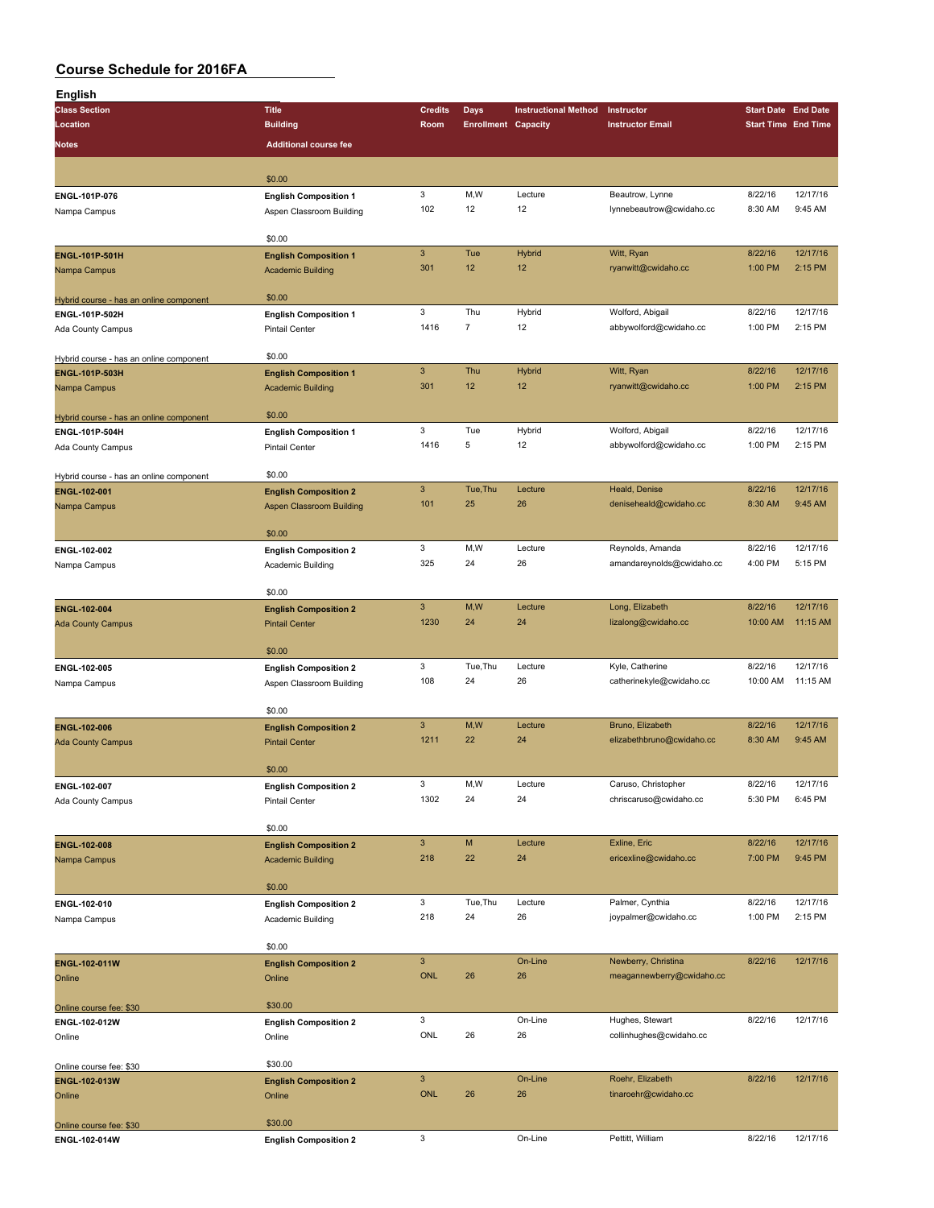# Course Schedule for 2016FA

## English

| Class Section / Location / Notes | Title / Building / Additional course fee | Credits / Room | Days / Enrollment | Instructional Method / Capacity | Instructor / Instructor Email | Start Date / Start Time | End Date / End Time |
|---|---|---|---|---|---|---|---|
| | $0.00 | | | | | | |
| ENGL-101P-076 | English Composition 1 | 3 | M,W | Lecture | Beautrow, Lynne | 8/22/16 | 12/17/16 |
| Nampa Campus | Aspen Classroom Building | 102 | 12 | 12 | lynnebeautrow@cwidaho.cc | 8:30 AM | 9:45 AM |
| | $0.00 | | | | | | |
| ENGL-101P-501H | English Composition 1 | 3 | Tue | Hybrid | Witt, Ryan | 8/22/16 | 12/17/16 |
| Nampa Campus | Academic Building | 301 | 12 | 12 | ryanwitt@cwidaho.cc | 1:00 PM | 2:15 PM |
| Hybrid course - has an online component | $0.00 | | | | | | |
| ENGL-101P-502H | English Composition 1 | 3 | Thu | Hybrid | Wolford, Abigail | 8/22/16 | 12/17/16 |
| Ada County Campus | Pintail Center | 1416 | 7 | 12 | abbywolford@cwidaho.cc | 1:00 PM | 2:15 PM |
| Hybrid course - has an online component | $0.00 | | | | | | |
| ENGL-101P-503H | English Composition 1 | 3 | Thu | Hybrid | Witt, Ryan | 8/22/16 | 12/17/16 |
| Nampa Campus | Academic Building | 301 | 12 | 12 | ryanwitt@cwidaho.cc | 1:00 PM | 2:15 PM |
| Hybrid course - has an online component | $0.00 | | | | | | |
| ENGL-101P-504H | English Composition 1 | 3 | Tue | Hybrid | Wolford, Abigail | 8/22/16 | 12/17/16 |
| Ada County Campus | Pintail Center | 1416 | 5 | 12 | abbywolford@cwidaho.cc | 1:00 PM | 2:15 PM |
| Hybrid course - has an online component | $0.00 | | | | | | |
| ENGL-102-001 | English Composition 2 | 3 | Tue,Thu | Lecture | Heald, Denise | 8/22/16 | 12/17/16 |
| Nampa Campus | Aspen Classroom Building | 101 | 25 | 26 | deniseheald@cwidaho.cc | 8:30 AM | 9:45 AM |
| | $0.00 | | | | | | |
| ENGL-102-002 | English Composition 2 | 3 | M,W | Lecture | Reynolds, Amanda | 8/22/16 | 12/17/16 |
| Nampa Campus | Academic Building | 325 | 24 | 26 | amandareynolds@cwidaho.cc | 4:00 PM | 5:15 PM |
| | $0.00 | | | | | | |
| ENGL-102-004 | English Composition 2 | 3 | M,W | Lecture | Long, Elizabeth | 8/22/16 | 12/17/16 |
| Ada County Campus | Pintail Center | 1230 | 24 | 24 | lizalong@cwidaho.cc | 10:00 AM | 11:15 AM |
| | $0.00 | | | | | | |
| ENGL-102-005 | English Composition 2 | 3 | Tue,Thu | Lecture | Kyle, Catherine | 8/22/16 | 12/17/16 |
| Nampa Campus | Aspen Classroom Building | 108 | 24 | 26 | catherinekyle@cwidaho.cc | 10:00 AM | 11:15 AM |
| | $0.00 | | | | | | |
| ENGL-102-006 | English Composition 2 | 3 | M,W | Lecture | Bruno, Elizabeth | 8/22/16 | 12/17/16 |
| Ada County Campus | Pintail Center | 1211 | 22 | 24 | elizabethbruno@cwidaho.cc | 8:30 AM | 9:45 AM |
| | $0.00 | | | | | | |
| ENGL-102-007 | English Composition 2 | 3 | M,W | Lecture | Caruso, Christopher | 8/22/16 | 12/17/16 |
| Ada County Campus | Pintail Center | 1302 | 24 | 24 | chriscaruso@cwidaho.cc | 5:30 PM | 6:45 PM |
| | $0.00 | | | | | | |
| ENGL-102-008 | English Composition 2 | 3 | M | Lecture | Exline, Eric | 8/22/16 | 12/17/16 |
| Nampa Campus | Academic Building | 218 | 22 | 24 | ericexline@cwidaho.cc | 7:00 PM | 9:45 PM |
| | $0.00 | | | | | | |
| ENGL-102-010 | English Composition 2 | 3 | Tue,Thu | Lecture | Palmer, Cynthia | 8/22/16 | 12/17/16 |
| Nampa Campus | Academic Building | 218 | 24 | 26 | joypalmer@cwidaho.cc | 1:00 PM | 2:15 PM |
| | $0.00 | | | | | | |
| ENGL-102-011W | English Composition 2 | 3 | | On-Line | Newberry, Christina | 8/22/16 | 12/17/16 |
| Online | Online | ONL | 26 | 26 | meagannewberry@cwidaho.cc | | |
| Online course fee: $30 | $30.00 | | | | | | |
| ENGL-102-012W | English Composition 2 | 3 | | On-Line | Hughes, Stewart | 8/22/16 | 12/17/16 |
| Online | Online | ONL | 26 | 26 | collinhughes@cwidaho.cc | | |
| Online course fee: $30 | $30.00 | | | | | | |
| ENGL-102-013W | English Composition 2 | 3 | | On-Line | Roehr, Elizabeth | 8/22/16 | 12/17/16 |
| Online | Online | ONL | 26 | 26 | tinaroehr@cwidaho.cc | | |
| Online course fee: $30 | $30.00 | | | | | | |
| ENGL-102-014W | English Composition 2 | 3 | | On-Line | Pettitt, William | 8/22/16 | 12/17/16 |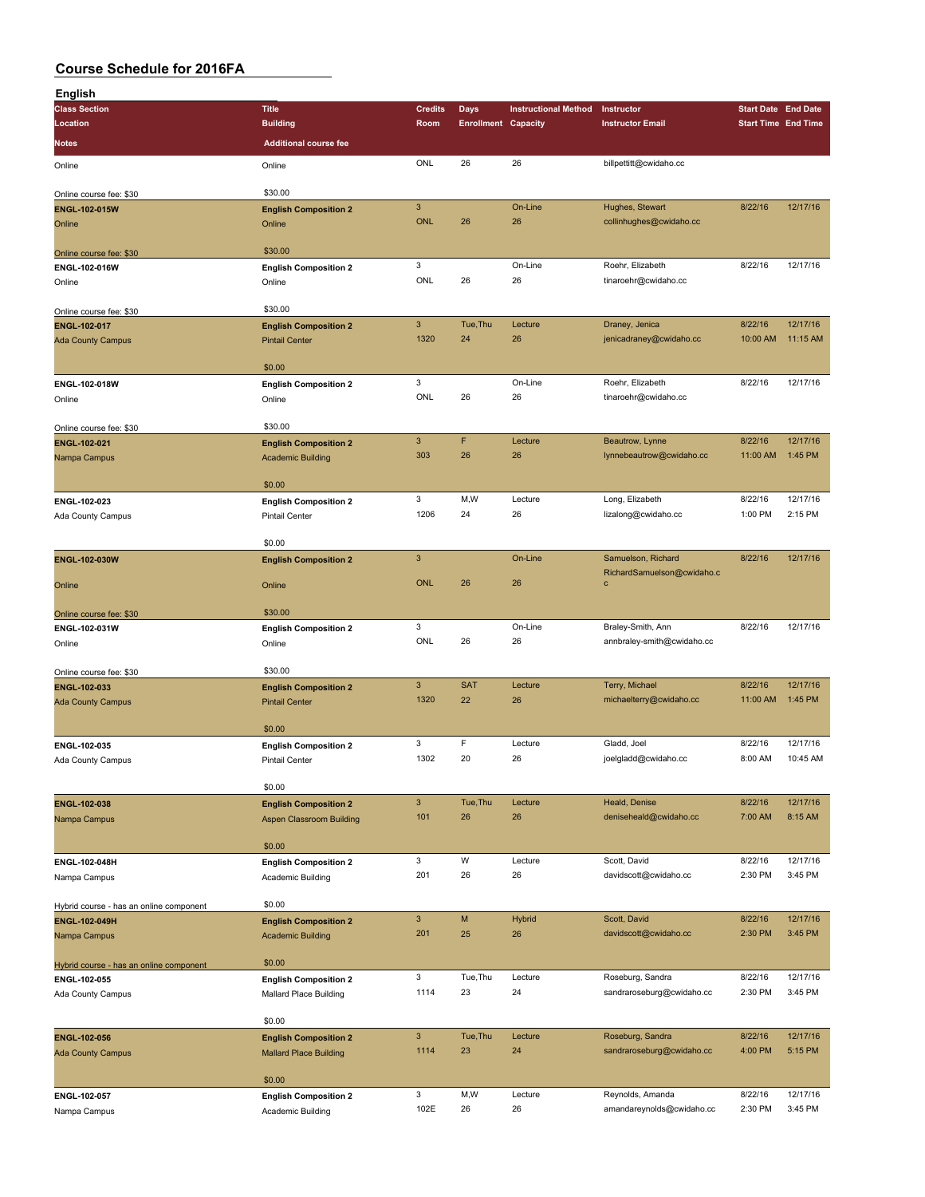# Course Schedule for 2016FA

## English

| Class Section / Location / Notes | Title / Building / Additional course fee | Credits / Room | Days / Enrollment | Instructional Method / Capacity | Instructor / Instructor Email | Start Date / Start Time | End Date / End Time |
|---|---|---|---|---|---|---|---|
| Online | Online | ONL | 26 | 26 | billpettitt@cwidaho.cc | | |
| Online course fee: $30 | $30.00 | | | | | | |
| ENGL-102-015W | English Composition 2 | 3 | | On-Line | Hughes, Stewart | 8/22/16 | 12/17/16 |
| Online | Online | ONL | 26 | 26 | collinhughes@cwidaho.cc | | |
| Online course fee: $30 | $30.00 | | | | | | |
| ENGL-102-016W | English Composition 2 | 3 | | On-Line | Roehr, Elizabeth | 8/22/16 | 12/17/16 |
| Online | Online | ONL | 26 | 26 | tinaroehr@cwidaho.cc | | |
| Online course fee: $30 | $30.00 | | | | | | |
| ENGL-102-017 | English Composition 2 | 3 | Tue,Thu | Lecture | Draney, Jenica | 8/22/16 | 12/17/16 |
| Ada County Campus | Pintail Center | 1320 | 24 | 26 | jenicadraney@cwidaho.cc | 10:00 AM | 11:15 AM |
| | $0.00 | | | | | | |
| ENGL-102-018W | English Composition 2 | 3 | | On-Line | Roehr, Elizabeth | 8/22/16 | 12/17/16 |
| Online | Online | ONL | 26 | 26 | tinaroehr@cwidaho.cc | | |
| Online course fee: $30 | $30.00 | | | | | | |
| ENGL-102-021 | English Composition 2 | 3 | F | Lecture | Beautrow, Lynne | 8/22/16 | 12/17/16 |
| Nampa Campus | Academic Building | 303 | 26 | 26 | lynnebeautrow@cwidaho.cc | 11:00 AM | 1:45 PM |
| | $0.00 | | | | | | |
| ENGL-102-023 | English Composition 2 | 3 | M,W | Lecture | Long, Elizabeth | 8/22/16 | 12/17/16 |
| Ada County Campus | Pintail Center | 1206 | 24 | 26 | lizalong@cwidaho.cc | 1:00 PM | 2:15 PM |
| | $0.00 | | | | | | |
| ENGL-102-030W | English Composition 2 | 3 | | On-Line | Samuelson, Richard | 8/22/16 | 12/17/16 |
| Online | Online | ONL | 26 | 26 | RichardSamuelson@cwidaho.cc | | |
| Online course fee: $30 | $30.00 | | | | | | |
| ENGL-102-031W | English Composition 2 | 3 | | On-Line | Braley-Smith, Ann | 8/22/16 | 12/17/16 |
| Online | Online | ONL | 26 | 26 | annbraley-smith@cwidaho.cc | | |
| Online course fee: $30 | $30.00 | | | | | | |
| ENGL-102-033 | English Composition 2 | 3 | SAT | Lecture | Terry, Michael | 8/22/16 | 12/17/16 |
| Ada County Campus | Pintail Center | 1320 | 22 | 26 | michaelterry@cwidaho.cc | 11:00 AM | 1:45 PM |
| | $0.00 | | | | | | |
| ENGL-102-035 | English Composition 2 | 3 | F | Lecture | Gladd, Joel | 8/22/16 | 12/17/16 |
| Ada County Campus | Pintail Center | 1302 | 20 | 26 | joelgladd@cwidaho.cc | 8:00 AM | 10:45 AM |
| | $0.00 | | | | | | |
| ENGL-102-038 | English Composition 2 | 3 | Tue,Thu | Lecture | Heald, Denise | 8/22/16 | 12/17/16 |
| Nampa Campus | Aspen Classroom Building | 101 | 26 | 26 | deniseheald@cwidaho.cc | 7:00 AM | 8:15 AM |
| | $0.00 | | | | | | |
| ENGL-102-048H | English Composition 2 | 3 | W | Lecture | Scott, David | 8/22/16 | 12/17/16 |
| Nampa Campus | Academic Building | 201 | 26 | 26 | davidscott@cwidaho.cc | 2:30 PM | 3:45 PM |
| Hybrid course - has an online component | $0.00 | | | | | | |
| ENGL-102-049H | English Composition 2 | 3 | M | Hybrid | Scott, David | 8/22/16 | 12/17/16 |
| Nampa Campus | Academic Building | 201 | 25 | 26 | davidscott@cwidaho.cc | 2:30 PM | 3:45 PM |
| Hybrid course - has an online component | $0.00 | | | | | | |
| ENGL-102-055 | English Composition 2 | 3 | Tue,Thu | Lecture | Roseburg, Sandra | 8/22/16 | 12/17/16 |
| Ada County Campus | Mallard Place Building | 1114 | 23 | 24 | sandraroseburg@cwidaho.cc | 2:30 PM | 3:45 PM |
| | $0.00 | | | | | | |
| ENGL-102-056 | English Composition 2 | 3 | Tue,Thu | Lecture | Roseburg, Sandra | 8/22/16 | 12/17/16 |
| Ada County Campus | Mallard Place Building | 1114 | 23 | 24 | sandraroseburg@cwidaho.cc | 4:00 PM | 5:15 PM |
| | $0.00 | | | | | | |
| ENGL-102-057 | English Composition 2 | 3 | M,W | Lecture | Reynolds, Amanda | 8/22/16 | 12/17/16 |
| Nampa Campus | Academic Building | 102E | 26 | 26 | amandareynolds@cwidaho.cc | 2:30 PM | 3:45 PM |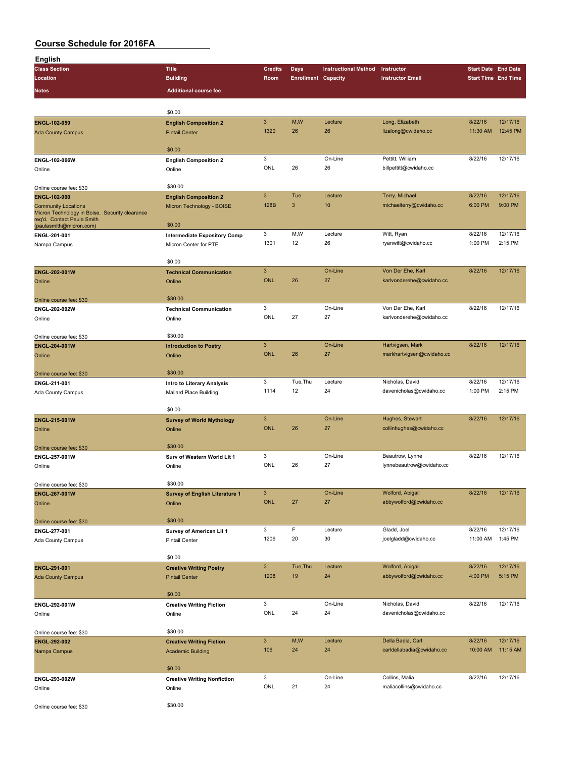# Course Schedule for 2016FA

## English

| Class Section / Location / Notes | Title / Building / Additional course fee | Credits / Room | Days / Enrollment | Instructional Method / Capacity | Instructor / Instructor Email | Start Date / Start Time | End Date / End Time |
|---|---|---|---|---|---|---|---|
| | $0.00 | | | | | | |
| **ENGL-102-059**<br>Ada County Campus | **English Composition 2**<br>Pintail Center<br>$0.00 | 3<br>1320 | M,W<br>26 | Lecture<br>26 | Long, Elizabeth<br>lizalong@cwidaho.cc | 8/22/16<br>11:30 AM | 12/17/16<br>12:45 PM |
| **ENGL-102-066W**<br>Online<br>Online course fee: $30 | **English Composition 2**<br>Online<br>$30.00 | 3<br>ONL | <br>26 | On-Line<br>26 | Pettitt, William<br>billpettitt@cwidaho.cc | 8/22/16 | 12/17/16 |
| **ENGL-102-900**<br>Community Locations<br>Micron Technology in Boise. Security clearance req'd. Contact Paula Smith (paulasmith@micron.com) | **English Composition 2**<br>Micron Technology - BOISE<br>$0.00 | 3<br>128B | Tue<br>3 | Lecture<br>10 | Terry, Michael<br>michaelterry@cwidaho.cc | 8/22/16<br>6:00 PM | 12/17/16<br>9:00 PM |
| **ENGL-201-001**<br>Nampa Campus | **Intermediate Expository Comp**<br>Micron Center for PTE<br>$0.00 | 3<br>1301 | M,W<br>12 | Lecture<br>26 | Witt, Ryan<br>ryanwitt@cwidaho.cc | 8/22/16<br>1:00 PM | 12/17/16<br>2:15 PM |
| **ENGL-202-001W**<br>Online<br>Online course fee: $30 | **Technical Communication**<br>Online<br>$30.00 | 3<br>ONL | <br>26 | On-Line<br>27 | Von Der Ehe, Karl<br>karlvonderehe@cwidaho.cc | 8/22/16 | 12/17/16 |
| **ENGL-202-002W**<br>Online<br>Online course fee: $30 | **Technical Communication**<br>Online<br>$30.00 | 3<br>ONL | <br>27 | On-Line<br>27 | Von Der Ehe, Karl<br>karlvonderehe@cwidaho.cc | 8/22/16 | 12/17/16 |
| **ENGL-204-001W**<br>Online<br>Online course fee: $30 | **Introduction to Poetry**<br>Online<br>$30.00 | 3<br>ONL | <br>26 | On-Line<br>27 | Hartvigsen, Mark<br>markhartvigsen@cwidaho.cc | 8/22/16 | 12/17/16 |
| **ENGL-211-001**<br>Ada County Campus | **Intro to Literary Analysis**<br>Mallard Place Building<br>$0.00 | 3<br>1114 | Tue,Thu<br>12 | Lecture<br>24 | Nicholas, David<br>davenicholas@cwidaho.cc | 8/22/16<br>1:00 PM | 12/17/16<br>2:15 PM |
| **ENGL-215-001W**<br>Online<br>Online course fee: $30 | **Survey of World Mythology**<br>Online<br>$30.00 | 3<br>ONL | <br>26 | On-Line<br>27 | Hughes, Stewart<br>collinhughes@cwidaho.cc | 8/22/16 | 12/17/16 |
| **ENGL-257-001W**<br>Online<br>Online course fee: $30 | **Surv of Western World Lit 1**<br>Online<br>$30.00 | 3<br>ONL | <br>26 | On-Line<br>27 | Beautrow, Lynne<br>lynnebeautrow@cwidaho.cc | 8/22/16 | 12/17/16 |
| **ENGL-267-001W**<br>Online<br>Online course fee: $30 | **Survey of English Literature 1**<br>Online<br>$30.00 | 3<br>ONL | <br>27 | On-Line<br>27 | Wolford, Abigail<br>abbywolford@cwidaho.cc | 8/22/16 | 12/17/16 |
| **ENGL-277-001**<br>Ada County Campus | **Survey of American Lit 1**<br>Pintail Center<br>$0.00 | 3<br>1206 | F<br>20 | Lecture<br>30 | Gladd, Joel<br>joelgladd@cwidaho.cc | 8/22/16<br>11:00 AM | 12/17/16<br>1:45 PM |
| **ENGL-291-001**<br>Ada County Campus | **Creative Writing Poetry**<br>Pintail Center<br>$0.00 | 3<br>1208 | Tue,Thu<br>19 | Lecture<br>24 | Wolford, Abigail<br>abbywolford@cwidaho.cc | 8/22/16<br>4:00 PM | 12/17/16<br>5:15 PM |
| **ENGL-292-001W**<br>Online<br>Online course fee: $30 | **Creative Writing Fiction**<br>Online<br>$30.00 | 3<br>ONL | <br>24 | On-Line<br>24 | Nicholas, David<br>davenicholas@cwidaho.cc | 8/22/16 | 12/17/16 |
| **ENGL-292-002**<br>Nampa Campus | **Creative Writing Fiction**<br>Academic Building<br>$0.00 | 3<br>106 | M,W<br>24 | Lecture<br>24 | Della Badia, Carl<br>carldellabadia@cwidaho.cc | 8/22/16<br>10:00 AM | 12/17/16<br>11:15 AM |
| **ENGL-293-002W**<br>Online<br>Online course fee: $30 | **Creative Writing Nonfiction**<br>Online<br>$30.00 | 3<br>ONL | <br>21 | On-Line<br>24 | Collins, Malia<br>maliacollins@cwidaho.cc | 8/22/16 | 12/17/16 |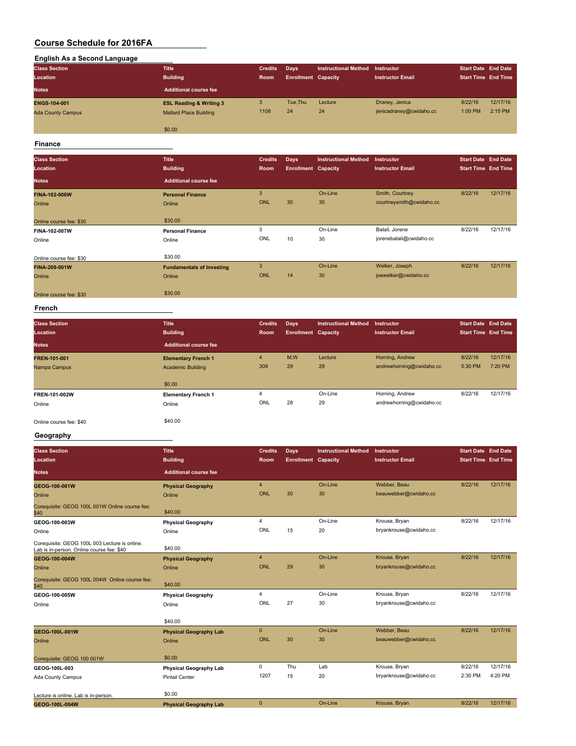# Course Schedule for 2016FA

## English As a Second Language

| Class Section / Location / Notes | Title / Building / Additional course fee | Credits / Room | Days / Enrollment | Instructional Method / Capacity | Instructor / Instructor Email | Start Date / Start Time | End Date / End Time |
|---|---|---|---|---|---|---|---|
| ENGS-104-001 | ESL Reading & Writing 3 | 3 | Tue,Thu | Lecture | Draney, Jenica | 8/22/16 | 12/17/16 |
| Ada County Campus | Mallard Place Building | 1108 | 24 | 24 | jenicadraney@cwidaho.cc | 1:00 PM | 2:15 PM |
| | $0.00 | | | | | | |

## Finance

| Class Section / Location / Notes | Title / Building / Additional course fee | Credits / Room | Days / Enrollment | Instructional Method / Capacity | Instructor / Instructor Email | Start Date / Start Time | End Date / End Time |
|---|---|---|---|---|---|---|---|
| FINA-102-006W | Personal Finance | 3 | | On-Line | Smith, Courtney | 8/22/16 | 12/17/16 |
| Online | Online | ONL | 30 | 30 | courtneysmith@cwidaho.cc | | |
| Online course fee: $30 | $30.00 | | | | | | |
| FINA-102-007W | Personal Finance | 3 | | On-Line | Batali, Jorene | 8/22/16 | 12/17/16 |
| Online | Online | ONL | 10 | 30 | jorenebatali@cwidaho.cc | | |
| Online course fee: $30 | $30.00 | | | | | | |
| FINA-209-001W | Fundamentals of Investing | 3 | | On-Line | Welker, Joseph | 8/22/16 | 12/17/16 |
| Online | Online | ONL | 14 | 30 | joewelker@cwidaho.cc | | |
| Online course fee: $30 | $30.00 | | | | | | |

## French

| Class Section / Location / Notes | Title / Building / Additional course fee | Credits / Room | Days / Enrollment | Instructional Method / Capacity | Instructor / Instructor Email | Start Date / Start Time | End Date / End Time |
|---|---|---|---|---|---|---|---|
| FREN-101-001 | Elementary French 1 | 4 | M,W | Lecture | Horning, Andrew | 8/22/16 | 12/17/16 |
| Nampa Campus | Academic Building | 309 | 29 | 29 | andrewhorning@cwidaho.cc | 5:30 PM | 7:20 PM |
| | $0.00 | | | | | | |
| FREN-101-002W | Elementary French 1 | 4 | | On-Line | Horning, Andrew | 8/22/16 | 12/17/16 |
| Online | Online | ONL | 28 | 29 | andrewhorning@cwidaho.cc | | |
| Online course fee: $40 | $40.00 | | | | | | |

## Geography

| Class Section / Location / Notes | Title / Building / Additional course fee | Credits / Room | Days / Enrollment | Instructional Method / Capacity | Instructor / Instructor Email | Start Date / Start Time | End Date / End Time |
|---|---|---|---|---|---|---|---|
| GEOG-100-001W | Physical Geography | 4 | | On-Line | Webber, Beau | 8/22/16 | 12/17/16 |
| Online | Online | ONL | 30 | 30 | beauwebber@cwidaho.cc | | |
| Corequisite: GEOG 100L 001W Online course fee: $40 | $40.00 | | | | | | |
| GEOG-100-003W | Physical Geography | 4 | | On-Line | Krouse, Bryan | 8/22/16 | 12/17/16 |
| Online | Online | ONL | 15 | 20 | bryankrouse@cwidaho.cc | | |
| Corequisite: GEOG 100L 003 Lecture is online. Lab is in-person. Online course fee: $40 | $40.00 | | | | | | |
| GEOG-100-004W | Physical Geography | 4 | | On-Line | Krouse, Bryan | 8/22/16 | 12/17/16 |
| Online | Online | ONL | 29 | 30 | bryankrouse@cwidaho.cc | | |
| Corequisite: GEOG 100L 004W Online course fee: $40 | $40.00 | | | | | | |
| GEOG-100-005W | Physical Geography | 4 | | On-Line | Krouse, Bryan | 8/22/16 | 12/17/16 |
| Online | Online | ONL | 27 | 30 | bryankrouse@cwidaho.cc | | |
| | $40.00 | | | | | | |
| GEOG-100L-001W | Physical Geography Lab | 0 | | On-Line | Webber, Beau | 8/22/16 | 12/17/16 |
| Online | Online | ONL | 30 | 30 | beauwebber@cwidaho.cc | | |
| Corequisite: GEOG 100 001W | $0.00 | | | | | | |
| GEOG-100L-003 | Physical Geography Lab | 0 | Thu | Lab | Krouse, Bryan | 8/22/16 | 12/17/16 |
| Ada County Campus | Pintail Center | 1207 | 15 | 20 | bryankrouse@cwidaho.cc | 2:30 PM | 4:20 PM |
| Lecture is online. Lab is in-person. | $0.00 | | | | | | |
| GEOG-100L-004W | Physical Geography Lab | 0 | | On-Line | Krouse, Bryan | 8/22/16 | 12/17/16 |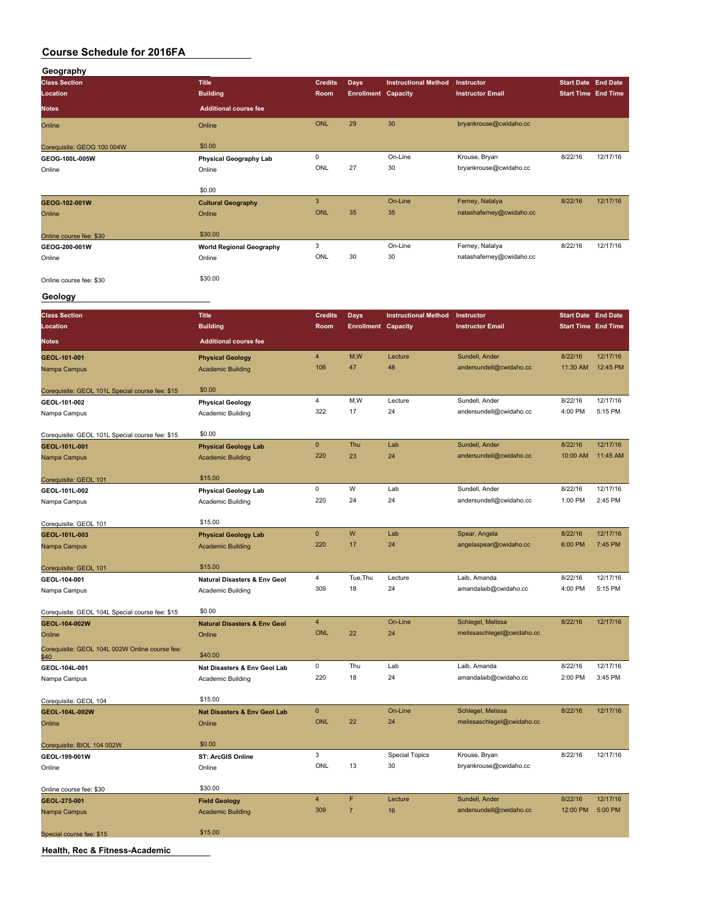# Course Schedule for 2016FA

## Geography

| Class Section / Location / Notes | Title / Building / Additional course fee | Credits / Room | Days / Enrollment | Instructional Method / Capacity | Instructor / Instructor Email | Start Date / Start Time | End Date / End Time |
|---|---|---|---|---|---|---|---|
| Online | Online | ONL | 29 | 30 | bryankrouse@cwidaho.cc | | |
| Corequisite: GEOG 100 004W | $0.00 | | | | | | |
| GEOG-100L-005W | Physical Geography Lab | 0 | | On-Line | Krouse, Bryan | 8/22/16 | 12/17/16 |
| Online | Online | ONL | 27 | 30 | bryankrouse@cwidaho.cc | | |
| | $0.00 | | | | | | |
| GEOG-102-001W | Cultural Geography | 3 | | On-Line | Ferney, Natalya | 8/22/16 | 12/17/16 |
| Online | Online | ONL | 35 | 35 | natashaferney@cwidaho.cc | | |
| Online course fee: $30 | $30.00 | | | | | | |
| GEOG-200-001W | World Regional Geography | 3 | | On-Line | Ferney, Natalya | 8/22/16 | 12/17/16 |
| Online | Online | ONL | 30 | 30 | natashaferney@cwidaho.cc | | |
| Online course fee: $30 | $30.00 | | | | | | |

## Geology

| Class Section / Location / Notes | Title / Building / Additional course fee | Credits / Room | Days / Enrollment | Instructional Method / Capacity | Instructor / Instructor Email | Start Date / Start Time | End Date / End Time |
|---|---|---|---|---|---|---|---|
| GEOL-101-001 | Physical Geology | 4 | M,W | Lecture | Sundell, Ander | 8/22/16 | 12/17/16 |
| Nampa Campus | Academic Building | 106 | 47 | 48 | andersundell@cwidaho.cc | 11:30 AM | 12:45 PM |
| Corequisite: GEOL 101L Special course fee: $15 | $0.00 | | | | | | |
| GEOL-101-002 | Physical Geology | 4 | M,W | Lecture | Sundell, Ander | 8/22/16 | 12/17/16 |
| Nampa Campus | Academic Building | 322 | 17 | 24 | andersundell@cwidaho.cc | 4:00 PM | 5:15 PM |
| Corequisite: GEOL 101L Special course fee: $15 | $0.00 | | | | | | |
| GEOL-101L-001 | Physical Geology Lab | 0 | Thu | Lab | Sundell, Ander | 8/22/16 | 12/17/16 |
| Nampa Campus | Academic Building | 220 | 23 | 24 | andersundell@cwidaho.cc | 10:00 AM | 11:45 AM |
| Corequisite: GEOL 101 | $15.00 | | | | | | |
| GEOL-101L-002 | Physical Geology Lab | 0 | W | Lab | Sundell, Ander | 8/22/16 | 12/17/16 |
| Nampa Campus | Academic Building | 220 | 24 | 24 | andersundell@cwidaho.cc | 1:00 PM | 2:45 PM |
| Corequisite: GEOL 101 | $15.00 | | | | | | |
| GEOL-101L-003 | Physical Geology Lab | 0 | W | Lab | Spear, Angela | 8/22/16 | 12/17/16 |
| Nampa Campus | Academic Building | 220 | 17 | 24 | angelaspear@cwidaho.cc | 6:00 PM | 7:45 PM |
| Corequisite: GEOL 101 | $15.00 | | | | | | |
| GEOL-104-001 | Natural Disasters & Env Geol | 4 | Tue,Thu | Lecture | Laib, Amanda | 8/22/16 | 12/17/16 |
| Nampa Campus | Academic Building | 309 | 18 | 24 | amandalaib@cwidaho.cc | 4:00 PM | 5:15 PM |
| Corequisite: GEOL 104L Special course fee: $15 | $0.00 | | | | | | |
| GEOL-104-002W | Natural Disasters & Env Geol | 4 | | On-Line | Schlegel, Melissa | 8/22/16 | 12/17/16 |
| Online | Online | ONL | 22 | 24 | melissaschlegel@cwidaho.cc | | |
| Corequisite: GEOL 104L 002W Online course fee: $40 | $40.00 | | | | | | |
| GEOL-104L-001 | Nat Disasters & Env Geol Lab | 0 | Thu | Lab | Laib, Amanda | 8/22/16 | 12/17/16 |
| Nampa Campus | Academic Building | 220 | 18 | 24 | amandalaib@cwidaho.cc | 2:00 PM | 3:45 PM |
| Corequisite: GEOL 104 | $15.00 | | | | | | |
| GEOL-104L-002W | Nat Disasters & Env Geol Lab | 0 | | On-Line | Schlegel, Melissa | 8/22/16 | 12/17/16 |
| Online | Online | ONL | 22 | 24 | melissaschlegel@cwidaho.cc | | |
| Corequisite: BIOL 104 002W | $0.00 | | | | | | |
| GEOL-199-001W | ST: ArcGIS Online | 3 | | Special Topics | Krouse, Bryan | 8/22/16 | 12/17/16 |
| Online | Online | ONL | 13 | 30 | bryankrouse@cwidaho.cc | | |
| Online course fee: $30 | $30.00 | | | | | | |
| GEOL-275-001 | Field Geology | 4 | F | Lecture | Sundell, Ander | 8/22/16 | 12/17/16 |
| Nampa Campus | Academic Building | 309 | 7 | 16 | andersundell@cwidaho.cc | 12:00 PM | 5:00 PM |
| Special course fee: $15 | $15.00 | | | | | | |

## Health, Rec & Fitness-Academic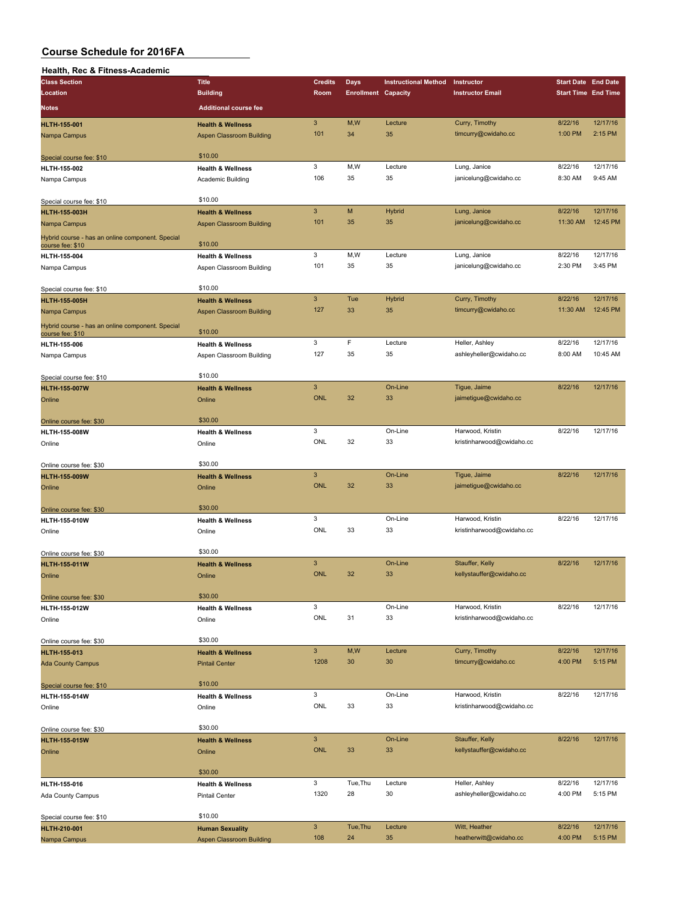# Course Schedule for 2016FA

## Health, Rec & Fitness-Academic

| Class Section / Location / Notes | Title / Building / Additional course fee | Credits / Room | Days / Enrollment | Instructional Method / Capacity | Instructor / Instructor Email | Start Date / Start Time | End Date / End Time |
|---|---|---|---|---|---|---|---|
| HLTH-155-001 | Health & Wellness | 3 | M,W | Lecture | Curry, Timothy | 8/22/16 | 12/17/16 |
| Nampa Campus | Aspen Classroom Building | 101 | 34 | 35 | timcurry@cwidaho.cc | 1:00 PM | 2:15 PM |
| Special course fee: $10 | $10.00 | | | | | | |
| HLTH-155-002 | Health & Wellness | 3 | M,W | Lecture | Lung, Janice | 8/22/16 | 12/17/16 |
| Nampa Campus | Academic Building | 106 | 35 | 35 | janicelung@cwidaho.cc | 8:30 AM | 9:45 AM |
| Special course fee: $10 | $10.00 | | | | | | |
| HLTH-155-003H | Health & Wellness | 3 | M | Hybrid | Lung, Janice | 8/22/16 | 12/17/16 |
| Nampa Campus | Aspen Classroom Building | 101 | 35 | 35 | janicelung@cwidaho.cc | 11:30 AM | 12:45 PM |
| Hybrid course - has an online component. Special course fee: $10 | $10.00 | | | | | | |
| HLTH-155-004 | Health & Wellness | 3 | M,W | Lecture | Lung, Janice | 8/22/16 | 12/17/16 |
| Nampa Campus | Aspen Classroom Building | 101 | 35 | 35 | janicelung@cwidaho.cc | 2:30 PM | 3:45 PM |
| Special course fee: $10 | $10.00 | | | | | | |
| HLTH-155-005H | Health & Wellness | 3 | Tue | Hybrid | Curry, Timothy | 8/22/16 | 12/17/16 |
| Nampa Campus | Aspen Classroom Building | 127 | 33 | 35 | timcurry@cwidaho.cc | 11:30 AM | 12:45 PM |
| Hybrid course - has an online component. Special course fee: $10 | $10.00 | | | | | | |
| HLTH-155-006 | Health & Wellness | 3 | F | Lecture | Heller, Ashley | 8/22/16 | 12/17/16 |
| Nampa Campus | Aspen Classroom Building | 127 | 35 | 35 | ashleyheller@cwidaho.cc | 8:00 AM | 10:45 AM |
| Special course fee: $10 | $10.00 | | | | | | |
| HLTH-155-007W | Health & Wellness | 3 | | On-Line | Tigue, Jaime | 8/22/16 | 12/17/16 |
| Online | Online | ONL | 32 | 33 | jaimetigue@cwidaho.cc | | |
| Online course fee: $30 | $30.00 | | | | | | |
| HLTH-155-008W | Health & Wellness | 3 | | On-Line | Harwood, Kristin | 8/22/16 | 12/17/16 |
| Online | Online | ONL | 32 | 33 | kristinharwood@cwidaho.cc | | |
| Online course fee: $30 | $30.00 | | | | | | |
| HLTH-155-009W | Health & Wellness | 3 | | On-Line | Tigue, Jaime | 8/22/16 | 12/17/16 |
| Online | Online | ONL | 32 | 33 | jaimetigue@cwidaho.cc | | |
| Online course fee: $30 | $30.00 | | | | | | |
| HLTH-155-010W | Health & Wellness | 3 | | On-Line | Harwood, Kristin | 8/22/16 | 12/17/16 |
| Online | Online | ONL | 33 | 33 | kristinharwood@cwidaho.cc | | |
| Online course fee: $30 | $30.00 | | | | | | |
| HLTH-155-011W | Health & Wellness | 3 | | On-Line | Stauffer, Kelly | 8/22/16 | 12/17/16 |
| Online | Online | ONL | 32 | 33 | kellystauffer@cwidaho.cc | | |
| Online course fee: $30 | $30.00 | | | | | | |
| HLTH-155-012W | Health & Wellness | 3 | | On-Line | Harwood, Kristin | 8/22/16 | 12/17/16 |
| Online | Online | ONL | 31 | 33 | kristinharwood@cwidaho.cc | | |
| Online course fee: $30 | $30.00 | | | | | | |
| HLTH-155-013 | Health & Wellness | 3 | M,W | Lecture | Curry, Timothy | 8/22/16 | 12/17/16 |
| Ada County Campus | Pintail Center | 1208 | 30 | 30 | timcurry@cwidaho.cc | 4:00 PM | 5:15 PM |
| Special course fee: $10 | $10.00 | | | | | | |
| HLTH-155-014W | Health & Wellness | 3 | | On-Line | Harwood, Kristin | 8/22/16 | 12/17/16 |
| Online | Online | ONL | 33 | 33 | kristinharwood@cwidaho.cc | | |
| Online course fee: $30 | $30.00 | | | | | | |
| HLTH-155-015W | Health & Wellness | 3 | | On-Line | Stauffer, Kelly | 8/22/16 | 12/17/16 |
| Online | Online | ONL | 33 | 33 | kellystauffer@cwidaho.cc | | |
| | $30.00 | | | | | | |
| HLTH-155-016 | Health & Wellness | 3 | Tue,Thu | Lecture | Heller, Ashley | 8/22/16 | 12/17/16 |
| Ada County Campus | Pintail Center | 1320 | 28 | 30 | ashleyheller@cwidaho.cc | 4:00 PM | 5:15 PM |
| Special course fee: $10 | $10.00 | | | | | | |
| HLTH-210-001 | Human Sexuality | 3 | Tue,Thu | Lecture | Witt, Heather | 8/22/16 | 12/17/16 |
| Nampa Campus | Aspen Classroom Building | 108 | 24 | 35 | heatherwitt@cwidaho.cc | 4:00 PM | 5:15 PM |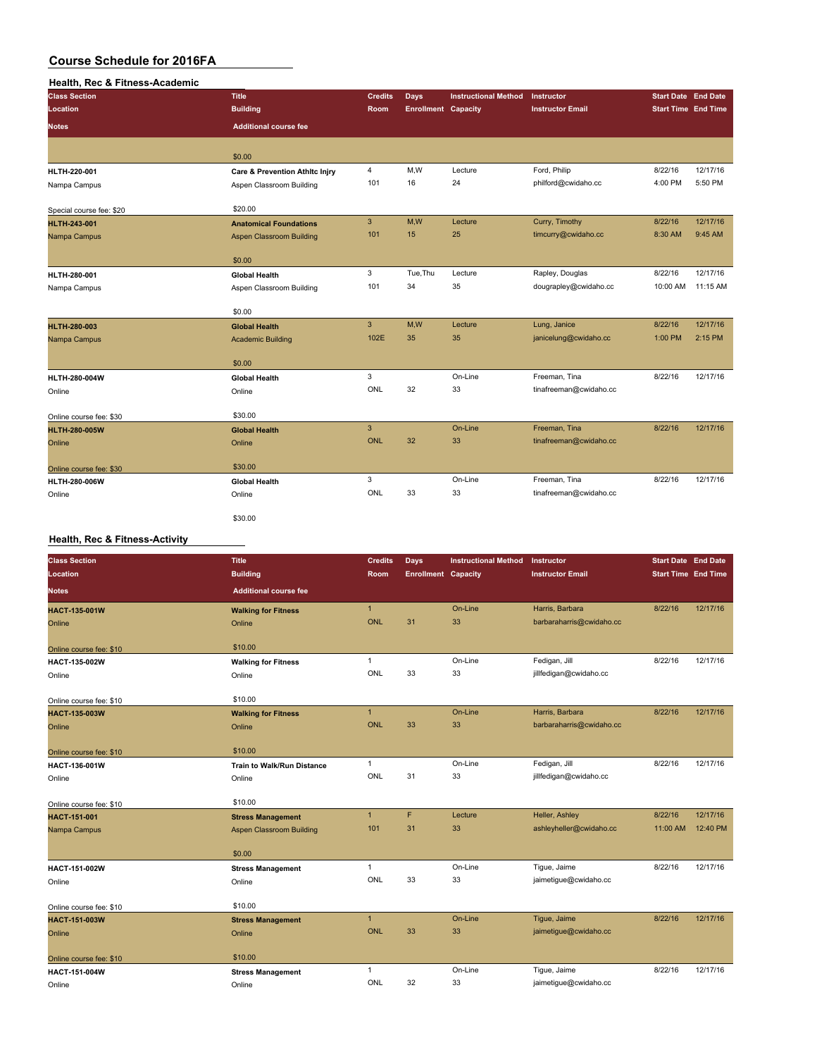# Course Schedule for 2016FA

## Health, Rec & Fitness-Academic

| Class Section / Location / Notes | Title / Building / Additional course fee | Credits / Room | Days / Enrollment | Instructional Method / Capacity | Instructor / Instructor Email | Start Date / Start Time | End Date / End Time |
|---|---|---|---|---|---|---|---|
| | $0.00 | | | | | | |
| HLTH-220-001 | Care & Prevention Athltc Injry | 4 | M,W | Lecture | Ford, Philip | 8/22/16 | 12/17/16 |
| Nampa Campus | Aspen Classroom Building | 101 | 16 | 24 | philford@cwidaho.cc | 4:00 PM | 5:50 PM |
| Special course fee: $20 | $20.00 | | | | | | |
| HLTH-243-001 | Anatomical Foundations | 3 | M,W | Lecture | Curry, Timothy | 8/22/16 | 12/17/16 |
| Nampa Campus | Aspen Classroom Building | 101 | 15 | 25 | timcurry@cwidaho.cc | 8:30 AM | 9:45 AM |
| | $0.00 | | | | | | |
| HLTH-280-001 | Global Health | 3 | Tue,Thu | Lecture | Rapley, Douglas | 8/22/16 | 12/17/16 |
| Nampa Campus | Aspen Classroom Building | 101 | 34 | 35 | dougrapley@cwidaho.cc | 10:00 AM | 11:15 AM |
| | $0.00 | | | | | | |
| HLTH-280-003 | Global Health | 3 | M,W | Lecture | Lung, Janice | 8/22/16 | 12/17/16 |
| Nampa Campus | Academic Building | 102E | 35 | 35 | janicelung@cwidaho.cc | 1:00 PM | 2:15 PM |
| | $0.00 | | | | | | |
| HLTH-280-004W | Global Health | 3 | | On-Line | Freeman, Tina | 8/22/16 | 12/17/16 |
| Online | Online | ONL | 32 | 33 | tinafreeman@cwidaho.cc | | |
| Online course fee: $30 | $30.00 | | | | | | |
| HLTH-280-005W | Global Health | 3 | | On-Line | Freeman, Tina | 8/22/16 | 12/17/16 |
| Online | Online | ONL | 32 | 33 | tinafreeman@cwidaho.cc | | |
| Online course fee: $30 | $30.00 | | | | | | |
| HLTH-280-006W | Global Health | 3 | | On-Line | Freeman, Tina | 8/22/16 | 12/17/16 |
| Online | Online | ONL | 33 | 33 | tinafreeman@cwidaho.cc | | |
| | $30.00 | | | | | | |

## Health, Rec & Fitness-Activity

| Class Section / Location / Notes | Title / Building / Additional course fee | Credits / Room | Days / Enrollment | Instructional Method / Capacity | Instructor / Instructor Email | Start Date / Start Time | End Date / End Time |
|---|---|---|---|---|---|---|---|
| HACT-135-001W | Walking for Fitness | 1 | | On-Line | Harris, Barbara | 8/22/16 | 12/17/16 |
| Online | Online | ONL | 31 | 33 | barbaraharris@cwidaho.cc | | |
| Online course fee: $10 | $10.00 | | | | | | |
| HACT-135-002W | Walking for Fitness | 1 | | On-Line | Fedigan, Jill | 8/22/16 | 12/17/16 |
| Online | Online | ONL | 33 | 33 | jillfedigan@cwidaho.cc | | |
| Online course fee: $10 | $10.00 | | | | | | |
| HACT-135-003W | Walking for Fitness | 1 | | On-Line | Harris, Barbara | 8/22/16 | 12/17/16 |
| Online | Online | ONL | 33 | 33 | barbaraharris@cwidaho.cc | | |
| Online course fee: $10 | $10.00 | | | | | | |
| HACT-136-001W | Train to Walk/Run Distance | 1 | | On-Line | Fedigan, Jill | 8/22/16 | 12/17/16 |
| Online | Online | ONL | 31 | 33 | jillfedigan@cwidaho.cc | | |
| Online course fee: $10 | $10.00 | | | | | | |
| HACT-151-001 | Stress Management | 1 | F | Lecture | Heller, Ashley | 8/22/16 | 12/17/16 |
| Nampa Campus | Aspen Classroom Building | 101 | 31 | 33 | ashleyheller@cwidaho.cc | 11:00 AM | 12:40 PM |
| | $0.00 | | | | | | |
| HACT-151-002W | Stress Management | 1 | | On-Line | Tigue, Jaime | 8/22/16 | 12/17/16 |
| Online | Online | ONL | 33 | 33 | jaimetigue@cwidaho.cc | | |
| Online course fee: $10 | $10.00 | | | | | | |
| HACT-151-003W | Stress Management | 1 | | On-Line | Tigue, Jaime | 8/22/16 | 12/17/16 |
| Online | Online | ONL | 33 | 33 | jaimetigue@cwidaho.cc | | |
| Online course fee: $10 | $10.00 | | | | | | |
| HACT-151-004W | Stress Management | 1 | | On-Line | Tigue, Jaime | 8/22/16 | 12/17/16 |
| Online | Online | ONL | 32 | 33 | jaimetigue@cwidaho.cc | | |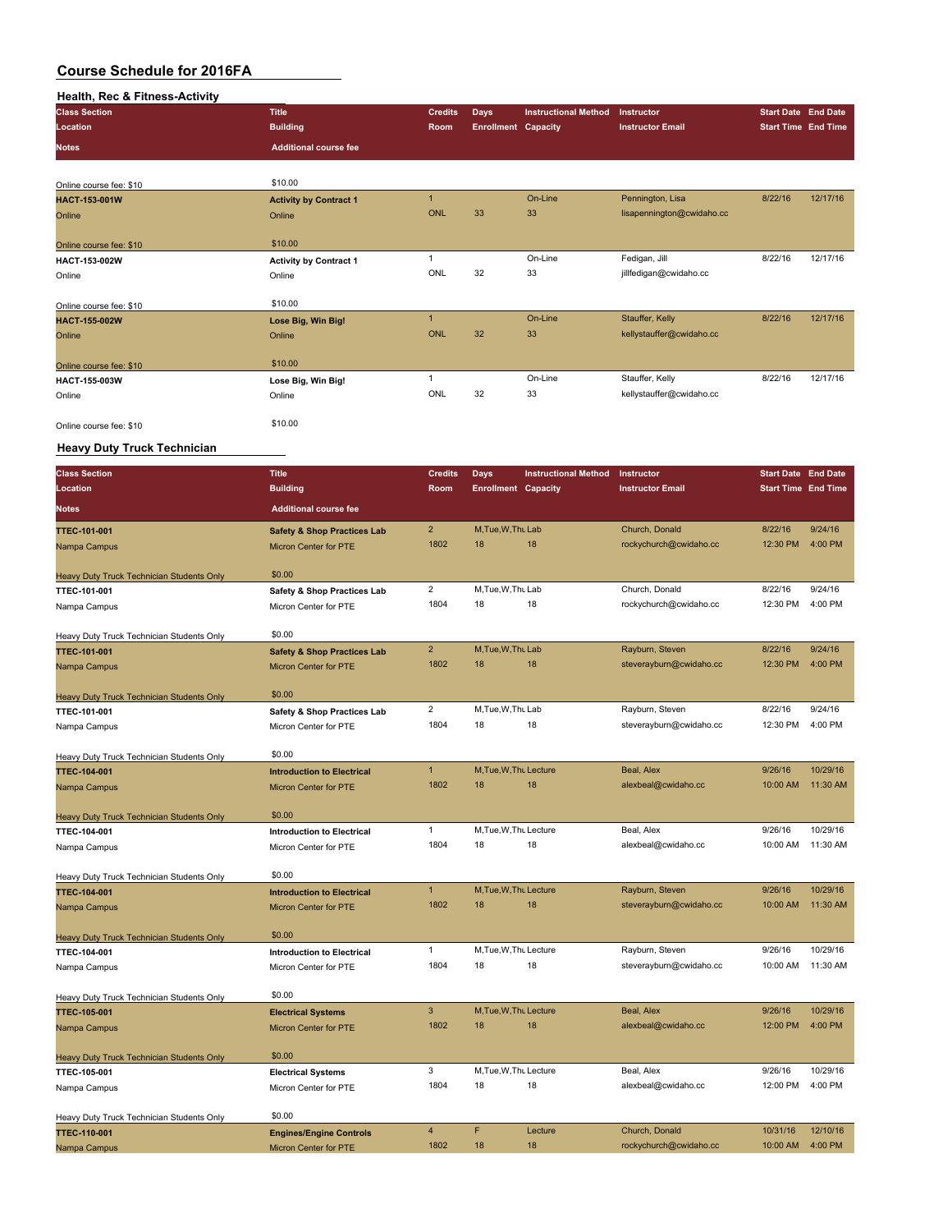# Course Schedule for 2016FA

## Health, Rec & Fitness-Activity

| Class Section / Location / Notes | Title / Building / Additional course fee | Credits / Room | Days / Enrollment | Instructional Method / Capacity | Instructor / Instructor Email | Start Date / Start Time | End Date / End Time |
|---|---|---|---|---|---|---|---|
| Online course fee: $10 | $10.00 | | | | | | |
| **HACT-153-001W** | **Activity by Contract 1** | 1 | | On-Line | Pennington, Lisa | 8/22/16 | 12/17/16 |
| Online | Online | ONL | 33 | 33 | lisapennington@cwidaho.cc | | |
| Online course fee: $10 | $10.00 | | | | | | |
| **HACT-153-002W** | **Activity by Contract 1** | 1 | | On-Line | Fedigan, Jill | 8/22/16 | 12/17/16 |
| Online | Online | ONL | 32 | 33 | jillfedigan@cwidaho.cc | | |
| Online course fee: $10 | $10.00 | | | | | | |
| **HACT-155-002W** | **Lose Big, Win Big!** | 1 | | On-Line | Stauffer, Kelly | 8/22/16 | 12/17/16 |
| Online | Online | ONL | 32 | 33 | kellystauffer@cwidaho.cc | | |
| Online course fee: $10 | $10.00 | | | | | | |
| **HACT-155-003W** | **Lose Big, Win Big!** | 1 | | On-Line | Stauffer, Kelly | 8/22/16 | 12/17/16 |
| Online | Online | ONL | 32 | 33 | kellystauffer@cwidaho.cc | | |
| Online course fee: $10 | $10.00 | | | | | | |

## Heavy Duty Truck Technician

| Class Section / Location / Notes | Title / Building / Additional course fee | Credits / Room | Days / Enrollment | Instructional Method / Capacity | Instructor / Instructor Email | Start Date / Start Time | End Date / End Time |
|---|---|---|---|---|---|---|---|
| **TTEC-101-001** | **Safety & Shop Practices Lab** | 2 | M,Tue,W,Thu | Lab | Church, Donald | 8/22/16 | 9/24/16 |
| Nampa Campus | Micron Center for PTE | 1802 | 18 | 18 | rockychurch@cwidaho.cc | 12:30 PM | 4:00 PM |
| Heavy Duty Truck Technician Students Only | $0.00 | | | | | | |
| **TTEC-101-001** | **Safety & Shop Practices Lab** | 2 | M,Tue,W,Thu | Lab | Church, Donald | 8/22/16 | 9/24/16 |
| Nampa Campus | Micron Center for PTE | 1804 | 18 | 18 | rockychurch@cwidaho.cc | 12:30 PM | 4:00 PM |
| Heavy Duty Truck Technician Students Only | $0.00 | | | | | | |
| **TTEC-101-001** | **Safety & Shop Practices Lab** | 2 | M,Tue,W,Thu | Lab | Rayburn, Steven | 8/22/16 | 9/24/16 |
| Nampa Campus | Micron Center for PTE | 1802 | 18 | 18 | steverayburn@cwidaho.cc | 12:30 PM | 4:00 PM |
| Heavy Duty Truck Technician Students Only | $0.00 | | | | | | |
| **TTEC-101-001** | **Safety & Shop Practices Lab** | 2 | M,Tue,W,Thu | Lab | Rayburn, Steven | 8/22/16 | 9/24/16 |
| Nampa Campus | Micron Center for PTE | 1804 | 18 | 18 | steverayburn@cwidaho.cc | 12:30 PM | 4:00 PM |
| Heavy Duty Truck Technician Students Only | $0.00 | | | | | | |
| **TTEC-104-001** | **Introduction to Electrical** | 1 | M,Tue,W,Thu | Lecture | Beal, Alex | 9/26/16 | 10/29/16 |
| Nampa Campus | Micron Center for PTE | 1802 | 18 | 18 | alexbeal@cwidaho.cc | 10:00 AM | 11:30 AM |
| Heavy Duty Truck Technician Students Only | $0.00 | | | | | | |
| **TTEC-104-001** | **Introduction to Electrical** | 1 | M,Tue,W,Thu | Lecture | Beal, Alex | 9/26/16 | 10/29/16 |
| Nampa Campus | Micron Center for PTE | 1804 | 18 | 18 | alexbeal@cwidaho.cc | 10:00 AM | 11:30 AM |
| Heavy Duty Truck Technician Students Only | $0.00 | | | | | | |
| **TTEC-104-001** | **Introduction to Electrical** | 1 | M,Tue,W,Thu | Lecture | Rayburn, Steven | 9/26/16 | 10/29/16 |
| Nampa Campus | Micron Center for PTE | 1802 | 18 | 18 | steverayburn@cwidaho.cc | 10:00 AM | 11:30 AM |
| Heavy Duty Truck Technician Students Only | $0.00 | | | | | | |
| **TTEC-104-001** | **Introduction to Electrical** | 1 | M,Tue,W,Thu | Lecture | Rayburn, Steven | 9/26/16 | 10/29/16 |
| Nampa Campus | Micron Center for PTE | 1804 | 18 | 18 | steverayburn@cwidaho.cc | 10:00 AM | 11:30 AM |
| Heavy Duty Truck Technician Students Only | $0.00 | | | | | | |
| **TTEC-105-001** | **Electrical Systems** | 3 | M,Tue,W,Thu | Lecture | Beal, Alex | 9/26/16 | 10/29/16 |
| Nampa Campus | Micron Center for PTE | 1802 | 18 | 18 | alexbeal@cwidaho.cc | 12:00 PM | 4:00 PM |
| Heavy Duty Truck Technician Students Only | $0.00 | | | | | | |
| **TTEC-105-001** | **Electrical Systems** | 3 | M,Tue,W,Thu | Lecture | Beal, Alex | 9/26/16 | 10/29/16 |
| Nampa Campus | Micron Center for PTE | 1804 | 18 | 18 | alexbeal@cwidaho.cc | 12:00 PM | 4:00 PM |
| Heavy Duty Truck Technician Students Only | $0.00 | | | | | | |
| **TTEC-110-001** | **Engines/Engine Controls** | 4 | F | Lecture | Church, Donald | 10/31/16 | 12/10/16 |
| Nampa Campus | Micron Center for PTE | 1802 | 18 | 18 | rockychurch@cwidaho.cc | 10:00 AM | 4:00 PM |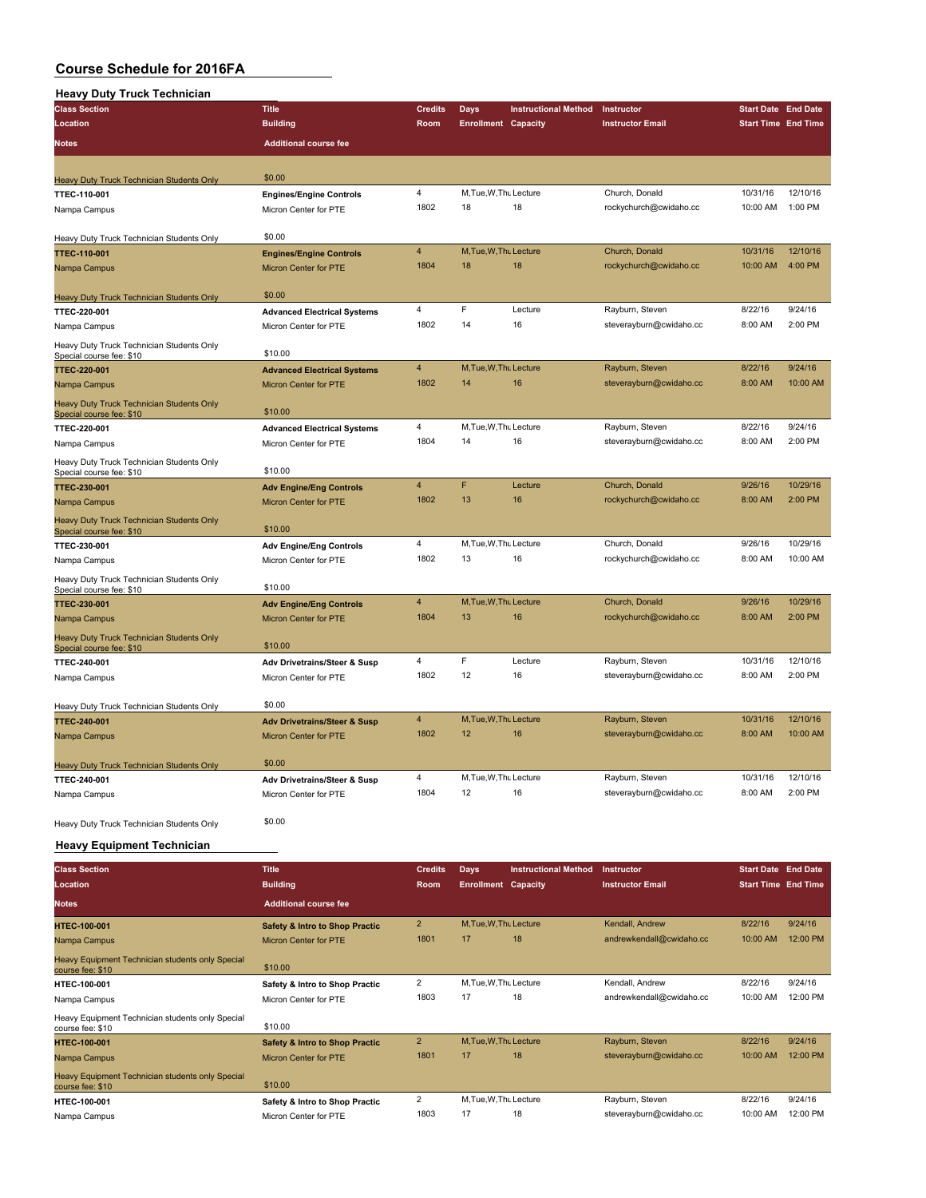# Course Schedule for 2016FA

## Heavy Duty Truck Technician

| Class Section / Location / Notes | Title / Building / Additional course fee | Credits / Room | Days / Enrollment | Instructional Method / Capacity | Instructor / Instructor Email | Start Date / Start Time | End Date / End Time |
|---|---|---|---|---|---|---|---|
| Heavy Duty Truck Technician Students Only | $0.00 | | | | | | |
| TTEC-110-001 | Engines/Engine Controls | 4 | M,Tue,W,Thu | Lecture | Church, Donald | 10/31/16 | 12/10/16 |
| Nampa Campus | Micron Center for PTE | 1802 | 18 | 18 | rockychurch@cwidaho.cc | 10:00 AM | 1:00 PM |
| Heavy Duty Truck Technician Students Only | $0.00 | | | | | | |
| TTEC-110-001 | Engines/Engine Controls | 4 | M,Tue,W,Thu | Lecture | Church, Donald | 10/31/16 | 12/10/16 |
| Nampa Campus | Micron Center for PTE | 1804 | 18 | 18 | rockychurch@cwidaho.cc | 10:00 AM | 4:00 PM |
| Heavy Duty Truck Technician Students Only | $0.00 | | | | | | |
| TTEC-220-001 | Advanced Electrical Systems | 4 | F | Lecture | Rayburn, Steven | 8/22/16 | 9/24/16 |
| Nampa Campus | Micron Center for PTE | 1802 | 14 | 16 | steverayburn@cwidaho.cc | 8:00 AM | 2:00 PM |
| Heavy Duty Truck Technician Students Only Special course fee: $10 | $10.00 | | | | | | |
| TTEC-220-001 | Advanced Electrical Systems | 4 | M,Tue,W,Thu | Lecture | Rayburn, Steven | 8/22/16 | 9/24/16 |
| Nampa Campus | Micron Center for PTE | 1802 | 14 | 16 | steverayburn@cwidaho.cc | 8:00 AM | 10:00 AM |
| Heavy Duty Truck Technician Students Only Special course fee: $10 | $10.00 | | | | | | |
| TTEC-220-001 | Advanced Electrical Systems | 4 | M,Tue,W,Thu | Lecture | Rayburn, Steven | 8/22/16 | 9/24/16 |
| Nampa Campus | Micron Center for PTE | 1804 | 14 | 16 | steverayburn@cwidaho.cc | 8:00 AM | 2:00 PM |
| Heavy Duty Truck Technician Students Only Special course fee: $10 | $10.00 | | | | | | |
| TTEC-230-001 | Adv Engine/Eng Controls | 4 | F | Lecture | Church, Donald | 9/26/16 | 10/29/16 |
| Nampa Campus | Micron Center for PTE | 1802 | 13 | 16 | rockychurch@cwidaho.cc | 8:00 AM | 2:00 PM |
| Heavy Duty Truck Technician Students Only Special course fee: $10 | $10.00 | | | | | | |
| TTEC-230-001 | Adv Engine/Eng Controls | 4 | M,Tue,W,Thu | Lecture | Church, Donald | 9/26/16 | 10/29/16 |
| Nampa Campus | Micron Center for PTE | 1802 | 13 | 16 | rockychurch@cwidaho.cc | 8:00 AM | 10:00 AM |
| Heavy Duty Truck Technician Students Only Special course fee: $10 | $10.00 | | | | | | |
| TTEC-230-001 | Adv Engine/Eng Controls | 4 | M,Tue,W,Thu | Lecture | Church, Donald | 9/26/16 | 10/29/16 |
| Nampa Campus | Micron Center for PTE | 1804 | 13 | 16 | rockychurch@cwidaho.cc | 8:00 AM | 2:00 PM |
| Heavy Duty Truck Technician Students Only Special course fee: $10 | $10.00 | | | | | | |
| TTEC-240-001 | Adv Drivetrains/Steer & Susp | 4 | F | Lecture | Rayburn, Steven | 10/31/16 | 12/10/16 |
| Nampa Campus | Micron Center for PTE | 1802 | 12 | 16 | steverayburn@cwidaho.cc | 8:00 AM | 2:00 PM |
| Heavy Duty Truck Technician Students Only | $0.00 | | | | | | |
| TTEC-240-001 | Adv Drivetrains/Steer & Susp | 4 | M,Tue,W,Thu | Lecture | Rayburn, Steven | 10/31/16 | 12/10/16 |
| Nampa Campus | Micron Center for PTE | 1802 | 12 | 16 | steverayburn@cwidaho.cc | 8:00 AM | 10:00 AM |
| Heavy Duty Truck Technician Students Only | $0.00 | | | | | | |
| TTEC-240-001 | Adv Drivetrains/Steer & Susp | 4 | M,Tue,W,Thu | Lecture | Rayburn, Steven | 10/31/16 | 12/10/16 |
| Nampa Campus | Micron Center for PTE | 1804 | 12 | 16 | steverayburn@cwidaho.cc | 8:00 AM | 2:00 PM |
| Heavy Duty Truck Technician Students Only | $0.00 | | | | | | |

## Heavy Equipment Technician

| Class Section / Location / Notes | Title / Building / Additional course fee | Credits / Room | Days / Enrollment | Instructional Method / Capacity | Instructor / Instructor Email | Start Date / Start Time | End Date / End Time |
|---|---|---|---|---|---|---|---|
| HTEC-100-001 | Safety & Intro to Shop Practic | 2 | M,Tue,W,Thu | Lecture | Kendall, Andrew | 8/22/16 | 9/24/16 |
| Nampa Campus | Micron Center for PTE | 1801 | 17 | 18 | andrewkendall@cwidaho.cc | 10:00 AM | 12:00 PM |
| Heavy Equipment Technician students only Special course fee: $10 | $10.00 | | | | | | |
| HTEC-100-001 | Safety & Intro to Shop Practic | 2 | M,Tue,W,Thu | Lecture | Kendall, Andrew | 8/22/16 | 9/24/16 |
| Nampa Campus | Micron Center for PTE | 1803 | 17 | 18 | andrewkendall@cwidaho.cc | 10:00 AM | 12:00 PM |
| Heavy Equipment Technician students only Special course fee: $10 | $10.00 | | | | | | |
| HTEC-100-001 | Safety & Intro to Shop Practic | 2 | M,Tue,W,Thu | Lecture | Rayburn, Steven | 8/22/16 | 9/24/16 |
| Nampa Campus | Micron Center for PTE | 1801 | 17 | 18 | steverayburn@cwidaho.cc | 10:00 AM | 12:00 PM |
| Heavy Equipment Technician students only Special course fee: $10 | $10.00 | | | | | | |
| HTEC-100-001 | Safety & Intro to Shop Practic | 2 | M,Tue,W,Thu | Lecture | Rayburn, Steven | 8/22/16 | 9/24/16 |
| Nampa Campus | Micron Center for PTE | 1803 | 17 | 18 | steverayburn@cwidaho.cc | 10:00 AM | 12:00 PM |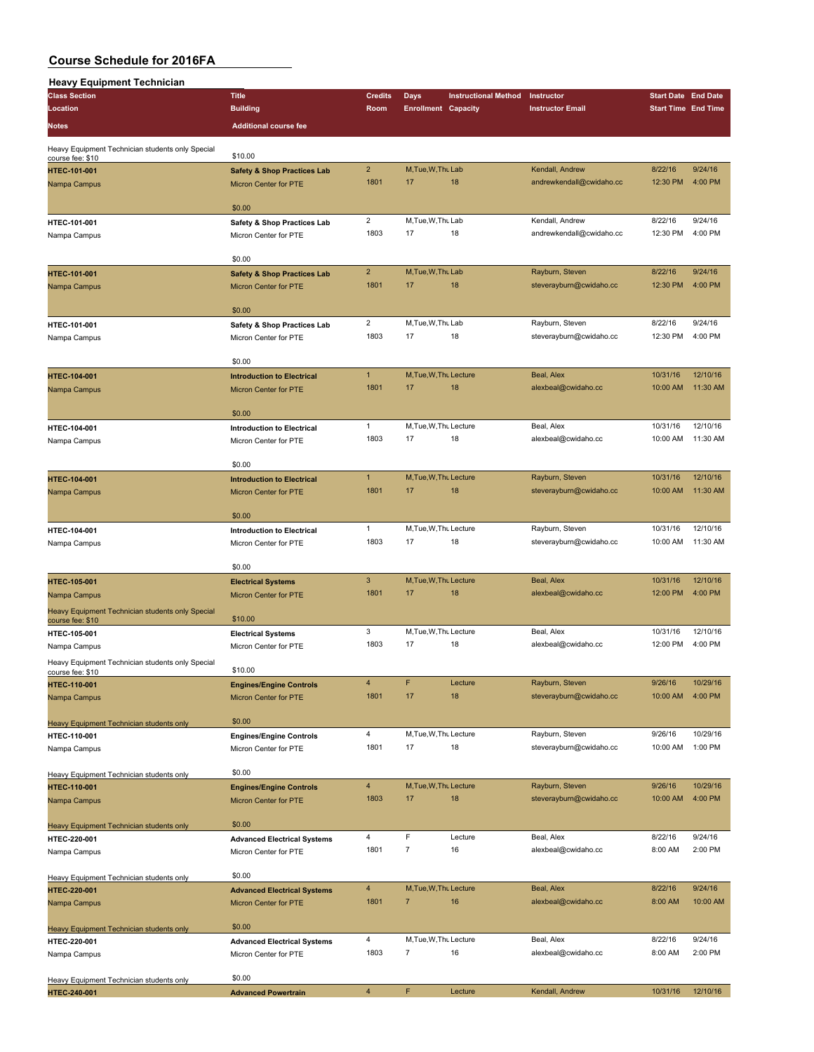# Course Schedule for 2016FA

## Heavy Equipment Technician

| Class Section / Location / Notes | Title / Building / Additional course fee | Credits / Room | Days / Enrollment | Instructional Method / Capacity | Instructor / Instructor Email | Start Date / Start Time | End Date / End Time |
|---|---|---|---|---|---|---|---|
| Heavy Equipment Technician students only Special course fee: $10 | $10.00 | | | | | | |
| HTEC-101-001 | Safety & Shop Practices Lab | 2 | M,Tue,W,Thu | Lab | Kendall, Andrew | 8/22/16 | 9/24/16 |
| Nampa Campus | Micron Center for PTE | 1801 | 17 | 18 | andrewkendall@cwidaho.cc | 12:30 PM | 4:00 PM |
| | $0.00 | | | | | | |
| HTEC-101-001 | Safety & Shop Practices Lab | 2 | M,Tue,W,Thu | Lab | Kendall, Andrew | 8/22/16 | 9/24/16 |
| Nampa Campus | Micron Center for PTE | 1803 | 17 | 18 | andrewkendall@cwidaho.cc | 12:30 PM | 4:00 PM |
| | $0.00 | | | | | | |
| HTEC-101-001 | Safety & Shop Practices Lab | 2 | M,Tue,W,Thu | Lab | Rayburn, Steven | 8/22/16 | 9/24/16 |
| Nampa Campus | Micron Center for PTE | 1801 | 17 | 18 | steverayburn@cwidaho.cc | 12:30 PM | 4:00 PM |
| | $0.00 | | | | | | |
| HTEC-101-001 | Safety & Shop Practices Lab | 2 | M,Tue,W,Thu | Lab | Rayburn, Steven | 8/22/16 | 9/24/16 |
| Nampa Campus | Micron Center for PTE | 1803 | 17 | 18 | steverayburn@cwidaho.cc | 12:30 PM | 4:00 PM |
| | $0.00 | | | | | | |
| HTEC-104-001 | Introduction to Electrical | 1 | M,Tue,W,Thu | Lecture | Beal, Alex | 10/31/16 | 12/10/16 |
| Nampa Campus | Micron Center for PTE | 1801 | 17 | 18 | alexbeal@cwidaho.cc | 10:00 AM | 11:30 AM |
| | $0.00 | | | | | | |
| HTEC-104-001 | Introduction to Electrical | 1 | M,Tue,W,Thu | Lecture | Beal, Alex | 10/31/16 | 12/10/16 |
| Nampa Campus | Micron Center for PTE | 1803 | 17 | 18 | alexbeal@cwidaho.cc | 10:00 AM | 11:30 AM |
| | $0.00 | | | | | | |
| HTEC-104-001 | Introduction to Electrical | 1 | M,Tue,W,Thu | Lecture | Rayburn, Steven | 10/31/16 | 12/10/16 |
| Nampa Campus | Micron Center for PTE | 1801 | 17 | 18 | steverayburn@cwidaho.cc | 10:00 AM | 11:30 AM |
| | $0.00 | | | | | | |
| HTEC-104-001 | Introduction to Electrical | 1 | M,Tue,W,Thu | Lecture | Rayburn, Steven | 10/31/16 | 12/10/16 |
| Nampa Campus | Micron Center for PTE | 1803 | 17 | 18 | steverayburn@cwidaho.cc | 10:00 AM | 11:30 AM |
| | $0.00 | | | | | | |
| HTEC-105-001 | Electrical Systems | 3 | M,Tue,W,Thu | Lecture | Beal, Alex | 10/31/16 | 12/10/16 |
| Nampa Campus | Micron Center for PTE | 1801 | 17 | 18 | alexbeal@cwidaho.cc | 12:00 PM | 4:00 PM |
| Heavy Equipment Technician students only Special course fee: $10 | $10.00 | | | | | | |
| HTEC-105-001 | Electrical Systems | 3 | M,Tue,W,Thu | Lecture | Beal, Alex | 10/31/16 | 12/10/16 |
| Nampa Campus | Micron Center for PTE | 1803 | 17 | 18 | alexbeal@cwidaho.cc | 12:00 PM | 4:00 PM |
| Heavy Equipment Technician students only Special course fee: $10 | $10.00 | | | | | | |
| HTEC-110-001 | Engines/Engine Controls | 4 | F | Lecture | Rayburn, Steven | 9/26/16 | 10/29/16 |
| Nampa Campus | Micron Center for PTE | 1801 | 17 | 18 | steverayburn@cwidaho.cc | 10:00 AM | 4:00 PM |
| Heavy Equipment Technician students only | $0.00 | | | | | | |
| HTEC-110-001 | Engines/Engine Controls | 4 | M,Tue,W,Thu | Lecture | Rayburn, Steven | 9/26/16 | 10/29/16 |
| Nampa Campus | Micron Center for PTE | 1801 | 17 | 18 | steverayburn@cwidaho.cc | 10:00 AM | 1:00 PM |
| Heavy Equipment Technician students only | $0.00 | | | | | | |
| HTEC-110-001 | Engines/Engine Controls | 4 | M,Tue,W,Thu | Lecture | Rayburn, Steven | 9/26/16 | 10/29/16 |
| Nampa Campus | Micron Center for PTE | 1803 | 17 | 18 | steverayburn@cwidaho.cc | 10:00 AM | 4:00 PM |
| Heavy Equipment Technician students only | $0.00 | | | | | | |
| HTEC-220-001 | Advanced Electrical Systems | 4 | F | Lecture | Beal, Alex | 8/22/16 | 9/24/16 |
| Nampa Campus | Micron Center for PTE | 1801 | 7 | 16 | alexbeal@cwidaho.cc | 8:00 AM | 2:00 PM |
| Heavy Equipment Technician students only | $0.00 | | | | | | |
| HTEC-220-001 | Advanced Electrical Systems | 4 | M,Tue,W,Thu | Lecture | Beal, Alex | 8/22/16 | 9/24/16 |
| Nampa Campus | Micron Center for PTE | 1801 | 7 | 16 | alexbeal@cwidaho.cc | 8:00 AM | 10:00 AM |
| Heavy Equipment Technician students only | $0.00 | | | | | | |
| HTEC-220-001 | Advanced Electrical Systems | 4 | M,Tue,W,Thu | Lecture | Beal, Alex | 8/22/16 | 9/24/16 |
| Nampa Campus | Micron Center for PTE | 1803 | 7 | 16 | alexbeal@cwidaho.cc | 8:00 AM | 2:00 PM |
| Heavy Equipment Technician students only | $0.00 | | | | | | |
| HTEC-240-001 | Advanced Powertrain | 4 | F | Lecture | Kendall, Andrew | 10/31/16 | 12/10/16 |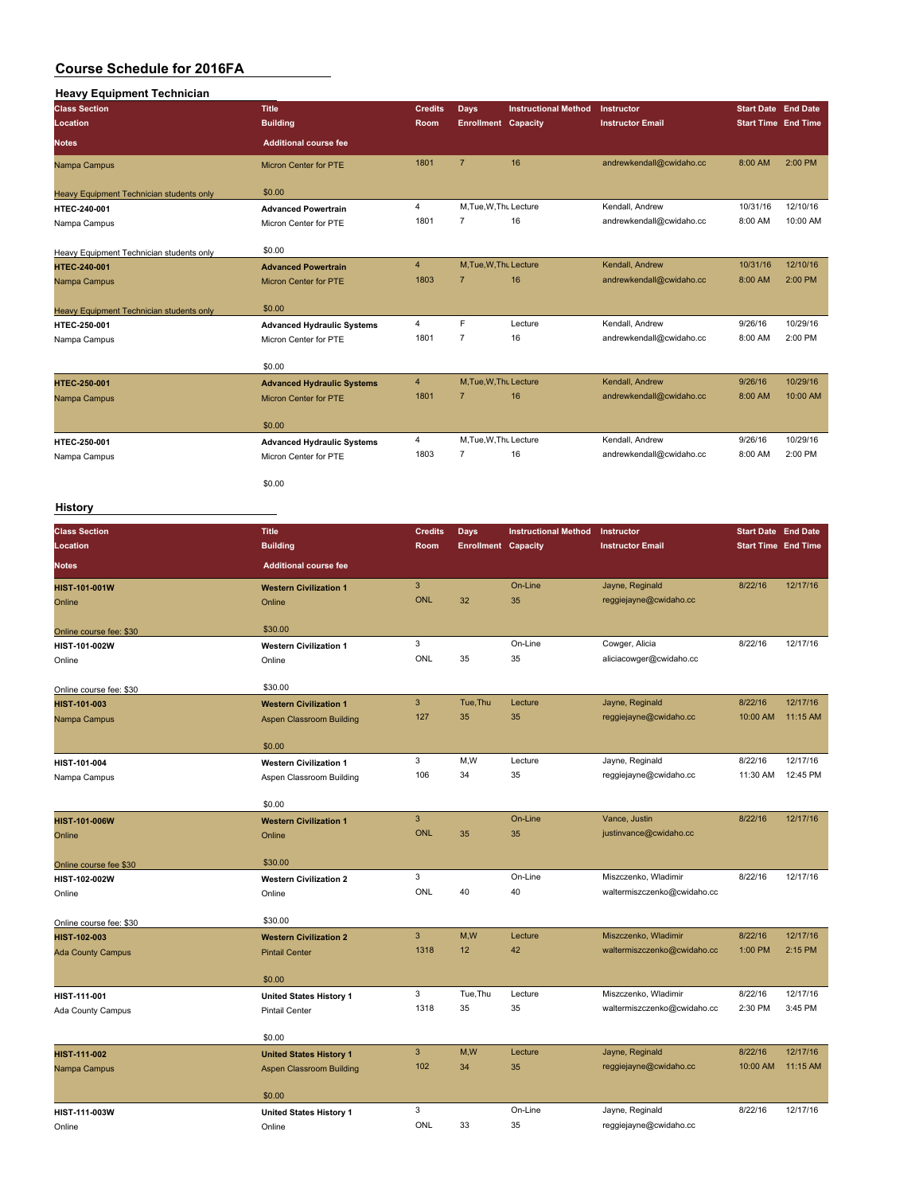# Course Schedule for 2016FA

## Heavy Equipment Technician

| Class Section / Location / Notes | Title / Building / Additional course fee | Credits / Room | Days / Enrollment | Instructional Method / Capacity | Instructor / Instructor Email | Start Date / Start Time | End Date / End Time |
|---|---|---|---|---|---|---|---|
| Nampa Campus | Micron Center for PTE | 1801 | 7 | 16 | andrewkendall@cwidaho.cc | 8:00 AM | 2:00 PM |
| Heavy Equipment Technician students only | $0.00 | | | | | | |
| HTEC-240-001 | **Advanced Powertrain** | 4 | M,Tue,W,Thu | Lecture | Kendall, Andrew | 10/31/16 | 12/10/16 |
| Nampa Campus | Micron Center for PTE | 1801 | 7 | 16 | andrewkendall@cwidaho.cc | 8:00 AM | 10:00 AM |
| Heavy Equipment Technician students only | $0.00 | | | | | | |
| **HTEC-240-001** | **Advanced Powertrain** | 4 | M,Tue,W,Thu | Lecture | Kendall, Andrew | 10/31/16 | 12/10/16 |
| Nampa Campus | Micron Center for PTE | 1803 | 7 | 16 | andrewkendall@cwidaho.cc | 8:00 AM | 2:00 PM |
| Heavy Equipment Technician students only | $0.00 | | | | | | |
| **HTEC-250-001** | **Advanced Hydraulic Systems** | 4 | F | Lecture | Kendall, Andrew | 9/26/16 | 10/29/16 |
| Nampa Campus | Micron Center for PTE | 1801 | 7 | 16 | andrewkendall@cwidaho.cc | 8:00 AM | 2:00 PM |
| | $0.00 | | | | | | |
| **HTEC-250-001** | **Advanced Hydraulic Systems** | 4 | M,Tue,W,Thu | Lecture | Kendall, Andrew | 9/26/16 | 10/29/16 |
| Nampa Campus | Micron Center for PTE | 1801 | 7 | 16 | andrewkendall@cwidaho.cc | 8:00 AM | 10:00 AM |
| | $0.00 | | | | | | |
| **HTEC-250-001** | **Advanced Hydraulic Systems** | 4 | M,Tue,W,Thu | Lecture | Kendall, Andrew | 9/26/16 | 10/29/16 |
| Nampa Campus | Micron Center for PTE | 1803 | 7 | 16 | andrewkendall@cwidaho.cc | 8:00 AM | 2:00 PM |
| | $0.00 | | | | | | |

## History

| Class Section / Location / Notes | Title / Building / Additional course fee | Credits / Room | Days / Enrollment | Instructional Method / Capacity | Instructor / Instructor Email | Start Date / Start Time | End Date / End Time |
|---|---|---|---|---|---|---|---|
| **HIST-101-001W** | **Western Civilization 1** | 3 | | On-Line | Jayne, Reginald | 8/22/16 | 12/17/16 |
| Online | Online | ONL | 32 | 35 | reggiejayne@cwidaho.cc | | |
| Online course fee: $30 | $30.00 | | | | | | |
| **HIST-101-002W** | **Western Civilization 1** | 3 | | On-Line | Cowger, Alicia | 8/22/16 | 12/17/16 |
| Online | Online | ONL | 35 | 35 | aliciacowger@cwidaho.cc | | |
| Online course fee: $30 | $30.00 | | | | | | |
| **HIST-101-003** | **Western Civilization 1** | 3 | Tue,Thu | Lecture | Jayne, Reginald | 8/22/16 | 12/17/16 |
| Nampa Campus | Aspen Classroom Building | 127 | 35 | 35 | reggiejayne@cwidaho.cc | 10:00 AM | 11:15 AM |
| | $0.00 | | | | | | |
| **HIST-101-004** | **Western Civilization 1** | 3 | M,W | Lecture | Jayne, Reginald | 8/22/16 | 12/17/16 |
| Nampa Campus | Aspen Classroom Building | 106 | 34 | 35 | reggiejayne@cwidaho.cc | 11:30 AM | 12:45 PM |
| | $0.00 | | | | | | |
| **HIST-101-006W** | **Western Civilization 1** | 3 | | On-Line | Vance, Justin | 8/22/16 | 12/17/16 |
| Online | Online | ONL | 35 | 35 | justinvance@cwidaho.cc | | |
| Online course fee $30 | $30.00 | | | | | | |
| **HIST-102-002W** | **Western Civilization 2** | 3 | | On-Line | Miszczenko, Wladimir | 8/22/16 | 12/17/16 |
| Online | Online | ONL | 40 | 40 | waltermiszczenko@cwidaho.cc | | |
| Online course fee: $30 | $30.00 | | | | | | |
| **HIST-102-003** | **Western Civilization 2** | 3 | M,W | Lecture | Miszczenko, Wladimir | 8/22/16 | 12/17/16 |
| Ada County Campus | Pintail Center | 1318 | 12 | 42 | waltermiszczenko@cwidaho.cc | 1:00 PM | 2:15 PM |
| | $0.00 | | | | | | |
| **HIST-111-001** | **United States History 1** | 3 | Tue,Thu | Lecture | Miszczenko, Wladimir | 8/22/16 | 12/17/16 |
| Ada County Campus | Pintail Center | 1318 | 35 | 35 | waltermiszczenko@cwidaho.cc | 2:30 PM | 3:45 PM |
| | $0.00 | | | | | | |
| **HIST-111-002** | **United States History 1** | 3 | M,W | Lecture | Jayne, Reginald | 8/22/16 | 12/17/16 |
| Nampa Campus | Aspen Classroom Building | 102 | 34 | 35 | reggiejayne@cwidaho.cc | 10:00 AM | 11:15 AM |
| | $0.00 | | | | | | |
| **HIST-111-003W** | **United States History 1** | 3 | | On-Line | Jayne, Reginald | 8/22/16 | 12/17/16 |
| Online | Online | ONL | 33 | 35 | reggiejayne@cwidaho.cc | | |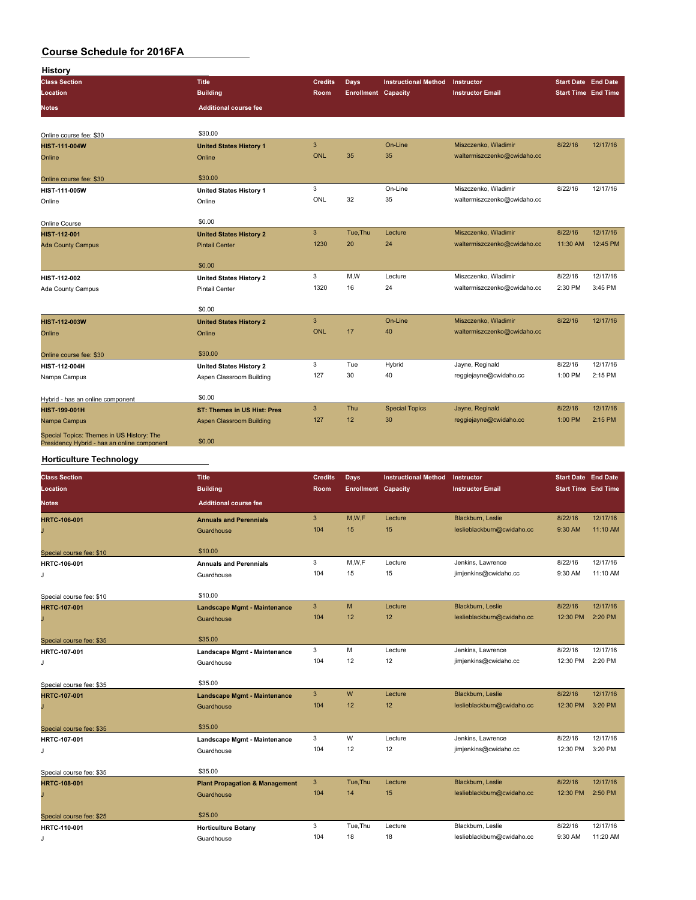# Course Schedule for 2016FA

## History

| Class Section / Location / Notes | Title / Building / Additional course fee | Credits / Room | Days / Enrollment | Instructional Method / Capacity | Instructor / Instructor Email | Start Date / Start Time | End Date / End Time |
|---|---|---|---|---|---|---|---|
| Online course fee: $30 | $30.00 | | | | | | |
| **HIST-111-004W** | **United States History 1** | 3 | | On-Line | Miszczenko, Wladimir | 8/22/16 | 12/17/16 |
| Online | Online | ONL | 35 | 35 | waltermiszczenko@cwidaho.cc | | |
| Online course fee: $30 | $30.00 | | | | | | |
| **HIST-111-005W** | **United States History 1** | 3 | | On-Line | Miszczenko, Wladimir | 8/22/16 | 12/17/16 |
| Online | Online | ONL | 32 | 35 | waltermiszczenko@cwidaho.cc | | |
| Online Course | $0.00 | | | | | | |
| **HIST-112-001** | **United States History 2** | 3 | Tue,Thu | Lecture | Miszczenko, Wladimir | 8/22/16 | 12/17/16 |
| Ada County Campus | Pintail Center | 1230 | 20 | 24 | waltermiszczenko@cwidaho.cc | 11:30 AM | 12:45 PM |
| | $0.00 | | | | | | |
| **HIST-112-002** | **United States History 2** | 3 | M,W | Lecture | Miszczenko, Wladimir | 8/22/16 | 12/17/16 |
| Ada County Campus | Pintail Center | 1320 | 16 | 24 | waltermiszczenko@cwidaho.cc | 2:30 PM | 3:45 PM |
| | $0.00 | | | | | | |
| **HIST-112-003W** | **United States History 2** | 3 | | On-Line | Miszczenko, Wladimir | 8/22/16 | 12/17/16 |
| Online | Online | ONL | 17 | 40 | waltermiszczenko@cwidaho.cc | | |
| Online course fee: $30 | $30.00 | | | | | | |
| **HIST-112-004H** | **United States History 2** | 3 | Tue | Hybrid | Jayne, Reginald | 8/22/16 | 12/17/16 |
| Nampa Campus | Aspen Classroom Building | 127 | 30 | 40 | reggiejayne@cwidaho.cc | 1:00 PM | 2:15 PM |
| Hybrid - has an online component | $0.00 | | | | | | |
| **HIST-199-001H** | **ST: Themes in US Hist: Pres** | 3 | Thu | Special Topics | Jayne, Reginald | 8/22/16 | 12/17/16 |
| Nampa Campus | Aspen Classroom Building | 127 | 12 | 30 | reggiejayne@cwidaho.cc | 1:00 PM | 2:15 PM |
| Special Topics: Themes in US History: The Presidency Hybrid - has an online component | $0.00 | | | | | | |

## Horticulture Technology

| Class Section / Location / Notes | Title / Building / Additional course fee | Credits / Room | Days / Enrollment | Instructional Method / Capacity | Instructor / Instructor Email | Start Date / Start Time | End Date / End Time |
|---|---|---|---|---|---|---|---|
| **HRTC-106-001** | **Annuals and Perennials** | 3 | M,W,F | Lecture | Blackburn, Leslie | 8/22/16 | 12/17/16 |
| J | Guardhouse | 104 | 15 | 15 | leslieblackburn@cwidaho.cc | 9:30 AM | 11:10 AM |
| Special course fee: $10 | $10.00 | | | | | | |
| **HRTC-106-001** | **Annuals and Perennials** | 3 | M,W,F | Lecture | Jenkins, Lawrence | 8/22/16 | 12/17/16 |
| J | Guardhouse | 104 | 15 | 15 | jimjenkins@cwidaho.cc | 9:30 AM | 11:10 AM |
| Special course fee: $10 | $10.00 | | | | | | |
| **HRTC-107-001** | **Landscape Mgmt - Maintenance** | 3 | M | Lecture | Blackburn, Leslie | 8/22/16 | 12/17/16 |
| J | Guardhouse | 104 | 12 | 12 | leslieblackburn@cwidaho.cc | 12:30 PM | 2:20 PM |
| Special course fee: $35 | $35.00 | | | | | | |
| **HRTC-107-001** | **Landscape Mgmt - Maintenance** | 3 | M | Lecture | Jenkins, Lawrence | 8/22/16 | 12/17/16 |
| J | Guardhouse | 104 | 12 | 12 | jimjenkins@cwidaho.cc | 12:30 PM | 2:20 PM |
| Special course fee: $35 | $35.00 | | | | | | |
| **HRTC-107-001** | **Landscape Mgmt - Maintenance** | 3 | W | Lecture | Blackburn, Leslie | 8/22/16 | 12/17/16 |
| J | Guardhouse | 104 | 12 | 12 | leslieblackburn@cwidaho.cc | 12:30 PM | 3:20 PM |
| Special course fee: $35 | $35.00 | | | | | | |
| **HRTC-107-001** | **Landscape Mgmt - Maintenance** | 3 | W | Lecture | Jenkins, Lawrence | 8/22/16 | 12/17/16 |
| J | Guardhouse | 104 | 12 | 12 | jimjenkins@cwidaho.cc | 12:30 PM | 3:20 PM |
| Special course fee: $35 | $35.00 | | | | | | |
| **HRTC-108-001** | **Plant Propagation & Management** | 3 | Tue,Thu | Lecture | Blackburn, Leslie | 8/22/16 | 12/17/16 |
| J | Guardhouse | 104 | 14 | 15 | leslieblackburn@cwidaho.cc | 12:30 PM | 2:50 PM |
| Special course fee: $25 | $25.00 | | | | | | |
| **HRTC-110-001** | **Horticulture Botany** | 3 | Tue,Thu | Lecture | Blackburn, Leslie | 8/22/16 | 12/17/16 |
| J | Guardhouse | 104 | 18 | 18 | leslieblackburn@cwidaho.cc | 9:30 AM | 11:20 AM |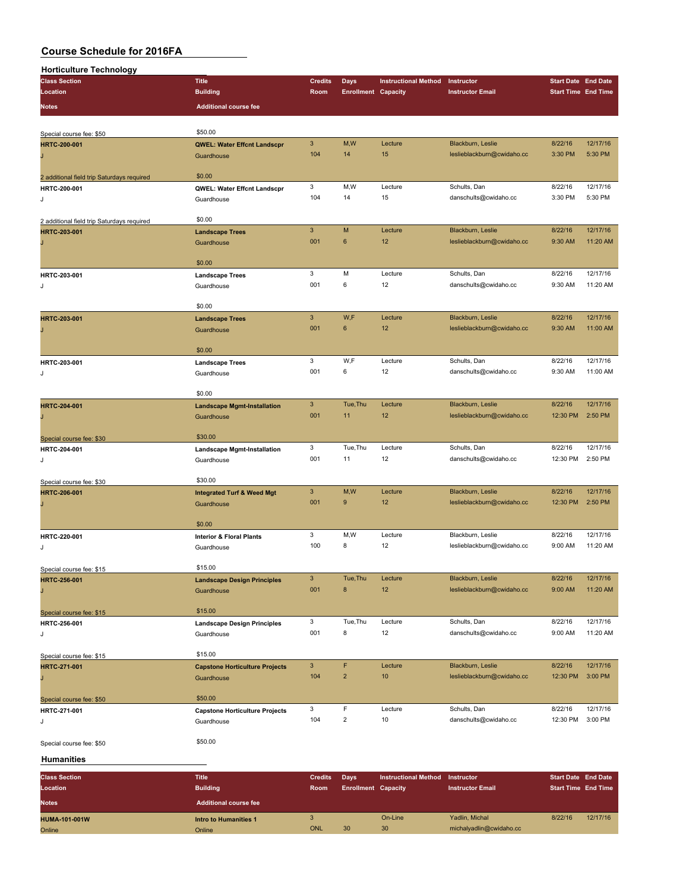# Course Schedule for 2016FA

## Horticulture Technology

| Class Section / Location / Notes | Title / Building / Additional course fee | Credits / Room | Days / Enrollment | Instructional Method / Capacity | Instructor / Instructor Email | Start Date / Start Time | End Date / End Time |
|---|---|---|---|---|---|---|---|
| Special course fee: $50 | $50.00 | | | | | | |
| **HRTC-200-001** | **QWEL: Water Effcnt Landscpr** | 3 | M,W | Lecture | Blackburn, Leslie | 8/22/16 | 12/17/16 |
| J | Guardhouse | 104 | 14 | 15 | leslieblackburn@cwidaho.cc | 3:30 PM | 5:30 PM |
| 2 additional field trip Saturdays required | $0.00 | | | | | | |
| **HRTC-200-001** | **QWEL: Water Effcnt Landscpr** | 3 | M,W | Lecture | Schults, Dan | 8/22/16 | 12/17/16 |
| J | Guardhouse | 104 | 14 | 15 | danschults@cwidaho.cc | 3:30 PM | 5:30 PM |
| 2 additional field trip Saturdays required | $0.00 | | | | | | |
| **HRTC-203-001** | **Landscape Trees** | 3 | M | Lecture | Blackburn, Leslie | 8/22/16 | 12/17/16 |
| J | Guardhouse | 001 | 6 | 12 | leslieblackburn@cwidaho.cc | 9:30 AM | 11:20 AM |
| | $0.00 | | | | | | |
| **HRTC-203-001** | **Landscape Trees** | 3 | M | Lecture | Schults, Dan | 8/22/16 | 12/17/16 |
| J | Guardhouse | 001 | 6 | 12 | danschults@cwidaho.cc | 9:30 AM | 11:20 AM |
| | $0.00 | | | | | | |
| **HRTC-203-001** | **Landscape Trees** | 3 | W,F | Lecture | Blackburn, Leslie | 8/22/16 | 12/17/16 |
| J | Guardhouse | 001 | 6 | 12 | leslieblackburn@cwidaho.cc | 9:30 AM | 11:00 AM |
| | $0.00 | | | | | | |
| **HRTC-203-001** | **Landscape Trees** | 3 | W,F | Lecture | Schults, Dan | 8/22/16 | 12/17/16 |
| J | Guardhouse | 001 | 6 | 12 | danschults@cwidaho.cc | 9:30 AM | 11:00 AM |
| | $0.00 | | | | | | |
| **HRTC-204-001** | **Landscape Mgmt-Installation** | 3 | Tue,Thu | Lecture | Blackburn, Leslie | 8/22/16 | 12/17/16 |
| J | Guardhouse | 001 | 11 | 12 | leslieblackburn@cwidaho.cc | 12:30 PM | 2:50 PM |
| Special course fee: $30 | $30.00 | | | | | | |
| **HRTC-204-001** | **Landscape Mgmt-Installation** | 3 | Tue,Thu | Lecture | Schults, Dan | 8/22/16 | 12/17/16 |
| J | Guardhouse | 001 | 11 | 12 | danschults@cwidaho.cc | 12:30 PM | 2:50 PM |
| Special course fee: $30 | $30.00 | | | | | | |
| **HRTC-206-001** | **Integrated Turf & Weed Mgt** | 3 | M,W | Lecture | Blackburn, Leslie | 8/22/16 | 12/17/16 |
| J | Guardhouse | 001 | 9 | 12 | leslieblackburn@cwidaho.cc | 12:30 PM | 2:50 PM |
| | $0.00 | | | | | | |
| **HRTC-220-001** | **Interior & Floral Plants** | 3 | M,W | Lecture | Blackburn, Leslie | 8/22/16 | 12/17/16 |
| J | Guardhouse | 100 | 8 | 12 | leslieblackburn@cwidaho.cc | 9:00 AM | 11:20 AM |
| Special course fee: $15 | $15.00 | | | | | | |
| **HRTC-256-001** | **Landscape Design Principles** | 3 | Tue,Thu | Lecture | Blackburn, Leslie | 8/22/16 | 12/17/16 |
| J | Guardhouse | 001 | 8 | 12 | leslieblackburn@cwidaho.cc | 9:00 AM | 11:20 AM |
| Special course fee: $15 | $15.00 | | | | | | |
| **HRTC-256-001** | **Landscape Design Principles** | 3 | Tue,Thu | Lecture | Schults, Dan | 8/22/16 | 12/17/16 |
| J | Guardhouse | 001 | 8 | 12 | danschults@cwidaho.cc | 9:00 AM | 11:20 AM |
| Special course fee: $15 | $15.00 | | | | | | |
| **HRTC-271-001** | **Capstone Horticulture Projects** | 3 | F | Lecture | Blackburn, Leslie | 8/22/16 | 12/17/16 |
| J | Guardhouse | 104 | 2 | 10 | leslieblackburn@cwidaho.cc | 12:30 PM | 3:00 PM |
| Special course fee: $50 | $50.00 | | | | | | |
| **HRTC-271-001** | **Capstone Horticulture Projects** | 3 | F | Lecture | Schults, Dan | 8/22/16 | 12/17/16 |
| J | Guardhouse | 104 | 2 | 10 | danschults@cwidaho.cc | 12:30 PM | 3:00 PM |
| Special course fee: $50 | $50.00 | | | | | | |

## Humanities

| Class Section / Location / Notes | Title / Building / Additional course fee | Credits / Room | Days / Enrollment | Instructional Method / Capacity | Instructor / Instructor Email | Start Date / Start Time | End Date / End Time |
|---|---|---|---|---|---|---|---|
| **HUMA-101-001W** | **Intro to Humanities 1** | 3 | | On-Line | Yadlin, Michal | 8/22/16 | 12/17/16 |
| Online | Online | ONL | 30 | 30 | michalyadlin@cwidaho.cc | | |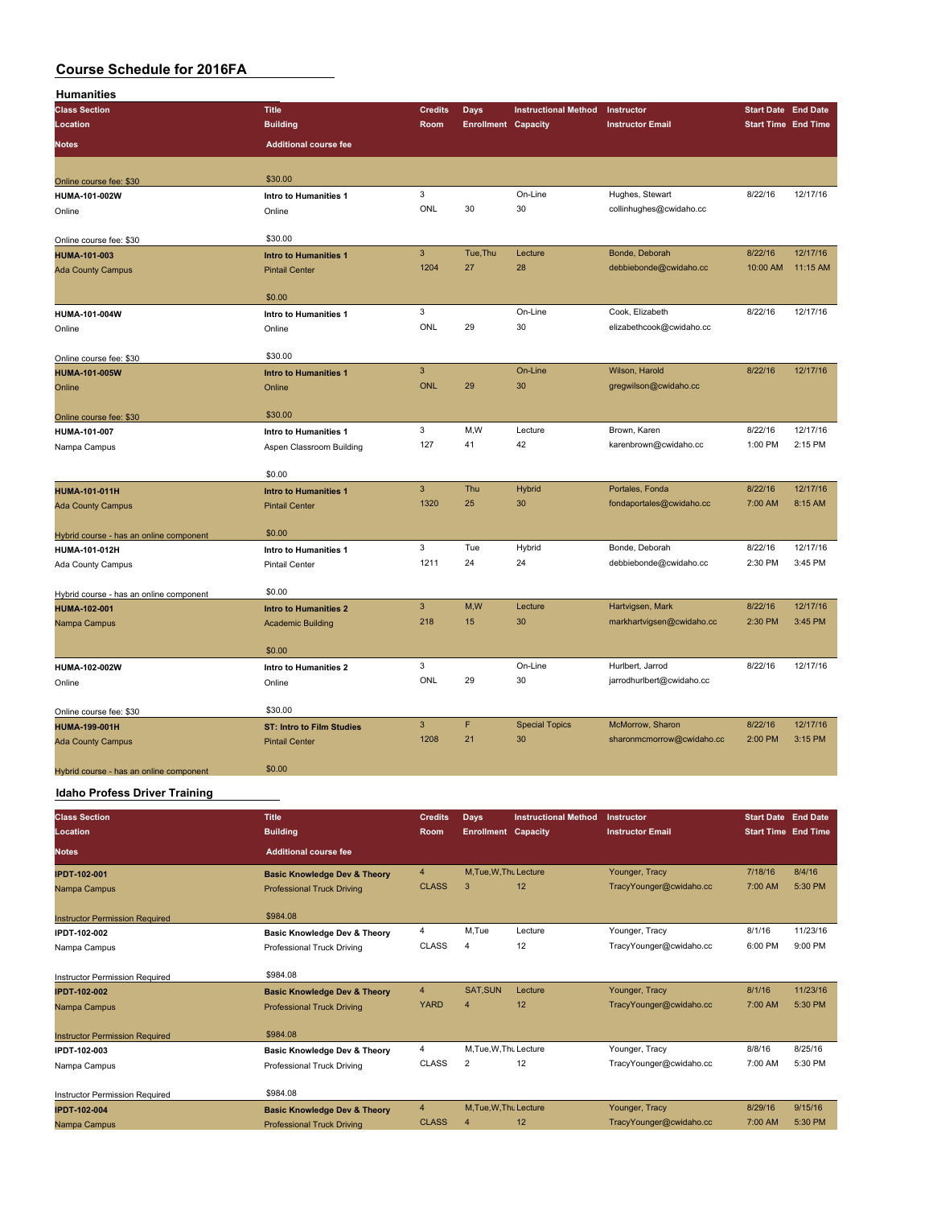# Course Schedule for 2016FA

## Humanities

| Class Section / Location / Notes | Title / Building / Additional course fee | Credits / Room | Days / Enrollment | Instructional Method / Capacity | Instructor / Instructor Email | Start Date / Start Time | End Date / End Time |
|---|---|---|---|---|---|---|---|
| Online course fee: $30 | $30.00 | | | | | | |
| HUMA-101-002W | Intro to Humanities 1 | 3 | | On-Line | Hughes, Stewart | 8/22/16 | 12/17/16 |
| Online | Online | ONL | 30 | 30 | collinhughes@cwidaho.cc | | |
| Online course fee: $30 | $30.00 | | | | | | |
| **HUMA-101-003** | **Intro to Humanities 1** | 3 | Tue,Thu | Lecture | Bonde, Deborah | 8/22/16 | 12/17/16 |
| Ada County Campus | Pintail Center | 1204 | 27 | 28 | debbiebonde@cwidaho.cc | 10:00 AM | 11:15 AM |
| | $0.00 | | | | | | |
| **HUMA-101-004W** | **Intro to Humanities 1** | 3 | | On-Line | Cook, Elizabeth | 8/22/16 | 12/17/16 |
| Online | Online | ONL | 29 | 30 | elizabethcook@cwidaho.cc | | |
| Online course fee: $30 | $30.00 | | | | | | |
| **HUMA-101-005W** | **Intro to Humanities 1** | 3 | | On-Line | Wilson, Harold | 8/22/16 | 12/17/16 |
| Online | Online | ONL | 29 | 30 | gregwilson@cwidaho.cc | | |
| Online course fee: $30 | $30.00 | | | | | | |
| **HUMA-101-007** | **Intro to Humanities 1** | 3 | M,W | Lecture | Brown, Karen | 8/22/16 | 12/17/16 |
| Nampa Campus | Aspen Classroom Building | 127 | 41 | 42 | karenbrown@cwidaho.cc | 1:00 PM | 2:15 PM |
| | $0.00 | | | | | | |
| **HUMA-101-011H** | **Intro to Humanities 1** | 3 | Thu | Hybrid | Portales, Fonda | 8/22/16 | 12/17/16 |
| Ada County Campus | Pintail Center | 1320 | 25 | 30 | fondaportales@cwidaho.cc | 7:00 AM | 8:15 AM |
| Hybrid course - has an online component | $0.00 | | | | | | |
| **HUMA-101-012H** | **Intro to Humanities 1** | 3 | Tue | Hybrid | Bonde, Deborah | 8/22/16 | 12/17/16 |
| Ada County Campus | Pintail Center | 1211 | 24 | 24 | debbiebonde@cwidaho.cc | 2:30 PM | 3:45 PM |
| Hybrid course - has an online component | $0.00 | | | | | | |
| **HUMA-102-001** | **Intro to Humanities 2** | 3 | M,W | Lecture | Hartvigsen, Mark | 8/22/16 | 12/17/16 |
| Nampa Campus | Academic Building | 218 | 15 | 30 | markhartvigsen@cwidaho.cc | 2:30 PM | 3:45 PM |
| | $0.00 | | | | | | |
| **HUMA-102-002W** | **Intro to Humanities 2** | 3 | | On-Line | Hurlbert, Jarrod | 8/22/16 | 12/17/16 |
| Online | Online | ONL | 29 | 30 | jarrodhurlbert@cwidaho.cc | | |
| Online course fee: $30 | $30.00 | | | | | | |
| **HUMA-199-001H** | **ST: Intro to Film Studies** | 3 | F | Special Topics | McMorrow, Sharon | 8/22/16 | 12/17/16 |
| Ada County Campus | Pintail Center | 1208 | 21 | 30 | sharonmcmorrow@cwidaho.cc | 2:00 PM | 3:15 PM |
| Hybrid course - has an online component | $0.00 | | | | | | |

## Idaho Profess Driver Training

| Class Section / Location / Notes | Title / Building / Additional course fee | Credits / Room | Days / Enrollment | Instructional Method / Capacity | Instructor / Instructor Email | Start Date / Start Time | End Date / End Time |
|---|---|---|---|---|---|---|---|
| **IPDT-102-001** | **Basic Knowledge Dev & Theory** | 4 | M,Tue,W,Thu | Lecture | Younger, Tracy | 7/18/16 | 8/4/16 |
| Nampa Campus | Professional Truck Driving | CLASS | 3 | 12 | TracyYounger@cwidaho.cc | 7:00 AM | 5:30 PM |
| Instructor Permission Required | $984.08 | | | | | | |
| **IPDT-102-002** | **Basic Knowledge Dev & Theory** | 4 | M,Tue | Lecture | Younger, Tracy | 8/1/16 | 11/23/16 |
| Nampa Campus | Professional Truck Driving | CLASS | 4 | 12 | TracyYounger@cwidaho.cc | 6:00 PM | 9:00 PM |
| Instructor Permission Required | $984.08 | | | | | | |
| **IPDT-102-002** | **Basic Knowledge Dev & Theory** | 4 | SAT,SUN | Lecture | Younger, Tracy | 8/1/16 | 11/23/16 |
| Nampa Campus | Professional Truck Driving | YARD | 4 | 12 | TracyYounger@cwidaho.cc | 7:00 AM | 5:30 PM |
| Instructor Permission Required | $984.08 | | | | | | |
| **IPDT-102-003** | **Basic Knowledge Dev & Theory** | 4 | M,Tue,W,Thu | Lecture | Younger, Tracy | 8/8/16 | 8/25/16 |
| Nampa Campus | Professional Truck Driving | CLASS | 2 | 12 | TracyYounger@cwidaho.cc | 7:00 AM | 5:30 PM |
| Instructor Permission Required | $984.08 | | | | | | |
| **IPDT-102-004** | **Basic Knowledge Dev & Theory** | 4 | M,Tue,W,Thu | Lecture | Younger, Tracy | 8/29/16 | 9/15/16 |
| Nampa Campus | Professional Truck Driving | CLASS | 4 | 12 | TracyYounger@cwidaho.cc | 7:00 AM | 5:30 PM |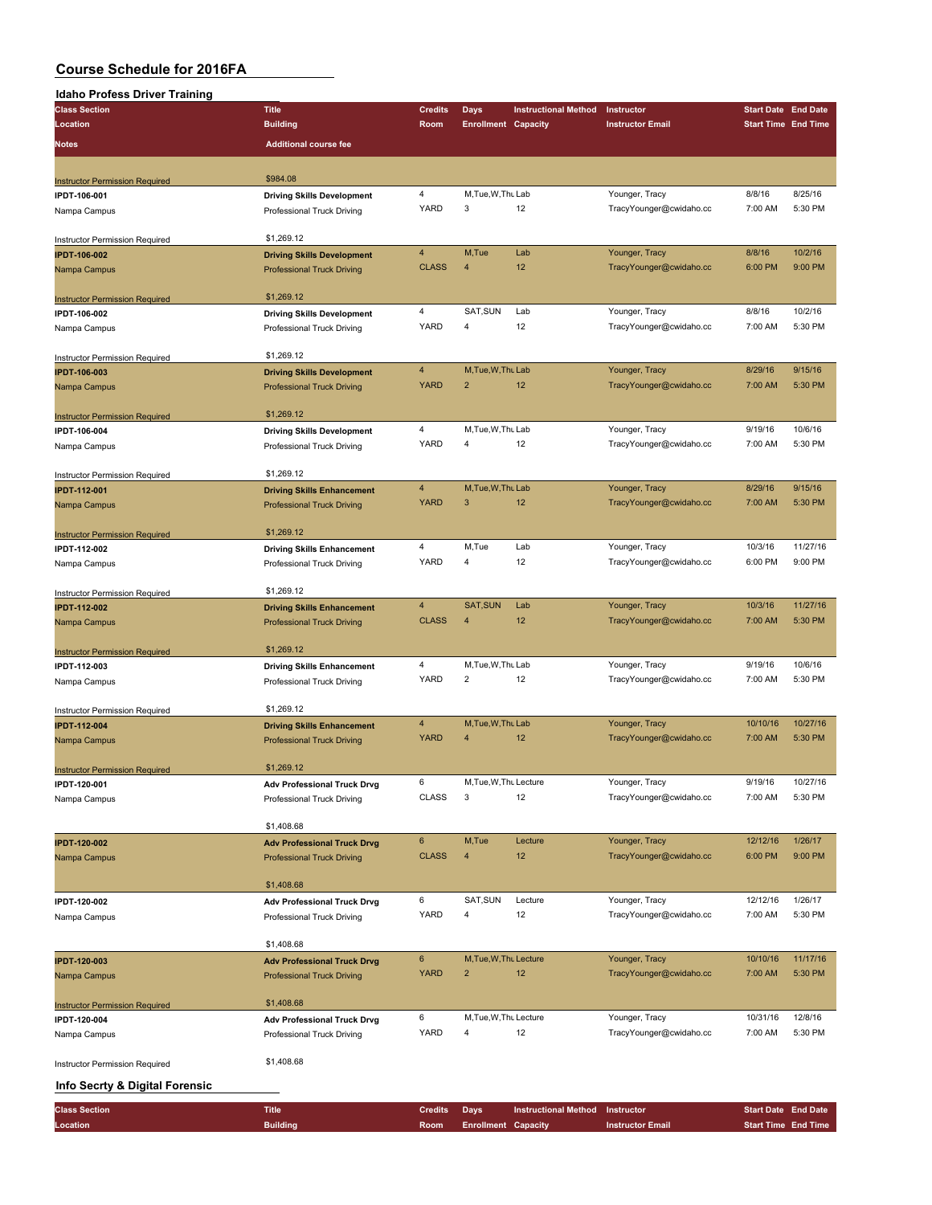# Course Schedule for 2016FA

## Idaho Profess Driver Training

| Class Section / Location / Notes | Title / Building / Additional course fee | Credits / Room | Days / Enrollment | Instructional Method / Capacity | Instructor / Instructor Email | Start Date / Start Time | End Date / End Time |
|---|---|---|---|---|---|---|---|
| Instructor Permission Required | $984.08 | | | | | | |
| IPDT-106-001 | Driving Skills Development | 4 | M,Tue,W,Thu | Lab | Younger, Tracy | 8/8/16 | 8/25/16 |
| Nampa Campus | Professional Truck Driving | YARD | 3 | 12 | TracyYounger@cwidaho.cc | 7:00 AM | 5:30 PM |
| Instructor Permission Required | $1,269.12 | | | | | | |
| IPDT-106-002 | Driving Skills Development | 4 | M,Tue | Lab | Younger, Tracy | 8/8/16 | 10/2/16 |
| Nampa Campus | Professional Truck Driving | CLASS | 4 | 12 | TracyYounger@cwidaho.cc | 6:00 PM | 9:00 PM |
| Instructor Permission Required | $1,269.12 | | | | | | |
| IPDT-106-002 | Driving Skills Development | 4 | SAT,SUN | Lab | Younger, Tracy | 8/8/16 | 10/2/16 |
| Nampa Campus | Professional Truck Driving | YARD | 4 | 12 | TracyYounger@cwidaho.cc | 7:00 AM | 5:30 PM |
| Instructor Permission Required | $1,269.12 | | | | | | |
| IPDT-106-003 | Driving Skills Development | 4 | M,Tue,W,Thu | Lab | Younger, Tracy | 8/29/16 | 9/15/16 |
| Nampa Campus | Professional Truck Driving | YARD | 2 | 12 | TracyYounger@cwidaho.cc | 7:00 AM | 5:30 PM |
| Instructor Permission Required | $1,269.12 | | | | | | |
| IPDT-106-004 | Driving Skills Development | 4 | M,Tue,W,Thu | Lab | Younger, Tracy | 9/19/16 | 10/6/16 |
| Nampa Campus | Professional Truck Driving | YARD | 4 | 12 | TracyYounger@cwidaho.cc | 7:00 AM | 5:30 PM |
| Instructor Permission Required | $1,269.12 | | | | | | |
| IPDT-112-001 | Driving Skills Enhancement | 4 | M,Tue,W,Thu | Lab | Younger, Tracy | 8/29/16 | 9/15/16 |
| Nampa Campus | Professional Truck Driving | YARD | 3 | 12 | TracyYounger@cwidaho.cc | 7:00 AM | 5:30 PM |
| Instructor Permission Required | $1,269.12 | | | | | | |
| IPDT-112-002 | Driving Skills Enhancement | 4 | M,Tue | Lab | Younger, Tracy | 10/3/16 | 11/27/16 |
| Nampa Campus | Professional Truck Driving | YARD | 4 | 12 | TracyYounger@cwidaho.cc | 6:00 PM | 9:00 PM |
| Instructor Permission Required | $1,269.12 | | | | | | |
| IPDT-112-002 | Driving Skills Enhancement | 4 | SAT,SUN | Lab | Younger, Tracy | 10/3/16 | 11/27/16 |
| Nampa Campus | Professional Truck Driving | CLASS | 4 | 12 | TracyYounger@cwidaho.cc | 7:00 AM | 5:30 PM |
| Instructor Permission Required | $1,269.12 | | | | | | |
| IPDT-112-003 | Driving Skills Enhancement | 4 | M,Tue,W,Thu | Lab | Younger, Tracy | 9/19/16 | 10/6/16 |
| Nampa Campus | Professional Truck Driving | YARD | 2 | 12 | TracyYounger@cwidaho.cc | 7:00 AM | 5:30 PM |
| Instructor Permission Required | $1,269.12 | | | | | | |
| IPDT-112-004 | Driving Skills Enhancement | 4 | M,Tue,W,Thu | Lab | Younger, Tracy | 10/10/16 | 10/27/16 |
| Nampa Campus | Professional Truck Driving | YARD | 4 | 12 | TracyYounger@cwidaho.cc | 7:00 AM | 5:30 PM |
| Instructor Permission Required | $1,269.12 | | | | | | |
| IPDT-120-001 | Adv Professional Truck Drvg | 6 | M,Tue,W,Thu | Lecture | Younger, Tracy | 9/19/16 | 10/27/16 |
| Nampa Campus | Professional Truck Driving | CLASS | 3 | 12 | TracyYounger@cwidaho.cc | 7:00 AM | 5:30 PM |
| | $1,408.68 | | | | | | |
| IPDT-120-002 | Adv Professional Truck Drvg | 6 | M,Tue | Lecture | Younger, Tracy | 12/12/16 | 1/26/17 |
| Nampa Campus | Professional Truck Driving | CLASS | 4 | 12 | TracyYounger@cwidaho.cc | 6:00 PM | 9:00 PM |
| | $1,408.68 | | | | | | |
| IPDT-120-002 | Adv Professional Truck Drvg | 6 | SAT,SUN | Lecture | Younger, Tracy | 12/12/16 | 1/26/17 |
| Nampa Campus | Professional Truck Driving | YARD | 4 | 12 | TracyYounger@cwidaho.cc | 7:00 AM | 5:30 PM |
| | $1,408.68 | | | | | | |
| IPDT-120-003 | Adv Professional Truck Drvg | 6 | M,Tue,W,Thu | Lecture | Younger, Tracy | 10/10/16 | 11/17/16 |
| Nampa Campus | Professional Truck Driving | YARD | 2 | 12 | TracyYounger@cwidaho.cc | 7:00 AM | 5:30 PM |
| Instructor Permission Required | $1,408.68 | | | | | | |
| IPDT-120-004 | Adv Professional Truck Drvg | 6 | M,Tue,W,Thu | Lecture | Younger, Tracy | 10/31/16 | 12/8/16 |
| Nampa Campus | Professional Truck Driving | YARD | 4 | 12 | TracyYounger@cwidaho.cc | 7:00 AM | 5:30 PM |
| Instructor Permission Required | $1,408.68 | | | | | | |

## Info Secrty & Digital Forensic

| Class Section / Location | Title / Building | Credits / Room | Days / Enrollment | Instructional Method / Capacity | Instructor / Instructor Email | Start Date / Start Time | End Date / End Time |
|---|---|---|---|---|---|---|---|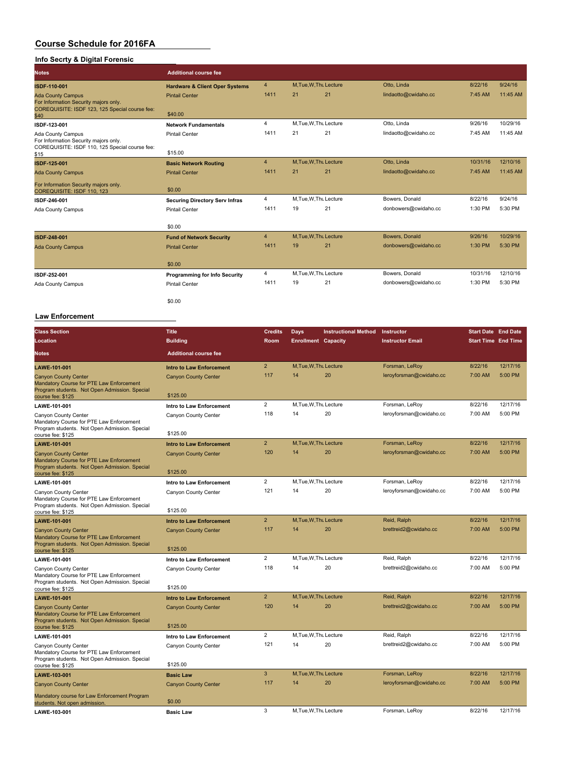# Course Schedule for 2016FA

## Info Secrty & Digital Forensic

| Class Section / Location / Notes | Title / Building / Additional course fee | Credits / Room | Days / Enrollment | Instructional Method / Capacity | Instructor / Instructor Email | Start Date / Start Time | End Date / End Time |
|---|---|---|---|---|---|---|---|
| ISDF-110-001<br>Ada County Campus<br>For Information Security majors only. COREQUISITE: ISDF 123, 125 Special course fee: $40 | Hardware & Client Oper Systems<br>Pintail Center<br>$40.00 | 4<br>1411 | M,Tue,W,Thu<br>21 | Lecture<br>21 | Otto, Linda<br>lindaotto@cwidaho.cc | 8/22/16<br>7:45 AM | 9/24/16<br>11:45 AM |
| ISDF-123-001<br>Ada County Campus<br>For Information Security majors only. COREQUISITE: ISDF 110, 125 Special course fee: $15 | Network Fundamentals<br>Pintail Center<br>$15.00 | 4<br>1411 | M,Tue,W,Thu<br>21 | Lecture<br>21 | Otto, Linda<br>lindaotto@cwidaho.cc | 9/26/16<br>7:45 AM | 10/29/16<br>11:45 AM |
| ISDF-125-001<br>Ada County Campus<br>For Information Security majors only. COREQUISITE: ISDF 110, 123 | Basic Network Routing<br>Pintail Center<br>$0.00 | 4<br>1411 | M,Tue,W,Thu<br>21 | Lecture<br>21 | Otto, Linda<br>lindaotto@cwidaho.cc | 10/31/16<br>7:45 AM | 12/10/16<br>11:45 AM |
| ISDF-246-001<br>Ada County Campus | Securing Directory Serv Infras<br>Pintail Center<br>$0.00 | 4<br>1411 | M,Tue,W,Thu<br>19 | Lecture<br>21 | Bowers, Donald<br>donbowers@cwidaho.cc | 8/22/16<br>1:30 PM | 9/24/16<br>5:30 PM |
| ISDF-248-001<br>Ada County Campus | Fund of Network Security<br>Pintail Center<br>$0.00 | 4<br>1411 | M,Tue,W,Thu<br>19 | Lecture<br>21 | Bowers, Donald<br>donbowers@cwidaho.cc | 9/26/16<br>1:30 PM | 10/29/16<br>5:30 PM |
| ISDF-252-001<br>Ada County Campus | Programming for Info Security<br>Pintail Center<br>$0.00 | 4<br>1411 | M,Tue,W,Thu<br>19 | Lecture<br>21 | Bowers, Donald<br>donbowers@cwidaho.cc | 10/31/16<br>1:30 PM | 12/10/16<br>5:30 PM |

## Law Enforcement

| Class Section / Location / Notes | Title / Building / Additional course fee | Credits / Room | Days / Enrollment | Instructional Method / Capacity | Instructor / Instructor Email | Start Date / Start Time | End Date / End Time |
|---|---|---|---|---|---|---|---|
| LAWE-101-001<br>Canyon County Center<br>Mandatory Course for PTE Law Enforcement Program students. Not Open Admission. Special course fee: $125 | Intro to Law Enforcement<br>Canyon County Center<br>$125.00 | 2<br>117 | M,Tue,W,Thu<br>14 | Lecture<br>20 | Forsman, LeRoy<br>leroyforsman@cwidaho.cc | 8/22/16<br>7:00 AM | 12/17/16<br>5:00 PM |
| LAWE-101-001<br>Canyon County Center<br>Mandatory Course for PTE Law Enforcement Program students. Not Open Admission. Special course fee: $125 | Intro to Law Enforcement<br>Canyon County Center<br>$125.00 | 2<br>118 | M,Tue,W,Thu<br>14 | Lecture<br>20 | Forsman, LeRoy<br>leroyforsman@cwidaho.cc | 8/22/16<br>7:00 AM | 12/17/16<br>5:00 PM |
| LAWE-101-001<br>Canyon County Center<br>Mandatory Course for PTE Law Enforcement Program students. Not Open Admission. Special course fee: $125 | Intro to Law Enforcement<br>Canyon County Center<br>$125.00 | 2<br>120 | M,Tue,W,Thu<br>14 | Lecture<br>20 | Forsman, LeRoy<br>leroyforsman@cwidaho.cc | 8/22/16<br>7:00 AM | 12/17/16<br>5:00 PM |
| LAWE-101-001<br>Canyon County Center<br>Mandatory Course for PTE Law Enforcement Program students. Not Open Admission. Special course fee: $125 | Intro to Law Enforcement<br>Canyon County Center<br>$125.00 | 2<br>121 | M,Tue,W,Thu<br>14 | Lecture<br>20 | Forsman, LeRoy<br>leroyforsman@cwidaho.cc | 8/22/16<br>7:00 AM | 12/17/16<br>5:00 PM |
| LAWE-101-001<br>Canyon County Center<br>Mandatory Course for PTE Law Enforcement Program students. Not Open Admission. Special course fee: $125 | Intro to Law Enforcement<br>Canyon County Center<br>$125.00 | 2<br>117 | M,Tue,W,Thu<br>14 | Lecture<br>20 | Reid, Ralph<br>brettreid2@cwidaho.cc | 8/22/16<br>7:00 AM | 12/17/16<br>5:00 PM |
| LAWE-101-001<br>Canyon County Center<br>Mandatory Course for PTE Law Enforcement Program students. Not Open Admission. Special course fee: $125 | Intro to Law Enforcement<br>Canyon County Center<br>$125.00 | 2<br>118 | M,Tue,W,Thu<br>14 | Lecture<br>20 | Reid, Ralph<br>brettreid2@cwidaho.cc | 8/22/16<br>7:00 AM | 12/17/16<br>5:00 PM |
| LAWE-101-001<br>Canyon County Center<br>Mandatory Course for PTE Law Enforcement Program students. Not Open Admission. Special course fee: $125 | Intro to Law Enforcement<br>Canyon County Center<br>$125.00 | 2<br>120 | M,Tue,W,Thu<br>14 | Lecture<br>20 | Reid, Ralph<br>brettreid2@cwidaho.cc | 8/22/16<br>7:00 AM | 12/17/16<br>5:00 PM |
| LAWE-101-001<br>Canyon County Center<br>Mandatory Course for PTE Law Enforcement Program students. Not Open Admission. Special course fee: $125 | Intro to Law Enforcement<br>Canyon County Center<br>$125.00 | 2<br>121 | M,Tue,W,Thu<br>14 | Lecture<br>20 | Reid, Ralph<br>brettreid2@cwidaho.cc | 8/22/16<br>7:00 AM | 12/17/16<br>5:00 PM |
| LAWE-103-001<br>Canyon County Center<br>Mandatory course for Law Enforcement Program students. Not open admission. | Basic Law<br>Canyon County Center<br>$0.00 | 3<br>117 | M,Tue,W,Thu<br>14 | Lecture<br>20 | Forsman, LeRoy<br>leroyforsman@cwidaho.cc | 8/22/16<br>7:00 AM | 12/17/16<br>5:00 PM |
| LAWE-103-001 | Basic Law | 3 | M,Tue,W,Thu | Lecture | Forsman, LeRoy | 8/22/16 | 12/17/16 |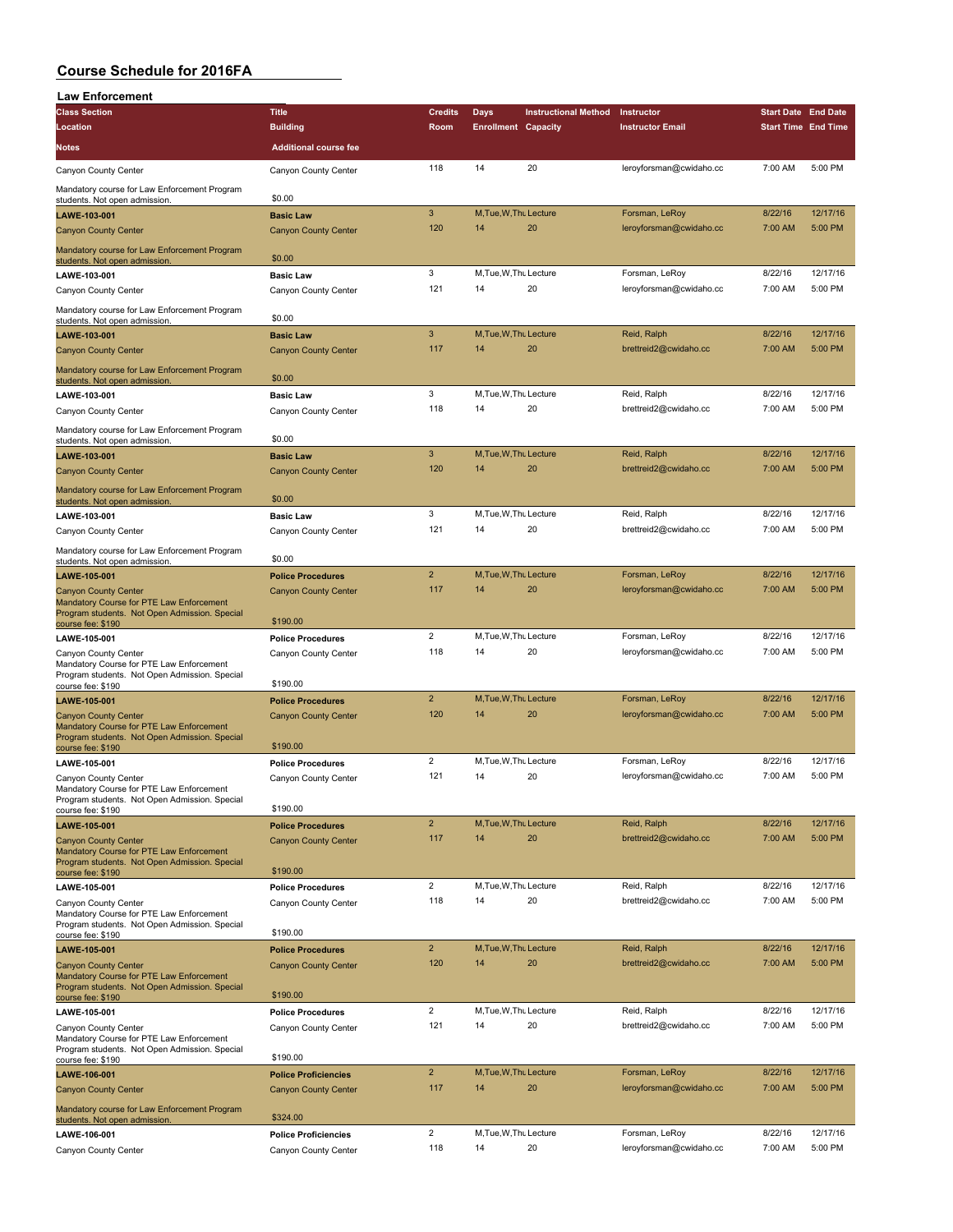# Course Schedule for 2016FA

## Law Enforcement

| Class Section / Location / Notes | Title / Building / Additional course fee | Credits / Room | Days / Enrollment | Instructional Method / Capacity | Instructor / Instructor Email | Start Date / Start Time | End Date / End Time |
|---|---|---|---|---|---|---|---|
| Canyon County Center | Canyon County Center | 118 | 14 | 20 | leroyforsman@cwidaho.cc | 7:00 AM | 5:00 PM |
| Mandatory course for Law Enforcement Program students. Not open admission. | $0.00 | | | | | | |
| **LAWE-103-001** | **Basic Law** | 3 | M,Tue,W,Thu | Lecture | Forsman, LeRoy | 8/22/16 | 12/17/16 |
| Canyon County Center | Canyon County Center | 120 | 14 | 20 | leroyforsman@cwidaho.cc | 7:00 AM | 5:00 PM |
| Mandatory course for Law Enforcement Program students. Not open admission. | $0.00 | | | | | | |
| **LAWE-103-001** | **Basic Law** | 3 | M,Tue,W,Thu | Lecture | Forsman, LeRoy | 8/22/16 | 12/17/16 |
| Canyon County Center | Canyon County Center | 121 | 14 | 20 | leroyforsman@cwidaho.cc | 7:00 AM | 5:00 PM |
| Mandatory course for Law Enforcement Program students. Not open admission. | $0.00 | | | | | | |
| **LAWE-103-001** | **Basic Law** | 3 | M,Tue,W,Thu | Lecture | Reid, Ralph | 8/22/16 | 12/17/16 |
| Canyon County Center | Canyon County Center | 117 | 14 | 20 | brettreid2@cwidaho.cc | 7:00 AM | 5:00 PM |
| Mandatory course for Law Enforcement Program students. Not open admission. | $0.00 | | | | | | |
| **LAWE-103-001** | **Basic Law** | 3 | M,Tue,W,Thu | Lecture | Reid, Ralph | 8/22/16 | 12/17/16 |
| Canyon County Center | Canyon County Center | 118 | 14 | 20 | brettreid2@cwidaho.cc | 7:00 AM | 5:00 PM |
| Mandatory course for Law Enforcement Program students. Not open admission. | $0.00 | | | | | | |
| **LAWE-103-001** | **Basic Law** | 3 | M,Tue,W,Thu | Lecture | Reid, Ralph | 8/22/16 | 12/17/16 |
| Canyon County Center | Canyon County Center | 120 | 14 | 20 | brettreid2@cwidaho.cc | 7:00 AM | 5:00 PM |
| Mandatory course for Law Enforcement Program students. Not open admission. | $0.00 | | | | | | |
| **LAWE-103-001** | **Basic Law** | 3 | M,Tue,W,Thu | Lecture | Reid, Ralph | 8/22/16 | 12/17/16 |
| Canyon County Center | Canyon County Center | 121 | 14 | 20 | brettreid2@cwidaho.cc | 7:00 AM | 5:00 PM |
| Mandatory course for Law Enforcement Program students. Not open admission. | $0.00 | | | | | | |
| **LAWE-105-001** | **Police Procedures** | 2 | M,Tue,W,Thu | Lecture | Forsman, LeRoy | 8/22/16 | 12/17/16 |
| Canyon County Center | Canyon County Center | 117 | 14 | 20 | leroyforsman@cwidaho.cc | 7:00 AM | 5:00 PM |
| Mandatory Course for PTE Law Enforcement Program students. Not Open Admission. Special course fee: $190 | $190.00 | | | | | | |
| **LAWE-105-001** | **Police Procedures** | 2 | M,Tue,W,Thu | Lecture | Forsman, LeRoy | 8/22/16 | 12/17/16 |
| Canyon County Center | Canyon County Center | 118 | 14 | 20 | leroyforsman@cwidaho.cc | 7:00 AM | 5:00 PM |
| Mandatory Course for PTE Law Enforcement Program students. Not Open Admission. Special course fee: $190 | $190.00 | | | | | | |
| **LAWE-105-001** | **Police Procedures** | 2 | M,Tue,W,Thu | Lecture | Forsman, LeRoy | 8/22/16 | 12/17/16 |
| Canyon County Center | Canyon County Center | 120 | 14 | 20 | leroyforsman@cwidaho.cc | 7:00 AM | 5:00 PM |
| Mandatory Course for PTE Law Enforcement Program students. Not Open Admission. Special course fee: $190 | $190.00 | | | | | | |
| **LAWE-105-001** | **Police Procedures** | 2 | M,Tue,W,Thu | Lecture | Forsman, LeRoy | 8/22/16 | 12/17/16 |
| Canyon County Center | Canyon County Center | 121 | 14 | 20 | leroyforsman@cwidaho.cc | 7:00 AM | 5:00 PM |
| Mandatory Course for PTE Law Enforcement Program students. Not Open Admission. Special course fee: $190 | $190.00 | | | | | | |
| **LAWE-105-001** | **Police Procedures** | 2 | M,Tue,W,Thu | Lecture | Reid, Ralph | 8/22/16 | 12/17/16 |
| Canyon County Center | Canyon County Center | 117 | 14 | 20 | brettreid2@cwidaho.cc | 7:00 AM | 5:00 PM |
| Mandatory Course for PTE Law Enforcement Program students. Not Open Admission. Special course fee: $190 | $190.00 | | | | | | |
| **LAWE-105-001** | **Police Procedures** | 2 | M,Tue,W,Thu | Lecture | Reid, Ralph | 8/22/16 | 12/17/16 |
| Canyon County Center | Canyon County Center | 118 | 14 | 20 | brettreid2@cwidaho.cc | 7:00 AM | 5:00 PM |
| Mandatory Course for PTE Law Enforcement Program students. Not Open Admission. Special course fee: $190 | $190.00 | | | | | | |
| **LAWE-105-001** | **Police Procedures** | 2 | M,Tue,W,Thu | Lecture | Reid, Ralph | 8/22/16 | 12/17/16 |
| Canyon County Center | Canyon County Center | 120 | 14 | 20 | brettreid2@cwidaho.cc | 7:00 AM | 5:00 PM |
| Mandatory Course for PTE Law Enforcement Program students. Not Open Admission. Special course fee: $190 | $190.00 | | | | | | |
| **LAWE-105-001** | **Police Procedures** | 2 | M,Tue,W,Thu | Lecture | Reid, Ralph | 8/22/16 | 12/17/16 |
| Canyon County Center | Canyon County Center | 121 | 14 | 20 | brettreid2@cwidaho.cc | 7:00 AM | 5:00 PM |
| Mandatory Course for PTE Law Enforcement Program students. Not Open Admission. Special course fee: $190 | $190.00 | | | | | | |
| **LAWE-106-001** | **Police Proficiencies** | 2 | M,Tue,W,Thu | Lecture | Forsman, LeRoy | 8/22/16 | 12/17/16 |
| Canyon County Center | Canyon County Center | 117 | 14 | 20 | leroyforsman@cwidaho.cc | 7:00 AM | 5:00 PM |
| Mandatory course for Law Enforcement Program students. Not open admission. | $324.00 | | | | | | |
| **LAWE-106-001** | **Police Proficiencies** | 2 | M,Tue,W,Thu | Lecture | Forsman, LeRoy | 8/22/16 | 12/17/16 |
| Canyon County Center | Canyon County Center | 118 | 14 | 20 | leroyforsman@cwidaho.cc | 7:00 AM | 5:00 PM |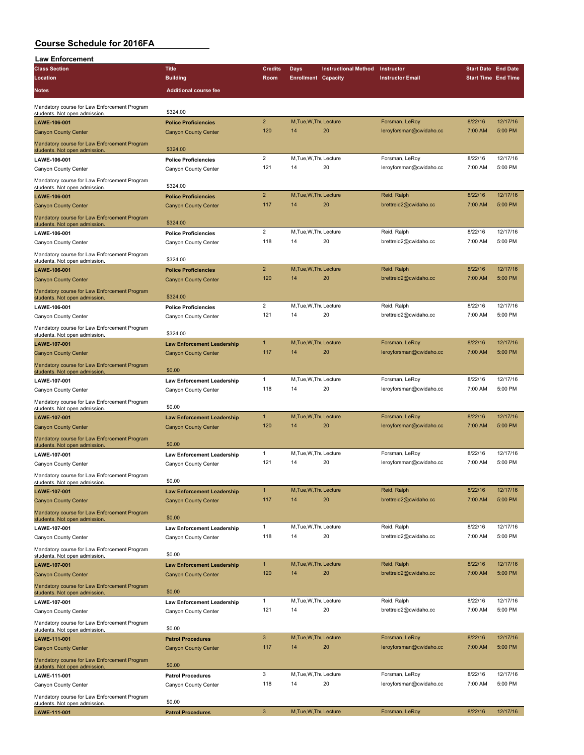# Course Schedule for 2016FA

## Law Enforcement

| Class Section / Location / Notes | Title / Building / Additional course fee | Credits / Room | Days / Enrollment | Instructional Method / Capacity | Instructor / Instructor Email | Start Date / Start Time | End Date / End Time |
|---|---|---|---|---|---|---|---|
| Mandatory course for Law Enforcement Program students. Not open admission. | $324.00 | | | | | | |
| **LAWE-106-001** | **Police Proficiencies** | 2 | M,Tue,W,Thu | Lecture | Forsman, LeRoy | 8/22/16 | 12/17/16 |
| Canyon County Center | Canyon County Center | 120 | 14 | 20 | leroyforsman@cwidaho.cc | 7:00 AM | 5:00 PM |
| Mandatory course for Law Enforcement Program students. Not open admission. | $324.00 | | | | | | |
| **LAWE-106-001** | **Police Proficiencies** | 2 | M,Tue,W,Thu | Lecture | Forsman, LeRoy | 8/22/16 | 12/17/16 |
| Canyon County Center | Canyon County Center | 121 | 14 | 20 | leroyforsman@cwidaho.cc | 7:00 AM | 5:00 PM |
| Mandatory course for Law Enforcement Program students. Not open admission. | $324.00 | | | | | | |
| **LAWE-106-001** | **Police Proficiencies** | 2 | M,Tue,W,Thu | Lecture | Reid, Ralph | 8/22/16 | 12/17/16 |
| Canyon County Center | Canyon County Center | 117 | 14 | 20 | brettreid2@cwidaho.cc | 7:00 AM | 5:00 PM |
| Mandatory course for Law Enforcement Program students. Not open admission. | $324.00 | | | | | | |
| **LAWE-106-001** | **Police Proficiencies** | 2 | M,Tue,W,Thu | Lecture | Reid, Ralph | 8/22/16 | 12/17/16 |
| Canyon County Center | Canyon County Center | 118 | 14 | 20 | brettreid2@cwidaho.cc | 7:00 AM | 5:00 PM |
| Mandatory course for Law Enforcement Program students. Not open admission. | $324.00 | | | | | | |
| **LAWE-106-001** | **Police Proficiencies** | 2 | M,Tue,W,Thu | Lecture | Reid, Ralph | 8/22/16 | 12/17/16 |
| Canyon County Center | Canyon County Center | 120 | 14 | 20 | brettreid2@cwidaho.cc | 7:00 AM | 5:00 PM |
| Mandatory course for Law Enforcement Program students. Not open admission. | $324.00 | | | | | | |
| **LAWE-106-001** | **Police Proficiencies** | 2 | M,Tue,W,Thu | Lecture | Reid, Ralph | 8/22/16 | 12/17/16 |
| Canyon County Center | Canyon County Center | 121 | 14 | 20 | brettreid2@cwidaho.cc | 7:00 AM | 5:00 PM |
| Mandatory course for Law Enforcement Program students. Not open admission. | $324.00 | | | | | | |
| **LAWE-107-001** | **Law Enforcement Leadership** | 1 | M,Tue,W,Thu | Lecture | Forsman, LeRoy | 8/22/16 | 12/17/16 |
| Canyon County Center | Canyon County Center | 117 | 14 | 20 | leroyforsman@cwidaho.cc | 7:00 AM | 5:00 PM |
| Mandatory course for Law Enforcement Program students. Not open admission. | $0.00 | | | | | | |
| **LAWE-107-001** | **Law Enforcement Leadership** | 1 | M,Tue,W,Thu | Lecture | Forsman, LeRoy | 8/22/16 | 12/17/16 |
| Canyon County Center | Canyon County Center | 118 | 14 | 20 | leroyforsman@cwidaho.cc | 7:00 AM | 5:00 PM |
| Mandatory course for Law Enforcement Program students. Not open admission. | $0.00 | | | | | | |
| **LAWE-107-001** | **Law Enforcement Leadership** | 1 | M,Tue,W,Thu | Lecture | Forsman, LeRoy | 8/22/16 | 12/17/16 |
| Canyon County Center | Canyon County Center | 120 | 14 | 20 | leroyforsman@cwidaho.cc | 7:00 AM | 5:00 PM |
| Mandatory course for Law Enforcement Program students. Not open admission. | $0.00 | | | | | | |
| **LAWE-107-001** | **Law Enforcement Leadership** | 1 | M,Tue,W,Thu | Lecture | Forsman, LeRoy | 8/22/16 | 12/17/16 |
| Canyon County Center | Canyon County Center | 121 | 14 | 20 | leroyforsman@cwidaho.cc | 7:00 AM | 5:00 PM |
| Mandatory course for Law Enforcement Program students. Not open admission. | $0.00 | | | | | | |
| **LAWE-107-001** | **Law Enforcement Leadership** | 1 | M,Tue,W,Thu | Lecture | Reid, Ralph | 8/22/16 | 12/17/16 |
| Canyon County Center | Canyon County Center | 117 | 14 | 20 | brettreid2@cwidaho.cc | 7:00 AM | 5:00 PM |
| Mandatory course for Law Enforcement Program students. Not open admission. | $0.00 | | | | | | |
| **LAWE-107-001** | **Law Enforcement Leadership** | 1 | M,Tue,W,Thu | Lecture | Reid, Ralph | 8/22/16 | 12/17/16 |
| Canyon County Center | Canyon County Center | 118 | 14 | 20 | brettreid2@cwidaho.cc | 7:00 AM | 5:00 PM |
| Mandatory course for Law Enforcement Program students. Not open admission. | $0.00 | | | | | | |
| **LAWE-107-001** | **Law Enforcement Leadership** | 1 | M,Tue,W,Thu | Lecture | Reid, Ralph | 8/22/16 | 12/17/16 |
| Canyon County Center | Canyon County Center | 120 | 14 | 20 | brettreid2@cwidaho.cc | 7:00 AM | 5:00 PM |
| Mandatory course for Law Enforcement Program students. Not open admission. | $0.00 | | | | | | |
| **LAWE-107-001** | **Law Enforcement Leadership** | 1 | M,Tue,W,Thu | Lecture | Reid, Ralph | 8/22/16 | 12/17/16 |
| Canyon County Center | Canyon County Center | 121 | 14 | 20 | brettreid2@cwidaho.cc | 7:00 AM | 5:00 PM |
| Mandatory course for Law Enforcement Program students. Not open admission. | $0.00 | | | | | | |
| **LAWE-111-001** | **Patrol Procedures** | 3 | M,Tue,W,Thu | Lecture | Forsman, LeRoy | 8/22/16 | 12/17/16 |
| Canyon County Center | Canyon County Center | 117 | 14 | 20 | leroyforsman@cwidaho.cc | 7:00 AM | 5:00 PM |
| Mandatory course for Law Enforcement Program students. Not open admission. | $0.00 | | | | | | |
| **LAWE-111-001** | **Patrol Procedures** | 3 | M,Tue,W,Thu | Lecture | Forsman, LeRoy | 8/22/16 | 12/17/16 |
| Canyon County Center | Canyon County Center | 118 | 14 | 20 | leroyforsman@cwidaho.cc | 7:00 AM | 5:00 PM |
| Mandatory course for Law Enforcement Program students. Not open admission. | $0.00 | | | | | | |
| **LAWE-111-001** | **Patrol Procedures** | 3 | M,Tue,W,Thu | Lecture | Forsman, LeRoy | 8/22/16 | 12/17/16 |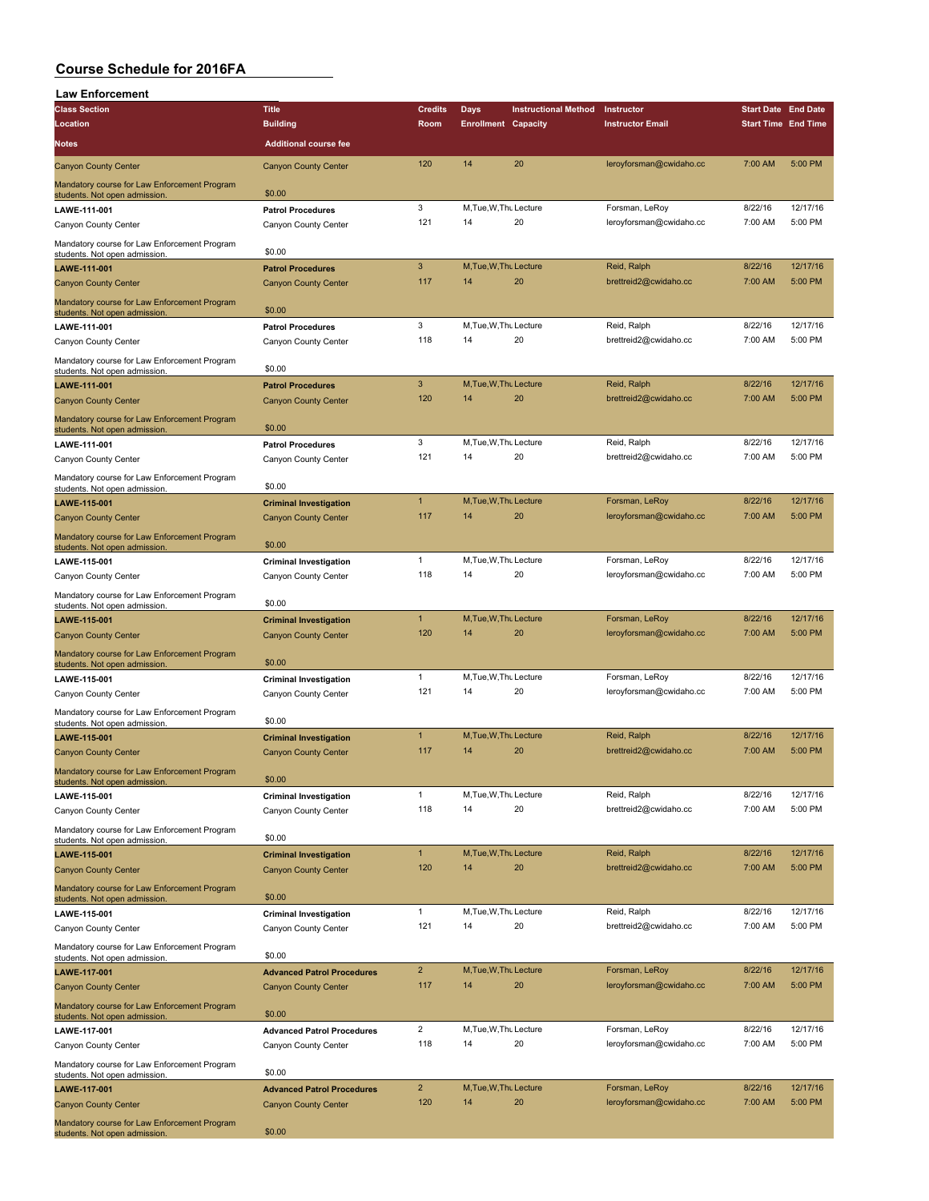# Course Schedule for 2016FA

## Law Enforcement

| Class Section / Location / Notes | Title / Building / Additional course fee | Credits / Room | Days / Enrollment | Instructional Method / Capacity | Instructor / Instructor Email | Start Date / Start Time | End Date / End Time |
|---|---|---|---|---|---|---|---|
| Canyon County Center | Canyon County Center | 120 | 14 | 20 | leroyforsman@cwidaho.cc | 7:00 AM | 5:00 PM |
| Mandatory course for Law Enforcement Program students. Not open admission. | $0.00 | | | | | | |
| LAWE-111-001 | Patrol Procedures | 3 | M,Tue,W,Thu | Lecture | Forsman, LeRoy | 8/22/16 | 12/17/16 |
| Canyon County Center | Canyon County Center | 121 | 14 | 20 | leroyforsman@cwidaho.cc | 7:00 AM | 5:00 PM |
| Mandatory course for Law Enforcement Program students. Not open admission. | $0.00 | | | | | | |
| LAWE-111-001 | Patrol Procedures | 3 | M,Tue,W,Thu | Lecture | Reid, Ralph | 8/22/16 | 12/17/16 |
| Canyon County Center | Canyon County Center | 117 | 14 | 20 | brettreid2@cwidaho.cc | 7:00 AM | 5:00 PM |
| Mandatory course for Law Enforcement Program students. Not open admission. | $0.00 | | | | | | |
| LAWE-111-001 | Patrol Procedures | 3 | M,Tue,W,Thu | Lecture | Reid, Ralph | 8/22/16 | 12/17/16 |
| Canyon County Center | Canyon County Center | 118 | 14 | 20 | brettreid2@cwidaho.cc | 7:00 AM | 5:00 PM |
| Mandatory course for Law Enforcement Program students. Not open admission. | $0.00 | | | | | | |
| LAWE-111-001 | Patrol Procedures | 3 | M,Tue,W,Thu | Lecture | Reid, Ralph | 8/22/16 | 12/17/16 |
| Canyon County Center | Canyon County Center | 120 | 14 | 20 | brettreid2@cwidaho.cc | 7:00 AM | 5:00 PM |
| Mandatory course for Law Enforcement Program students. Not open admission. | $0.00 | | | | | | |
| LAWE-111-001 | Patrol Procedures | 3 | M,Tue,W,Thu | Lecture | Reid, Ralph | 8/22/16 | 12/17/16 |
| Canyon County Center | Canyon County Center | 121 | 14 | 20 | brettreid2@cwidaho.cc | 7:00 AM | 5:00 PM |
| Mandatory course for Law Enforcement Program students. Not open admission. | $0.00 | | | | | | |
| LAWE-115-001 | Criminal Investigation | 1 | M,Tue,W,Thu | Lecture | Forsman, LeRoy | 8/22/16 | 12/17/16 |
| Canyon County Center | Canyon County Center | 117 | 14 | 20 | leroyforsman@cwidaho.cc | 7:00 AM | 5:00 PM |
| Mandatory course for Law Enforcement Program students. Not open admission. | $0.00 | | | | | | |
| LAWE-115-001 | Criminal Investigation | 1 | M,Tue,W,Thu | Lecture | Forsman, LeRoy | 8/22/16 | 12/17/16 |
| Canyon County Center | Canyon County Center | 118 | 14 | 20 | leroyforsman@cwidaho.cc | 7:00 AM | 5:00 PM |
| Mandatory course for Law Enforcement Program students. Not open admission. | $0.00 | | | | | | |
| LAWE-115-001 | Criminal Investigation | 1 | M,Tue,W,Thu | Lecture | Forsman, LeRoy | 8/22/16 | 12/17/16 |
| Canyon County Center | Canyon County Center | 120 | 14 | 20 | leroyforsman@cwidaho.cc | 7:00 AM | 5:00 PM |
| Mandatory course for Law Enforcement Program students. Not open admission. | $0.00 | | | | | | |
| LAWE-115-001 | Criminal Investigation | 1 | M,Tue,W,Thu | Lecture | Forsman, LeRoy | 8/22/16 | 12/17/16 |
| Canyon County Center | Canyon County Center | 121 | 14 | 20 | leroyforsman@cwidaho.cc | 7:00 AM | 5:00 PM |
| Mandatory course for Law Enforcement Program students. Not open admission. | $0.00 | | | | | | |
| LAWE-115-001 | Criminal Investigation | 1 | M,Tue,W,Thu | Lecture | Reid, Ralph | 8/22/16 | 12/17/16 |
| Canyon County Center | Canyon County Center | 117 | 14 | 20 | brettreid2@cwidaho.cc | 7:00 AM | 5:00 PM |
| Mandatory course for Law Enforcement Program students. Not open admission. | $0.00 | | | | | | |
| LAWE-115-001 | Criminal Investigation | 1 | M,Tue,W,Thu | Lecture | Reid, Ralph | 8/22/16 | 12/17/16 |
| Canyon County Center | Canyon County Center | 118 | 14 | 20 | brettreid2@cwidaho.cc | 7:00 AM | 5:00 PM |
| Mandatory course for Law Enforcement Program students. Not open admission. | $0.00 | | | | | | |
| LAWE-115-001 | Criminal Investigation | 1 | M,Tue,W,Thu | Lecture | Reid, Ralph | 8/22/16 | 12/17/16 |
| Canyon County Center | Canyon County Center | 120 | 14 | 20 | brettreid2@cwidaho.cc | 7:00 AM | 5:00 PM |
| Mandatory course for Law Enforcement Program students. Not open admission. | $0.00 | | | | | | |
| LAWE-115-001 | Criminal Investigation | 1 | M,Tue,W,Thu | Lecture | Reid, Ralph | 8/22/16 | 12/17/16 |
| Canyon County Center | Canyon County Center | 121 | 14 | 20 | brettreid2@cwidaho.cc | 7:00 AM | 5:00 PM |
| Mandatory course for Law Enforcement Program students. Not open admission. | $0.00 | | | | | | |
| LAWE-117-001 | Advanced Patrol Procedures | 2 | M,Tue,W,Thu | Lecture | Forsman, LeRoy | 8/22/16 | 12/17/16 |
| Canyon County Center | Canyon County Center | 117 | 14 | 20 | leroyforsman@cwidaho.cc | 7:00 AM | 5:00 PM |
| Mandatory course for Law Enforcement Program students. Not open admission. | $0.00 | | | | | | |
| LAWE-117-001 | Advanced Patrol Procedures | 2 | M,Tue,W,Thu | Lecture | Forsman, LeRoy | 8/22/16 | 12/17/16 |
| Canyon County Center | Canyon County Center | 118 | 14 | 20 | leroyforsman@cwidaho.cc | 7:00 AM | 5:00 PM |
| Mandatory course for Law Enforcement Program students. Not open admission. | $0.00 | | | | | | |
| LAWE-117-001 | Advanced Patrol Procedures | 2 | M,Tue,W,Thu | Lecture | Forsman, LeRoy | 8/22/16 | 12/17/16 |
| Canyon County Center | Canyon County Center | 120 | 14 | 20 | leroyforsman@cwidaho.cc | 7:00 AM | 5:00 PM |
| Mandatory course for Law Enforcement Program students. Not open admission. | $0.00 | | | | | | |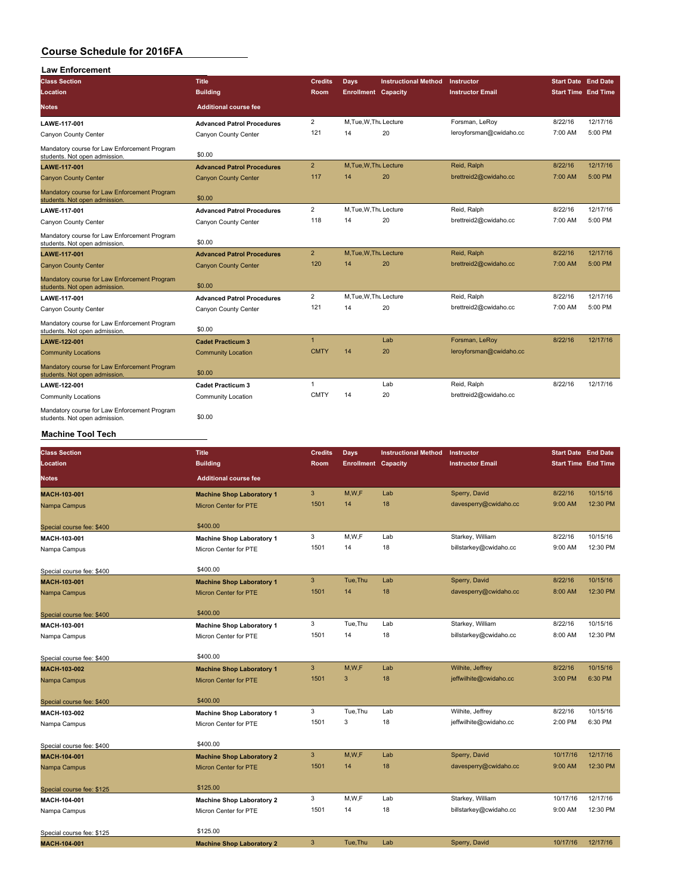# Course Schedule for 2016FA

## Law Enforcement

| Class Section / Location / Notes | Title / Building / Additional course fee | Credits / Room | Days / Enrollment | Instructional Method / Capacity | Instructor / Instructor Email | Start Date / Start Time | End Date / End Time |
|---|---|---|---|---|---|---|---|
| LAWE-117-001<br>Canyon County Center<br>Mandatory course for Law Enforcement Program students. Not open admission. | Advanced Patrol Procedures<br>Canyon County Center<br>$0.00 | 2<br>121 | M,Tue,W,Thu<br>14 | Lecture<br>20 | Forsman, LeRoy<br>leroyforsman@cwidaho.cc | 8/22/16<br>7:00 AM | 12/17/16<br>5:00 PM |
| LAWE-117-001<br>Canyon County Center<br>Mandatory course for Law Enforcement Program students. Not open admission. | Advanced Patrol Procedures<br>Canyon County Center<br>$0.00 | 2<br>117 | M,Tue,W,Thu<br>14 | Lecture<br>20 | Reid, Ralph<br>brettreid2@cwidaho.cc | 8/22/16<br>7:00 AM | 12/17/16<br>5:00 PM |
| LAWE-117-001<br>Canyon County Center<br>Mandatory course for Law Enforcement Program students. Not open admission. | Advanced Patrol Procedures<br>Canyon County Center<br>$0.00 | 2<br>118 | M,Tue,W,Thu<br>14 | Lecture<br>20 | Reid, Ralph<br>brettreid2@cwidaho.cc | 8/22/16<br>7:00 AM | 12/17/16<br>5:00 PM |
| LAWE-117-001<br>Canyon County Center<br>Mandatory course for Law Enforcement Program students. Not open admission. | Advanced Patrol Procedures<br>Canyon County Center<br>$0.00 | 2<br>120 | M,Tue,W,Thu<br>14 | Lecture<br>20 | Reid, Ralph<br>brettreid2@cwidaho.cc | 8/22/16<br>7:00 AM | 12/17/16<br>5:00 PM |
| LAWE-117-001<br>Canyon County Center<br>Mandatory course for Law Enforcement Program students. Not open admission. | Advanced Patrol Procedures<br>Canyon County Center<br>$0.00 | 2<br>121 | M,Tue,W,Thu<br>14 | Lecture<br>20 | Reid, Ralph<br>brettreid2@cwidaho.cc | 8/22/16<br>7:00 AM | 12/17/16<br>5:00 PM |
| LAWE-122-001<br>Community Locations<br>Mandatory course for Law Enforcement Program students. Not open admission. | Cadet Practicum 3<br>Community Location<br>$0.00 | 1<br>CMTY | <br>14 | Lab<br>20 | Forsman, LeRoy<br>leroyforsman@cwidaho.cc | 8/22/16 | 12/17/16 |
| LAWE-122-001<br>Community Locations<br>Mandatory course for Law Enforcement Program students. Not open admission. | Cadet Practicum 3<br>Community Location<br>$0.00 | 1<br>CMTY | <br>14 | Lab<br>20 | Reid, Ralph<br>brettreid2@cwidaho.cc | 8/22/16 | 12/17/16 |

## Machine Tool Tech

| Class Section / Location / Notes | Title / Building / Additional course fee | Credits / Room | Days / Enrollment | Instructional Method / Capacity | Instructor / Instructor Email | Start Date / Start Time | End Date / End Time |
|---|---|---|---|---|---|---|---|
| MACH-103-001<br>Nampa Campus<br>Special course fee: $400 | Machine Shop Laboratory 1<br>Micron Center for PTE<br>$400.00 | 3<br>1501 | M,W,F<br>14 | Lab<br>18 | Sperry, David<br>davesperry@cwidaho.cc | 8/22/16<br>9:00 AM | 10/15/16<br>12:30 PM |
| MACH-103-001<br>Nampa Campus<br>Special course fee: $400 | Machine Shop Laboratory 1<br>Micron Center for PTE<br>$400.00 | 3<br>1501 | M,W,F<br>14 | Lab<br>18 | Starkey, William<br>billstarkey@cwidaho.cc | 8/22/16<br>9:00 AM | 10/15/16<br>12:30 PM |
| MACH-103-001<br>Nampa Campus<br>Special course fee: $400 | Machine Shop Laboratory 1<br>Micron Center for PTE<br>$400.00 | 3<br>1501 | Tue,Thu<br>14 | Lab<br>18 | Sperry, David<br>davesperry@cwidaho.cc | 8/22/16<br>8:00 AM | 10/15/16<br>12:30 PM |
| MACH-103-001<br>Nampa Campus<br>Special course fee: $400 | Machine Shop Laboratory 1<br>Micron Center for PTE<br>$400.00 | 3<br>1501 | Tue,Thu<br>14 | Lab<br>18 | Starkey, William<br>billstarkey@cwidaho.cc | 8/22/16<br>8:00 AM | 10/15/16<br>12:30 PM |
| MACH-103-002<br>Nampa Campus<br>Special course fee: $400 | Machine Shop Laboratory 1<br>Micron Center for PTE<br>$400.00 | 3<br>1501 | M,W,F<br>3 | Lab<br>18 | Wilhite, Jeffrey<br>jeffwilhite@cwidaho.cc | 8/22/16<br>3:00 PM | 10/15/16<br>6:30 PM |
| MACH-103-002<br>Nampa Campus<br>Special course fee: $400 | Machine Shop Laboratory 1<br>Micron Center for PTE<br>$400.00 | 3<br>1501 | Tue,Thu<br>3 | Lab<br>18 | Wilhite, Jeffrey<br>jeffwilhite@cwidaho.cc | 8/22/16<br>2:00 PM | 10/15/16<br>6:30 PM |
| MACH-104-001<br>Nampa Campus<br>Special course fee: $125 | Machine Shop Laboratory 2<br>Micron Center for PTE<br>$125.00 | 3<br>1501 | M,W,F<br>14 | Lab<br>18 | Sperry, David<br>davesperry@cwidaho.cc | 10/17/16<br>9:00 AM | 12/17/16<br>12:30 PM |
| MACH-104-001<br>Nampa Campus<br>Special course fee: $125 | Machine Shop Laboratory 2<br>Micron Center for PTE<br>$125.00 | 3<br>1501 | M,W,F<br>14 | Lab<br>18 | Starkey, William<br>billstarkey@cwidaho.cc | 10/17/16<br>9:00 AM | 12/17/16<br>12:30 PM |
| MACH-104-001 | Machine Shop Laboratory 2 | 3 | Tue,Thu | Lab | Sperry, David | 10/17/16 | 12/17/16 |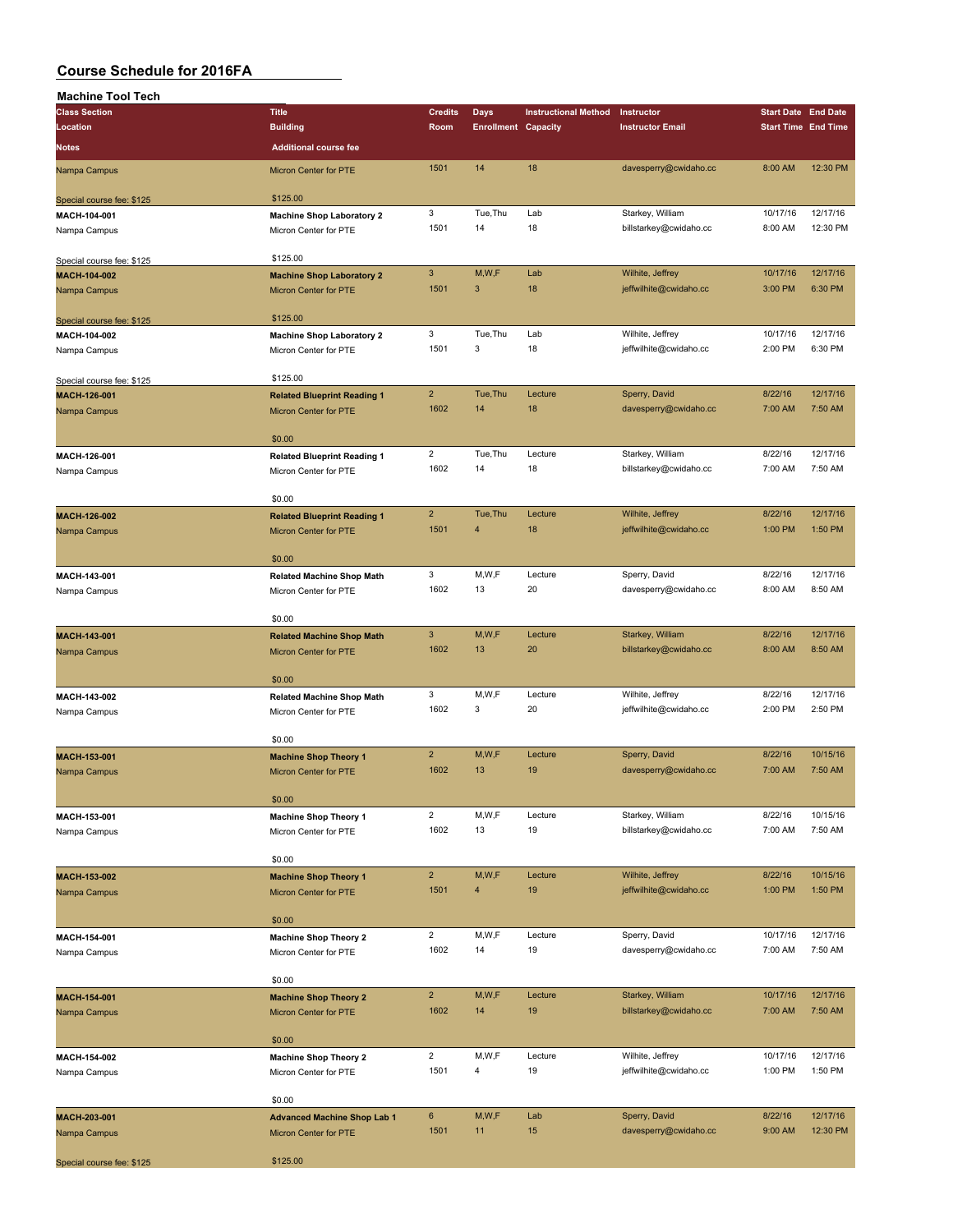# Course Schedule for 2016FA

## Machine Tool Tech

| Class Section / Location / Notes | Title / Building / Additional course fee | Credits / Room | Days / Enrollment | Instructional Method / Capacity | Instructor / Instructor Email | Start Date / Start Time | End Date / End Time |
|---|---|---|---|---|---|---|---|
| Nampa Campus | Micron Center for PTE | 1501 | 14 | 18 | davesperry@cwidaho.cc | 8:00 AM | 12:30 PM |
| Special course fee: $125 | $125.00 | | | | | | |
| MACH-104-001 | Machine Shop Laboratory 2 | 3 | Tue,Thu | Lab | Starkey, William | 10/17/16 | 12/17/16 |
| Nampa Campus | Micron Center for PTE | 1501 | 14 | 18 | billstarkey@cwidaho.cc | 8:00 AM | 12:30 PM |
| Special course fee: $125 | $125.00 | | | | | | |
| MACH-104-002 | Machine Shop Laboratory 2 | 3 | M,W,F | Lab | Wilhite, Jeffrey | 10/17/16 | 12/17/16 |
| Nampa Campus | Micron Center for PTE | 1501 | 3 | 18 | jeffwilhite@cwidaho.cc | 3:00 PM | 6:30 PM |
| Special course fee: $125 | $125.00 | | | | | | |
| MACH-104-002 | Machine Shop Laboratory 2 | 3 | Tue,Thu | Lab | Wilhite, Jeffrey | 10/17/16 | 12/17/16 |
| Nampa Campus | Micron Center for PTE | 1501 | 3 | 18 | jeffwilhite@cwidaho.cc | 2:00 PM | 6:30 PM |
| Special course fee: $125 | $125.00 | | | | | | |
| MACH-126-001 | Related Blueprint Reading 1 | 2 | Tue,Thu | Lecture | Sperry, David | 8/22/16 | 12/17/16 |
| Nampa Campus | Micron Center for PTE | 1602 | 14 | 18 | davesperry@cwidaho.cc | 7:00 AM | 7:50 AM |
| | $0.00 | | | | | | |
| MACH-126-001 | Related Blueprint Reading 1 | 2 | Tue,Thu | Lecture | Starkey, William | 8/22/16 | 12/17/16 |
| Nampa Campus | Micron Center for PTE | 1602 | 14 | 18 | billstarkey@cwidaho.cc | 7:00 AM | 7:50 AM |
| | $0.00 | | | | | | |
| MACH-126-002 | Related Blueprint Reading 1 | 2 | Tue,Thu | Lecture | Wilhite, Jeffrey | 8/22/16 | 12/17/16 |
| Nampa Campus | Micron Center for PTE | 1501 | 4 | 18 | jeffwilhite@cwidaho.cc | 1:00 PM | 1:50 PM |
| | $0.00 | | | | | | |
| MACH-143-001 | Related Machine Shop Math | 3 | M,W,F | Lecture | Sperry, David | 8/22/16 | 12/17/16 |
| Nampa Campus | Micron Center for PTE | 1602 | 13 | 20 | davesperry@cwidaho.cc | 8:00 AM | 8:50 AM |
| | $0.00 | | | | | | |
| MACH-143-001 | Related Machine Shop Math | 3 | M,W,F | Lecture | Starkey, William | 8/22/16 | 12/17/16 |
| Nampa Campus | Micron Center for PTE | 1602 | 13 | 20 | billstarkey@cwidaho.cc | 8:00 AM | 8:50 AM |
| | $0.00 | | | | | | |
| MACH-143-002 | Related Machine Shop Math | 3 | M,W,F | Lecture | Wilhite, Jeffrey | 8/22/16 | 12/17/16 |
| Nampa Campus | Micron Center for PTE | 1602 | 3 | 20 | jeffwilhite@cwidaho.cc | 2:00 PM | 2:50 PM |
| | $0.00 | | | | | | |
| MACH-153-001 | Machine Shop Theory 1 | 2 | M,W,F | Lecture | Sperry, David | 8/22/16 | 10/15/16 |
| Nampa Campus | Micron Center for PTE | 1602 | 13 | 19 | davesperry@cwidaho.cc | 7:00 AM | 7:50 AM |
| | $0.00 | | | | | | |
| MACH-153-001 | Machine Shop Theory 1 | 2 | M,W,F | Lecture | Starkey, William | 8/22/16 | 10/15/16 |
| Nampa Campus | Micron Center for PTE | 1602 | 13 | 19 | billstarkey@cwidaho.cc | 7:00 AM | 7:50 AM |
| | $0.00 | | | | | | |
| MACH-153-002 | Machine Shop Theory 1 | 2 | M,W,F | Lecture | Wilhite, Jeffrey | 8/22/16 | 10/15/16 |
| Nampa Campus | Micron Center for PTE | 1501 | 4 | 19 | jeffwilhite@cwidaho.cc | 1:00 PM | 1:50 PM |
| | $0.00 | | | | | | |
| MACH-154-001 | Machine Shop Theory 2 | 2 | M,W,F | Lecture | Sperry, David | 10/17/16 | 12/17/16 |
| Nampa Campus | Micron Center for PTE | 1602 | 14 | 19 | davesperry@cwidaho.cc | 7:00 AM | 7:50 AM |
| | $0.00 | | | | | | |
| MACH-154-001 | Machine Shop Theory 2 | 2 | M,W,F | Lecture | Starkey, William | 10/17/16 | 12/17/16 |
| Nampa Campus | Micron Center for PTE | 1602 | 14 | 19 | billstarkey@cwidaho.cc | 7:00 AM | 7:50 AM |
| | $0.00 | | | | | | |
| MACH-154-002 | Machine Shop Theory 2 | 2 | M,W,F | Lecture | Wilhite, Jeffrey | 10/17/16 | 12/17/16 |
| Nampa Campus | Micron Center for PTE | 1501 | 4 | 19 | jeffwilhite@cwidaho.cc | 1:00 PM | 1:50 PM |
| | $0.00 | | | | | | |
| MACH-203-001 | Advanced Machine Shop Lab 1 | 6 | M,W,F | Lab | Sperry, David | 8/22/16 | 12/17/16 |
| Nampa Campus | Micron Center for PTE | 1501 | 11 | 15 | davesperry@cwidaho.cc | 9:00 AM | 12:30 PM |
| Special course fee: $125 | $125.00 | | | | | | |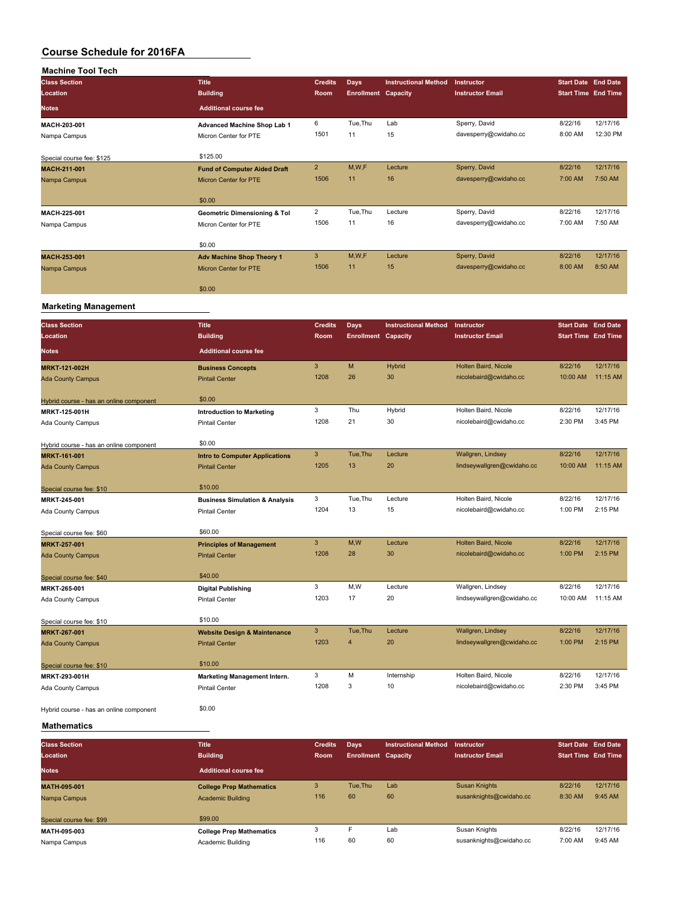# Course Schedule for 2016FA

## Machine Tool Tech

| Class Section<br>Location<br>Notes | Title<br>Building<br>Additional course fee | Credits<br>Room | Days<br>Enrollment | Instructional Method<br>Capacity | Instructor<br>Instructor Email | Start Date<br>Start Time | End Date<br>End Time |
|---|---|---|---|---|---|---|---|
| **MACH-203-001**<br>Nampa Campus<br>Special course fee: $125 | **Advanced Machine Shop Lab 1**<br>Micron Center for PTE<br>$125.00 | 6<br>1501 | Tue,Thu<br>11 | Lab<br>15 | Sperry, David<br>davesperry@cwidaho.cc | 8/22/16<br>8:00 AM | 12/17/16<br>12:30 PM |
| **MACH-211-001**<br>Nampa Campus | **Fund of Computer Aided Draft**<br>Micron Center for PTE<br>$0.00 | 2<br>1506 | M,W,F<br>11 | Lecture<br>16 | Sperry, David<br>davesperry@cwidaho.cc | 8/22/16<br>7:00 AM | 12/17/16<br>7:50 AM |
| **MACH-225-001**<br>Nampa Campus | **Geometric Dimensioning & Tol**<br>Micron Center for PTE<br>$0.00 | 2<br>1506 | Tue,Thu<br>11 | Lecture<br>16 | Sperry, David<br>davesperry@cwidaho.cc | 8/22/16<br>7:00 AM | 12/17/16<br>7:50 AM |
| **MACH-253-001**<br>Nampa Campus | **Adv Machine Shop Theory 1**<br>Micron Center for PTE<br>$0.00 | 3<br>1506 | M,W,F<br>11 | Lecture<br>15 | Sperry, David<br>davesperry@cwidaho.cc | 8/22/16<br>8:00 AM | 12/17/16<br>8:50 AM |

## Marketing Management

| Class Section<br>Location<br>Notes | Title<br>Building<br>Additional course fee | Credits<br>Room | Days<br>Enrollment | Instructional Method<br>Capacity | Instructor<br>Instructor Email | Start Date<br>Start Time | End Date<br>End Time |
|---|---|---|---|---|---|---|---|
| **MRKT-121-002H**<br>Ada County Campus<br>Hybrid course - has an online component | **Business Concepts**<br>Pintail Center<br>$0.00 | 3<br>1208 | M<br>26 | Hybrid<br>30 | Holten Baird, Nicole<br>nicolebaird@cwidaho.cc | 8/22/16<br>10:00 AM | 12/17/16<br>11:15 AM |
| **MRKT-125-001H**<br>Ada County Campus<br>Hybrid course - has an online component | **Introduction to Marketing**<br>Pintail Center<br>$0.00 | 3<br>1208 | Thu<br>21 | Hybrid<br>30 | Holten Baird, Nicole<br>nicolebaird@cwidaho.cc | 8/22/16<br>2:30 PM | 12/17/16<br>3:45 PM |
| **MRKT-161-001**<br>Ada County Campus<br>Special course fee: $10 | **Intro to Computer Applications**<br>Pintail Center<br>$10.00 | 3<br>1205 | Tue,Thu<br>13 | Lecture<br>20 | Wallgren, Lindsey<br>lindseywallgren@cwidaho.cc | 8/22/16<br>10:00 AM | 12/17/16<br>11:15 AM |
| **MRKT-245-001**<br>Ada County Campus<br>Special course fee: $60 | **Business Simulation & Analysis**<br>Pintail Center<br>$60.00 | 3<br>1204 | Tue,Thu<br>13 | Lecture<br>15 | Holten Baird, Nicole<br>nicolebaird@cwidaho.cc | 8/22/16<br>1:00 PM | 12/17/16<br>2:15 PM |
| **MRKT-257-001**<br>Ada County Campus<br>Special course fee: $40 | **Principles of Management**<br>Pintail Center<br>$40.00 | 3<br>1208 | M,W<br>28 | Lecture<br>30 | Holten Baird, Nicole<br>nicolebaird@cwidaho.cc | 8/22/16<br>1:00 PM | 12/17/16<br>2:15 PM |
| **MRKT-265-001**<br>Ada County Campus<br>Special course fee: $10 | **Digital Publishing**<br>Pintail Center<br>$10.00 | 3<br>1203 | M,W<br>17 | Lecture<br>20 | Wallgren, Lindsey<br>lindseywallgren@cwidaho.cc | 8/22/16<br>10:00 AM | 12/17/16<br>11:15 AM |
| **MRKT-267-001**<br>Ada County Campus<br>Special course fee: $10 | **Website Design & Maintenance**<br>Pintail Center<br>$10.00 | 3<br>1203 | Tue,Thu<br>4 | Lecture<br>20 | Wallgren, Lindsey<br>lindseywallgren@cwidaho.cc | 8/22/16<br>1:00 PM | 12/17/16<br>2:15 PM |
| **MRKT-293-001H**<br>Ada County Campus<br>Hybrid course - has an online component | **Marketing Management Intern.**<br>Pintail Center<br>$0.00 | 3<br>1208 | M<br>3 | Internship<br>10 | Holten Baird, Nicole<br>nicolebaird@cwidaho.cc | 8/22/16<br>2:30 PM | 12/17/16<br>3:45 PM |

## Mathematics

| Class Section<br>Location<br>Notes | Title<br>Building<br>Additional course fee | Credits<br>Room | Days<br>Enrollment | Instructional Method<br>Capacity | Instructor<br>Instructor Email | Start Date<br>Start Time | End Date<br>End Time |
|---|---|---|---|---|---|---|---|
| **MATH-095-001**<br>Nampa Campus<br>Special course fee: $99 | **College Prep Mathematics**<br>Academic Building<br>$99.00 | 3<br>116 | Tue,Thu<br>60 | Lab<br>60 | Susan Knights<br>susanknights@cwidaho.cc | 8/22/16<br>8:30 AM | 12/17/16<br>9:45 AM |
| **MATH-095-003**<br>Nampa Campus | **College Prep Mathematics**<br>Academic Building | 3<br>116 | F<br>60 | Lab<br>60 | Susan Knights<br>susanknights@cwidaho.cc | 8/22/16<br>7:00 AM | 12/17/16<br>9:45 AM |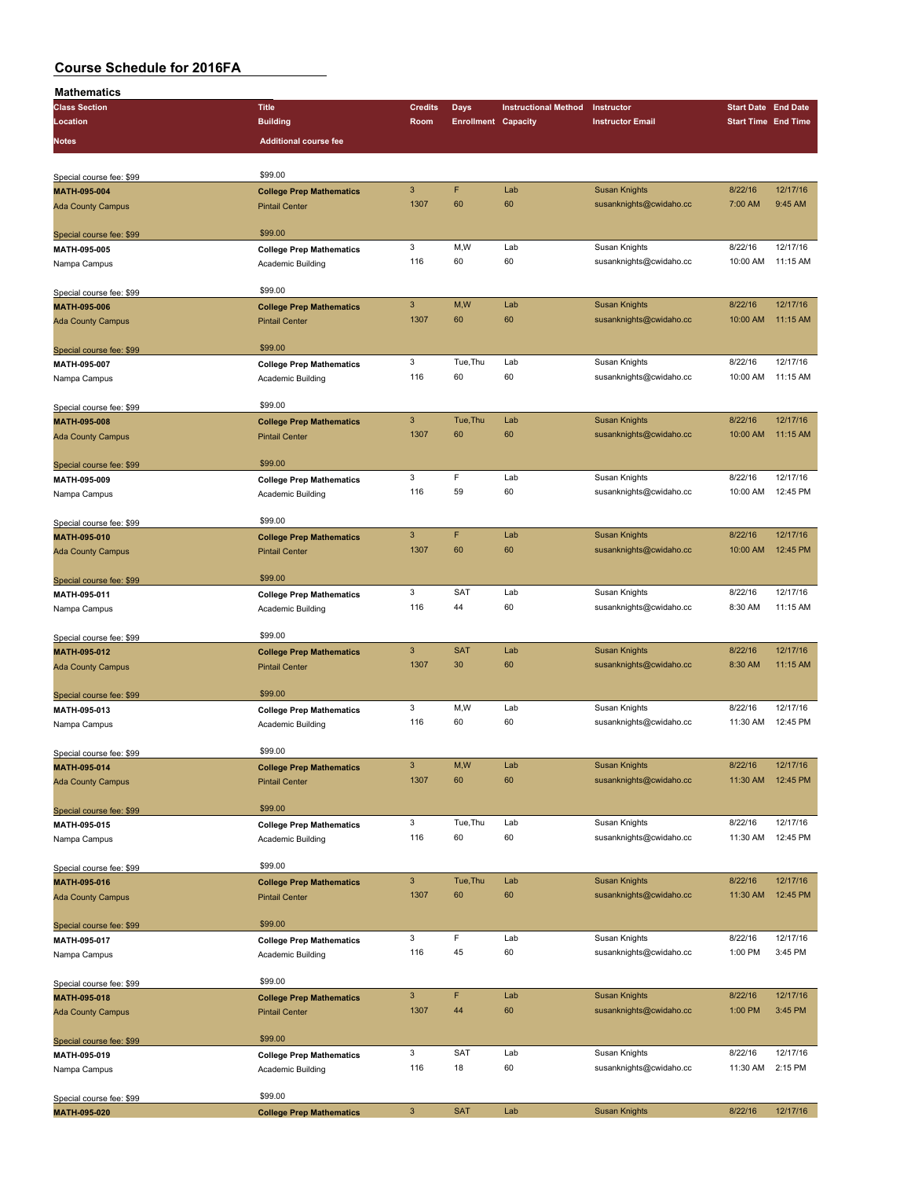# Course Schedule for 2016FA

## Mathematics

| Class Section / Location / Notes | Title / Building / Additional course fee | Credits / Room | Days / Enrollment | Instructional Method / Capacity | Instructor / Instructor Email | Start Date / Start Time | End Date / End Time |
|---|---|---|---|---|---|---|---|
| Special course fee: $99 | $99.00 | | | | | | |
| MATH-095-004 | College Prep Mathematics | 3 | F | Lab | Susan Knights | 8/22/16 | 12/17/16 |
| Ada County Campus | Pintail Center | 1307 | 60 | 60 | susanknights@cwidaho.cc | 7:00 AM | 9:45 AM |
| Special course fee: $99 | $99.00 | | | | | | |
| MATH-095-005 | College Prep Mathematics | 3 | M,W | Lab | Susan Knights | 8/22/16 | 12/17/16 |
| Nampa Campus | Academic Building | 116 | 60 | 60 | susanknights@cwidaho.cc | 10:00 AM | 11:15 AM |
| Special course fee: $99 | $99.00 | | | | | | |
| MATH-095-006 | College Prep Mathematics | 3 | M,W | Lab | Susan Knights | 8/22/16 | 12/17/16 |
| Ada County Campus | Pintail Center | 1307 | 60 | 60 | susanknights@cwidaho.cc | 10:00 AM | 11:15 AM |
| Special course fee: $99 | $99.00 | | | | | | |
| MATH-095-007 | College Prep Mathematics | 3 | Tue,Thu | Lab | Susan Knights | 8/22/16 | 12/17/16 |
| Nampa Campus | Academic Building | 116 | 60 | 60 | susanknights@cwidaho.cc | 10:00 AM | 11:15 AM |
| Special course fee: $99 | $99.00 | | | | | | |
| MATH-095-008 | College Prep Mathematics | 3 | Tue,Thu | Lab | Susan Knights | 8/22/16 | 12/17/16 |
| Ada County Campus | Pintail Center | 1307 | 60 | 60 | susanknights@cwidaho.cc | 10:00 AM | 11:15 AM |
| Special course fee: $99 | $99.00 | | | | | | |
| MATH-095-009 | College Prep Mathematics | 3 | F | Lab | Susan Knights | 8/22/16 | 12/17/16 |
| Nampa Campus | Academic Building | 116 | 59 | 60 | susanknights@cwidaho.cc | 10:00 AM | 12:45 PM |
| Special course fee: $99 | $99.00 | | | | | | |
| MATH-095-010 | College Prep Mathematics | 3 | F | Lab | Susan Knights | 8/22/16 | 12/17/16 |
| Ada County Campus | Pintail Center | 1307 | 60 | 60 | susanknights@cwidaho.cc | 10:00 AM | 12:45 PM |
| Special course fee: $99 | $99.00 | | | | | | |
| MATH-095-011 | College Prep Mathematics | 3 | SAT | Lab | Susan Knights | 8/22/16 | 12/17/16 |
| Nampa Campus | Academic Building | 116 | 44 | 60 | susanknights@cwidaho.cc | 8:30 AM | 11:15 AM |
| Special course fee: $99 | $99.00 | | | | | | |
| MATH-095-012 | College Prep Mathematics | 3 | SAT | Lab | Susan Knights | 8/22/16 | 12/17/16 |
| Ada County Campus | Pintail Center | 1307 | 30 | 60 | susanknights@cwidaho.cc | 8:30 AM | 11:15 AM |
| Special course fee: $99 | $99.00 | | | | | | |
| MATH-095-013 | College Prep Mathematics | 3 | M,W | Lab | Susan Knights | 8/22/16 | 12/17/16 |
| Nampa Campus | Academic Building | 116 | 60 | 60 | susanknights@cwidaho.cc | 11:30 AM | 12:45 PM |
| Special course fee: $99 | $99.00 | | | | | | |
| MATH-095-014 | College Prep Mathematics | 3 | M,W | Lab | Susan Knights | 8/22/16 | 12/17/16 |
| Ada County Campus | Pintail Center | 1307 | 60 | 60 | susanknights@cwidaho.cc | 11:30 AM | 12:45 PM |
| Special course fee: $99 | $99.00 | | | | | | |
| MATH-095-015 | College Prep Mathematics | 3 | Tue,Thu | Lab | Susan Knights | 8/22/16 | 12/17/16 |
| Nampa Campus | Academic Building | 116 | 60 | 60 | susanknights@cwidaho.cc | 11:30 AM | 12:45 PM |
| Special course fee: $99 | $99.00 | | | | | | |
| MATH-095-016 | College Prep Mathematics | 3 | Tue,Thu | Lab | Susan Knights | 8/22/16 | 12/17/16 |
| Ada County Campus | Pintail Center | 1307 | 60 | 60 | susanknights@cwidaho.cc | 11:30 AM | 12:45 PM |
| Special course fee: $99 | $99.00 | | | | | | |
| MATH-095-017 | College Prep Mathematics | 3 | F | Lab | Susan Knights | 8/22/16 | 12/17/16 |
| Nampa Campus | Academic Building | 116 | 45 | 60 | susanknights@cwidaho.cc | 1:00 PM | 3:45 PM |
| Special course fee: $99 | $99.00 | | | | | | |
| MATH-095-018 | College Prep Mathematics | 3 | F | Lab | Susan Knights | 8/22/16 | 12/17/16 |
| Ada County Campus | Pintail Center | 1307 | 44 | 60 | susanknights@cwidaho.cc | 1:00 PM | 3:45 PM |
| Special course fee: $99 | $99.00 | | | | | | |
| MATH-095-019 | College Prep Mathematics | 3 | SAT | Lab | Susan Knights | 8/22/16 | 12/17/16 |
| Nampa Campus | Academic Building | 116 | 18 | 60 | susanknights@cwidaho.cc | 11:30 AM | 2:15 PM |
| Special course fee: $99 | $99.00 | | | | | | |
| MATH-095-020 | College Prep Mathematics | 3 | SAT | Lab | Susan Knights | 8/22/16 | 12/17/16 |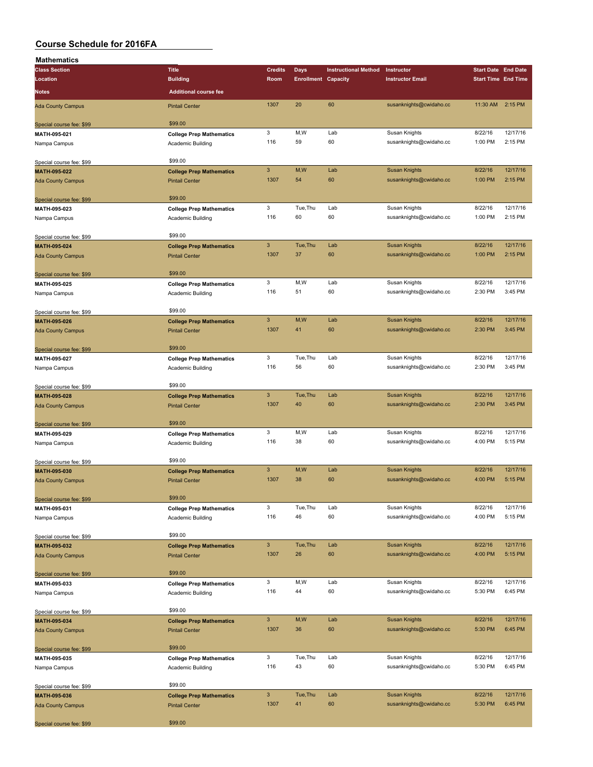## Course Schedule for 2016FA

### Mathematics

| Class Section / Location / Notes | Title / Building / Additional course fee | Credits / Room | Days / Enrollment | Instructional Method / Capacity | Instructor / Instructor Email | Start Date / Start Time | End Date / End Time |
|---|---|---|---|---|---|---|---|
| Ada County Campus | Pintail Center | 1307 | 20 | 60 | susanknights@cwidaho.cc | 11:30 AM | 2:15 PM |
| Special course fee: $99 | $99.00 | | | | | | |
| MATH-095-021 | College Prep Mathematics | 3 | M,W | Lab | Susan Knights | 8/22/16 | 12/17/16 |
| Nampa Campus | Academic Building | 116 | 59 | 60 | susanknights@cwidaho.cc | 1:00 PM | 2:15 PM |
| Special course fee: $99 | $99.00 | | | | | | |
| MATH-095-022 | College Prep Mathematics | 3 | M,W | Lab | Susan Knights | 8/22/16 | 12/17/16 |
| Ada County Campus | Pintail Center | 1307 | 54 | 60 | susanknights@cwidaho.cc | 1:00 PM | 2:15 PM |
| Special course fee: $99 | $99.00 | | | | | | |
| MATH-095-023 | College Prep Mathematics | 3 | Tue,Thu | Lab | Susan Knights | 8/22/16 | 12/17/16 |
| Nampa Campus | Academic Building | 116 | 60 | 60 | susanknights@cwidaho.cc | 1:00 PM | 2:15 PM |
| Special course fee: $99 | $99.00 | | | | | | |
| MATH-095-024 | College Prep Mathematics | 3 | Tue,Thu | Lab | Susan Knights | 8/22/16 | 12/17/16 |
| Ada County Campus | Pintail Center | 1307 | 37 | 60 | susanknights@cwidaho.cc | 1:00 PM | 2:15 PM |
| Special course fee: $99 | $99.00 | | | | | | |
| MATH-095-025 | College Prep Mathematics | 3 | M,W | Lab | Susan Knights | 8/22/16 | 12/17/16 |
| Nampa Campus | Academic Building | 116 | 51 | 60 | susanknights@cwidaho.cc | 2:30 PM | 3:45 PM |
| Special course fee: $99 | $99.00 | | | | | | |
| MATH-095-026 | College Prep Mathematics | 3 | M,W | Lab | Susan Knights | 8/22/16 | 12/17/16 |
| Ada County Campus | Pintail Center | 1307 | 41 | 60 | susanknights@cwidaho.cc | 2:30 PM | 3:45 PM |
| Special course fee: $99 | $99.00 | | | | | | |
| MATH-095-027 | College Prep Mathematics | 3 | Tue,Thu | Lab | Susan Knights | 8/22/16 | 12/17/16 |
| Nampa Campus | Academic Building | 116 | 56 | 60 | susanknights@cwidaho.cc | 2:30 PM | 3:45 PM |
| Special course fee: $99 | $99.00 | | | | | | |
| MATH-095-028 | College Prep Mathematics | 3 | Tue,Thu | Lab | Susan Knights | 8/22/16 | 12/17/16 |
| Ada County Campus | Pintail Center | 1307 | 40 | 60 | susanknights@cwidaho.cc | 2:30 PM | 3:45 PM |
| Special course fee: $99 | $99.00 | | | | | | |
| MATH-095-029 | College Prep Mathematics | 3 | M,W | Lab | Susan Knights | 8/22/16 | 12/17/16 |
| Nampa Campus | Academic Building | 116 | 38 | 60 | susanknights@cwidaho.cc | 4:00 PM | 5:15 PM |
| Special course fee: $99 | $99.00 | | | | | | |
| MATH-095-030 | College Prep Mathematics | 3 | M,W | Lab | Susan Knights | 8/22/16 | 12/17/16 |
| Ada County Campus | Pintail Center | 1307 | 38 | 60 | susanknights@cwidaho.cc | 4:00 PM | 5:15 PM |
| Special course fee: $99 | $99.00 | | | | | | |
| MATH-095-031 | College Prep Mathematics | 3 | Tue,Thu | Lab | Susan Knights | 8/22/16 | 12/17/16 |
| Nampa Campus | Academic Building | 116 | 46 | 60 | susanknights@cwidaho.cc | 4:00 PM | 5:15 PM |
| Special course fee: $99 | $99.00 | | | | | | |
| MATH-095-032 | College Prep Mathematics | 3 | Tue,Thu | Lab | Susan Knights | 8/22/16 | 12/17/16 |
| Ada County Campus | Pintail Center | 1307 | 26 | 60 | susanknights@cwidaho.cc | 4:00 PM | 5:15 PM |
| Special course fee: $99 | $99.00 | | | | | | |
| MATH-095-033 | College Prep Mathematics | 3 | M,W | Lab | Susan Knights | 8/22/16 | 12/17/16 |
| Nampa Campus | Academic Building | 116 | 44 | 60 | susanknights@cwidaho.cc | 5:30 PM | 6:45 PM |
| Special course fee: $99 | $99.00 | | | | | | |
| MATH-095-034 | College Prep Mathematics | 3 | M,W | Lab | Susan Knights | 8/22/16 | 12/17/16 |
| Ada County Campus | Pintail Center | 1307 | 36 | 60 | susanknights@cwidaho.cc | 5:30 PM | 6:45 PM |
| Special course fee: $99 | $99.00 | | | | | | |
| MATH-095-035 | College Prep Mathematics | 3 | Tue,Thu | Lab | Susan Knights | 8/22/16 | 12/17/16 |
| Nampa Campus | Academic Building | 116 | 43 | 60 | susanknights@cwidaho.cc | 5:30 PM | 6:45 PM |
| Special course fee: $99 | $99.00 | | | | | | |
| MATH-095-036 | College Prep Mathematics | 3 | Tue,Thu | Lab | Susan Knights | 8/22/16 | 12/17/16 |
| Ada County Campus | Pintail Center | 1307 | 41 | 60 | susanknights@cwidaho.cc | 5:30 PM | 6:45 PM |
| Special course fee: $99 | $99.00 | | | | | | |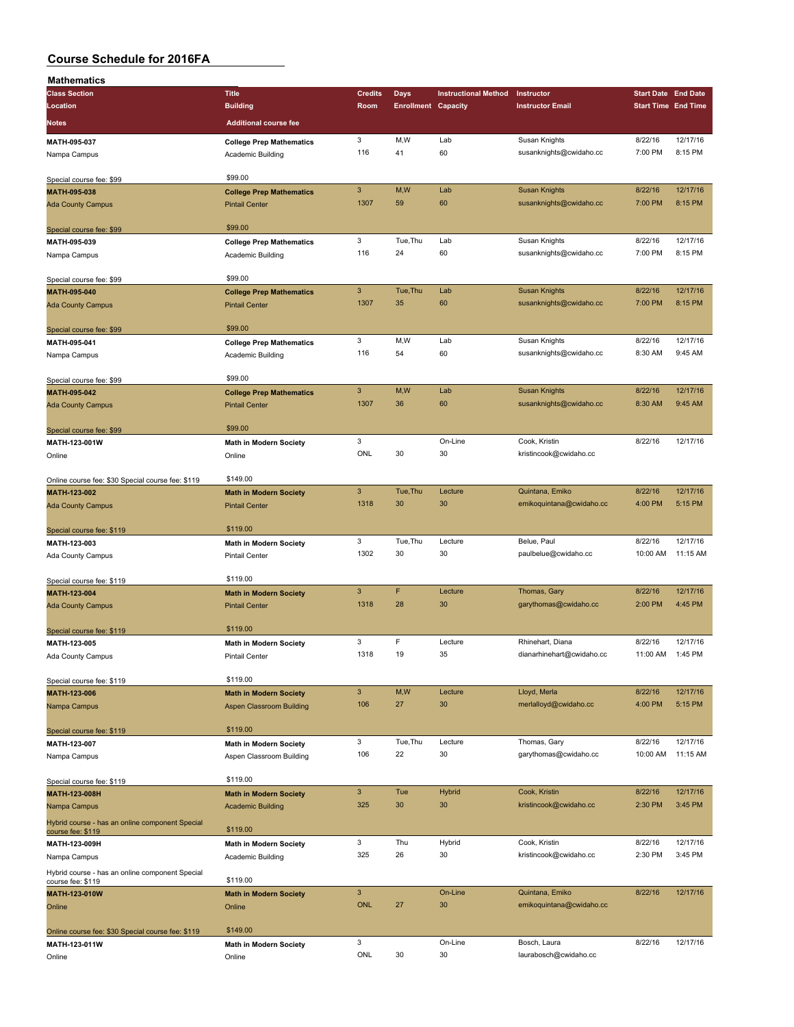# Course Schedule for 2016FA

## Mathematics

| Class Section / Location / Notes | Title / Building / Additional course fee | Credits / Room | Days / Enrollment | Instructional Method / Capacity | Instructor / Instructor Email | Start Date / Start Time | End Date / End Time |
|---|---|---|---|---|---|---|---|
| MATH-095-037 | College Prep Mathematics | 3 | M,W | Lab | Susan Knights | 8/22/16 | 12/17/16 |
| Nampa Campus | Academic Building | 116 | 41 | 60 | susanknights@cwidaho.cc | 7:00 PM | 8:15 PM |
| Special course fee: $99 | $99.00 | | | | | | |
| MATH-095-038 | College Prep Mathematics | 3 | M,W | Lab | Susan Knights | 8/22/16 | 12/17/16 |
| Ada County Campus | Pintail Center | 1307 | 59 | 60 | susanknights@cwidaho.cc | 7:00 PM | 8:15 PM |
| Special course fee: $99 | $99.00 | | | | | | |
| MATH-095-039 | College Prep Mathematics | 3 | Tue,Thu | Lab | Susan Knights | 8/22/16 | 12/17/16 |
| Nampa Campus | Academic Building | 116 | 24 | 60 | susanknights@cwidaho.cc | 7:00 PM | 8:15 PM |
| Special course fee: $99 | $99.00 | | | | | | |
| MATH-095-040 | College Prep Mathematics | 3 | Tue,Thu | Lab | Susan Knights | 8/22/16 | 12/17/16 |
| Ada County Campus | Pintail Center | 1307 | 35 | 60 | susanknights@cwidaho.cc | 7:00 PM | 8:15 PM |
| Special course fee: $99 | $99.00 | | | | | | |
| MATH-095-041 | College Prep Mathematics | 3 | M,W | Lab | Susan Knights | 8/22/16 | 12/17/16 |
| Nampa Campus | Academic Building | 116 | 54 | 60 | susanknights@cwidaho.cc | 8:30 AM | 9:45 AM |
| Special course fee: $99 | $99.00 | | | | | | |
| MATH-095-042 | College Prep Mathematics | 3 | M,W | Lab | Susan Knights | 8/22/16 | 12/17/16 |
| Ada County Campus | Pintail Center | 1307 | 36 | 60 | susanknights@cwidaho.cc | 8:30 AM | 9:45 AM |
| Special course fee: $99 | $99.00 | | | | | | |
| MATH-123-001W | Math in Modern Society | 3 | | On-Line | Cook, Kristin | 8/22/16 | 12/17/16 |
| Online | Online | ONL | 30 | 30 | kristincook@cwidaho.cc | | |
| Online course fee: $30 Special course fee: $119 | $149.00 | | | | | | |
| MATH-123-002 | Math in Modern Society | 3 | Tue,Thu | Lecture | Quintana, Emiko | 8/22/16 | 12/17/16 |
| Ada County Campus | Pintail Center | 1318 | 30 | 30 | emikoquintana@cwidaho.cc | 4:00 PM | 5:15 PM |
| Special course fee: $119 | $119.00 | | | | | | |
| MATH-123-003 | Math in Modern Society | 3 | Tue,Thu | Lecture | Belue, Paul | 8/22/16 | 12/17/16 |
| Ada County Campus | Pintail Center | 1302 | 30 | 30 | paulbelue@cwidaho.cc | 10:00 AM | 11:15 AM |
| Special course fee: $119 | $119.00 | | | | | | |
| MATH-123-004 | Math in Modern Society | 3 | F | Lecture | Thomas, Gary | 8/22/16 | 12/17/16 |
| Ada County Campus | Pintail Center | 1318 | 28 | 30 | garythomas@cwidaho.cc | 2:00 PM | 4:45 PM |
| Special course fee: $119 | $119.00 | | | | | | |
| MATH-123-005 | Math in Modern Society | 3 | F | Lecture | Rhinehart, Diana | 8/22/16 | 12/17/16 |
| Ada County Campus | Pintail Center | 1318 | 19 | 35 | dianarhinehart@cwidaho.cc | 11:00 AM | 1:45 PM |
| Special course fee: $119 | $119.00 | | | | | | |
| MATH-123-006 | Math in Modern Society | 3 | M,W | Lecture | Lloyd, Merla | 8/22/16 | 12/17/16 |
| Nampa Campus | Aspen Classroom Building | 106 | 27 | 30 | merlalloyd@cwidaho.cc | 4:00 PM | 5:15 PM |
| Special course fee: $119 | $119.00 | | | | | | |
| MATH-123-007 | Math in Modern Society | 3 | Tue,Thu | Lecture | Thomas, Gary | 8/22/16 | 12/17/16 |
| Nampa Campus | Aspen Classroom Building | 106 | 22 | 30 | garythomas@cwidaho.cc | 10:00 AM | 11:15 AM |
| Special course fee: $119 | $119.00 | | | | | | |
| MATH-123-008H | Math in Modern Society | 3 | Tue | Hybrid | Cook, Kristin | 8/22/16 | 12/17/16 |
| Nampa Campus | Academic Building | 325 | 30 | 30 | kristincook@cwidaho.cc | 2:30 PM | 3:45 PM |
| Hybrid course - has an online component Special course fee: $119 | $119.00 | | | | | | |
| MATH-123-009H | Math in Modern Society | 3 | Thu | Hybrid | Cook, Kristin | 8/22/16 | 12/17/16 |
| Nampa Campus | Academic Building | 325 | 26 | 30 | kristincook@cwidaho.cc | 2:30 PM | 3:45 PM |
| Hybrid course - has an online component Special course fee: $119 | $119.00 | | | | | | |
| MATH-123-010W | Math in Modern Society | 3 | | On-Line | Quintana, Emiko | 8/22/16 | 12/17/16 |
| Online | Online | ONL | 27 | 30 | emikoquintana@cwidaho.cc | | |
| Online course fee: $30 Special course fee: $119 | $149.00 | | | | | | |
| MATH-123-011W | Math in Modern Society | 3 | | On-Line | Bosch, Laura | 8/22/16 | 12/17/16 |
| Online | Online | ONL | 30 | 30 | laurabosch@cwidaho.cc | | |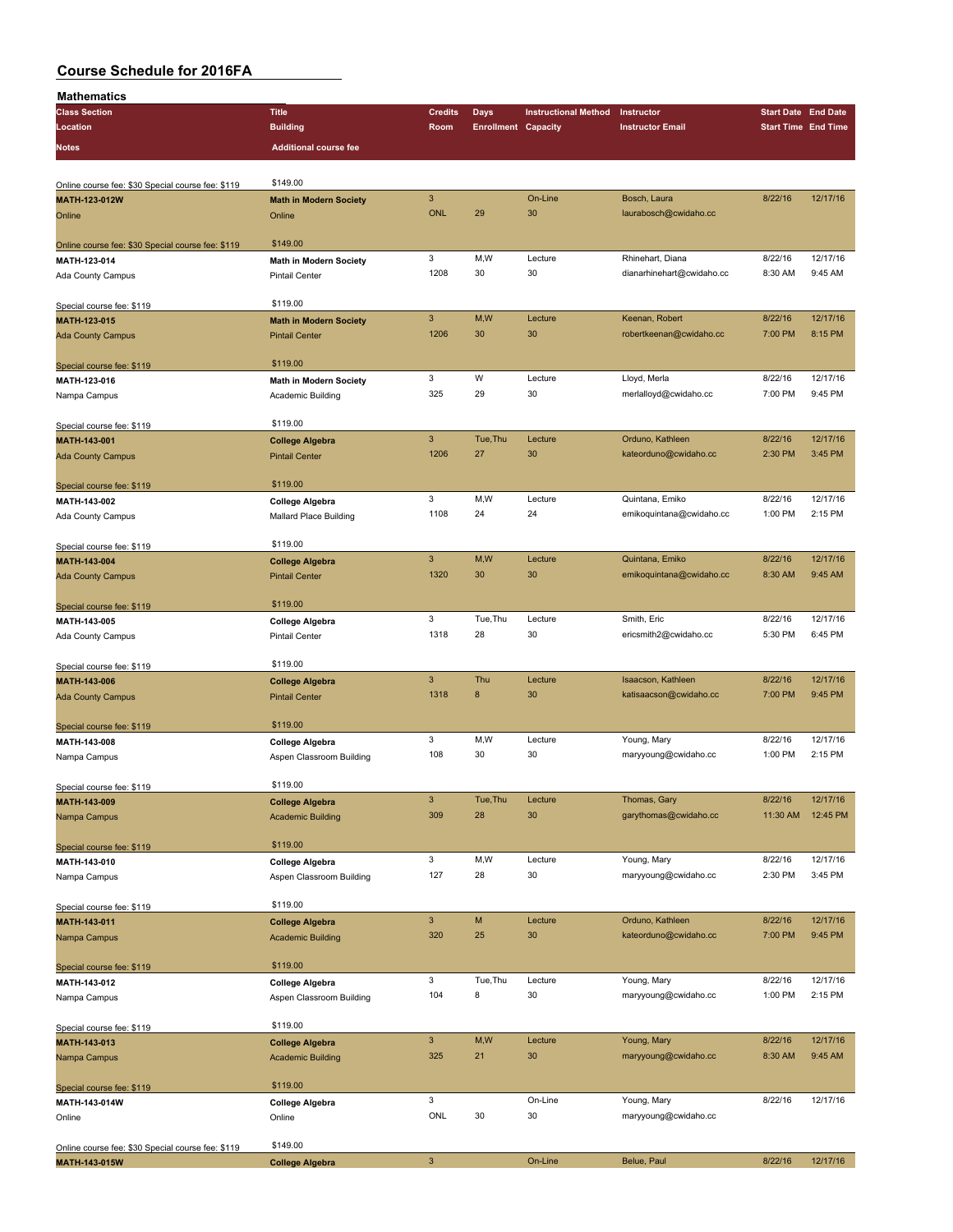# Course Schedule for 2016FA

## Mathematics

| Class Section / Location / Notes | Title / Building / Additional course fee | Credits / Room | Days / Enrollment | Instructional Method / Capacity | Instructor / Instructor Email | Start Date / Start Time | End Date / End Time |
|---|---|---|---|---|---|---|---|
| Online course fee: $30 Special course fee: $119 | $149.00 | | | | | | |
| **MATH-123-012W** | **Math in Modern Society** | 3 | | On-Line | Bosch, Laura | 8/22/16 | 12/17/16 |
| Online | Online | ONL | 29 | 30 | laurabosch@cwidaho.cc | | |
| Online course fee: $30 Special course fee: $119 | $149.00 | | | | | | |
| **MATH-123-014** | **Math in Modern Society** | 3 | M,W | Lecture | Rhinehart, Diana | 8/22/16 | 12/17/16 |
| Ada County Campus | Pintail Center | 1208 | 30 | 30 | dianarhinehart@cwidaho.cc | 8:30 AM | 9:45 AM |
| Special course fee: $119 | $119.00 | | | | | | |
| **MATH-123-015** | **Math in Modern Society** | 3 | M,W | Lecture | Keenan, Robert | 8/22/16 | 12/17/16 |
| Ada County Campus | Pintail Center | 1206 | 30 | 30 | robertkeenan@cwidaho.cc | 7:00 PM | 8:15 PM |
| Special course fee: $119 | $119.00 | | | | | | |
| **MATH-123-016** | **Math in Modern Society** | 3 | W | Lecture | Lloyd, Merla | 8/22/16 | 12/17/16 |
| Nampa Campus | Academic Building | 325 | 29 | 30 | merlalloyd@cwidaho.cc | 7:00 PM | 9:45 PM |
| Special course fee: $119 | $119.00 | | | | | | |
| **MATH-143-001** | **College Algebra** | 3 | Tue,Thu | Lecture | Orduno, Kathleen | 8/22/16 | 12/17/16 |
| Ada County Campus | Pintail Center | 1206 | 27 | 30 | kateorduno@cwidaho.cc | 2:30 PM | 3:45 PM |
| Special course fee: $119 | $119.00 | | | | | | |
| **MATH-143-002** | **College Algebra** | 3 | M,W | Lecture | Quintana, Emiko | 8/22/16 | 12/17/16 |
| Ada County Campus | Mallard Place Building | 1108 | 24 | 24 | emikoquintana@cwidaho.cc | 1:00 PM | 2:15 PM |
| Special course fee: $119 | $119.00 | | | | | | |
| **MATH-143-004** | **College Algebra** | 3 | M,W | Lecture | Quintana, Emiko | 8/22/16 | 12/17/16 |
| Ada County Campus | Pintail Center | 1320 | 30 | 30 | emikoquintana@cwidaho.cc | 8:30 AM | 9:45 AM |
| Special course fee: $119 | $119.00 | | | | | | |
| **MATH-143-005** | **College Algebra** | 3 | Tue,Thu | Lecture | Smith, Eric | 8/22/16 | 12/17/16 |
| Ada County Campus | Pintail Center | 1318 | 28 | 30 | ericsmith2@cwidaho.cc | 5:30 PM | 6:45 PM |
| Special course fee: $119 | $119.00 | | | | | | |
| **MATH-143-006** | **College Algebra** | 3 | Thu | Lecture | Isaacson, Kathleen | 8/22/16 | 12/17/16 |
| Ada County Campus | Pintail Center | 1318 | 8 | 30 | katisaacson@cwidaho.cc | 7:00 PM | 9:45 PM |
| Special course fee: $119 | $119.00 | | | | | | |
| **MATH-143-008** | **College Algebra** | 3 | M,W | Lecture | Young, Mary | 8/22/16 | 12/17/16 |
| Nampa Campus | Aspen Classroom Building | 108 | 30 | 30 | maryyoung@cwidaho.cc | 1:00 PM | 2:15 PM |
| Special course fee: $119 | $119.00 | | | | | | |
| **MATH-143-009** | **College Algebra** | 3 | Tue,Thu | Lecture | Thomas, Gary | 8/22/16 | 12/17/16 |
| Nampa Campus | Academic Building | 309 | 28 | 30 | garythomas@cwidaho.cc | 11:30 AM | 12:45 PM |
| Special course fee: $119 | $119.00 | | | | | | |
| **MATH-143-010** | **College Algebra** | 3 | M,W | Lecture | Young, Mary | 8/22/16 | 12/17/16 |
| Nampa Campus | Aspen Classroom Building | 127 | 28 | 30 | maryyoung@cwidaho.cc | 2:30 PM | 3:45 PM |
| Special course fee: $119 | $119.00 | | | | | | |
| **MATH-143-011** | **College Algebra** | 3 | M | Lecture | Orduno, Kathleen | 8/22/16 | 12/17/16 |
| Nampa Campus | Academic Building | 320 | 25 | 30 | kateorduno@cwidaho.cc | 7:00 PM | 9:45 PM |
| Special course fee: $119 | $119.00 | | | | | | |
| **MATH-143-012** | **College Algebra** | 3 | Tue,Thu | Lecture | Young, Mary | 8/22/16 | 12/17/16 |
| Nampa Campus | Aspen Classroom Building | 104 | 8 | 30 | maryyoung@cwidaho.cc | 1:00 PM | 2:15 PM |
| Special course fee: $119 | $119.00 | | | | | | |
| **MATH-143-013** | **College Algebra** | 3 | M,W | Lecture | Young, Mary | 8/22/16 | 12/17/16 |
| Nampa Campus | Academic Building | 325 | 21 | 30 | maryyoung@cwidaho.cc | 8:30 AM | 9:45 AM |
| Special course fee: $119 | $119.00 | | | | | | |
| **MATH-143-014W** | **College Algebra** | 3 | | On-Line | Young, Mary | 8/22/16 | 12/17/16 |
| Online | Online | ONL | 30 | 30 | maryyoung@cwidaho.cc | | |
| Online course fee: $30 Special course fee: $119 | $149.00 | | | | | | |
| **MATH-143-015W** | **College Algebra** | 3 | | On-Line | Belue, Paul | 8/22/16 | 12/17/16 |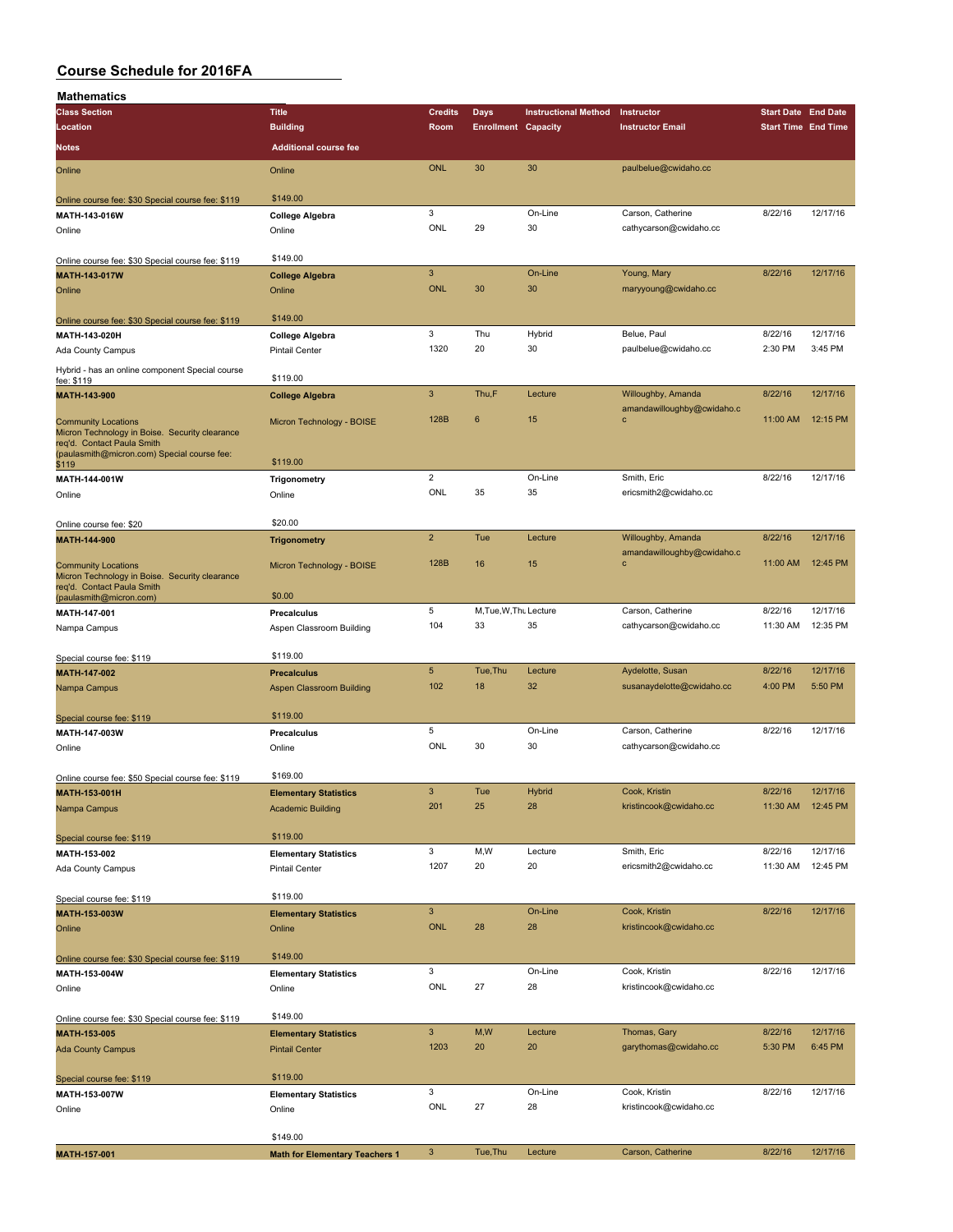# Course Schedule for 2016FA

## Mathematics

| Class Section / Location / Notes | Title / Building / Additional course fee | Credits / Room | Days / Enrollment | Instructional Method / Capacity | Instructor / Instructor Email | Start Date / Start Time | End Date / End Time |
|---|---|---|---|---|---|---|---|
| Online | Online | ONL | 30 | 30 | paulbelue@cwidaho.cc | | |
| Online course fee: $30 Special course fee: $119 | $149.00 | | | | | | |
| **MATH-143-016W** | **College Algebra** | 3 | | On-Line | Carson, Catherine | 8/22/16 | 12/17/16 |
| Online | Online | ONL | 29 | 30 | cathycarson@cwidaho.cc | | |
| Online course fee: $30 Special course fee: $119 | $149.00 | | | | | | |
| **MATH-143-017W** | **College Algebra** | 3 | | On-Line | Young, Mary | 8/22/16 | 12/17/16 |
| Online | Online | ONL | 30 | 30 | maryyoung@cwidaho.cc | | |
| Online course fee: $30 Special course fee: $119 | $149.00 | | | | | | |
| **MATH-143-020H** | **College Algebra** | 3 | Thu | Hybrid | Belue, Paul | 8/22/16 | 12/17/16 |
| Ada County Campus | Pintail Center | 1320 | 20 | 30 | paulbelue@cwidaho.cc | 2:30 PM | 3:45 PM |
| Hybrid - has an online component Special course fee: $119 | $119.00 | | | | | | |
| **MATH-143-900** | **College Algebra** | 3 | Thu,F | Lecture | Willoughby, Amanda | 8/22/16 | 12/17/16 |
| Community Locations Micron Technology in Boise. Security clearance req'd. Contact Paula Smith (paulasmith@micron.com) Special course fee: $119 | Micron Technology - BOISE | 128B | 6 | 15 | amandawilloughby@cwidaho.cc | 11:00 AM | 12:15 PM |
| | $119.00 | | | | | | |
| **MATH-144-001W** | **Trigonometry** | 2 | | On-Line | Smith, Eric | 8/22/16 | 12/17/16 |
| Online | Online | ONL | 35 | 35 | ericsmith2@cwidaho.cc | | |
| Online course fee: $20 | $20.00 | | | | | | |
| **MATH-144-900** | **Trigonometry** | 2 | Tue | Lecture | Willoughby, Amanda | 8/22/16 | 12/17/16 |
| Community Locations Micron Technology in Boise. Security clearance req'd. Contact Paula Smith (paulasmith@micron.com) | Micron Technology - BOISE | 128B | 16 | 15 | amandawilloughby@cwidaho.cc | 11:00 AM | 12:45 PM |
| | $0.00 | | | | | | |
| **MATH-147-001** | **Precalculus** | 5 | M,Tue,W,Thu | Lecture | Carson, Catherine | 8/22/16 | 12/17/16 |
| Nampa Campus | Aspen Classroom Building | 104 | 33 | 35 | cathycarson@cwidaho.cc | 11:30 AM | 12:35 PM |
| Special course fee: $119 | $119.00 | | | | | | |
| **MATH-147-002** | **Precalculus** | 5 | Tue,Thu | Lecture | Aydelotte, Susan | 8/22/16 | 12/17/16 |
| Nampa Campus | Aspen Classroom Building | 102 | 18 | 32 | susanaydelotte@cwidaho.cc | 4:00 PM | 5:50 PM |
| Special course fee: $119 | $119.00 | | | | | | |
| **MATH-147-003W** | **Precalculus** | 5 | | On-Line | Carson, Catherine | 8/22/16 | 12/17/16 |
| Online | Online | ONL | 30 | 30 | cathycarson@cwidaho.cc | | |
| Online course fee: $50 Special course fee: $119 | $169.00 | | | | | | |
| **MATH-153-001H** | **Elementary Statistics** | 3 | Tue | Hybrid | Cook, Kristin | 8/22/16 | 12/17/16 |
| Nampa Campus | Academic Building | 201 | 25 | 28 | kristincook@cwidaho.cc | 11:30 AM | 12:45 PM |
| Special course fee: $119 | $119.00 | | | | | | |
| **MATH-153-002** | **Elementary Statistics** | 3 | M,W | Lecture | Smith, Eric | 8/22/16 | 12/17/16 |
| Ada County Campus | Pintail Center | 1207 | 20 | 20 | ericsmith2@cwidaho.cc | 11:30 AM | 12:45 PM |
| Special course fee: $119 | $119.00 | | | | | | |
| **MATH-153-003W** | **Elementary Statistics** | 3 | | On-Line | Cook, Kristin | 8/22/16 | 12/17/16 |
| Online | Online | ONL | 28 | 28 | kristincook@cwidaho.cc | | |
| Online course fee: $30 Special course fee: $119 | $149.00 | | | | | | |
| **MATH-153-004W** | **Elementary Statistics** | 3 | | On-Line | Cook, Kristin | 8/22/16 | 12/17/16 |
| Online | Online | ONL | 27 | 28 | kristincook@cwidaho.cc | | |
| Online course fee: $30 Special course fee: $119 | $149.00 | | | | | | |
| **MATH-153-005** | **Elementary Statistics** | 3 | M,W | Lecture | Thomas, Gary | 8/22/16 | 12/17/16 |
| Ada County Campus | Pintail Center | 1203 | 20 | 20 | garythomas@cwidaho.cc | 5:30 PM | 6:45 PM |
| Special course fee: $119 | $119.00 | | | | | | |
| **MATH-153-007W** | **Elementary Statistics** | 3 | | On-Line | Cook, Kristin | 8/22/16 | 12/17/16 |
| Online | Online | ONL | 27 | 28 | kristincook@cwidaho.cc | | |
| | $149.00 | | | | | | |
| **MATH-157-001** | **Math for Elementary Teachers 1** | 3 | Tue,Thu | Lecture | Carson, Catherine | 8/22/16 | 12/17/16 |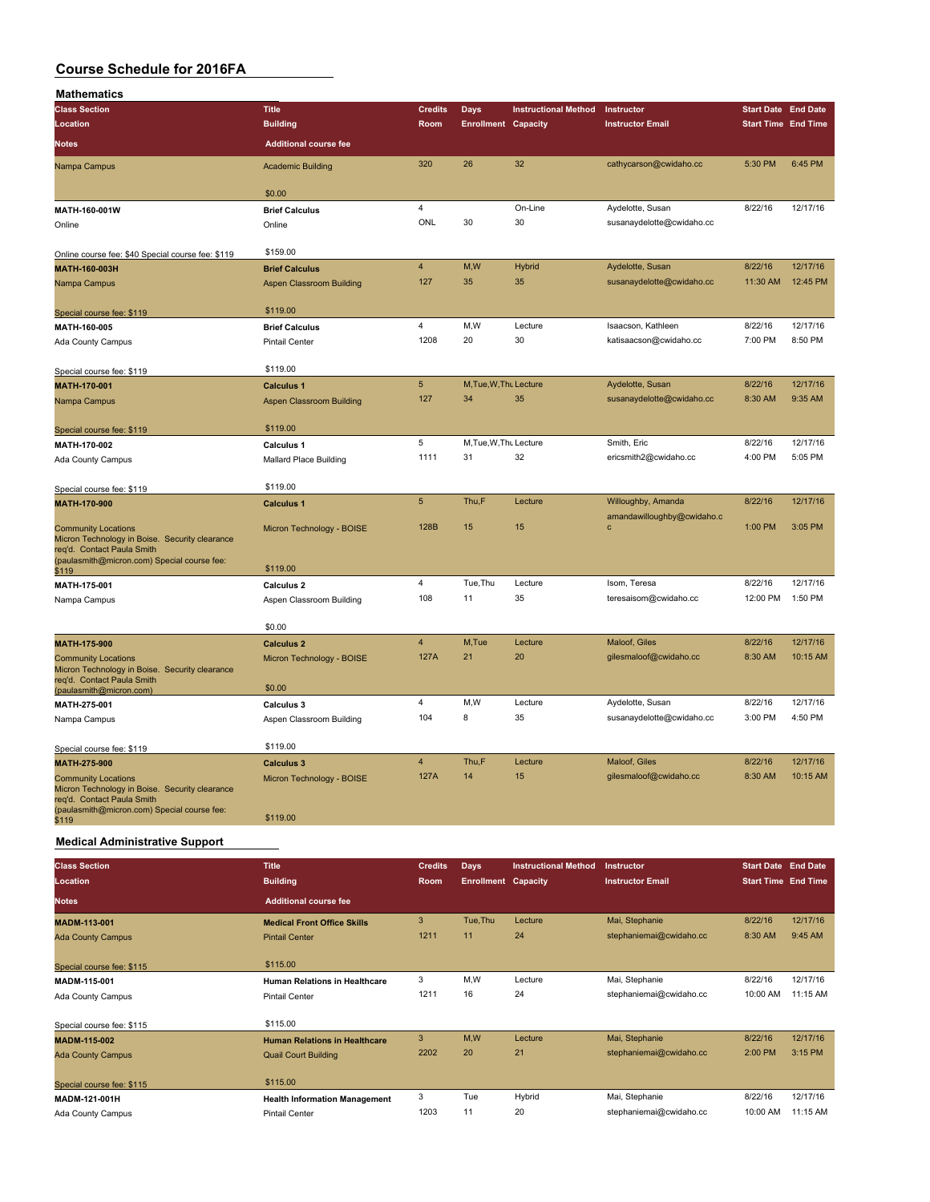# Course Schedule for 2016FA

## Mathematics

| Class Section / Location / Notes | Title / Building / Additional course fee | Credits / Room | Days / Enrollment | Instructional Method / Capacity | Instructor / Instructor Email | Start Date / Start Time | End Date / End Time |
|---|---|---|---|---|---|---|---|
| Nampa Campus | Academic Building | 320 | 26 | 32 | cathycarson@cwidaho.cc | 5:30 PM | 6:45 PM |
| | $0.00 | | | | | | |
| **MATH-160-001W** | **Brief Calculus** | 4 | | On-Line | Aydelotte, Susan | 8/22/16 | 12/17/16 |
| Online | Online | ONL | 30 | 30 | susanaydelotte@cwidaho.cc | | |
| Online course fee: $40 Special course fee: $119 | $159.00 | | | | | | |
| **MATH-160-003H** | **Brief Calculus** | 4 | M,W | Hybrid | Aydelotte, Susan | 8/22/16 | 12/17/16 |
| Nampa Campus | Aspen Classroom Building | 127 | 35 | 35 | susanaydelotte@cwidaho.cc | 11:30 AM | 12:45 PM |
| Special course fee: $119 | $119.00 | | | | | | |
| **MATH-160-005** | **Brief Calculus** | 4 | M,W | Lecture | Isaacson, Kathleen | 8/22/16 | 12/17/16 |
| Ada County Campus | Pintail Center | 1208 | 20 | 30 | katisaacson@cwidaho.cc | 7:00 PM | 8:50 PM |
| Special course fee: $119 | $119.00 | | | | | | |
| **MATH-170-001** | **Calculus 1** | 5 | M,Tue,W,Thu | Lecture | Aydelotte, Susan | 8/22/16 | 12/17/16 |
| Nampa Campus | Aspen Classroom Building | 127 | 34 | 35 | susanaydelotte@cwidaho.cc | 8:30 AM | 9:35 AM |
| Special course fee: $119 | $119.00 | | | | | | |
| **MATH-170-002** | **Calculus 1** | 5 | M,Tue,W,Thu | Lecture | Smith, Eric | 8/22/16 | 12/17/16 |
| Ada County Campus | Mallard Place Building | 1111 | 31 | 32 | ericsmith2@cwidaho.cc | 4:00 PM | 5:05 PM |
| Special course fee: $119 | $119.00 | | | | | | |
| **MATH-170-900** | **Calculus 1** | 5 | Thu,F | Lecture | Willoughby, Amanda | 8/22/16 | 12/17/16 |
| Community Locations Micron Technology in Boise. Security clearance req'd. Contact Paula Smith (paulasmith@micron.com) Special course fee: $119 | Micron Technology - BOISE | 128B | 15 | 15 | amandawilloughby@cwidaho.cc | 1:00 PM | 3:05 PM |
| | $119.00 | | | | | | |
| **MATH-175-001** | **Calculus 2** | 4 | Tue,Thu | Lecture | Isom, Teresa | 8/22/16 | 12/17/16 |
| Nampa Campus | Aspen Classroom Building | 108 | 11 | 35 | teresaisom@cwidaho.cc | 12:00 PM | 1:50 PM |
| | $0.00 | | | | | | |
| **MATH-175-900** | **Calculus 2** | 4 | M,Tue | Lecture | Maloof, Giles | 8/22/16 | 12/17/16 |
| Community Locations Micron Technology in Boise. Security clearance req'd. Contact Paula Smith (paulasmith@micron.com) | Micron Technology - BOISE | 127A | 21 | 20 | gilesmaloof@cwidaho.cc | 8:30 AM | 10:15 AM |
| | $0.00 | | | | | | |
| **MATH-275-001** | **Calculus 3** | 4 | M,W | Lecture | Aydelotte, Susan | 8/22/16 | 12/17/16 |
| Nampa Campus | Aspen Classroom Building | 104 | 8 | 35 | susanaydelotte@cwidaho.cc | 3:00 PM | 4:50 PM |
| Special course fee: $119 | $119.00 | | | | | | |
| **MATH-275-900** | **Calculus 3** | 4 | Thu,F | Lecture | Maloof, Giles | 8/22/16 | 12/17/16 |
| Community Locations Micron Technology in Boise. Security clearance req'd. Contact Paula Smith (paulasmith@micron.com) Special course fee: $119 | Micron Technology - BOISE | 127A | 14 | 15 | gilesmaloof@cwidaho.cc | 8:30 AM | 10:15 AM |
| | $119.00 | | | | | | |

## Medical Administrative Support

| Class Section / Location / Notes | Title / Building / Additional course fee | Credits / Room | Days / Enrollment | Instructional Method / Capacity | Instructor / Instructor Email | Start Date / Start Time | End Date / End Time |
|---|---|---|---|---|---|---|---|
| **MADM-113-001** | **Medical Front Office Skills** | 3 | Tue,Thu | Lecture | Mai, Stephanie | 8/22/16 | 12/17/16 |
| Ada County Campus | Pintail Center | 1211 | 11 | 24 | stephaniemai@cwidaho.cc | 8:30 AM | 9:45 AM |
| Special course fee: $115 | $115.00 | | | | | | |
| **MADM-115-001** | **Human Relations in Healthcare** | 3 | M,W | Lecture | Mai, Stephanie | 8/22/16 | 12/17/16 |
| Ada County Campus | Pintail Center | 1211 | 16 | 24 | stephaniemai@cwidaho.cc | 10:00 AM | 11:15 AM |
| Special course fee: $115 | $115.00 | | | | | | |
| **MADM-115-002** | **Human Relations in Healthcare** | 3 | M,W | Lecture | Mai, Stephanie | 8/22/16 | 12/17/16 |
| Ada County Campus | Quail Court Building | 2202 | 20 | 21 | stephaniemai@cwidaho.cc | 2:00 PM | 3:15 PM |
| Special course fee: $115 | $115.00 | | | | | | |
| **MADM-121-001H** | **Health Information Management** | 3 | Tue | Hybrid | Mai, Stephanie | 8/22/16 | 12/17/16 |
| Ada County Campus | Pintail Center | 1203 | 11 | 20 | stephaniemai@cwidaho.cc | 10:00 AM | 11:15 AM |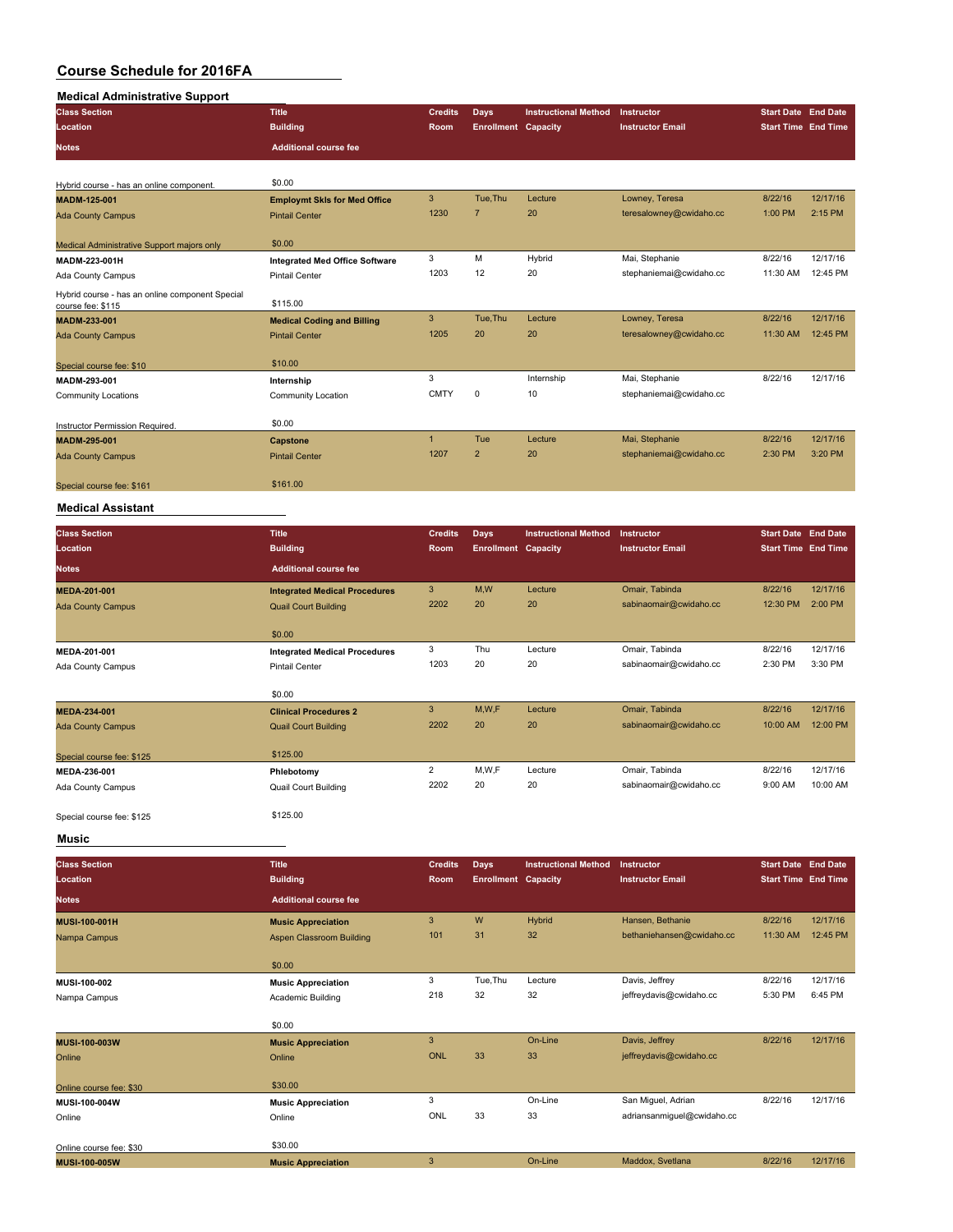# Course Schedule for 2016FA

## Medical Administrative Support

| Class Section / Location / Notes | Title / Building / Additional course fee | Credits / Room | Days / Enrollment | Instructional Method / Capacity | Instructor / Instructor Email | Start Date / Start Time | End Date / End Time |
|---|---|---|---|---|---|---|---|
| Hybrid course - has an online component. | $0.00 | | | | | | |
| **MADM-125-001** | **Employmt Skls for Med Office** | 3 | Tue,Thu | Lecture | Lowney, Teresa | 8/22/16 | 12/17/16 |
| Ada County Campus | Pintail Center | 1230 | 7 | 20 | teresalowney@cwidaho.cc | 1:00 PM | 2:15 PM |
| Medical Administrative Support majors only | $0.00 | | | | | | |
| **MADM-223-001H** | **Integrated Med Office Software** | 3 | M | Hybrid | Mai, Stephanie | 8/22/16 | 12/17/16 |
| Ada County Campus | Pintail Center | 1203 | 12 | 20 | stephaniemai@cwidaho.cc | 11:30 AM | 12:45 PM |
| Hybrid course - has an online component Special course fee: $115 | $115.00 | | | | | | |
| **MADM-233-001** | **Medical Coding and Billing** | 3 | Tue,Thu | Lecture | Lowney, Teresa | 8/22/16 | 12/17/16 |
| Ada County Campus | Pintail Center | 1205 | 20 | 20 | teresalowney@cwidaho.cc | 11:30 AM | 12:45 PM |
| Special course fee: $10 | $10.00 | | | | | | |
| **MADM-293-001** | **Internship** | 3 | | Internship | Mai, Stephanie | 8/22/16 | 12/17/16 |
| Community Locations | Community Location | CMTY | 0 | 10 | stephaniemai@cwidaho.cc | | |
| Instructor Permission Required. | $0.00 | | | | | | |
| **MADM-295-001** | **Capstone** | 1 | Tue | Lecture | Mai, Stephanie | 8/22/16 | 12/17/16 |
| Ada County Campus | Pintail Center | 1207 | 2 | 20 | stephaniemai@cwidaho.cc | 2:30 PM | 3:20 PM |
| Special course fee: $161 | $161.00 | | | | | | |

## Medical Assistant

| Class Section / Location / Notes | Title / Building / Additional course fee | Credits / Room | Days / Enrollment | Instructional Method / Capacity | Instructor / Instructor Email | Start Date / Start Time | End Date / End Time |
|---|---|---|---|---|---|---|---|
| **MEDA-201-001** | **Integrated Medical Procedures** | 3 | M,W | Lecture | Omair, Tabinda | 8/22/16 | 12/17/16 |
| Ada County Campus | Quail Court Building | 2202 | 20 | 20 | sabinaomair@cwidaho.cc | 12:30 PM | 2:00 PM |
| | $0.00 | | | | | | |
| **MEDA-201-001** | **Integrated Medical Procedures** | 3 | Thu | Lecture | Omair, Tabinda | 8/22/16 | 12/17/16 |
| Ada County Campus | Pintail Center | 1203 | 20 | 20 | sabinaomair@cwidaho.cc | 2:30 PM | 3:30 PM |
| | $0.00 | | | | | | |
| **MEDA-234-001** | **Clinical Procedures 2** | 3 | M,W,F | Lecture | Omair, Tabinda | 8/22/16 | 12/17/16 |
| Ada County Campus | Quail Court Building | 2202 | 20 | 20 | sabinaomair@cwidaho.cc | 10:00 AM | 12:00 PM |
| Special course fee: $125 | $125.00 | | | | | | |
| **MEDA-236-001** | **Phlebotomy** | 2 | M,W,F | Lecture | Omair, Tabinda | 8/22/16 | 12/17/16 |
| Ada County Campus | Quail Court Building | 2202 | 20 | 20 | sabinaomair@cwidaho.cc | 9:00 AM | 10:00 AM |
| Special course fee: $125 | $125.00 | | | | | | |

## Music

| Class Section / Location / Notes | Title / Building / Additional course fee | Credits / Room | Days / Enrollment | Instructional Method / Capacity | Instructor / Instructor Email | Start Date / Start Time | End Date / End Time |
|---|---|---|---|---|---|---|---|
| **MUSI-100-001H** | **Music Appreciation** | 3 | W | Hybrid | Hansen, Bethanie | 8/22/16 | 12/17/16 |
| Nampa Campus | Aspen Classroom Building | 101 | 31 | 32 | bethaniehansen@cwidaho.cc | 11:30 AM | 12:45 PM |
| | $0.00 | | | | | | |
| **MUSI-100-002** | **Music Appreciation** | 3 | Tue,Thu | Lecture | Davis, Jeffrey | 8/22/16 | 12/17/16 |
| Nampa Campus | Academic Building | 218 | 32 | 32 | jeffreydavis@cwidaho.cc | 5:30 PM | 6:45 PM |
| | $0.00 | | | | | | |
| **MUSI-100-003W** | **Music Appreciation** | 3 | | On-Line | Davis, Jeffrey | 8/22/16 | 12/17/16 |
| Online | Online | ONL | 33 | 33 | jeffreydavis@cwidaho.cc | | |
| Online course fee: $30 | $30.00 | | | | | | |
| **MUSI-100-004W** | **Music Appreciation** | 3 | | On-Line | San Miguel, Adrian | 8/22/16 | 12/17/16 |
| Online | Online | ONL | 33 | 33 | adriansanmiguel@cwidaho.cc | | |
| Online course fee: $30 | $30.00 | | | | | | |
| **MUSI-100-005W** | **Music Appreciation** | 3 | | On-Line | Maddox, Svetlana | 8/22/16 | 12/17/16 |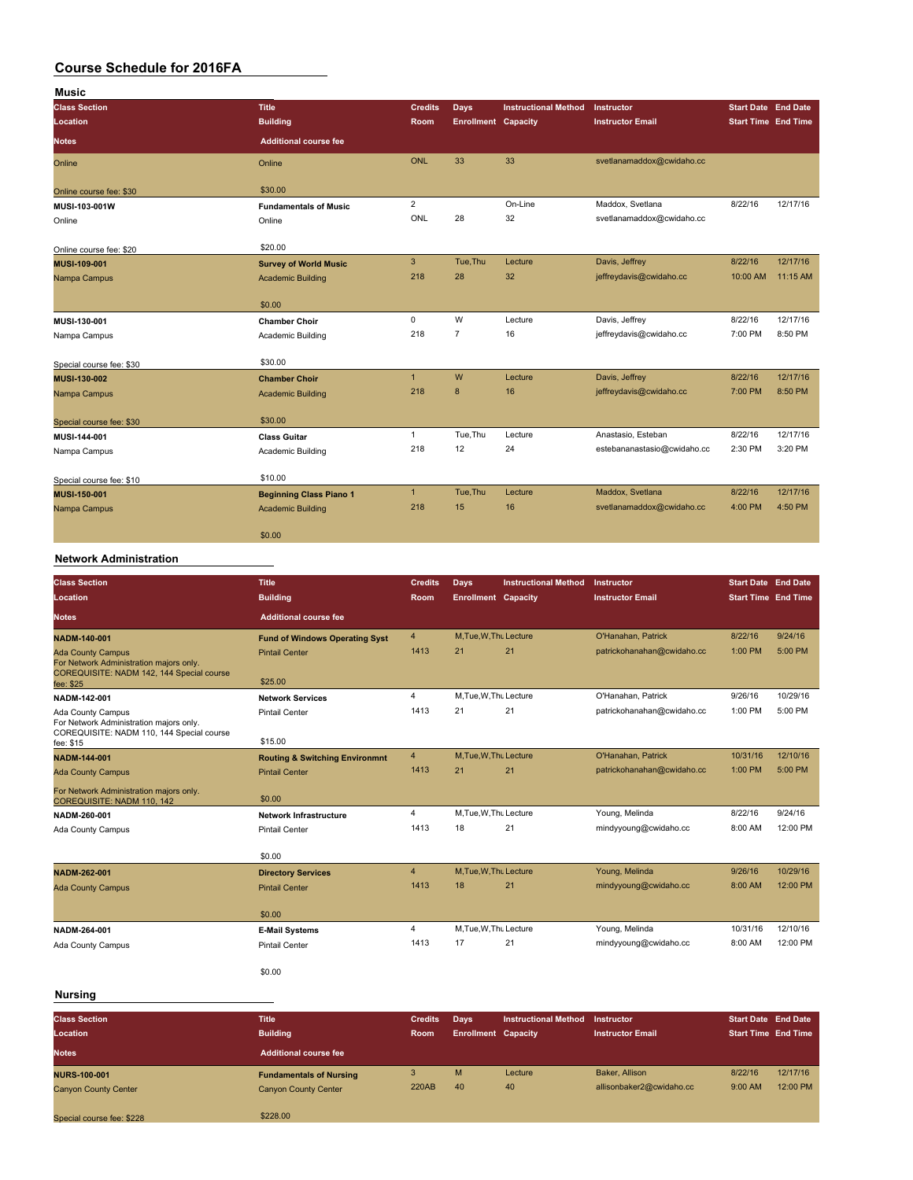# Course Schedule for 2016FA

## Music

| Class Section / Location / Notes | Title / Building / Additional course fee | Credits / Room | Days / Enrollment | Instructional Method / Capacity | Instructor / Instructor Email | Start Date / Start Time | End Date / End Time |
|---|---|---|---|---|---|---|---|
| Online | Online | ONL | 33 | 33 | svetlanamaddox@cwidaho.cc | | |
| Online course fee: $30 | $30.00 | | | | | | |
| MUSI-103-001W | Fundamentals of Music | 2 | | On-Line | Maddox, Svetlana | 8/22/16 | 12/17/16 |
| Online | Online | ONL | 28 | 32 | svetlanamaddox@cwidaho.cc | | |
| Online course fee: $20 | $20.00 | | | | | | |
| MUSI-109-001 | Survey of World Music | 3 | Tue,Thu | Lecture | Davis, Jeffrey | 8/22/16 | 12/17/16 |
| Nampa Campus | Academic Building | 218 | 28 | 32 | jeffreydavis@cwidaho.cc | 10:00 AM | 11:15 AM |
| | $0.00 | | | | | | |
| MUSI-130-001 | Chamber Choir | 0 | W | Lecture | Davis, Jeffrey | 8/22/16 | 12/17/16 |
| Nampa Campus | Academic Building | 218 | 7 | 16 | jeffreydavis@cwidaho.cc | 7:00 PM | 8:50 PM |
| Special course fee: $30 | $30.00 | | | | | | |
| MUSI-130-002 | Chamber Choir | 1 | W | Lecture | Davis, Jeffrey | 8/22/16 | 12/17/16 |
| Nampa Campus | Academic Building | 218 | 8 | 16 | jeffreydavis@cwidaho.cc | 7:00 PM | 8:50 PM |
| Special course fee: $30 | $30.00 | | | | | | |
| MUSI-144-001 | Class Guitar | 1 | Tue,Thu | Lecture | Anastasio, Esteban | 8/22/16 | 12/17/16 |
| Nampa Campus | Academic Building | 218 | 12 | 24 | estebananastasio@cwidaho.cc | 2:30 PM | 3:20 PM |
| Special course fee: $10 | $10.00 | | | | | | |
| MUSI-150-001 | Beginning Class Piano 1 | 1 | Tue,Thu | Lecture | Maddox, Svetlana | 8/22/16 | 12/17/16 |
| Nampa Campus | Academic Building | 218 | 15 | 16 | svetlanamaddox@cwidaho.cc | 4:00 PM | 4:50 PM |
| | $0.00 | | | | | | |

## Network Administration

| Class Section / Location / Notes | Title / Building / Additional course fee | Credits / Room | Days / Enrollment | Instructional Method / Capacity | Instructor / Instructor Email | Start Date / Start Time | End Date / End Time |
|---|---|---|---|---|---|---|---|
| NADM-140-001 | Fund of Windows Operating Syst | 4 | M,Tue,W,Thu | Lecture | O'Hanahan, Patrick | 8/22/16 | 9/24/16 |
| Ada County Campus | Pintail Center | 1413 | 21 | 21 | patrickohanahan@cwidaho.cc | 1:00 PM | 5:00 PM |
| For Network Administration majors only. COREQUISITE: NADM 142, 144 Special course fee: $25 | $25.00 | | | | | | |
| NADM-142-001 | Network Services | 4 | M,Tue,W,Thu | Lecture | O'Hanahan, Patrick | 9/26/16 | 10/29/16 |
| Ada County Campus | Pintail Center | 1413 | 21 | 21 | patrickohanahan@cwidaho.cc | 1:00 PM | 5:00 PM |
| For Network Administration majors only. COREQUISITE: NADM 110, 144 Special course fee: $15 | $15.00 | | | | | | |
| NADM-144-001 | Routing & Switching Environmnt | 4 | M,Tue,W,Thu | Lecture | O'Hanahan, Patrick | 10/31/16 | 12/10/16 |
| Ada County Campus | Pintail Center | 1413 | 21 | 21 | patrickohanahan@cwidaho.cc | 1:00 PM | 5:00 PM |
| For Network Administration majors only. COREQUISITE: NADM 110, 142 | $0.00 | | | | | | |
| NADM-260-001 | Network Infrastructure | 4 | M,Tue,W,Thu | Lecture | Young, Melinda | 8/22/16 | 9/24/16 |
| Ada County Campus | Pintail Center | 1413 | 18 | 21 | mindyyoung@cwidaho.cc | 8:00 AM | 12:00 PM |
| | $0.00 | | | | | | |
| NADM-262-001 | Directory Services | 4 | M,Tue,W,Thu | Lecture | Young, Melinda | 9/26/16 | 10/29/16 |
| Ada County Campus | Pintail Center | 1413 | 18 | 21 | mindyyoung@cwidaho.cc | 8:00 AM | 12:00 PM |
| | $0.00 | | | | | | |
| NADM-264-001 | E-Mail Systems | 4 | M,Tue,W,Thu | Lecture | Young, Melinda | 10/31/16 | 12/10/16 |
| Ada County Campus | Pintail Center | 1413 | 17 | 21 | mindyyoung@cwidaho.cc | 8:00 AM | 12:00 PM |
| | $0.00 | | | | | | |

## Nursing

| Class Section / Location / Notes | Title / Building / Additional course fee | Credits / Room | Days / Enrollment | Instructional Method / Capacity | Instructor / Instructor Email | Start Date / Start Time | End Date / End Time |
|---|---|---|---|---|---|---|---|
| NURS-100-001 | Fundamentals of Nursing | 3 | M | Lecture | Baker, Allison | 8/22/16 | 12/17/16 |
| Canyon County Center | Canyon County Center | 220AB | 40 | 40 | allisonbaker2@cwidaho.cc | 9:00 AM | 12:00 PM |
| Special course fee: $228 | $228.00 | | | | | | |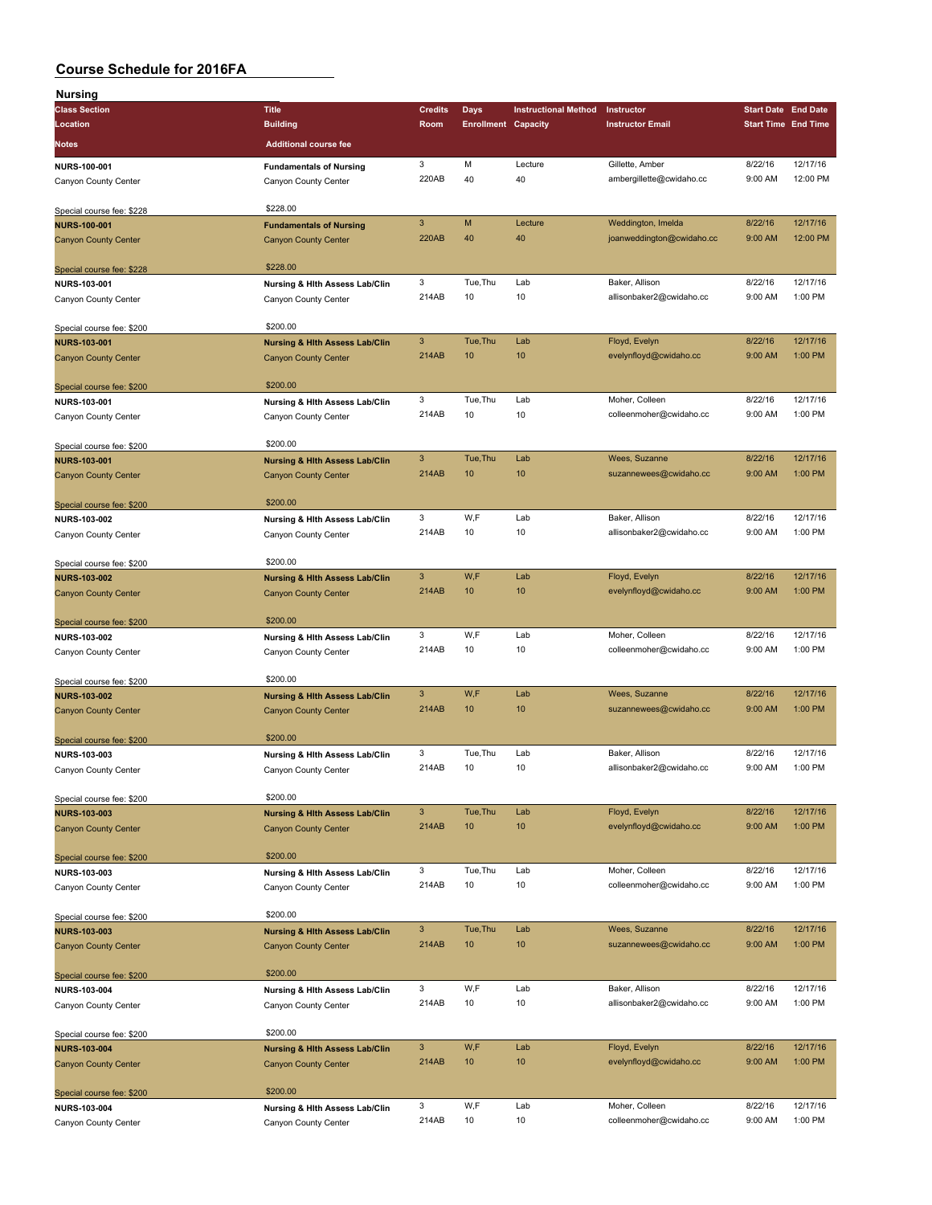# Course Schedule for 2016FA

## Nursing

| Class Section / Location / Notes | Title / Building / Additional course fee | Credits / Room | Days / Enrollment | Instructional Method / Capacity | Instructor / Instructor Email | Start Date / Start Time | End Date / End Time |
|---|---|---|---|---|---|---|---|
| NURS-100-001<br>Canyon County Center<br>Special course fee: $228 | **Fundamentals of Nursing**<br>Canyon County Center<br>$228.00 | 3<br>220AB | M<br>40 | Lecture<br>40 | Gillette, Amber<br>ambergillette@cwidaho.cc | 8/22/16<br>9:00 AM | 12/17/16<br>12:00 PM |
| NURS-100-001<br>Canyon County Center<br>Special course fee: $228 | **Fundamentals of Nursing**<br>Canyon County Center<br>$228.00 | 3<br>220AB | M<br>40 | Lecture<br>40 | Weddington, Imelda<br>joanweddington@cwidaho.cc | 8/22/16<br>9:00 AM | 12/17/16<br>12:00 PM |
| NURS-103-001<br>Canyon County Center<br>Special course fee: $200 | **Nursing & Hlth Assess Lab/Clin**<br>Canyon County Center<br>$200.00 | 3<br>214AB | Tue,Thu<br>10 | Lab<br>10 | Baker, Allison<br>allisonbaker2@cwidaho.cc | 8/22/16<br>9:00 AM | 12/17/16<br>1:00 PM |
| NURS-103-001<br>Canyon County Center<br>Special course fee: $200 | **Nursing & Hlth Assess Lab/Clin**<br>Canyon County Center<br>$200.00 | 3<br>214AB | Tue,Thu<br>10 | Lab<br>10 | Floyd, Evelyn<br>evelynfloyd@cwidaho.cc | 8/22/16<br>9:00 AM | 12/17/16<br>1:00 PM |
| NURS-103-001<br>Canyon County Center<br>Special course fee: $200 | **Nursing & Hlth Assess Lab/Clin**<br>Canyon County Center<br>$200.00 | 3<br>214AB | Tue,Thu<br>10 | Lab<br>10 | Moher, Colleen<br>colleenmoher@cwidaho.cc | 8/22/16<br>9:00 AM | 12/17/16<br>1:00 PM |
| NURS-103-001<br>Canyon County Center<br>Special course fee: $200 | **Nursing & Hlth Assess Lab/Clin**<br>Canyon County Center<br>$200.00 | 3<br>214AB | Tue,Thu<br>10 | Lab<br>10 | Wees, Suzanne<br>suzannewees@cwidaho.cc | 8/22/16<br>9:00 AM | 12/17/16<br>1:00 PM |
| NURS-103-002<br>Canyon County Center<br>Special course fee: $200 | **Nursing & Hlth Assess Lab/Clin**<br>Canyon County Center<br>$200.00 | 3<br>214AB | W,F<br>10 | Lab<br>10 | Baker, Allison<br>allisonbaker2@cwidaho.cc | 8/22/16<br>9:00 AM | 12/17/16<br>1:00 PM |
| NURS-103-002<br>Canyon County Center<br>Special course fee: $200 | **Nursing & Hlth Assess Lab/Clin**<br>Canyon County Center<br>$200.00 | 3<br>214AB | W,F<br>10 | Lab<br>10 | Floyd, Evelyn<br>evelynfloyd@cwidaho.cc | 8/22/16<br>9:00 AM | 12/17/16<br>1:00 PM |
| NURS-103-002<br>Canyon County Center<br>Special course fee: $200 | **Nursing & Hlth Assess Lab/Clin**<br>Canyon County Center<br>$200.00 | 3<br>214AB | W,F<br>10 | Lab<br>10 | Moher, Colleen<br>colleenmoher@cwidaho.cc | 8/22/16<br>9:00 AM | 12/17/16<br>1:00 PM |
| NURS-103-002<br>Canyon County Center<br>Special course fee: $200 | **Nursing & Hlth Assess Lab/Clin**<br>Canyon County Center<br>$200.00 | 3<br>214AB | W,F<br>10 | Lab<br>10 | Wees, Suzanne<br>suzannewees@cwidaho.cc | 8/22/16<br>9:00 AM | 12/17/16<br>1:00 PM |
| NURS-103-003<br>Canyon County Center<br>Special course fee: $200 | **Nursing & Hlth Assess Lab/Clin**<br>Canyon County Center<br>$200.00 | 3<br>214AB | Tue,Thu<br>10 | Lab<br>10 | Baker, Allison<br>allisonbaker2@cwidaho.cc | 8/22/16<br>9:00 AM | 12/17/16<br>1:00 PM |
| NURS-103-003<br>Canyon County Center<br>Special course fee: $200 | **Nursing & Hlth Assess Lab/Clin**<br>Canyon County Center<br>$200.00 | 3<br>214AB | Tue,Thu<br>10 | Lab<br>10 | Floyd, Evelyn<br>evelynfloyd@cwidaho.cc | 8/22/16<br>9:00 AM | 12/17/16<br>1:00 PM |
| NURS-103-003<br>Canyon County Center<br>Special course fee: $200 | **Nursing & Hlth Assess Lab/Clin**<br>Canyon County Center<br>$200.00 | 3<br>214AB | Tue,Thu<br>10 | Lab<br>10 | Moher, Colleen<br>colleenmoher@cwidaho.cc | 8/22/16<br>9:00 AM | 12/17/16<br>1:00 PM |
| NURS-103-003<br>Canyon County Center<br>Special course fee: $200 | **Nursing & Hlth Assess Lab/Clin**<br>Canyon County Center<br>$200.00 | 3<br>214AB | Tue,Thu<br>10 | Lab<br>10 | Wees, Suzanne<br>suzannewees@cwidaho.cc | 8/22/16<br>9:00 AM | 12/17/16<br>1:00 PM |
| NURS-103-004<br>Canyon County Center<br>Special course fee: $200 | **Nursing & Hlth Assess Lab/Clin**<br>Canyon County Center<br>$200.00 | 3<br>214AB | W,F<br>10 | Lab<br>10 | Baker, Allison<br>allisonbaker2@cwidaho.cc | 8/22/16<br>9:00 AM | 12/17/16<br>1:00 PM |
| NURS-103-004<br>Canyon County Center<br>Special course fee: $200 | **Nursing & Hlth Assess Lab/Clin**<br>Canyon County Center<br>$200.00 | 3<br>214AB | W,F<br>10 | Lab<br>10 | Floyd, Evelyn<br>evelynfloyd@cwidaho.cc | 8/22/16<br>9:00 AM | 12/17/16<br>1:00 PM |
| NURS-103-004<br>Canyon County Center | **Nursing & Hlth Assess Lab/Clin**<br>Canyon County Center | 3<br>214AB | W,F<br>10 | Lab<br>10 | Moher, Colleen<br>colleenmoher@cwidaho.cc | 8/22/16<br>9:00 AM | 12/17/16<br>1:00 PM |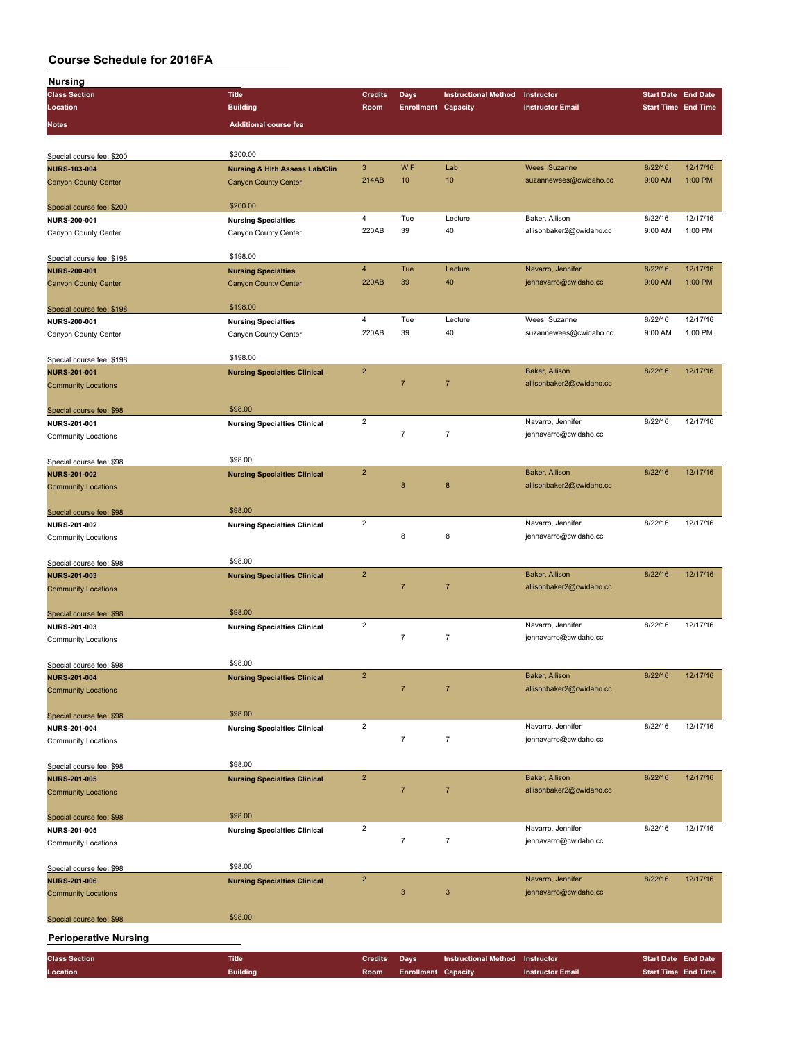# Course Schedule for 2016FA

## Nursing

| Class Section / Location / Notes | Title / Building / Additional course fee | Credits / Room | Days / Enrollment | Instructional Method / Capacity | Instructor / Instructor Email | Start Date / Start Time | End Date / End Time |
|---|---|---|---|---|---|---|---|
| Special course fee: $200 | $200.00 | | | | | | |
| **NURS-103-004** | **Nursing & Hlth Assess Lab/Clin** | 3 | W,F | Lab | Wees, Suzanne | 8/22/16 | 12/17/16 |
| Canyon County Center | Canyon County Center | 214AB | 10 | 10 | suzannewees@cwidaho.cc | 9:00 AM | 1:00 PM |
| Special course fee: $200 | $200.00 | | | | | | |
| **NURS-200-001** | **Nursing Specialties** | 4 | Tue | Lecture | Baker, Allison | 8/22/16 | 12/17/16 |
| Canyon County Center | Canyon County Center | 220AB | 39 | 40 | allisonbaker2@cwidaho.cc | 9:00 AM | 1:00 PM |
| Special course fee: $198 | $198.00 | | | | | | |
| **NURS-200-001** | **Nursing Specialties** | 4 | Tue | Lecture | Navarro, Jennifer | 8/22/16 | 12/17/16 |
| Canyon County Center | Canyon County Center | 220AB | 39 | 40 | jennavarro@cwidaho.cc | 9:00 AM | 1:00 PM |
| Special course fee: $198 | $198.00 | | | | | | |
| **NURS-200-001** | **Nursing Specialties** | 4 | Tue | Lecture | Wees, Suzanne | 8/22/16 | 12/17/16 |
| Canyon County Center | Canyon County Center | 220AB | 39 | 40 | suzannewees@cwidaho.cc | 9:00 AM | 1:00 PM |
| Special course fee: $198 | $198.00 | | | | | | |
| **NURS-201-001** | **Nursing Specialties Clinical** | 2 | | | Baker, Allison | 8/22/16 | 12/17/16 |
| Community Locations | | | 7 | 7 | allisonbaker2@cwidaho.cc | | |
| Special course fee: $98 | $98.00 | | | | | | |
| **NURS-201-001** | **Nursing Specialties Clinical** | 2 | | | Navarro, Jennifer | 8/22/16 | 12/17/16 |
| Community Locations | | | 7 | 7 | jennavarro@cwidaho.cc | | |
| Special course fee: $98 | $98.00 | | | | | | |
| **NURS-201-002** | **Nursing Specialties Clinical** | 2 | | | Baker, Allison | 8/22/16 | 12/17/16 |
| Community Locations | | | 8 | 8 | allisonbaker2@cwidaho.cc | | |
| Special course fee: $98 | $98.00 | | | | | | |
| **NURS-201-002** | **Nursing Specialties Clinical** | 2 | | | Navarro, Jennifer | 8/22/16 | 12/17/16 |
| Community Locations | | | 8 | 8 | jennavarro@cwidaho.cc | | |
| Special course fee: $98 | $98.00 | | | | | | |
| **NURS-201-003** | **Nursing Specialties Clinical** | 2 | | | Baker, Allison | 8/22/16 | 12/17/16 |
| Community Locations | | | 7 | 7 | allisonbaker2@cwidaho.cc | | |
| Special course fee: $98 | $98.00 | | | | | | |
| **NURS-201-003** | **Nursing Specialties Clinical** | 2 | | | Navarro, Jennifer | 8/22/16 | 12/17/16 |
| Community Locations | | | 7 | 7 | jennavarro@cwidaho.cc | | |
| Special course fee: $98 | $98.00 | | | | | | |
| **NURS-201-004** | **Nursing Specialties Clinical** | 2 | | | Baker, Allison | 8/22/16 | 12/17/16 |
| Community Locations | | | 7 | 7 | allisonbaker2@cwidaho.cc | | |
| Special course fee: $98 | $98.00 | | | | | | |
| **NURS-201-004** | **Nursing Specialties Clinical** | 2 | | | Navarro, Jennifer | 8/22/16 | 12/17/16 |
| Community Locations | | | 7 | 7 | jennavarro@cwidaho.cc | | |
| Special course fee: $98 | $98.00 | | | | | | |
| **NURS-201-005** | **Nursing Specialties Clinical** | 2 | | | Baker, Allison | 8/22/16 | 12/17/16 |
| Community Locations | | | 7 | 7 | allisonbaker2@cwidaho.cc | | |
| Special course fee: $98 | $98.00 | | | | | | |
| **NURS-201-005** | **Nursing Specialties Clinical** | 2 | | | Navarro, Jennifer | 8/22/16 | 12/17/16 |
| Community Locations | | | 7 | 7 | jennavarro@cwidaho.cc | | |
| Special course fee: $98 | $98.00 | | | | | | |
| **NURS-201-006** | **Nursing Specialties Clinical** | 2 | | | Navarro, Jennifer | 8/22/16 | 12/17/16 |
| Community Locations | | | 3 | 3 | jennavarro@cwidaho.cc | | |
| Special course fee: $98 | $98.00 | | | | | | |

## Perioperative Nursing

| Class Section / Location | Title / Building | Credits / Room | Days / Enrollment | Instructional Method / Capacity | Instructor / Instructor Email | Start Date / Start Time | End Date / End Time |
|---|---|---|---|---|---|---|---|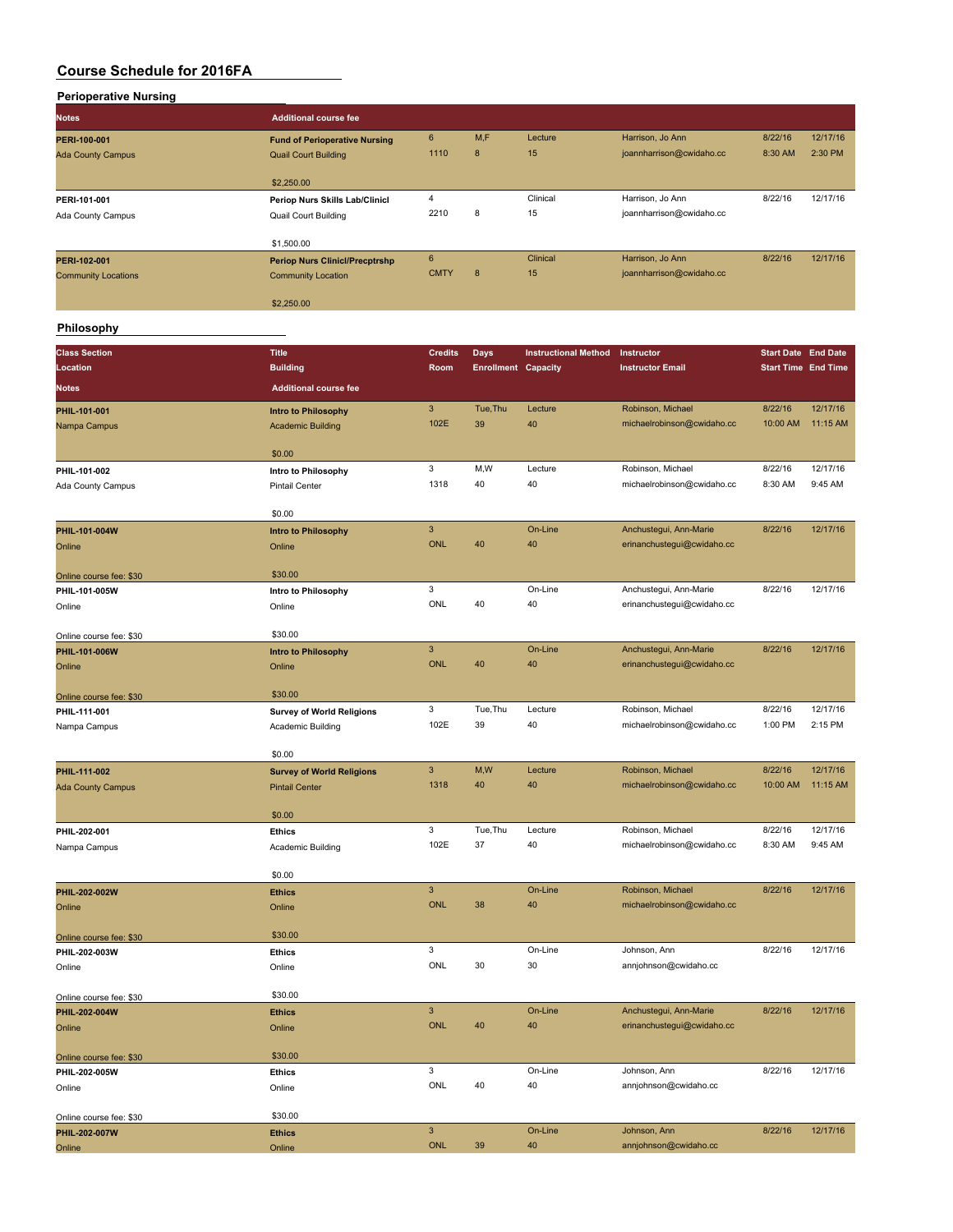# Course Schedule for 2016FA

## Perioperative Nursing

| Notes | Additional course fee | | | | | | |
|---|---|---|---|---|---|---|---|
| PERI-100-001<br>Ada County Campus | Fund of Perioperative Nursing<br>Quail Court Building<br><br>$2,250.00 | 6<br>1110 | M,F<br>8 | Lecture<br>15 | Harrison, Jo Ann<br>joannharrison@cwidaho.cc | 8/22/16<br>8:30 AM | 12/17/16<br>2:30 PM |
| PERI-101-001<br>Ada County Campus | Periop Nurs Skills Lab/Clinicl<br>Quail Court Building<br><br>$1,500.00 | 4<br>2210 | <br>8 | Clinical<br>15 | Harrison, Jo Ann<br>joannharrison@cwidaho.cc | 8/22/16 | 12/17/16 |
| PERI-102-001<br>Community Locations | Periop Nurs Clinicl/Precptrshp<br>Community Location<br><br>$2,250.00 | 6<br>CMTY | <br>8 | Clinical<br>15 | Harrison, Jo Ann<br>joannharrison@cwidaho.cc | 8/22/16 | 12/17/16 |

## Philosophy

| Class Section<br>Location<br>Notes | Title<br>Building<br>Additional course fee | Credits<br>Room | Days<br>Enrollment | Instructional Method<br>Capacity | Instructor<br>Instructor Email | Start Date<br>Start Time | End Date<br>End Time |
|---|---|---|---|---|---|---|---|
| PHIL-101-001<br>Nampa Campus | Intro to Philosophy<br>Academic Building<br><br>$0.00 | 3<br>102E | Tue,Thu<br>39 | Lecture<br>40 | Robinson, Michael<br>michaelrobinson@cwidaho.cc | 8/22/16<br>10:00 AM | 12/17/16<br>11:15 AM |
| PHIL-101-002<br>Ada County Campus | Intro to Philosophy<br>Pintail Center<br><br>$0.00 | 3<br>1318 | M,W<br>40 | Lecture<br>40 | Robinson, Michael<br>michaelrobinson@cwidaho.cc | 8/22/16<br>8:30 AM | 12/17/16<br>9:45 AM |
| PHIL-101-004W<br>Online<br><br>Online course fee: $30 | Intro to Philosophy<br>Online<br><br>$30.00 | 3<br>ONL | <br>40 | On-Line<br>40 | Anchustegui, Ann-Marie<br>erinanchustegui@cwidaho.cc | 8/22/16 | 12/17/16 |
| PHIL-101-005W<br>Online<br><br>Online course fee: $30 | Intro to Philosophy<br>Online<br><br>$30.00 | 3<br>ONL | <br>40 | On-Line<br>40 | Anchustegui, Ann-Marie<br>erinanchustegui@cwidaho.cc | 8/22/16 | 12/17/16 |
| PHIL-101-006W<br>Online<br><br>Online course fee: $30 | Intro to Philosophy<br>Online<br><br>$30.00 | 3<br>ONL | <br>40 | On-Line<br>40 | Anchustegui, Ann-Marie<br>erinanchustegui@cwidaho.cc | 8/22/16 | 12/17/16 |
| PHIL-111-001<br>Nampa Campus | Survey of World Religions<br>Academic Building<br><br>$0.00 | 3<br>102E | Tue,Thu<br>39 | Lecture<br>40 | Robinson, Michael<br>michaelrobinson@cwidaho.cc | 8/22/16<br>1:00 PM | 12/17/16<br>2:15 PM |
| PHIL-111-002<br>Ada County Campus | Survey of World Religions<br>Pintail Center<br><br>$0.00 | 3<br>1318 | M,W<br>40 | Lecture<br>40 | Robinson, Michael<br>michaelrobinson@cwidaho.cc | 8/22/16<br>10:00 AM | 12/17/16<br>11:15 AM |
| PHIL-202-001<br>Nampa Campus | Ethics<br>Academic Building<br><br>$0.00 | 3<br>102E | Tue,Thu<br>37 | Lecture<br>40 | Robinson, Michael<br>michaelrobinson@cwidaho.cc | 8/22/16<br>8:30 AM | 12/17/16<br>9:45 AM |
| PHIL-202-002W<br>Online<br><br>Online course fee: $30 | Ethics<br>Online<br><br>$30.00 | 3<br>ONL | <br>38 | On-Line<br>40 | Robinson, Michael<br>michaelrobinson@cwidaho.cc | 8/22/16 | 12/17/16 |
| PHIL-202-003W<br>Online<br><br>Online course fee: $30 | Ethics<br>Online<br><br>$30.00 | 3<br>ONL | <br>30 | On-Line<br>30 | Johnson, Ann<br>annjohnson@cwidaho.cc | 8/22/16 | 12/17/16 |
| PHIL-202-004W<br>Online<br><br>Online course fee: $30 | Ethics<br>Online<br><br>$30.00 | 3<br>ONL | <br>40 | On-Line<br>40 | Anchustegui, Ann-Marie<br>erinanchustegui@cwidaho.cc | 8/22/16 | 12/17/16 |
| PHIL-202-005W<br>Online<br><br>Online course fee: $30 | Ethics<br>Online<br><br>$30.00 | 3<br>ONL | <br>40 | On-Line<br>40 | Johnson, Ann<br>annjohnson@cwidaho.cc | 8/22/16 | 12/17/16 |
| PHIL-202-007W<br>Online | Ethics<br>Online | 3<br>ONL | <br>39 | On-Line<br>40 | Johnson, Ann<br>annjohnson@cwidaho.cc | 8/22/16 | 12/17/16 |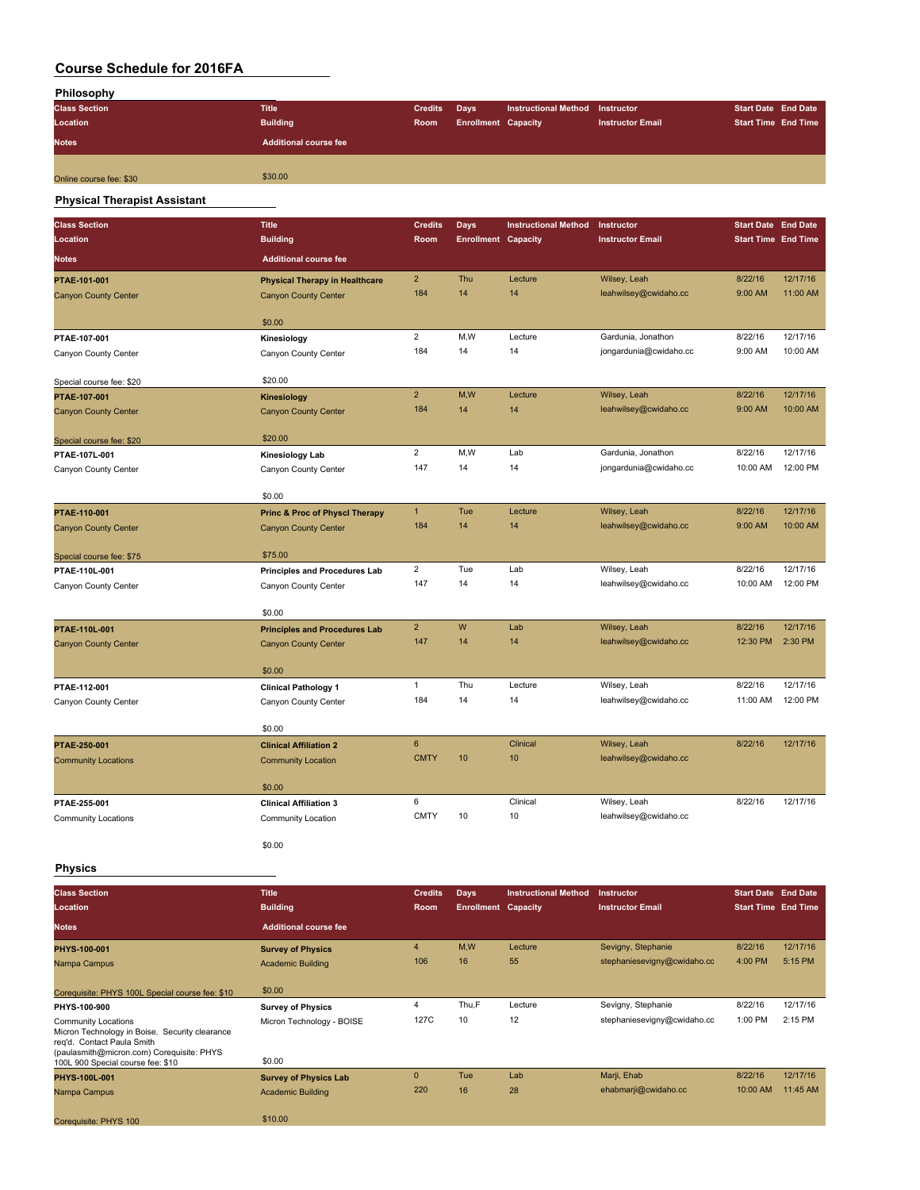# Course Schedule for 2016FA

## Philosophy

| Class Section / Location / Notes | Title / Building / Additional course fee | Credits / Room | Days / Enrollment | Instructional Method / Capacity | Instructor / Instructor Email | Start Date / Start Time | End Date / End Time |
|---|---|---|---|---|---|---|---|
| Online course fee: $30 | $30.00 | | | | | | |

## Physical Therapist Assistant

| Class Section / Location / Notes | Title / Building / Additional course fee | Credits / Room | Days / Enrollment | Instructional Method / Capacity | Instructor / Instructor Email | Start Date / Start Time | End Date / End Time |
|---|---|---|---|---|---|---|---|
| **PTAE-101-001**<br>Canyon County Center | **Physical Therapy in Healthcare**<br>Canyon County Center<br>$0.00 | 2<br>184 | Thu<br>14 | Lecture<br>14 | Wilsey, Leah<br>leahwilsey@cwidaho.cc | 8/22/16<br>9:00 AM | 12/17/16<br>11:00 AM |
| **PTAE-107-001**<br>Canyon County Center<br>Special course fee: $20 | **Kinesiology**<br>Canyon County Center<br>$20.00 | 2<br>184 | M,W<br>14 | Lecture<br>14 | Gardunia, Jonathon<br>jongardunia@cwidaho.cc | 8/22/16<br>9:00 AM | 12/17/16<br>10:00 AM |
| **PTAE-107-001**<br>Canyon County Center<br>Special course fee: $20 | **Kinesiology**<br>Canyon County Center<br>$20.00 | 2<br>184 | M,W<br>14 | Lecture<br>14 | Wilsey, Leah<br>leahwilsey@cwidaho.cc | 8/22/16<br>9:00 AM | 12/17/16<br>10:00 AM |
| **PTAE-107L-001**<br>Canyon County Center | **Kinesiology Lab**<br>Canyon County Center<br>$0.00 | 2<br>147 | M,W<br>14 | Lab<br>14 | Gardunia, Jonathon<br>jongardunia@cwidaho.cc | 8/22/16<br>10:00 AM | 12/17/16<br>12:00 PM |
| **PTAE-110-001**<br>Canyon County Center<br>Special course fee: $75 | **Princ & Proc of Physcl Therapy**<br>Canyon County Center<br>$75.00 | 1<br>184 | Tue<br>14 | Lecture<br>14 | Wilsey, Leah<br>leahwilsey@cwidaho.cc | 8/22/16<br>9:00 AM | 12/17/16<br>10:00 AM |
| **PTAE-110L-001**<br>Canyon County Center | **Principles and Procedures Lab**<br>Canyon County Center<br>$0.00 | 2<br>147 | Tue<br>14 | Lab<br>14 | Wilsey, Leah<br>leahwilsey@cwidaho.cc | 8/22/16<br>10:00 AM | 12/17/16<br>12:00 PM |
| **PTAE-110L-001**<br>Canyon County Center | **Principles and Procedures Lab**<br>Canyon County Center<br>$0.00 | 2<br>147 | W<br>14 | Lab<br>14 | Wilsey, Leah<br>leahwilsey@cwidaho.cc | 8/22/16<br>12:30 PM | 12/17/16<br>2:30 PM |
| **PTAE-112-001**<br>Canyon County Center | **Clinical Pathology 1**<br>Canyon County Center<br>$0.00 | 1<br>184 | Thu<br>14 | Lecture<br>14 | Wilsey, Leah<br>leahwilsey@cwidaho.cc | 8/22/16<br>11:00 AM | 12/17/16<br>12:00 PM |
| **PTAE-250-001**<br>Community Locations | **Clinical Affiliation 2**<br>Community Location<br>$0.00 | 6<br>CMTY | <br>10 | Clinical<br>10 | Wilsey, Leah<br>leahwilsey@cwidaho.cc | 8/22/16 | 12/17/16 |
| **PTAE-255-001**<br>Community Locations | **Clinical Affiliation 3**<br>Community Location<br>$0.00 | 6<br>CMTY | <br>10 | Clinical<br>10 | Wilsey, Leah<br>leahwilsey@cwidaho.cc | 8/22/16 | 12/17/16 |

## Physics

| Class Section / Location / Notes | Title / Building / Additional course fee | Credits / Room | Days / Enrollment | Instructional Method / Capacity | Instructor / Instructor Email | Start Date / Start Time | End Date / End Time |
|---|---|---|---|---|---|---|---|
| **PHYS-100-001**<br>Nampa Campus<br>Corequisite: PHYS 100L Special course fee: $10 | **Survey of Physics**<br>Academic Building<br>$0.00 | 4<br>106 | M,W<br>16 | Lecture<br>55 | Sevigny, Stephanie<br>stephaniesevigny@cwidaho.cc | 8/22/16<br>4:00 PM | 12/17/16<br>5:15 PM |
| **PHYS-100-900**<br>Community Locations<br>Micron Technology in Boise. Security clearance req'd. Contact Paula Smith (paulasmith@micron.com) Corequisite: PHYS 100L 900 Special course fee: $10 | **Survey of Physics**<br>Micron Technology - BOISE<br>$0.00 | 4<br>127C | Thu,F<br>10 | Lecture<br>12 | Sevigny, Stephanie<br>stephaniesevigny@cwidaho.cc | 8/22/16<br>1:00 PM | 12/17/16<br>2:15 PM |
| **PHYS-100L-001**<br>Nampa Campus<br>Corequisite: PHYS 100 | **Survey of Physics Lab**<br>Academic Building<br>$10.00 | 0<br>220 | Tue<br>16 | Lab<br>28 | Marji, Ehab<br>ehabmarji@cwidaho.cc | 8/22/16<br>10:00 AM | 12/17/16<br>11:45 AM |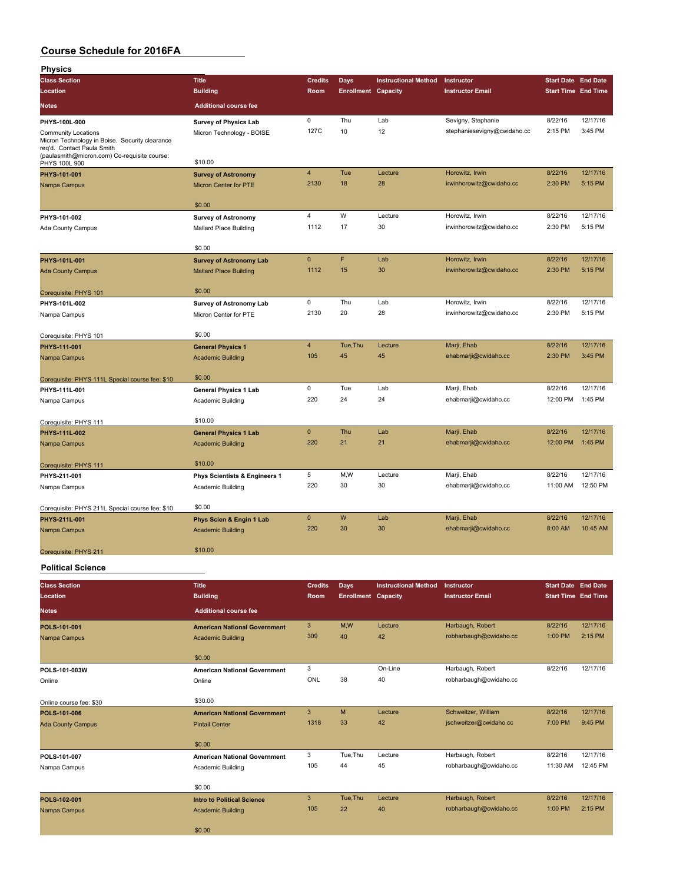# Course Schedule for 2016FA

## Physics

| Class Section / Location / Notes | Title / Building / Additional course fee | Credits / Room | Days / Enrollment | Instructional Method / Capacity | Instructor / Instructor Email | Start Date / Start Time | End Date / End Time |
|---|---|---|---|---|---|---|---|
| PHYS-100L-900<br>Community Locations<br>Micron Technology in Boise. Security clearance req'd. Contact Paula Smith (paulasmith@micron.com) Co-requisite course: PHYS 100L 900 | Survey of Physics Lab<br>Micron Technology - BOISE<br>$10.00 | 0<br>127C | Thu<br>10 | Lab<br>12 | Sevigny, Stephanie<br>stephaniesevigny@cwidaho.cc | 8/22/16<br>2:15 PM | 12/17/16<br>3:45 PM |
| PHYS-101-001<br>Nampa Campus | Survey of Astronomy<br>Micron Center for PTE<br>$0.00 | 4<br>2130 | Tue<br>18 | Lecture<br>28 | Horowitz, Irwin<br>irwinhorowitz@cwidaho.cc | 8/22/16<br>2:30 PM | 12/17/16<br>5:15 PM |
| PHYS-101-002<br>Ada County Campus | Survey of Astronomy<br>Mallard Place Building<br>$0.00 | 4<br>1112 | W<br>17 | Lecture<br>30 | Horowitz, Irwin<br>irwinhorowitz@cwidaho.cc | 8/22/16<br>2:30 PM | 12/17/16<br>5:15 PM |
| PHYS-101L-001<br>Ada County Campus<br>Corequisite: PHYS 101 | Survey of Astronomy Lab<br>Mallard Place Building<br>$0.00 | 0<br>1112 | F<br>15 | Lab<br>30 | Horowitz, Irwin<br>irwinhorowitz@cwidaho.cc | 8/22/16<br>2:30 PM | 12/17/16<br>5:15 PM |
| PHYS-101L-002<br>Nampa Campus<br>Corequisite: PHYS 101 | Survey of Astronomy Lab<br>Micron Center for PTE<br>$0.00 | 0<br>2130 | Thu<br>20 | Lab<br>28 | Horowitz, Irwin<br>irwinhorowitz@cwidaho.cc | 8/22/16<br>2:30 PM | 12/17/16<br>5:15 PM |
| PHYS-111-001<br>Nampa Campus<br>Corequisite: PHYS 111L Special course fee: $10 | General Physics 1<br>Academic Building<br>$0.00 | 4<br>105 | Tue,Thu<br>45 | Lecture<br>45 | Marji, Ehab<br>ehabmarji@cwidaho.cc | 8/22/16<br>2:30 PM | 12/17/16<br>3:45 PM |
| PHYS-111L-001<br>Nampa Campus<br>Corequisite: PHYS 111 | General Physics 1 Lab<br>Academic Building<br>$10.00 | 0<br>220 | Tue<br>24 | Lab<br>24 | Marji, Ehab<br>ehabmarji@cwidaho.cc | 8/22/16<br>12:00 PM | 12/17/16<br>1:45 PM |
| PHYS-111L-002<br>Nampa Campus<br>Corequisite: PHYS 111 | General Physics 1 Lab<br>Academic Building<br>$10.00 | 0<br>220 | Thu<br>21 | Lab<br>21 | Marji, Ehab<br>ehabmarji@cwidaho.cc | 8/22/16<br>12:00 PM | 12/17/16<br>1:45 PM |
| PHYS-211-001<br>Nampa Campus<br>Corequisite: PHYS 211L Special course fee: $10 | Phys Scientists & Engineers 1<br>Academic Building<br>$0.00 | 5<br>220 | M,W<br>30 | Lecture<br>30 | Marji, Ehab<br>ehabmarji@cwidaho.cc | 8/22/16<br>11:00 AM | 12/17/16<br>12:50 PM |
| PHYS-211L-001<br>Nampa Campus<br>Corequisite: PHYS 211 | Phys Scien & Engin 1 Lab<br>Academic Building<br>$10.00 | 0<br>220 | W<br>30 | Lab<br>30 | Marji, Ehab<br>ehabmarji@cwidaho.cc | 8/22/16<br>8:00 AM | 12/17/16<br>10:45 AM |

## Political Science

| Class Section / Location / Notes | Title / Building / Additional course fee | Credits / Room | Days / Enrollment | Instructional Method / Capacity | Instructor / Instructor Email | Start Date / Start Time | End Date / End Time |
|---|---|---|---|---|---|---|---|
| POLS-101-001<br>Nampa Campus | American National Government<br>Academic Building<br>$0.00 | 3<br>309 | M,W<br>40 | Lecture<br>42 | Harbaugh, Robert<br>robharbaugh@cwidaho.cc | 8/22/16<br>1:00 PM | 12/17/16<br>2:15 PM |
| POLS-101-003W<br>Online<br>Online course fee: $30 | American National Government<br>Online<br>$30.00 | 3<br>ONL | <br>38 | On-Line<br>40 | Harbaugh, Robert<br>robharbaugh@cwidaho.cc | 8/22/16 | 12/17/16 |
| POLS-101-006<br>Ada County Campus | American National Government<br>Pintail Center<br>$0.00 | 3<br>1318 | M<br>33 | Lecture<br>42 | Schweitzer, William<br>jschweitzer@cwidaho.cc | 8/22/16<br>7:00 PM | 12/17/16<br>9:45 PM |
| POLS-101-007<br>Nampa Campus | American National Government<br>Academic Building<br>$0.00 | 3<br>105 | Tue,Thu<br>44 | Lecture<br>45 | Harbaugh, Robert<br>robharbaugh@cwidaho.cc | 8/22/16<br>11:30 AM | 12/17/16<br>12:45 PM |
| POLS-102-001<br>Nampa Campus | Intro to Political Science<br>Academic Building<br>$0.00 | 3<br>105 | Tue,Thu<br>22 | Lecture<br>40 | Harbaugh, Robert<br>robharbaugh@cwidaho.cc | 8/22/16<br>1:00 PM | 12/17/16<br>2:15 PM |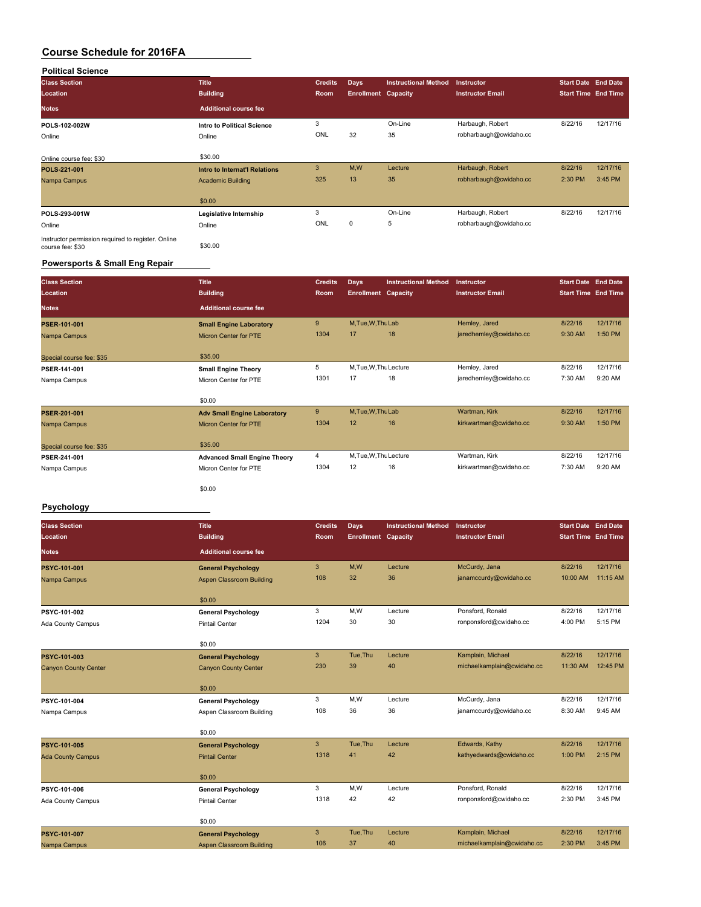# Course Schedule for 2016FA

## Political Science

| Class Section / Location / Notes | Title / Building / Additional course fee | Credits / Room | Days / Enrollment | Instructional Method / Capacity | Instructor / Instructor Email | Start Date / Start Time | End Date / End Time |
|---|---|---|---|---|---|---|---|
| POLS-102-002W<br>Online<br>Online course fee: $30 | Intro to Political Science<br>Online<br>$30.00 | 3<br>ONL | <br>32 | On-Line<br>35 | Harbaugh, Robert<br>robharbaugh@cwidaho.cc | 8/22/16 | 12/17/16 |
| POLS-221-001<br>Nampa Campus | Intro to Internat'l Relations<br>Academic Building<br>$0.00 | 3<br>325 | M,W<br>13 | Lecture<br>35 | Harbaugh, Robert<br>robharbaugh@cwidaho.cc | 8/22/16<br>2:30 PM | 12/17/16<br>3:45 PM |
| POLS-293-001W<br>Online<br>Instructor permission required to register. Online course fee: $30 | Legislative Internship<br>Online<br>$30.00 | 3<br>ONL | <br>0 | On-Line<br>5 | Harbaugh, Robert<br>robharbaugh@cwidaho.cc | 8/22/16 | 12/17/16 |

## Powersports & Small Eng Repair

| Class Section / Location / Notes | Title / Building / Additional course fee | Credits / Room | Days / Enrollment | Instructional Method / Capacity | Instructor / Instructor Email | Start Date / Start Time | End Date / End Time |
|---|---|---|---|---|---|---|---|
| PSER-101-001<br>Nampa Campus<br>Special course fee: $35 | Small Engine Laboratory<br>Micron Center for PTE<br>$35.00 | 9<br>1304 | M,Tue,W,Thu<br>17 | Lab<br>18 | Hemley, Jared<br>jaredhemley@cwidaho.cc | 8/22/16<br>9:30 AM | 12/17/16<br>1:50 PM |
| PSER-141-001<br>Nampa Campus | Small Engine Theory<br>Micron Center for PTE<br>$0.00 | 5<br>1301 | M,Tue,W,Thu<br>17 | Lecture<br>18 | Hemley, Jared<br>jaredhemley@cwidaho.cc | 8/22/16<br>7:30 AM | 12/17/16<br>9:20 AM |
| PSER-201-001<br>Nampa Campus<br>Special course fee: $35 | Adv Small Engine Laboratory<br>Micron Center for PTE<br>$35.00 | 9<br>1304 | M,Tue,W,Thu<br>12 | Lab<br>16 | Wartman, Kirk<br>kirkwartman@cwidaho.cc | 8/22/16<br>9:30 AM | 12/17/16<br>1:50 PM |
| PSER-241-001<br>Nampa Campus | Advanced Small Engine Theory<br>Micron Center for PTE<br>$0.00 | 4<br>1304 | M,Tue,W,Thu<br>12 | Lecture<br>16 | Wartman, Kirk<br>kirkwartman@cwidaho.cc | 8/22/16<br>7:30 AM | 12/17/16<br>9:20 AM |

## Psychology

| Class Section / Location / Notes | Title / Building / Additional course fee | Credits / Room | Days / Enrollment | Instructional Method / Capacity | Instructor / Instructor Email | Start Date / Start Time | End Date / End Time |
|---|---|---|---|---|---|---|---|
| PSYC-101-001<br>Nampa Campus | General Psychology<br>Aspen Classroom Building<br>$0.00 | 3<br>108 | M,W<br>32 | Lecture<br>36 | McCurdy, Jana<br>janamccurdy@cwidaho.cc | 8/22/16<br>10:00 AM | 12/17/16<br>11:15 AM |
| PSYC-101-002<br>Ada County Campus | General Psychology<br>Pintail Center<br>$0.00 | 3<br>1204 | M,W<br>30 | Lecture<br>30 | Ponsford, Ronald<br>ronponsford@cwidaho.cc | 8/22/16<br>4:00 PM | 12/17/16<br>5:15 PM |
| PSYC-101-003<br>Canyon County Center | General Psychology<br>Canyon County Center<br>$0.00 | 3<br>230 | Tue,Thu<br>39 | Lecture<br>40 | Kamplain, Michael<br>michaelkamplain@cwidaho.cc | 8/22/16<br>11:30 AM | 12/17/16<br>12:45 PM |
| PSYC-101-004<br>Nampa Campus | General Psychology<br>Aspen Classroom Building<br>$0.00 | 3<br>108 | M,W<br>36 | Lecture<br>36 | McCurdy, Jana<br>janamccurdy@cwidaho.cc | 8/22/16<br>8:30 AM | 12/17/16<br>9:45 AM |
| PSYC-101-005<br>Ada County Campus | General Psychology<br>Pintail Center<br>$0.00 | 3<br>1318 | Tue,Thu<br>41 | Lecture<br>42 | Edwards, Kathy<br>kathyedwards@cwidaho.cc | 8/22/16<br>1:00 PM | 12/17/16<br>2:15 PM |
| PSYC-101-006<br>Ada County Campus | General Psychology<br>Pintail Center<br>$0.00 | 3<br>1318 | M,W<br>42 | Lecture<br>42 | Ponsford, Ronald<br>ronponsford@cwidaho.cc | 8/22/16<br>2:30 PM | 12/17/16<br>3:45 PM |
| PSYC-101-007<br>Nampa Campus | General Psychology<br>Aspen Classroom Building | 3<br>106 | Tue,Thu<br>37 | Lecture<br>40 | Kamplain, Michael<br>michaelkamplain@cwidaho.cc | 8/22/16<br>2:30 PM | 12/17/16<br>3:45 PM |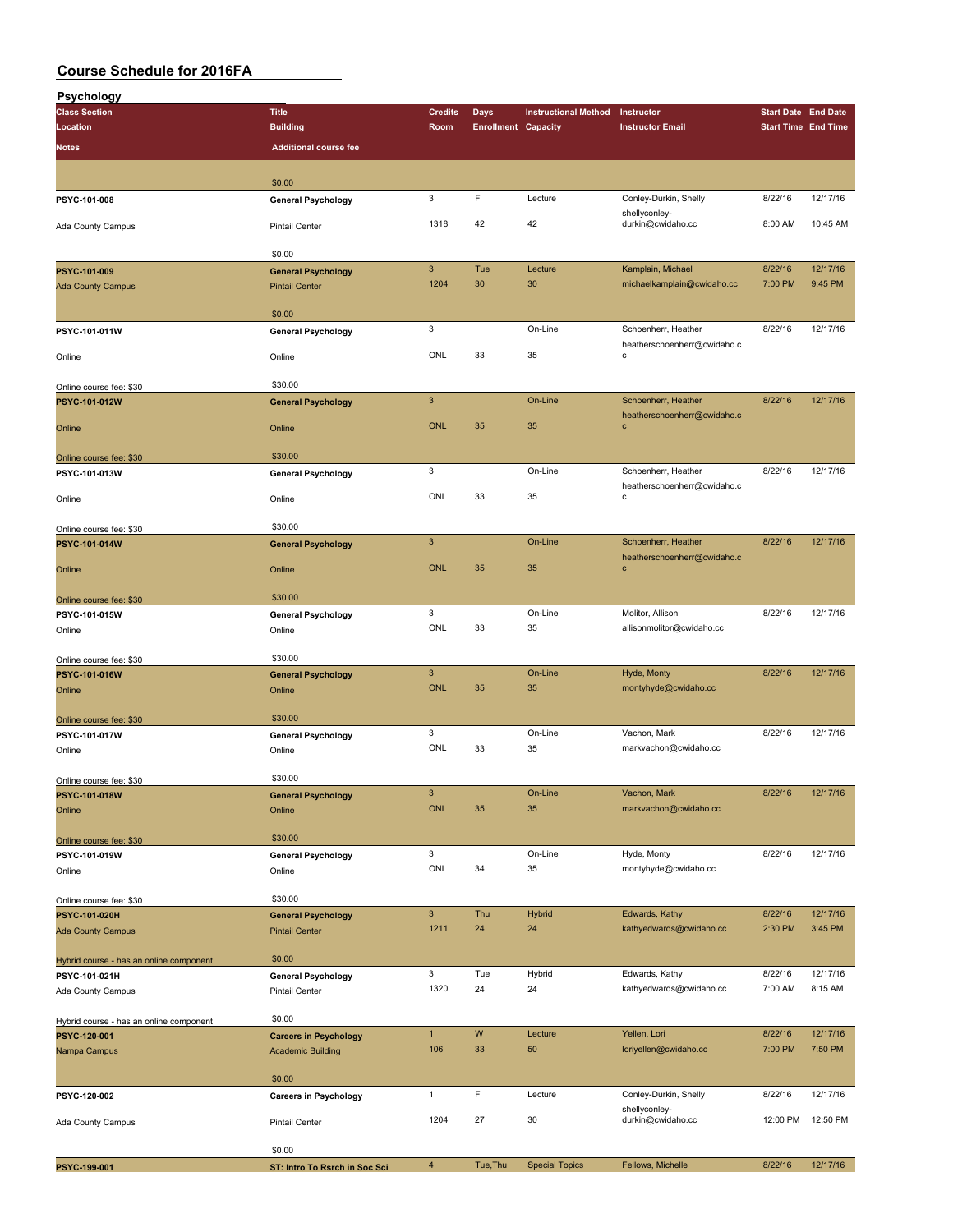# Course Schedule for 2016FA

## Psychology

| Class Section / Location / Notes | Title / Building / Additional course fee | Credits / Room | Days / Enrollment | Instructional Method / Capacity | Instructor / Instructor Email | Start Date / Start Time | End Date / End Time |
|---|---|---|---|---|---|---|---|
| | $0.00 | | | | | | |
| PSYC-101-008 / Ada County Campus | General Psychology / Pintail Center / $0.00 | 3 / 1318 | F / 42 | Lecture / 42 | Conley-Durkin, Shelly / shellyconley-durkin@cwidaho.cc | 8/22/16 / 8:00 AM | 12/17/16 / 10:45 AM |
| PSYC-101-009 / Ada County Campus | General Psychology / Pintail Center / $0.00 | 3 / 1204 | Tue / 30 | Lecture / 30 | Kamplain, Michael / michaelkamplain@cwidaho.cc | 8/22/16 / 7:00 PM | 12/17/16 / 9:45 PM |
| PSYC-101-011W / Online / Online course fee: $30 | General Psychology / Online / $30.00 | 3 / ONL | 33 | On-Line / 35 | Schoenherr, Heather / heatherschoenherr@cwidaho.cc | 8/22/16 | 12/17/16 |
| PSYC-101-012W / Online / Online course fee: $30 | General Psychology / Online / $30.00 | 3 / ONL | 35 | On-Line / 35 | Schoenherr, Heather / heatherschoenherr@cwidaho.cc | 8/22/16 | 12/17/16 |
| PSYC-101-013W / Online / Online course fee: $30 | General Psychology / Online / $30.00 | 3 / ONL | 33 | On-Line / 35 | Schoenherr, Heather / heatherschoenherr@cwidaho.cc | 8/22/16 | 12/17/16 |
| PSYC-101-014W / Online / Online course fee: $30 | General Psychology / Online / $30.00 | 3 / ONL | 35 | On-Line / 35 | Schoenherr, Heather / heatherschoenherr@cwidaho.cc | 8/22/16 | 12/17/16 |
| PSYC-101-015W / Online / Online course fee: $30 | General Psychology / Online / $30.00 | 3 / ONL | 33 | On-Line / 35 | Molitor, Allison / allisonmolitor@cwidaho.cc | 8/22/16 | 12/17/16 |
| PSYC-101-016W / Online / Online course fee: $30 | General Psychology / Online / $30.00 | 3 / ONL | 35 | On-Line / 35 | Hyde, Monty / montyhyde@cwidaho.cc | 8/22/16 | 12/17/16 |
| PSYC-101-017W / Online / Online course fee: $30 | General Psychology / Online / $30.00 | 3 / ONL | 33 | On-Line / 35 | Vachon, Mark / markvachon@cwidaho.cc | 8/22/16 | 12/17/16 |
| PSYC-101-018W / Online / Online course fee: $30 | General Psychology / Online / $30.00 | 3 / ONL | 35 | On-Line / 35 | Vachon, Mark / markvachon@cwidaho.cc | 8/22/16 | 12/17/16 |
| PSYC-101-019W / Online / Online course fee: $30 | General Psychology / Online / $30.00 | 3 / ONL | 34 | On-Line / 35 | Hyde, Monty / montyhyde@cwidaho.cc | 8/22/16 | 12/17/16 |
| PSYC-101-020H / Ada County Campus / Hybrid course - has an online component | General Psychology / Pintail Center / $0.00 | 3 / 1211 | Thu / 24 | Hybrid / 24 | Edwards, Kathy / kathyedwards@cwidaho.cc | 8/22/16 / 2:30 PM | 12/17/16 / 3:45 PM |
| PSYC-101-021H / Ada County Campus / Hybrid course - has an online component | General Psychology / Pintail Center / $0.00 | 3 / 1320 | Tue / 24 | Hybrid / 24 | Edwards, Kathy / kathyedwards@cwidaho.cc | 8/22/16 / 7:00 AM | 12/17/16 / 8:15 AM |
| PSYC-120-001 / Nampa Campus | Careers in Psychology / Academic Building / $0.00 | 1 / 106 | W / 33 | Lecture / 50 | Yellen, Lori / loriyellen@cwidaho.cc | 8/22/16 / 7:00 PM | 12/17/16 / 7:50 PM |
| PSYC-120-002 / Ada County Campus | Careers in Psychology / Pintail Center / $0.00 | 1 / 1204 | F / 27 | Lecture / 30 | Conley-Durkin, Shelly / shellyconley-durkin@cwidaho.cc | 8/22/16 / 12:00 PM | 12/17/16 / 12:50 PM |
| PSYC-199-001 | ST: Intro To Rsrch in Soc Sci | 4 | Tue,Thu | Special Topics | Fellows, Michelle | 8/22/16 | 12/17/16 |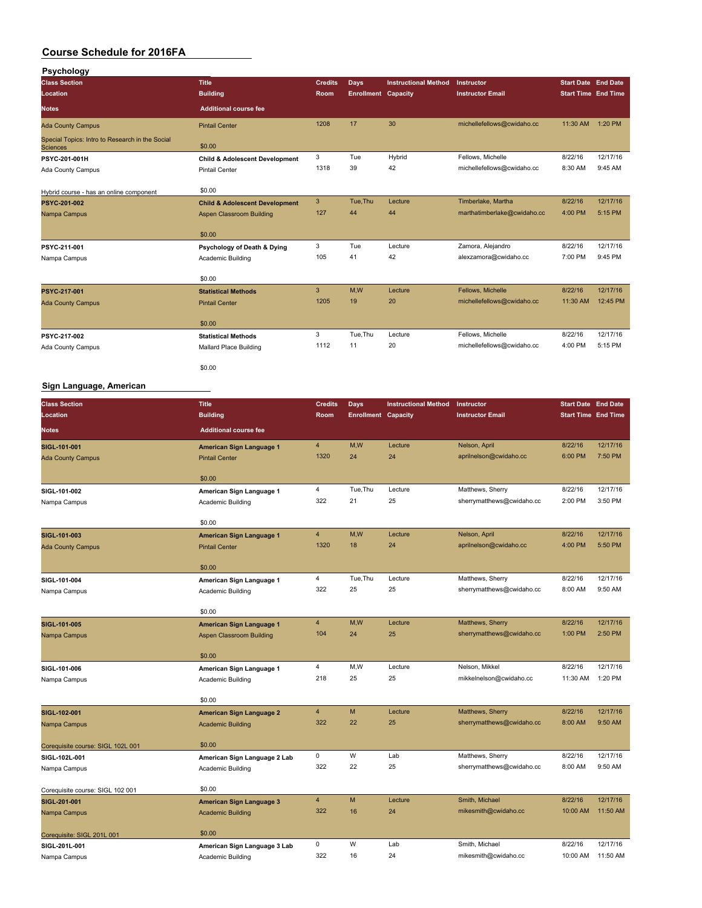# Course Schedule for 2016FA

## Psychology

| Class Section / Location / Notes | Title / Building / Additional course fee | Credits / Room | Days / Enrollment | Instructional Method / Capacity | Instructor / Instructor Email | Start Date / Start Time | End Date / End Time |
|---|---|---|---|---|---|---|---|
| Ada County Campus<br>Special Topics: Intro to Research in the Social Sciences | Pintail Center<br>$0.00 | 1208 | 17 | 30 | michellefellows@cwidaho.cc | 11:30 AM | 1:20 PM |
| PSYC-201-001H<br>Ada County Campus<br>Hybrid course - has an online component | Child & Adolescent Development<br>Pintail Center<br>$0.00 | 3<br>1318 | Tue<br>39 | Hybrid<br>42 | Fellows, Michelle<br>michellefellows@cwidaho.cc | 8/22/16<br>8:30 AM | 12/17/16<br>9:45 AM |
| PSYC-201-002<br>Nampa Campus | Child & Adolescent Development<br>Aspen Classroom Building<br>$0.00 | 3<br>127 | Tue,Thu<br>44 | Lecture<br>44 | Timberlake, Martha<br>marthatimberlake@cwidaho.cc | 8/22/16<br>4:00 PM | 12/17/16<br>5:15 PM |
| PSYC-211-001<br>Nampa Campus | Psychology of Death & Dying<br>Academic Building<br>$0.00 | 3<br>105 | Tue<br>41 | Lecture<br>42 | Zamora, Alejandro<br>alexzamora@cwidaho.cc | 8/22/16<br>7:00 PM | 12/17/16<br>9:45 PM |
| PSYC-217-001<br>Ada County Campus | Statistical Methods<br>Pintail Center<br>$0.00 | 3<br>1205 | M,W<br>19 | Lecture<br>20 | Fellows, Michelle<br>michellefellows@cwidaho.cc | 8/22/16<br>11:30 AM | 12/17/16<br>12:45 PM |
| PSYC-217-002<br>Ada County Campus | Statistical Methods<br>Mallard Place Building<br>$0.00 | 3<br>1112 | Tue,Thu<br>11 | Lecture<br>20 | Fellows, Michelle<br>michellefellows@cwidaho.cc | 8/22/16<br>4:00 PM | 12/17/16<br>5:15 PM |

## Sign Language, American

| Class Section / Location / Notes | Title / Building / Additional course fee | Credits / Room | Days / Enrollment | Instructional Method / Capacity | Instructor / Instructor Email | Start Date / Start Time | End Date / End Time |
|---|---|---|---|---|---|---|---|
| SIGL-101-001<br>Ada County Campus | American Sign Language 1<br>Pintail Center<br>$0.00 | 4<br>1320 | M,W<br>24 | Lecture<br>24 | Nelson, April<br>aprilnelson@cwidaho.cc | 8/22/16<br>6:00 PM | 12/17/16<br>7:50 PM |
| SIGL-101-002<br>Nampa Campus | American Sign Language 1<br>Academic Building<br>$0.00 | 4<br>322 | Tue,Thu<br>21 | Lecture<br>25 | Matthews, Sherry<br>sherrymatthews@cwidaho.cc | 8/22/16<br>2:00 PM | 12/17/16<br>3:50 PM |
| SIGL-101-003<br>Ada County Campus | American Sign Language 1<br>Pintail Center<br>$0.00 | 4<br>1320 | M,W<br>18 | Lecture<br>24 | Nelson, April<br>aprilnelson@cwidaho.cc | 8/22/16<br>4:00 PM | 12/17/16<br>5:50 PM |
| SIGL-101-004<br>Nampa Campus | American Sign Language 1<br>Academic Building<br>$0.00 | 4<br>322 | Tue,Thu<br>25 | Lecture<br>25 | Matthews, Sherry<br>sherrymatthews@cwidaho.cc | 8/22/16<br>8:00 AM | 12/17/16<br>9:50 AM |
| SIGL-101-005<br>Nampa Campus | American Sign Language 1<br>Aspen Classroom Building<br>$0.00 | 4<br>104 | M,W<br>24 | Lecture<br>25 | Matthews, Sherry<br>sherrymatthews@cwidaho.cc | 8/22/16<br>1:00 PM | 12/17/16<br>2:50 PM |
| SIGL-101-006<br>Nampa Campus | American Sign Language 1<br>Academic Building<br>$0.00 | 4<br>218 | M,W<br>25 | Lecture<br>25 | Nelson, Mikkel<br>mikkelnelson@cwidaho.cc | 8/22/16<br>11:30 AM | 12/17/16<br>1:20 PM |
| SIGL-102-001<br>Nampa Campus<br>Corequisite course: SIGL 102L 001 | American Sign Language 2<br>Academic Building<br>$0.00 | 4<br>322 | M<br>22 | Lecture<br>25 | Matthews, Sherry<br>sherrymatthews@cwidaho.cc | 8/22/16<br>8:00 AM | 12/17/16<br>9:50 AM |
| SIGL-102L-001<br>Nampa Campus<br>Corequisite course: SIGL 102 001 | American Sign Language 2 Lab<br>Academic Building<br>$0.00 | 0<br>322 | W<br>22 | Lab<br>25 | Matthews, Sherry<br>sherrymatthews@cwidaho.cc | 8/22/16<br>8:00 AM | 12/17/16<br>9:50 AM |
| SIGL-201-001<br>Nampa Campus<br>Corequisite: SIGL 201L 001 | American Sign Language 3<br>Academic Building<br>$0.00 | 4<br>322 | M<br>16 | Lecture<br>24 | Smith, Michael<br>mikesmith@cwidaho.cc | 8/22/16<br>10:00 AM | 12/17/16<br>11:50 AM |
| SIGL-201L-001<br>Nampa Campus | American Sign Language 3 Lab<br>Academic Building | 0<br>322 | W<br>16 | Lab<br>24 | Smith, Michael<br>mikesmith@cwidaho.cc | 8/22/16<br>10:00 AM | 12/17/16<br>11:50 AM |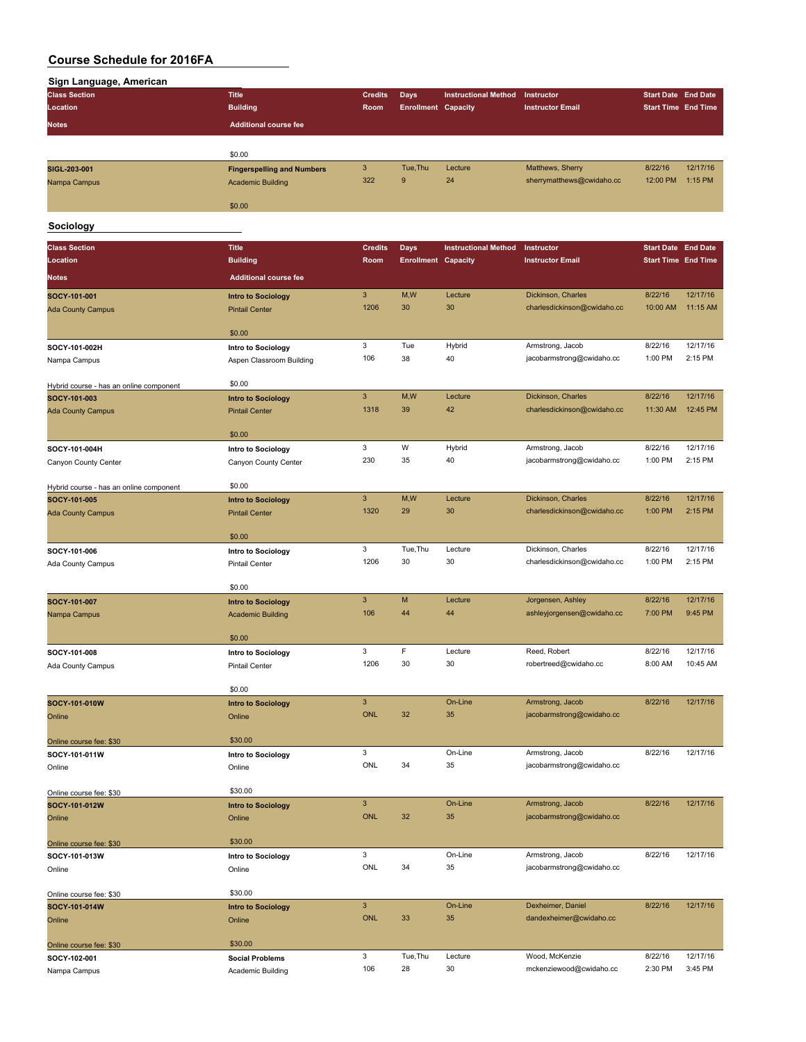# Course Schedule for 2016FA

## Sign Language, American

| Class Section / Location / Notes | Title / Building / Additional course fee | Credits / Room | Days / Enrollment | Instructional Method / Capacity | Instructor / Instructor Email | Start Date / Start Time | End Date / End Time |
|---|---|---|---|---|---|---|---|
| | $0.00 | | | | | | |
| SIGL-203-001<br>Nampa Campus | Fingerspelling and Numbers<br>Academic Building<br>$0.00 | 3<br>322 | Tue,Thu<br>9 | Lecture<br>24 | Matthews, Sherry<br>sherrymatthews@cwidaho.cc | 8/22/16<br>12:00 PM | 12/17/16<br>1:15 PM |

## Sociology

| Class Section / Location / Notes | Title / Building / Additional course fee | Credits / Room | Days / Enrollment | Instructional Method / Capacity | Instructor / Instructor Email | Start Date / Start Time | End Date / End Time |
|---|---|---|---|---|---|---|---|
| SOCY-101-001<br>Ada County Campus | Intro to Sociology<br>Pintail Center<br>$0.00 | 3<br>1206 | M,W<br>30 | Lecture<br>30 | Dickinson, Charles<br>charlesdickinson@cwidaho.cc | 8/22/16<br>10:00 AM | 12/17/16<br>11:15 AM |
| SOCY-101-002H<br>Nampa Campus<br>Hybrid course - has an online component | Intro to Sociology<br>Aspen Classroom Building<br>$0.00 | 3<br>106 | Tue<br>38 | Hybrid<br>40 | Armstrong, Jacob<br>jacobarmstrong@cwidaho.cc | 8/22/16<br>1:00 PM | 12/17/16<br>2:15 PM |
| SOCY-101-003<br>Ada County Campus | Intro to Sociology<br>Pintail Center<br>$0.00 | 3<br>1318 | M,W<br>39 | Lecture<br>42 | Dickinson, Charles<br>charlesdickinson@cwidaho.cc | 8/22/16<br>11:30 AM | 12/17/16<br>12:45 PM |
| SOCY-101-004H<br>Canyon County Center<br>Hybrid course - has an online component | Intro to Sociology<br>Canyon County Center<br>$0.00 | 3<br>230 | W<br>35 | Hybrid<br>40 | Armstrong, Jacob<br>jacobarmstrong@cwidaho.cc | 8/22/16<br>1:00 PM | 12/17/16<br>2:15 PM |
| SOCY-101-005<br>Ada County Campus | Intro to Sociology<br>Pintail Center<br>$0.00 | 3<br>1320 | M,W<br>29 | Lecture<br>30 | Dickinson, Charles<br>charlesdickinson@cwidaho.cc | 8/22/16<br>1:00 PM | 12/17/16<br>2:15 PM |
| SOCY-101-006<br>Ada County Campus | Intro to Sociology<br>Pintail Center<br>$0.00 | 3<br>1206 | Tue,Thu<br>30 | Lecture<br>30 | Dickinson, Charles<br>charlesdickinson@cwidaho.cc | 8/22/16<br>1:00 PM | 12/17/16<br>2:15 PM |
| SOCY-101-007<br>Nampa Campus | Intro to Sociology<br>Academic Building<br>$0.00 | 3<br>106 | M<br>44 | Lecture<br>44 | Jorgensen, Ashley<br>ashleyjorgensen@cwidaho.cc | 8/22/16<br>7:00 PM | 12/17/16<br>9:45 PM |
| SOCY-101-008<br>Ada County Campus | Intro to Sociology<br>Pintail Center<br>$0.00 | 3<br>1206 | F<br>30 | Lecture<br>30 | Reed, Robert<br>robertreed@cwidaho.cc | 8/22/16<br>8:00 AM | 12/17/16<br>10:45 AM |
| SOCY-101-010W<br>Online<br>Online course fee: $30 | Intro to Sociology<br>Online<br>$30.00 | 3<br>ONL | <br>32 | On-Line<br>35 | Armstrong, Jacob<br>jacobarmstrong@cwidaho.cc | 8/22/16 | 12/17/16 |
| SOCY-101-011W<br>Online<br>Online course fee: $30 | Intro to Sociology<br>Online<br>$30.00 | 3<br>ONL | <br>34 | On-Line<br>35 | Armstrong, Jacob<br>jacobarmstrong@cwidaho.cc | 8/22/16 | 12/17/16 |
| SOCY-101-012W<br>Online<br>Online course fee: $30 | Intro to Sociology<br>Online<br>$30.00 | 3<br>ONL | <br>32 | On-Line<br>35 | Armstrong, Jacob<br>jacobarmstrong@cwidaho.cc | 8/22/16 | 12/17/16 |
| SOCY-101-013W<br>Online<br>Online course fee: $30 | Intro to Sociology<br>Online<br>$30.00 | 3<br>ONL | <br>34 | On-Line<br>35 | Armstrong, Jacob<br>jacobarmstrong@cwidaho.cc | 8/22/16 | 12/17/16 |
| SOCY-101-014W<br>Online<br>Online course fee: $30 | Intro to Sociology<br>Online<br>$30.00 | 3<br>ONL | <br>33 | On-Line<br>35 | Dexheimer, Daniel<br>dandexheimer@cwidaho.cc | 8/22/16 | 12/17/16 |
| SOCY-102-001<br>Nampa Campus | Social Problems<br>Academic Building | 3<br>106 | Tue,Thu<br>28 | Lecture<br>30 | Wood, McKenzie<br>mckenziewood@cwidaho.cc | 8/22/16<br>2:30 PM | 12/17/16<br>3:45 PM |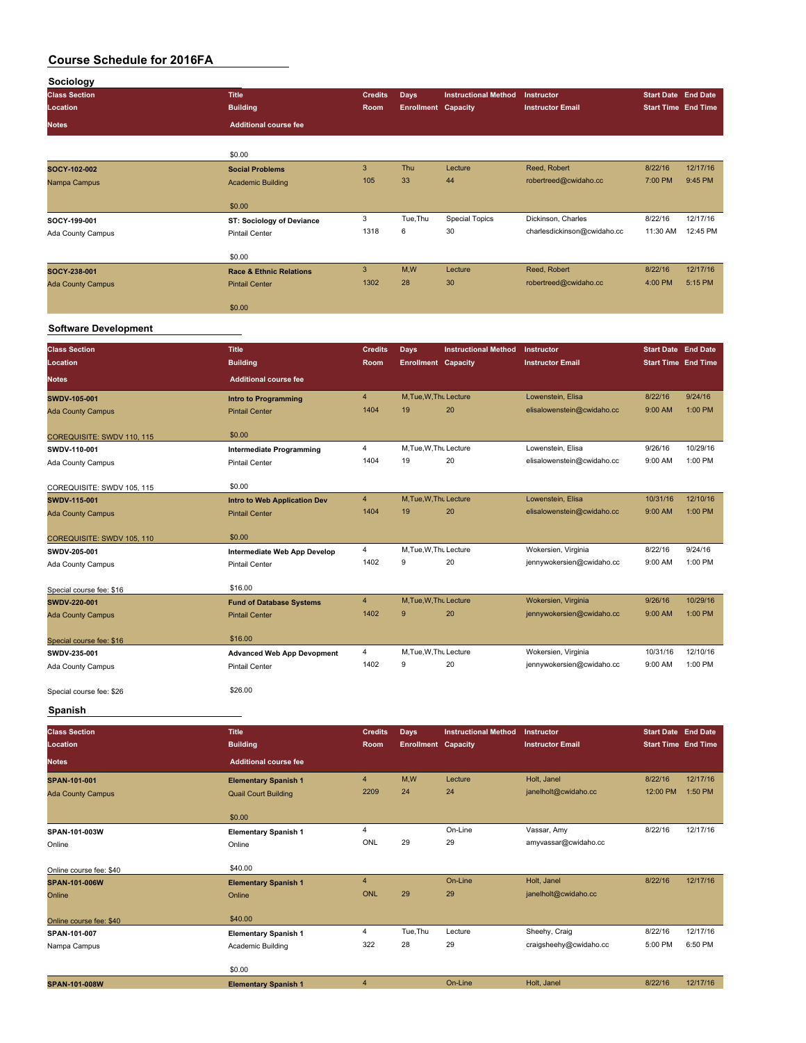# Course Schedule for 2016FA

## Sociology

| Class Section / Location / Notes | Title / Building / Additional course fee | Credits / Room | Days / Enrollment | Instructional Method / Capacity | Instructor / Instructor Email | Start Date / Start Time | End Date / End Time |
|---|---|---|---|---|---|---|---|
| | $0.00 | | | | | | |
| SOCY-102-002 | Social Problems | 3 | Thu | Lecture | Reed, Robert | 8/22/16 | 12/17/16 |
| Nampa Campus | Academic Building | 105 | 33 | 44 | robertreed@cwidaho.cc | 7:00 PM | 9:45 PM |
| | $0.00 | | | | | | |
| SOCY-199-001 | ST: Sociology of Deviance | 3 | Tue,Thu | Special Topics | Dickinson, Charles | 8/22/16 | 12/17/16 |
| Ada County Campus | Pintail Center | 1318 | 6 | 30 | charlesdickinson@cwidaho.cc | 11:30 AM | 12:45 PM |
| | $0.00 | | | | | | |
| SOCY-238-001 | Race & Ethnic Relations | 3 | M,W | Lecture | Reed, Robert | 8/22/16 | 12/17/16 |
| Ada County Campus | Pintail Center | 1302 | 28 | 30 | robertreed@cwidaho.cc | 4:00 PM | 5:15 PM |
| | $0.00 | | | | | | |

## Software Development

| Class Section / Location / Notes | Title / Building / Additional course fee | Credits / Room | Days / Enrollment | Instructional Method / Capacity | Instructor / Instructor Email | Start Date / Start Time | End Date / End Time |
|---|---|---|---|---|---|---|---|
| SWDV-105-001 | Intro to Programming | 4 | M,Tue,W,Thu | Lecture | Lowenstein, Elisa | 8/22/16 | 9/24/16 |
| Ada County Campus | Pintail Center | 1404 | 19 | 20 | elisalowenstein@cwidaho.cc | 9:00 AM | 1:00 PM |
| COREQUISITE: SWDV 110, 115 | $0.00 | | | | | | |
| SWDV-110-001 | Intermediate Programming | 4 | M,Tue,W,Thu | Lecture | Lowenstein, Elisa | 9/26/16 | 10/29/16 |
| Ada County Campus | Pintail Center | 1404 | 19 | 20 | elisalowenstein@cwidaho.cc | 9:00 AM | 1:00 PM |
| COREQUISITE: SWDV 105, 115 | $0.00 | | | | | | |
| SWDV-115-001 | Intro to Web Application Dev | 4 | M,Tue,W,Thu | Lecture | Lowenstein, Elisa | 10/31/16 | 12/10/16 |
| Ada County Campus | Pintail Center | 1404 | 19 | 20 | elisalowenstein@cwidaho.cc | 9:00 AM | 1:00 PM |
| COREQUISITE: SWDV 105, 110 | $0.00 | | | | | | |
| SWDV-205-001 | Intermediate Web App Develop | 4 | M,Tue,W,Thu | Lecture | Wokersien, Virginia | 8/22/16 | 9/24/16 |
| Ada County Campus | Pintail Center | 1402 | 9 | 20 | jennywokersien@cwidaho.cc | 9:00 AM | 1:00 PM |
| Special course fee: $16 | $16.00 | | | | | | |
| SWDV-220-001 | Fund of Database Systems | 4 | M,Tue,W,Thu | Lecture | Wokersien, Virginia | 9/26/16 | 10/29/16 |
| Ada County Campus | Pintail Center | 1402 | 9 | 20 | jennywokersien@cwidaho.cc | 9:00 AM | 1:00 PM |
| Special course fee: $16 | $16.00 | | | | | | |
| SWDV-235-001 | Advanced Web App Devopment | 4 | M,Tue,W,Thu | Lecture | Wokersien, Virginia | 10/31/16 | 12/10/16 |
| Ada County Campus | Pintail Center | 1402 | 9 | 20 | jennywokersien@cwidaho.cc | 9:00 AM | 1:00 PM |
| Special course fee: $26 | $26.00 | | | | | | |

## Spanish

| Class Section / Location / Notes | Title / Building / Additional course fee | Credits / Room | Days / Enrollment | Instructional Method / Capacity | Instructor / Instructor Email | Start Date / Start Time | End Date / End Time |
|---|---|---|---|---|---|---|---|
| SPAN-101-001 | Elementary Spanish 1 | 4 | M,W | Lecture | Holt, Janel | 8/22/16 | 12/17/16 |
| Ada County Campus | Quail Court Building | 2209 | 24 | 24 | janelholt@cwidaho.cc | 12:00 PM | 1:50 PM |
| | $0.00 | | | | | | |
| SPAN-101-003W | Elementary Spanish 1 | 4 | | On-Line | Vassar, Amy | 8/22/16 | 12/17/16 |
| Online | Online | ONL | 29 | 29 | amyvassar@cwidaho.cc | | |
| Online course fee: $40 | $40.00 | | | | | | |
| SPAN-101-006W | Elementary Spanish 1 | 4 | | On-Line | Holt, Janel | 8/22/16 | 12/17/16 |
| Online | Online | ONL | 29 | 29 | janelholt@cwidaho.cc | | |
| Online course fee: $40 | $40.00 | | | | | | |
| SPAN-101-007 | Elementary Spanish 1 | 4 | Tue,Thu | Lecture | Sheehy, Craig | 8/22/16 | 12/17/16 |
| Nampa Campus | Academic Building | 322 | 28 | 29 | craigsheehy@cwidaho.cc | 5:00 PM | 6:50 PM |
| | $0.00 | | | | | | |
| SPAN-101-008W | Elementary Spanish 1 | 4 | | On-Line | Holt, Janel | 8/22/16 | 12/17/16 |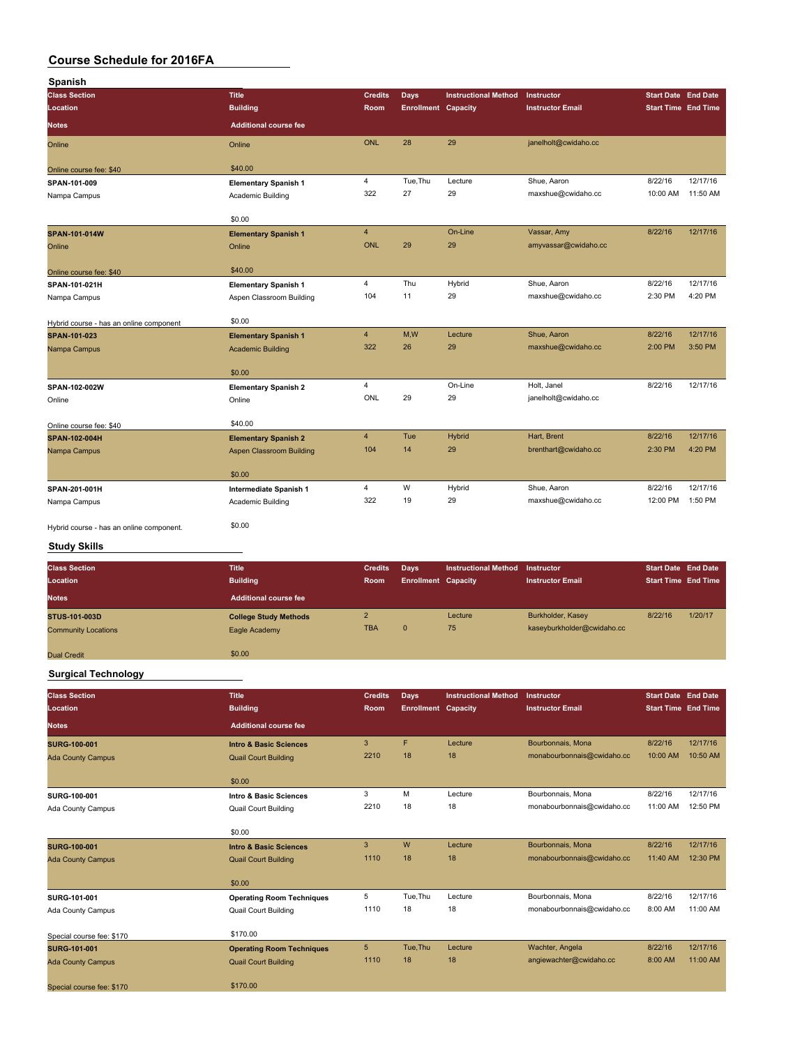# Course Schedule for 2016FA

## Spanish

| Class Section / Location / Notes | Title / Building / Additional course fee | Credits / Room | Days / Enrollment | Instructional Method / Capacity | Instructor / Instructor Email | Start Date / Start Time | End Date / End Time |
|---|---|---|---|---|---|---|---|
| Online<br>Online course fee: $40 | Online<br>$40.00 | ONL | 28 | 29 | janelholt@cwidaho.cc | | |
| SPAN-101-009<br>Nampa Campus | Elementary Spanish 1<br>Academic Building<br>$0.00 | 4<br>322 | Tue,Thu<br>27 | Lecture<br>29 | Shue, Aaron<br>maxshue@cwidaho.cc | 8/22/16<br>10:00 AM | 12/17/16<br>11:50 AM |
| SPAN-101-014W<br>Online<br>Online course fee: $40 | Elementary Spanish 1<br>Online<br>$40.00 | 4<br>ONL | 29 | On-Line<br>29 | Vassar, Amy<br>amyvassar@cwidaho.cc | 8/22/16 | 12/17/16 |
| SPAN-101-021H<br>Nampa Campus<br>Hybrid course - has an online component | Elementary Spanish 1<br>Aspen Classroom Building<br>$0.00 | 4<br>104 | Thu<br>11 | Hybrid<br>29 | Shue, Aaron<br>maxshue@cwidaho.cc | 8/22/16<br>2:30 PM | 12/17/16<br>4:20 PM |
| SPAN-101-023<br>Nampa Campus | Elementary Spanish 1<br>Academic Building<br>$0.00 | 4<br>322 | M,W<br>26 | Lecture<br>29 | Shue, Aaron<br>maxshue@cwidaho.cc | 8/22/16<br>2:00 PM | 12/17/16<br>3:50 PM |
| SPAN-102-002W<br>Online<br>Online course fee: $40 | Elementary Spanish 2<br>Online<br>$40.00 | 4<br>ONL | 29 | On-Line<br>29 | Holt, Janel<br>janelholt@cwidaho.cc | 8/22/16 | 12/17/16 |
| SPAN-102-004H<br>Nampa Campus | Elementary Spanish 2<br>Aspen Classroom Building<br>$0.00 | 4<br>104 | Tue<br>14 | Hybrid<br>29 | Hart, Brent<br>brenthart@cwidaho.cc | 8/22/16<br>2:30 PM | 12/17/16<br>4:20 PM |
| SPAN-201-001H<br>Nampa Campus<br>Hybrid course - has an online component. | Intermediate Spanish 1<br>Academic Building<br>$0.00 | 4<br>322 | W<br>19 | Hybrid<br>29 | Shue, Aaron<br>maxshue@cwidaho.cc | 8/22/16<br>12:00 PM | 12/17/16<br>1:50 PM |

## Study Skills

| Class Section / Location / Notes | Title / Building / Additional course fee | Credits / Room | Days / Enrollment | Instructional Method / Capacity | Instructor / Instructor Email | Start Date / Start Time | End Date / End Time |
|---|---|---|---|---|---|---|---|
| STUS-101-003D<br>Community Locations<br>Dual Credit | College Study Methods<br>Eagle Academy<br>$0.00 | 2<br>TBA | 0 | Lecture<br>75 | Burkholder, Kasey<br>kaseyburkholder@cwidaho.cc | 8/22/16 | 1/20/17 |

## Surgical Technology

| Class Section / Location / Notes | Title / Building / Additional course fee | Credits / Room | Days / Enrollment | Instructional Method / Capacity | Instructor / Instructor Email | Start Date / Start Time | End Date / End Time |
|---|---|---|---|---|---|---|---|
| SURG-100-001<br>Ada County Campus | Intro & Basic Sciences<br>Quail Court Building<br>$0.00 | 3<br>2210 | F<br>18 | Lecture<br>18 | Bourbonnais, Mona<br>monabourbonnais@cwidaho.cc | 8/22/16<br>10:00 AM | 12/17/16<br>10:50 AM |
| SURG-100-001<br>Ada County Campus | Intro & Basic Sciences<br>Quail Court Building<br>$0.00 | 3<br>2210 | M<br>18 | Lecture<br>18 | Bourbonnais, Mona<br>monabourbonnais@cwidaho.cc | 8/22/16<br>11:00 AM | 12/17/16<br>12:50 PM |
| SURG-100-001<br>Ada County Campus | Intro & Basic Sciences<br>Quail Court Building<br>$0.00 | 3<br>1110 | W<br>18 | Lecture<br>18 | Bourbonnais, Mona<br>monabourbonnais@cwidaho.cc | 8/22/16<br>11:40 AM | 12/17/16<br>12:30 PM |
| SURG-101-001<br>Ada County Campus<br>Special course fee: $170 | Operating Room Techniques<br>Quail Court Building<br>$170.00 | 5<br>1110 | Tue,Thu<br>18 | Lecture<br>18 | Bourbonnais, Mona<br>monabourbonnais@cwidaho.cc | 8/22/16<br>8:00 AM | 12/17/16<br>11:00 AM |
| SURG-101-001<br>Ada County Campus<br>Special course fee: $170 | Operating Room Techniques<br>Quail Court Building<br>$170.00 | 5<br>1110 | Tue,Thu<br>18 | Lecture<br>18 | Wachter, Angela<br>angiewachter@cwidaho.cc | 8/22/16<br>8:00 AM | 12/17/16<br>11:00 AM |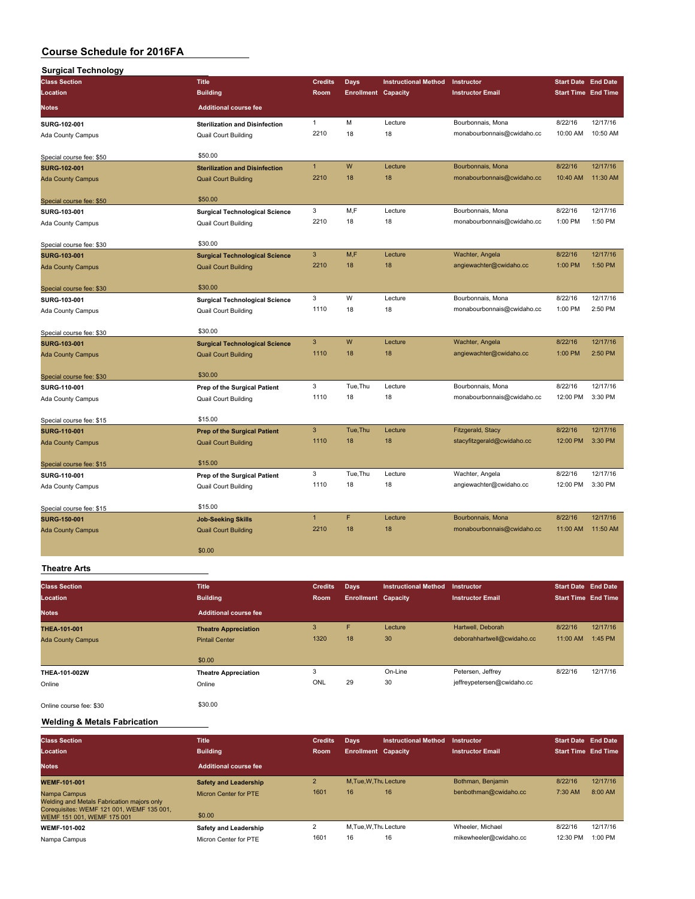# Course Schedule for 2016FA

## Surgical Technology

| Class Section / Location / Notes | Title / Building / Additional course fee | Credits / Room | Days / Enrollment | Instructional Method / Capacity | Instructor / Instructor Email | Start Date / Start Time | End Date / End Time |
|---|---|---|---|---|---|---|---|
| **SURG-102-001**<br>Ada County Campus<br>Special course fee: $50 | **Sterilization and Disinfection**<br>Quail Court Building<br>$50.00 | 1<br>2210 | M<br>18 | Lecture<br>18 | Bourbonnais, Mona<br>monabourbonnais@cwidaho.cc | 8/22/16<br>10:00 AM | 12/17/16<br>10:50 AM |
| **SURG-102-001**<br>Ada County Campus<br>Special course fee: $50 | **Sterilization and Disinfection**<br>Quail Court Building<br>$50.00 | 1<br>2210 | W<br>18 | Lecture<br>18 | Bourbonnais, Mona<br>monabourbonnais@cwidaho.cc | 8/22/16<br>10:40 AM | 12/17/16<br>11:30 AM |
| **SURG-103-001**<br>Ada County Campus<br>Special course fee: $30 | **Surgical Technological Science**<br>Quail Court Building<br>$30.00 | 3<br>2210 | M,F<br>18 | Lecture<br>18 | Bourbonnais, Mona<br>monabourbonnais@cwidaho.cc | 8/22/16<br>1:00 PM | 12/17/16<br>1:50 PM |
| **SURG-103-001**<br>Ada County Campus<br>Special course fee: $30 | **Surgical Technological Science**<br>Quail Court Building<br>$30.00 | 3<br>2210 | M,F<br>18 | Lecture<br>18 | Wachter, Angela<br>angiewachter@cwidaho.cc | 8/22/16<br>1:00 PM | 12/17/16<br>1:50 PM |
| **SURG-103-001**<br>Ada County Campus<br>Special course fee: $30 | **Surgical Technological Science**<br>Quail Court Building<br>$30.00 | 3<br>1110 | W<br>18 | Lecture<br>18 | Bourbonnais, Mona<br>monabourbonnais@cwidaho.cc | 8/22/16<br>1:00 PM | 12/17/16<br>2:50 PM |
| **SURG-103-001**<br>Ada County Campus<br>Special course fee: $30 | **Surgical Technological Science**<br>Quail Court Building<br>$30.00 | 3<br>1110 | W<br>18 | Lecture<br>18 | Wachter, Angela<br>angiewachter@cwidaho.cc | 8/22/16<br>1:00 PM | 12/17/16<br>2:50 PM |
| **SURG-110-001**<br>Ada County Campus<br>Special course fee: $15 | **Prep of the Surgical Patient**<br>Quail Court Building<br>$15.00 | 3<br>1110 | Tue,Thu<br>18 | Lecture<br>18 | Bourbonnais, Mona<br>monabourbonnais@cwidaho.cc | 8/22/16<br>12:00 PM | 12/17/16<br>3:30 PM |
| **SURG-110-001**<br>Ada County Campus<br>Special course fee: $15 | **Prep of the Surgical Patient**<br>Quail Court Building<br>$15.00 | 3<br>1110 | Tue,Thu<br>18 | Lecture<br>18 | Fitzgerald, Stacy<br>stacyfitzgerald@cwidaho.cc | 8/22/16<br>12:00 PM | 12/17/16<br>3:30 PM |
| **SURG-110-001**<br>Ada County Campus<br>Special course fee: $15 | **Prep of the Surgical Patient**<br>Quail Court Building<br>$15.00 | 3<br>1110 | Tue,Thu<br>18 | Lecture<br>18 | Wachter, Angela<br>angiewachter@cwidaho.cc | 8/22/16<br>12:00 PM | 12/17/16<br>3:30 PM |
| **SURG-150-001**<br>Ada County Campus | **Job-Seeking Skills**<br>Quail Court Building<br>$0.00 | 1<br>2210 | F<br>18 | Lecture<br>18 | Bourbonnais, Mona<br>monabourbonnais@cwidaho.cc | 8/22/16<br>11:00 AM | 12/17/16<br>11:50 AM |

## Theatre Arts

| Class Section / Location / Notes | Title / Building / Additional course fee | Credits / Room | Days / Enrollment | Instructional Method / Capacity | Instructor / Instructor Email | Start Date / Start Time | End Date / End Time |
|---|---|---|---|---|---|---|---|
| **THEA-101-001**<br>Ada County Campus | **Theatre Appreciation**<br>Pintail Center<br>$0.00 | 3<br>1320 | F<br>18 | Lecture<br>30 | Hartwell, Deborah<br>deborahhartwell@cwidaho.cc | 8/22/16<br>11:00 AM | 12/17/16<br>1:45 PM |
| **THEA-101-002W**<br>Online<br>Online course fee: $30 | **Theatre Appreciation**<br>Online<br>$30.00 | 3<br>ONL | <br>29 | On-Line<br>30 | Petersen, Jeffrey<br>jeffreypetersen@cwidaho.cc | 8/22/16 | 12/17/16 |

## Welding & Metals Fabrication

| Class Section / Location / Notes | Title / Building / Additional course fee | Credits / Room | Days / Enrollment | Instructional Method / Capacity | Instructor / Instructor Email | Start Date / Start Time | End Date / End Time |
|---|---|---|---|---|---|---|---|
| **WEMF-101-001**<br>Nampa Campus<br>Welding and Metals Fabrication majors only<br>Corequisites: WEMF 121 001, WEMF 135 001, WEMF 151 001, WEMF 175 001 | **Safety and Leadership**<br>Micron Center for PTE<br>$0.00 | 2<br>1601 | M,Tue,W,Thu<br>16 | Lecture<br>16 | Bothman, Benjamin<br>benbothman@cwidaho.cc | 8/22/16<br>7:30 AM | 12/17/16<br>8:00 AM |
| **WEMF-101-002**<br>Nampa Campus | **Safety and Leadership**<br>Micron Center for PTE | 2<br>1601 | M,Tue,W,Thu<br>16 | Lecture<br>16 | Wheeler, Michael<br>mikewheeler@cwidaho.cc | 8/22/16<br>12:30 PM | 12/17/16<br>1:00 PM |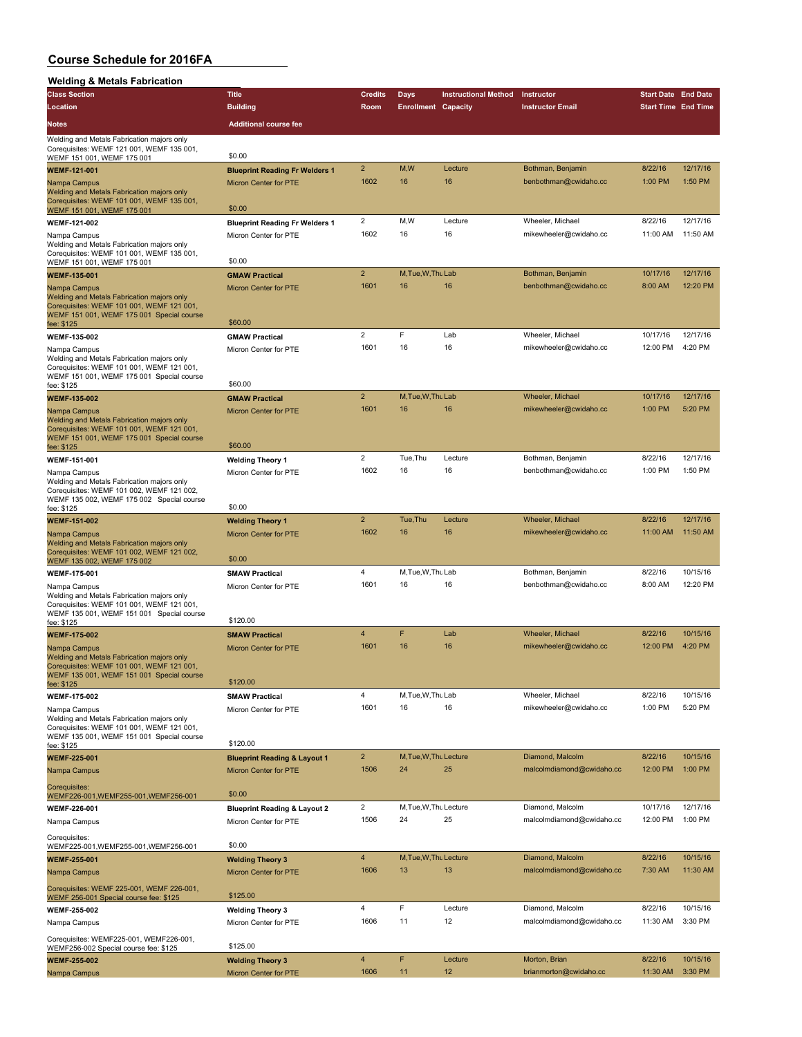# Course Schedule for 2016FA

## Welding & Metals Fabrication

| Class Section / Location / Notes | Title / Building / Additional course fee | Credits / Room | Days / Enrollment | Instructional Method / Capacity | Instructor / Instructor Email | Start Date / Start Time | End Date / End Time |
|---|---|---|---|---|---|---|---|
| Welding and Metals Fabrication majors only Corequisites: WEMF 121 001, WEMF 135 001, WEMF 151 001, WEMF 175 001 | $0.00 | | | | | | |
| **WEMF-121-001** | **Blueprint Reading Fr Welders 1** | 2 | M,W | Lecture | Bothman, Benjamin | 8/22/16 | 12/17/16 |
| Nampa Campus | Micron Center for PTE | 1602 | 16 | 16 | benbothman@cwidaho.cc | 1:00 PM | 1:50 PM |
| Welding and Metals Fabrication majors only Corequisites: WEMF 101 001, WEMF 135 001, WEMF 151 001, WEMF 175 001 | $0.00 | | | | | | |
| **WEMF-121-002** | **Blueprint Reading Fr Welders 1** | 2 | M,W | Lecture | Wheeler, Michael | 8/22/16 | 12/17/16 |
| Nampa Campus | Micron Center for PTE | 1602 | 16 | 16 | mikewheeler@cwidaho.cc | 11:00 AM | 11:50 AM |
| Welding and Metals Fabrication majors only Corequisites: WEMF 101 001, WEMF 135 001, WEMF 151 001, WEMF 175 001 | $0.00 | | | | | | |
| **WEMF-135-001** | **GMAW Practical** | 2 | M,Tue,W,Thu | Lab | Bothman, Benjamin | 10/17/16 | 12/17/16 |
| Nampa Campus | Micron Center for PTE | 1601 | 16 | 16 | benbothman@cwidaho.cc | 8:00 AM | 12:20 PM |
| Welding and Metals Fabrication majors only Corequisites: WEMF 101 001, WEMF 121 001, WEMF 151 001, WEMF 175 001 Special course fee: $125 | $60.00 | | | | | | |
| **WEMF-135-002** | **GMAW Practical** | 2 | F | Lab | Wheeler, Michael | 10/17/16 | 12/17/16 |
| Nampa Campus | Micron Center for PTE | 1601 | 16 | 16 | mikewheeler@cwidaho.cc | 12:00 PM | 4:20 PM |
| Welding and Metals Fabrication majors only Corequisites: WEMF 101 001, WEMF 121 001, WEMF 151 001, WEMF 175 001 Special course fee: $125 | $60.00 | | | | | | |
| **WEMF-135-002** | **GMAW Practical** | 2 | M,Tue,W,Thu | Lab | Wheeler, Michael | 10/17/16 | 12/17/16 |
| Nampa Campus | Micron Center for PTE | 1601 | 16 | 16 | mikewheeler@cwidaho.cc | 1:00 PM | 5:20 PM |
| Welding and Metals Fabrication majors only Corequisites: WEMF 101 001, WEMF 121 001, WEMF 151 001, WEMF 175 001 Special course fee: $125 | $60.00 | | | | | | |
| **WEMF-151-001** | **Welding Theory 1** | 2 | Tue,Thu | Lecture | Bothman, Benjamin | 8/22/16 | 12/17/16 |
| Nampa Campus | Micron Center for PTE | 1602 | 16 | 16 | benbothman@cwidaho.cc | 1:00 PM | 1:50 PM |
| Welding and Metals Fabrication majors only Corequisites: WEMF 101 002, WEMF 121 002, WEMF 135 002, WEMF 175 002 Special course fee: $125 | $0.00 | | | | | | |
| **WEMF-151-002** | **Welding Theory 1** | 2 | Tue,Thu | Lecture | Wheeler, Michael | 8/22/16 | 12/17/16 |
| Nampa Campus | Micron Center for PTE | 1602 | 16 | 16 | mikewheeler@cwidaho.cc | 11:00 AM | 11:50 AM |
| Welding and Metals Fabrication majors only Corequisites: WEMF 101 002, WEMF 121 002, WEMF 135 002, WEMF 175 002 | $0.00 | | | | | | |
| **WEMF-175-001** | **SMAW Practical** | 4 | M,Tue,W,Thu | Lab | Bothman, Benjamin | 8/22/16 | 10/15/16 |
| Nampa Campus | Micron Center for PTE | 1601 | 16 | 16 | benbothman@cwidaho.cc | 8:00 AM | 12:20 PM |
| Welding and Metals Fabrication majors only Corequisites: WEMF 101 001, WEMF 121 001, WEMF 135 001, WEMF 151 001 Special course fee: $125 | $120.00 | | | | | | |
| **WEMF-175-002** | **SMAW Practical** | 4 | F | Lab | Wheeler, Michael | 8/22/16 | 10/15/16 |
| Nampa Campus | Micron Center for PTE | 1601 | 16 | 16 | mikewheeler@cwidaho.cc | 12:00 PM | 4:20 PM |
| Welding and Metals Fabrication majors only Corequisites: WEMF 101 001, WEMF 121 001, WEMF 135 001, WEMF 151 001 Special course fee: $125 | $120.00 | | | | | | |
| **WEMF-175-002** | **SMAW Practical** | 4 | M,Tue,W,Thu | Lab | Wheeler, Michael | 8/22/16 | 10/15/16 |
| Nampa Campus | Micron Center for PTE | 1601 | 16 | 16 | mikewheeler@cwidaho.cc | 1:00 PM | 5:20 PM |
| Welding and Metals Fabrication majors only Corequisites: WEMF 101 001, WEMF 121 001, WEMF 135 001, WEMF 151 001 Special course fee: $125 | $120.00 | | | | | | |
| **WEMF-225-001** | **Blueprint Reading & Layout 1** | 2 | M,Tue,W,Thu | Lecture | Diamond, Malcolm | 8/22/16 | 10/15/16 |
| Nampa Campus | Micron Center for PTE | 1506 | 24 | 25 | malcolmdiamond@cwidaho.cc | 12:00 PM | 1:00 PM |
| Corequisites: WEMF226-001,WEMF255-001,WEMF256-001 | $0.00 | | | | | | |
| **WEMF-226-001** | **Blueprint Reading & Layout 2** | 2 | M,Tue,W,Thu | Lecture | Diamond, Malcolm | 10/17/16 | 12/17/16 |
| Nampa Campus | Micron Center for PTE | 1506 | 24 | 25 | malcolmdiamond@cwidaho.cc | 12:00 PM | 1:00 PM |
| Corequisites: WEMF225-001,WEMF255-001,WEMF256-001 | $0.00 | | | | | | |
| **WEMF-255-001** | **Welding Theory 3** | 4 | M,Tue,W,Thu | Lecture | Diamond, Malcolm | 8/22/16 | 10/15/16 |
| Nampa Campus | Micron Center for PTE | 1606 | 13 | 13 | malcolmdiamond@cwidaho.cc | 7:30 AM | 11:30 AM |
| Corequisites: WEMF 225-001, WEMF 226-001, WEMF 256-001 Special course fee: $125 | $125.00 | | | | | | |
| **WEMF-255-002** | **Welding Theory 3** | 4 | F | Lecture | Diamond, Malcolm | 8/22/16 | 10/15/16 |
| Nampa Campus | Micron Center for PTE | 1606 | 11 | 12 | malcolmdiamond@cwidaho.cc | 11:30 AM | 3:30 PM |
| Corequisites: WEMF225-001, WEMF226-001, WEMF256-002 Special course fee: $125 | $125.00 | | | | | | |
| **WEMF-255-002** | **Welding Theory 3** | 4 | F | Lecture | Morton, Brian | 8/22/16 | 10/15/16 |
| Nampa Campus | Micron Center for PTE | 1606 | 11 | 12 | brianmorton@cwidaho.cc | 11:30 AM | 3:30 PM |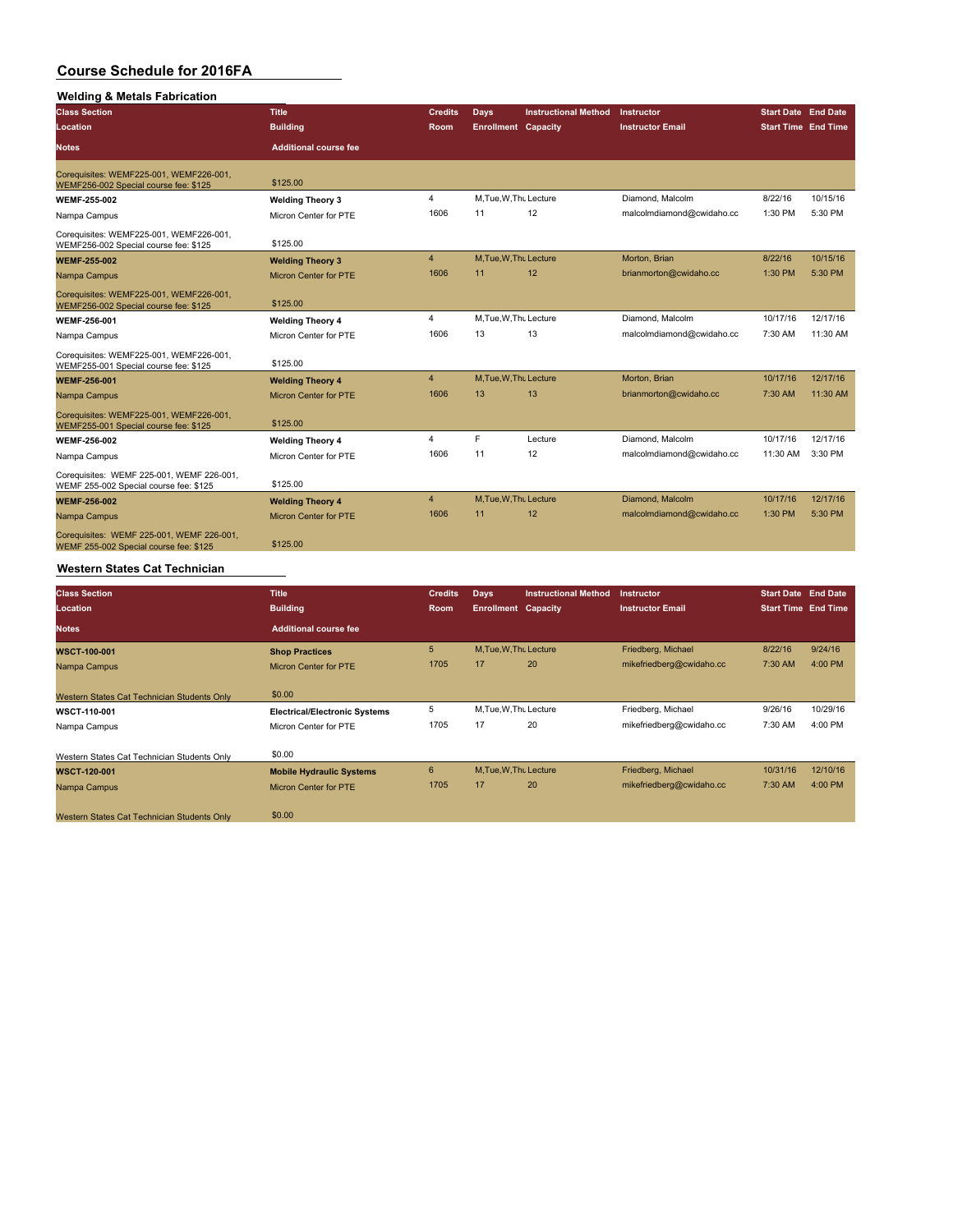# Course Schedule for 2016FA

## Welding & Metals Fabrication

| Class Section / Location / Notes | Title / Building / Additional course fee | Credits / Room | Days / Enrollment | Instructional Method / Capacity | Instructor / Instructor Email | Start Date / Start Time | End Date / End Time |
|---|---|---|---|---|---|---|---|
| Corequisites: WEMF225-001, WEMF226-001, WEMF256-002 Special course fee: $125 | $125.00 | | | | | | |
| **WEMF-255-002** | **Welding Theory 3** | 4 | M,Tue,W,Thu | Lecture | Diamond, Malcolm | 8/22/16 | 10/15/16 |
| Nampa Campus | Micron Center for PTE | 1606 | 11 | 12 | malcolmdiamond@cwidaho.cc | 1:30 PM | 5:30 PM |
| Corequisites: WEMF225-001, WEMF226-001, WEMF256-002 Special course fee: $125 | $125.00 | | | | | | |
| **WEMF-255-002** | **Welding Theory 3** | 4 | M,Tue,W,Thu | Lecture | Morton, Brian | 8/22/16 | 10/15/16 |
| Nampa Campus | Micron Center for PTE | 1606 | 11 | 12 | brianmorton@cwidaho.cc | 1:30 PM | 5:30 PM |
| Corequisites: WEMF225-001, WEMF226-001, WEMF256-002 Special course fee: $125 | $125.00 | | | | | | |
| **WEMF-256-001** | **Welding Theory 4** | 4 | M,Tue,W,Thu | Lecture | Diamond, Malcolm | 10/17/16 | 12/17/16 |
| Nampa Campus | Micron Center for PTE | 1606 | 13 | 13 | malcolmdiamond@cwidaho.cc | 7:30 AM | 11:30 AM |
| Corequisites: WEMF225-001, WEMF226-001, WEMF255-001 Special course fee: $125 | $125.00 | | | | | | |
| **WEMF-256-001** | **Welding Theory 4** | 4 | M,Tue,W,Thu | Lecture | Morton, Brian | 10/17/16 | 12/17/16 |
| Nampa Campus | Micron Center for PTE | 1606 | 13 | 13 | brianmorton@cwidaho.cc | 7:30 AM | 11:30 AM |
| Corequisites: WEMF225-001, WEMF226-001, WEMF255-001 Special course fee: $125 | $125.00 | | | | | | |
| **WEMF-256-002** | **Welding Theory 4** | 4 | F | Lecture | Diamond, Malcolm | 10/17/16 | 12/17/16 |
| Nampa Campus | Micron Center for PTE | 1606 | 11 | 12 | malcolmdiamond@cwidaho.cc | 11:30 AM | 3:30 PM |
| Corequisites: WEMF 225-001, WEMF 226-001, WEMF 255-002 Special course fee: $125 | $125.00 | | | | | | |
| **WEMF-256-002** | **Welding Theory 4** | 4 | M,Tue,W,Thu | Lecture | Diamond, Malcolm | 10/17/16 | 12/17/16 |
| Nampa Campus | Micron Center for PTE | 1606 | 11 | 12 | malcolmdiamond@cwidaho.cc | 1:30 PM | 5:30 PM |
| Corequisites: WEMF 225-001, WEMF 226-001, WEMF 255-002 Special course fee: $125 | $125.00 | | | | | | |

## Western States Cat Technician

| Class Section / Location / Notes | Title / Building / Additional course fee | Credits / Room | Days / Enrollment | Instructional Method / Capacity | Instructor / Instructor Email | Start Date / Start Time | End Date / End Time |
|---|---|---|---|---|---|---|---|
| **WSCT-100-001** | **Shop Practices** | 5 | M,Tue,W,Thu | Lecture | Friedberg, Michael | 8/22/16 | 9/24/16 |
| Nampa Campus | Micron Center for PTE | 1705 | 17 | 20 | mikefriedberg@cwidaho.cc | 7:30 AM | 4:00 PM |
| Western States Cat Technician Students Only | $0.00 | | | | | | |
| **WSCT-110-001** | **Electrical/Electronic Systems** | 5 | M,Tue,W,Thu | Lecture | Friedberg, Michael | 9/26/16 | 10/29/16 |
| Nampa Campus | Micron Center for PTE | 1705 | 17 | 20 | mikefriedberg@cwidaho.cc | 7:30 AM | 4:00 PM |
| Western States Cat Technician Students Only | $0.00 | | | | | | |
| **WSCT-120-001** | **Mobile Hydraulic Systems** | 6 | M,Tue,W,Thu | Lecture | Friedberg, Michael | 10/31/16 | 12/10/16 |
| Nampa Campus | Micron Center for PTE | 1705 | 17 | 20 | mikefriedberg@cwidaho.cc | 7:30 AM | 4:00 PM |
| Western States Cat Technician Students Only | $0.00 | | | | | | |